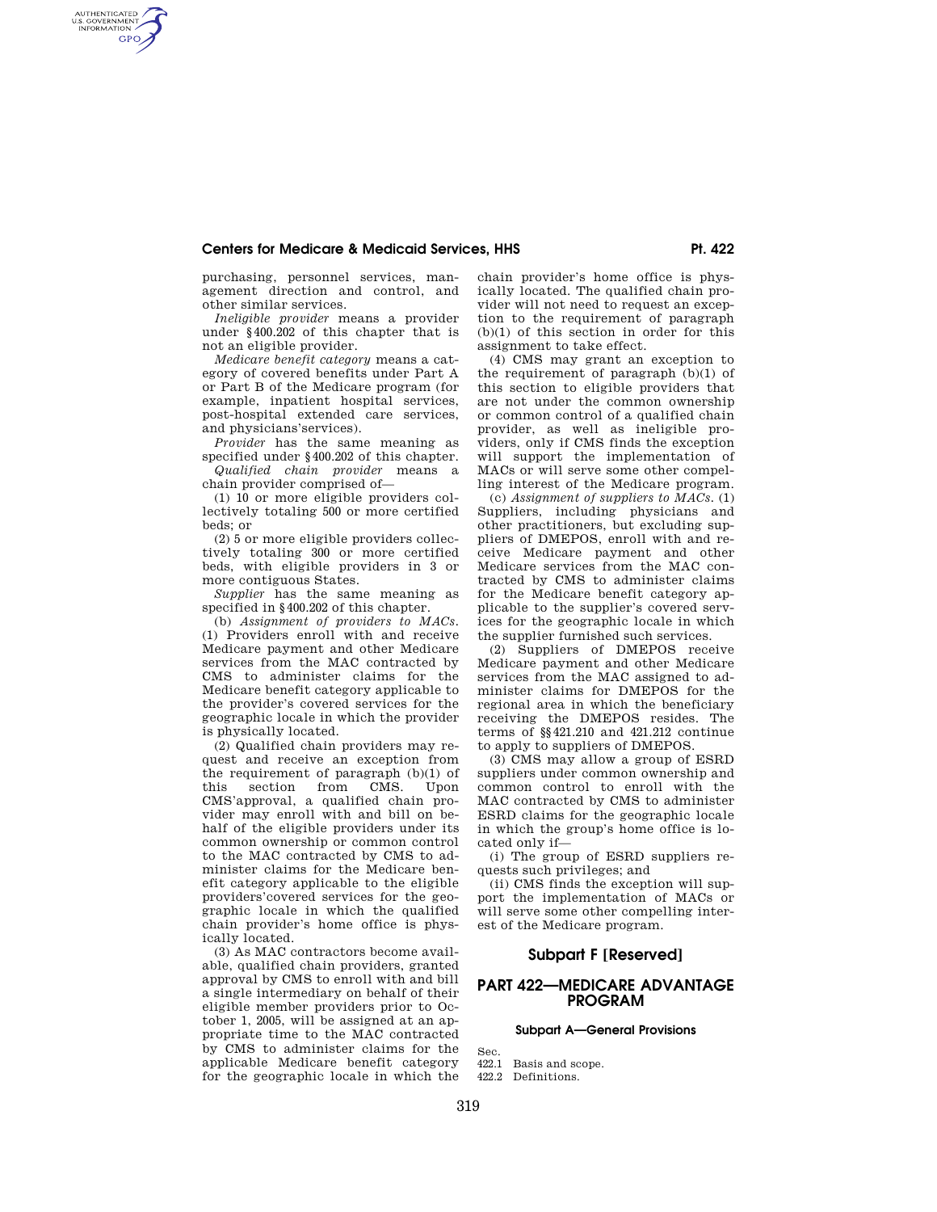purchasing, personnel services, management direction and control, and other similar services.

*Ineligible provider* means a provider under §400.202 of this chapter that is not an eligible provider.

*Medicare benefit category* means a category of covered benefits under Part A or Part B of the Medicare program (for example, inpatient hospital services, post-hospital extended care services, and physicians'services).

*Provider* has the same meaning as specified under §400.202 of this chapter.

*Qualified chain provider* means a chain provider comprised of—

(1) 10 or more eligible providers collectively totaling 500 or more certified beds; or

(2) 5 or more eligible providers collectively totaling 300 or more certified beds, with eligible providers in 3 or more contiguous States.

*Supplier* has the same meaning as specified in §400.202 of this chapter.

(b) *Assignment of providers to MACs.* (1) Providers enroll with and receive Medicare payment and other Medicare services from the MAC contracted by CMS to administer claims for the Medicare benefit category applicable to the provider's covered services for the geographic locale in which the provider is physically located.

(2) Qualified chain providers may request and receive an exception from the requirement of paragraph (b)(1) of this section from CMS. Upon CMS'approval, a qualified chain provider may enroll with and bill on behalf of the eligible providers under its common ownership or common control to the MAC contracted by CMS to administer claims for the Medicare benefit category applicable to the eligible providers'covered services for the geographic locale in which the qualified chain provider's home office is physically located.

(3) As MAC contractors become available, qualified chain providers, granted approval by CMS to enroll with and bill a single intermediary on behalf of their eligible member providers prior to October 1, 2005, will be assigned at an appropriate time to the MAC contracted by CMS to administer claims for the applicable Medicare benefit category for the geographic locale in which the chain provider's home office is physically located. The qualified chain provider will not need to request an exception to the requirement of paragraph (b)(1) of this section in order for this assignment to take effect.

(4) CMS may grant an exception to the requirement of paragraph (b)(1) of this section to eligible providers that are not under the common ownership or common control of a qualified chain provider, as well as ineligible providers, only if CMS finds the exception will support the implementation of MACs or will serve some other compelling interest of the Medicare program.

(c) *Assignment of suppliers to MACs.* (1) Suppliers, including physicians and other practitioners, but excluding suppliers of DMEPOS, enroll with and receive Medicare payment and other Medicare services from the MAC contracted by CMS to administer claims for the Medicare benefit category applicable to the supplier's covered services for the geographic locale in which the supplier furnished such services.

(2) Suppliers of DMEPOS receive Medicare payment and other Medicare services from the MAC assigned to administer claims for DMEPOS for the regional area in which the beneficiary receiving the DMEPOS resides. The terms of §§421.210 and 421.212 continue to apply to suppliers of DMEPOS.

(3) CMS may allow a group of ESRD suppliers under common ownership and common control to enroll with the MAC contracted by CMS to administer ESRD claims for the geographic locale in which the group's home office is located only if—

(i) The group of ESRD suppliers requests such privileges; and

(ii) CMS finds the exception will support the implementation of MACs or will serve some other compelling interest of the Medicare program.

## Subpart F [Reserved]

# PART 422—MEDICARE ADVANTAGE PROGRAM

### Subpart A—General Provisions

Sec.
422.1 Basis and scope.
422.2 Definitions.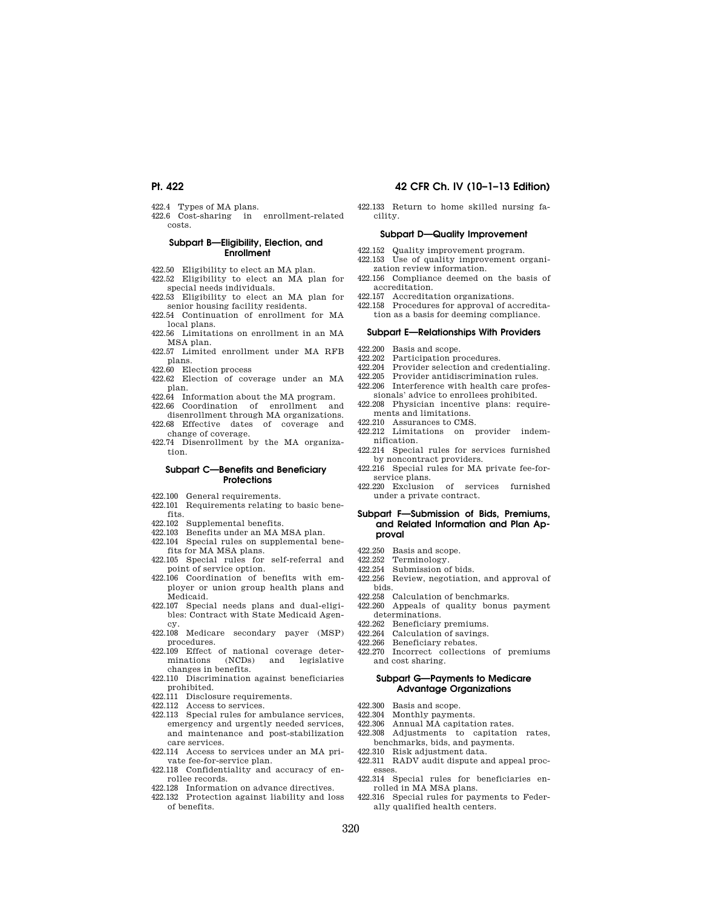422.4 Types of MA plans.

422.6 Cost-sharing in enrollment-related costs.

### Subpart B—Eligibility, Election, and Enrollment

422.50 Eligibility to elect an MA plan.

422.52 Eligibility to elect an MA plan for special needs individuals.

422.53 Eligibility to elect an MA plan for senior housing facility residents.

422.54 Continuation of enrollment for MA local plans.

422.56 Limitations on enrollment in an MA MSA plan.

422.57 Limited enrollment under MA RFB plans.

422.60 Election process

422.62 Election of coverage under an MA plan.

422.64 Information about the MA program.

422.66 Coordination of enrollment and disenrollment through MA organizations.

422.68 Effective dates of coverage and change of coverage.

422.74 Disenrollment by the MA organization.

### Subpart C—Benefits and Beneficiary Protections

422.100 General requirements.

422.101 Requirements relating to basic benefits.

422.102 Supplemental benefits.

422.103 Benefits under an MA MSA plan.

422.104 Special rules on supplemental benefits for MA MSA plans.

422.105 Special rules for self-referral and point of service option.

422.106 Coordination of benefits with employer or union group health plans and Medicaid.

422.107 Special needs plans and dual-eligibles: Contract with State Medicaid Agency.

422.108 Medicare secondary payer (MSP) procedures.

422.109 Effect of national coverage determinations (NCDs) and legislative changes in benefits.

422.110 Discrimination against beneficiaries prohibited.

422.111 Disclosure requirements.

422.112 Access to services.

422.113 Special rules for ambulance services, emergency and urgently needed services, and maintenance and post-stabilization care services.

422.114 Access to services under an MA private fee-for-service plan.

422.118 Confidentiality and accuracy of enrollee records.

422.128 Information on advance directives.

422.132 Protection against liability and loss of benefits.

422.133 Return to home skilled nursing facility.

### Subpart D—Quality Improvement

422.152 Quality improvement program.

422.153 Use of quality improvement organization review information.

422.156 Compliance deemed on the basis of accreditation.

422.157 Accreditation organizations.

422.158 Procedures for approval of accreditation as a basis for deeming compliance.

### Subpart E—Relationships With Providers

422.200 Basis and scope.

422.202 Participation procedures.

422.204 Provider selection and credentialing.

422.205 Provider antidiscrimination rules.

422.206 Interference with health care professionals' advice to enrollees prohibited.

422.208 Physician incentive plans: requirements and limitations.

422.210 Assurances to CMS.

422.212 Limitations on provider indemnification.

422.214 Special rules for services furnished by noncontract providers.

422.216 Special rules for MA private fee-for-service plans.

422.220 Exclusion of services furnished under a private contract.

### Subpart F—Submission of Bids, Premiums, and Related Information and Plan Approval

422.250 Basis and scope.

422.252 Terminology.

422.254 Submission of bids.

422.256 Review, negotiation, and approval of bids.

422.258 Calculation of benchmarks.

422.260 Appeals of quality bonus payment determinations.

422.262 Beneficiary premiums.

422.264 Calculation of savings.

422.266 Beneficiary rebates.

422.270 Incorrect collections of premiums and cost sharing.

### Subpart G—Payments to Medicare Advantage Organizations

422.300 Basis and scope.

422.304 Monthly payments.

422.306 Annual MA capitation rates.

422.308 Adjustments to capitation rates, benchmarks, bids, and payments.

422.310 Risk adjustment data.

422.311 RADV audit dispute and appeal processes.

422.314 Special rules for beneficiaries enrolled in MA MSA plans.

422.316 Special rules for payments to Federally qualified health centers.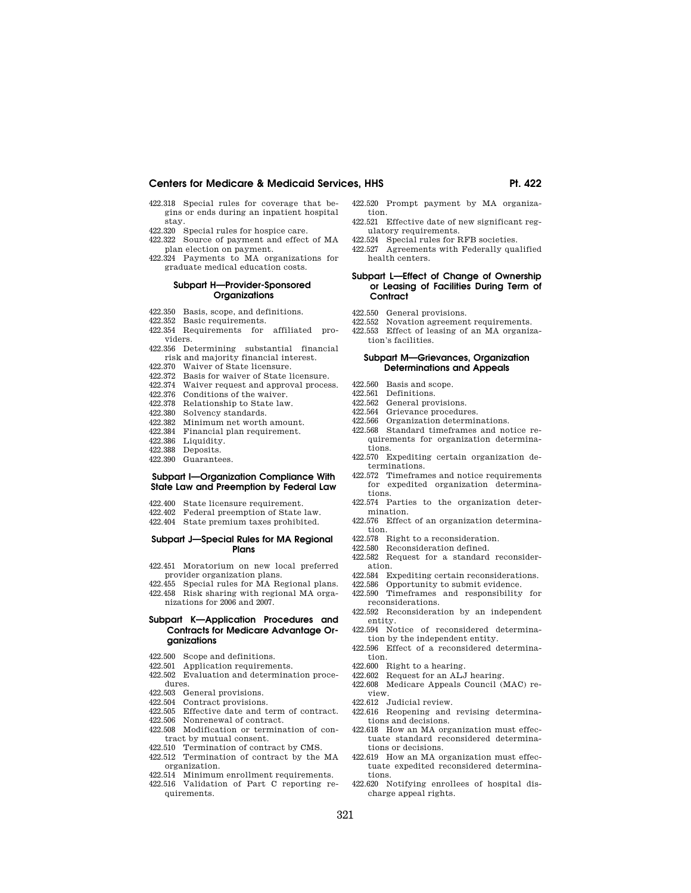422.318 Special rules for coverage that begins or ends during an inpatient hospital stay.
422.320 Special rules for hospice care.
422.322 Source of payment and effect of MA plan election on payment.
422.324 Payments to MA organizations for graduate medical education costs.

### Subpart H—Provider-Sponsored Organizations

422.350 Basis, scope, and definitions.
422.352 Basic requirements.
422.354 Requirements for affiliated providers.
422.356 Determining substantial financial risk and majority financial interest.
422.370 Waiver of State licensure.
422.372 Basis for waiver of State licensure.
422.374 Waiver request and approval process.
422.376 Conditions of the waiver.
422.378 Relationship to State law.
422.380 Solvency standards.
422.382 Minimum net worth amount.
422.384 Financial plan requirement.
422.386 Liquidity.
422.388 Deposits.
422.390 Guarantees.

### Subpart I—Organization Compliance With State Law and Preemption by Federal Law

422.400 State licensure requirement.
422.402 Federal preemption of State law.
422.404 State premium taxes prohibited.

### Subpart J—Special Rules for MA Regional Plans

422.451 Moratorium on new local preferred provider organization plans.
422.455 Special rules for MA Regional plans.
422.458 Risk sharing with regional MA organizations for 2006 and 2007.

### Subpart K—Application Procedures and Contracts for Medicare Advantage Organizations

422.500 Scope and definitions.
422.501 Application requirements.
422.502 Evaluation and determination procedures.
422.503 General provisions.
422.504 Contract provisions.
422.505 Effective date and term of contract.
422.506 Nonrenewal of contract.
422.508 Modification or termination of contract by mutual consent.
422.510 Termination of contract by CMS.
422.512 Termination of contract by the MA organization.
422.514 Minimum enrollment requirements.
422.516 Validation of Part C reporting requirements.
422.520 Prompt payment by MA organization.
422.521 Effective date of new significant regulatory requirements.
422.524 Special rules for RFB societies.
422.527 Agreements with Federally qualified health centers.

### Subpart L—Effect of Change of Ownership or Leasing of Facilities During Term of Contract

422.550 General provisions.
422.552 Novation agreement requirements.
422.553 Effect of leasing of an MA organization's facilities.

### Subpart M—Grievances, Organization Determinations and Appeals

422.560 Basis and scope.
422.561 Definitions.
422.562 General provisions.
422.564 Grievance procedures.
422.566 Organization determinations.
422.568 Standard timeframes and notice requirements for organization determinations.
422.570 Expediting certain organization determinations.
422.572 Timeframes and notice requirements for expedited organization determinations.
422.574 Parties to the organization determination.
422.576 Effect of an organization determination.
422.578 Right to a reconsideration.
422.580 Reconsideration defined.
422.582 Request for a standard reconsideration.
422.584 Expediting certain reconsiderations.
422.586 Opportunity to submit evidence.
422.590 Timeframes and responsibility for reconsiderations.
422.592 Reconsideration by an independent entity.
422.594 Notice of reconsidered determination by the independent entity.
422.596 Effect of a reconsidered determination.
422.600 Right to a hearing.
422.602 Request for an ALJ hearing.
422.608 Medicare Appeals Council (MAC) review.
422.612 Judicial review.
422.616 Reopening and revising determinations and decisions.
422.618 How an MA organization must effectuate standard reconsidered determinations or decisions.
422.619 How an MA organization must effectuate expedited reconsidered determinations.
422.620 Notifying enrollees of hospital discharge appeal rights.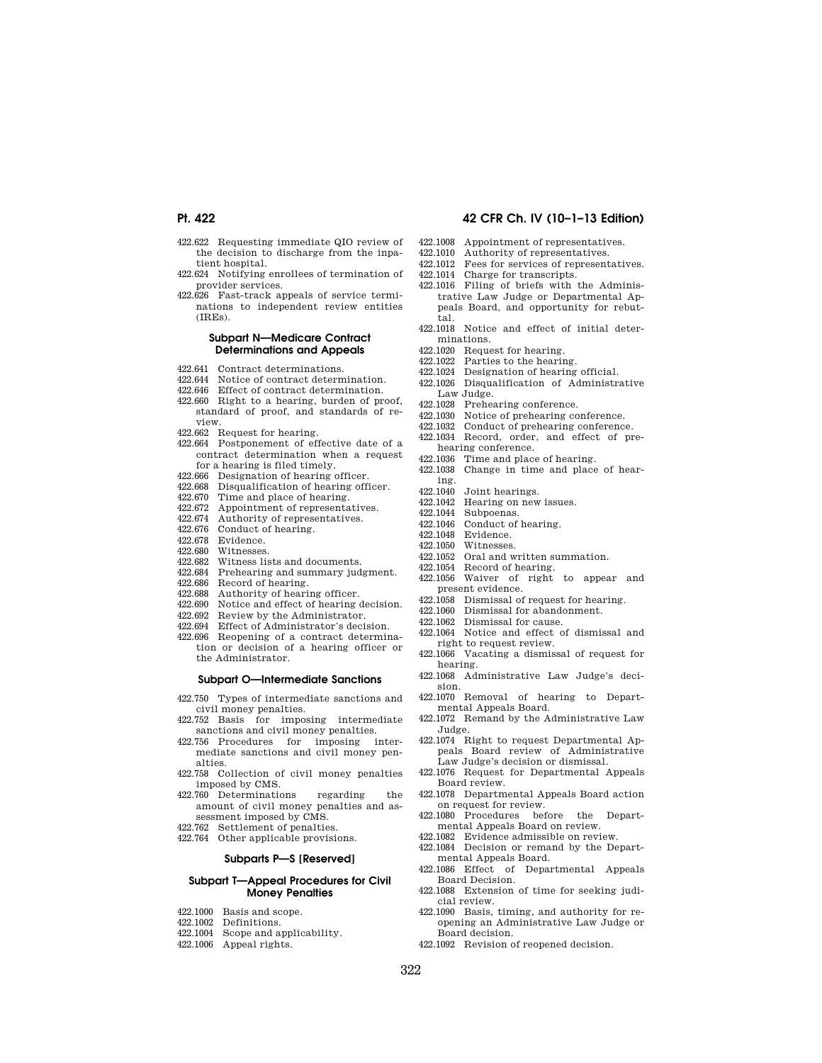422.622 Requesting immediate QIO review of the decision to discharge from the inpatient hospital.
422.624 Notifying enrollees of termination of provider services.
422.626 Fast-track appeals of service terminations to independent review entities (IREs).

### Subpart N—Medicare Contract Determinations and Appeals

422.641 Contract determinations.
422.644 Notice of contract determination.
422.646 Effect of contract determination.
422.660 Right to a hearing, burden of proof, standard of proof, and standards of review.
422.662 Request for hearing.
422.664 Postponement of effective date of a contract determination when a request for a hearing is filed timely.
422.666 Designation of hearing officer.
422.668 Disqualification of hearing officer.
422.670 Time and place of hearing.
422.672 Appointment of representatives.
422.674 Authority of representatives.
422.676 Conduct of hearing.
422.678 Evidence.
422.680 Witnesses.
422.682 Witness lists and documents.
422.684 Prehearing and summary judgment.
422.686 Record of hearing.
422.688 Authority of hearing officer.
422.690 Notice and effect of hearing decision.
422.692 Review by the Administrator.
422.694 Effect of Administrator's decision.
422.696 Reopening of a contract determination or decision of a hearing officer or the Administrator.

### Subpart O—Intermediate Sanctions

422.750 Types of intermediate sanctions and civil money penalties.
422.752 Basis for imposing intermediate sanctions and civil money penalties.
422.756 Procedures for imposing intermediate sanctions and civil money penalties.
422.758 Collection of civil money penalties imposed by CMS.
422.760 Determinations regarding the amount of civil money penalties and assessment imposed by CMS.
422.762 Settlement of penalties.
422.764 Other applicable provisions.

### Subparts P—S [Reserved]

### Subpart T—Appeal Procedures for Civil Money Penalties

422.1000 Basis and scope.
422.1002 Definitions.
422.1004 Scope and applicability.
422.1006 Appeal rights.
422.1008 Appointment of representatives.
422.1010 Authority of representatives.
422.1012 Fees for services of representatives.
422.1014 Charge for transcripts.
422.1016 Filing of briefs with the Administrative Law Judge or Departmental Appeals Board, and opportunity for rebuttal.
422.1018 Notice and effect of initial determinations.
422.1020 Request for hearing.
422.1022 Parties to the hearing.
422.1024 Designation of hearing official.
422.1026 Disqualification of Administrative Law Judge.
422.1028 Prehearing conference.
422.1030 Notice of prehearing conference.
422.1032 Conduct of prehearing conference.
422.1034 Record, order, and effect of prehearing conference.
422.1036 Time and place of hearing.
422.1038 Change in time and place of hearing.
422.1040 Joint hearings.
422.1042 Hearing on new issues.
422.1044 Subpoenas.
422.1046 Conduct of hearing.
422.1048 Evidence.
422.1050 Witnesses.
422.1052 Oral and written summation.
422.1054 Record of hearing.
422.1056 Waiver of right to appear and present evidence.
422.1058 Dismissal of request for hearing.
422.1060 Dismissal for abandonment.
422.1062 Dismissal for cause.
422.1064 Notice and effect of dismissal and right to request review.
422.1066 Vacating a dismissal of request for hearing.
422.1068 Administrative Law Judge's decision.
422.1070 Removal of hearing to Departmental Appeals Board.
422.1072 Remand by the Administrative Law Judge.
422.1074 Right to request Departmental Appeals Board review of Administrative Law Judge's decision or dismissal.
422.1076 Request for Departmental Appeals Board review.
422.1078 Departmental Appeals Board action on request for review.
422.1080 Procedures before the Departmental Appeals Board on review.
422.1082 Evidence admissible on review.
422.1084 Decision or remand by the Departmental Appeals Board.
422.1086 Effect of Departmental Appeals Board Decision.
422.1088 Extension of time for seeking judicial review.
422.1090 Basis, timing, and authority for reopening an Administrative Law Judge or Board decision.
422.1092 Revision of reopened decision.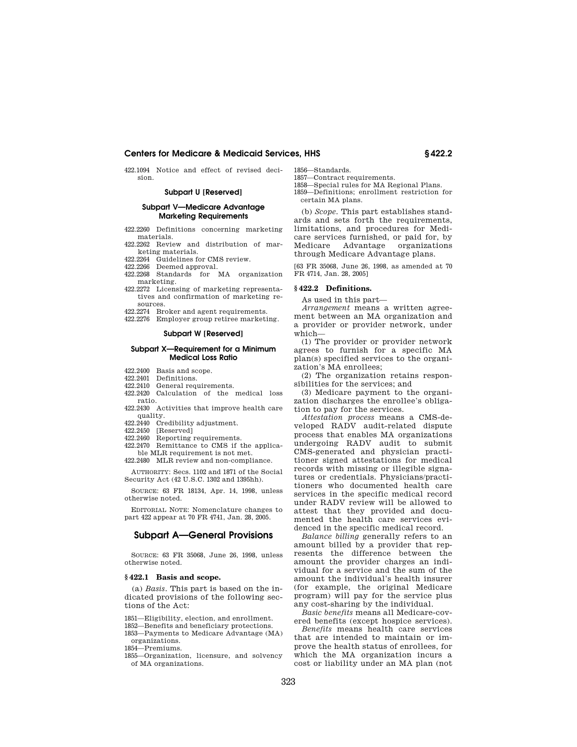422.1094 Notice and effect of revised decision.

**Subpart U [Reserved]**

**Subpart V—Medicare Advantage Marketing Requirements**

422.2260 Definitions concerning marketing materials.
422.2262 Review and distribution of marketing materials.
422.2264 Guidelines for CMS review.
422.2266 Deemed approval.
422.2268 Standards for MA organization marketing.
422.2272 Licensing of marketing representatives and confirmation of marketing resources.
422.2274 Broker and agent requirements.
422.2276 Employer group retiree marketing.

**Subpart W [Reserved]**

**Subpart X—Requirement for a Minimum Medical Loss Ratio**

422.2400 Basis and scope.
422.2401 Definitions.
422.2410 General requirements.
422.2420 Calculation of the medical loss ratio.
422.2430 Activities that improve health care quality.
422.2440 Credibility adjustment.
422.2450 [Reserved]
422.2460 Reporting requirements.
422.2470 Remittance to CMS if the applicable MLR requirement is not met.
422.2480 MLR review and non-compliance.

AUTHORITY: Secs. 1102 and 1871 of the Social Security Act (42 U.S.C. 1302 and 1395hh).

SOURCE: 63 FR 18134, Apr. 14, 1998, unless otherwise noted.

EDITORIAL NOTE: Nomenclature changes to part 422 appear at 70 FR 4741, Jan. 28, 2005.

## Subpart A—General Provisions

SOURCE: 63 FR 35068, June 26, 1998, unless otherwise noted.

### § 422.1 Basis and scope.

(a) *Basis*. This part is based on the indicated provisions of the following sections of the Act:

1851—Eligibility, election, and enrollment.
1852—Benefits and beneficiary protections.
1853—Payments to Medicare Advantage (MA) organizations.
1854—Premiums.
1855—Organization, licensure, and solvency of MA organizations.
1856—Standards.
1857—Contract requirements.
1858—Special rules for MA Regional Plans.
1859—Definitions; enrollment restriction for certain MA plans.

(b) *Scope*. This part establishes standards and sets forth the requirements, limitations, and procedures for Medicare services furnished, or paid for, by Medicare Advantage organizations through Medicare Advantage plans.

[63 FR 35068, June 26, 1998, as amended at 70 FR 4714, Jan. 28, 2005]

### § 422.2 Definitions.

As used in this part—

*Arrangement* means a written agreement between an MA organization and a provider or provider network, under which—

(1) The provider or provider network agrees to furnish for a specific MA plan(s) specified services to the organization's MA enrollees;

(2) The organization retains responsibilities for the services; and

(3) Medicare payment to the organization discharges the enrollee's obligation to pay for the services.

*Attestation process* means a CMS-developed RADV audit-related dispute process that enables MA organizations undergoing RADV audit to submit CMS-generated and physician practitioner signed attestations for medical records with missing or illegible signatures or credentials. Physicians/practitioners who documented health care services in the specific medical record under RADV review will be allowed to attest that they provided and documented the health care services evidenced in the specific medical record.

*Balance billing* generally refers to an amount billed by a provider that represents the difference between the amount the provider charges an individual for a service and the sum of the amount the individual's health insurer (for example, the original Medicare program) will pay for the service plus any cost-sharing by the individual.

*Basic benefits* means all Medicare-covered benefits (except hospice services).

*Benefits* means health care services that are intended to maintain or improve the health status of enrollees, for which the MA organization incurs a cost or liability under an MA plan (not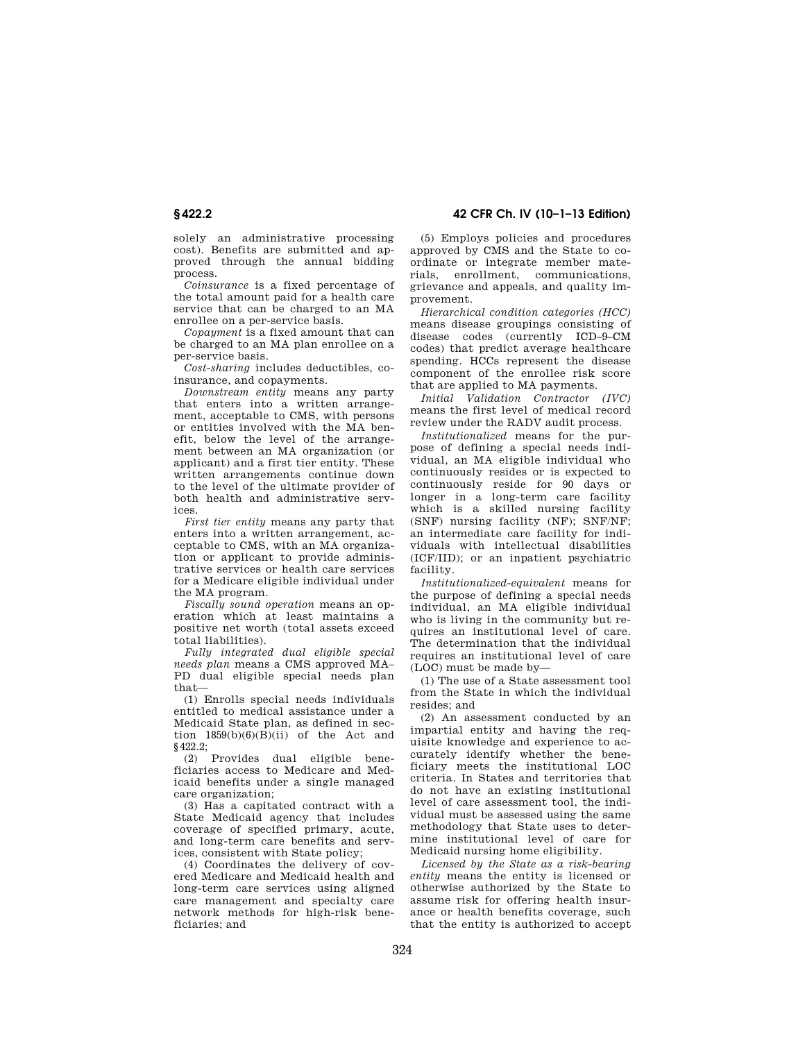solely an administrative processing cost). Benefits are submitted and approved through the annual bidding process.

*Coinsurance* is a fixed percentage of the total amount paid for a health care service that can be charged to an MA enrollee on a per-service basis.

*Copayment* is a fixed amount that can be charged to an MA plan enrollee on a per-service basis.

*Cost-sharing* includes deductibles, coinsurance, and copayments.

*Downstream entity* means any party that enters into a written arrangement, acceptable to CMS, with persons or entities involved with the MA benefit, below the level of the arrangement between an MA organization (or applicant) and a first tier entity. These written arrangements continue down to the level of the ultimate provider of both health and administrative services.

*First tier entity* means any party that enters into a written arrangement, acceptable to CMS, with an MA organization or applicant to provide administrative services or health care services for a Medicare eligible individual under the MA program.

*Fiscally sound operation* means an operation which at least maintains a positive net worth (total assets exceed total liabilities).

*Fully integrated dual eligible special needs plan* means a CMS approved MA–PD dual eligible special needs plan that—

(1) Enrolls special needs individuals entitled to medical assistance under a Medicaid State plan, as defined in section 1859(b)(6)(B)(ii) of the Act and §422.2;

(2) Provides dual eligible beneficiaries access to Medicare and Medicaid benefits under a single managed care organization;

(3) Has a capitated contract with a State Medicaid agency that includes coverage of specified primary, acute, and long-term care benefits and services, consistent with State policy;

(4) Coordinates the delivery of covered Medicare and Medicaid health and long-term care services using aligned care management and specialty care network methods for high-risk beneficiaries; and

(5) Employs policies and procedures approved by CMS and the State to coordinate or integrate member materials, enrollment, communications, grievance and appeals, and quality improvement.

*Hierarchical condition categories (HCC)* means disease groupings consisting of disease codes (currently ICD–9–CM codes) that predict average healthcare spending. HCCs represent the disease component of the enrollee risk score that are applied to MA payments.

*Initial Validation Contractor (IVC)* means the first level of medical record review under the RADV audit process.

*Institutionalized* means for the purpose of defining a special needs individual, an MA eligible individual who continuously resides or is expected to continuously reside for 90 days or longer in a long-term care facility which is a skilled nursing facility (SNF) nursing facility (NF); SNF/NF; an intermediate care facility for individuals with intellectual disabilities (ICF/IID); or an inpatient psychiatric facility.

*Institutionalized-equivalent* means for the purpose of defining a special needs individual, an MA eligible individual who is living in the community but requires an institutional level of care. The determination that the individual requires an institutional level of care (LOC) must be made by—

(1) The use of a State assessment tool from the State in which the individual resides; and

(2) An assessment conducted by an impartial entity and having the requisite knowledge and experience to accurately identify whether the beneficiary meets the institutional LOC criteria. In States and territories that do not have an existing institutional level of care assessment tool, the individual must be assessed using the same methodology that State uses to determine institutional level of care for Medicaid nursing home eligibility.

*Licensed by the State as a risk-bearing entity* means the entity is licensed or otherwise authorized by the State to assume risk for offering health insurance or health benefits coverage, such that the entity is authorized to accept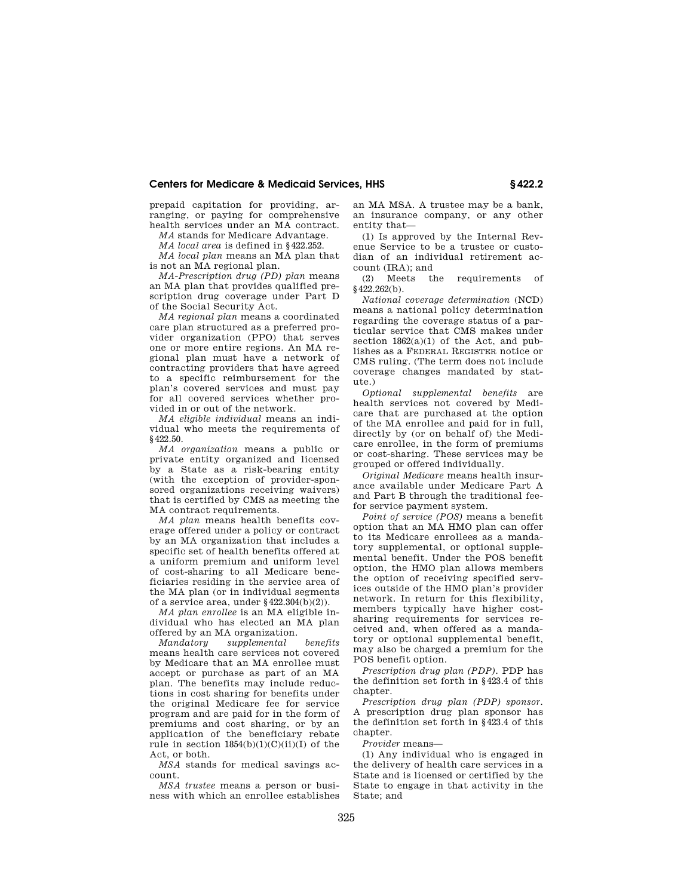prepaid capitation for providing, arranging, or paying for comprehensive health services under an MA contract.

*MA* stands for Medicare Advantage.

*MA local area* is defined in §422.252.

*MA local plan* means an MA plan that is not an MA regional plan.

*MA-Prescription drug (PD) plan* means an MA plan that provides qualified prescription drug coverage under Part D of the Social Security Act.

*MA regional plan* means a coordinated care plan structured as a preferred provider organization (PPO) that serves one or more entire regions. An MA regional plan must have a network of contracting providers that have agreed to a specific reimbursement for the plan's covered services and must pay for all covered services whether provided in or out of the network.

*MA eligible individual* means an individual who meets the requirements of §422.50.

*MA organization* means a public or private entity organized and licensed by a State as a risk-bearing entity (with the exception of provider-sponsored organizations receiving waivers) that is certified by CMS as meeting the MA contract requirements.

*MA plan* means health benefits coverage offered under a policy or contract by an MA organization that includes a specific set of health benefits offered at a uniform premium and uniform level of cost-sharing to all Medicare beneficiaries residing in the service area of the MA plan (or in individual segments of a service area, under §422.304(b)(2)).

*MA plan enrollee* is an MA eligible individual who has elected an MA plan offered by an MA organization.

*Mandatory supplemental benefits* means health care services not covered by Medicare that an MA enrollee must accept or purchase as part of an MA plan. The benefits may include reductions in cost sharing for benefits under the original Medicare fee for service program and are paid for in the form of premiums and cost sharing, or by an application of the beneficiary rebate rule in section 1854(b)(1)(C)(ii)(I) of the Act, or both.

*MSA* stands for medical savings account.

*MSA trustee* means a person or business with which an enrollee establishes an MA MSA. A trustee may be a bank, an insurance company, or any other entity that—

(1) Is approved by the Internal Revenue Service to be a trustee or custodian of an individual retirement account (IRA); and

(2) Meets the requirements of §422.262(b).

*National coverage determination* (NCD) means a national policy determination regarding the coverage status of a particular service that CMS makes under section 1862(a)(1) of the Act, and publishes as a FEDERAL REGISTER notice or CMS ruling. (The term does not include coverage changes mandated by statute.)

*Optional supplemental benefits* are health services not covered by Medicare that are purchased at the option of the MA enrollee and paid for in full, directly by (or on behalf of) the Medicare enrollee, in the form of premiums or cost-sharing. These services may be grouped or offered individually.

*Original Medicare* means health insurance available under Medicare Part A and Part B through the traditional fee-for service payment system.

*Point of service (POS)* means a benefit option that an MA HMO plan can offer to its Medicare enrollees as a mandatory supplemental, or optional supplemental benefit. Under the POS benefit option, the HMO plan allows members the option of receiving specified services outside of the HMO plan's provider network. In return for this flexibility, members typically have higher cost-sharing requirements for services received and, when offered as a mandatory or optional supplemental benefit, may also be charged a premium for the POS benefit option.

*Prescription drug plan (PDP)*. PDP has the definition set forth in §423.4 of this chapter.

*Prescription drug plan (PDP) sponsor*. A prescription drug plan sponsor has the definition set forth in §423.4 of this chapter.

*Provider* means—

(1) Any individual who is engaged in the delivery of health care services in a State and is licensed or certified by the State to engage in that activity in the State; and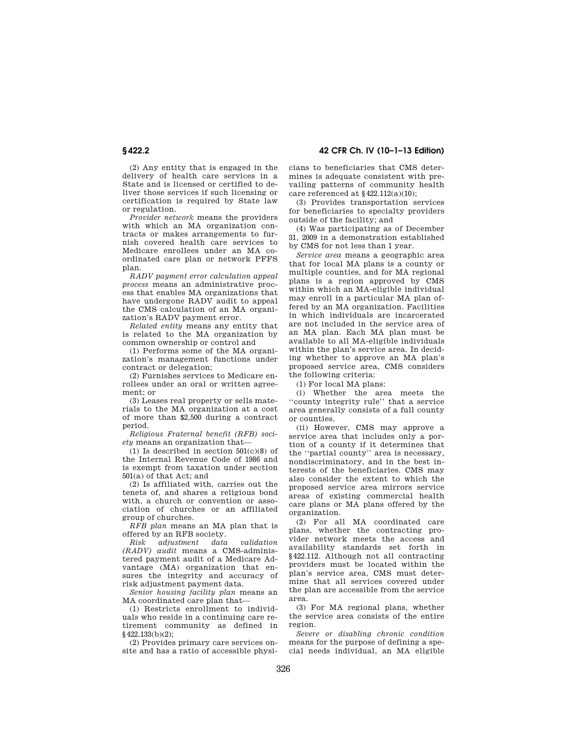(2) Any entity that is engaged in the delivery of health care services in a State and is licensed or certified to deliver those services if such licensing or certification is required by State law or regulation.

*Provider network* means the providers with which an MA organization contracts or makes arrangements to furnish covered health care services to Medicare enrollees under an MA coordinated care plan or network PFFS plan.

*RADV payment error calculation appeal process* means an administrative process that enables MA organizations that have undergone RADV audit to appeal the CMS calculation of an MA organization's RADV payment error.

*Related entity* means any entity that is related to the MA organization by common ownership or control and

(1) Performs some of the MA organization's management functions under contract or delegation;

(2) Furnishes services to Medicare enrollees under an oral or written agreement; or

(3) Leases real property or sells materials to the MA organization at a cost of more than $2,500 during a contract period.

*Religious Fraternal benefit (RFB) society* means an organization that—

(1) Is described in section 501(c)(8) of the Internal Revenue Code of 1986 and is exempt from taxation under section 501(a) of that Act; and

(2) Is affiliated with, carries out the tenets of, and shares a religious bond with, a church or convention or association of churches or an affiliated group of churches.

*RFB plan* means an MA plan that is offered by an RFB society.

*Risk adjustment data validation (RADV) audit* means a CMS-administered payment audit of a Medicare Advantage (MA) organization that ensures the integrity and accuracy of risk adjustment payment data.

*Senior housing facility plan* means an MA coordinated care plan that—

(1) Restricts enrollment to individuals who reside in a continuing care retirement community as defined in §422.133(b)(2);

(2) Provides primary care services onsite and has a ratio of accessible physicians to beneficiaries that CMS determines is adequate consistent with prevailing patterns of community health care referenced at §422.112(a)(10);

(3) Provides transportation services for beneficiaries to specialty providers outside of the facility; and

(4) Was participating as of December 31, 2009 in a demonstration established by CMS for not less than 1 year.

*Service area* means a geographic area that for local MA plans is a county or multiple counties, and for MA regional plans is a region approved by CMS within which an MA-eligible individual may enroll in a particular MA plan offered by an MA organization. Facilities in which individuals are incarcerated are not included in the service area of an MA plan. Each MA plan must be available to all MA-eligible individuals within the plan's service area. In deciding whether to approve an MA plan's proposed service area, CMS considers the following criteria:

(1) For local MA plans:

(i) Whether the area meets the "county integrity rule" that a service area generally consists of a full county or counties.

(ii) However, CMS may approve a service area that includes only a portion of a county if it determines that the "partial county" area is necessary, nondiscriminatory, and in the best interests of the beneficiaries. CMS may also consider the extent to which the proposed service area mirrors service areas of existing commercial health care plans or MA plans offered by the organization.

(2) For all MA coordinated care plans, whether the contracting provider network meets the access and availability standards set forth in §422.112. Although not all contracting providers must be located within the plan's service area, CMS must determine that all services covered under the plan are accessible from the service area.

(3) For MA regional plans, whether the service area consists of the entire region.

*Severe or disabling chronic condition* means for the purpose of defining a special needs individual, an MA eligible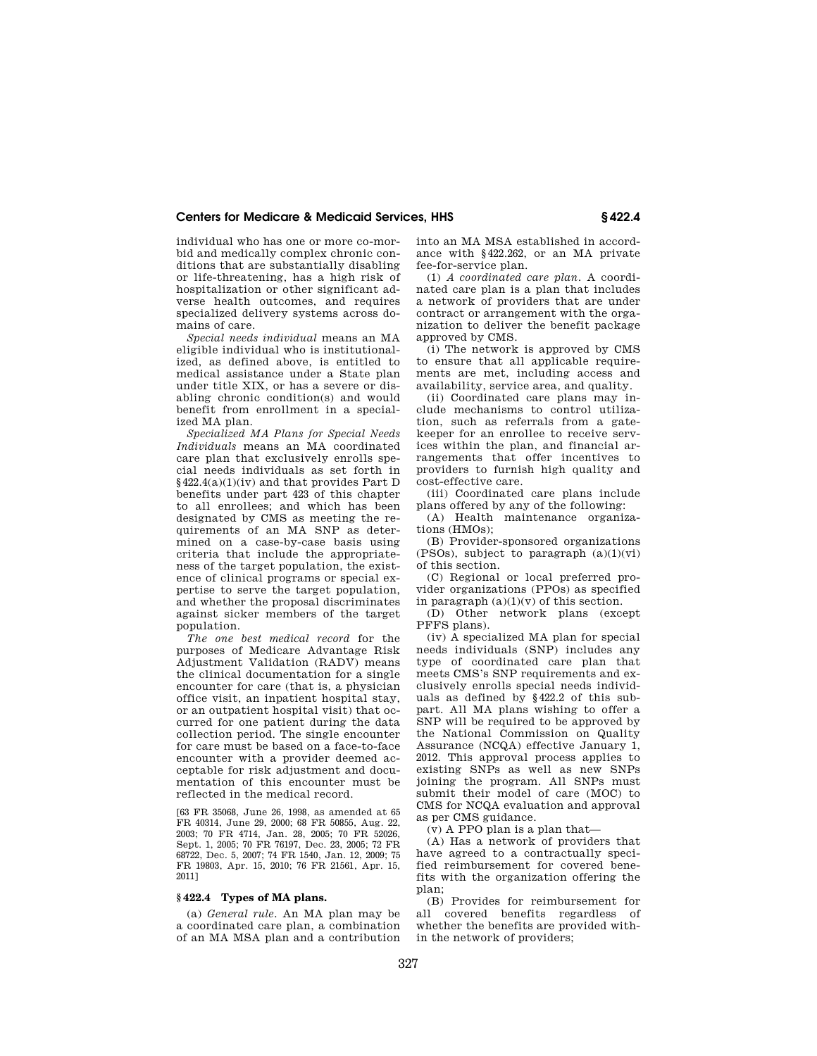individual who has one or more co-morbid and medically complex chronic conditions that are substantially disabling or life-threatening, has a high risk of hospitalization or other significant adverse health outcomes, and requires specialized delivery systems across domains of care.

*Special needs individual* means an MA eligible individual who is institutionalized, as defined above, is entitled to medical assistance under a State plan under title XIX, or has a severe or disabling chronic condition(s) and would benefit from enrollment in a specialized MA plan.

*Specialized MA Plans for Special Needs Individuals* means an MA coordinated care plan that exclusively enrolls special needs individuals as set forth in §422.4(a)(1)(iv) and that provides Part D benefits under part 423 of this chapter to all enrollees; and which has been designated by CMS as meeting the requirements of an MA SNP as determined on a case-by-case basis using criteria that include the appropriateness of the target population, the existence of clinical programs or special expertise to serve the target population, and whether the proposal discriminates against sicker members of the target population.

*The one best medical record* for the purposes of Medicare Advantage Risk Adjustment Validation (RADV) means the clinical documentation for a single encounter for care (that is, a physician office visit, an inpatient hospital stay, or an outpatient hospital visit) that occurred for one patient during the data collection period. The single encounter for care must be based on a face-to-face encounter with a provider deemed acceptable for risk adjustment and documentation of this encounter must be reflected in the medical record.

[63 FR 35068, June 26, 1998, as amended at 65 FR 40314, June 29, 2000; 68 FR 50855, Aug. 22, 2003; 70 FR 4714, Jan. 28, 2005; 70 FR 52026, Sept. 1, 2005; 70 FR 76197, Dec. 23, 2005; 72 FR 68722, Dec. 5, 2007; 74 FR 1540, Jan. 12, 2009; 75 FR 19803, Apr. 15, 2010; 76 FR 21561, Apr. 15, 2011]

## §422.4 Types of MA plans.

(a) *General rule.* An MA plan may be a coordinated care plan, a combination of an MA MSA plan and a contribution into an MA MSA established in accordance with §422.262, or an MA private fee-for-service plan.

(1) *A coordinated care plan.* A coordinated care plan is a plan that includes a network of providers that are under contract or arrangement with the organization to deliver the benefit package approved by CMS.

(i) The network is approved by CMS to ensure that all applicable requirements are met, including access and availability, service area, and quality.

(ii) Coordinated care plans may include mechanisms to control utilization, such as referrals from a gatekeeper for an enrollee to receive services within the plan, and financial arrangements that offer incentives to providers to furnish high quality and cost-effective care.

(iii) Coordinated care plans include plans offered by any of the following:

(A) Health maintenance organizations (HMOs);

(B) Provider-sponsored organizations (PSOs), subject to paragraph (a)(1)(vi) of this section.

(C) Regional or local preferred provider organizations (PPOs) as specified in paragraph (a)(1)(v) of this section.

(D) Other network plans (except PFFS plans).

(iv) A specialized MA plan for special needs individuals (SNP) includes any type of coordinated care plan that meets CMS's SNP requirements and exclusively enrolls special needs individuals as defined by §422.2 of this subpart. All MA plans wishing to offer a SNP will be required to be approved by the National Commission on Quality Assurance (NCQA) effective January 1, 2012. This approval process applies to existing SNPs as well as new SNPs joining the program. All SNPs must submit their model of care (MOC) to CMS for NCQA evaluation and approval as per CMS guidance.

(v) A PPO plan is a plan that—

(A) Has a network of providers that have agreed to a contractually specified reimbursement for covered benefits with the organization offering the plan;

(B) Provides for reimbursement for all covered benefits regardless of whether the benefits are provided within the network of providers;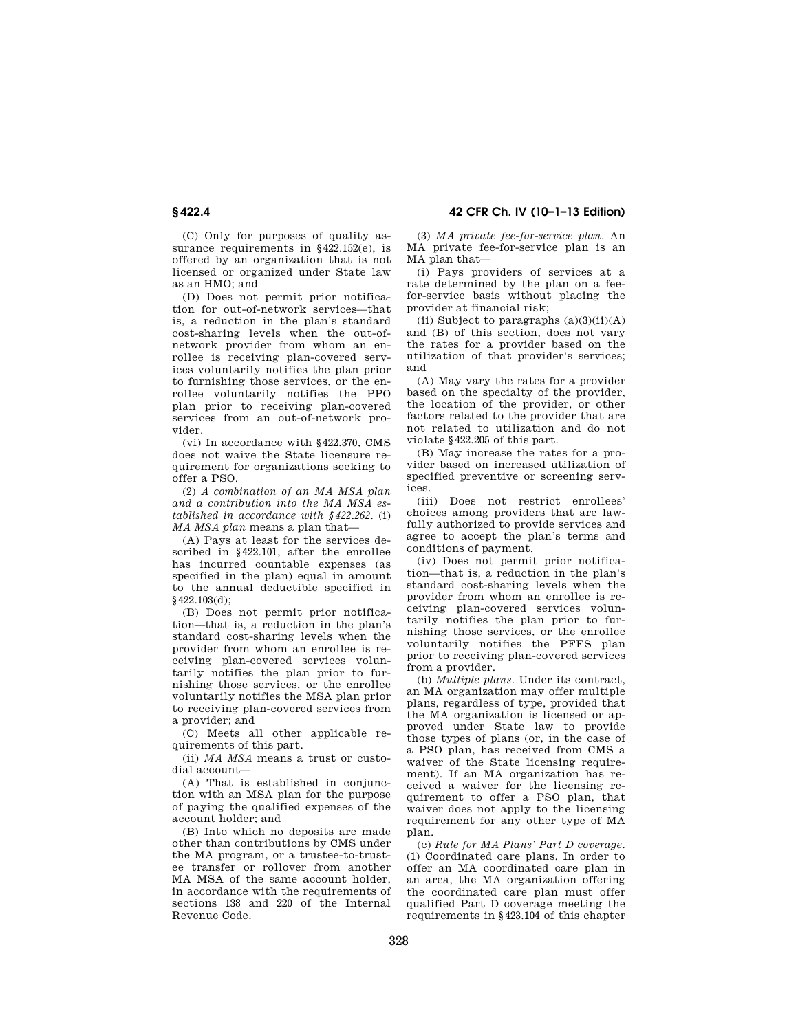(C) Only for purposes of quality assurance requirements in §422.152(e), is offered by an organization that is not licensed or organized under State law as an HMO; and

(D) Does not permit prior notification for out-of-network services—that is, a reduction in the plan's standard cost-sharing levels when the out-of-network provider from whom an enrollee is receiving plan-covered services voluntarily notifies the plan prior to furnishing those services, or the enrollee voluntarily notifies the PPO plan prior to receiving plan-covered services from an out-of-network provider.

(vi) In accordance with §422.370, CMS does not waive the State licensure requirement for organizations seeking to offer a PSO.

(2) *A combination of an MA MSA plan and a contribution into the MA MSA established in accordance with §422.262.* (i) *MA MSA plan* means a plan that—

(A) Pays at least for the services described in §422.101, after the enrollee has incurred countable expenses (as specified in the plan) equal in amount to the annual deductible specified in §422.103(d);

(B) Does not permit prior notification—that is, a reduction in the plan's standard cost-sharing levels when the provider from whom an enrollee is receiving plan-covered services voluntarily notifies the plan prior to furnishing those services, or the enrollee voluntarily notifies the MSA plan prior to receiving plan-covered services from a provider; and

(C) Meets all other applicable requirements of this part.

(ii) *MA MSA* means a trust or custodial account—

(A) That is established in conjunction with an MSA plan for the purpose of paying the qualified expenses of the account holder; and

(B) Into which no deposits are made other than contributions by CMS under the MA program, or a trustee-to-trustee transfer or rollover from another MA MSA of the same account holder, in accordance with the requirements of sections 138 and 220 of the Internal Revenue Code.

(3) *MA private fee-for-service plan.* An MA private fee-for-service plan is an MA plan that—

(i) Pays providers of services at a rate determined by the plan on a fee-for-service basis without placing the provider at financial risk;

(ii) Subject to paragraphs (a)(3)(ii)(A) and (B) of this section, does not vary the rates for a provider based on the utilization of that provider's services; and

(A) May vary the rates for a provider based on the specialty of the provider, the location of the provider, or other factors related to the provider that are not related to utilization and do not violate §422.205 of this part.

(B) May increase the rates for a provider based on increased utilization of specified preventive or screening services.

(iii) Does not restrict enrollees' choices among providers that are lawfully authorized to provide services and agree to accept the plan's terms and conditions of payment.

(iv) Does not permit prior notification—that is, a reduction in the plan's standard cost-sharing levels when the provider from whom an enrollee is receiving plan-covered services voluntarily notifies the plan prior to furnishing those services, or the enrollee voluntarily notifies the PFFS plan prior to receiving plan-covered services from a provider.

(b) *Multiple plans.* Under its contract, an MA organization may offer multiple plans, regardless of type, provided that the MA organization is licensed or approved under State law to provide those types of plans (or, in the case of a PSO plan, has received from CMS a waiver of the State licensing requirement). If an MA organization has received a waiver for the licensing requirement to offer a PSO plan, that waiver does not apply to the licensing requirement for any other type of MA plan.

(c) *Rule for MA Plans' Part D coverage.* (1) Coordinated care plans. In order to offer an MA coordinated care plan in an area, the MA organization offering the coordinated care plan must offer qualified Part D coverage meeting the requirements in §423.104 of this chapter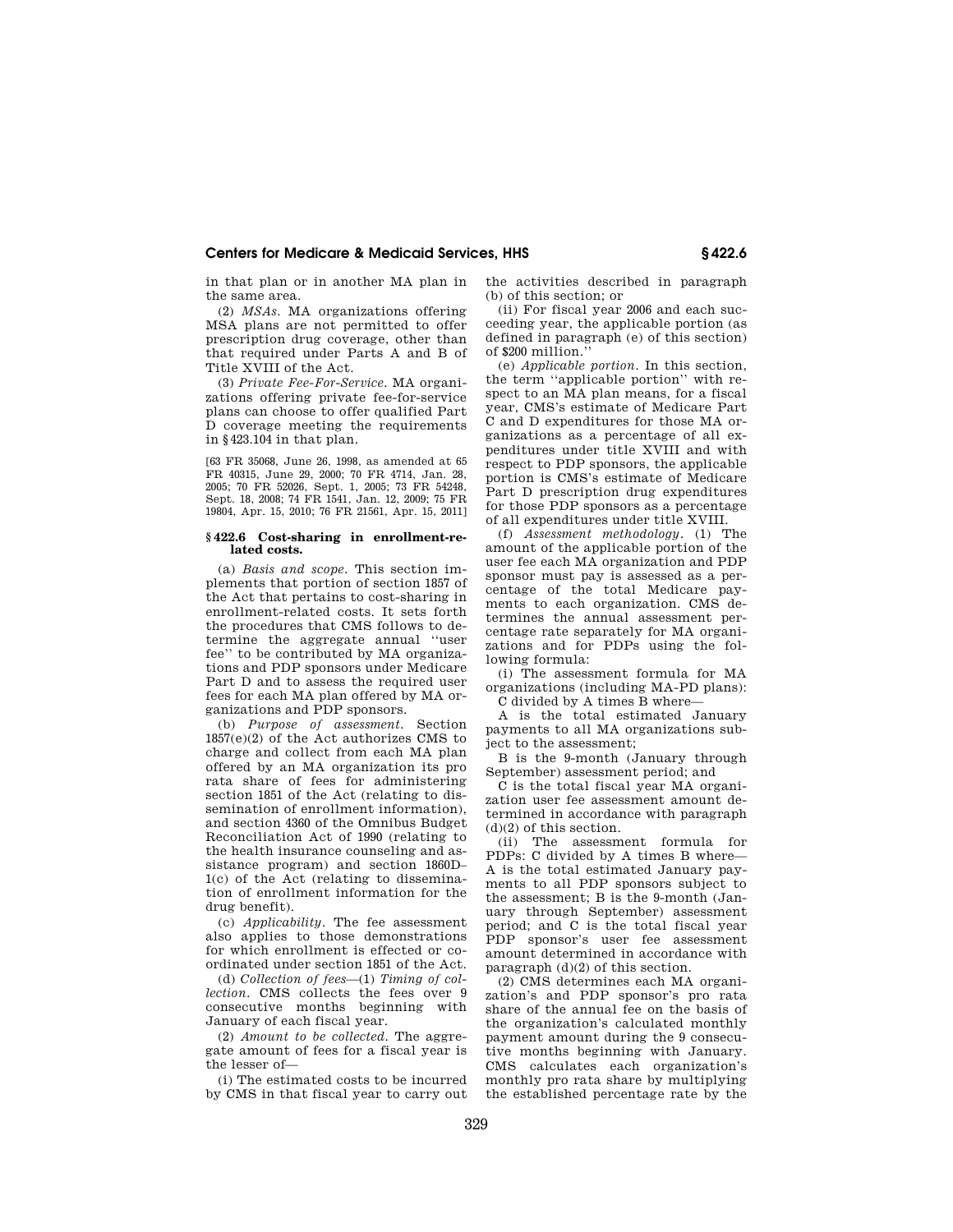in that plan or in another MA plan in the same area.

(2) *MSAs.* MA organizations offering MSA plans are not permitted to offer prescription drug coverage, other than that required under Parts A and B of Title XVIII of the Act.

(3) *Private Fee-For-Service.* MA organizations offering private fee-for-service plans can choose to offer qualified Part D coverage meeting the requirements in §423.104 in that plan.

[63 FR 35068, June 26, 1998, as amended at 65 FR 40315, June 29, 2000; 70 FR 4714, Jan. 28, 2005; 70 FR 52026, Sept. 1, 2005; 73 FR 54248, Sept. 18, 2008; 74 FR 1541, Jan. 12, 2009; 75 FR 19804, Apr. 15, 2010; 76 FR 21561, Apr. 15, 2011]

### §422.6 Cost-sharing in enrollment-related costs.

(a) *Basis and scope.* This section implements that portion of section 1857 of the Act that pertains to cost-sharing in enrollment-related costs. It sets forth the procedures that CMS follows to determine the aggregate annual ''user fee'' to be contributed by MA organizations and PDP sponsors under Medicare Part D and to assess the required user fees for each MA plan offered by MA organizations and PDP sponsors.

(b) *Purpose of assessment.* Section 1857(e)(2) of the Act authorizes CMS to charge and collect from each MA plan offered by an MA organization its pro rata share of fees for administering section 1851 of the Act (relating to dissemination of enrollment information), and section 4360 of the Omnibus Budget Reconciliation Act of 1990 (relating to the health insurance counseling and assistance program) and section 1860D–1(c) of the Act (relating to dissemination of enrollment information for the drug benefit).

(c) *Applicability.* The fee assessment also applies to those demonstrations for which enrollment is effected or coordinated under section 1851 of the Act.

(d) *Collection of fees*—(1) *Timing of collection.* CMS collects the fees over 9 consecutive months beginning with January of each fiscal year.

(2) *Amount to be collected.* The aggregate amount of fees for a fiscal year is the lesser of—

(i) The estimated costs to be incurred by CMS in that fiscal year to carry out the activities described in paragraph (b) of this section; or

(ii) For fiscal year 2006 and each succeeding year, the applicable portion (as defined in paragraph (e) of this section) of $200 million.''

(e) *Applicable portion.* In this section, the term ''applicable portion'' with respect to an MA plan means, for a fiscal year, CMS's estimate of Medicare Part C and D expenditures for those MA organizations as a percentage of all expenditures under title XVIII and with respect to PDP sponsors, the applicable portion is CMS's estimate of Medicare Part D prescription drug expenditures for those PDP sponsors as a percentage of all expenditures under title XVIII.

(f) *Assessment methodology.* (1) The amount of the applicable portion of the user fee each MA organization and PDP sponsor must pay is assessed as a percentage of the total Medicare payments to each organization. CMS determines the annual assessment percentage rate separately for MA organizations and for PDPs using the following formula:

(i) The assessment formula for MA organizations (including MA-PD plans):

C divided by A times B where—

A is the total estimated January payments to all MA organizations subject to the assessment;

B is the 9-month (January through September) assessment period; and

C is the total fiscal year MA organization user fee assessment amount determined in accordance with paragraph (d)(2) of this section.

(ii) The assessment formula for PDPs: C divided by A times B where—A is the total estimated January payments to all PDP sponsors subject to the assessment; B is the 9-month (January through September) assessment period; and C is the total fiscal year PDP sponsor's user fee assessment amount determined in accordance with paragraph (d)(2) of this section.

(2) CMS determines each MA organization's and PDP sponsor's pro rata share of the annual fee on the basis of the organization's calculated monthly payment amount during the 9 consecutive months beginning with January. CMS calculates each organization's monthly pro rata share by multiplying the established percentage rate by the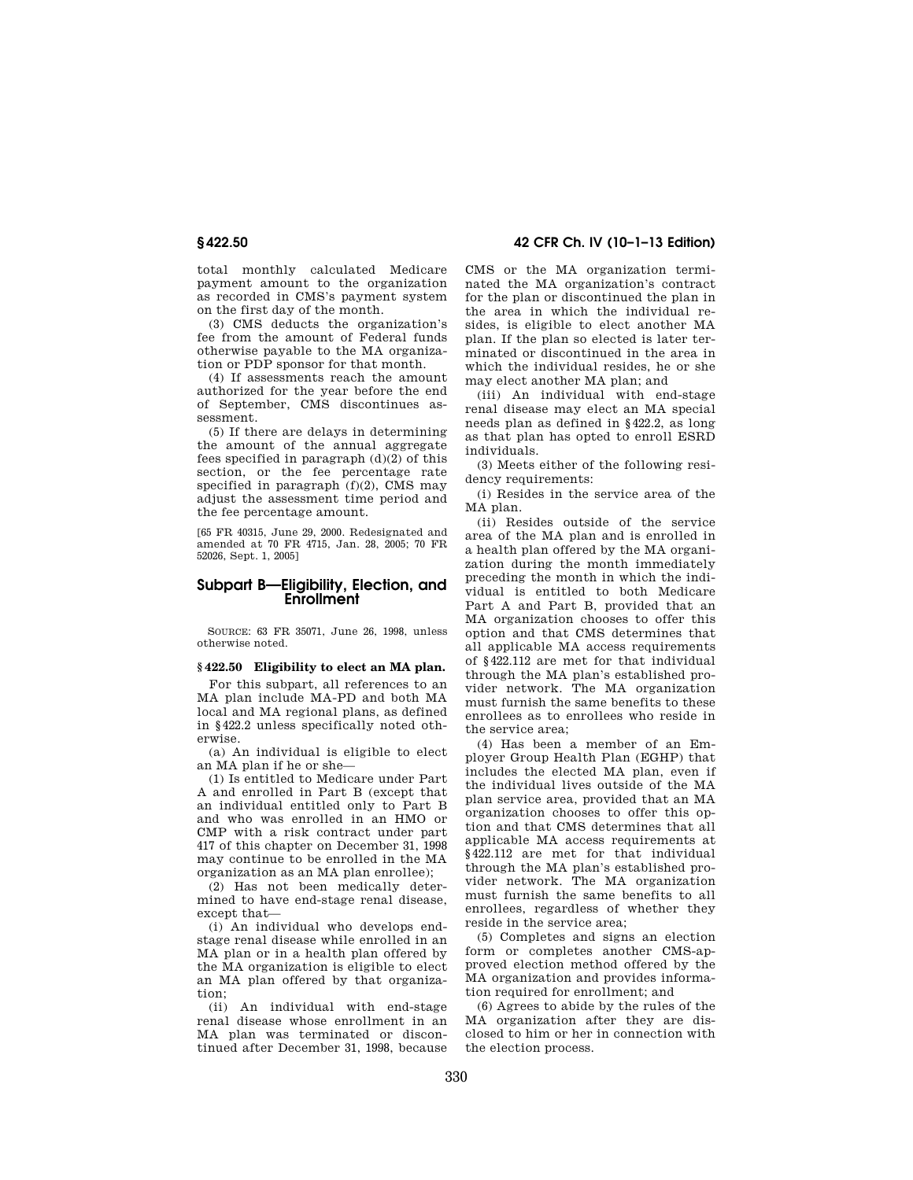total monthly calculated Medicare payment amount to the organization as recorded in CMS's payment system on the first day of the month.

(3) CMS deducts the organization's fee from the amount of Federal funds otherwise payable to the MA organization or PDP sponsor for that month.

(4) If assessments reach the amount authorized for the year before the end of September, CMS discontinues assessment.

(5) If there are delays in determining the amount of the annual aggregate fees specified in paragraph (d)(2) of this section, or the fee percentage rate specified in paragraph (f)(2), CMS may adjust the assessment time period and the fee percentage amount.

[65 FR 40315, June 29, 2000. Redesignated and amended at 70 FR 4715, Jan. 28, 2005; 70 FR 52026, Sept. 1, 2005]

## Subpart B—Eligibility, Election, and Enrollment

SOURCE: 63 FR 35071, June 26, 1998, unless otherwise noted.

### § 422.50 Eligibility to elect an MA plan.

For this subpart, all references to an MA plan include MA-PD and both MA local and MA regional plans, as defined in §422.2 unless specifically noted otherwise.

(a) An individual is eligible to elect an MA plan if he or she—

(1) Is entitled to Medicare under Part A and enrolled in Part B (except that an individual entitled only to Part B and who was enrolled in an HMO or CMP with a risk contract under part 417 of this chapter on December 31, 1998 may continue to be enrolled in the MA organization as an MA plan enrollee);

(2) Has not been medically determined to have end-stage renal disease, except that—

(i) An individual who develops end-stage renal disease while enrolled in an MA plan or in a health plan offered by the MA organization is eligible to elect an MA plan offered by that organization;

(ii) An individual with end-stage renal disease whose enrollment in an MA plan was terminated or discontinued after December 31, 1998, because CMS or the MA organization terminated the MA organization's contract for the plan or discontinued the plan in the area in which the individual resides, is eligible to elect another MA plan. If the plan so elected is later terminated or discontinued in the area in which the individual resides, he or she may elect another MA plan; and

(iii) An individual with end-stage renal disease may elect an MA special needs plan as defined in §422.2, as long as that plan has opted to enroll ESRD individuals.

(3) Meets either of the following residency requirements:

(i) Resides in the service area of the MA plan.

(ii) Resides outside of the service area of the MA plan and is enrolled in a health plan offered by the MA organization during the month immediately preceding the month in which the individual is entitled to both Medicare Part A and Part B, provided that an MA organization chooses to offer this option and that CMS determines that all applicable MA access requirements of §422.112 are met for that individual through the MA plan's established provider network. The MA organization must furnish the same benefits to these enrollees as to enrollees who reside in the service area;

(4) Has been a member of an Employer Group Health Plan (EGHP) that includes the elected MA plan, even if the individual lives outside of the MA plan service area, provided that an MA organization chooses to offer this option and that CMS determines that all applicable MA access requirements at §422.112 are met for that individual through the MA plan's established provider network. The MA organization must furnish the same benefits to all enrollees, regardless of whether they reside in the service area;

(5) Completes and signs an election form or completes another CMS-approved election method offered by the MA organization and provides information required for enrollment; and

(6) Agrees to abide by the rules of the MA organization after they are disclosed to him or her in connection with the election process.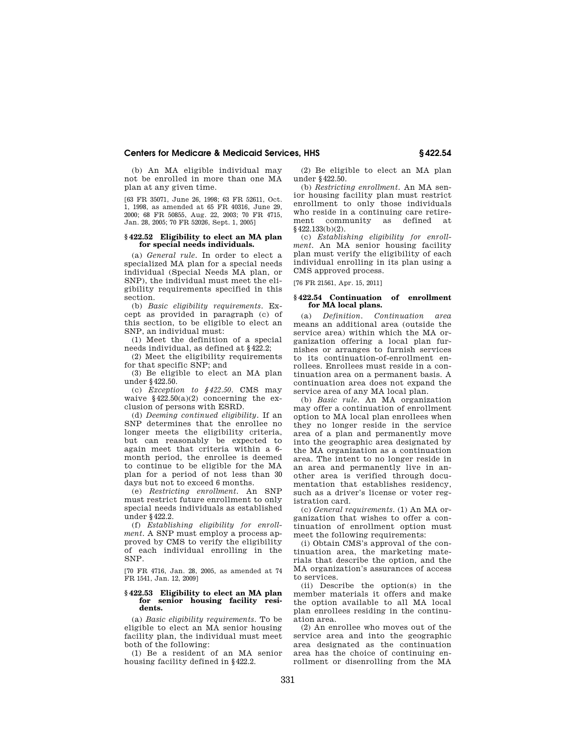(b) An MA eligible individual may not be enrolled in more than one MA plan at any given time.

[63 FR 35071, June 26, 1998; 63 FR 52611, Oct. 1, 1998, as amended at 65 FR 40316, June 29, 2000; 68 FR 50855, Aug. 22, 2003; 70 FR 4715, Jan. 28, 2005; 70 FR 52026, Sept. 1, 2005]

### § 422.52 Eligibility to elect an MA plan for special needs individuals.

(a) *General rule.* In order to elect a specialized MA plan for a special needs individual (Special Needs MA plan, or SNP), the individual must meet the eligibility requirements specified in this section.

(b) *Basic eligibility requirements.* Except as provided in paragraph (c) of this section, to be eligible to elect an SNP, an individual must:

(1) Meet the definition of a special needs individual, as defined at § 422.2;

(2) Meet the eligibility requirements for that specific SNP; and

(3) Be eligible to elect an MA plan under § 422.50.

(c) *Exception to § 422.50.* CMS may waive § 422.50(a)(2) concerning the exclusion of persons with ESRD.

(d) *Deeming continued eligibility.* If an SNP determines that the enrollee no longer meets the eligibility criteria, but can reasonably be expected to again meet that criteria within a 6-month period, the enrollee is deemed to continue to be eligible for the MA plan for a period of not less than 30 days but not to exceed 6 months.

(e) *Restricting enrollment.* An SNP must restrict future enrollment to only special needs individuals as established under § 422.2.

(f) *Establishing eligibility for enrollment.* A SNP must employ a process approved by CMS to verify the eligibility of each individual enrolling in the SNP.

[70 FR 4716, Jan. 28, 2005, as amended at 74 FR 1541, Jan. 12, 2009]

### § 422.53 Eligibility to elect an MA plan for senior housing facility residents.

(a) *Basic eligibility requirements.* To be eligible to elect an MA senior housing facility plan, the individual must meet both of the following:

(1) Be a resident of an MA senior housing facility defined in § 422.2.

(2) Be eligible to elect an MA plan under § 422.50.

(b) *Restricting enrollment.* An MA senior housing facility plan must restrict enrollment to only those individuals who reside in a continuing care retirement community as defined at § 422.133(b)(2).

(c) *Establishing eligibility for enrollment.* An MA senior housing facility plan must verify the eligibility of each individual enrolling in its plan using a CMS approved process.

[76 FR 21561, Apr. 15, 2011]

### § 422.54 Continuation of enrollment for MA local plans.

(a) *Definition. Continuation area* means an additional area (outside the service area) within which the MA organization offering a local plan furnishes or arranges to furnish services to its continuation-of-enrollment enrollees. Enrollees must reside in a continuation area on a permanent basis. A continuation area does not expand the service area of any MA local plan.

(b) *Basic rule.* An MA organization may offer a continuation of enrollment option to MA local plan enrollees when they no longer reside in the service area of a plan and permanently move into the geographic area designated by the MA organization as a continuation area. The intent to no longer reside in an area and permanently live in another area is verified through documentation that establishes residency, such as a driver's license or voter registration card.

(c) *General requirements.* (1) An MA organization that wishes to offer a continuation of enrollment option must meet the following requirements:

(i) Obtain CMS's approval of the continuation area, the marketing materials that describe the option, and the MA organization's assurances of access to services.

(ii) Describe the option(s) in the member materials it offers and make the option available to all MA local plan enrollees residing in the continuation area.

(2) An enrollee who moves out of the service area and into the geographic area designated as the continuation area has the choice of continuing enrollment or disenrolling from the MA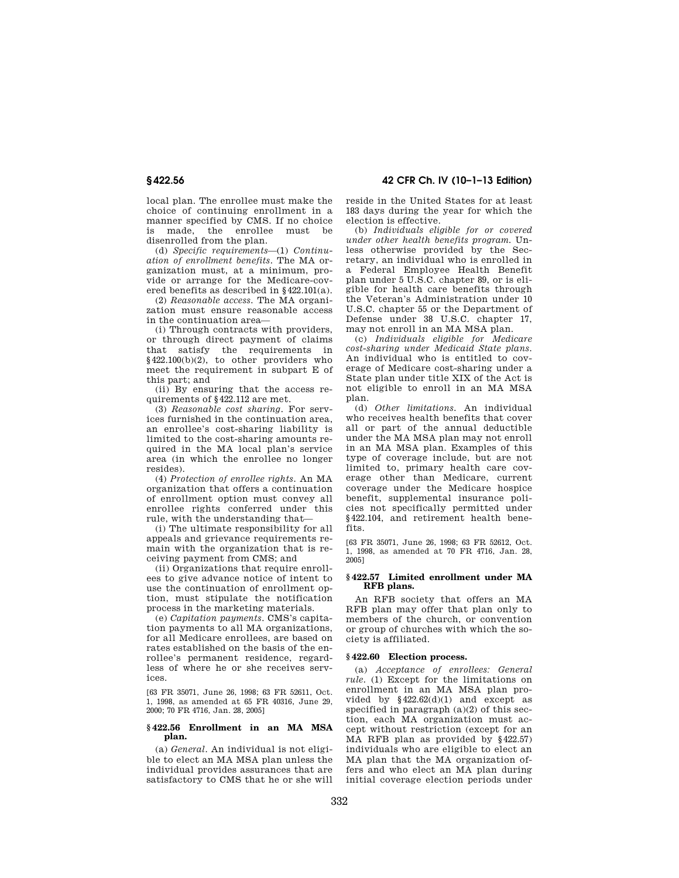local plan. The enrollee must make the choice of continuing enrollment in a manner specified by CMS. If no choice is made, the enrollee must be disenrolled from the plan.

(d) *Specific requirements*—(1) *Continuation of enrollment benefits.* The MA organization must, at a minimum, provide or arrange for the Medicare-covered benefits as described in §422.101(a).

(2) *Reasonable access.* The MA organization must ensure reasonable access in the continuation area—

(i) Through contracts with providers, or through direct payment of claims that satisfy the requirements in §422.100(b)(2), to other providers who meet the requirement in subpart E of this part; and

(ii) By ensuring that the access requirements of §422.112 are met.

(3) *Reasonable cost sharing.* For services furnished in the continuation area, an enrollee's cost-sharing liability is limited to the cost-sharing amounts required in the MA local plan's service area (in which the enrollee no longer resides).

(4) *Protection of enrollee rights.* An MA organization that offers a continuation of enrollment option must convey all enrollee rights conferred under this rule, with the understanding that—

(i) The ultimate responsibility for all appeals and grievance requirements remain with the organization that is receiving payment from CMS; and

(ii) Organizations that require enrollees to give advance notice of intent to use the continuation of enrollment option, must stipulate the notification process in the marketing materials.

(e) *Capitation payments.* CMS's capitation payments to all MA organizations, for all Medicare enrollees, are based on rates established on the basis of the enrollee's permanent residence, regardless of where he or she receives services.

[63 FR 35071, June 26, 1998; 63 FR 52611, Oct. 1, 1998, as amended at 65 FR 40316, June 29, 2000; 70 FR 4716, Jan. 28, 2005]

### §422.56 Enrollment in an MA MSA plan.

(a) *General.* An individual is not eligible to elect an MA MSA plan unless the individual provides assurances that are satisfactory to CMS that he or she will reside in the United States for at least 183 days during the year for which the election is effective.

(b) *Individuals eligible for or covered under other health benefits program.* Unless otherwise provided by the Secretary, an individual who is enrolled in a Federal Employee Health Benefit plan under 5 U.S.C. chapter 89, or is eligible for health care benefits through the Veteran's Administration under 10 U.S.C. chapter 55 or the Department of Defense under 38 U.S.C. chapter 17, may not enroll in an MA MSA plan.

(c) *Individuals eligible for Medicare cost-sharing under Medicaid State plans.* An individual who is entitled to coverage of Medicare cost-sharing under a State plan under title XIX of the Act is not eligible to enroll in an MA MSA plan.

(d) *Other limitations.* An individual who receives health benefits that cover all or part of the annual deductible under the MA MSA plan may not enroll in an MA MSA plan. Examples of this type of coverage include, but are not limited to, primary health care coverage other than Medicare, current coverage under the Medicare hospice benefit, supplemental insurance policies not specifically permitted under §422.104, and retirement health benefits.

[63 FR 35071, June 26, 1998; 63 FR 52612, Oct. 1, 1998, as amended at 70 FR 4716, Jan. 28, 2005]

### §422.57 Limited enrollment under MA RFB plans.

An RFB society that offers an MA RFB plan may offer that plan only to members of the church, or convention or group of churches with which the society is affiliated.

### §422.60 Election process.

(a) *Acceptance of enrollees: General rule.* (1) Except for the limitations on enrollment in an MA MSA plan provided by §422.62(d)(1) and except as specified in paragraph (a)(2) of this section, each MA organization must accept without restriction (except for an MA RFB plan as provided by §422.57) individuals who are eligible to elect an MA plan that the MA organization offers and who elect an MA plan during initial coverage election periods under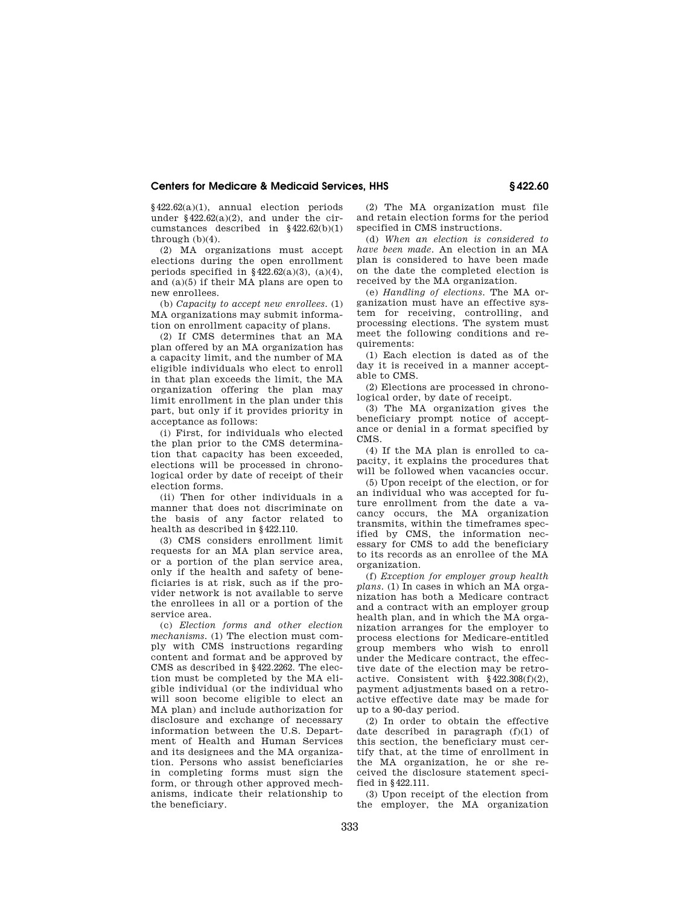§422.62(a)(1), annual election periods under §422.62(a)(2), and under the circumstances described in §422.62(b)(1) through (b)(4).

(2) MA organizations must accept elections during the open enrollment periods specified in §422.62(a)(3), (a)(4), and (a)(5) if their MA plans are open to new enrollees.

(b) *Capacity to accept new enrollees.* (1) MA organizations may submit information on enrollment capacity of plans.

(2) If CMS determines that an MA plan offered by an MA organization has a capacity limit, and the number of MA eligible individuals who elect to enroll in that plan exceeds the limit, the MA organization offering the plan may limit enrollment in the plan under this part, but only if it provides priority in acceptance as follows:

(i) First, for individuals who elected the plan prior to the CMS determination that capacity has been exceeded, elections will be processed in chronological order by date of receipt of their election forms.

(ii) Then for other individuals in a manner that does not discriminate on the basis of any factor related to health as described in §422.110.

(3) CMS considers enrollment limit requests for an MA plan service area, or a portion of the plan service area, only if the health and safety of beneficiaries is at risk, such as if the provider network is not available to serve the enrollees in all or a portion of the service area.

(c) *Election forms and other election mechanisms.* (1) The election must comply with CMS instructions regarding content and format and be approved by CMS as described in §422.2262. The election must be completed by the MA eligible individual (or the individual who will soon become eligible to elect an MA plan) and include authorization for disclosure and exchange of necessary information between the U.S. Department of Health and Human Services and its designees and the MA organization. Persons who assist beneficiaries in completing forms must sign the form, or through other approved mechanisms, indicate their relationship to the beneficiary.

(2) The MA organization must file and retain election forms for the period specified in CMS instructions.

(d) *When an election is considered to have been made.* An election in an MA plan is considered to have been made on the date the completed election is received by the MA organization.

(e) *Handling of elections.* The MA organization must have an effective system for receiving, controlling, and processing elections. The system must meet the following conditions and requirements:

(1) Each election is dated as of the day it is received in a manner acceptable to CMS.

(2) Elections are processed in chronological order, by date of receipt.

(3) The MA organization gives the beneficiary prompt notice of acceptance or denial in a format specified by CMS.

(4) If the MA plan is enrolled to capacity, it explains the procedures that will be followed when vacancies occur.

(5) Upon receipt of the election, or for an individual who was accepted for future enrollment from the date a vacancy occurs, the MA organization transmits, within the timeframes specified by CMS, the information necessary for CMS to add the beneficiary to its records as an enrollee of the MA organization.

(f) *Exception for employer group health plans.* (1) In cases in which an MA organization has both a Medicare contract and a contract with an employer group health plan, and in which the MA organization arranges for the employer to process elections for Medicare-entitled group members who wish to enroll under the Medicare contract, the effective date of the election may be retroactive. Consistent with §422.308(f)(2), payment adjustments based on a retroactive effective date may be made for up to a 90-day period.

(2) In order to obtain the effective date described in paragraph (f)(1) of this section, the beneficiary must certify that, at the time of enrollment in the MA organization, he or she received the disclosure statement specified in §422.111.

(3) Upon receipt of the election from the employer, the MA organization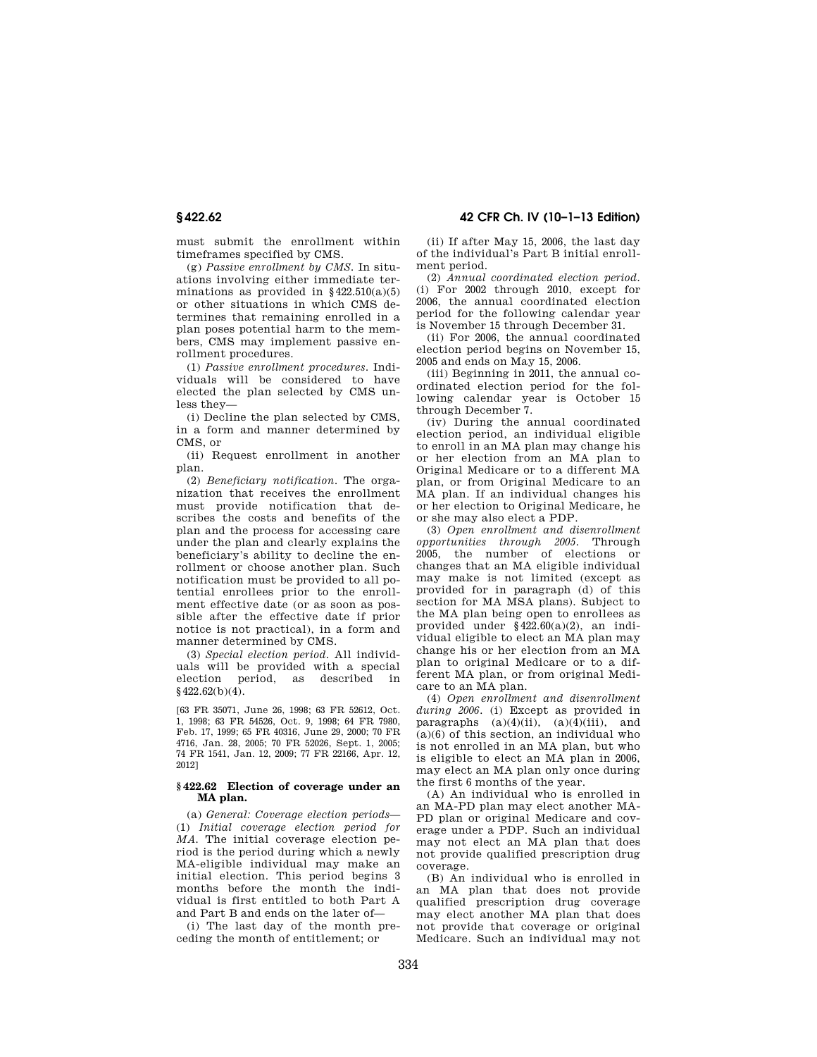must submit the enrollment within timeframes specified by CMS.

(g) *Passive enrollment by CMS.* In situations involving either immediate terminations as provided in §422.510(a)(5) or other situations in which CMS determines that remaining enrolled in a plan poses potential harm to the members, CMS may implement passive enrollment procedures.

(1) *Passive enrollment procedures.* Individuals will be considered to have elected the plan selected by CMS unless they—

(i) Decline the plan selected by CMS, in a form and manner determined by CMS, or

(ii) Request enrollment in another plan.

(2) *Beneficiary notification.* The organization that receives the enrollment must provide notification that describes the costs and benefits of the plan and the process for accessing care under the plan and clearly explains the beneficiary's ability to decline the enrollment or choose another plan. Such notification must be provided to all potential enrollees prior to the enrollment effective date (or as soon as possible after the effective date if prior notice is not practical), in a form and manner determined by CMS.

(3) *Special election period.* All individuals will be provided with a special election period, as described in §422.62(b)(4).

[63 FR 35071, June 26, 1998; 63 FR 52612, Oct. 1, 1998; 63 FR 54526, Oct. 9, 1998; 64 FR 7980, Feb. 17, 1999; 65 FR 40316, June 29, 2000; 70 FR 4716, Jan. 28, 2005; 70 FR 52026, Sept. 1, 2005; 74 FR 1541, Jan. 12, 2009; 77 FR 22166, Apr. 12, 2012]

### §422.62 Election of coverage under an MA plan.

(a) *General: Coverage election periods*—(1) *Initial coverage election period for MA.* The initial coverage election period is the period during which a newly MA-eligible individual may make an initial election. This period begins 3 months before the month the individual is first entitled to both Part A and Part B and ends on the later of—

(i) The last day of the month preceding the month of entitlement; or

(ii) If after May 15, 2006, the last day of the individual's Part B initial enrollment period.

(2) *Annual coordinated election period.* (i) For 2002 through 2010, except for 2006, the annual coordinated election period for the following calendar year is November 15 through December 31.

(ii) For 2006, the annual coordinated election period begins on November 15, 2005 and ends on May 15, 2006.

(iii) Beginning in 2011, the annual coordinated election period for the following calendar year is October 15 through December 7.

(iv) During the annual coordinated election period, an individual eligible to enroll in an MA plan may change his or her election from an MA plan to Original Medicare or to a different MA plan, or from Original Medicare to an MA plan. If an individual changes his or her election to Original Medicare, he or she may also elect a PDP.

(3) *Open enrollment and disenrollment opportunities through 2005.* Through 2005, the number of elections or changes that an MA eligible individual may make is not limited (except as provided for in paragraph (d) of this section for MA MSA plans). Subject to the MA plan being open to enrollees as provided under §422.60(a)(2), an individual eligible to elect an MA plan may change his or her election from an MA plan to original Medicare or to a different MA plan, or from original Medicare to an MA plan.

(4) *Open enrollment and disenrollment during 2006.* (i) Except as provided in paragraphs (a)(4)(ii), (a)(4)(iii), and (a)(6) of this section, an individual who is not enrolled in an MA plan, but who is eligible to elect an MA plan in 2006, may elect an MA plan only once during the first 6 months of the year.

(A) An individual who is enrolled in an MA-PD plan may elect another MA-PD plan or original Medicare and coverage under a PDP. Such an individual may not elect an MA plan that does not provide qualified prescription drug coverage.

(B) An individual who is enrolled in an MA plan that does not provide qualified prescription drug coverage may elect another MA plan that does not provide that coverage or original Medicare. Such an individual may not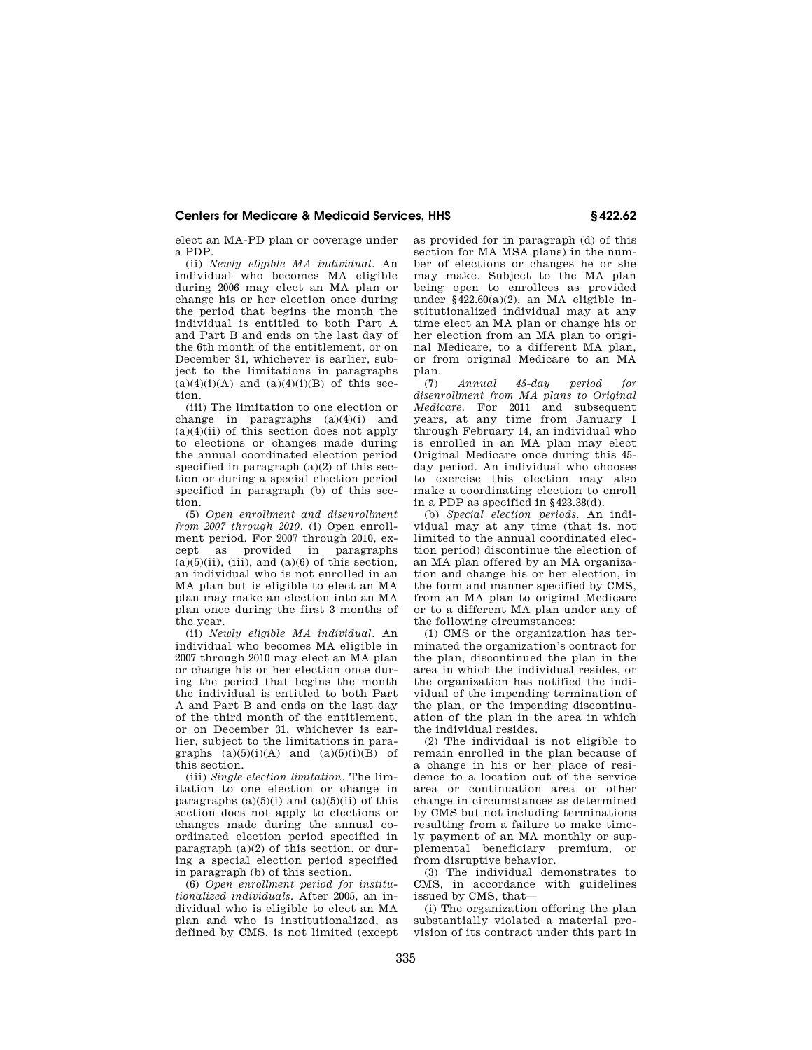elect an MA-PD plan or coverage under a PDP.

(ii) *Newly eligible MA individual.* An individual who becomes MA eligible during 2006 may elect an MA plan or change his or her election once during the period that begins the month the individual is entitled to both Part A and Part B and ends on the last day of the 6th month of the entitlement, or on December 31, whichever is earlier, subject to the limitations in paragraphs (a)(4)(i)(A) and (a)(4)(i)(B) of this section.

(iii) The limitation to one election or change in paragraphs (a)(4)(i) and (a)(4)(ii) of this section does not apply to elections or changes made during the annual coordinated election period specified in paragraph (a)(2) of this section or during a special election period specified in paragraph (b) of this section.

(5) *Open enrollment and disenrollment from 2007 through 2010.* (i) Open enrollment period. For 2007 through 2010, except as provided in paragraphs (a)(5)(ii), (iii), and (a)(6) of this section, an individual who is not enrolled in an MA plan but is eligible to elect an MA plan may make an election into an MA plan once during the first 3 months of the year.

(ii) *Newly eligible MA individual.* An individual who becomes MA eligible in 2007 through 2010 may elect an MA plan or change his or her election once during the period that begins the month the individual is entitled to both Part A and Part B and ends on the last day of the third month of the entitlement, or on December 31, whichever is earlier, subject to the limitations in paragraphs (a)(5)(i)(A) and (a)(5)(i)(B) of this section.

(iii) *Single election limitation.* The limitation to one election or change in paragraphs (a)(5)(i) and (a)(5)(ii) of this section does not apply to elections or changes made during the annual coordinated election period specified in paragraph (a)(2) of this section, or during a special election period specified in paragraph (b) of this section.

(6) *Open enrollment period for institutionalized individuals.* After 2005, an individual who is eligible to elect an MA plan and who is institutionalized, as defined by CMS, is not limited (except as provided for in paragraph (d) of this section for MA MSA plans) in the number of elections or changes he or she may make. Subject to the MA plan being open to enrollees as provided under §422.60(a)(2), an MA eligible institutionalized individual may at any time elect an MA plan or change his or her election from an MA plan to original Medicare, to a different MA plan, or from original Medicare to an MA plan.

(7) *Annual 45-day period for disenrollment from MA plans to Original Medicare.* For 2011 and subsequent years, at any time from January 1 through February 14, an individual who is enrolled in an MA plan may elect Original Medicare once during this 45-day period. An individual who chooses to exercise this election may also make a coordinating election to enroll in a PDP as specified in §423.38(d).

(b) *Special election periods.* An individual may at any time (that is, not limited to the annual coordinated election period) discontinue the election of an MA plan offered by an MA organization and change his or her election, in the form and manner specified by CMS, from an MA plan to original Medicare or to a different MA plan under any of the following circumstances:

(1) CMS or the organization has terminated the organization's contract for the plan, discontinued the plan in the area in which the individual resides, or the organization has notified the individual of the impending termination of the plan, or the impending discontinuation of the plan in the area in which the individual resides.

(2) The individual is not eligible to remain enrolled in the plan because of a change in his or her place of residence to a location out of the service area or continuation area or other change in circumstances as determined by CMS but not including terminations resulting from a failure to make timely payment of an MA monthly or supplemental beneficiary premium, or from disruptive behavior.

(3) The individual demonstrates to CMS, in accordance with guidelines issued by CMS, that—

(i) The organization offering the plan substantially violated a material provision of its contract under this part in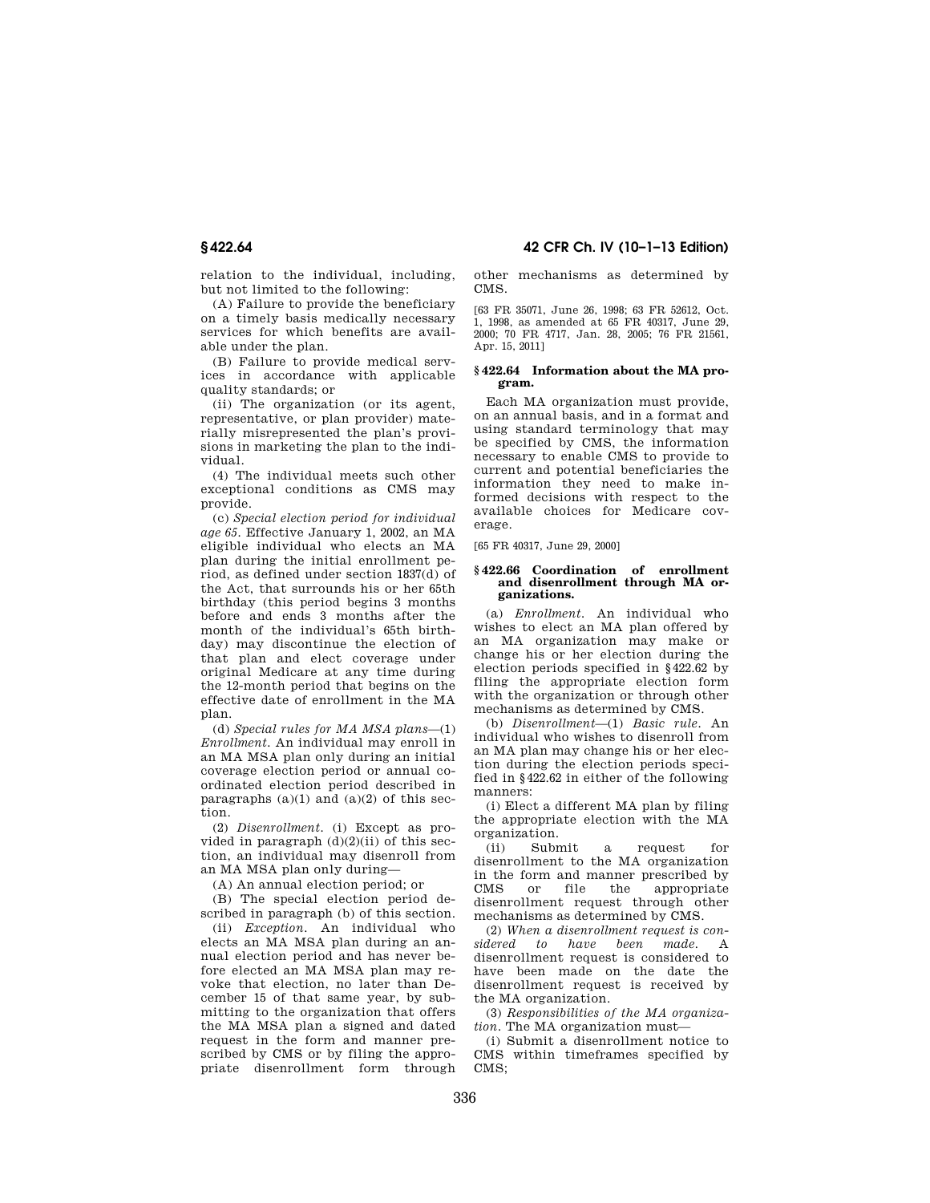relation to the individual, including, but not limited to the following:

(A) Failure to provide the beneficiary on a timely basis medically necessary services for which benefits are available under the plan.

(B) Failure to provide medical services in accordance with applicable quality standards; or

(ii) The organization (or its agent, representative, or plan provider) materially misrepresented the plan's provisions in marketing the plan to the individual.

(4) The individual meets such other exceptional conditions as CMS may provide.

(c) *Special election period for individual age 65.* Effective January 1, 2002, an MA eligible individual who elects an MA plan during the initial enrollment period, as defined under section 1837(d) of the Act, that surrounds his or her 65th birthday (this period begins 3 months before and ends 3 months after the month of the individual's 65th birthday) may discontinue the election of that plan and elect coverage under original Medicare at any time during the 12-month period that begins on the effective date of enrollment in the MA plan.

(d) *Special rules for MA MSA plans*—(1) *Enrollment.* An individual may enroll in an MA MSA plan only during an initial coverage election period or annual coordinated election period described in paragraphs (a)(1) and (a)(2) of this section.

(2) *Disenrollment.* (i) Except as provided in paragraph (d)(2)(ii) of this section, an individual may disenroll from an MA MSA plan only during—

(A) An annual election period; or

(B) The special election period described in paragraph (b) of this section.

(ii) *Exception.* An individual who elects an MA MSA plan during an annual election period and has never before elected an MA MSA plan may revoke that election, no later than December 15 of that same year, by submitting to the organization that offers the MA MSA plan a signed and dated request in the form and manner prescribed by CMS or by filing the appropriate disenrollment form through other mechanisms as determined by CMS.

[63 FR 35071, June 26, 1998; 63 FR 52612, Oct. 1, 1998, as amended at 65 FR 40317, June 29, 2000; 70 FR 4717, Jan. 28, 2005; 76 FR 21561, Apr. 15, 2011]

### § 422.64 Information about the MA program.

Each MA organization must provide, on an annual basis, and in a format and using standard terminology that may be specified by CMS, the information necessary to enable CMS to provide to current and potential beneficiaries the information they need to make informed decisions with respect to the available choices for Medicare coverage.

[65 FR 40317, June 29, 2000]

### § 422.66 Coordination of enrollment and disenrollment through MA organizations.

(a) *Enrollment.* An individual who wishes to elect an MA plan offered by an MA organization may make or change his or her election during the election periods specified in § 422.62 by filing the appropriate election form with the organization or through other mechanisms as determined by CMS.

(b) *Disenrollment*—(1) *Basic rule.* An individual who wishes to disenroll from an MA plan may change his or her election during the election periods specified in § 422.62 in either of the following manners:

(i) Elect a different MA plan by filing the appropriate election with the MA organization.

(ii) Submit a request for disenrollment to the MA organization in the form and manner prescribed by CMS or file the appropriate disenrollment request through other mechanisms as determined by CMS.

(2) *When a disenrollment request is considered to have been made.* A disenrollment request is considered to have been made on the date the disenrollment request is received by the MA organization.

(3) *Responsibilities of the MA organization.* The MA organization must—

(i) Submit a disenrollment notice to CMS within timeframes specified by CMS;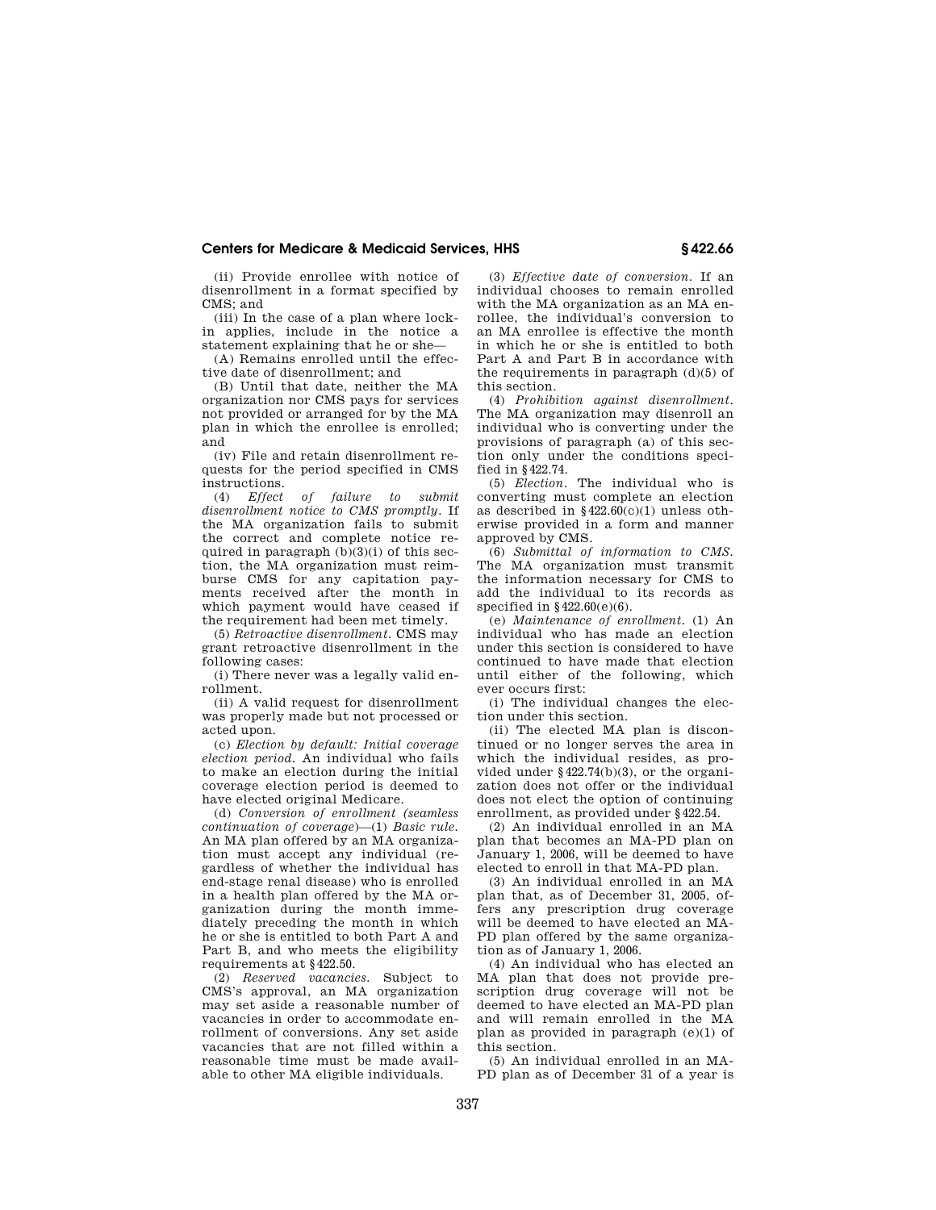(ii) Provide enrollee with notice of disenrollment in a format specified by CMS; and

(iii) In the case of a plan where lock-in applies, include in the notice a statement explaining that he or she—

(A) Remains enrolled until the effective date of disenrollment; and

(B) Until that date, neither the MA organization nor CMS pays for services not provided or arranged for by the MA plan in which the enrollee is enrolled; and

(iv) File and retain disenrollment requests for the period specified in CMS instructions.

(4) *Effect of failure to submit disenrollment notice to CMS promptly.* If the MA organization fails to submit the correct and complete notice required in paragraph (b)(3)(i) of this section, the MA organization must reimburse CMS for any capitation payments received after the month in which payment would have ceased if the requirement had been met timely.

(5) *Retroactive disenrollment.* CMS may grant retroactive disenrollment in the following cases:

(i) There never was a legally valid enrollment.

(ii) A valid request for disenrollment was properly made but not processed or acted upon.

(c) *Election by default: Initial coverage election period.* An individual who fails to make an election during the initial coverage election period is deemed to have elected original Medicare.

(d) *Conversion of enrollment (seamless continuation of coverage)*—(1) *Basic rule.* An MA plan offered by an MA organization must accept any individual (regardless of whether the individual has end-stage renal disease) who is enrolled in a health plan offered by the MA organization during the month immediately preceding the month in which he or she is entitled to both Part A and Part B, and who meets the eligibility requirements at §422.50.

(2) *Reserved vacancies.* Subject to CMS's approval, an MA organization may set aside a reasonable number of vacancies in order to accommodate enrollment of conversions. Any set aside vacancies that are not filled within a reasonable time must be made available to other MA eligible individuals.

(3) *Effective date of conversion.* If an individual chooses to remain enrolled with the MA organization as an MA enrollee, the individual's conversion to an MA enrollee is effective the month in which he or she is entitled to both Part A and Part B in accordance with the requirements in paragraph (d)(5) of this section.

(4) *Prohibition against disenrollment.* The MA organization may disenroll an individual who is converting under the provisions of paragraph (a) of this section only under the conditions specified in §422.74.

(5) *Election.* The individual who is converting must complete an election as described in §422.60(c)(1) unless otherwise provided in a form and manner approved by CMS.

(6) *Submittal of information to CMS.* The MA organization must transmit the information necessary for CMS to add the individual to its records as specified in §422.60(e)(6).

(e) *Maintenance of enrollment.* (1) An individual who has made an election under this section is considered to have continued to have made that election until either of the following, which ever occurs first:

(i) The individual changes the election under this section.

(ii) The elected MA plan is discontinued or no longer serves the area in which the individual resides, as provided under §422.74(b)(3), or the organization does not offer or the individual does not elect the option of continuing enrollment, as provided under §422.54.

(2) An individual enrolled in an MA plan that becomes an MA-PD plan on January 1, 2006, will be deemed to have elected to enroll in that MA-PD plan.

(3) An individual enrolled in an MA plan that, as of December 31, 2005, offers any prescription drug coverage will be deemed to have elected an MA-PD plan offered by the same organization as of January 1, 2006.

(4) An individual who has elected an MA plan that does not provide prescription drug coverage will not be deemed to have elected an MA-PD plan and will remain enrolled in the MA plan as provided in paragraph (e)(1) of this section.

(5) An individual enrolled in an MA-PD plan as of December 31 of a year is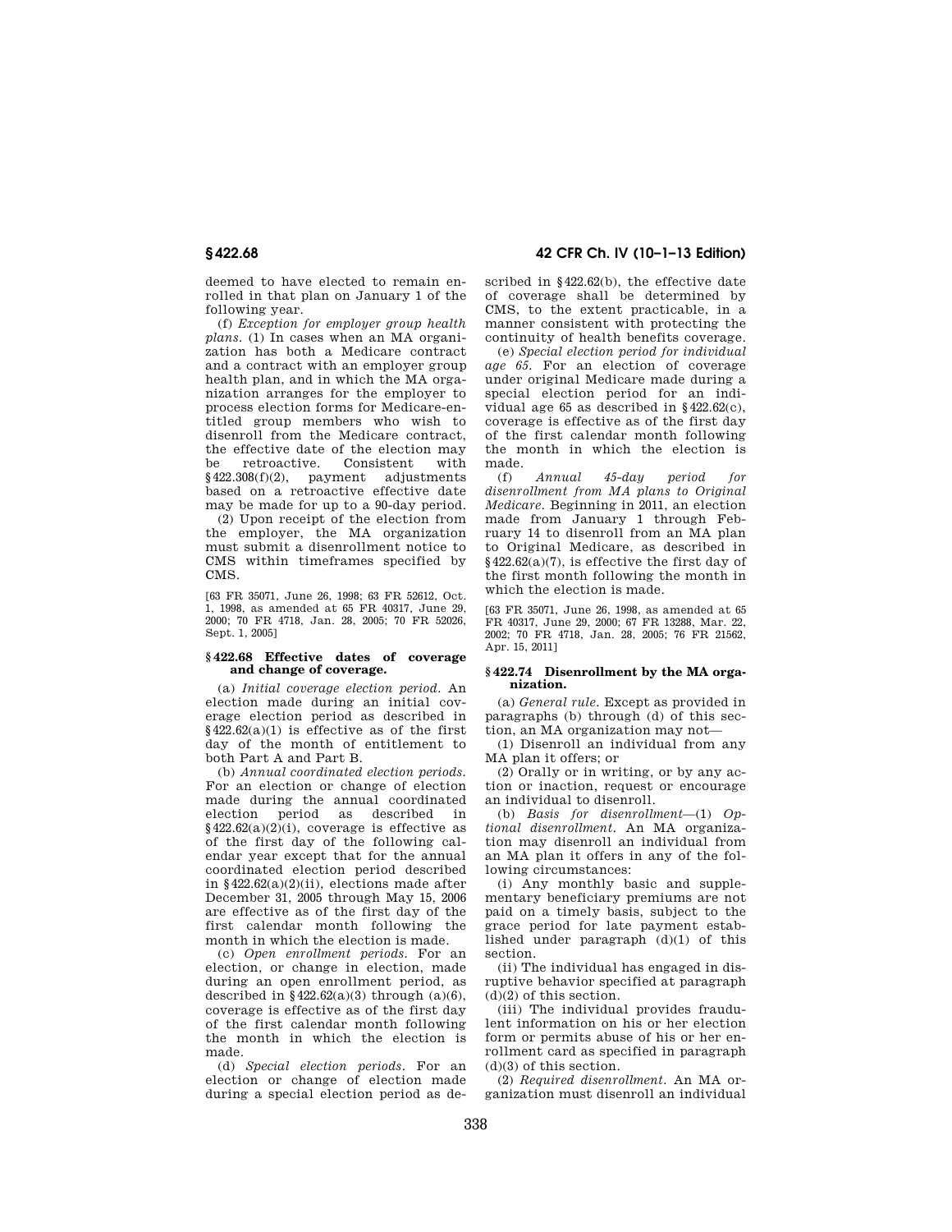deemed to have elected to remain enrolled in that plan on January 1 of the following year.

(f) *Exception for employer group health plans.* (1) In cases when an MA organization has both a Medicare contract and a contract with an employer group health plan, and in which the MA organization arranges for the employer to process election forms for Medicare-entitled group members who wish to disenroll from the Medicare contract, the effective date of the election may be retroactive. Consistent with §422.308(f)(2), payment adjustments based on a retroactive effective date may be made for up to a 90-day period.

(2) Upon receipt of the election from the employer, the MA organization must submit a disenrollment notice to CMS within timeframes specified by CMS.

[63 FR 35071, June 26, 1998; 63 FR 52612, Oct. 1, 1998, as amended at 65 FR 40317, June 29, 2000; 70 FR 4718, Jan. 28, 2005; 70 FR 52026, Sept. 1, 2005]

### §422.68 Effective dates of coverage and change of coverage.

(a) *Initial coverage election period.* An election made during an initial coverage election period as described in §422.62(a)(1) is effective as of the first day of the month of entitlement to both Part A and Part B.

(b) *Annual coordinated election periods.* For an election or change of election made during the annual coordinated election period as described in §422.62(a)(2)(i), coverage is effective as of the first day of the following calendar year except that for the annual coordinated election period described in §422.62(a)(2)(ii), elections made after December 31, 2005 through May 15, 2006 are effective as of the first day of the first calendar month following the month in which the election is made.

(c) *Open enrollment periods.* For an election, or change in election, made during an open enrollment period, as described in §422.62(a)(3) through (a)(6), coverage is effective as of the first day of the first calendar month following the month in which the election is made.

(d) *Special election periods.* For an election or change of election made during a special election period as described in §422.62(b), the effective date of coverage shall be determined by CMS, to the extent practicable, in a manner consistent with protecting the continuity of health benefits coverage.

(e) *Special election period for individual age 65.* For an election of coverage under original Medicare made during a special election period for an individual age 65 as described in §422.62(c), coverage is effective as of the first day of the first calendar month following the month in which the election is made.

(f) *Annual 45-day period for disenrollment from MA plans to Original Medicare.* Beginning in 2011, an election made from January 1 through February 14 to disenroll from an MA plan to Original Medicare, as described in §422.62(a)(7), is effective the first day of the first month following the month in which the election is made.

[63 FR 35071, June 26, 1998, as amended at 65 FR 40317, June 29, 2000; 67 FR 13288, Mar. 22, 2002; 70 FR 4718, Jan. 28, 2005; 76 FR 21562, Apr. 15, 2011]

### §422.74 Disenrollment by the MA organization.

(a) *General rule.* Except as provided in paragraphs (b) through (d) of this section, an MA organization may not—

(1) Disenroll an individual from any MA plan it offers; or

(2) Orally or in writing, or by any action or inaction, request or encourage an individual to disenroll.

(b) *Basis for disenrollment*—(1) *Optional disenrollment.* An MA organization may disenroll an individual from an MA plan it offers in any of the following circumstances:

(i) Any monthly basic and supplementary beneficiary premiums are not paid on a timely basis, subject to the grace period for late payment established under paragraph (d)(1) of this section.

(ii) The individual has engaged in disruptive behavior specified at paragraph (d)(2) of this section.

(iii) The individual provides fraudulent information on his or her election form or permits abuse of his or her enrollment card as specified in paragraph (d)(3) of this section.

(2) *Required disenrollment.* An MA organization must disenroll an individual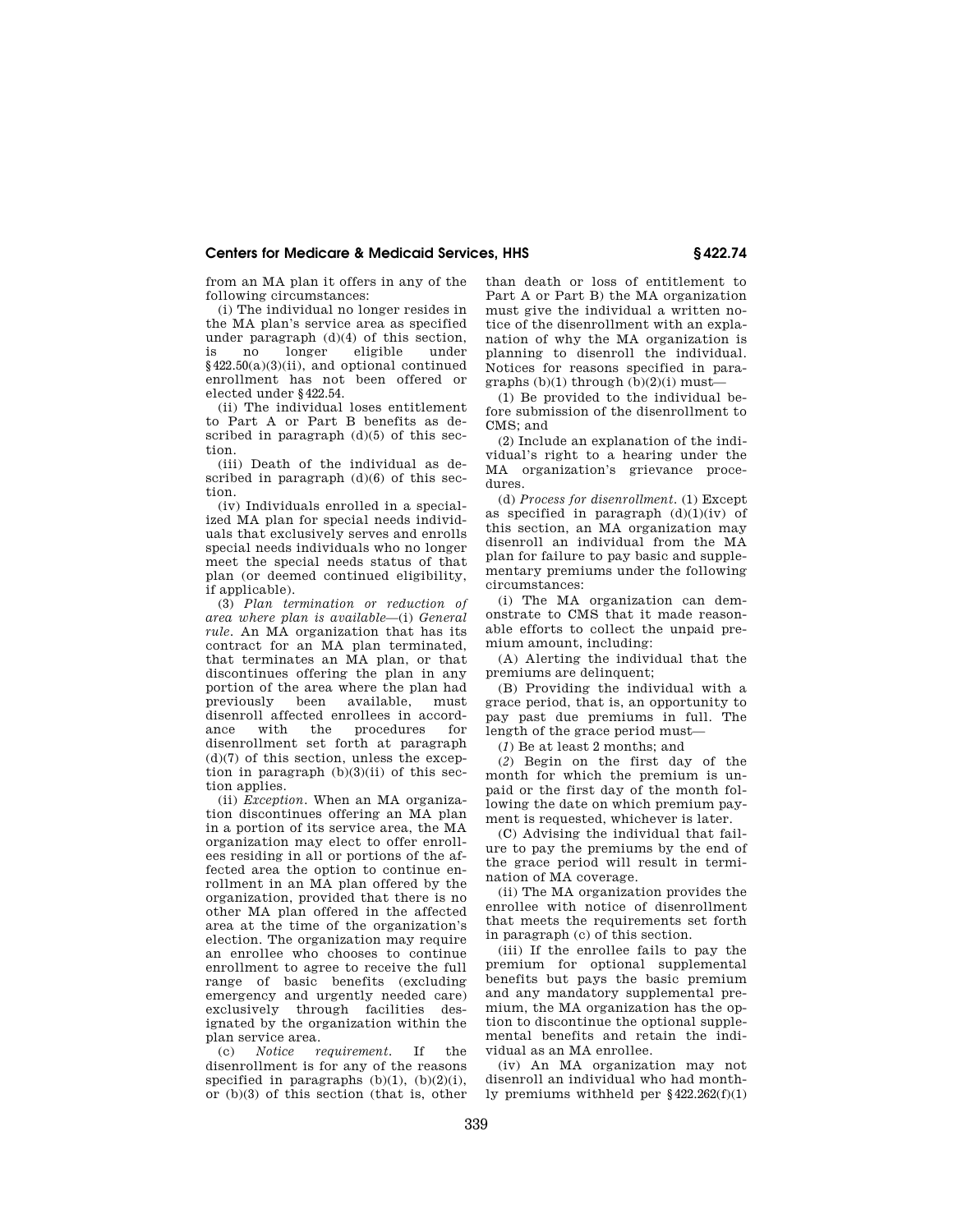from an MA plan it offers in any of the following circumstances:

(i) The individual no longer resides in the MA plan's service area as specified under paragraph (d)(4) of this section, is no longer eligible under §422.50(a)(3)(ii), and optional continued enrollment has not been offered or elected under §422.54.

(ii) The individual loses entitlement to Part A or Part B benefits as described in paragraph (d)(5) of this section.

(iii) Death of the individual as described in paragraph (d)(6) of this section.

(iv) Individuals enrolled in a specialized MA plan for special needs individuals that exclusively serves and enrolls special needs individuals who no longer meet the special needs status of that plan (or deemed continued eligibility, if applicable).

(3) *Plan termination or reduction of area where plan is available*—(i) *General rule*. An MA organization that has its contract for an MA plan terminated, that terminates an MA plan, or that discontinues offering the plan in any portion of the area where the plan had previously been available, must disenroll affected enrollees in accordance with the procedures for disenrollment set forth at paragraph (d)(7) of this section, unless the exception in paragraph (b)(3)(ii) of this section applies.

(ii) *Exception*. When an MA organization discontinues offering an MA plan in a portion of its service area, the MA organization may elect to offer enrollees residing in all or portions of the affected area the option to continue enrollment in an MA plan offered by the organization, provided that there is no other MA plan offered in the affected area at the time of the organization's election. The organization may require an enrollee who chooses to continue enrollment to agree to receive the full range of basic benefits (excluding emergency and urgently needed care) exclusively through facilities designated by the organization within the plan service area.

(c) *Notice requirement*. If the disenrollment is for any of the reasons specified in paragraphs (b)(1), (b)(2)(i), or (b)(3) of this section (that is, other than death or loss of entitlement to Part A or Part B) the MA organization must give the individual a written notice of the disenrollment with an explanation of why the MA organization is planning to disenroll the individual. Notices for reasons specified in paragraphs (b)(1) through (b)(2)(i) must—

(1) Be provided to the individual before submission of the disenrollment to CMS; and

(2) Include an explanation of the individual's right to a hearing under the MA organization's grievance procedures.

(d) *Process for disenrollment*. (1) Except as specified in paragraph (d)(1)(iv) of this section, an MA organization may disenroll an individual from the MA plan for failure to pay basic and supplementary premiums under the following circumstances:

(i) The MA organization can demonstrate to CMS that it made reasonable efforts to collect the unpaid premium amount, including:

(A) Alerting the individual that the premiums are delinquent;

(B) Providing the individual with a grace period, that is, an opportunity to pay past due premiums in full. The length of the grace period must—

(*1*) Be at least 2 months; and

(*2*) Begin on the first day of the month for which the premium is unpaid or the first day of the month following the date on which premium payment is requested, whichever is later.

(C) Advising the individual that failure to pay the premiums by the end of the grace period will result in termination of MA coverage.

(ii) The MA organization provides the enrollee with notice of disenrollment that meets the requirements set forth in paragraph (c) of this section.

(iii) If the enrollee fails to pay the premium for optional supplemental benefits but pays the basic premium and any mandatory supplemental premium, the MA organization has the option to discontinue the optional supplemental benefits and retain the individual as an MA enrollee.

(iv) An MA organization may not disenroll an individual who had monthly premiums withheld per §422.262(f)(1)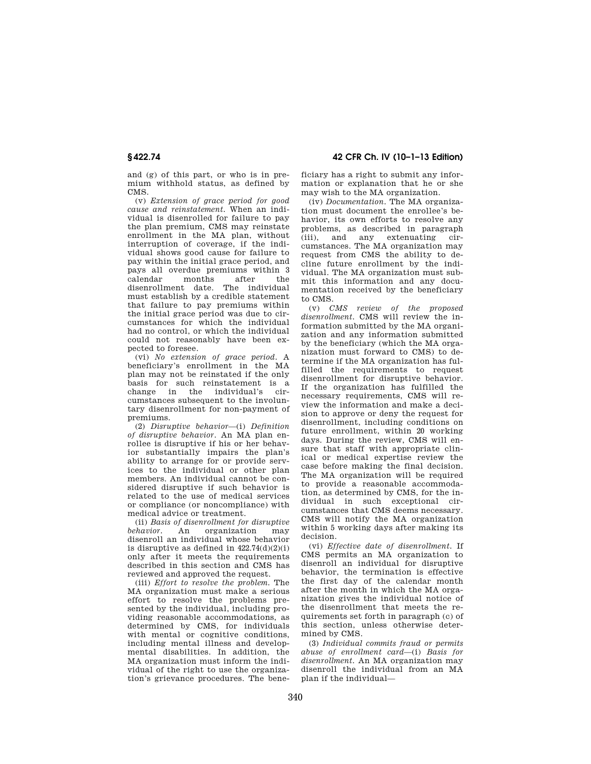and (g) of this part, or who is in premium withhold status, as defined by CMS.

(v) *Extension of grace period for good cause and reinstatement.* When an individual is disenrolled for failure to pay the plan premium, CMS may reinstate enrollment in the MA plan, without interruption of coverage, if the individual shows good cause for failure to pay within the initial grace period, and pays all overdue premiums within 3 calendar months after the disenrollment date. The individual must establish by a credible statement that failure to pay premiums within the initial grace period was due to circumstances for which the individual had no control, or which the individual could not reasonably have been expected to foresee.

(vi) *No extension of grace period.* A beneficiary's enrollment in the MA plan may not be reinstated if the only basis for such reinstatement is a change in the individual's circumstances subsequent to the involuntary disenrollment for non-payment of premiums.

(2) *Disruptive behavior*—(i) *Definition of disruptive behavior.* An MA plan enrollee is disruptive if his or her behavior substantially impairs the plan's ability to arrange for or provide services to the individual or other plan members. An individual cannot be considered disruptive if such behavior is related to the use of medical services or compliance (or noncompliance) with medical advice or treatment.

(ii) *Basis of disenrollment for disruptive behavior.* An organization may disenroll an individual whose behavior is disruptive as defined in 422.74(d)(2)(i) only after it meets the requirements described in this section and CMS has reviewed and approved the request.

(iii) *Effort to resolve the problem.* The MA organization must make a serious effort to resolve the problems presented by the individual, including providing reasonable accommodations, as determined by CMS, for individuals with mental or cognitive conditions, including mental illness and developmental disabilities. In addition, the MA organization must inform the individual of the right to use the organization's grievance procedures. The beneficiary has a right to submit any information or explanation that he or she may wish to the MA organization.

(iv) *Documentation.* The MA organization must document the enrollee's behavior, its own efforts to resolve any problems, as described in paragraph (iii), and any extenuating circumstances. The MA organization may request from CMS the ability to decline future enrollment by the individual. The MA organization must submit this information and any documentation received by the beneficiary to CMS.

(v) *CMS review of the proposed disenrollment.* CMS will review the information submitted by the MA organization and any information submitted by the beneficiary (which the MA organization must forward to CMS) to determine if the MA organization has fulfilled the requirements to request disenrollment for disruptive behavior. If the organization has fulfilled the necessary requirements, CMS will review the information and make a decision to approve or deny the request for disenrollment, including conditions on future enrollment, within 20 working days. During the review, CMS will ensure that staff with appropriate clinical or medical expertise review the case before making the final decision. The MA organization will be required to provide a reasonable accommodation, as determined by CMS, for the individual in such exceptional circumstances that CMS deems necessary. CMS will notify the MA organization within 5 working days after making its decision.

(vi) *Effective date of disenrollment.* If CMS permits an MA organization to disenroll an individual for disruptive behavior, the termination is effective the first day of the calendar month after the month in which the MA organization gives the individual notice of the disenrollment that meets the requirements set forth in paragraph (c) of this section, unless otherwise determined by CMS.

(3) *Individual commits fraud or permits abuse of enrollment card*—(i) *Basis for disenrollment.* An MA organization may disenroll the individual from an MA plan if the individual—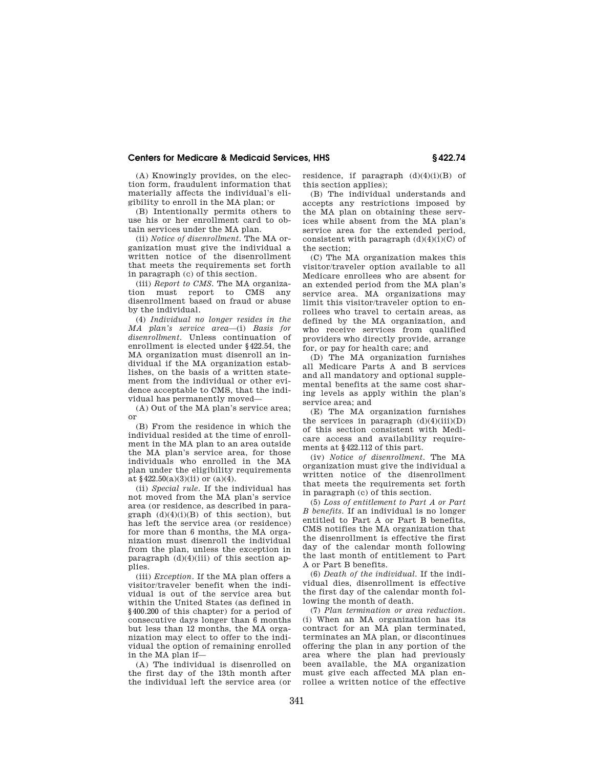(A) Knowingly provides, on the election form, fraudulent information that materially affects the individual's eligibility to enroll in the MA plan; or

(B) Intentionally permits others to use his or her enrollment card to obtain services under the MA plan.

(ii) *Notice of disenrollment.* The MA organization must give the individual a written notice of the disenrollment that meets the requirements set forth in paragraph (c) of this section.

(iii) *Report to CMS.* The MA organization must report to CMS any disenrollment based on fraud or abuse by the individual.

(4) *Individual no longer resides in the MA plan's service area*—(i) *Basis for disenrollment.* Unless continuation of enrollment is elected under §422.54, the MA organization must disenroll an individual if the MA organization establishes, on the basis of a written statement from the individual or other evidence acceptable to CMS, that the individual has permanently moved—

(A) Out of the MA plan's service area; or

(B) From the residence in which the individual resided at the time of enrollment in the MA plan to an area outside the MA plan's service area, for those individuals who enrolled in the MA plan under the eligibility requirements at §422.50(a)(3)(ii) or (a)(4).

(ii) *Special rule.* If the individual has not moved from the MA plan's service area (or residence, as described in paragraph (d)(4)(i)(B) of this section), but has left the service area (or residence) for more than 6 months, the MA organization must disenroll the individual from the plan, unless the exception in paragraph (d)(4)(iii) of this section applies.

(iii) *Exception.* If the MA plan offers a visitor/traveler benefit when the individual is out of the service area but within the United States (as defined in §400.200 of this chapter) for a period of consecutive days longer than 6 months but less than 12 months, the MA organization may elect to offer to the individual the option of remaining enrolled in the MA plan if—

(A) The individual is disenrolled on the first day of the 13th month after the individual left the service area (or residence, if paragraph (d)(4)(i)(B) of this section applies);

(B) The individual understands and accepts any restrictions imposed by the MA plan on obtaining these services while absent from the MA plan's service area for the extended period, consistent with paragraph (d)(4)(i)(C) of the section;

(C) The MA organization makes this visitor/traveler option available to all Medicare enrollees who are absent for an extended period from the MA plan's service area. MA organizations may limit this visitor/traveler option to enrollees who travel to certain areas, as defined by the MA organization, and who receive services from qualified providers who directly provide, arrange for, or pay for health care; and

(D) The MA organization furnishes all Medicare Parts A and B services and all mandatory and optional supplemental benefits at the same cost sharing levels as apply within the plan's service area; and

(E) The MA organization furnishes the services in paragraph (d)(4)(iii)(D) of this section consistent with Medicare access and availability requirements at §422.112 of this part.

(iv) *Notice of disenrollment.* The MA organization must give the individual a written notice of the disenrollment that meets the requirements set forth in paragraph (c) of this section.

(5) *Loss of entitlement to Part A or Part B benefits.* If an individual is no longer entitled to Part A or Part B benefits, CMS notifies the MA organization that the disenrollment is effective the first day of the calendar month following the last month of entitlement to Part A or Part B benefits.

(6) *Death of the individual.* If the individual dies, disenrollment is effective the first day of the calendar month following the month of death.

(7) *Plan termination or area reduction.* (i) When an MA organization has its contract for an MA plan terminated, terminates an MA plan, or discontinues offering the plan in any portion of the area where the plan had previously been available, the MA organization must give each affected MA plan enrollee a written notice of the effective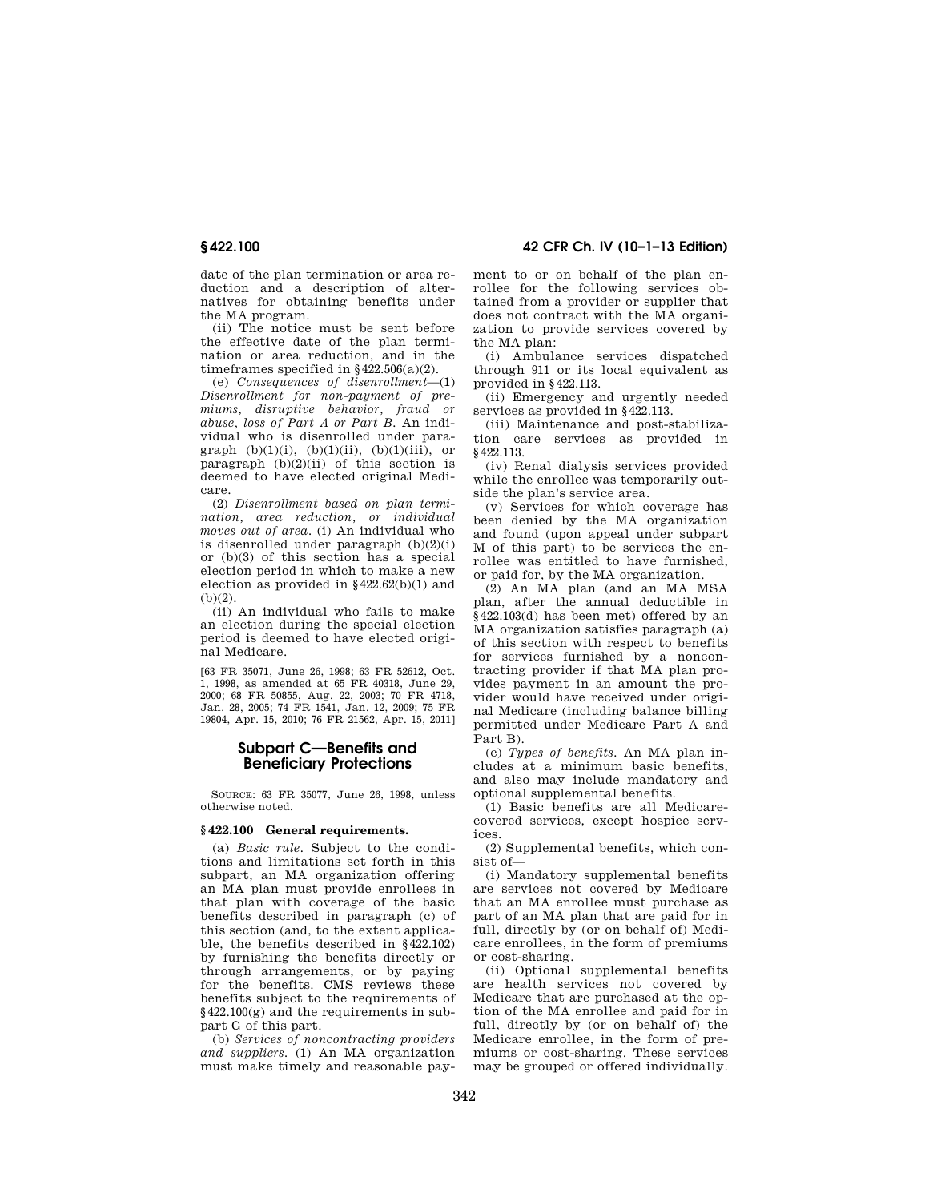date of the plan termination or area reduction and a description of alternatives for obtaining benefits under the MA program.

(ii) The notice must be sent before the effective date of the plan termination or area reduction, and in the timeframes specified in §422.506(a)(2).

(e) *Consequences of disenrollment*—(1) *Disenrollment for non-payment of premiums, disruptive behavior, fraud or abuse, loss of Part A or Part B.* An individual who is disenrolled under paragraph (b)(1)(i), (b)(1)(ii), (b)(1)(iii), or paragraph (b)(2)(ii) of this section is deemed to have elected original Medicare.

(2) *Disenrollment based on plan termination, area reduction, or individual moves out of area.* (i) An individual who is disenrolled under paragraph (b)(2)(i) or (b)(3) of this section has a special election period in which to make a new election as provided in §422.62(b)(1) and (b)(2).

(ii) An individual who fails to make an election during the special election period is deemed to have elected original Medicare.

[63 FR 35071, June 26, 1998; 63 FR 52612, Oct. 1, 1998, as amended at 65 FR 40318, June 29, 2000; 68 FR 50855, Aug. 22, 2003; 70 FR 4718, Jan. 28, 2005; 74 FR 1541, Jan. 12, 2009; 75 FR 19804, Apr. 15, 2010; 76 FR 21562, Apr. 15, 2011]

## Subpart C—Benefits and Beneficiary Protections

SOURCE: 63 FR 35077, June 26, 1998, unless otherwise noted.

### §422.100 General requirements.

(a) *Basic rule.* Subject to the conditions and limitations set forth in this subpart, an MA organization offering an MA plan must provide enrollees in that plan with coverage of the basic benefits described in paragraph (c) of this section (and, to the extent applicable, the benefits described in §422.102) by furnishing the benefits directly or through arrangements, or by paying for the benefits. CMS reviews these benefits subject to the requirements of §422.100(g) and the requirements in subpart G of this part.

(b) *Services of noncontracting providers and suppliers.* (1) An MA organization must make timely and reasonable payment to or on behalf of the plan enrollee for the following services obtained from a provider or supplier that does not contract with the MA organization to provide services covered by the MA plan:

(i) Ambulance services dispatched through 911 or its local equivalent as provided in §422.113.

(ii) Emergency and urgently needed services as provided in §422.113.

(iii) Maintenance and post-stabilization care services as provided in §422.113.

(iv) Renal dialysis services provided while the enrollee was temporarily outside the plan's service area.

(v) Services for which coverage has been denied by the MA organization and found (upon appeal under subpart M of this part) to be services the enrollee was entitled to have furnished, or paid for, by the MA organization.

(2) An MA plan (and an MA MSA plan, after the annual deductible in §422.103(d) has been met) offered by an MA organization satisfies paragraph (a) of this section with respect to benefits for services furnished by a noncontracting provider if that MA plan provides payment in an amount the provider would have received under original Medicare (including balance billing permitted under Medicare Part A and Part B).

(c) *Types of benefits.* An MA plan includes at a minimum basic benefits, and also may include mandatory and optional supplemental benefits.

(1) Basic benefits are all Medicare-covered services, except hospice services.

(2) Supplemental benefits, which consist of—

(i) Mandatory supplemental benefits are services not covered by Medicare that an MA enrollee must purchase as part of an MA plan that are paid for in full, directly by (or on behalf of) Medicare enrollees, in the form of premiums or cost-sharing.

(ii) Optional supplemental benefits are health services not covered by Medicare that are purchased at the option of the MA enrollee and paid for in full, directly by (or on behalf of) the Medicare enrollee, in the form of premiums or cost-sharing. These services may be grouped or offered individually.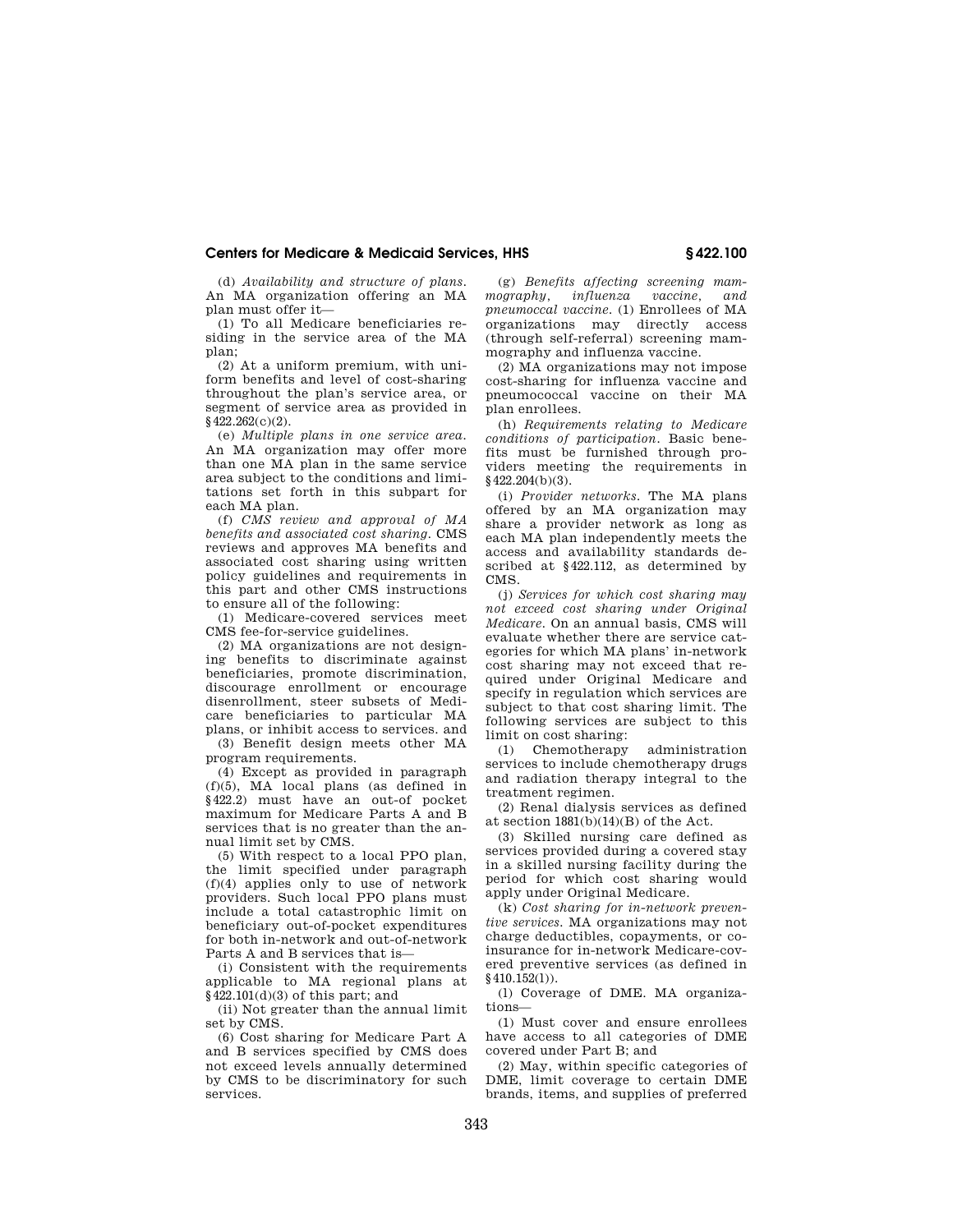(d) *Availability and structure of plans.* An MA organization offering an MA plan must offer it—

(1) To all Medicare beneficiaries residing in the service area of the MA plan;

(2) At a uniform premium, with uniform benefits and level of cost-sharing throughout the plan's service area, or segment of service area as provided in §422.262(c)(2).

(e) *Multiple plans in one service area.* An MA organization may offer more than one MA plan in the same service area subject to the conditions and limitations set forth in this subpart for each MA plan.

(f) *CMS review and approval of MA benefits and associated cost sharing.* CMS reviews and approves MA benefits and associated cost sharing using written policy guidelines and requirements in this part and other CMS instructions to ensure all of the following:

(1) Medicare-covered services meet CMS fee-for-service guidelines.

(2) MA organizations are not designing benefits to discriminate against beneficiaries, promote discrimination, discourage enrollment or encourage disenrollment, steer subsets of Medicare beneficiaries to particular MA plans, or inhibit access to services. and

(3) Benefit design meets other MA program requirements.

(4) Except as provided in paragraph (f)(5), MA local plans (as defined in §422.2) must have an out-of pocket maximum for Medicare Parts A and B services that is no greater than the annual limit set by CMS.

(5) With respect to a local PPO plan, the limit specified under paragraph (f)(4) applies only to use of network providers. Such local PPO plans must include a total catastrophic limit on beneficiary out-of-pocket expenditures for both in-network and out-of-network Parts A and B services that is—

(i) Consistent with the requirements applicable to MA regional plans at §422.101(d)(3) of this part; and

(ii) Not greater than the annual limit set by CMS.

(6) Cost sharing for Medicare Part A and B services specified by CMS does not exceed levels annually determined by CMS to be discriminatory for such services.

(g) *Benefits affecting screening mammography, influenza vaccine, and pneumoccal vaccine.* (1) Enrollees of MA organizations may directly access (through self-referral) screening mammography and influenza vaccine.

(2) MA organizations may not impose cost-sharing for influenza vaccine and pneumococcal vaccine on their MA plan enrollees.

(h) *Requirements relating to Medicare conditions of participation.* Basic benefits must be furnished through providers meeting the requirements in §422.204(b)(3).

(i) *Provider networks.* The MA plans offered by an MA organization may share a provider network as long as each MA plan independently meets the access and availability standards described at §422.112, as determined by CMS.

(j) *Services for which cost sharing may not exceed cost sharing under Original Medicare.* On an annual basis, CMS will evaluate whether there are service categories for which MA plans' in-network cost sharing may not exceed that required under Original Medicare and specify in regulation which services are subject to that cost sharing limit. The following services are subject to this limit on cost sharing:

(1) Chemotherapy administration services to include chemotherapy drugs and radiation therapy integral to the treatment regimen.

(2) Renal dialysis services as defined at section 1881(b)(14)(B) of the Act.

(3) Skilled nursing care defined as services provided during a covered stay in a skilled nursing facility during the period for which cost sharing would apply under Original Medicare.

(k) *Cost sharing for in-network preventive services.* MA organizations may not charge deductibles, copayments, or coinsurance for in-network Medicare-covered preventive services (as defined in §410.152(l)).

(l) Coverage of DME. MA organizations—

(1) Must cover and ensure enrollees have access to all categories of DME covered under Part B; and

(2) May, within specific categories of DME, limit coverage to certain DME brands, items, and supplies of preferred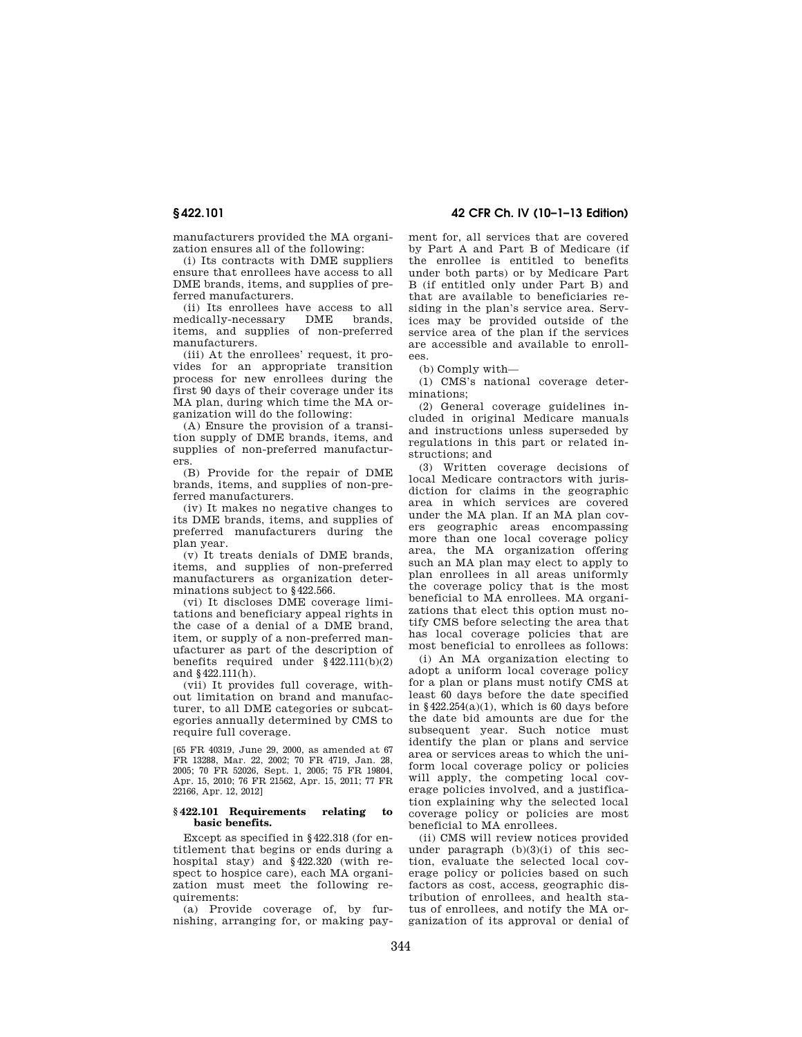manufacturers provided the MA organization ensures all of the following:

(i) Its contracts with DME suppliers ensure that enrollees have access to all DME brands, items, and supplies of preferred manufacturers.

(ii) Its enrollees have access to all medically-necessary DME brands, items, and supplies of non-preferred manufacturers.

(iii) At the enrollees' request, it provides for an appropriate transition process for new enrollees during the first 90 days of their coverage under its MA plan, during which time the MA organization will do the following:

(A) Ensure the provision of a transition supply of DME brands, items, and supplies of non-preferred manufacturers.

(B) Provide for the repair of DME brands, items, and supplies of non-preferred manufacturers.

(iv) It makes no negative changes to its DME brands, items, and supplies of preferred manufacturers during the plan year.

(v) It treats denials of DME brands, items, and supplies of non-preferred manufacturers as organization determinations subject to §422.566.

(vi) It discloses DME coverage limitations and beneficiary appeal rights in the case of a denial of a DME brand, item, or supply of a non-preferred manufacturer as part of the description of benefits required under §422.111(b)(2) and §422.111(h).

(vii) It provides full coverage, without limitation on brand and manufacturer, to all DME categories or subcategories annually determined by CMS to require full coverage.

[65 FR 40319, June 29, 2000, as amended at 67 FR 13288, Mar. 22, 2002; 70 FR 4719, Jan. 28, 2005; 70 FR 52026, Sept. 1, 2005; 75 FR 19804, Apr. 15, 2010; 76 FR 21562, Apr. 15, 2011; 77 FR 22166, Apr. 12, 2012]

### §422.101 Requirements relating to basic benefits.

Except as specified in §422.318 (for entitlement that begins or ends during a hospital stay) and §422.320 (with respect to hospice care), each MA organization must meet the following requirements:

(a) Provide coverage of, by furnishing, arranging for, or making payment for, all services that are covered by Part A and Part B of Medicare (if the enrollee is entitled to benefits under both parts) or by Medicare Part B (if entitled only under Part B) and that are available to beneficiaries residing in the plan's service area. Services may be provided outside of the service area of the plan if the services are accessible and available to enrollees.

(b) Comply with—

(1) CMS's national coverage determinations;

(2) General coverage guidelines included in original Medicare manuals and instructions unless superseded by regulations in this part or related instructions; and

(3) Written coverage decisions of local Medicare contractors with jurisdiction for claims in the geographic area in which services are covered under the MA plan. If an MA plan covers geographic areas encompassing more than one local coverage policy area, the MA organization offering such an MA plan may elect to apply to plan enrollees in all areas uniformly the coverage policy that is the most beneficial to MA enrollees. MA organizations that elect this option must notify CMS before selecting the area that has local coverage policies that are most beneficial to enrollees as follows:

(i) An MA organization electing to adopt a uniform local coverage policy for a plan or plans must notify CMS at least 60 days before the date specified in §422.254(a)(1), which is 60 days before the date bid amounts are due for the subsequent year. Such notice must identify the plan or plans and service area or services areas to which the uniform local coverage policy or policies will apply, the competing local coverage policies involved, and a justification explaining why the selected local coverage policy or policies are most beneficial to MA enrollees.

(ii) CMS will review notices provided under paragraph (b)(3)(i) of this section, evaluate the selected local coverage policy or policies based on such factors as cost, access, geographic distribution of enrollees, and health status of enrollees, and notify the MA organization of its approval or denial of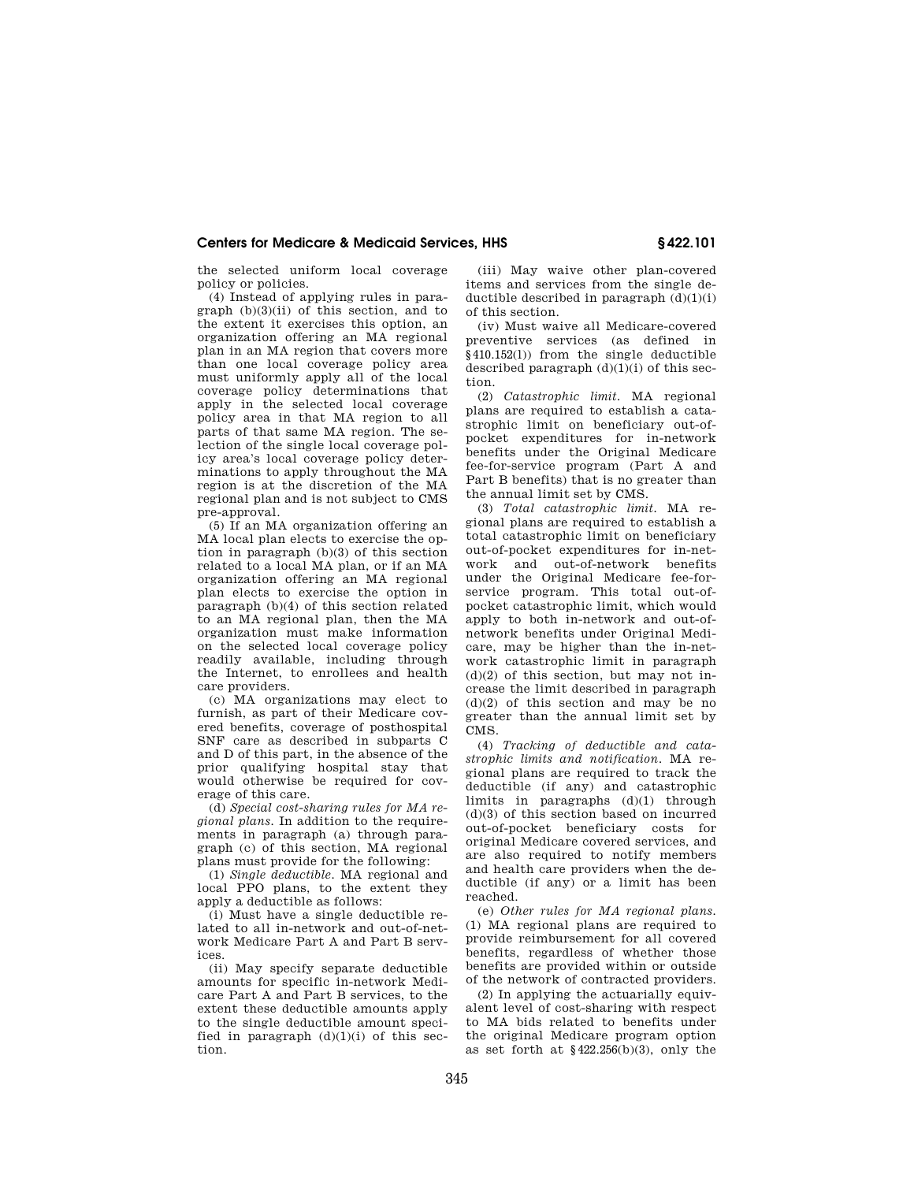the selected uniform local coverage policy or policies.

(4) Instead of applying rules in paragraph (b)(3)(ii) of this section, and to the extent it exercises this option, an organization offering an MA regional plan in an MA region that covers more than one local coverage policy area must uniformly apply all of the local coverage policy determinations that apply in the selected local coverage policy area in that MA region to all parts of that same MA region. The selection of the single local coverage policy area's local coverage policy determinations to apply throughout the MA region is at the discretion of the MA regional plan and is not subject to CMS pre-approval.

(5) If an MA organization offering an MA local plan elects to exercise the option in paragraph (b)(3) of this section related to a local MA plan, or if an MA organization offering an MA regional plan elects to exercise the option in paragraph (b)(4) of this section related to an MA regional plan, then the MA organization must make information on the selected local coverage policy readily available, including through the Internet, to enrollees and health care providers.

(c) MA organizations may elect to furnish, as part of their Medicare covered benefits, coverage of posthospital SNF care as described in subparts C and D of this part, in the absence of the prior qualifying hospital stay that would otherwise be required for coverage of this care.

(d) *Special cost-sharing rules for MA regional plans.* In addition to the requirements in paragraph (a) through paragraph (c) of this section, MA regional plans must provide for the following:

(1) *Single deductible.* MA regional and local PPO plans, to the extent they apply a deductible as follows:

(i) Must have a single deductible related to all in-network and out-of-network Medicare Part A and Part B services.

(ii) May specify separate deductible amounts for specific in-network Medicare Part A and Part B services, to the extent these deductible amounts apply to the single deductible amount specified in paragraph (d)(1)(i) of this section.

(iii) May waive other plan-covered items and services from the single deductible described in paragraph (d)(1)(i) of this section.

(iv) Must waive all Medicare-covered preventive services (as defined in §410.152(l)) from the single deductible described paragraph (d)(1)(i) of this section.

(2) *Catastrophic limit.* MA regional plans are required to establish a catastrophic limit on beneficiary out-of-pocket expenditures for in-network benefits under the Original Medicare fee-for-service program (Part A and Part B benefits) that is no greater than the annual limit set by CMS.

(3) *Total catastrophic limit.* MA regional plans are required to establish a total catastrophic limit on beneficiary out-of-pocket expenditures for in-network and out-of-network benefits under the Original Medicare fee-for-service program. This total out-of-pocket catastrophic limit, which would apply to both in-network and out-of-network benefits under Original Medicare, may be higher than the in-network catastrophic limit in paragraph (d)(2) of this section, but may not increase the limit described in paragraph (d)(2) of this section and may be no greater than the annual limit set by CMS.

(4) *Tracking of deductible and catastrophic limits and notification.* MA regional plans are required to track the deductible (if any) and catastrophic limits in paragraphs (d)(1) through (d)(3) of this section based on incurred out-of-pocket beneficiary costs for original Medicare covered services, and are also required to notify members and health care providers when the deductible (if any) or a limit has been reached.

(e) *Other rules for MA regional plans.* (1) MA regional plans are required to provide reimbursement for all covered benefits, regardless of whether those benefits are provided within or outside of the network of contracted providers.

(2) In applying the actuarially equivalent level of cost-sharing with respect to MA bids related to benefits under the original Medicare program option as set forth at §422.256(b)(3), only the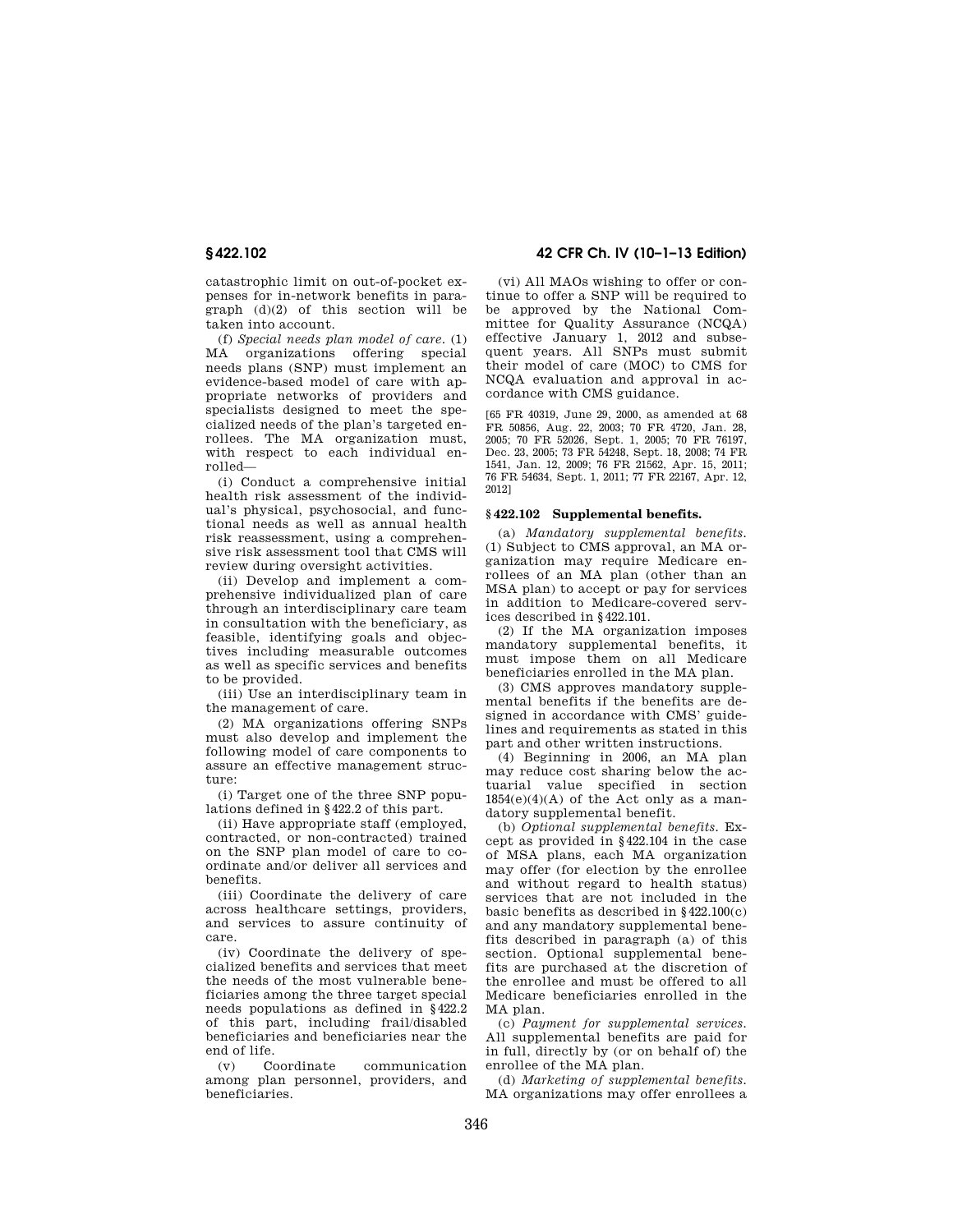catastrophic limit on out-of-pocket expenses for in-network benefits in paragraph (d)(2) of this section will be taken into account.

(f) *Special needs plan model of care.* (1) MA organizations offering special needs plans (SNP) must implement an evidence-based model of care with appropriate networks of providers and specialists designed to meet the specialized needs of the plan's targeted enrollees. The MA organization must, with respect to each individual enrolled—

(i) Conduct a comprehensive initial health risk assessment of the individual's physical, psychosocial, and functional needs as well as annual health risk reassessment, using a comprehensive risk assessment tool that CMS will review during oversight activities.

(ii) Develop and implement a comprehensive individualized plan of care through an interdisciplinary care team in consultation with the beneficiary, as feasible, identifying goals and objectives including measurable outcomes as well as specific services and benefits to be provided.

(iii) Use an interdisciplinary team in the management of care.

(2) MA organizations offering SNPs must also develop and implement the following model of care components to assure an effective management structure:

(i) Target one of the three SNP populations defined in §422.2 of this part.

(ii) Have appropriate staff (employed, contracted, or non-contracted) trained on the SNP plan model of care to coordinate and/or deliver all services and benefits.

(iii) Coordinate the delivery of care across healthcare settings, providers, and services to assure continuity of care.

(iv) Coordinate the delivery of specialized benefits and services that meet the needs of the most vulnerable beneficiaries among the three target special needs populations as defined in §422.2 of this part, including frail/disabled beneficiaries and beneficiaries near the end of life.

(v) Coordinate communication among plan personnel, providers, and beneficiaries.

(vi) All MAOs wishing to offer or continue to offer a SNP will be required to be approved by the National Committee for Quality Assurance (NCQA) effective January 1, 2012 and subsequent years. All SNPs must submit their model of care (MOC) to CMS for NCQA evaluation and approval in accordance with CMS guidance.

[65 FR 40319, June 29, 2000, as amended at 68 FR 50856, Aug. 22, 2003; 70 FR 4720, Jan. 28, 2005; 70 FR 52026, Sept. 1, 2005; 70 FR 76197, Dec. 23, 2005; 73 FR 54248, Sept. 18, 2008; 74 FR 1541, Jan. 12, 2009; 76 FR 21562, Apr. 15, 2011; 76 FR 54634, Sept. 1, 2011; 77 FR 22167, Apr. 12, 2012]

## §422.102 Supplemental benefits.

(a) *Mandatory supplemental benefits.* (1) Subject to CMS approval, an MA organization may require Medicare enrollees of an MA plan (other than an MSA plan) to accept or pay for services in addition to Medicare-covered services described in §422.101.

(2) If the MA organization imposes mandatory supplemental benefits, it must impose them on all Medicare beneficiaries enrolled in the MA plan.

(3) CMS approves mandatory supplemental benefits if the benefits are designed in accordance with CMS' guidelines and requirements as stated in this part and other written instructions.

(4) Beginning in 2006, an MA plan may reduce cost sharing below the actuarial value specified in section 1854(e)(4)(A) of the Act only as a mandatory supplemental benefit.

(b) *Optional supplemental benefits.* Except as provided in §422.104 in the case of MSA plans, each MA organization may offer (for election by the enrollee and without regard to health status) services that are not included in the basic benefits as described in §422.100(c) and any mandatory supplemental benefits described in paragraph (a) of this section. Optional supplemental benefits are purchased at the discretion of the enrollee and must be offered to all Medicare beneficiaries enrolled in the MA plan.

(c) *Payment for supplemental services.* All supplemental benefits are paid for in full, directly by (or on behalf of) the enrollee of the MA plan.

(d) *Marketing of supplemental benefits.* MA organizations may offer enrollees a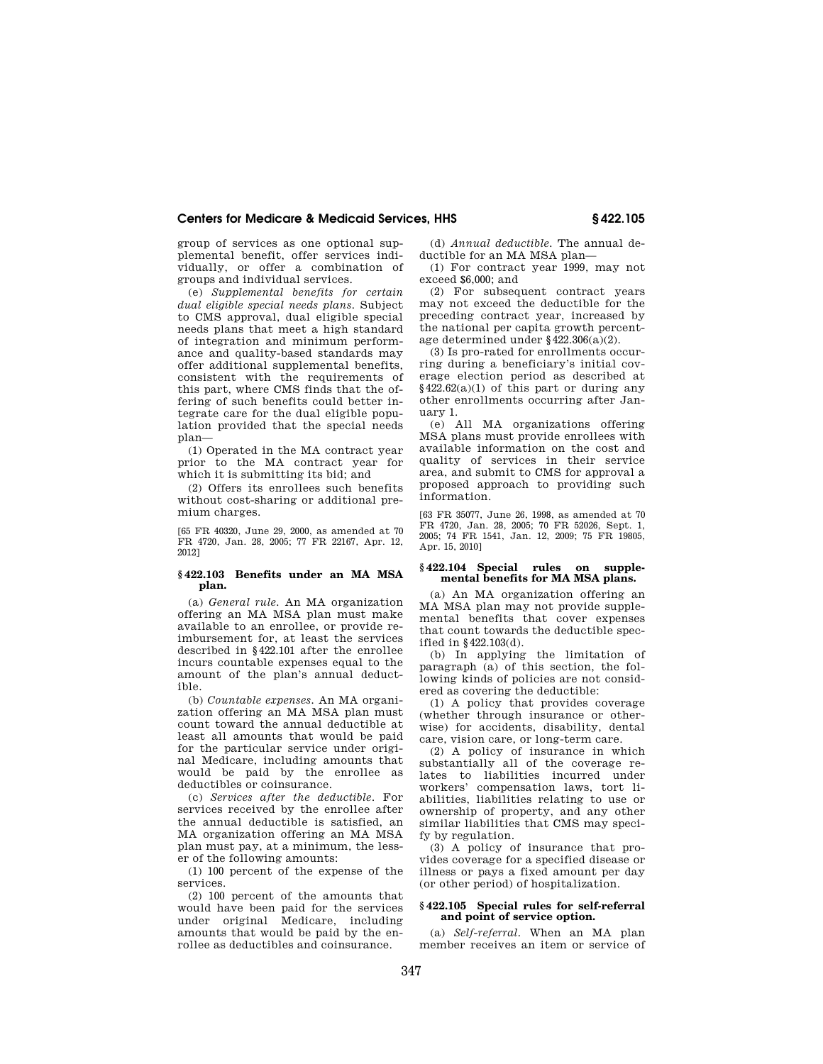group of services as one optional supplemental benefit, offer services individually, or offer a combination of groups and individual services.

(e) *Supplemental benefits for certain dual eligible special needs plans.* Subject to CMS approval, dual eligible special needs plans that meet a high standard of integration and minimum performance and quality-based standards may offer additional supplemental benefits, consistent with the requirements of this part, where CMS finds that the offering of such benefits could better integrate care for the dual eligible population provided that the special needs plan—

(1) Operated in the MA contract year prior to the MA contract year for which it is submitting its bid; and

(2) Offers its enrollees such benefits without cost-sharing or additional premium charges.

[65 FR 40320, June 29, 2000, as amended at 70 FR 4720, Jan. 28, 2005; 77 FR 22167, Apr. 12, 2012]

### § 422.103 Benefits under an MA MSA plan.

(a) *General rule.* An MA organization offering an MA MSA plan must make available to an enrollee, or provide reimbursement for, at least the services described in § 422.101 after the enrollee incurs countable expenses equal to the amount of the plan's annual deductible.

(b) *Countable expenses.* An MA organization offering an MA MSA plan must count toward the annual deductible at least all amounts that would be paid for the particular service under original Medicare, including amounts that would be paid by the enrollee as deductibles or coinsurance.

(c) *Services after the deductible.* For services received by the enrollee after the annual deductible is satisfied, an MA organization offering an MA MSA plan must pay, at a minimum, the lesser of the following amounts:

(1) 100 percent of the expense of the services.

(2) 100 percent of the amounts that would have been paid for the services under original Medicare, including amounts that would be paid by the enrollee as deductibles and coinsurance.

(d) *Annual deductible.* The annual deductible for an MA MSA plan—

(1) For contract year 1999, may not exceed $6,000; and

(2) For subsequent contract years may not exceed the deductible for the preceding contract year, increased by the national per capita growth percentage determined under § 422.306(a)(2).

(3) Is pro-rated for enrollments occurring during a beneficiary's initial coverage election period as described at § 422.62(a)(1) of this part or during any other enrollments occurring after January 1.

(e) All MA organizations offering MSA plans must provide enrollees with available information on the cost and quality of services in their service area, and submit to CMS for approval a proposed approach to providing such information.

[63 FR 35077, June 26, 1998, as amended at 70 FR 4720, Jan. 28, 2005; 70 FR 52026, Sept. 1, 2005; 74 FR 1541, Jan. 12, 2009; 75 FR 19805, Apr. 15, 2010]

### § 422.104 Special rules on supplemental benefits for MA MSA plans.

(a) An MA organization offering an MA MSA plan may not provide supplemental benefits that cover expenses that count towards the deductible specified in § 422.103(d).

(b) In applying the limitation of paragraph (a) of this section, the following kinds of policies are not considered as covering the deductible:

(1) A policy that provides coverage (whether through insurance or otherwise) for accidents, disability, dental care, vision care, or long-term care.

(2) A policy of insurance in which substantially all of the coverage relates to liabilities incurred under workers' compensation laws, tort liabilities, liabilities relating to use or ownership of property, and any other similar liabilities that CMS may specify by regulation.

(3) A policy of insurance that provides coverage for a specified disease or illness or pays a fixed amount per day (or other period) of hospitalization.

### § 422.105 Special rules for self-referral and point of service option.

(a) *Self-referral.* When an MA plan member receives an item or service of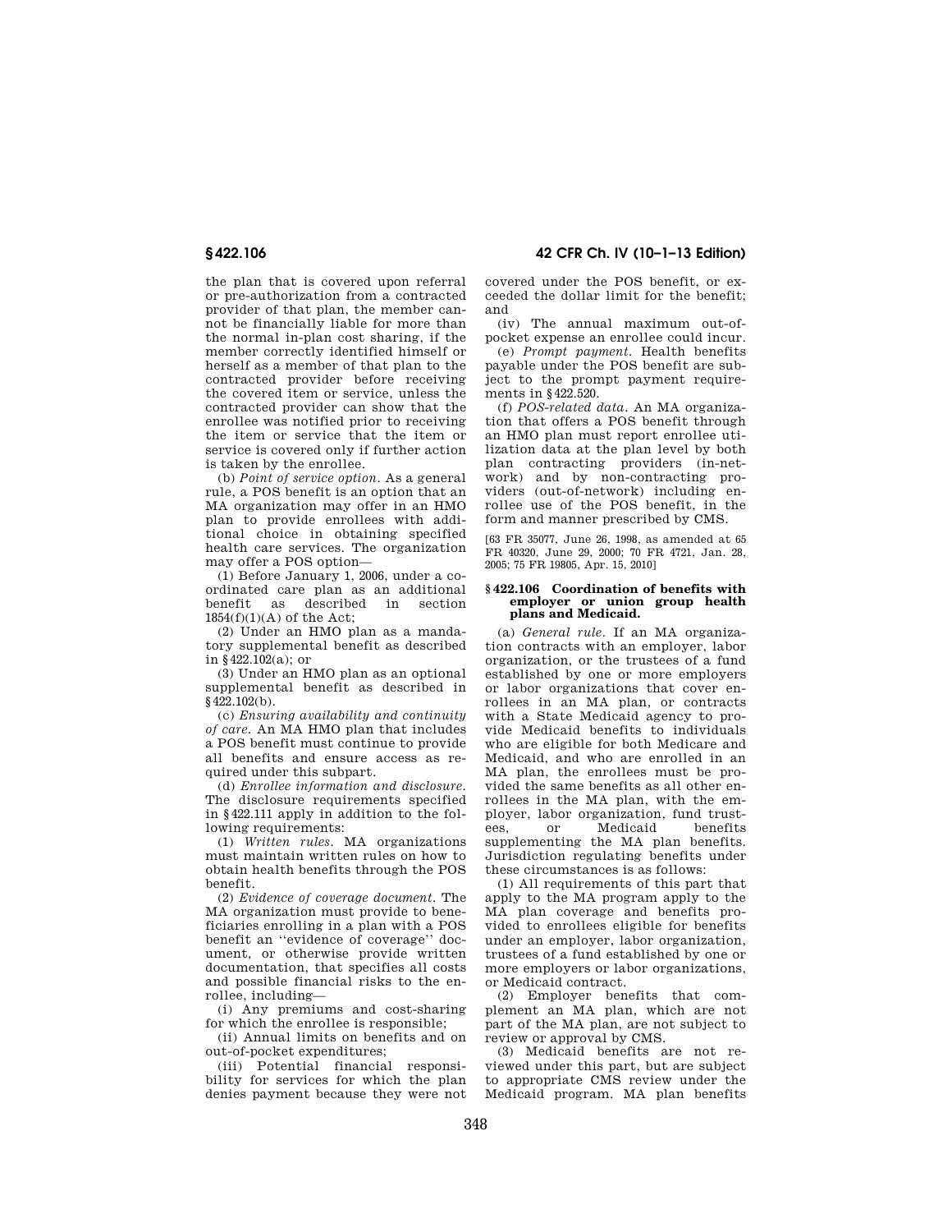the plan that is covered upon referral or pre-authorization from a contracted provider of that plan, the member cannot be financially liable for more than the normal in-plan cost sharing, if the member correctly identified himself or herself as a member of that plan to the contracted provider before receiving the covered item or service, unless the contracted provider can show that the enrollee was notified prior to receiving the item or service that the item or service is covered only if further action is taken by the enrollee.

(b) *Point of service option.* As a general rule, a POS benefit is an option that an MA organization may offer in an HMO plan to provide enrollees with additional choice in obtaining specified health care services. The organization may offer a POS option—

(1) Before January 1, 2006, under a coordinated care plan as an additional benefit as described in section 1854(f)(1)(A) of the Act;

(2) Under an HMO plan as a mandatory supplemental benefit as described in §422.102(a); or

(3) Under an HMO plan as an optional supplemental benefit as described in §422.102(b).

(c) *Ensuring availability and continuity of care.* An MA HMO plan that includes a POS benefit must continue to provide all benefits and ensure access as required under this subpart.

(d) *Enrollee information and disclosure.* The disclosure requirements specified in §422.111 apply in addition to the following requirements:

(1) *Written rules.* MA organizations must maintain written rules on how to obtain health benefits through the POS benefit.

(2) *Evidence of coverage document.* The MA organization must provide to beneficiaries enrolling in a plan with a POS benefit an ''evidence of coverage'' document, or otherwise provide written documentation, that specifies all costs and possible financial risks to the enrollee, including—

(i) Any premiums and cost-sharing for which the enrollee is responsible;

(ii) Annual limits on benefits and on out-of-pocket expenditures;

(iii) Potential financial responsibility for services for which the plan denies payment because they were not covered under the POS benefit, or exceeded the dollar limit for the benefit; and

(iv) The annual maximum out-of-pocket expense an enrollee could incur.

(e) *Prompt payment.* Health benefits payable under the POS benefit are subject to the prompt payment requirements in §422.520.

(f) *POS-related data.* An MA organization that offers a POS benefit through an HMO plan must report enrollee utilization data at the plan level by both plan contracting providers (in-network) and by non-contracting providers (out-of-network) including enrollee use of the POS benefit, in the form and manner prescribed by CMS.

[63 FR 35077, June 26, 1998, as amended at 65 FR 40320, June 29, 2000; 70 FR 4721, Jan. 28, 2005; 75 FR 19805, Apr. 15, 2010]

### §422.106 Coordination of benefits with employer or union group health plans and Medicaid.

(a) *General rule.* If an MA organization contracts with an employer, labor organization, or the trustees of a fund established by one or more employers or labor organizations that cover enrollees in an MA plan, or contracts with a State Medicaid agency to provide Medicaid benefits to individuals who are eligible for both Medicare and Medicaid, and who are enrolled in an MA plan, the enrollees must be provided the same benefits as all other enrollees in the MA plan, with the employer, labor organization, fund trustees, or Medicaid benefits supplementing the MA plan benefits. Jurisdiction regulating benefits under these circumstances is as follows:

(1) All requirements of this part that apply to the MA program apply to the MA plan coverage and benefits provided to enrollees eligible for benefits under an employer, labor organization, trustees of a fund established by one or more employers or labor organizations, or Medicaid contract.

(2) Employer benefits that complement an MA plan, which are not part of the MA plan, are not subject to review or approval by CMS.

(3) Medicaid benefits are not reviewed under this part, but are subject to appropriate CMS review under the Medicaid program. MA plan benefits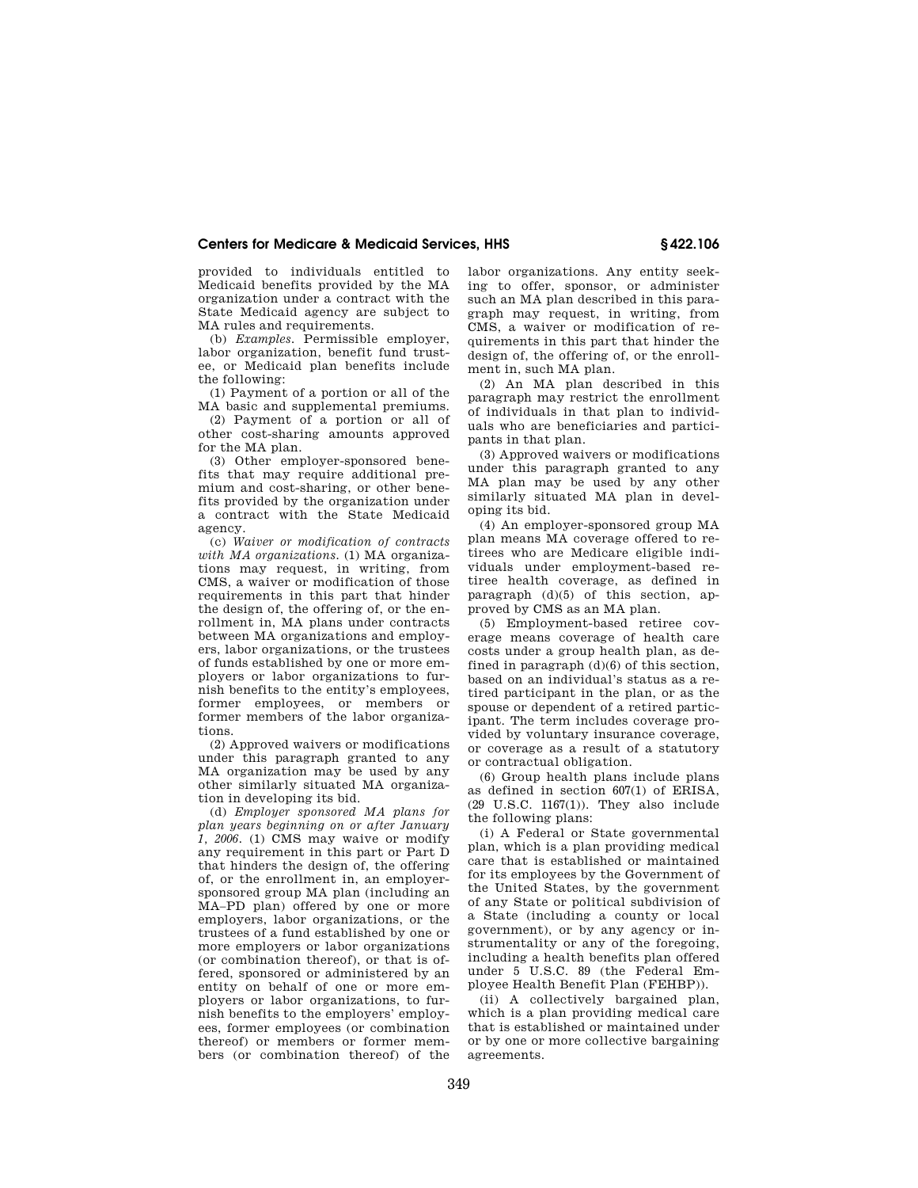provided to individuals entitled to Medicaid benefits provided by the MA organization under a contract with the State Medicaid agency are subject to MA rules and requirements.

(b) *Examples.* Permissible employer, labor organization, benefit fund trustee, or Medicaid plan benefits include the following:

(1) Payment of a portion or all of the MA basic and supplemental premiums.

(2) Payment of a portion or all of other cost-sharing amounts approved for the MA plan.

(3) Other employer-sponsored benefits that may require additional premium and cost-sharing, or other benefits provided by the organization under a contract with the State Medicaid agency.

(c) *Waiver or modification of contracts with MA organizations.* (1) MA organizations may request, in writing, from CMS, a waiver or modification of those requirements in this part that hinder the design of, the offering of, or the enrollment in, MA plans under contracts between MA organizations and employers, labor organizations, or the trustees of funds established by one or more employers or labor organizations to furnish benefits to the entity's employees, former employees, or members or former members of the labor organizations.

(2) Approved waivers or modifications under this paragraph granted to any MA organization may be used by any other similarly situated MA organization in developing its bid.

(d) *Employer sponsored MA plans for plan years beginning on or after January 1, 2006.* (1) CMS may waive or modify any requirement in this part or Part D that hinders the design of, the offering of, or the enrollment in, an employer-sponsored group MA plan (including an MA–PD plan) offered by one or more employers, labor organizations, or the trustees of a fund established by one or more employers or labor organizations (or combination thereof), or that is offered, sponsored or administered by an entity on behalf of one or more employers or labor organizations, to furnish benefits to the employers' employees, former employees (or combination thereof) or members or former members (or combination thereof) of the labor organizations. Any entity seeking to offer, sponsor, or administer such an MA plan described in this paragraph may request, in writing, from CMS, a waiver or modification of requirements in this part that hinder the design of, the offering of, or the enrollment in, such MA plan.

(2) An MA plan described in this paragraph may restrict the enrollment of individuals in that plan to individuals who are beneficiaries and participants in that plan.

(3) Approved waivers or modifications under this paragraph granted to any MA plan may be used by any other similarly situated MA plan in developing its bid.

(4) An employer-sponsored group MA plan means MA coverage offered to retirees who are Medicare eligible individuals under employment-based retiree health coverage, as defined in paragraph (d)(5) of this section, approved by CMS as an MA plan.

(5) Employment-based retiree coverage means coverage of health care costs under a group health plan, as defined in paragraph (d)(6) of this section, based on an individual's status as a retired participant in the plan, or as the spouse or dependent of a retired participant. The term includes coverage provided by voluntary insurance coverage, or coverage as a result of a statutory or contractual obligation.

(6) Group health plans include plans as defined in section 607(1) of ERISA, (29 U.S.C. 1167(1)). They also include the following plans:

(i) A Federal or State governmental plan, which is a plan providing medical care that is established or maintained for its employees by the Government of the United States, by the government of any State or political subdivision of a State (including a county or local government), or by any agency or instrumentality or any of the foregoing, including a health benefits plan offered under 5 U.S.C. 89 (the Federal Employee Health Benefit Plan (FEHBP)).

(ii) A collectively bargained plan, which is a plan providing medical care that is established or maintained under or by one or more collective bargaining agreements.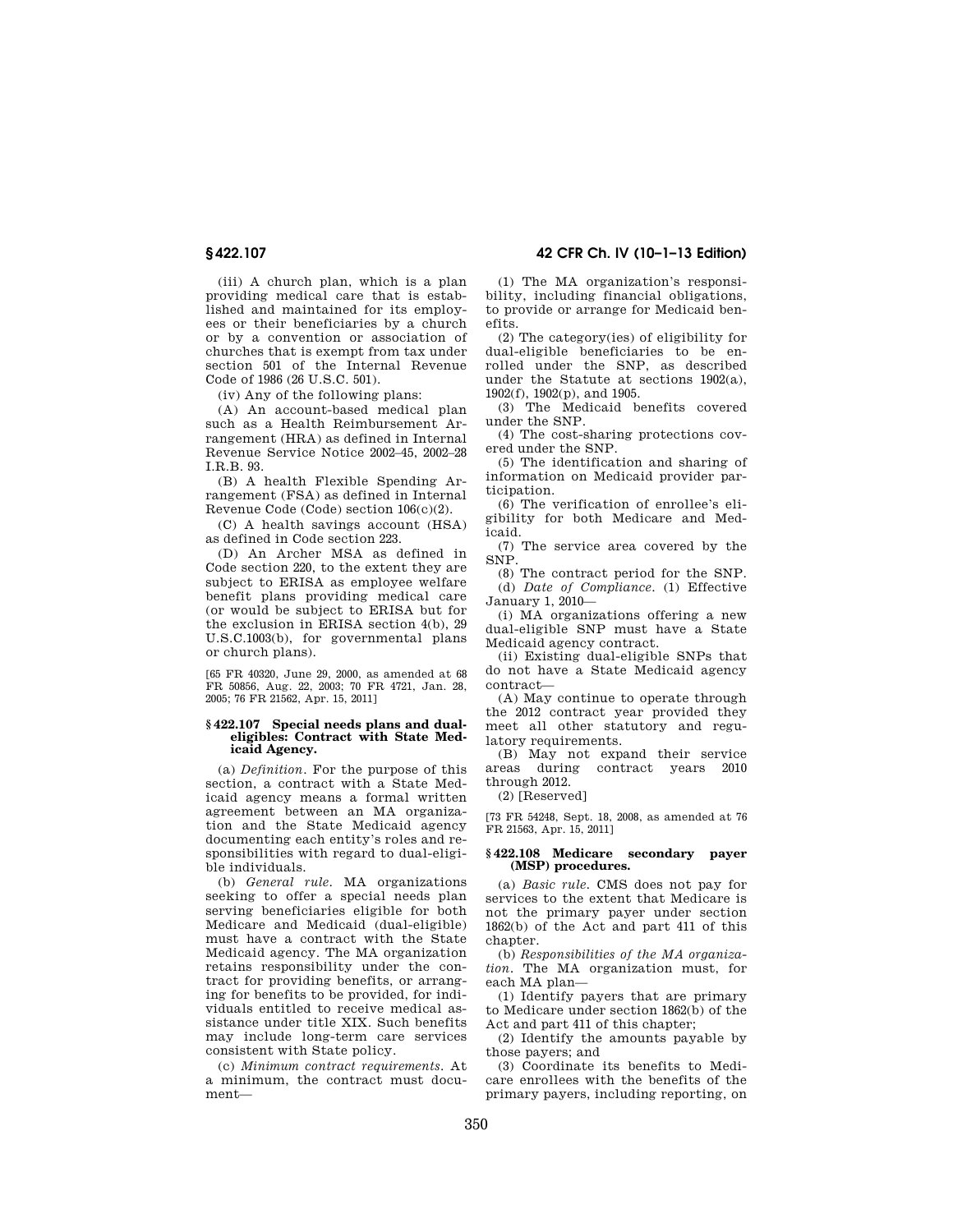(iii) A church plan, which is a plan providing medical care that is established and maintained for its employees or their beneficiaries by a church or by a convention or association of churches that is exempt from tax under section 501 of the Internal Revenue Code of 1986 (26 U.S.C. 501).

(iv) Any of the following plans:

(A) An account-based medical plan such as a Health Reimbursement Arrangement (HRA) as defined in Internal Revenue Service Notice 2002–45, 2002–28 I.R.B. 93.

(B) A health Flexible Spending Arrangement (FSA) as defined in Internal Revenue Code (Code) section 106(c)(2).

(C) A health savings account (HSA) as defined in Code section 223.

(D) An Archer MSA as defined in Code section 220, to the extent they are subject to ERISA as employee welfare benefit plans providing medical care (or would be subject to ERISA but for the exclusion in ERISA section 4(b), 29 U.S.C.1003(b), for governmental plans or church plans).

[65 FR 40320, June 29, 2000, as amended at 68 FR 50856, Aug. 22, 2003; 70 FR 4721, Jan. 28, 2005; 76 FR 21562, Apr. 15, 2011]

### § 422.107 Special needs plans and dual-eligibles: Contract with State Medicaid Agency.

(a) *Definition.* For the purpose of this section, a contract with a State Medicaid agency means a formal written agreement between an MA organization and the State Medicaid agency documenting each entity's roles and responsibilities with regard to dual-eligible individuals.

(b) *General rule.* MA organizations seeking to offer a special needs plan serving beneficiaries eligible for both Medicare and Medicaid (dual-eligible) must have a contract with the State Medicaid agency. The MA organization retains responsibility under the contract for providing benefits, or arranging for benefits to be provided, for individuals entitled to receive medical assistance under title XIX. Such benefits may include long-term care services consistent with State policy.

(c) *Minimum contract requirements.* At a minimum, the contract must document—

(1) The MA organization's responsibility, including financial obligations, to provide or arrange for Medicaid benefits.

(2) The category(ies) of eligibility for dual-eligible beneficiaries to be enrolled under the SNP, as described under the Statute at sections 1902(a), 1902(f), 1902(p), and 1905.

(3) The Medicaid benefits covered under the SNP.

(4) The cost-sharing protections covered under the SNP.

(5) The identification and sharing of information on Medicaid provider participation.

(6) The verification of enrollee's eligibility for both Medicare and Medicaid.

(7) The service area covered by the SNP.

(8) The contract period for the SNP.

(d) *Date of Compliance.* (1) Effective January 1, 2010—

(i) MA organizations offering a new dual-eligible SNP must have a State Medicaid agency contract.

(ii) Existing dual-eligible SNPs that do not have a State Medicaid agency contract—

(A) May continue to operate through the 2012 contract year provided they meet all other statutory and regulatory requirements.

(B) May not expand their service areas during contract years 2010 through 2012.

(2) [Reserved]

[73 FR 54248, Sept. 18, 2008, as amended at 76 FR 21563, Apr. 15, 2011]

### § 422.108 Medicare secondary payer (MSP) procedures.

(a) *Basic rule.* CMS does not pay for services to the extent that Medicare is not the primary payer under section 1862(b) of the Act and part 411 of this chapter.

(b) *Responsibilities of the MA organization.* The MA organization must, for each MA plan—

(1) Identify payers that are primary to Medicare under section 1862(b) of the Act and part 411 of this chapter;

(2) Identify the amounts payable by those payers; and

(3) Coordinate its benefits to Medicare enrollees with the benefits of the primary payers, including reporting, on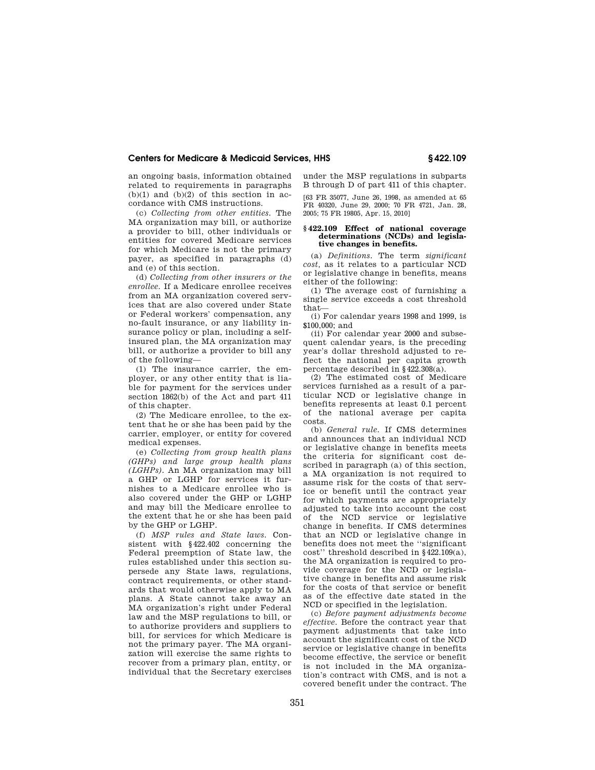an ongoing basis, information obtained related to requirements in paragraphs (b)(1) and (b)(2) of this section in accordance with CMS instructions.

(c) *Collecting from other entities.* The MA organization may bill, or authorize a provider to bill, other individuals or entities for covered Medicare services for which Medicare is not the primary payer, as specified in paragraphs (d) and (e) of this section.

(d) *Collecting from other insurers or the enrollee.* If a Medicare enrollee receives from an MA organization covered services that are also covered under State or Federal workers' compensation, any no-fault insurance, or any liability insurance policy or plan, including a self-insured plan, the MA organization may bill, or authorize a provider to bill any of the following—

(1) The insurance carrier, the employer, or any other entity that is liable for payment for the services under section 1862(b) of the Act and part 411 of this chapter.

(2) The Medicare enrollee, to the extent that he or she has been paid by the carrier, employer, or entity for covered medical expenses.

(e) *Collecting from group health plans (GHPs) and large group health plans (LGHPs).* An MA organization may bill a GHP or LGHP for services it furnishes to a Medicare enrollee who is also covered under the GHP or LGHP and may bill the Medicare enrollee to the extent that he or she has been paid by the GHP or LGHP.

(f) *MSP rules and State laws.* Consistent with §422.402 concerning the Federal preemption of State law, the rules established under this section supersede any State laws, regulations, contract requirements, or other standards that would otherwise apply to MA plans. A State cannot take away an MA organization's right under Federal law and the MSP regulations to bill, or to authorize providers and suppliers to bill, for services for which Medicare is not the primary payer. The MA organization will exercise the same rights to recover from a primary plan, entity, or individual that the Secretary exercises under the MSP regulations in subparts B through D of part 411 of this chapter.

[63 FR 35077, June 26, 1998, as amended at 65 FR 40320, June 29, 2000; 70 FR 4721, Jan. 28, 2005; 75 FR 19805, Apr. 15, 2010]

## §422.109 Effect of national coverage determinations (NCDs) and legislative changes in benefits.

(a) *Definitions.* The term *significant cost,* as it relates to a particular NCD or legislative change in benefits, means either of the following:

(1) The average cost of furnishing a single service exceeds a cost threshold that—

(i) For calendar years 1998 and 1999, is $100,000; and

(ii) For calendar year 2000 and subsequent calendar years, is the preceding year's dollar threshold adjusted to reflect the national per capita growth percentage described in §422.308(a).

(2) The estimated cost of Medicare services furnished as a result of a particular NCD or legislative change in benefits represents at least 0.1 percent of the national average per capita costs.

(b) *General rule.* If CMS determines and announces that an individual NCD or legislative change in benefits meets the criteria for significant cost described in paragraph (a) of this section, a MA organization is not required to assume risk for the costs of that service or benefit until the contract year for which payments are appropriately adjusted to take into account the cost of the NCD service or legislative change in benefits. If CMS determines that an NCD or legislative change in benefits does not meet the "significant cost" threshold described in §422.109(a), the MA organization is required to provide coverage for the NCD or legislative change in benefits and assume risk for the costs of that service or benefit as of the effective date stated in the NCD or specified in the legislation.

(c) *Before payment adjustments become effective.* Before the contract year that payment adjustments that take into account the significant cost of the NCD service or legislative change in benefits become effective, the service or benefit is not included in the MA organization's contract with CMS, and is not a covered benefit under the contract. The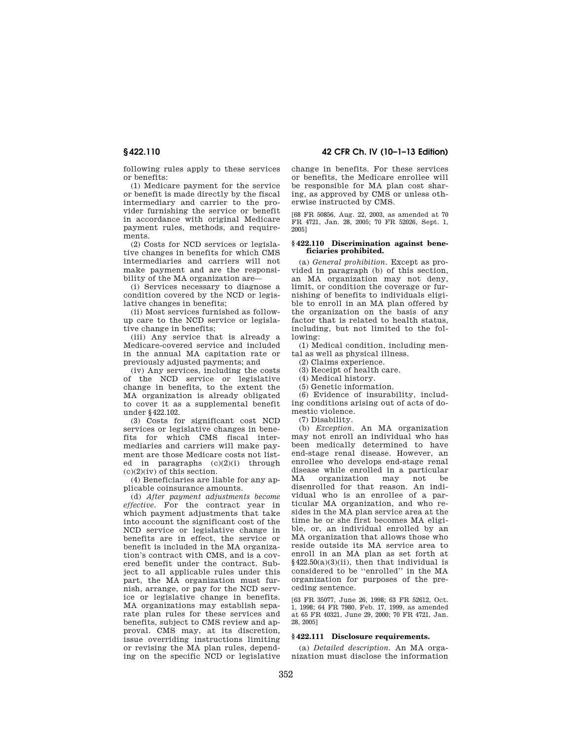following rules apply to these services or benefits:

(1) Medicare payment for the service or benefit is made directly by the fiscal intermediary and carrier to the provider furnishing the service or benefit in accordance with original Medicare payment rules, methods, and requirements.

(2) Costs for NCD services or legislative changes in benefits for which CMS intermediaries and carriers will not make payment and are the responsibility of the MA organization are—

(i) Services necessary to diagnose a condition covered by the NCD or legislative changes in benefits;

(ii) Most services furnished as follow-up care to the NCD service or legislative change in benefits;

(iii) Any service that is already a Medicare-covered service and included in the annual MA capitation rate or previously adjusted payments; and

(iv) Any services, including the costs of the NCD service or legislative change in benefits, to the extent the MA organization is already obligated to cover it as a supplemental benefit under §422.102.

(3) Costs for significant cost NCD services or legislative changes in benefits for which CMS fiscal intermediaries and carriers will make payment are those Medicare costs not listed in paragraphs (c)(2)(i) through (c)(2)(iv) of this section.

(4) Beneficiaries are liable for any applicable coinsurance amounts.

(d) *After payment adjustments become effective.* For the contract year in which payment adjustments that take into account the significant cost of the NCD service or legislative change in benefits are in effect, the service or benefit is included in the MA organization's contract with CMS, and is a covered benefit under the contract. Subject to all applicable rules under this part, the MA organization must furnish, arrange, or pay for the NCD service or legislative change in benefits. MA organizations may establish separate plan rules for these services and benefits, subject to CMS review and approval. CMS may, at its discretion, issue overriding instructions limiting or revising the MA plan rules, depending on the specific NCD or legislative change in benefits. For these services or benefits, the Medicare enrollee will be responsible for MA plan cost sharing, as approved by CMS or unless otherwise instructed by CMS.

[68 FR 50856, Aug. 22, 2003, as amended at 70 FR 4721, Jan. 28, 2005; 70 FR 52026, Sept. 1, 2005]

### §422.110 Discrimination against beneficiaries prohibited.

(a) *General prohibition.* Except as provided in paragraph (b) of this section, an MA organization may not deny, limit, or condition the coverage or furnishing of benefits to individuals eligible to enroll in an MA plan offered by the organization on the basis of any factor that is related to health status, including, but not limited to the following:

(1) Medical condition, including mental as well as physical illness.

(2) Claims experience.

(3) Receipt of health care.

(4) Medical history.

(5) Genetic information.

(6) Evidence of insurability, including conditions arising out of acts of domestic violence.

(7) Disability.

(b) *Exception.* An MA organization may not enroll an individual who has been medically determined to have end-stage renal disease. However, an enrollee who develops end-stage renal disease while enrolled in a particular MA organization may not be disenrolled for that reason. An individual who is an enrollee of a particular MA organization, and who resides in the MA plan service area at the time he or she first becomes MA eligible, or, an individual enrolled by an MA organization that allows those who reside outside its MA service area to enroll in an MA plan as set forth at §422.50(a)(3)(ii), then that individual is considered to be "enrolled" in the MA organization for purposes of the preceding sentence.

[63 FR 35077, June 26, 1998; 63 FR 52612, Oct. 1, 1998; 64 FR 7980, Feb. 17, 1999, as amended at 65 FR 40321, June 29, 2000; 70 FR 4721, Jan. 28, 2005]

### §422.111 Disclosure requirements.

(a) *Detailed description.* An MA organization must disclose the information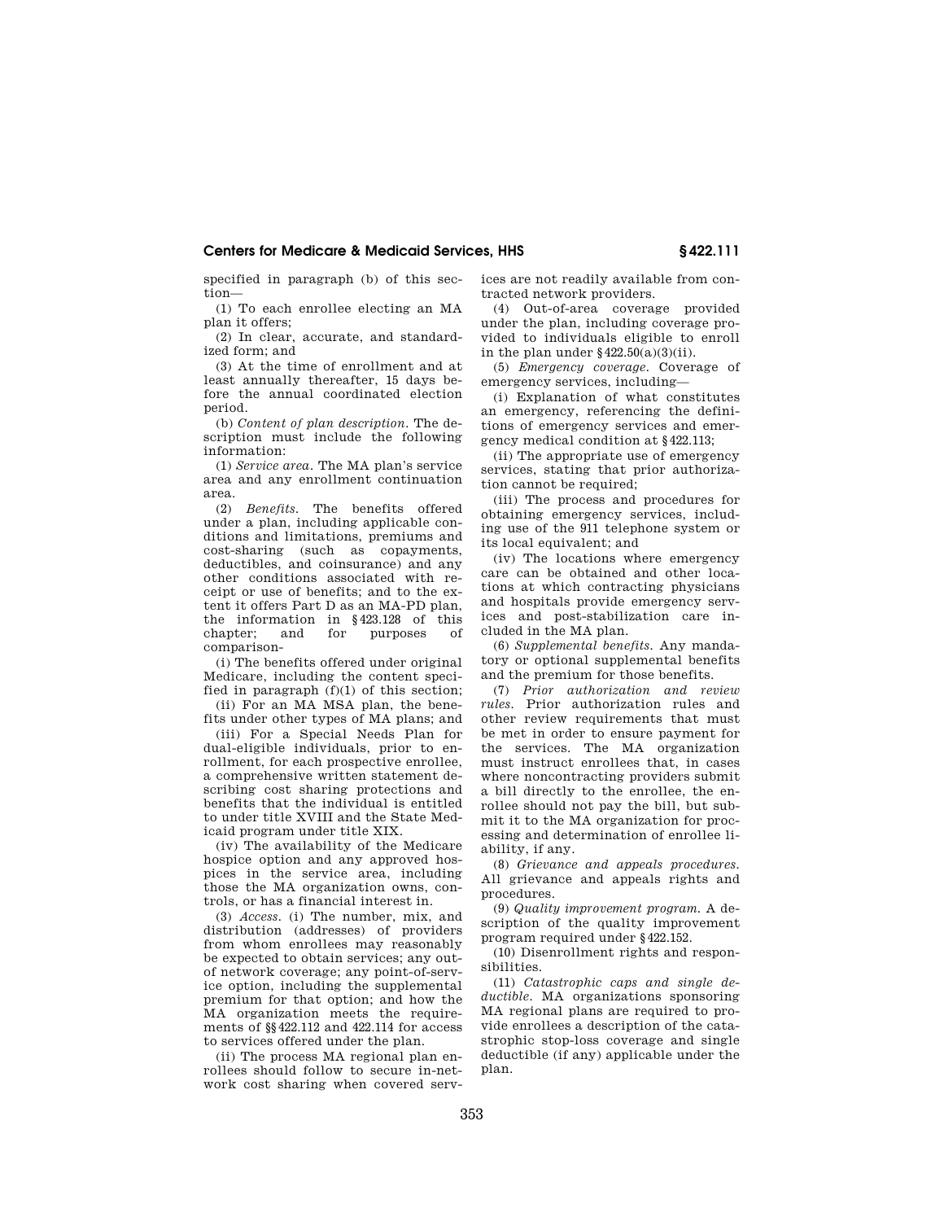specified in paragraph (b) of this section—

(1) To each enrollee electing an MA plan it offers;

(2) In clear, accurate, and standardized form; and

(3) At the time of enrollment and at least annually thereafter, 15 days before the annual coordinated election period.

(b) *Content of plan description.* The description must include the following information:

(1) *Service area.* The MA plan's service area and any enrollment continuation area.

(2) *Benefits.* The benefits offered under a plan, including applicable conditions and limitations, premiums and cost-sharing (such as copayments, deductibles, and coinsurance) and any other conditions associated with receipt or use of benefits; and to the extent it offers Part D as an MA-PD plan, the information in §423.128 of this chapter; and for purposes of comparison-

(i) The benefits offered under original Medicare, including the content specified in paragraph (f)(1) of this section;

(ii) For an MA MSA plan, the benefits under other types of MA plans; and

(iii) For a Special Needs Plan for dual-eligible individuals, prior to enrollment, for each prospective enrollee, a comprehensive written statement describing cost sharing protections and benefits that the individual is entitled to under title XVIII and the State Medicaid program under title XIX.

(iv) The availability of the Medicare hospice option and any approved hospices in the service area, including those the MA organization owns, controls, or has a financial interest in.

(3) *Access.* (i) The number, mix, and distribution (addresses) of providers from whom enrollees may reasonably be expected to obtain services; any out-of network coverage; any point-of-service option, including the supplemental premium for that option; and how the MA organization meets the requirements of §§422.112 and 422.114 for access to services offered under the plan.

(ii) The process MA regional plan enrollees should follow to secure in-network cost sharing when covered services are not readily available from contracted network providers.

(4) Out-of-area coverage provided under the plan, including coverage provided to individuals eligible to enroll in the plan under §422.50(a)(3)(ii).

(5) *Emergency coverage.* Coverage of emergency services, including—

(i) Explanation of what constitutes an emergency, referencing the definitions of emergency services and emergency medical condition at §422.113;

(ii) The appropriate use of emergency services, stating that prior authorization cannot be required;

(iii) The process and procedures for obtaining emergency services, including use of the 911 telephone system or its local equivalent; and

(iv) The locations where emergency care can be obtained and other locations at which contracting physicians and hospitals provide emergency services and post-stabilization care included in the MA plan.

(6) *Supplemental benefits.* Any mandatory or optional supplemental benefits and the premium for those benefits.

(7) *Prior authorization and review rules.* Prior authorization rules and other review requirements that must be met in order to ensure payment for the services. The MA organization must instruct enrollees that, in cases where noncontracting providers submit a bill directly to the enrollee, the enrollee should not pay the bill, but submit it to the MA organization for processing and determination of enrollee liability, if any.

(8) *Grievance and appeals procedures.* All grievance and appeals rights and procedures.

(9) *Quality improvement program.* A description of the quality improvement program required under §422.152.

(10) Disenrollment rights and responsibilities.

(11) *Catastrophic caps and single deductible.* MA organizations sponsoring MA regional plans are required to provide enrollees a description of the catastrophic stop-loss coverage and single deductible (if any) applicable under the plan.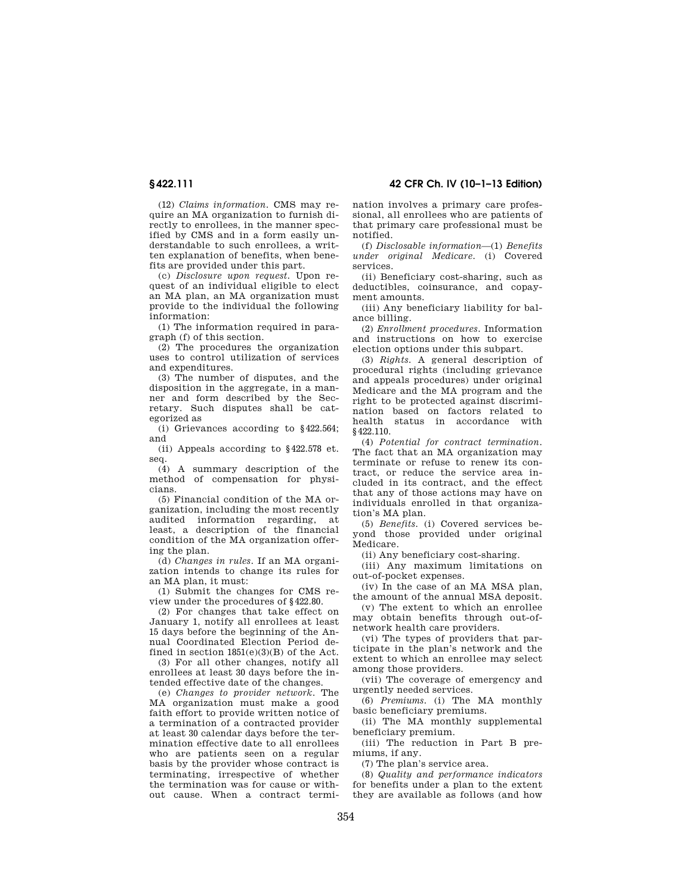(12) *Claims information.* CMS may require an MA organization to furnish directly to enrollees, in the manner specified by CMS and in a form easily understandable to such enrollees, a written explanation of benefits, when benefits are provided under this part.

(c) *Disclosure upon request.* Upon request of an individual eligible to elect an MA plan, an MA organization must provide to the individual the following information:

(1) The information required in paragraph (f) of this section.

(2) The procedures the organization uses to control utilization of services and expenditures.

(3) The number of disputes, and the disposition in the aggregate, in a manner and form described by the Secretary. Such disputes shall be categorized as

(i) Grievances according to §422.564; and

(ii) Appeals according to §422.578 et. seq.

(4) A summary description of the method of compensation for physicians.

(5) Financial condition of the MA organization, including the most recently audited information regarding, at least, a description of the financial condition of the MA organization offering the plan.

(d) *Changes in rules.* If an MA organization intends to change its rules for an MA plan, it must:

(1) Submit the changes for CMS review under the procedures of §422.80.

(2) For changes that take effect on January 1, notify all enrollees at least 15 days before the beginning of the Annual Coordinated Election Period defined in section 1851(e)(3)(B) of the Act.

(3) For all other changes, notify all enrollees at least 30 days before the intended effective date of the changes.

(e) *Changes to provider network.* The MA organization must make a good faith effort to provide written notice of a termination of a contracted provider at least 30 calendar days before the termination effective date to all enrollees who are patients seen on a regular basis by the provider whose contract is terminating, irrespective of whether the termination was for cause or without cause. When a contract termination involves a primary care professional, all enrollees who are patients of that primary care professional must be notified.

(f) *Disclosable information*—(1) *Benefits under original Medicare.* (i) Covered services.

(ii) Beneficiary cost-sharing, such as deductibles, coinsurance, and copayment amounts.

(iii) Any beneficiary liability for balance billing.

(2) *Enrollment procedures.* Information and instructions on how to exercise election options under this subpart.

(3) *Rights.* A general description of procedural rights (including grievance and appeals procedures) under original Medicare and the MA program and the right to be protected against discrimination based on factors related to health status in accordance with §422.110.

(4) *Potential for contract termination.* The fact that an MA organization may terminate or refuse to renew its contract, or reduce the service area included in its contract, and the effect that any of those actions may have on individuals enrolled in that organization's MA plan.

(5) *Benefits.* (i) Covered services beyond those provided under original Medicare.

(ii) Any beneficiary cost-sharing.

(iii) Any maximum limitations on out-of-pocket expenses.

(iv) In the case of an MA MSA plan, the amount of the annual MSA deposit.

(v) The extent to which an enrollee may obtain benefits through out-of-network health care providers.

(vi) The types of providers that participate in the plan's network and the extent to which an enrollee may select among those providers.

(vii) The coverage of emergency and urgently needed services.

(6) *Premiums.* (i) The MA monthly basic beneficiary premiums.

(ii) The MA monthly supplemental beneficiary premium.

(iii) The reduction in Part B premiums, if any.

(7) The plan's service area.

(8) *Quality and performance indicators* for benefits under a plan to the extent they are available as follows (and how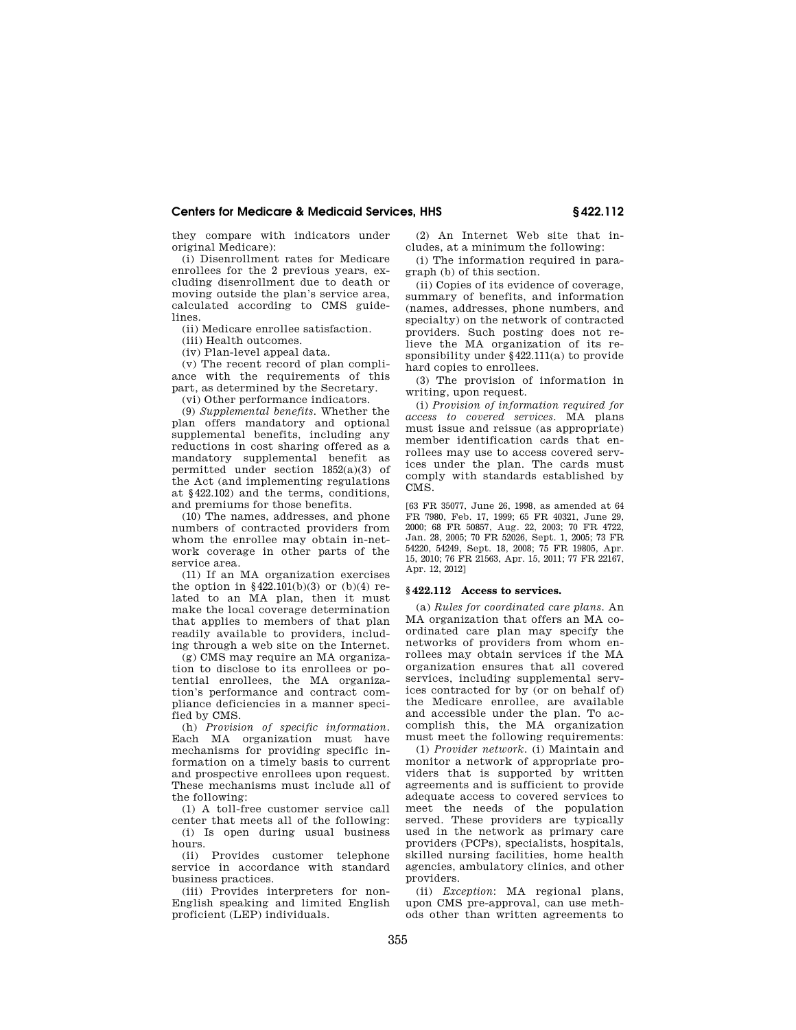they compare with indicators under original Medicare):

(i) Disenrollment rates for Medicare enrollees for the 2 previous years, excluding disenrollment due to death or moving outside the plan's service area, calculated according to CMS guidelines.

(ii) Medicare enrollee satisfaction.

(iii) Health outcomes.

(iv) Plan-level appeal data.

(v) The recent record of plan compliance with the requirements of this part, as determined by the Secretary.

(vi) Other performance indicators.

(9) *Supplemental benefits.* Whether the plan offers mandatory and optional supplemental benefits, including any reductions in cost sharing offered as a mandatory supplemental benefit as permitted under section 1852(a)(3) of the Act (and implementing regulations at §422.102) and the terms, conditions, and premiums for those benefits.

(10) The names, addresses, and phone numbers of contracted providers from whom the enrollee may obtain in-network coverage in other parts of the service area.

(11) If an MA organization exercises the option in §422.101(b)(3) or (b)(4) related to an MA plan, then it must make the local coverage determination that applies to members of that plan readily available to providers, including through a web site on the Internet.

(g) CMS may require an MA organization to disclose to its enrollees or potential enrollees, the MA organization's performance and contract compliance deficiencies in a manner specified by CMS.

(h) *Provision of specific information.* Each MA organization must have mechanisms for providing specific information on a timely basis to current and prospective enrollees upon request. These mechanisms must include all of the following:

(1) A toll-free customer service call center that meets all of the following:

(i) Is open during usual business hours.

(ii) Provides customer telephone service in accordance with standard business practices.

(iii) Provides interpreters for non-English speaking and limited English proficient (LEP) individuals.

(2) An Internet Web site that includes, at a minimum the following:

(i) The information required in paragraph (b) of this section.

(ii) Copies of its evidence of coverage, summary of benefits, and information (names, addresses, phone numbers, and specialty) on the network of contracted providers. Such posting does not relieve the MA organization of its responsibility under §422.111(a) to provide hard copies to enrollees.

(3) The provision of information in writing, upon request.

(i) *Provision of information required for access to covered services.* MA plans must issue and reissue (as appropriate) member identification cards that enrollees may use to access covered services under the plan. The cards must comply with standards established by CMS.

[63 FR 35077, June 26, 1998, as amended at 64 FR 7980, Feb. 17, 1999; 65 FR 40321, June 29, 2000; 68 FR 50857, Aug. 22, 2003; 70 FR 4722, Jan. 28, 2005; 70 FR 52026, Sept. 1, 2005; 73 FR 54220, 54249, Sept. 18, 2008; 75 FR 19805, Apr. 15, 2010; 76 FR 21563, Apr. 15, 2011; 77 FR 22167, Apr. 12, 2012]

## §422.112 Access to services.

(a) *Rules for coordinated care plans.* An MA organization that offers an MA coordinated care plan may specify the networks of providers from whom enrollees may obtain services if the MA organization ensures that all covered services, including supplemental services contracted for by (or on behalf of) the Medicare enrollee, are available and accessible under the plan. To accomplish this, the MA organization must meet the following requirements:

(1) *Provider network.* (i) Maintain and monitor a network of appropriate providers that is supported by written agreements and is sufficient to provide adequate access to covered services to meet the needs of the population served. These providers are typically used in the network as primary care providers (PCPs), specialists, hospitals, skilled nursing facilities, home health agencies, ambulatory clinics, and other providers.

(ii) *Exception*: MA regional plans, upon CMS pre-approval, can use methods other than written agreements to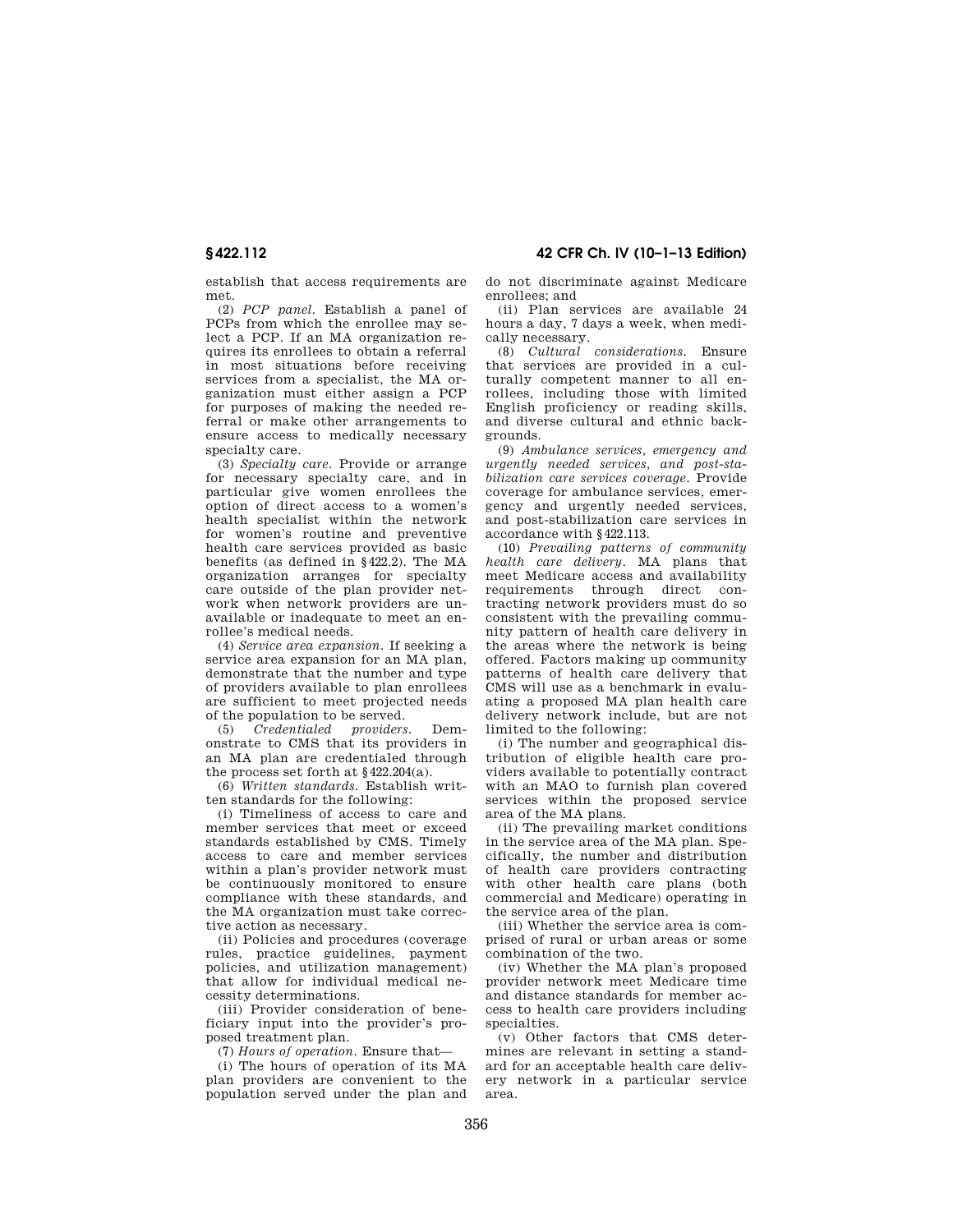establish that access requirements are met.

(2) *PCP panel.* Establish a panel of PCPs from which the enrollee may select a PCP. If an MA organization requires its enrollees to obtain a referral in most situations before receiving services from a specialist, the MA organization must either assign a PCP for purposes of making the needed referral or make other arrangements to ensure access to medically necessary specialty care.

(3) *Specialty care.* Provide or arrange for necessary specialty care, and in particular give women enrollees the option of direct access to a women's health specialist within the network for women's routine and preventive health care services provided as basic benefits (as defined in §422.2). The MA organization arranges for specialty care outside of the plan provider network when network providers are unavailable or inadequate to meet an enrollee's medical needs.

(4) *Service area expansion.* If seeking a service area expansion for an MA plan, demonstrate that the number and type of providers available to plan enrollees are sufficient to meet projected needs of the population to be served.

(5) *Credentialed providers.* Demonstrate to CMS that its providers in an MA plan are credentialed through the process set forth at §422.204(a).

(6) *Written standards.* Establish written standards for the following:

(i) Timeliness of access to care and member services that meet or exceed standards established by CMS. Timely access to care and member services within a plan's provider network must be continuously monitored to ensure compliance with these standards, and the MA organization must take corrective action as necessary.

(ii) Policies and procedures (coverage rules, practice guidelines, payment policies, and utilization management) that allow for individual medical necessity determinations.

(iii) Provider consideration of beneficiary input into the provider's proposed treatment plan.

(7) *Hours of operation.* Ensure that—

(i) The hours of operation of its MA plan providers are convenient to the population served under the plan and do not discriminate against Medicare enrollees; and

(ii) Plan services are available 24 hours a day, 7 days a week, when medically necessary.

(8) *Cultural considerations.* Ensure that services are provided in a culturally competent manner to all enrollees, including those with limited English proficiency or reading skills, and diverse cultural and ethnic backgrounds.

(9) *Ambulance services, emergency and urgently needed services, and post-stabilization care services coverage.* Provide coverage for ambulance services, emergency and urgently needed services, and post-stabilization care services in accordance with §422.113.

(10) *Prevailing patterns of community health care delivery.* MA plans that meet Medicare access and availability requirements through direct contracting network providers must do so consistent with the prevailing community pattern of health care delivery in the areas where the network is being offered. Factors making up community patterns of health care delivery that CMS will use as a benchmark in evaluating a proposed MA plan health care delivery network include, but are not limited to the following:

(i) The number and geographical distribution of eligible health care providers available to potentially contract with an MAO to furnish plan covered services within the proposed service area of the MA plans.

(ii) The prevailing market conditions in the service area of the MA plan. Specifically, the number and distribution of health care providers contracting with other health care plans (both commercial and Medicare) operating in the service area of the plan.

(iii) Whether the service area is comprised of rural or urban areas or some combination of the two.

(iv) Whether the MA plan's proposed provider network meet Medicare time and distance standards for member access to health care providers including specialties.

(v) Other factors that CMS determines are relevant in setting a standard for an acceptable health care delivery network in a particular service area.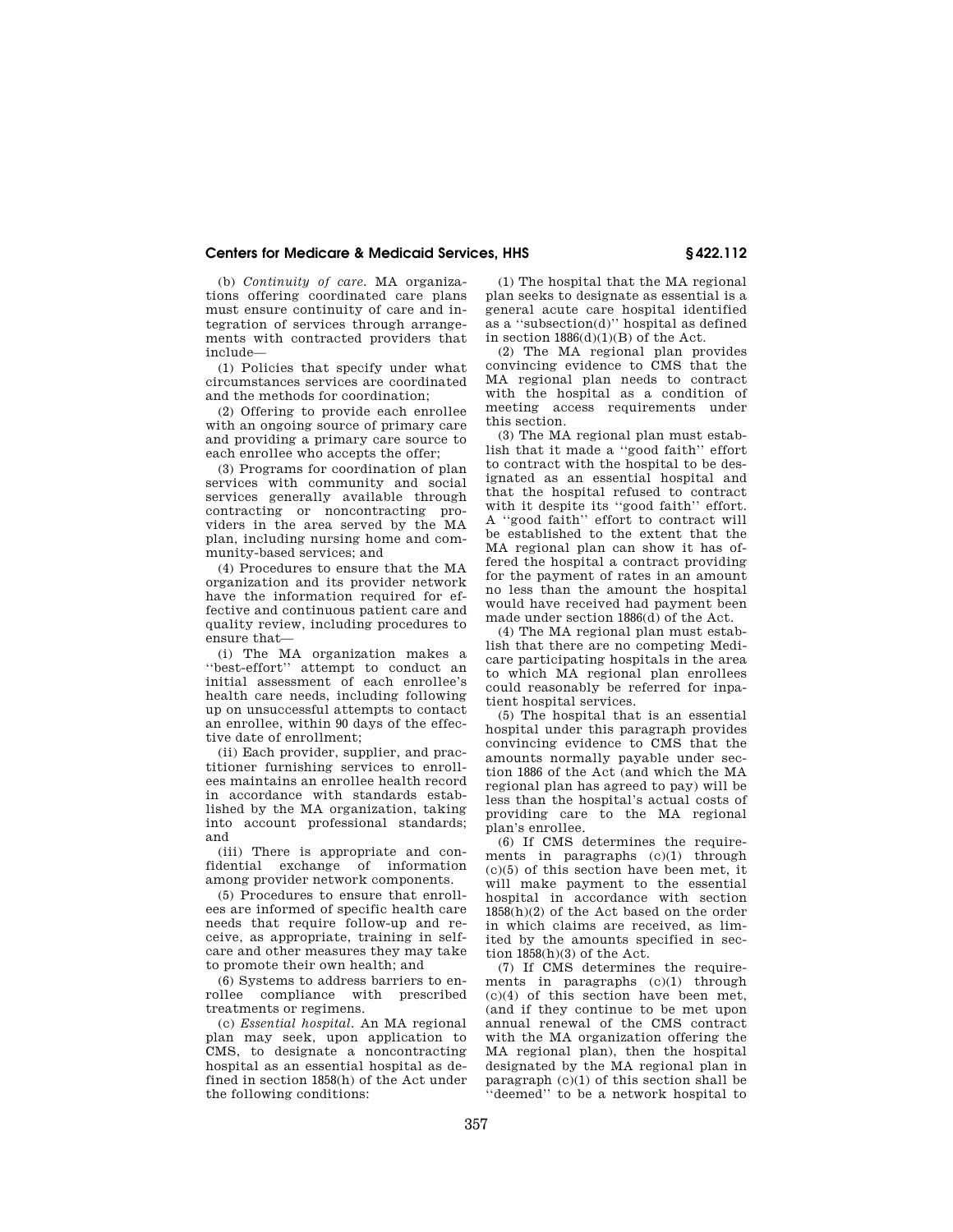(b) *Continuity of care.* MA organizations offering coordinated care plans must ensure continuity of care and integration of services through arrangements with contracted providers that include—

(1) Policies that specify under what circumstances services are coordinated and the methods for coordination;

(2) Offering to provide each enrollee with an ongoing source of primary care and providing a primary care source to each enrollee who accepts the offer;

(3) Programs for coordination of plan services with community and social services generally available through contracting or noncontracting providers in the area served by the MA plan, including nursing home and community-based services; and

(4) Procedures to ensure that the MA organization and its provider network have the information required for effective and continuous patient care and quality review, including procedures to ensure that—

(i) The MA organization makes a "best-effort" attempt to conduct an initial assessment of each enrollee's health care needs, including following up on unsuccessful attempts to contact an enrollee, within 90 days of the effective date of enrollment;

(ii) Each provider, supplier, and practitioner furnishing services to enrollees maintains an enrollee health record in accordance with standards established by the MA organization, taking into account professional standards; and

(iii) There is appropriate and confidential exchange of information among provider network components.

(5) Procedures to ensure that enrollees are informed of specific health care needs that require follow-up and receive, as appropriate, training in self-care and other measures they may take to promote their own health; and

(6) Systems to address barriers to enrollee compliance with prescribed treatments or regimens.

(c) *Essential hospital.* An MA regional plan may seek, upon application to CMS, to designate a noncontracting hospital as an essential hospital as defined in section 1858(h) of the Act under the following conditions:

(1) The hospital that the MA regional plan seeks to designate as essential is a general acute care hospital identified as a "subsection(d)" hospital as defined in section 1886(d)(1)(B) of the Act.

(2) The MA regional plan provides convincing evidence to CMS that the MA regional plan needs to contract with the hospital as a condition of meeting access requirements under this section.

(3) The MA regional plan must establish that it made a "good faith" effort to contract with the hospital to be designated as an essential hospital and that the hospital refused to contract with it despite its "good faith" effort. A "good faith" effort to contract will be established to the extent that the MA regional plan can show it has offered the hospital a contract providing for the payment of rates in an amount no less than the amount the hospital would have received had payment been made under section 1886(d) of the Act.

(4) The MA regional plan must establish that there are no competing Medicare participating hospitals in the area to which MA regional plan enrollees could reasonably be referred for inpatient hospital services.

(5) The hospital that is an essential hospital under this paragraph provides convincing evidence to CMS that the amounts normally payable under section 1886 of the Act (and which the MA regional plan has agreed to pay) will be less than the hospital's actual costs of providing care to the MA regional plan's enrollee.

(6) If CMS determines the requirements in paragraphs (c)(1) through (c)(5) of this section have been met, it will make payment to the essential hospital in accordance with section 1858(h)(2) of the Act based on the order in which claims are received, as limited by the amounts specified in section 1858(h)(3) of the Act.

(7) If CMS determines the requirements in paragraphs (c)(1) through (c)(4) of this section have been met, (and if they continue to be met upon annual renewal of the CMS contract with the MA organization offering the MA regional plan), then the hospital designated by the MA regional plan in paragraph (c)(1) of this section shall be "deemed" to be a network hospital to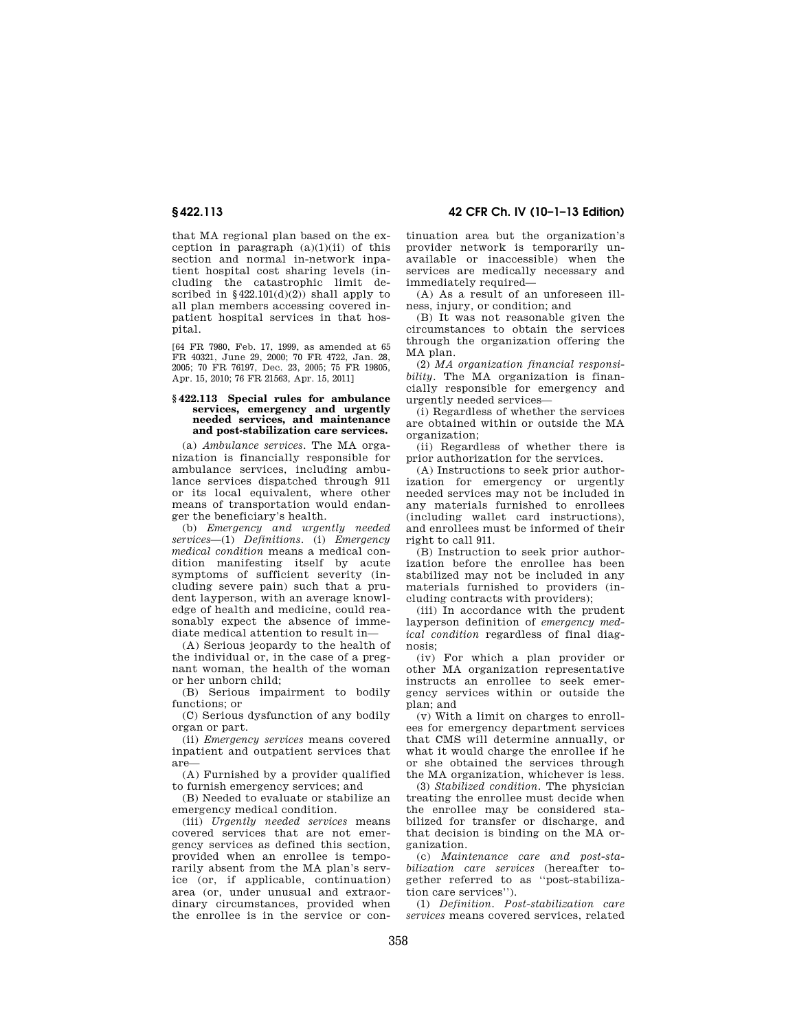that MA regional plan based on the exception in paragraph (a)(1)(ii) of this section and normal in-network inpatient hospital cost sharing levels (including the catastrophic limit described in §422.101(d)(2)) shall apply to all plan members accessing covered inpatient hospital services in that hospital.

[64 FR 7980, Feb. 17, 1999, as amended at 65 FR 40321, June 29, 2000; 70 FR 4722, Jan. 28, 2005; 70 FR 76197, Dec. 23, 2005; 75 FR 19805, Apr. 15, 2010; 76 FR 21563, Apr. 15, 2011]

### §422.113 Special rules for ambulance services, emergency and urgently needed services, and maintenance and post-stabilization care services.

(a) *Ambulance services.* The MA organization is financially responsible for ambulance services, including ambulance services dispatched through 911 or its local equivalent, where other means of transportation would endanger the beneficiary's health.

(b) *Emergency and urgently needed services*—(1) *Definitions.* (i) *Emergency medical condition* means a medical condition manifesting itself by acute symptoms of sufficient severity (including severe pain) such that a prudent layperson, with an average knowledge of health and medicine, could reasonably expect the absence of immediate medical attention to result in—

(A) Serious jeopardy to the health of the individual or, in the case of a pregnant woman, the health of the woman or her unborn child;

(B) Serious impairment to bodily functions; or

(C) Serious dysfunction of any bodily organ or part.

(ii) *Emergency services* means covered inpatient and outpatient services that are—

(A) Furnished by a provider qualified to furnish emergency services; and

(B) Needed to evaluate or stabilize an emergency medical condition.

(iii) *Urgently needed services* means covered services that are not emergency services as defined this section, provided when an enrollee is temporarily absent from the MA plan's service (or, if applicable, continuation) area (or, under unusual and extraordinary circumstances, provided when the enrollee is in the service or continuation area but the organization's provider network is temporarily unavailable or inaccessible) when the services are medically necessary and immediately required—

(A) As a result of an unforeseen illness, injury, or condition; and

(B) It was not reasonable given the circumstances to obtain the services through the organization offering the MA plan.

(2) *MA organization financial responsibility.* The MA organization is financially responsible for emergency and urgently needed services—

(i) Regardless of whether the services are obtained within or outside the MA organization;

(ii) Regardless of whether there is prior authorization for the services.

(A) Instructions to seek prior authorization for emergency or urgently needed services may not be included in any materials furnished to enrollees (including wallet card instructions), and enrollees must be informed of their right to call 911.

(B) Instruction to seek prior authorization before the enrollee has been stabilized may not be included in any materials furnished to providers (including contracts with providers);

(iii) In accordance with the prudent layperson definition of *emergency medical condition* regardless of final diagnosis;

(iv) For which a plan provider or other MA organization representative instructs an enrollee to seek emergency services within or outside the plan; and

(v) With a limit on charges to enrollees for emergency department services that CMS will determine annually, or what it would charge the enrollee if he or she obtained the services through the MA organization, whichever is less.

(3) *Stabilized condition.* The physician treating the enrollee must decide when the enrollee may be considered stabilized for transfer or discharge, and that decision is binding on the MA organization.

(c) *Maintenance care and post-stabilization care services* (hereafter together referred to as ''post-stabilization care services'').

(1) *Definition. Post-stabilization care services* means covered services, related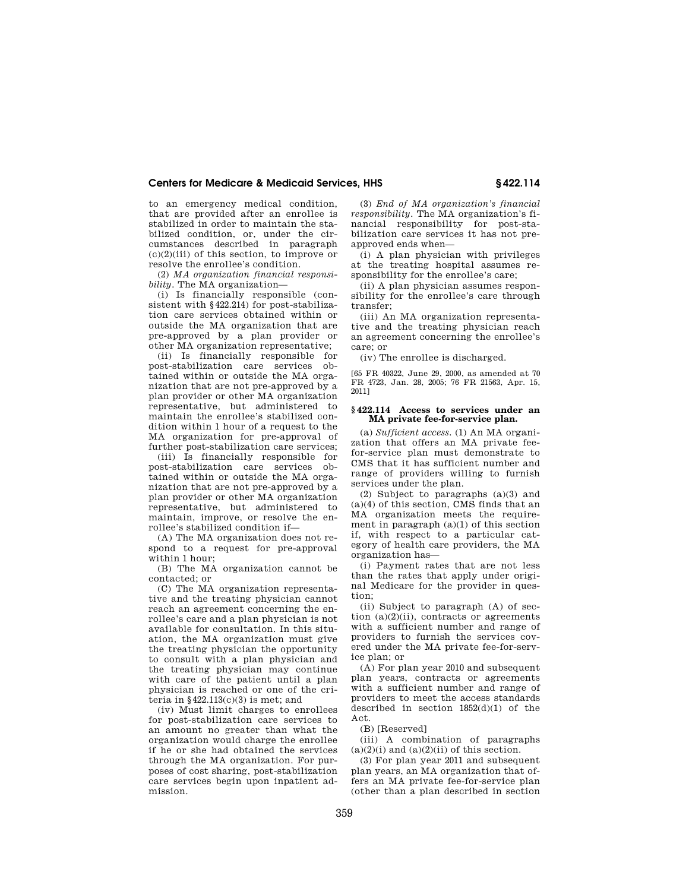to an emergency medical condition, that are provided after an enrollee is stabilized in order to maintain the stabilized condition, or, under the circumstances described in paragraph (c)(2)(iii) of this section, to improve or resolve the enrollee's condition.

(2) *MA organization financial responsibility*. The MA organization—

(i) Is financially responsible (consistent with §422.214) for post-stabilization care services obtained within or outside the MA organization that are pre-approved by a plan provider or other MA organization representative;

(ii) Is financially responsible for post-stabilization care services obtained within or outside the MA organization that are not pre-approved by a plan provider or other MA organization representative, but administered to maintain the enrollee's stabilized condition within 1 hour of a request to the MA organization for pre-approval of further post-stabilization care services;

(iii) Is financially responsible for post-stabilization care services obtained within or outside the MA organization that are not pre-approved by a plan provider or other MA organization representative, but administered to maintain, improve, or resolve the enrollee's stabilized condition if—

(A) The MA organization does not respond to a request for pre-approval within 1 hour;

(B) The MA organization cannot be contacted; or

(C) The MA organization representative and the treating physician cannot reach an agreement concerning the enrollee's care and a plan physician is not available for consultation. In this situation, the MA organization must give the treating physician the opportunity to consult with a plan physician and the treating physician may continue with care of the patient until a plan physician is reached or one of the criteria in §422.113(c)(3) is met; and

(iv) Must limit charges to enrollees for post-stabilization care services to an amount no greater than what the organization would charge the enrollee if he or she had obtained the services through the MA organization. For purposes of cost sharing, post-stabilization care services begin upon inpatient admission.

(3) *End of MA organization's financial responsibility*. The MA organization's financial responsibility for post-stabilization care services it has not pre-approved ends when—

(i) A plan physician with privileges at the treating hospital assumes responsibility for the enrollee's care;

(ii) A plan physician assumes responsibility for the enrollee's care through transfer;

(iii) An MA organization representative and the treating physician reach an agreement concerning the enrollee's care; or

(iv) The enrollee is discharged.

[65 FR 40322, June 29, 2000, as amended at 70 FR 4723, Jan. 28, 2005; 76 FR 21563, Apr. 15, 2011]

### §422.114 Access to services under an MA private fee-for-service plan.

(a) *Sufficient access*. (1) An MA organization that offers an MA private fee-for-service plan must demonstrate to CMS that it has sufficient number and range of providers willing to furnish services under the plan.

(2) Subject to paragraphs (a)(3) and (a)(4) of this section, CMS finds that an MA organization meets the requirement in paragraph (a)(1) of this section if, with respect to a particular category of health care providers, the MA organization has—

(i) Payment rates that are not less than the rates that apply under original Medicare for the provider in question;

(ii) Subject to paragraph (A) of section (a)(2)(ii), contracts or agreements with a sufficient number and range of providers to furnish the services covered under the MA private fee-for-service plan; or

(A) For plan year 2010 and subsequent plan years, contracts or agreements with a sufficient number and range of providers to meet the access standards described in section 1852(d)(1) of the Act.

(B) [Reserved]

(iii) A combination of paragraphs (a)(2)(i) and (a)(2)(ii) of this section.

(3) For plan year 2011 and subsequent plan years, an MA organization that offers an MA private fee-for-service plan (other than a plan described in section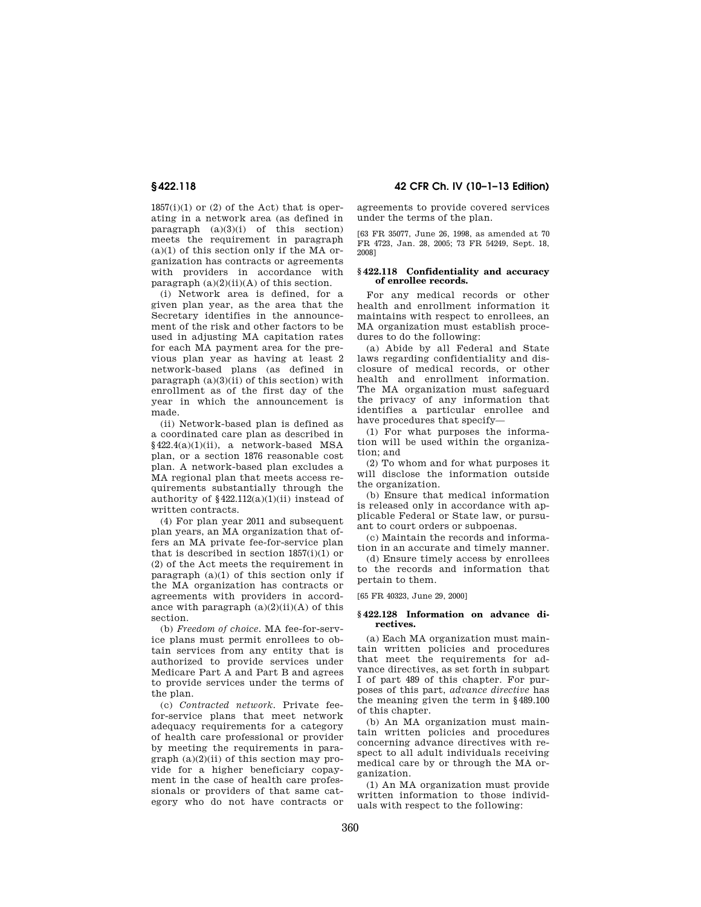1857(i)(1) or (2) of the Act) that is operating in a network area (as defined in paragraph (a)(3)(i) of this section) meets the requirement in paragraph (a)(1) of this section only if the MA organization has contracts or agreements with providers in accordance with paragraph (a)(2)(ii)(A) of this section.

(i) Network area is defined, for a given plan year, as the area that the Secretary identifies in the announcement of the risk and other factors to be used in adjusting MA capitation rates for each MA payment area for the previous plan year as having at least 2 network-based plans (as defined in paragraph (a)(3)(ii) of this section) with enrollment as of the first day of the year in which the announcement is made.

(ii) Network-based plan is defined as a coordinated care plan as described in §422.4(a)(1)(ii), a network-based MSA plan, or a section 1876 reasonable cost plan. A network-based plan excludes a MA regional plan that meets access requirements substantially through the authority of §422.112(a)(1)(ii) instead of written contracts.

(4) For plan year 2011 and subsequent plan years, an MA organization that offers an MA private fee-for-service plan that is described in section 1857(i)(1) or (2) of the Act meets the requirement in paragraph (a)(1) of this section only if the MA organization has contracts or agreements with providers in accordance with paragraph (a)(2)(ii)(A) of this section.

(b) *Freedom of choice*. MA fee-for-service plans must permit enrollees to obtain services from any entity that is authorized to provide services under Medicare Part A and Part B and agrees to provide services under the terms of the plan.

(c) *Contracted network*. Private fee-for-service plans that meet network adequacy requirements for a category of health care professional or provider by meeting the requirements in paragraph (a)(2)(ii) of this section may provide for a higher beneficiary copayment in the case of health care professionals or providers of that same category who do not have contracts or agreements to provide covered services under the terms of the plan.

[63 FR 35077, June 26, 1998, as amended at 70 FR 4723, Jan. 28, 2005; 73 FR 54249, Sept. 18, 2008]

### § 422.118 Confidentiality and accuracy of enrollee records.

For any medical records or other health and enrollment information it maintains with respect to enrollees, an MA organization must establish procedures to do the following:

(a) Abide by all Federal and State laws regarding confidentiality and disclosure of medical records, or other health and enrollment information. The MA organization must safeguard the privacy of any information that identifies a particular enrollee and have procedures that specify—

(1) For what purposes the information will be used within the organization; and

(2) To whom and for what purposes it will disclose the information outside the organization.

(b) Ensure that medical information is released only in accordance with applicable Federal or State law, or pursuant to court orders or subpoenas.

(c) Maintain the records and information in an accurate and timely manner.

(d) Ensure timely access by enrollees to the records and information that pertain to them.

[65 FR 40323, June 29, 2000]

### § 422.128 Information on advance directives.

(a) Each MA organization must maintain written policies and procedures that meet the requirements for advance directives, as set forth in subpart I of part 489 of this chapter. For purposes of this part, *advance directive* has the meaning given the term in §489.100 of this chapter.

(b) An MA organization must maintain written policies and procedures concerning advance directives with respect to all adult individuals receiving medical care by or through the MA organization.

(1) An MA organization must provide written information to those individuals with respect to the following: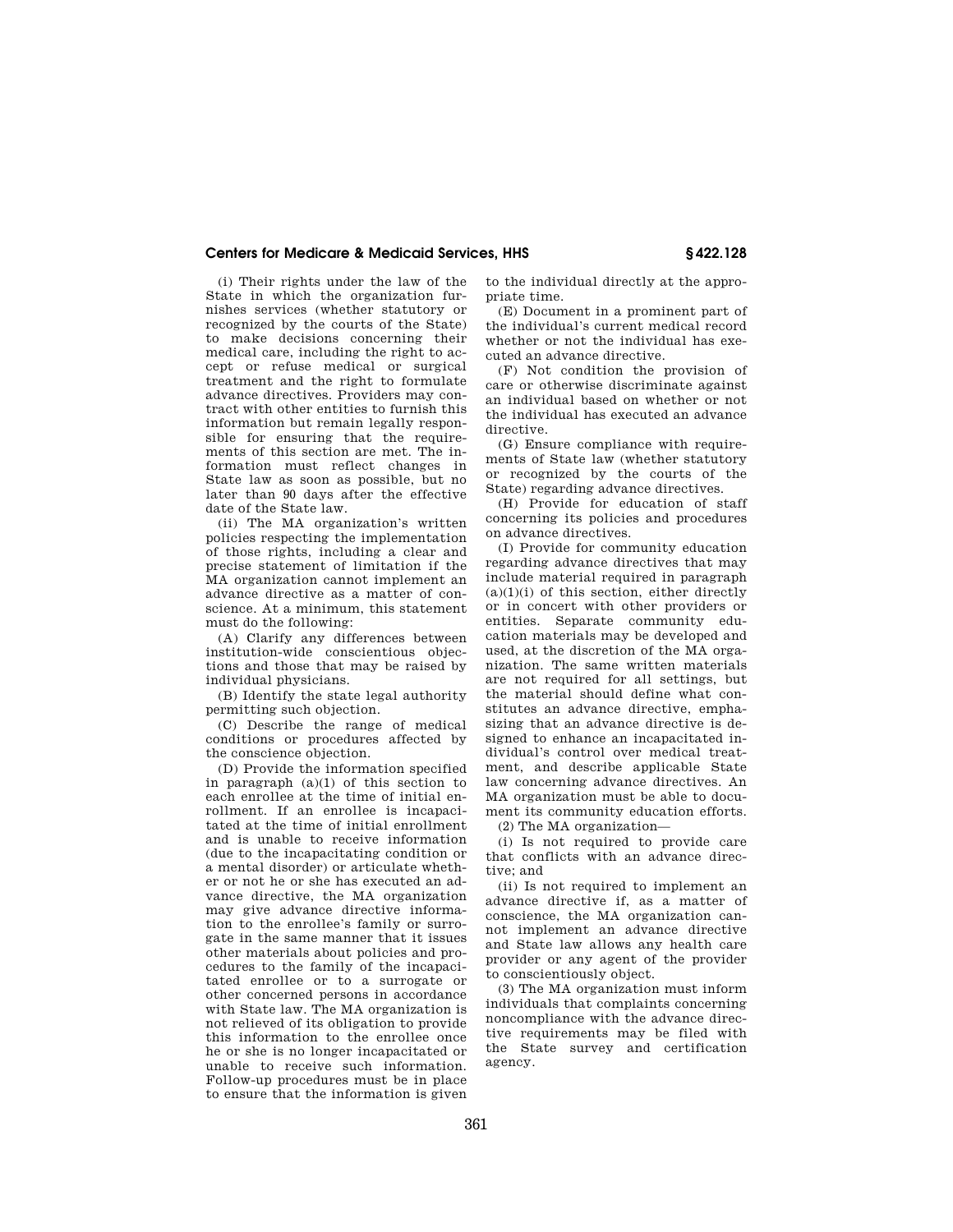(i) Their rights under the law of the State in which the organization furnishes services (whether statutory or recognized by the courts of the State) to make decisions concerning their medical care, including the right to accept or refuse medical or surgical treatment and the right to formulate advance directives. Providers may contract with other entities to furnish this information but remain legally responsible for ensuring that the requirements of this section are met. The information must reflect changes in State law as soon as possible, but no later than 90 days after the effective date of the State law.

(ii) The MA organization's written policies respecting the implementation of those rights, including a clear and precise statement of limitation if the MA organization cannot implement an advance directive as a matter of conscience. At a minimum, this statement must do the following:

(A) Clarify any differences between institution-wide conscientious objections and those that may be raised by individual physicians.

(B) Identify the state legal authority permitting such objection.

(C) Describe the range of medical conditions or procedures affected by the conscience objection.

(D) Provide the information specified in paragraph (a)(1) of this section to each enrollee at the time of initial enrollment. If an enrollee is incapacitated at the time of initial enrollment and is unable to receive information (due to the incapacitating condition or a mental disorder) or articulate whether or not he or she has executed an advance directive, the MA organization may give advance directive information to the enrollee's family or surrogate in the same manner that it issues other materials about policies and procedures to the family of the incapacitated enrollee or to a surrogate or other concerned persons in accordance with State law. The MA organization is not relieved of its obligation to provide this information to the enrollee once he or she is no longer incapacitated or unable to receive such information. Follow-up procedures must be in place to ensure that the information is given to the individual directly at the appropriate time.

(E) Document in a prominent part of the individual's current medical record whether or not the individual has executed an advance directive.

(F) Not condition the provision of care or otherwise discriminate against an individual based on whether or not the individual has executed an advance directive.

(G) Ensure compliance with requirements of State law (whether statutory or recognized by the courts of the State) regarding advance directives.

(H) Provide for education of staff concerning its policies and procedures on advance directives.

(I) Provide for community education regarding advance directives that may include material required in paragraph (a)(1)(i) of this section, either directly or in concert with other providers or entities. Separate community education materials may be developed and used, at the discretion of the MA organization. The same written materials are not required for all settings, but the material should define what constitutes an advance directive, emphasizing that an advance directive is designed to enhance an incapacitated individual's control over medical treatment, and describe applicable State law concerning advance directives. An MA organization must be able to document its community education efforts.

(2) The MA organization—

(i) Is not required to provide care that conflicts with an advance directive; and

(ii) Is not required to implement an advance directive if, as a matter of conscience, the MA organization cannot implement an advance directive and State law allows any health care provider or any agent of the provider to conscientiously object.

(3) The MA organization must inform individuals that complaints concerning noncompliance with the advance directive requirements may be filed with the State survey and certification agency.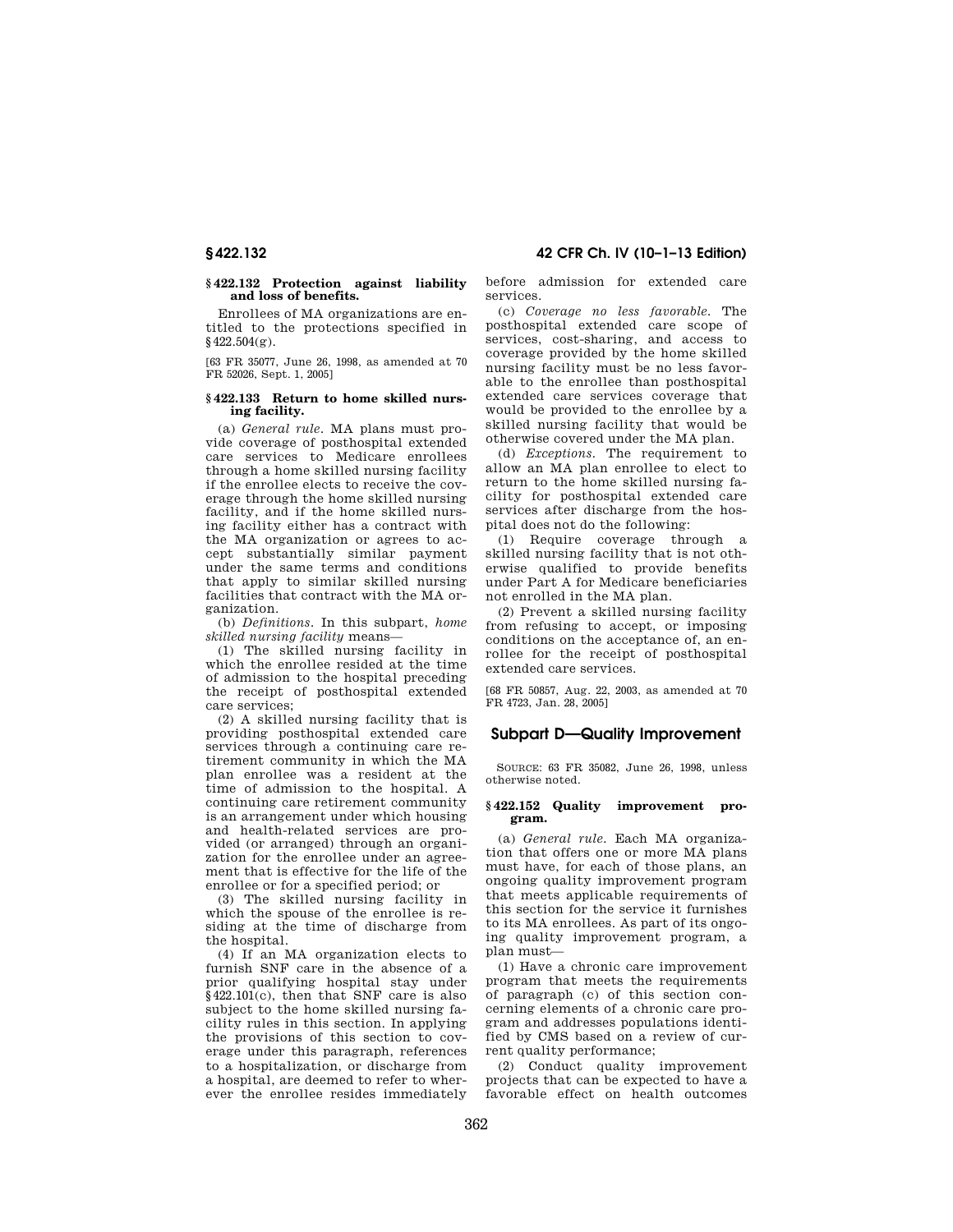### § 422.132 Protection against liability and loss of benefits.

Enrollees of MA organizations are entitled to the protections specified in § 422.504(g).

[63 FR 35077, June 26, 1998, as amended at 70 FR 52026, Sept. 1, 2005]

### § 422.133 Return to home skilled nursing facility.

(a) *General rule.* MA plans must provide coverage of posthospital extended care services to Medicare enrollees through a home skilled nursing facility if the enrollee elects to receive the coverage through the home skilled nursing facility, and if the home skilled nursing facility either has a contract with the MA organization or agrees to accept substantially similar payment under the same terms and conditions that apply to similar skilled nursing facilities that contract with the MA organization.

(b) *Definitions.* In this subpart, *home skilled nursing facility* means—

(1) The skilled nursing facility in which the enrollee resided at the time of admission to the hospital preceding the receipt of posthospital extended care services;

(2) A skilled nursing facility that is providing posthospital extended care services through a continuing care retirement community in which the MA plan enrollee was a resident at the time of admission to the hospital. A continuing care retirement community is an arrangement under which housing and health-related services are provided (or arranged) through an organization for the enrollee under an agreement that is effective for the life of the enrollee or for a specified period; or

(3) The skilled nursing facility in which the spouse of the enrollee is residing at the time of discharge from the hospital.

(4) If an MA organization elects to furnish SNF care in the absence of a prior qualifying hospital stay under § 422.101(c), then that SNF care is also subject to the home skilled nursing facility rules in this section. In applying the provisions of this section to coverage under this paragraph, references to a hospitalization, or discharge from a hospital, are deemed to refer to wherever the enrollee resides immediately before admission for extended care services.

(c) *Coverage no less favorable.* The posthospital extended care scope of services, cost-sharing, and access to coverage provided by the home skilled nursing facility must be no less favorable to the enrollee than posthospital extended care services coverage that would be provided to the enrollee by a skilled nursing facility that would be otherwise covered under the MA plan.

(d) *Exceptions.* The requirement to allow an MA plan enrollee to elect to return to the home skilled nursing facility for posthospital extended care services after discharge from the hospital does not do the following:

(1) Require coverage through a skilled nursing facility that is not otherwise qualified to provide benefits under Part A for Medicare beneficiaries not enrolled in the MA plan.

(2) Prevent a skilled nursing facility from refusing to accept, or imposing conditions on the acceptance of, an enrollee for the receipt of posthospital extended care services.

[68 FR 50857, Aug. 22, 2003, as amended at 70 FR 4723, Jan. 28, 2005]

## Subpart D—Quality Improvement

SOURCE: 63 FR 35082, June 26, 1998, unless otherwise noted.

### § 422.152 Quality improvement program.

(a) *General rule.* Each MA organization that offers one or more MA plans must have, for each of those plans, an ongoing quality improvement program that meets applicable requirements of this section for the service it furnishes to its MA enrollees. As part of its ongoing quality improvement program, a plan must—

(1) Have a chronic care improvement program that meets the requirements of paragraph (c) of this section concerning elements of a chronic care program and addresses populations identified by CMS based on a review of current quality performance;

(2) Conduct quality improvement projects that can be expected to have a favorable effect on health outcomes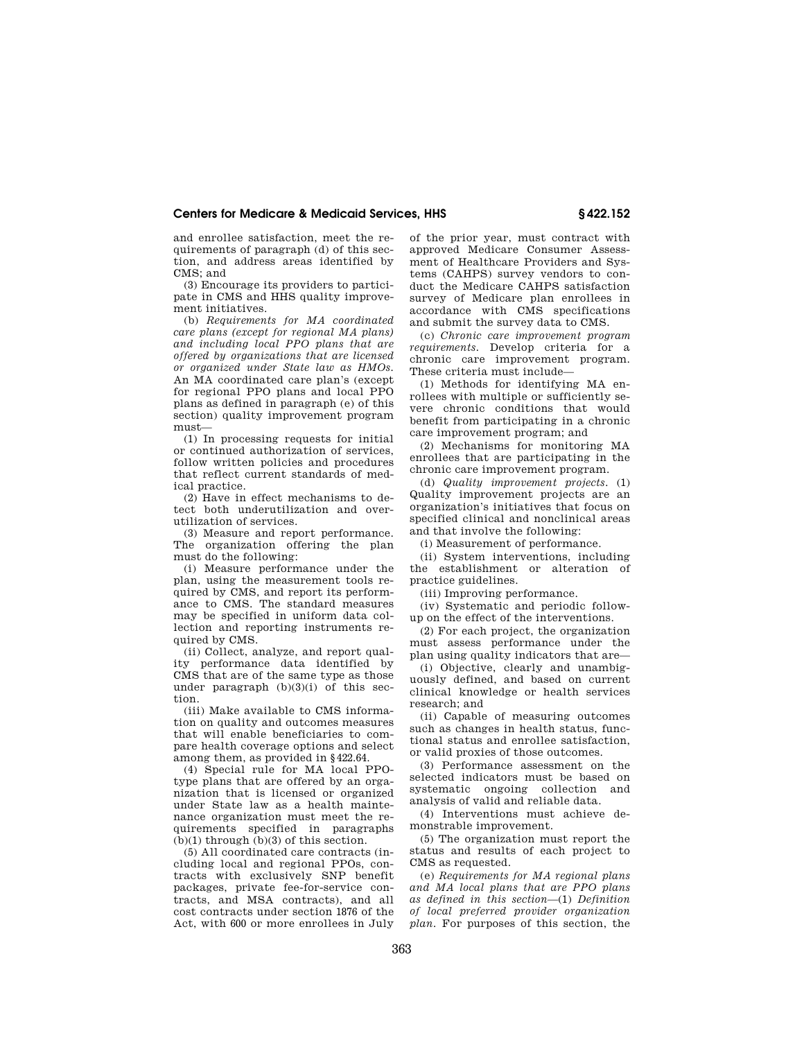and enrollee satisfaction, meet the requirements of paragraph (d) of this section, and address areas identified by CMS; and

(3) Encourage its providers to participate in CMS and HHS quality improvement initiatives.

(b) *Requirements for MA coordinated care plans (except for regional MA plans) and including local PPO plans that are offered by organizations that are licensed or organized under State law as HMOs.* An MA coordinated care plan's (except for regional PPO plans and local PPO plans as defined in paragraph (e) of this section) quality improvement program must—

(1) In processing requests for initial or continued authorization of services, follow written policies and procedures that reflect current standards of medical practice.

(2) Have in effect mechanisms to detect both underutilization and overutilization of services.

(3) Measure and report performance. The organization offering the plan must do the following:

(i) Measure performance under the plan, using the measurement tools required by CMS, and report its performance to CMS. The standard measures may be specified in uniform data collection and reporting instruments required by CMS.

(ii) Collect, analyze, and report quality performance data identified by CMS that are of the same type as those under paragraph (b)(3)(i) of this section.

(iii) Make available to CMS information on quality and outcomes measures that will enable beneficiaries to compare health coverage options and select among them, as provided in §422.64.

(4) Special rule for MA local PPO-type plans that are offered by an organization that is licensed or organized under State law as a health maintenance organization must meet the requirements specified in paragraphs (b)(1) through (b)(3) of this section.

(5) All coordinated care contracts (including local and regional PPOs, contracts with exclusively SNP benefit packages, private fee-for-service contracts, and MSA contracts), and all cost contracts under section 1876 of the Act, with 600 or more enrollees in July of the prior year, must contract with approved Medicare Consumer Assessment of Healthcare Providers and Systems (CAHPS) survey vendors to conduct the Medicare CAHPS satisfaction survey of Medicare plan enrollees in accordance with CMS specifications and submit the survey data to CMS.

(c) *Chronic care improvement program requirements.* Develop criteria for a chronic care improvement program. These criteria must include—

(1) Methods for identifying MA enrollees with multiple or sufficiently severe chronic conditions that would benefit from participating in a chronic care improvement program; and

(2) Mechanisms for monitoring MA enrollees that are participating in the chronic care improvement program.

(d) *Quality improvement projects.* (1) Quality improvement projects are an organization's initiatives that focus on specified clinical and nonclinical areas and that involve the following:

(i) Measurement of performance.

(ii) System interventions, including the establishment or alteration of practice guidelines.

(iii) Improving performance.

(iv) Systematic and periodic follow-up on the effect of the interventions.

(2) For each project, the organization must assess performance under the plan using quality indicators that are—

(i) Objective, clearly and unambiguously defined, and based on current clinical knowledge or health services research; and

(ii) Capable of measuring outcomes such as changes in health status, functional status and enrollee satisfaction, or valid proxies of those outcomes.

(3) Performance assessment on the selected indicators must be based on systematic ongoing collection and analysis of valid and reliable data.

(4) Interventions must achieve demonstrable improvement.

(5) The organization must report the status and results of each project to CMS as requested.

(e) *Requirements for MA regional plans and MA local plans that are PPO plans as defined in this section*—(1) *Definition of local preferred provider organization plan.* For purposes of this section, the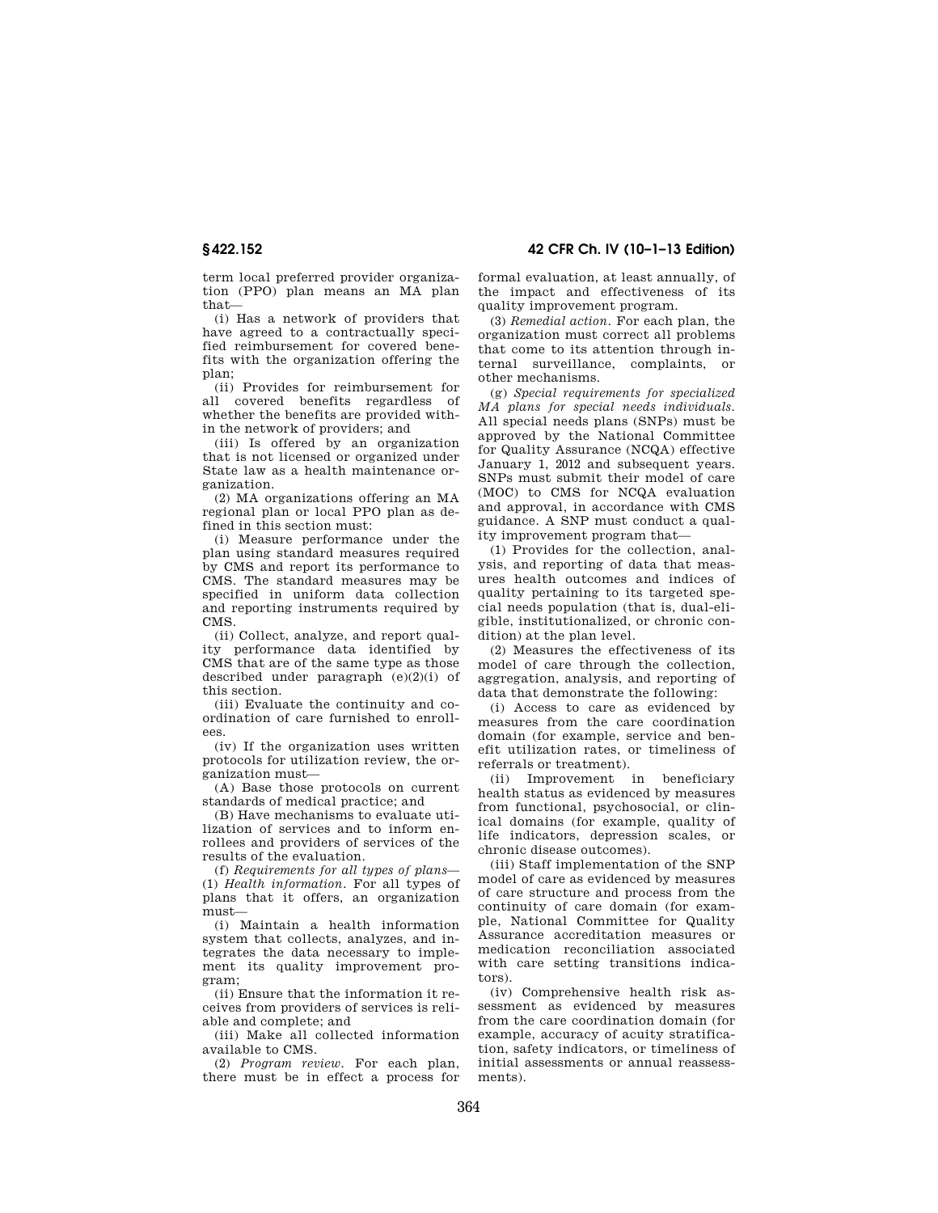term local preferred provider organization (PPO) plan means an MA plan that—

(i) Has a network of providers that have agreed to a contractually specified reimbursement for covered benefits with the organization offering the plan;

(ii) Provides for reimbursement for all covered benefits regardless of whether the benefits are provided within the network of providers; and

(iii) Is offered by an organization that is not licensed or organized under State law as a health maintenance organization.

(2) MA organizations offering an MA regional plan or local PPO plan as defined in this section must:

(i) Measure performance under the plan using standard measures required by CMS and report its performance to CMS. The standard measures may be specified in uniform data collection and reporting instruments required by CMS.

(ii) Collect, analyze, and report quality performance data identified by CMS that are of the same type as those described under paragraph (e)(2)(i) of this section.

(iii) Evaluate the continuity and coordination of care furnished to enrollees.

(iv) If the organization uses written protocols for utilization review, the organization must—

(A) Base those protocols on current standards of medical practice; and

(B) Have mechanisms to evaluate utilization of services and to inform enrollees and providers of services of the results of the evaluation.

(f) *Requirements for all types of plans*—(1) *Health information.* For all types of plans that it offers, an organization must—

(i) Maintain a health information system that collects, analyzes, and integrates the data necessary to implement its quality improvement program;

(ii) Ensure that the information it receives from providers of services is reliable and complete; and

(iii) Make all collected information available to CMS.

(2) *Program review.* For each plan, there must be in effect a process for formal evaluation, at least annually, of the impact and effectiveness of its quality improvement program.

(3) *Remedial action.* For each plan, the organization must correct all problems that come to its attention through internal surveillance, complaints, or other mechanisms.

(g) *Special requirements for specialized MA plans for special needs individuals.* All special needs plans (SNPs) must be approved by the National Committee for Quality Assurance (NCQA) effective January 1, 2012 and subsequent years. SNPs must submit their model of care (MOC) to CMS for NCQA evaluation and approval, in accordance with CMS guidance. A SNP must conduct a quality improvement program that—

(1) Provides for the collection, analysis, and reporting of data that measures health outcomes and indices of quality pertaining to its targeted special needs population (that is, dual-eligible, institutionalized, or chronic condition) at the plan level.

(2) Measures the effectiveness of its model of care through the collection, aggregation, analysis, and reporting of data that demonstrate the following:

(i) Access to care as evidenced by measures from the care coordination domain (for example, service and benefit utilization rates, or timeliness of referrals or treatment).

(ii) Improvement in beneficiary health status as evidenced by measures from functional, psychosocial, or clinical domains (for example, quality of life indicators, depression scales, or chronic disease outcomes).

(iii) Staff implementation of the SNP model of care as evidenced by measures of care structure and process from the continuity of care domain (for example, National Committee for Quality Assurance accreditation measures or medication reconciliation associated with care setting transitions indicators).

(iv) Comprehensive health risk assessment as evidenced by measures from the care coordination domain (for example, accuracy of acuity stratification, safety indicators, or timeliness of initial assessments or annual reassessments).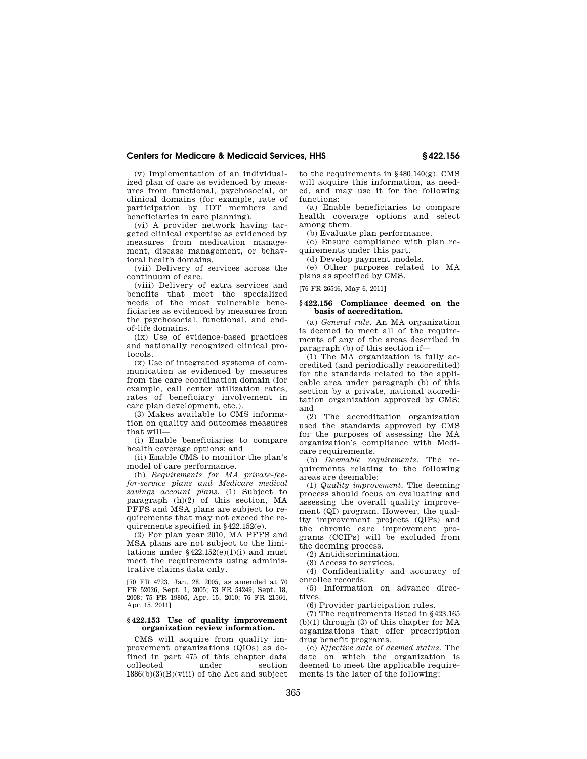(v) Implementation of an individualized plan of care as evidenced by measures from functional, psychosocial, or clinical domains (for example, rate of participation by IDT members and beneficiaries in care planning).

(vi) A provider network having targeted clinical expertise as evidenced by measures from medication management, disease management, or behavioral health domains.

(vii) Delivery of services across the continuum of care.

(viii) Delivery of extra services and benefits that meet the specialized needs of the most vulnerable beneficiaries as evidenced by measures from the psychosocial, functional, and end-of-life domains.

(ix) Use of evidence-based practices and nationally recognized clinical protocols.

(x) Use of integrated systems of communication as evidenced by measures from the care coordination domain (for example, call center utilization rates, rates of beneficiary involvement in care plan development, etc.).

(3) Makes available to CMS information on quality and outcomes measures that will—

(i) Enable beneficiaries to compare health coverage options; and

(ii) Enable CMS to monitor the plan's model of care performance.

(h) *Requirements for MA private-fee-for-service plans and Medicare medical savings account plans.* (1) Subject to paragraph (h)(2) of this section, MA PFFS and MSA plans are subject to requirements that may not exceed the requirements specified in §422.152(e).

(2) For plan year 2010, MA PFFS and MSA plans are not subject to the limitations under §422.152(e)(1)(i) and must meet the requirements using administrative claims data only.

[70 FR 4723, Jan. 28, 2005, as amended at 70 FR 52026, Sept. 1, 2005; 73 FR 54249, Sept. 18, 2008; 75 FR 19805, Apr. 15, 2010; 76 FR 21564, Apr. 15, 2011]

## §422.153 Use of quality improvement organization review information.

CMS will acquire from quality improvement organizations (QIOs) as defined in part 475 of this chapter data collected under section 1886(b)(3)(B)(viii) of the Act and subject to the requirements in §480.140(g). CMS will acquire this information, as needed, and may use it for the following functions:

(a) Enable beneficiaries to compare health coverage options and select among them.

(b) Evaluate plan performance.

(c) Ensure compliance with plan requirements under this part.

(d) Develop payment models.

(e) Other purposes related to MA plans as specified by CMS.

[76 FR 26546, May 6, 2011]

## §422.156 Compliance deemed on the basis of accreditation.

(a) *General rule.* An MA organization is deemed to meet all of the requirements of any of the areas described in paragraph (b) of this section if—

(1) The MA organization is fully accredited (and periodically reaccredited) for the standards related to the applicable area under paragraph (b) of this section by a private, national accreditation organization approved by CMS; and

(2) The accreditation organization used the standards approved by CMS for the purposes of assessing the MA organization's compliance with Medicare requirements.

(b) *Deemable requirements.* The requirements relating to the following areas are deemable:

(1) *Quality improvement.* The deeming process should focus on evaluating and assessing the overall quality improvement (QI) program. However, the quality improvement projects (QIPs) and the chronic care improvement programs (CCIPs) will be excluded from the deeming process.

(2) Antidiscrimination.

(3) Access to services.

(4) Confidentiality and accuracy of enrollee records.

(5) Information on advance directives.

(6) Provider participation rules.

(7) The requirements listed in §423.165 (b)(1) through (3) of this chapter for MA organizations that offer prescription drug benefit programs.

(c) *Effective date of deemed status.* The date on which the organization is deemed to meet the applicable requirements is the later of the following: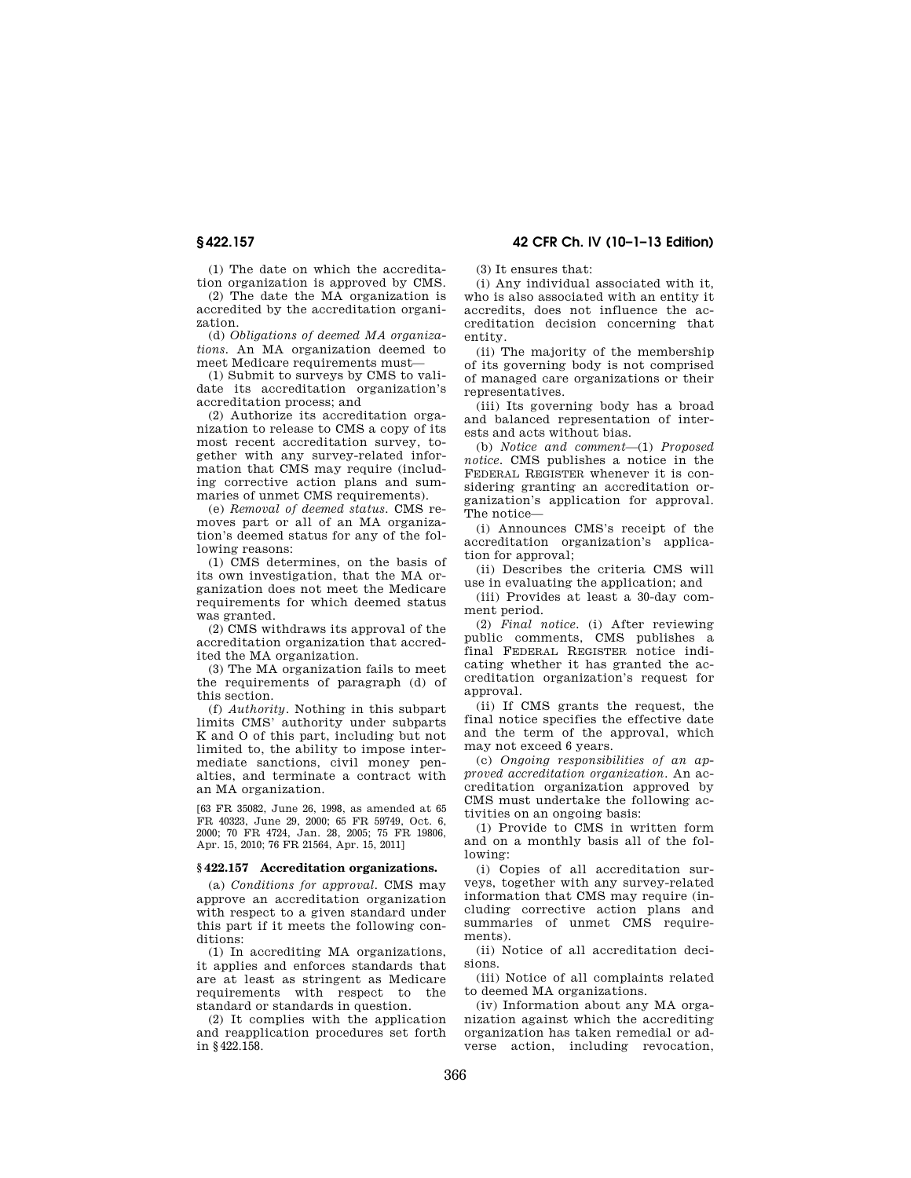(1) The date on which the accreditation organization is approved by CMS.

(2) The date the MA organization is accredited by the accreditation organization.

(d) *Obligations of deemed MA organizations.* An MA organization deemed to meet Medicare requirements must—

(1) Submit to surveys by CMS to validate its accreditation organization's accreditation process; and

(2) Authorize its accreditation organization to release to CMS a copy of its most recent accreditation survey, together with any survey-related information that CMS may require (including corrective action plans and summaries of unmet CMS requirements).

(e) *Removal of deemed status.* CMS removes part or all of an MA organization's deemed status for any of the following reasons:

(1) CMS determines, on the basis of its own investigation, that the MA organization does not meet the Medicare requirements for which deemed status was granted.

(2) CMS withdraws its approval of the accreditation organization that accredited the MA organization.

(3) The MA organization fails to meet the requirements of paragraph (d) of this section.

(f) *Authority.* Nothing in this subpart limits CMS' authority under subparts K and O of this part, including but not limited to, the ability to impose intermediate sanctions, civil money penalties, and terminate a contract with an MA organization.

[63 FR 35082, June 26, 1998, as amended at 65 FR 40323, June 29, 2000; 65 FR 59749, Oct. 6, 2000; 70 FR 4724, Jan. 28, 2005; 75 FR 19806, Apr. 15, 2010; 76 FR 21564, Apr. 15, 2011]

### § 422.157 Accreditation organizations.

(a) *Conditions for approval.* CMS may approve an accreditation organization with respect to a given standard under this part if it meets the following conditions:

(1) In accrediting MA organizations, it applies and enforces standards that are at least as stringent as Medicare requirements with respect to the standard or standards in question.

(2) It complies with the application and reapplication procedures set forth in § 422.158.

(3) It ensures that:

(i) Any individual associated with it, who is also associated with an entity it accredits, does not influence the accreditation decision concerning that entity.

(ii) The majority of the membership of its governing body is not comprised of managed care organizations or their representatives.

(iii) Its governing body has a broad and balanced representation of interests and acts without bias.

(b) *Notice and comment*—(1) *Proposed notice.* CMS publishes a notice in the FEDERAL REGISTER whenever it is considering granting an accreditation organization's application for approval. The notice—

(i) Announces CMS's receipt of the accreditation organization's application for approval;

(ii) Describes the criteria CMS will use in evaluating the application; and

(iii) Provides at least a 30-day comment period.

(2) *Final notice.* (i) After reviewing public comments, CMS publishes a final FEDERAL REGISTER notice indicating whether it has granted the accreditation organization's request for approval.

(ii) If CMS grants the request, the final notice specifies the effective date and the term of the approval, which may not exceed 6 years.

(c) *Ongoing responsibilities of an approved accreditation organization.* An accreditation organization approved by CMS must undertake the following activities on an ongoing basis:

(1) Provide to CMS in written form and on a monthly basis all of the following:

(i) Copies of all accreditation surveys, together with any survey-related information that CMS may require (including corrective action plans and summaries of unmet CMS requirements).

(ii) Notice of all accreditation decisions.

(iii) Notice of all complaints related to deemed MA organizations.

(iv) Information about any MA organization against which the accrediting organization has taken remedial or adverse action, including revocation,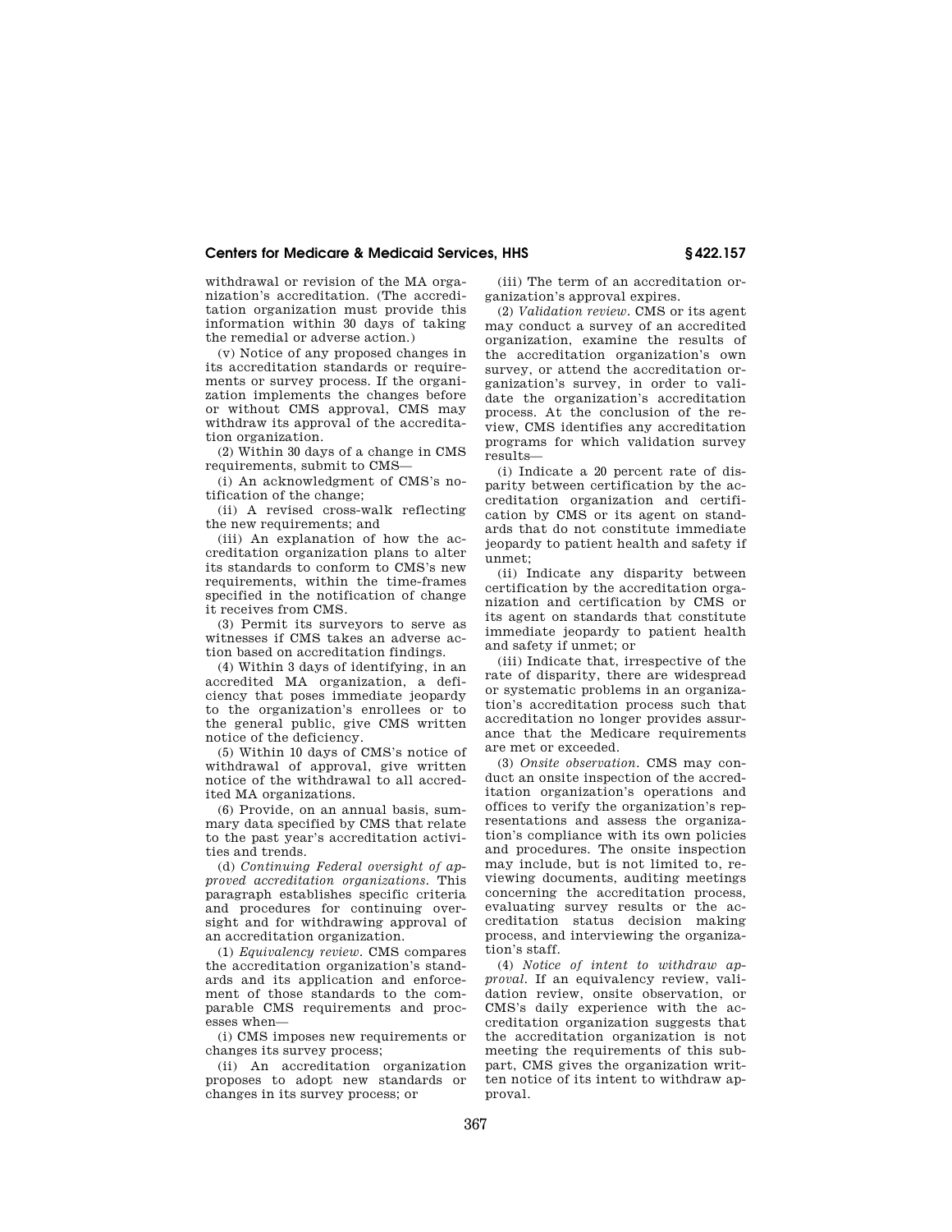withdrawal or revision of the MA organization's accreditation. (The accreditation organization must provide this information within 30 days of taking the remedial or adverse action.)

(v) Notice of any proposed changes in its accreditation standards or requirements or survey process. If the organization implements the changes before or without CMS approval, CMS may withdraw its approval of the accreditation organization.

(2) Within 30 days of a change in CMS requirements, submit to CMS—

(i) An acknowledgment of CMS's notification of the change;

(ii) A revised cross-walk reflecting the new requirements; and

(iii) An explanation of how the accreditation organization plans to alter its standards to conform to CMS's new requirements, within the time-frames specified in the notification of change it receives from CMS.

(3) Permit its surveyors to serve as witnesses if CMS takes an adverse action based on accreditation findings.

(4) Within 3 days of identifying, in an accredited MA organization, a deficiency that poses immediate jeopardy to the organization's enrollees or to the general public, give CMS written notice of the deficiency.

(5) Within 10 days of CMS's notice of withdrawal of approval, give written notice of the withdrawal to all accredited MA organizations.

(6) Provide, on an annual basis, summary data specified by CMS that relate to the past year's accreditation activities and trends.

(d) *Continuing Federal oversight of approved accreditation organizations.* This paragraph establishes specific criteria and procedures for continuing oversight and for withdrawing approval of an accreditation organization.

(1) *Equivalency review.* CMS compares the accreditation organization's standards and its application and enforcement of those standards to the comparable CMS requirements and processes when—

(i) CMS imposes new requirements or changes its survey process;

(ii) An accreditation organization proposes to adopt new standards or changes in its survey process; or

(iii) The term of an accreditation organization's approval expires.

(2) *Validation review.* CMS or its agent may conduct a survey of an accredited organization, examine the results of the accreditation organization's own survey, or attend the accreditation organization's survey, in order to validate the organization's accreditation process. At the conclusion of the review, CMS identifies any accreditation programs for which validation survey results—

(i) Indicate a 20 percent rate of disparity between certification by the accreditation organization and certification by CMS or its agent on standards that do not constitute immediate jeopardy to patient health and safety if unmet;

(ii) Indicate any disparity between certification by the accreditation organization and certification by CMS or its agent on standards that constitute immediate jeopardy to patient health and safety if unmet; or

(iii) Indicate that, irrespective of the rate of disparity, there are widespread or systematic problems in an organization's accreditation process such that accreditation no longer provides assurance that the Medicare requirements are met or exceeded.

(3) *Onsite observation.* CMS may conduct an onsite inspection of the accreditation organization's operations and offices to verify the organization's representations and assess the organization's compliance with its own policies and procedures. The onsite inspection may include, but is not limited to, reviewing documents, auditing meetings concerning the accreditation process, evaluating survey results or the accreditation status decision making process, and interviewing the organization's staff.

(4) *Notice of intent to withdraw approval.* If an equivalency review, validation review, onsite observation, or CMS's daily experience with the accreditation organization suggests that the accreditation organization is not meeting the requirements of this subpart, CMS gives the organization written notice of its intent to withdraw approval.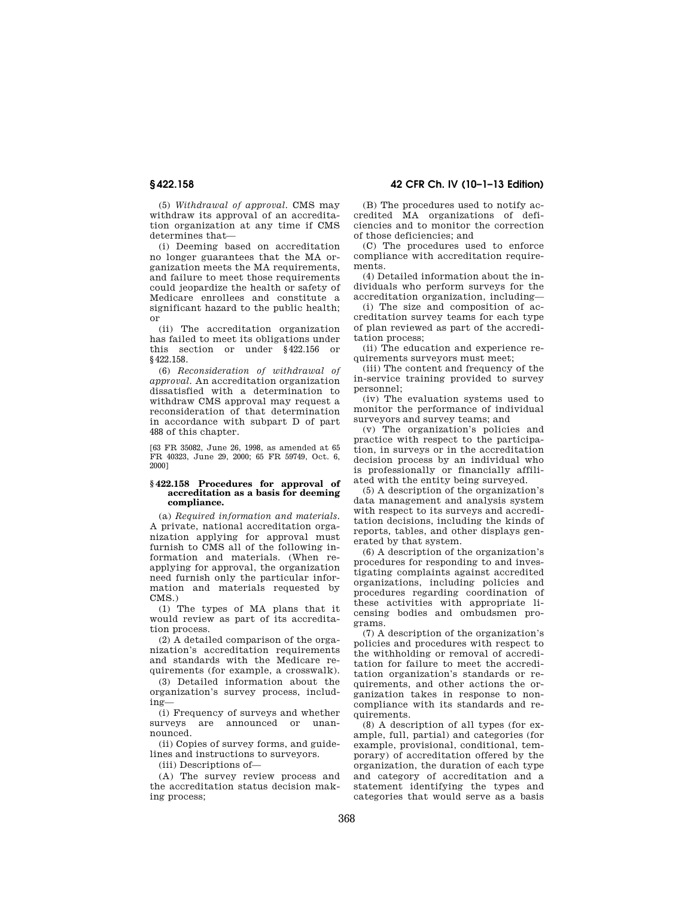(5) *Withdrawal of approval.* CMS may withdraw its approval of an accreditation organization at any time if CMS determines that—

(i) Deeming based on accreditation no longer guarantees that the MA organization meets the MA requirements, and failure to meet those requirements could jeopardize the health or safety of Medicare enrollees and constitute a significant hazard to the public health; or

(ii) The accreditation organization has failed to meet its obligations under this section or under §422.156 or §422.158.

(6) *Reconsideration of withdrawal of approval.* An accreditation organization dissatisfied with a determination to withdraw CMS approval may request a reconsideration of that determination in accordance with subpart D of part 488 of this chapter.

[63 FR 35082, June 26, 1998, as amended at 65 FR 40323, June 29, 2000; 65 FR 59749, Oct. 6, 2000]

### §422.158 Procedures for approval of accreditation as a basis for deeming compliance.

(a) *Required information and materials.* A private, national accreditation organization applying for approval must furnish to CMS all of the following information and materials. (When reapplying for approval, the organization need furnish only the particular information and materials requested by CMS.)

(1) The types of MA plans that it would review as part of its accreditation process.

(2) A detailed comparison of the organization's accreditation requirements and standards with the Medicare requirements (for example, a crosswalk).

(3) Detailed information about the organization's survey process, including—

(i) Frequency of surveys and whether surveys are announced or unannounced.

(ii) Copies of survey forms, and guidelines and instructions to surveyors.

(iii) Descriptions of—

(A) The survey review process and the accreditation status decision making process;

(B) The procedures used to notify accredited MA organizations of deficiencies and to monitor the correction of those deficiencies; and

(C) The procedures used to enforce compliance with accreditation requirements.

(4) Detailed information about the individuals who perform surveys for the accreditation organization, including—

(i) The size and composition of accreditation survey teams for each type of plan reviewed as part of the accreditation process;

(ii) The education and experience requirements surveyors must meet;

(iii) The content and frequency of the in-service training provided to survey personnel;

(iv) The evaluation systems used to monitor the performance of individual surveyors and survey teams; and

(v) The organization's policies and practice with respect to the participation, in surveys or in the accreditation decision process by an individual who is professionally or financially affiliated with the entity being surveyed.

(5) A description of the organization's data management and analysis system with respect to its surveys and accreditation decisions, including the kinds of reports, tables, and other displays generated by that system.

(6) A description of the organization's procedures for responding to and investigating complaints against accredited organizations, including policies and procedures regarding coordination of these activities with appropriate licensing bodies and ombudsmen programs.

(7) A description of the organization's policies and procedures with respect to the withholding or removal of accreditation for failure to meet the accreditation organization's standards or requirements, and other actions the organization takes in response to noncompliance with its standards and requirements.

(8) A description of all types (for example, full, partial) and categories (for example, provisional, conditional, temporary) of accreditation offered by the organization, the duration of each type and category of accreditation and a statement identifying the types and categories that would serve as a basis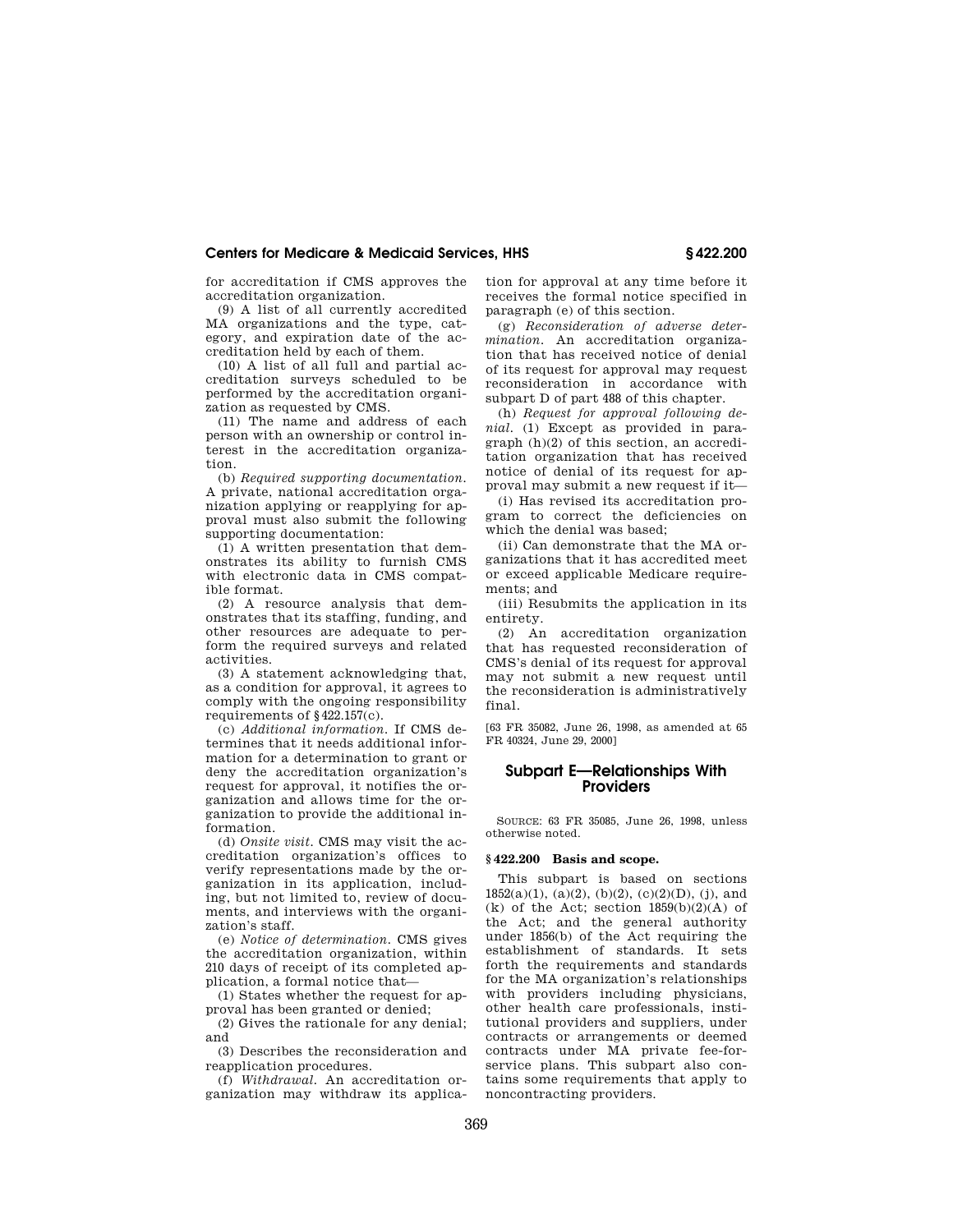for accreditation if CMS approves the accreditation organization.

(9) A list of all currently accredited MA organizations and the type, category, and expiration date of the accreditation held by each of them.

(10) A list of all full and partial accreditation surveys scheduled to be performed by the accreditation organization as requested by CMS.

(11) The name and address of each person with an ownership or control interest in the accreditation organization.

(b) *Required supporting documentation.* A private, national accreditation organization applying or reapplying for approval must also submit the following supporting documentation:

(1) A written presentation that demonstrates its ability to furnish CMS with electronic data in CMS compatible format.

(2) A resource analysis that demonstrates that its staffing, funding, and other resources are adequate to perform the required surveys and related activities.

(3) A statement acknowledging that, as a condition for approval, it agrees to comply with the ongoing responsibility requirements of §422.157(c).

(c) *Additional information.* If CMS determines that it needs additional information for a determination to grant or deny the accreditation organization's request for approval, it notifies the organization and allows time for the organization to provide the additional information.

(d) *Onsite visit.* CMS may visit the accreditation organization's offices to verify representations made by the organization in its application, including, but not limited to, review of documents, and interviews with the organization's staff.

(e) *Notice of determination.* CMS gives the accreditation organization, within 210 days of receipt of its completed application, a formal notice that—

(1) States whether the request for approval has been granted or denied;

(2) Gives the rationale for any denial; and

(3) Describes the reconsideration and reapplication procedures.

(f) *Withdrawal.* An accreditation organization may withdraw its application for approval at any time before it receives the formal notice specified in paragraph (e) of this section.

(g) *Reconsideration of adverse determination.* An accreditation organization that has received notice of denial of its request for approval may request reconsideration in accordance with subpart D of part 488 of this chapter.

(h) *Request for approval following denial.* (1) Except as provided in paragraph (h)(2) of this section, an accreditation organization that has received notice of denial of its request for approval may submit a new request if it—

(i) Has revised its accreditation program to correct the deficiencies on which the denial was based;

(ii) Can demonstrate that the MA organizations that it has accredited meet or exceed applicable Medicare requirements; and

(iii) Resubmits the application in its entirety.

(2) An accreditation organization that has requested reconsideration of CMS's denial of its request for approval may not submit a new request until the reconsideration is administratively final.

[63 FR 35082, June 26, 1998, as amended at 65 FR 40324, June 29, 2000]

## Subpart E—Relationships With Providers

SOURCE: 63 FR 35085, June 26, 1998, unless otherwise noted.

### §422.200 Basis and scope.

This subpart is based on sections 1852(a)(1), (a)(2), (b)(2), (c)(2)(D), (j), and (k) of the Act; section 1859(b)(2)(A) of the Act; and the general authority under 1856(b) of the Act requiring the establishment of standards. It sets forth the requirements and standards for the MA organization's relationships with providers including physicians, other health care professionals, institutional providers and suppliers, under contracts or arrangements or deemed contracts under MA private fee-for-service plans. This subpart also contains some requirements that apply to noncontracting providers.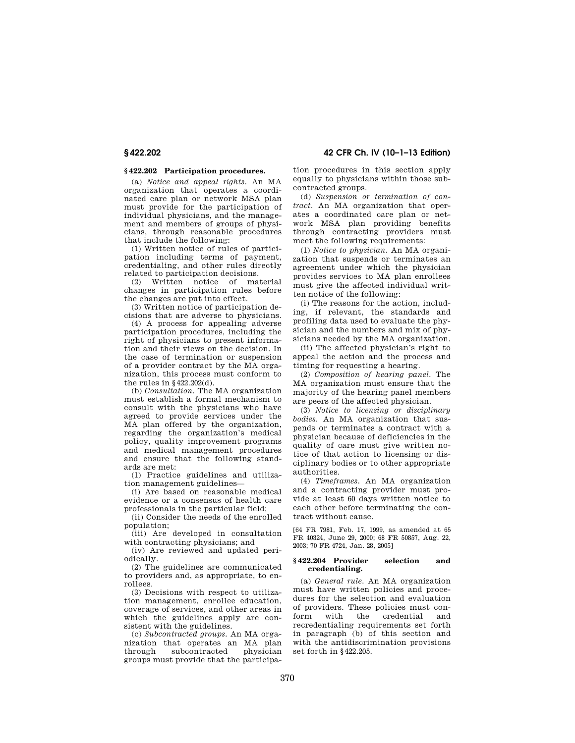## § 422.202 Participation procedures.

(a) *Notice and appeal rights.* An MA organization that operates a coordinated care plan or network MSA plan must provide for the participation of individual physicians, and the management and members of groups of physicians, through reasonable procedures that include the following:

(1) Written notice of rules of participation including terms of payment, credentialing, and other rules directly related to participation decisions.

(2) Written notice of material changes in participation rules before the changes are put into effect.

(3) Written notice of participation decisions that are adverse to physicians.

(4) A process for appealing adverse participation procedures, including the right of physicians to present information and their views on the decision. In the case of termination or suspension of a provider contract by the MA organization, this process must conform to the rules in §422.202(d).

(b) *Consultation.* The MA organization must establish a formal mechanism to consult with the physicians who have agreed to provide services under the MA plan offered by the organization, regarding the organization's medical policy, quality improvement programs and medical management procedures and ensure that the following standards are met:

(1) Practice guidelines and utilization management guidelines—

(i) Are based on reasonable medical evidence or a consensus of health care professionals in the particular field;

(ii) Consider the needs of the enrolled population;

(iii) Are developed in consultation with contracting physicians; and

(iv) Are reviewed and updated periodically.

(2) The guidelines are communicated to providers and, as appropriate, to enrollees.

(3) Decisions with respect to utilization management, enrollee education, coverage of services, and other areas in which the guidelines apply are consistent with the guidelines.

(c) *Subcontracted groups.* An MA organization that operates an MA plan through subcontracted physician groups must provide that the participation procedures in this section apply equally to physicians within those subcontracted groups.

(d) *Suspension or termination of contract.* An MA organization that operates a coordinated care plan or network MSA plan providing benefits through contracting providers must meet the following requirements:

(1) *Notice to physician.* An MA organization that suspends or terminates an agreement under which the physician provides services to MA plan enrollees must give the affected individual written notice of the following:

(i) The reasons for the action, including, if relevant, the standards and profiling data used to evaluate the physician and the numbers and mix of physicians needed by the MA organization.

(ii) The affected physician's right to appeal the action and the process and timing for requesting a hearing.

(2) *Composition of hearing panel.* The MA organization must ensure that the majority of the hearing panel members are peers of the affected physician.

(3) *Notice to licensing or disciplinary bodies.* An MA organization that suspends or terminates a contract with a physician because of deficiencies in the quality of care must give written notice of that action to licensing or disciplinary bodies or to other appropriate authorities.

(4) *Timeframes.* An MA organization and a contracting provider must provide at least 60 days written notice to each other before terminating the contract without cause.

[64 FR 7981, Feb. 17, 1999, as amended at 65 FR 40324, June 29, 2000; 68 FR 50857, Aug. 22, 2003; 70 FR 4724, Jan. 28, 2005]

## § 422.204 Provider selection and credentialing.

(a) *General rule.* An MA organization must have written policies and procedures for the selection and evaluation of providers. These policies must conform with the credential and recredentialing requirements set forth in paragraph (b) of this section and with the antidiscrimination provisions set forth in §422.205.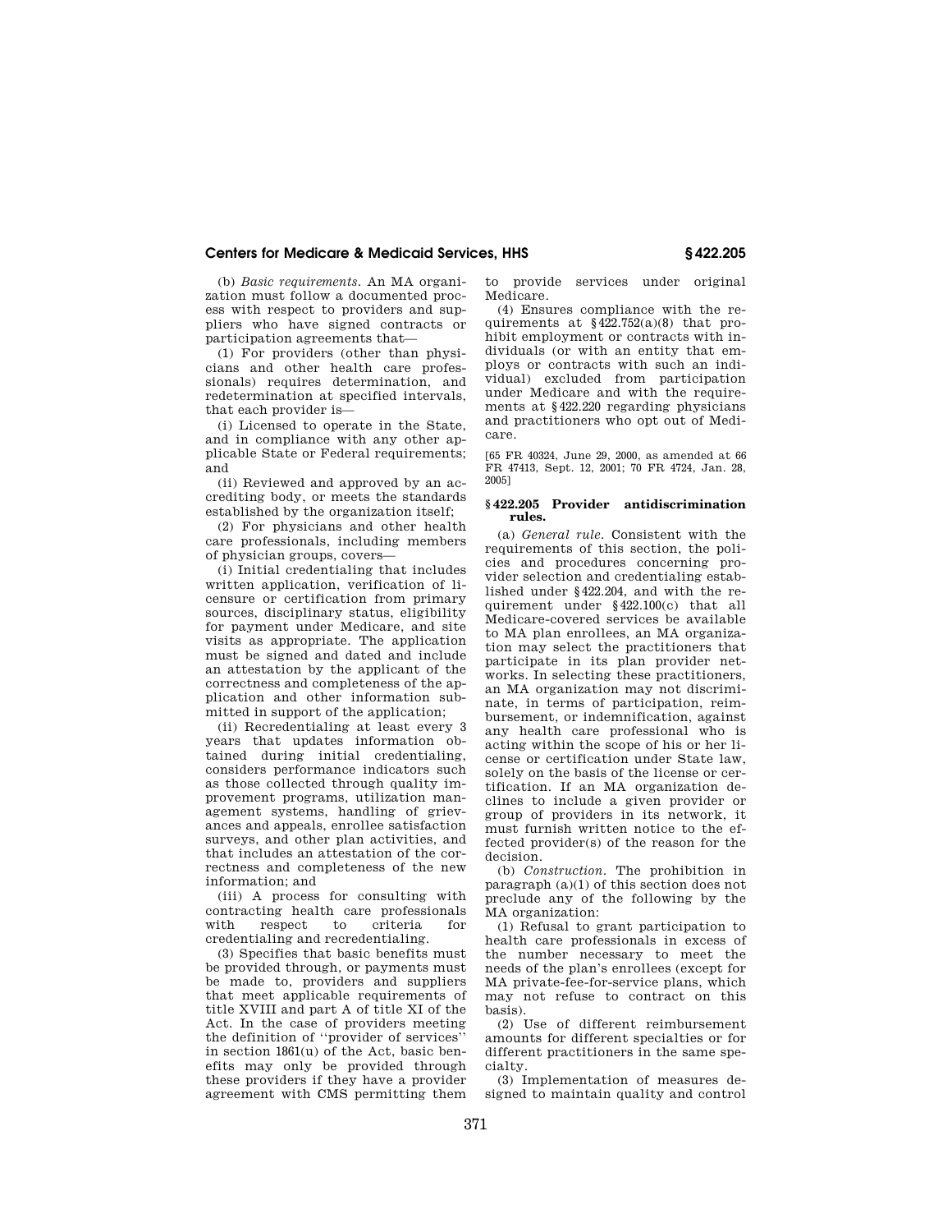(b) *Basic requirements.* An MA organization must follow a documented process with respect to providers and suppliers who have signed contracts or participation agreements that—

(1) For providers (other than physicians and other health care professionals) requires determination, and redetermination at specified intervals, that each provider is—

(i) Licensed to operate in the State, and in compliance with any other applicable State or Federal requirements; and

(ii) Reviewed and approved by an accrediting body, or meets the standards established by the organization itself;

(2) For physicians and other health care professionals, including members of physician groups, covers—

(i) Initial credentialing that includes written application, verification of licensure or certification from primary sources, disciplinary status, eligibility for payment under Medicare, and site visits as appropriate. The application must be signed and dated and include an attestation by the applicant of the correctness and completeness of the application and other information submitted in support of the application;

(ii) Recredentialing at least every 3 years that updates information obtained during initial credentialing, considers performance indicators such as those collected through quality improvement programs, utilization management systems, handling of grievances and appeals, enrollee satisfaction surveys, and other plan activities, and that includes an attestation of the correctness and completeness of the new information; and

(iii) A process for consulting with contracting health care professionals with respect to criteria for credentialing and recredentialing.

(3) Specifies that basic benefits must be provided through, or payments must be made to, providers and suppliers that meet applicable requirements of title XVIII and part A of title XI of the Act. In the case of providers meeting the definition of ''provider of services'' in section 1861(u) of the Act, basic benefits may only be provided through these providers if they have a provider agreement with CMS permitting them to provide services under original Medicare.

(4) Ensures compliance with the requirements at §422.752(a)(8) that prohibit employment or contracts with individuals (or with an entity that employs or contracts with such an individual) excluded from participation under Medicare and with the requirements at §422.220 regarding physicians and practitioners who opt out of Medicare.

[65 FR 40324, June 29, 2000, as amended at 66 FR 47413, Sept. 12, 2001; 70 FR 4724, Jan. 28, 2005]

## §422.205 Provider antidiscrimination rules.

(a) *General rule.* Consistent with the requirements of this section, the policies and procedures concerning provider selection and credentialing established under §422.204, and with the requirement under §422.100(c) that all Medicare-covered services be available to MA plan enrollees, an MA organization may select the practitioners that participate in its plan provider networks. In selecting these practitioners, an MA organization may not discriminate, in terms of participation, reimbursement, or indemnification, against any health care professional who is acting within the scope of his or her license or certification under State law, solely on the basis of the license or certification. If an MA organization declines to include a given provider or group of providers in its network, it must furnish written notice to the effected provider(s) of the reason for the decision.

(b) *Construction.* The prohibition in paragraph (a)(1) of this section does not preclude any of the following by the MA organization:

(1) Refusal to grant participation to health care professionals in excess of the number necessary to meet the needs of the plan's enrollees (except for MA private-fee-for-service plans, which may not refuse to contract on this basis).

(2) Use of different reimbursement amounts for different specialties or for different practitioners in the same specialty.

(3) Implementation of measures designed to maintain quality and control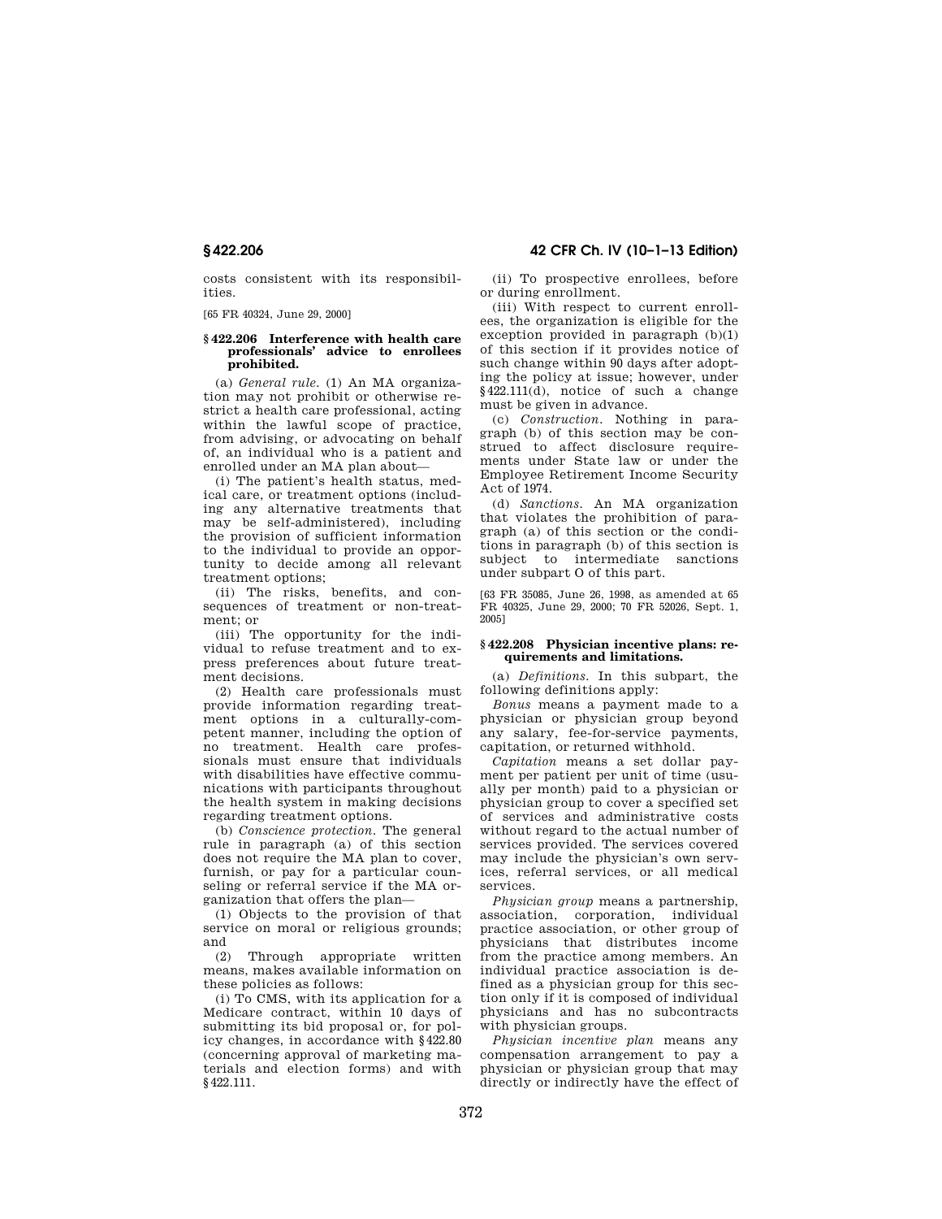costs consistent with its responsibilities.

[65 FR 40324, June 29, 2000]

### § 422.206 Interference with health care professionals' advice to enrollees prohibited.

(a) *General rule.* (1) An MA organization may not prohibit or otherwise restrict a health care professional, acting within the lawful scope of practice, from advising, or advocating on behalf of, an individual who is a patient and enrolled under an MA plan about—

(i) The patient's health status, medical care, or treatment options (including any alternative treatments that may be self-administered), including the provision of sufficient information to the individual to provide an opportunity to decide among all relevant treatment options;

(ii) The risks, benefits, and consequences of treatment or non-treatment; or

(iii) The opportunity for the individual to refuse treatment and to express preferences about future treatment decisions.

(2) Health care professionals must provide information regarding treatment options in a culturally-competent manner, including the option of no treatment. Health care professionals must ensure that individuals with disabilities have effective communications with participants throughout the health system in making decisions regarding treatment options.

(b) *Conscience protection.* The general rule in paragraph (a) of this section does not require the MA plan to cover, furnish, or pay for a particular counseling or referral service if the MA organization that offers the plan—

(1) Objects to the provision of that service on moral or religious grounds; and

(2) Through appropriate written means, makes available information on these policies as follows:

(i) To CMS, with its application for a Medicare contract, within 10 days of submitting its bid proposal or, for policy changes, in accordance with § 422.80 (concerning approval of marketing materials and election forms) and with § 422.111.

(ii) To prospective enrollees, before or during enrollment.

(iii) With respect to current enrollees, the organization is eligible for the exception provided in paragraph (b)(1) of this section if it provides notice of such change within 90 days after adopting the policy at issue; however, under § 422.111(d), notice of such a change must be given in advance.

(c) *Construction.* Nothing in paragraph (b) of this section may be construed to affect disclosure requirements under State law or under the Employee Retirement Income Security Act of 1974.

(d) *Sanctions.* An MA organization that violates the prohibition of paragraph (a) of this section or the conditions in paragraph (b) of this section is subject to intermediate sanctions under subpart O of this part.

[63 FR 35085, June 26, 1998, as amended at 65 FR 40325, June 29, 2000; 70 FR 52026, Sept. 1, 2005]

### § 422.208 Physician incentive plans: requirements and limitations.

(a) *Definitions.* In this subpart, the following definitions apply:

*Bonus* means a payment made to a physician or physician group beyond any salary, fee-for-service payments, capitation, or returned withhold.

*Capitation* means a set dollar payment per patient per unit of time (usually per month) paid to a physician or physician group to cover a specified set of services and administrative costs without regard to the actual number of services provided. The services covered may include the physician's own services, referral services, or all medical services.

*Physician group* means a partnership, association, corporation, individual practice association, or other group of physicians that distributes income from the practice among members. An individual practice association is defined as a physician group for this section only if it is composed of individual physicians and has no subcontracts with physician groups.

*Physician incentive plan* means any compensation arrangement to pay a physician or physician group that may directly or indirectly have the effect of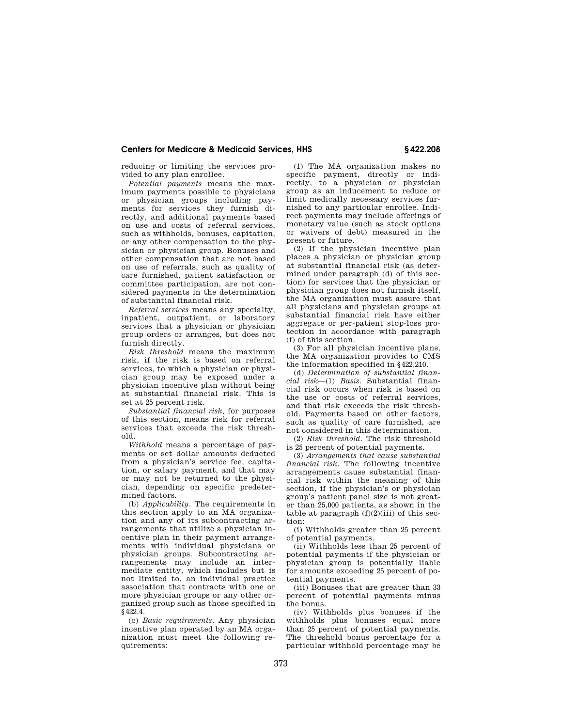reducing or limiting the services provided to any plan enrollee.

*Potential payments* means the maximum payments possible to physicians or physician groups including payments for services they furnish directly, and additional payments based on use and costs of referral services, such as withholds, bonuses, capitation, or any other compensation to the physician or physician group. Bonuses and other compensation that are not based on use of referrals, such as quality of care furnished, patient satisfaction or committee participation, are not considered payments in the determination of substantial financial risk.

*Referral services* means any specialty, inpatient, outpatient, or laboratory services that a physician or physician group orders or arranges, but does not furnish directly.

*Risk threshold* means the maximum risk, if the risk is based on referral services, to which a physician or physician group may be exposed under a physician incentive plan without being at substantial financial risk. This is set at 25 percent risk.

*Substantial financial risk*, for purposes of this section, means risk for referral services that exceeds the risk threshold.

*Withhold* means a percentage of payments or set dollar amounts deducted from a physician's service fee, capitation, or salary payment, and that may or may not be returned to the physician, depending on specific predetermined factors.

(b) *Applicability.* The requirements in this section apply to an MA organization and any of its subcontracting arrangements that utilize a physician incentive plan in their payment arrangements with individual physicians or physician groups. Subcontracting arrangements may include an intermediate entity, which includes but is not limited to, an individual practice association that contracts with one or more physician groups or any other organized group such as those specified in §422.4.

(c) *Basic requirements.* Any physician incentive plan operated by an MA organization must meet the following requirements:

(1) The MA organization makes no specific payment, directly or indirectly, to a physician or physician group as an inducement to reduce or limit medically necessary services furnished to any particular enrollee. Indirect payments may include offerings of monetary value (such as stock options or waivers of debt) measured in the present or future.

(2) If the physician incentive plan places a physician or physician group at substantial financial risk (as determined under paragraph (d) of this section) for services that the physician or physician group does not furnish itself, the MA organization must assure that all physicians and physician groups at substantial financial risk have either aggregate or per-patient stop-loss protection in accordance with paragraph (f) of this section.

(3) For all physician incentive plans, the MA organization provides to CMS the information specified in §422.210.

(d) *Determination of substantial financial risk*—(1) *Basis.* Substantial financial risk occurs when risk is based on the use or costs of referral services, and that risk exceeds the risk threshold. Payments based on other factors, such as quality of care furnished, are not considered in this determination.

(2) *Risk threshold.* The risk threshold is 25 percent of potential payments.

(3) *Arrangements that cause substantial financial risk.* The following incentive arrangements cause substantial financial risk within the meaning of this section, if the physician's or physician group's patient panel size is not greater than 25,000 patients, as shown in the table at paragraph (f)(2)(iii) of this section:

(i) Withholds greater than 25 percent of potential payments.

(ii) Withholds less than 25 percent of potential payments if the physician or physician group is potentially liable for amounts exceeding 25 percent of potential payments.

(iii) Bonuses that are greater than 33 percent of potential payments minus the bonus.

(iv) Withholds plus bonuses if the withholds plus bonuses equal more than 25 percent of potential payments. The threshold bonus percentage for a particular withhold percentage may be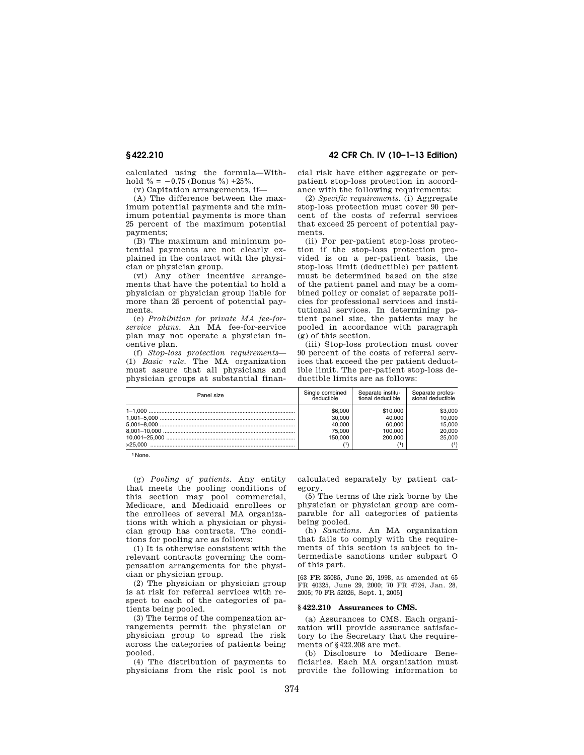calculated using the formula—Withhold % = −0.75 (Bonus %) +25%.

(v) Capitation arrangements, if—

(A) The difference between the maximum potential payments and the minimum potential payments is more than 25 percent of the maximum potential payments;

(B) The maximum and minimum potential payments are not clearly explained in the contract with the physician or physician group.

(vi) Any other incentive arrangements that have the potential to hold a physician or physician group liable for more than 25 percent of potential payments.

(e) *Prohibition for private MA fee-for-service plans.* An MA fee-for-service plan may not operate a physician incentive plan.

(f) *Stop-loss protection requirements*—(1) *Basic rule.* The MA organization must assure that all physicians and physician groups at substantial financial risk have either aggregate or per-patient stop-loss protection in accordance with the following requirements:

(2) *Specific requirements.* (i) Aggregate stop-loss protection must cover 90 percent of the costs of referral services that exceed 25 percent of potential payments.

(ii) For per-patient stop-loss protection if the stop-loss protection provided is on a per-patient basis, the stop-loss limit (deductible) per patient must be determined based on the size of the patient panel and may be a combined policy or consist of separate policies for professional services and institutional services. In determining patient panel size, the patients may be pooled in accordance with paragraph (g) of this section.

(iii) Stop-loss protection must cover 90 percent of the costs of referral services that exceed the per patient deductible limit. The per-patient stop-loss deductible limits are as follows:

| Panel size | Single combined deductible | Separate institutional deductible | Separate professional deductible |
|---|---|---|---|
| 1–1,000 | $6,000 | $10,000 | $3,000 |
| 1,001–5,000 | 30,000 | 40,000 | 10,000 |
| 5,001–8,000 | 40,000 | 60,000 | 15,000 |
| 8,001–10,000 | 75,000 | 100,000 | 20,000 |
| 10,001–25,000 | 150,000 | 200,000 | 25,000 |
| >25,000 | [1] | [1] | [1] |

[1] None.

(g) *Pooling of patients.* Any entity that meets the pooling conditions of this section may pool commercial, Medicare, and Medicaid enrollees or the enrollees of several MA organizations with which a physician or physician group has contracts. The conditions for pooling are as follows:

(1) It is otherwise consistent with the relevant contracts governing the compensation arrangements for the physician or physician group.

(2) The physician or physician group is at risk for referral services with respect to each of the categories of patients being pooled.

(3) The terms of the compensation arrangements permit the physician or physician group to spread the risk across the categories of patients being pooled.

(4) The distribution of payments to physicians from the risk pool is not calculated separately by patient category.

(5) The terms of the risk borne by the physician or physician group are comparable for all categories of patients being pooled.

(h) *Sanctions.* An MA organization that fails to comply with the requirements of this section is subject to intermediate sanctions under subpart O of this part.

[63 FR 35085, June 26, 1998, as amended at 65 FR 40325, June 29, 2000; 70 FR 4724, Jan. 28, 2005; 70 FR 52026, Sept. 1, 2005]

### § 422.210 Assurances to CMS.

(a) Assurances to CMS. Each organization will provide assurance satisfactory to the Secretary that the requirements of §422.208 are met.

(b) Disclosure to Medicare Beneficiaries. Each MA organization must provide the following information to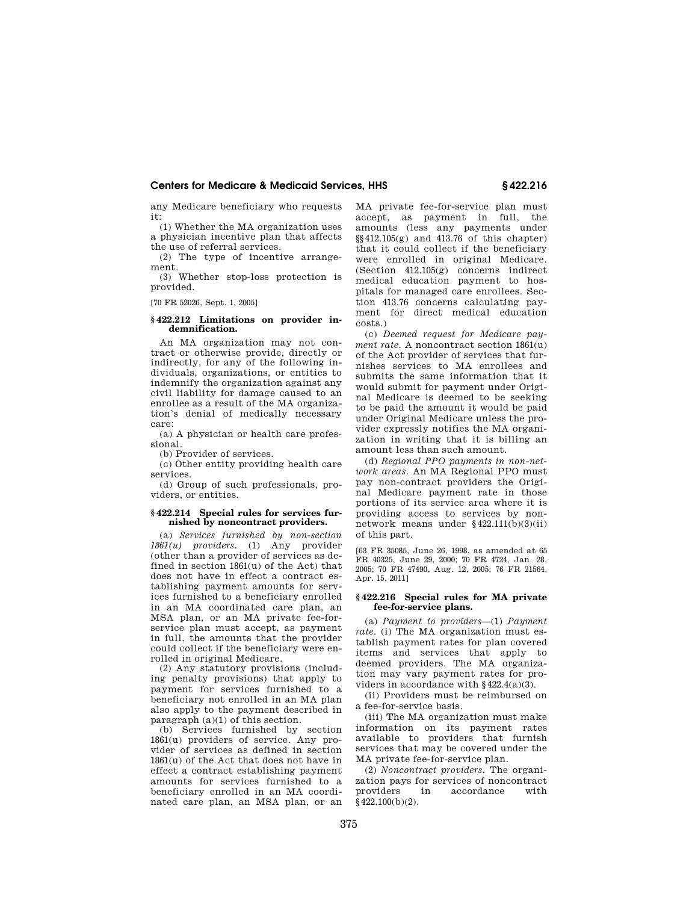any Medicare beneficiary who requests it:

(1) Whether the MA organization uses a physician incentive plan that affects the use of referral services.

(2) The type of incentive arrangement.

(3) Whether stop-loss protection is provided.

[70 FR 52026, Sept. 1, 2005]

### § 422.212 Limitations on provider indemnification.

An MA organization may not contract or otherwise provide, directly or indirectly, for any of the following individuals, organizations, or entities to indemnify the organization against any civil liability for damage caused to an enrollee as a result of the MA organization's denial of medically necessary care:

(a) A physician or health care professional.

(b) Provider of services.

(c) Other entity providing health care services.

(d) Group of such professionals, providers, or entities.

### § 422.214 Special rules for services furnished by noncontract providers.

(a) *Services furnished by non-section 1861(u) providers.* (1) Any provider (other than a provider of services as defined in section 1861(u) of the Act) that does not have in effect a contract establishing payment amounts for services furnished to a beneficiary enrolled in an MA coordinated care plan, an MSA plan, or an MA private fee-for-service plan must accept, as payment in full, the amounts that the provider could collect if the beneficiary were enrolled in original Medicare.

(2) Any statutory provisions (including penalty provisions) that apply to payment for services furnished to a beneficiary not enrolled in an MA plan also apply to the payment described in paragraph (a)(1) of this section.

(b) Services furnished by section 1861(u) providers of service. Any provider of services as defined in section 1861(u) of the Act that does not have in effect a contract establishing payment amounts for services furnished to a beneficiary enrolled in an MA coordinated care plan, an MSA plan, or an MA private fee-for-service plan must accept, as payment in full, the amounts (less any payments under §§ 412.105(g) and 413.76 of this chapter) that it could collect if the beneficiary were enrolled in original Medicare. (Section 412.105(g) concerns indirect medical education payment to hospitals for managed care enrollees. Section 413.76 concerns calculating payment for direct medical education costs.)

(c) *Deemed request for Medicare payment rate.* A noncontract section 1861(u) of the Act provider of services that furnishes services to MA enrollees and submits the same information that it would submit for payment under Original Medicare is deemed to be seeking to be paid the amount it would be paid under Original Medicare unless the provider expressly notifies the MA organization in writing that it is billing an amount less than such amount.

(d) *Regional PPO payments in non-network areas.* An MA Regional PPO must pay non-contract providers the Original Medicare payment rate in those portions of its service area where it is providing access to services by non-network means under § 422.111(b)(3)(ii) of this part.

[63 FR 35085, June 26, 1998, as amended at 65 FR 40325, June 29, 2000; 70 FR 4724, Jan. 28, 2005; 70 FR 47490, Aug. 12, 2005; 76 FR 21564, Apr. 15, 2011]

### § 422.216 Special rules for MA private fee-for-service plans.

(a) *Payment to providers*—(1) *Payment rate.* (i) The MA organization must establish payment rates for plan covered items and services that apply to deemed providers. The MA organization may vary payment rates for providers in accordance with § 422.4(a)(3).

(ii) Providers must be reimbursed on a fee-for-service basis.

(iii) The MA organization must make information on its payment rates available to providers that furnish services that may be covered under the MA private fee-for-service plan.

(2) *Noncontract providers.* The organization pays for services of noncontract providers in accordance with § 422.100(b)(2).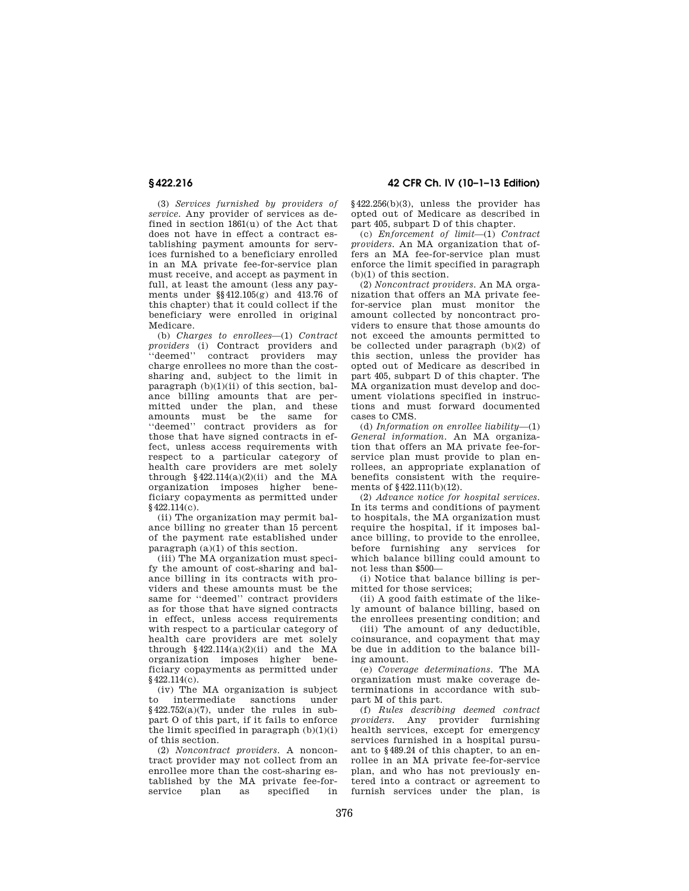(3) *Services furnished by providers of service.* Any provider of services as defined in section 1861(u) of the Act that does not have in effect a contract establishing payment amounts for services furnished to a beneficiary enrolled in an MA private fee-for-service plan must receive, and accept as payment in full, at least the amount (less any payments under §§412.105(g) and 413.76 of this chapter) that it could collect if the beneficiary were enrolled in original Medicare.

(b) *Charges to enrollees*—(1) *Contract providers* (i) Contract providers and ''deemed'' contract providers may charge enrollees no more than the cost-sharing and, subject to the limit in paragraph (b)(1)(ii) of this section, balance billing amounts that are permitted under the plan, and these amounts must be the same for ''deemed'' contract providers as for those that have signed contracts in effect, unless access requirements with respect to a particular category of health care providers are met solely through §422.114(a)(2)(ii) and the MA organization imposes higher beneficiary copayments as permitted under §422.114(c).

(ii) The organization may permit balance billing no greater than 15 percent of the payment rate established under paragraph (a)(1) of this section.

(iii) The MA organization must specify the amount of cost-sharing and balance billing in its contracts with providers and these amounts must be the same for ''deemed'' contract providers as for those that have signed contracts in effect, unless access requirements with respect to a particular category of health care providers are met solely through §422.114(a)(2)(ii) and the MA organization imposes higher beneficiary copayments as permitted under §422.114(c).

(iv) The MA organization is subject to intermediate sanctions under §422.752(a)(7), under the rules in subpart O of this part, if it fails to enforce the limit specified in paragraph (b)(1)(i) of this section.

(2) *Noncontract providers.* A noncontract provider may not collect from an enrollee more than the cost-sharing established by the MA private fee-for-service plan as specified in §422.256(b)(3), unless the provider has opted out of Medicare as described in part 405, subpart D of this chapter.

(c) *Enforcement of limit*—(1) *Contract providers.* An MA organization that offers an MA fee-for-service plan must enforce the limit specified in paragraph (b)(1) of this section.

(2) *Noncontract providers.* An MA organization that offers an MA private fee-for-service plan must monitor the amount collected by noncontract providers to ensure that those amounts do not exceed the amounts permitted to be collected under paragraph (b)(2) of this section, unless the provider has opted out of Medicare as described in part 405, subpart D of this chapter. The MA organization must develop and document violations specified in instructions and must forward documented cases to CMS.

(d) *Information on enrollee liability*—(1) *General information.* An MA organization that offers an MA private fee-for-service plan must provide to plan enrollees, an appropriate explanation of benefits consistent with the requirements of §422.111(b)(12).

(2) *Advance notice for hospital services.* In its terms and conditions of payment to hospitals, the MA organization must require the hospital, if it imposes balance billing, to provide to the enrollee, before furnishing any services for which balance billing could amount to not less than $500—

(i) Notice that balance billing is permitted for those services;

(ii) A good faith estimate of the likely amount of balance billing, based on the enrollees presenting condition; and

(iii) The amount of any deductible, coinsurance, and copayment that may be due in addition to the balance billing amount.

(e) *Coverage determinations.* The MA organization must make coverage determinations in accordance with subpart M of this part.

(f) *Rules describing deemed contract providers.* Any provider furnishing health services, except for emergency services furnished in a hospital pursuant to §489.24 of this chapter, to an enrollee in an MA private fee-for-service plan, and who has not previously entered into a contract or agreement to furnish services under the plan, is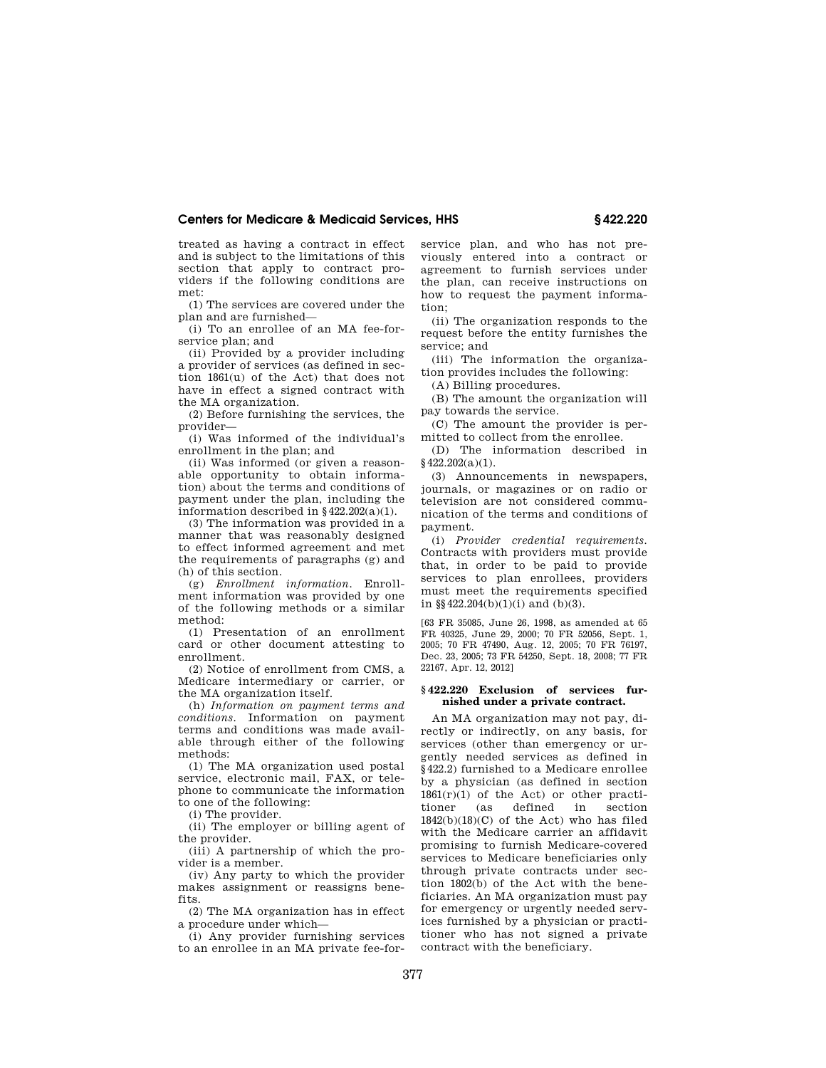treated as having a contract in effect and is subject to the limitations of this section that apply to contract providers if the following conditions are met:

(1) The services are covered under the plan and are furnished—

(i) To an enrollee of an MA fee-for-service plan; and

(ii) Provided by a provider including a provider of services (as defined in section 1861(u) of the Act) that does not have in effect a signed contract with the MA organization.

(2) Before furnishing the services, the provider—

(i) Was informed of the individual's enrollment in the plan; and

(ii) Was informed (or given a reasonable opportunity to obtain information) about the terms and conditions of payment under the plan, including the information described in §422.202(a)(1).

(3) The information was provided in a manner that was reasonably designed to effect informed agreement and met the requirements of paragraphs (g) and (h) of this section.

(g) *Enrollment information.* Enrollment information was provided by one of the following methods or a similar method:

(1) Presentation of an enrollment card or other document attesting to enrollment.

(2) Notice of enrollment from CMS, a Medicare intermediary or carrier, or the MA organization itself.

(h) *Information on payment terms and conditions.* Information on payment terms and conditions was made available through either of the following methods:

(1) The MA organization used postal service, electronic mail, FAX, or telephone to communicate the information to one of the following:

(i) The provider.

(ii) The employer or billing agent of the provider.

(iii) A partnership of which the provider is a member.

(iv) Any party to which the provider makes assignment or reassigns benefits.

(2) The MA organization has in effect a procedure under which—

(i) Any provider furnishing services to an enrollee in an MA private fee-for-service plan, and who has not previously entered into a contract or agreement to furnish services under the plan, can receive instructions on how to request the payment information;

(ii) The organization responds to the request before the entity furnishes the service; and

(iii) The information the organization provides includes the following:

(A) Billing procedures.

(B) The amount the organization will pay towards the service.

(C) The amount the provider is permitted to collect from the enrollee.

(D) The information described in §422.202(a)(1).

(3) Announcements in newspapers, journals, or magazines or on radio or television are not considered communication of the terms and conditions of payment.

(i) *Provider credential requirements.* Contracts with providers must provide that, in order to be paid to provide services to plan enrollees, providers must meet the requirements specified in §§422.204(b)(1)(i) and (b)(3).

[63 FR 35085, June 26, 1998, as amended at 65 FR 40325, June 29, 2000; 70 FR 52056, Sept. 1, 2005; 70 FR 47490, Aug. 12, 2005; 70 FR 76197, Dec. 23, 2005; 73 FR 54250, Sept. 18, 2008; 77 FR 22167, Apr. 12, 2012]

### §422.220 Exclusion of services furnished under a private contract.

An MA organization may not pay, directly or indirectly, on any basis, for services (other than emergency or urgently needed services as defined in §422.2) furnished to a Medicare enrollee by a physician (as defined in section 1861(r)(1) of the Act) or other practitioner (as defined in section 1842(b)(18)(C) of the Act) who has filed with the Medicare carrier an affidavit promising to furnish Medicare-covered services to Medicare beneficiaries only through private contracts under section 1802(b) of the Act with the beneficiaries. An MA organization must pay for emergency or urgently needed services furnished by a physician or practitioner who has not signed a private contract with the beneficiary.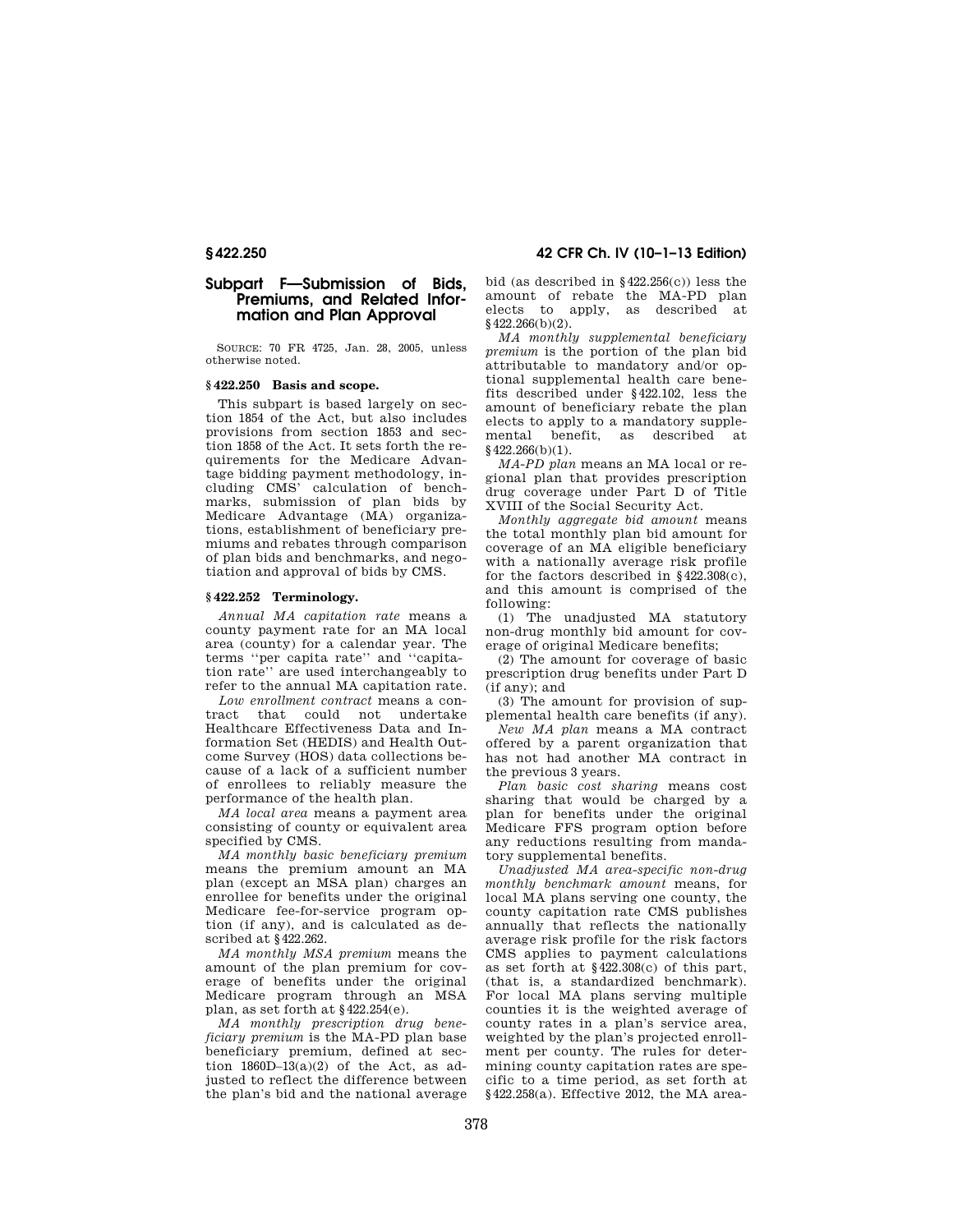## Subpart F—Submission of Bids, Premiums, and Related Information and Plan Approval

SOURCE: 70 FR 4725, Jan. 28, 2005, unless otherwise noted.

### § 422.250 Basis and scope.

This subpart is based largely on section 1854 of the Act, but also includes provisions from section 1853 and section 1858 of the Act. It sets forth the requirements for the Medicare Advantage bidding payment methodology, including CMS' calculation of benchmarks, submission of plan bids by Medicare Advantage (MA) organizations, establishment of beneficiary premiums and rebates through comparison of plan bids and benchmarks, and negotiation and approval of bids by CMS.

### § 422.252 Terminology.

*Annual MA capitation rate* means a county payment rate for an MA local area (county) for a calendar year. The terms ''per capita rate'' and ''capitation rate'' are used interchangeably to refer to the annual MA capitation rate.

*Low enrollment contract* means a contract that could not undertake Healthcare Effectiveness Data and Information Set (HEDIS) and Health Outcome Survey (HOS) data collections because of a lack of a sufficient number of enrollees to reliably measure the performance of the health plan.

*MA local area* means a payment area consisting of county or equivalent area specified by CMS.

*MA monthly basic beneficiary premium* means the premium amount an MA plan (except an MSA plan) charges an enrollee for benefits under the original Medicare fee-for-service program option (if any), and is calculated as described at § 422.262.

*MA monthly MSA premium* means the amount of the plan premium for coverage of benefits under the original Medicare program through an MSA plan, as set forth at § 422.254(e).

*MA monthly prescription drug beneficiary premium* is the MA-PD plan base beneficiary premium, defined at section 1860D–13(a)(2) of the Act, as adjusted to reflect the difference between the plan's bid and the national average bid (as described in § 422.256(c)) less the amount of rebate the MA-PD plan elects to apply, as described at § 422.266(b)(2).

*MA monthly supplemental beneficiary premium* is the portion of the plan bid attributable to mandatory and/or optional supplemental health care benefits described under § 422.102, less the amount of beneficiary rebate the plan elects to apply to a mandatory supplemental benefit, as described at § 422.266(b)(1).

*MA-PD plan* means an MA local or regional plan that provides prescription drug coverage under Part D of Title XVIII of the Social Security Act.

*Monthly aggregate bid amount* means the total monthly plan bid amount for coverage of an MA eligible beneficiary with a nationally average risk profile for the factors described in § 422.308(c), and this amount is comprised of the following:

(1) The unadjusted MA statutory non-drug monthly bid amount for coverage of original Medicare benefits;

(2) The amount for coverage of basic prescription drug benefits under Part D (if any); and

(3) The amount for provision of supplemental health care benefits (if any).

*New MA plan* means a MA contract offered by a parent organization that has not had another MA contract in the previous 3 years.

*Plan basic cost sharing* means cost sharing that would be charged by a plan for benefits under the original Medicare FFS program option before any reductions resulting from mandatory supplemental benefits.

*Unadjusted MA area-specific non-drug monthly benchmark amount* means, for local MA plans serving one county, the county capitation rate CMS publishes annually that reflects the nationally average risk profile for the risk factors CMS applies to payment calculations as set forth at § 422.308(c) of this part, (that is, a standardized benchmark). For local MA plans serving multiple counties it is the weighted average of county rates in a plan's service area, weighted by the plan's projected enrollment per county. The rules for determining county capitation rates are specific to a time period, as set forth at § 422.258(a). Effective 2012, the MA area-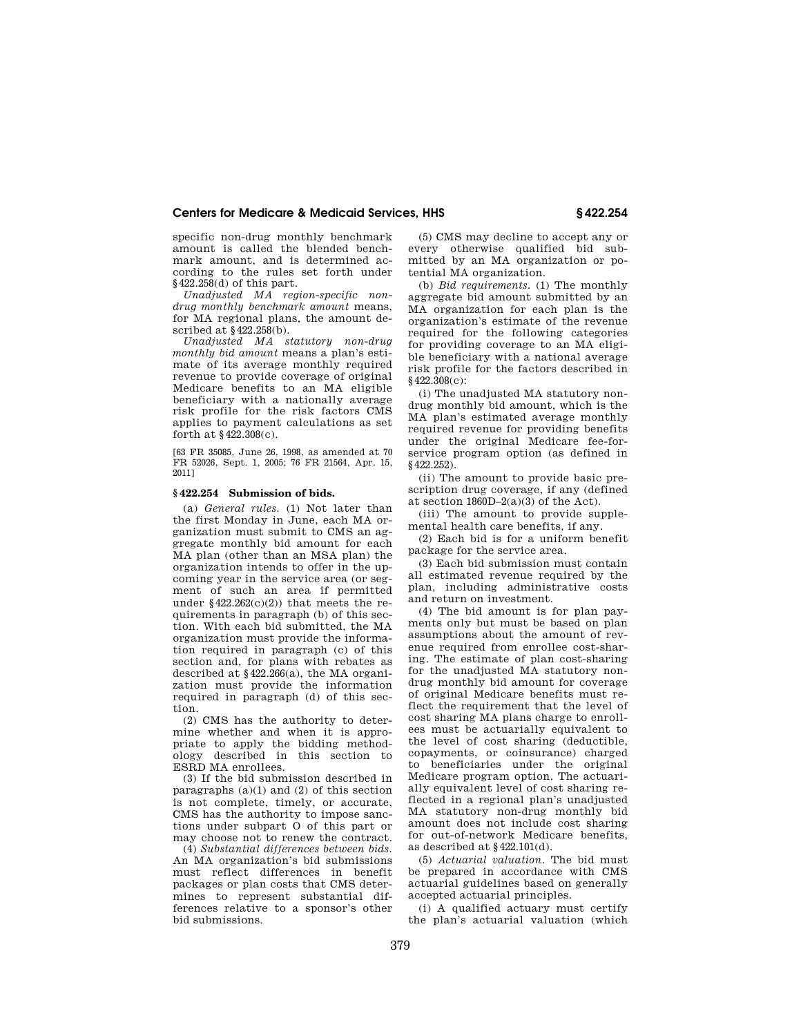specific non-drug monthly benchmark amount is called the blended benchmark amount, and is determined according to the rules set forth under §422.258(d) of this part.

*Unadjusted MA region-specific non-drug monthly benchmark amount* means, for MA regional plans, the amount described at §422.258(b).

*Unadjusted MA statutory non-drug monthly bid amount* means a plan's estimate of its average monthly required revenue to provide coverage of original Medicare benefits to an MA eligible beneficiary with a nationally average risk profile for the risk factors CMS applies to payment calculations as set forth at §422.308(c).

[63 FR 35085, June 26, 1998, as amended at 70 FR 52026, Sept. 1, 2005; 76 FR 21564, Apr. 15, 2011]

## §422.254 Submission of bids.

(a) *General rules.* (1) Not later than the first Monday in June, each MA organization must submit to CMS an aggregate monthly bid amount for each MA plan (other than an MSA plan) the organization intends to offer in the upcoming year in the service area (or segment of such an area if permitted under §422.262(c)(2)) that meets the requirements in paragraph (b) of this section. With each bid submitted, the MA organization must provide the information required in paragraph (c) of this section and, for plans with rebates as described at §422.266(a), the MA organization must provide the information required in paragraph (d) of this section.

(2) CMS has the authority to determine whether and when it is appropriate to apply the bidding methodology described in this section to ESRD MA enrollees.

(3) If the bid submission described in paragraphs (a)(1) and (2) of this section is not complete, timely, or accurate, CMS has the authority to impose sanctions under subpart O of this part or may choose not to renew the contract.

(4) *Substantial differences between bids.* An MA organization's bid submissions must reflect differences in benefit packages or plan costs that CMS determines to represent substantial differences relative to a sponsor's other bid submissions.

(5) CMS may decline to accept any or every otherwise qualified bid submitted by an MA organization or potential MA organization.

(b) *Bid requirements.* (1) The monthly aggregate bid amount submitted by an MA organization for each plan is the organization's estimate of the revenue required for the following categories for providing coverage to an MA eligible beneficiary with a national average risk profile for the factors described in §422.308(c):

(i) The unadjusted MA statutory non-drug monthly bid amount, which is the MA plan's estimated average monthly required revenue for providing benefits under the original Medicare fee-for-service program option (as defined in §422.252).

(ii) The amount to provide basic prescription drug coverage, if any (defined at section 1860D–2(a)(3) of the Act).

(iii) The amount to provide supplemental health care benefits, if any.

(2) Each bid is for a uniform benefit package for the service area.

(3) Each bid submission must contain all estimated revenue required by the plan, including administrative costs and return on investment.

(4) The bid amount is for plan payments only but must be based on plan assumptions about the amount of revenue required from enrollee cost-sharing. The estimate of plan cost-sharing for the unadjusted MA statutory non-drug monthly bid amount for coverage of original Medicare benefits must reflect the requirement that the level of cost sharing MA plans charge to enrollees must be actuarially equivalent to the level of cost sharing (deductible, copayments, or coinsurance) charged to beneficiaries under the original Medicare program option. The actuarially equivalent level of cost sharing reflected in a regional plan's unadjusted MA statutory non-drug monthly bid amount does not include cost sharing for out-of-network Medicare benefits, as described at §422.101(d).

(5) *Actuarial valuation.* The bid must be prepared in accordance with CMS actuarial guidelines based on generally accepted actuarial principles.

(i) A qualified actuary must certify the plan's actuarial valuation (which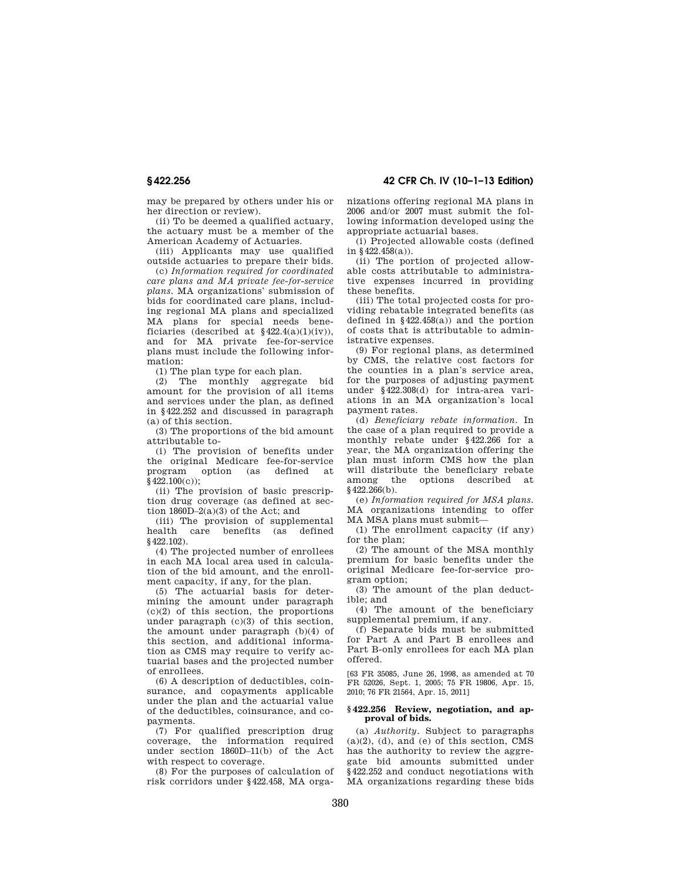may be prepared by others under his or her direction or review).

(ii) To be deemed a qualified actuary, the actuary must be a member of the American Academy of Actuaries.

(iii) Applicants may use qualified outside actuaries to prepare their bids.

(c) *Information required for coordinated care plans and MA private fee-for-service plans.* MA organizations' submission of bids for coordinated care plans, including regional MA plans and specialized MA plans for special needs beneficiaries (described at §422.4(a)(1)(iv)), and for MA private fee-for-service plans must include the following information:

(1) The plan type for each plan.

(2) The monthly aggregate bid amount for the provision of all items and services under the plan, as defined in §422.252 and discussed in paragraph (a) of this section.

(3) The proportions of the bid amount attributable to-

(i) The provision of benefits under the original Medicare fee-for-service program option (as defined at §422.100(c));

(ii) The provision of basic prescription drug coverage (as defined at section 1860D–2(a)(3) of the Act; and

(iii) The provision of supplemental health care benefits (as defined §422.102).

(4) The projected number of enrollees in each MA local area used in calculation of the bid amount, and the enrollment capacity, if any, for the plan.

(5) The actuarial basis for determining the amount under paragraph (c)(2) of this section, the proportions under paragraph (c)(3) of this section, the amount under paragraph (b)(4) of this section, and additional information as CMS may require to verify actuarial bases and the projected number of enrollees.

(6) A description of deductibles, coinsurance, and copayments applicable under the plan and the actuarial value of the deductibles, coinsurance, and copayments.

(7) For qualified prescription drug coverage, the information required under section 1860D–11(b) of the Act with respect to coverage.

(8) For the purposes of calculation of risk corridors under §422.458, MA organizations offering regional MA plans in 2006 and/or 2007 must submit the following information developed using the appropriate actuarial bases.

(i) Projected allowable costs (defined in §422.458(a)).

(ii) The portion of projected allowable costs attributable to administrative expenses incurred in providing these benefits.

(iii) The total projected costs for providing rebatable integrated benefits (as defined in §422.458(a)) and the portion of costs that is attributable to administrative expenses.

(9) For regional plans, as determined by CMS, the relative cost factors for the counties in a plan's service area, for the purposes of adjusting payment under §422.308(d) for intra-area variations in an MA organization's local payment rates.

(d) *Beneficiary rebate information.* In the case of a plan required to provide a monthly rebate under §422.266 for a year, the MA organization offering the plan must inform CMS how the plan will distribute the beneficiary rebate among the options described at §422.266(b).

(e) *Information required for MSA plans.* MA organizations intending to offer MA MSA plans must submit—

(1) The enrollment capacity (if any) for the plan;

(2) The amount of the MSA monthly premium for basic benefits under the original Medicare fee-for-service program option;

(3) The amount of the plan deductible; and

(4) The amount of the beneficiary supplemental premium, if any.

(f) Separate bids must be submitted for Part A and Part B enrollees and Part B-only enrollees for each MA plan offered.

[63 FR 35085, June 26, 1998, as amended at 70 FR 52026, Sept. 1, 2005; 75 FR 19806, Apr. 15, 2010; 76 FR 21564, Apr. 15, 2011]

### §422.256 Review, negotiation, and approval of bids.

(a) *Authority.* Subject to paragraphs (a)(2), (d), and (e) of this section, CMS has the authority to review the aggregate bid amounts submitted under §422.252 and conduct negotiations with MA organizations regarding these bids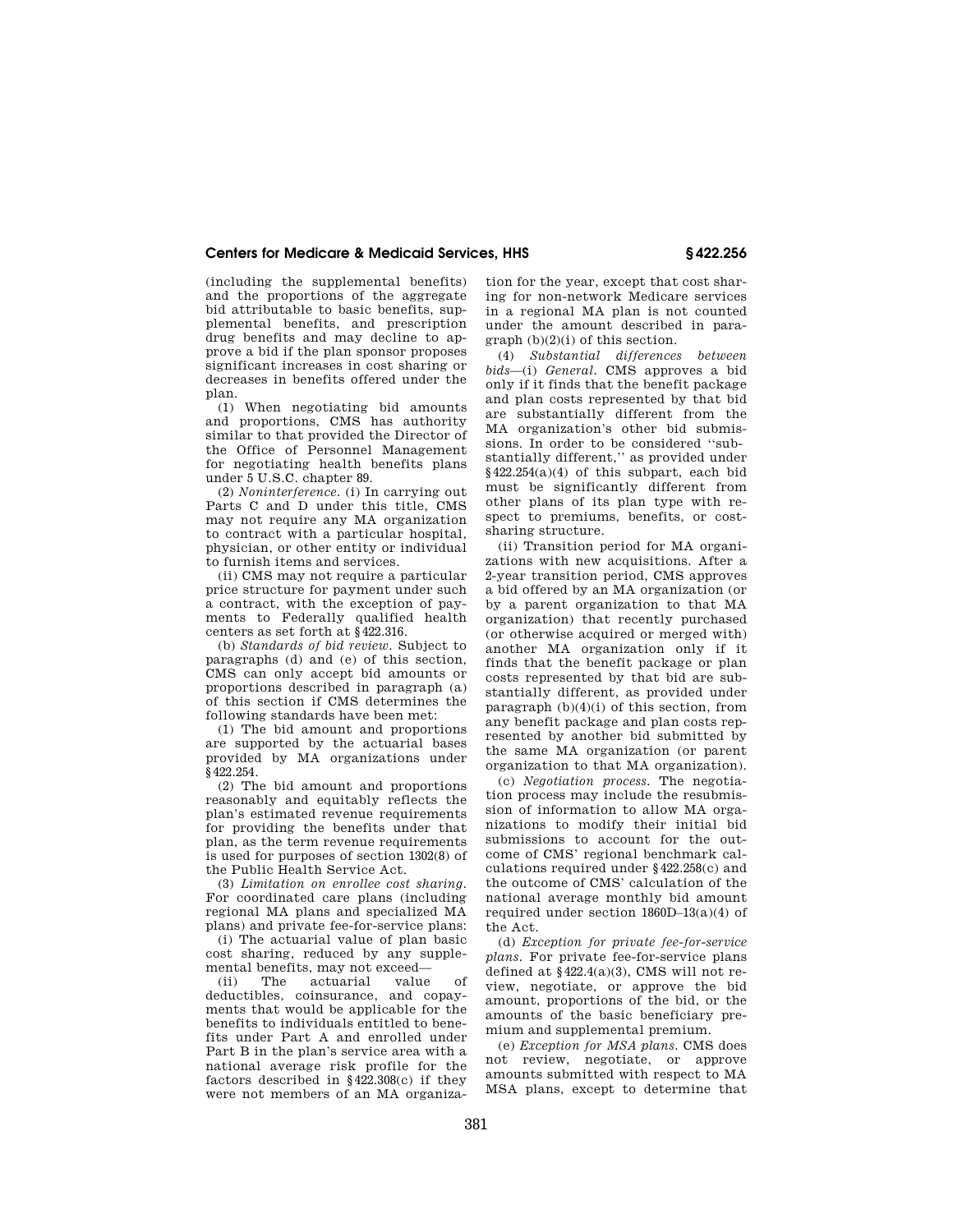(including the supplemental benefits) and the proportions of the aggregate bid attributable to basic benefits, supplemental benefits, and prescription drug benefits and may decline to approve a bid if the plan sponsor proposes significant increases in cost sharing or decreases in benefits offered under the plan.

(1) When negotiating bid amounts and proportions, CMS has authority similar to that provided the Director of the Office of Personnel Management for negotiating health benefits plans under 5 U.S.C. chapter 89.

(2) *Noninterference.* (i) In carrying out Parts C and D under this title, CMS may not require any MA organization to contract with a particular hospital, physician, or other entity or individual to furnish items and services.

(ii) CMS may not require a particular price structure for payment under such a contract, with the exception of payments to Federally qualified health centers as set forth at §422.316.

(b) *Standards of bid review.* Subject to paragraphs (d) and (e) of this section, CMS can only accept bid amounts or proportions described in paragraph (a) of this section if CMS determines the following standards have been met:

(1) The bid amount and proportions are supported by the actuarial bases provided by MA organizations under §422.254.

(2) The bid amount and proportions reasonably and equitably reflects the plan's estimated revenue requirements for providing the benefits under that plan, as the term revenue requirements is used for purposes of section 1302(8) of the Public Health Service Act.

(3) *Limitation on enrollee cost sharing.* For coordinated care plans (including regional MA plans and specialized MA plans) and private fee-for-service plans:

(i) The actuarial value of plan basic cost sharing, reduced by any supplemental benefits, may not exceed—

(ii) The actuarial value of deductibles, coinsurance, and copayments that would be applicable for the benefits to individuals entitled to benefits under Part A and enrolled under Part B in the plan's service area with a national average risk profile for the factors described in §422.308(c) if they were not members of an MA organization for the year, except that cost sharing for non-network Medicare services in a regional MA plan is not counted under the amount described in paragraph (b)(2)(i) of this section.

(4) *Substantial differences between bids*—(i) *General.* CMS approves a bid only if it finds that the benefit package and plan costs represented by that bid are substantially different from the MA organization's other bid submissions. In order to be considered "substantially different," as provided under §422.254(a)(4) of this subpart, each bid must be significantly different from other plans of its plan type with respect to premiums, benefits, or cost-sharing structure.

(ii) Transition period for MA organizations with new acquisitions. After a 2-year transition period, CMS approves a bid offered by an MA organization (or by a parent organization to that MA organization) that recently purchased (or otherwise acquired or merged with) another MA organization only if it finds that the benefit package or plan costs represented by that bid are substantially different, as provided under paragraph (b)(4)(i) of this section, from any benefit package and plan costs represented by another bid submitted by the same MA organization (or parent organization to that MA organization).

(c) *Negotiation process.* The negotiation process may include the resubmission of information to allow MA organizations to modify their initial bid submissions to account for the outcome of CMS' regional benchmark calculations required under §422.258(c) and the outcome of CMS' calculation of the national average monthly bid amount required under section 1860D–13(a)(4) of the Act.

(d) *Exception for private fee-for-service plans.* For private fee-for-service plans defined at §422.4(a)(3), CMS will not review, negotiate, or approve the bid amount, proportions of the bid, or the amounts of the basic beneficiary premium and supplemental premium.

(e) *Exception for MSA plans.* CMS does not review, negotiate, or approve amounts submitted with respect to MA MSA plans, except to determine that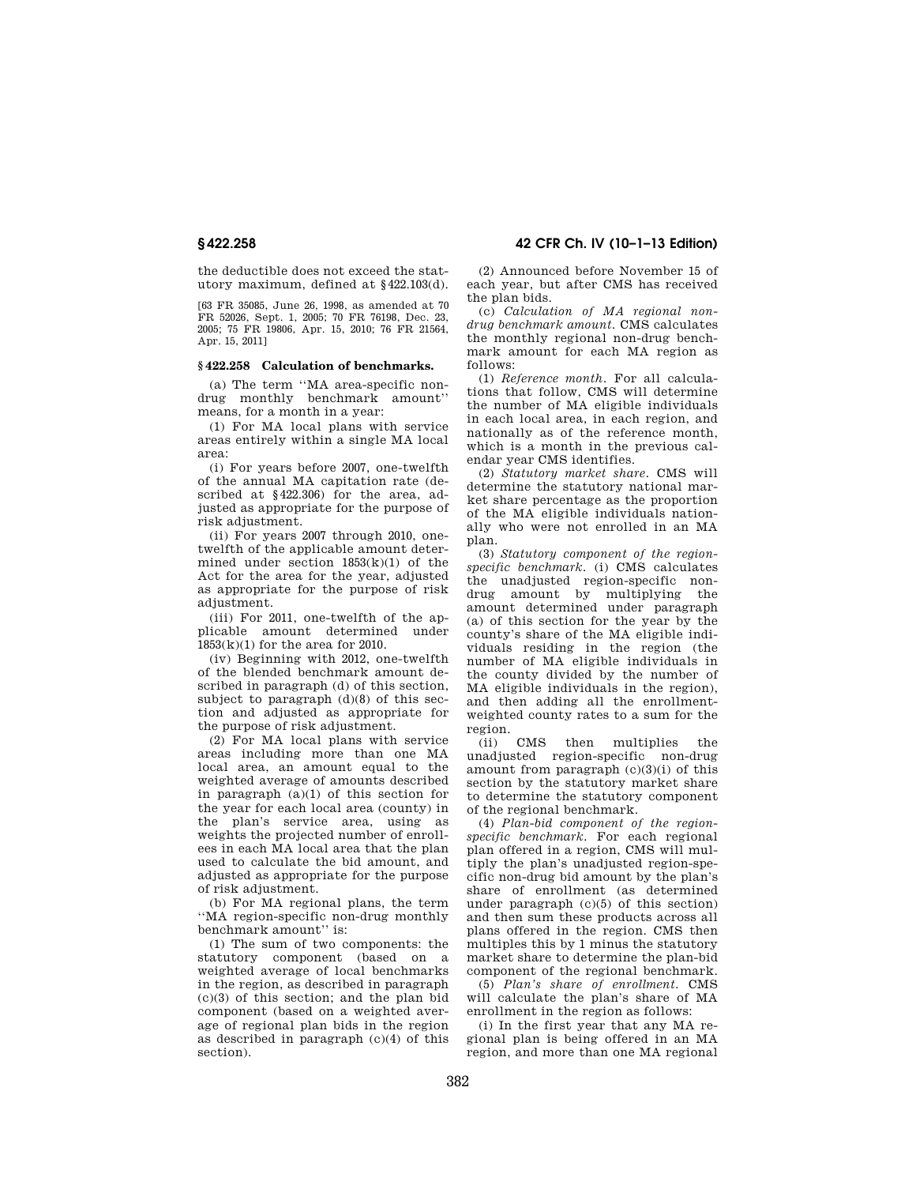the deductible does not exceed the statutory maximum, defined at §422.103(d).

[63 FR 35085, June 26, 1998, as amended at 70 FR 52026, Sept. 1, 2005; 70 FR 76198, Dec. 23, 2005; 75 FR 19806, Apr. 15, 2010; 76 FR 21564, Apr. 15, 2011]

### §422.258 Calculation of benchmarks.

(a) The term ''MA area-specific non-drug monthly benchmark amount'' means, for a month in a year:

(1) For MA local plans with service areas entirely within a single MA local area:

(i) For years before 2007, one-twelfth of the annual MA capitation rate (described at §422.306) for the area, adjusted as appropriate for the purpose of risk adjustment.

(ii) For years 2007 through 2010, one-twelfth of the applicable amount determined under section 1853(k)(1) of the Act for the area for the year, adjusted as appropriate for the purpose of risk adjustment.

(iii) For 2011, one-twelfth of the applicable amount determined under 1853(k)(1) for the area for 2010.

(iv) Beginning with 2012, one-twelfth of the blended benchmark amount described in paragraph (d) of this section, subject to paragraph (d)(8) of this section and adjusted as appropriate for the purpose of risk adjustment.

(2) For MA local plans with service areas including more than one MA local area, an amount equal to the weighted average of amounts described in paragraph (a)(1) of this section for the year for each local area (county) in the plan's service area, using as weights the projected number of enrollees in each MA local area that the plan used to calculate the bid amount, and adjusted as appropriate for the purpose of risk adjustment.

(b) For MA regional plans, the term ''MA region-specific non-drug monthly benchmark amount'' is:

(1) The sum of two components: the statutory component (based on a weighted average of local benchmarks in the region, as described in paragraph (c)(3) of this section; and the plan bid component (based on a weighted average of regional plan bids in the region as described in paragraph (c)(4) of this section).

(2) Announced before November 15 of each year, but after CMS has received the plan bids.

(c) *Calculation of MA regional non-drug benchmark amount.* CMS calculates the monthly regional non-drug benchmark amount for each MA region as follows:

(1) *Reference month.* For all calculations that follow, CMS will determine the number of MA eligible individuals in each local area, in each region, and nationally as of the reference month, which is a month in the previous calendar year CMS identifies.

(2) *Statutory market share.* CMS will determine the statutory national market share percentage as the proportion of the MA eligible individuals nationally who were not enrolled in an MA plan.

(3) *Statutory component of the region-specific benchmark.* (i) CMS calculates the unadjusted region-specific non-drug amount by multiplying the amount determined under paragraph (a) of this section for the year by the county's share of the MA eligible individuals residing in the region (the number of MA eligible individuals in the county divided by the number of MA eligible individuals in the region), and then adding all the enrollment-weighted county rates to a sum for the region.

(ii) CMS then multiplies the unadjusted region-specific non-drug amount from paragraph (c)(3)(i) of this section by the statutory market share to determine the statutory component of the regional benchmark.

(4) *Plan-bid component of the region-specific benchmark.* For each regional plan offered in a region, CMS will multiply the plan's unadjusted region-specific non-drug bid amount by the plan's share of enrollment (as determined under paragraph (c)(5) of this section) and then sum these products across all plans offered in the region. CMS then multiples this by 1 minus the statutory market share to determine the plan-bid component of the regional benchmark.

(5) *Plan's share of enrollment.* CMS will calculate the plan's share of MA enrollment in the region as follows:

(i) In the first year that any MA regional plan is being offered in an MA region, and more than one MA regional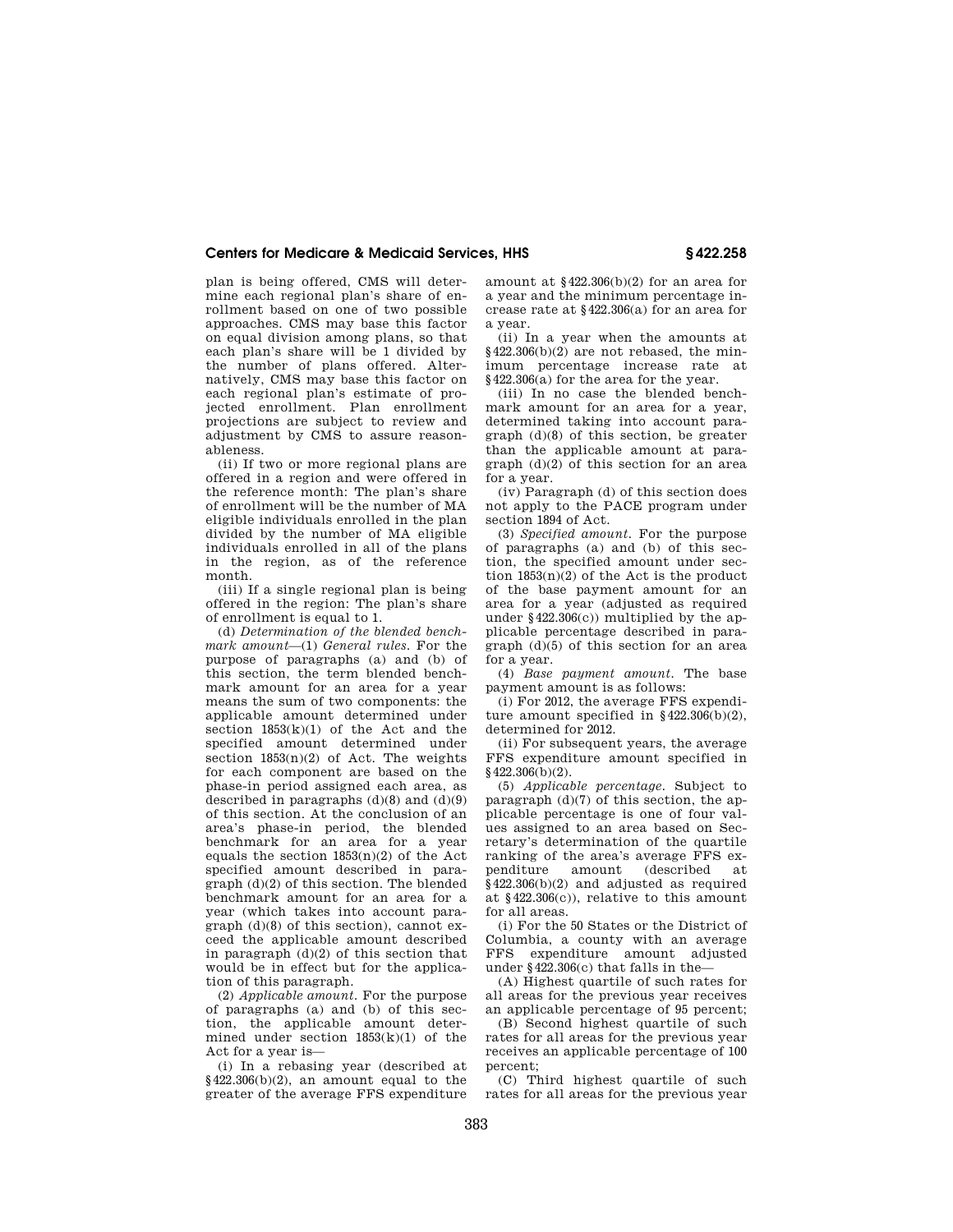plan is being offered, CMS will determine each regional plan's share of enrollment based on one of two possible approaches. CMS may base this factor on equal division among plans, so that each plan's share will be 1 divided by the number of plans offered. Alternatively, CMS may base this factor on each regional plan's estimate of projected enrollment. Plan enrollment projections are subject to review and adjustment by CMS to assure reasonableness.

(ii) If two or more regional plans are offered in a region and were offered in the reference month: The plan's share of enrollment will be the number of MA eligible individuals enrolled in the plan divided by the number of MA eligible individuals enrolled in all of the plans in the region, as of the reference month.

(iii) If a single regional plan is being offered in the region: The plan's share of enrollment is equal to 1.

(d) *Determination of the blended benchmark amount*—(1) *General rules.* For the purpose of paragraphs (a) and (b) of this section, the term blended benchmark amount for an area for a year means the sum of two components: the applicable amount determined under section 1853(k)(1) of the Act and the specified amount determined under section 1853(n)(2) of Act. The weights for each component are based on the phase-in period assigned each area, as described in paragraphs (d)(8) and (d)(9) of this section. At the conclusion of an area's phase-in period, the blended benchmark for an area for a year equals the section 1853(n)(2) of the Act specified amount described in paragraph (d)(2) of this section. The blended benchmark amount for an area for a year (which takes into account paragraph (d)(8) of this section), cannot exceed the applicable amount described in paragraph (d)(2) of this section that would be in effect but for the application of this paragraph.

(2) *Applicable amount.* For the purpose of paragraphs (a) and (b) of this section, the applicable amount determined under section 1853(k)(1) of the Act for a year is—

(i) In a rebasing year (described at §422.306(b)(2), an amount equal to the greater of the average FFS expenditure amount at §422.306(b)(2) for an area for a year and the minimum percentage increase rate at §422.306(a) for an area for a year.

(ii) In a year when the amounts at §422.306(b)(2) are not rebased, the minimum percentage increase rate at §422.306(a) for the area for the year.

(iii) In no case the blended benchmark amount for an area for a year, determined taking into account paragraph (d)(8) of this section, be greater than the applicable amount at paragraph (d)(2) of this section for an area for a year.

(iv) Paragraph (d) of this section does not apply to the PACE program under section 1894 of Act.

(3) *Specified amount.* For the purpose of paragraphs (a) and (b) of this section, the specified amount under section 1853(n)(2) of the Act is the product of the base payment amount for an area for a year (adjusted as required under §422.306(c)) multiplied by the applicable percentage described in paragraph (d)(5) of this section for an area for a year.

(4) *Base payment amount.* The base payment amount is as follows:

(i) For 2012, the average FFS expenditure amount specified in §422.306(b)(2), determined for 2012.

(ii) For subsequent years, the average FFS expenditure amount specified in §422.306(b)(2).

(5) *Applicable percentage.* Subject to paragraph (d)(7) of this section, the applicable percentage is one of four values assigned to an area based on Secretary's determination of the quartile ranking of the area's average FFS expenditure amount (described at §422.306(b)(2) and adjusted as required at §422.306(c)), relative to this amount for all areas.

(i) For the 50 States or the District of Columbia, a county with an average FFS expenditure amount adjusted under §422.306(c) that falls in the—

(A) Highest quartile of such rates for all areas for the previous year receives an applicable percentage of 95 percent;

(B) Second highest quartile of such rates for all areas for the previous year receives an applicable percentage of 100 percent;

(C) Third highest quartile of such rates for all areas for the previous year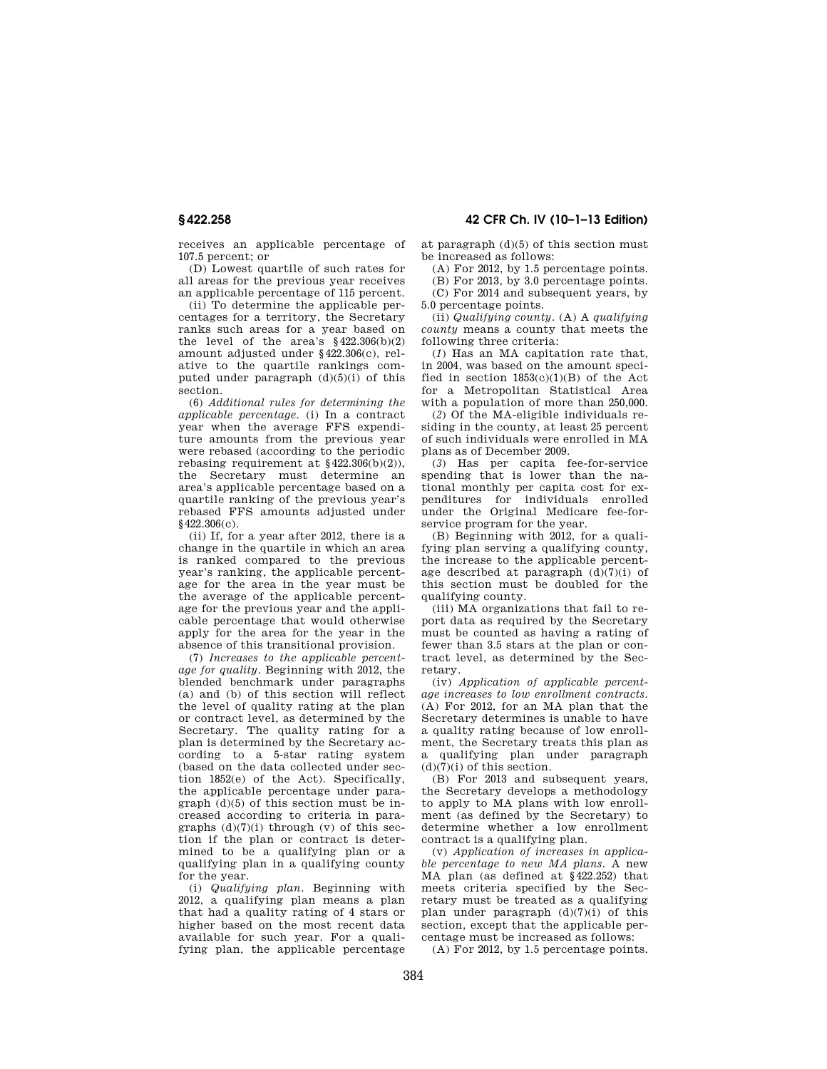receives an applicable percentage of 107.5 percent; or

(D) Lowest quartile of such rates for all areas for the previous year receives an applicable percentage of 115 percent.

(ii) To determine the applicable percentages for a territory, the Secretary ranks such areas for a year based on the level of the area's §422.306(b)(2) amount adjusted under §422.306(c), relative to the quartile rankings computed under paragraph (d)(5)(i) of this section.

(6) *Additional rules for determining the applicable percentage.* (i) In a contract year when the average FFS expenditure amounts from the previous year were rebased (according to the periodic rebasing requirement at §422.306(b)(2)), the Secretary must determine an area's applicable percentage based on a quartile ranking of the previous year's rebased FFS amounts adjusted under §422.306(c).

(ii) If, for a year after 2012, there is a change in the quartile in which an area is ranked compared to the previous year's ranking, the applicable percentage for the area in the year must be the average of the applicable percentage for the previous year and the applicable percentage that would otherwise apply for the area for the year in the absence of this transitional provision.

(7) *Increases to the applicable percentage for quality.* Beginning with 2012, the blended benchmark under paragraphs (a) and (b) of this section will reflect the level of quality rating at the plan or contract level, as determined by the Secretary. The quality rating for a plan is determined by the Secretary according to a 5-star rating system (based on the data collected under section 1852(e) of the Act). Specifically, the applicable percentage under paragraph (d)(5) of this section must be increased according to criteria in paragraphs (d)(7)(i) through (v) of this section if the plan or contract is determined to be a qualifying plan or a qualifying plan in a qualifying county for the year.

(i) *Qualifying plan.* Beginning with 2012, a qualifying plan means a plan that had a quality rating of 4 stars or higher based on the most recent data available for such year. For a qualifying plan, the applicable percentage at paragraph (d)(5) of this section must be increased as follows:

(A) For 2012, by 1.5 percentage points.

(B) For 2013, by 3.0 percentage points.

(C) For 2014 and subsequent years, by 5.0 percentage points.

(ii) *Qualifying county.* (A) A *qualifying county* means a county that meets the following three criteria:

(*1*) Has an MA capitation rate that, in 2004, was based on the amount specified in section 1853(c)(1)(B) of the Act for a Metropolitan Statistical Area with a population of more than 250,000.

(*2*) Of the MA-eligible individuals residing in the county, at least 25 percent of such individuals were enrolled in MA plans as of December 2009.

(*3*) Has per capita fee-for-service spending that is lower than the national monthly per capita cost for expenditures for individuals enrolled under the Original Medicare fee-for-service program for the year.

(B) Beginning with 2012, for a qualifying plan serving a qualifying county, the increase to the applicable percentage described at paragraph (d)(7)(i) of this section must be doubled for the qualifying county.

(iii) MA organizations that fail to report data as required by the Secretary must be counted as having a rating of fewer than 3.5 stars at the plan or contract level, as determined by the Secretary.

(iv) *Application of applicable percentage increases to low enrollment contracts.* (A) For 2012, for an MA plan that the Secretary determines is unable to have a quality rating because of low enrollment, the Secretary treats this plan as a qualifying plan under paragraph (d)(7)(i) of this section.

(B) For 2013 and subsequent years, the Secretary develops a methodology to apply to MA plans with low enrollment (as defined by the Secretary) to determine whether a low enrollment contract is a qualifying plan.

(v) *Application of increases in applicable percentage to new MA plans.* A new MA plan (as defined at §422.252) that meets criteria specified by the Secretary must be treated as a qualifying plan under paragraph (d)(7)(i) of this section, except that the applicable percentage must be increased as follows:

(A) For 2012, by 1.5 percentage points.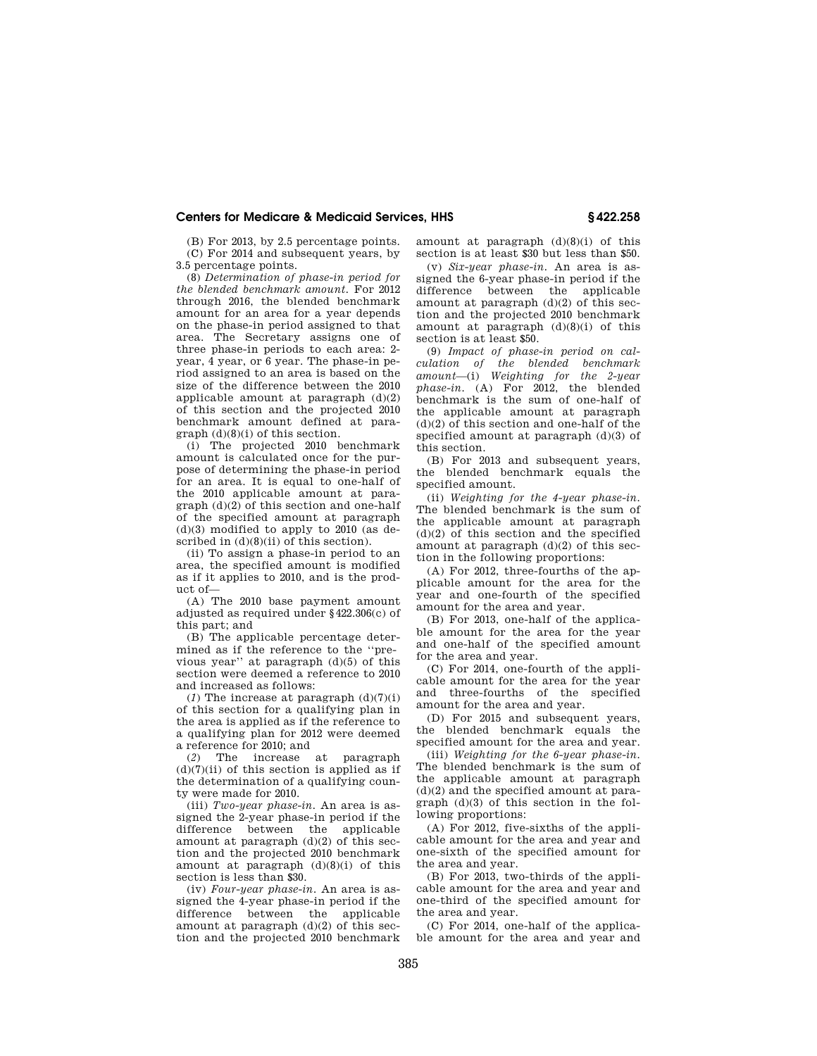(B) For 2013, by 2.5 percentage points.

(C) For 2014 and subsequent years, by 3.5 percentage points.

(8) *Determination of phase-in period for the blended benchmark amount.* For 2012 through 2016, the blended benchmark amount for an area for a year depends on the phase-in period assigned to that area. The Secretary assigns one of three phase-in periods to each area: 2-year, 4 year, or 6 year. The phase-in period assigned to an area is based on the size of the difference between the 2010 applicable amount at paragraph (d)(2) of this section and the projected 2010 benchmark amount defined at paragraph (d)(8)(i) of this section.

(i) The projected 2010 benchmark amount is calculated once for the purpose of determining the phase-in period for an area. It is equal to one-half of the 2010 applicable amount at paragraph (d)(2) of this section and one-half of the specified amount at paragraph (d)(3) modified to apply to 2010 (as described in (d)(8)(ii) of this section).

(ii) To assign a phase-in period to an area, the specified amount is modified as if it applies to 2010, and is the product of—

(A) The 2010 base payment amount adjusted as required under §422.306(c) of this part; and

(B) The applicable percentage determined as if the reference to the "previous year" at paragraph (d)(5) of this section were deemed a reference to 2010 and increased as follows:

(*1*) The increase at paragraph (d)(7)(i) of this section for a qualifying plan in the area is applied as if the reference to a qualifying plan for 2012 were deemed a reference for 2010; and

(*2*) The increase at paragraph (d)(7)(ii) of this section is applied as if the determination of a qualifying county were made for 2010.

(iii) *Two-year phase-in.* An area is assigned the 2-year phase-in period if the difference between the applicable amount at paragraph (d)(2) of this section and the projected 2010 benchmark amount at paragraph (d)(8)(i) of this section is less than $30.

(iv) *Four-year phase-in.* An area is assigned the 4-year phase-in period if the difference between the applicable amount at paragraph (d)(2) of this section and the projected 2010 benchmark amount at paragraph (d)(8)(i) of this section is at least $30 but less than $50.

(v) *Six-year phase-in.* An area is assigned the 6-year phase-in period if the difference between the applicable amount at paragraph (d)(2) of this section and the projected 2010 benchmark amount at paragraph (d)(8)(i) of this section is at least $50.

(9) *Impact of phase-in period on calculation of the blended benchmark amount*—(i) *Weighting for the 2-year phase-in.* (A) For 2012, the blended benchmark is the sum of one-half of the applicable amount at paragraph (d)(2) of this section and one-half of the specified amount at paragraph (d)(3) of this section.

(B) For 2013 and subsequent years, the blended benchmark equals the specified amount.

(ii) *Weighting for the 4-year phase-in.* The blended benchmark is the sum of the applicable amount at paragraph (d)(2) of this section and the specified amount at paragraph (d)(2) of this section in the following proportions:

(A) For 2012, three-fourths of the applicable amount for the area for the year and one-fourth of the specified amount for the area and year.

(B) For 2013, one-half of the applicable amount for the area for the year and one-half of the specified amount for the area and year.

(C) For 2014, one-fourth of the applicable amount for the area for the year and three-fourths of the specified amount for the area and year.

(D) For 2015 and subsequent years, the blended benchmark equals the specified amount for the area and year.

(iii) *Weighting for the 6-year phase-in.* The blended benchmark is the sum of the applicable amount at paragraph (d)(2) and the specified amount at paragraph (d)(3) of this section in the following proportions:

(A) For 2012, five-sixths of the applicable amount for the area and year and one-sixth of the specified amount for the area and year.

(B) For 2013, two-thirds of the applicable amount for the area and year and one-third of the specified amount for the area and year.

(C) For 2014, one-half of the applicable amount for the area and year and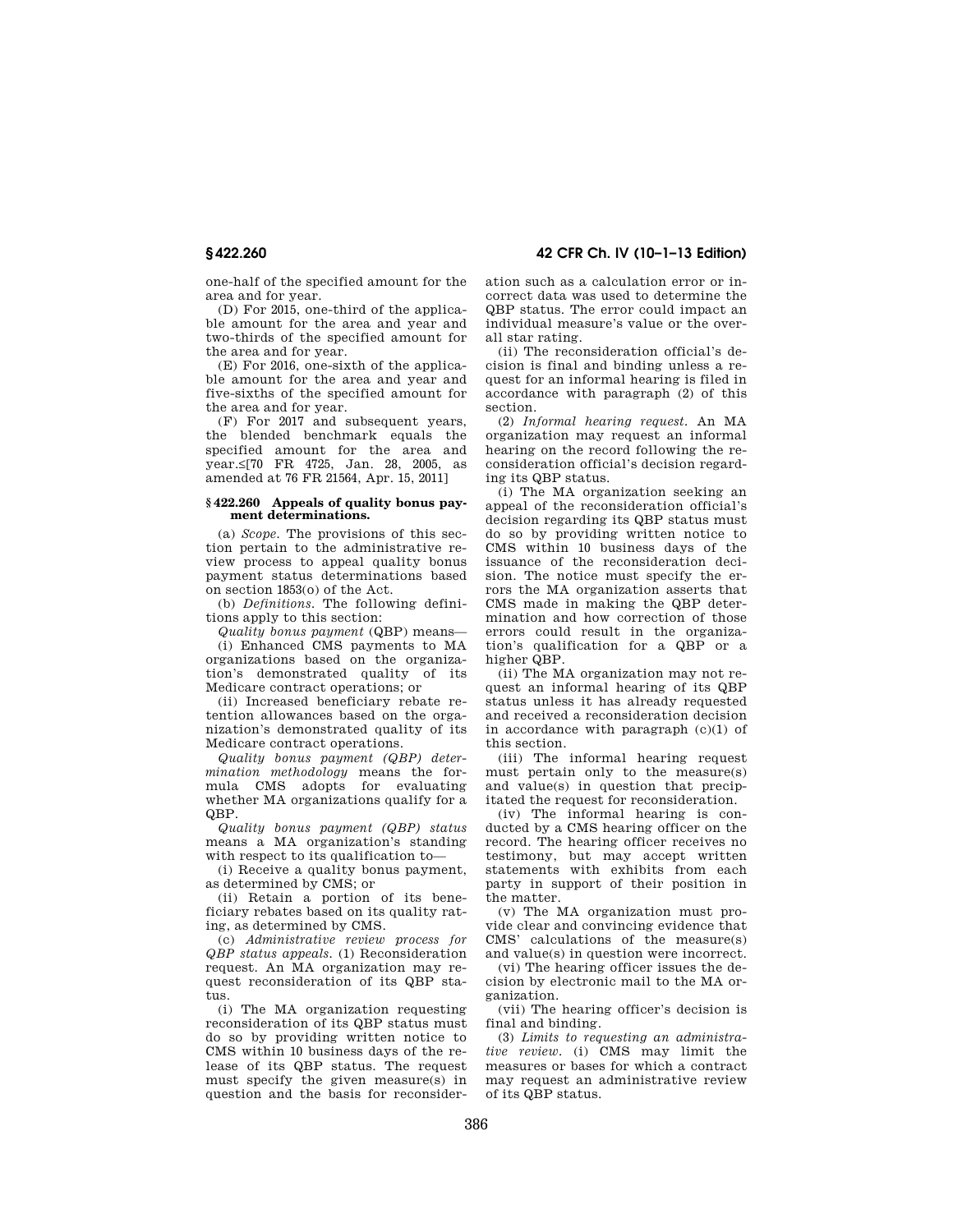one-half of the specified amount for the area and for year.

(D) For 2015, one-third of the applicable amount for the area and year and two-thirds of the specified amount for the area and for year.

(E) For 2016, one-sixth of the applicable amount for the area and year and five-sixths of the specified amount for the area and for year.

(F) For 2017 and subsequent years, the blended benchmark equals the specified amount for the area and year.≤[70 FR 4725, Jan. 28, 2005, as amended at 76 FR 21564, Apr. 15, 2011]

### § 422.260 Appeals of quality bonus payment determinations.

(a) *Scope.* The provisions of this section pertain to the administrative review process to appeal quality bonus payment status determinations based on section 1853(o) of the Act.

(b) *Definitions.* The following definitions apply to this section:

*Quality bonus payment* (QBP) means—

(i) Enhanced CMS payments to MA organizations based on the organization's demonstrated quality of its Medicare contract operations; or

(ii) Increased beneficiary rebate retention allowances based on the organization's demonstrated quality of its Medicare contract operations.

*Quality bonus payment (QBP) determination methodology* means the formula CMS adopts for evaluating whether MA organizations qualify for a QBP.

*Quality bonus payment (QBP) status* means a MA organization's standing with respect to its qualification to—

(i) Receive a quality bonus payment, as determined by CMS; or

(ii) Retain a portion of its beneficiary rebates based on its quality rating, as determined by CMS.

(c) *Administrative review process for QBP status appeals.* (1) Reconsideration request. An MA organization may request reconsideration of its QBP status.

(i) The MA organization requesting reconsideration of its QBP status must do so by providing written notice to CMS within 10 business days of the release of its QBP status. The request must specify the given measure(s) in question and the basis for reconsideration such as a calculation error or incorrect data was used to determine the QBP status. The error could impact an individual measure's value or the overall star rating.

(ii) The reconsideration official's decision is final and binding unless a request for an informal hearing is filed in accordance with paragraph (2) of this section.

(2) *Informal hearing request.* An MA organization may request an informal hearing on the record following the reconsideration official's decision regarding its QBP status.

(i) The MA organization seeking an appeal of the reconsideration official's decision regarding its QBP status must do so by providing written notice to CMS within 10 business days of the issuance of the reconsideration decision. The notice must specify the errors the MA organization asserts that CMS made in making the QBP determination and how correction of those errors could result in the organization's qualification for a QBP or a higher QBP.

(ii) The MA organization may not request an informal hearing of its QBP status unless it has already requested and received a reconsideration decision in accordance with paragraph (c)(1) of this section.

(iii) The informal hearing request must pertain only to the measure(s) and value(s) in question that precipitated the request for reconsideration.

(iv) The informal hearing is conducted by a CMS hearing officer on the record. The hearing officer receives no testimony, but may accept written statements with exhibits from each party in support of their position in the matter.

(v) The MA organization must provide clear and convincing evidence that CMS' calculations of the measure(s) and value(s) in question were incorrect.

(vi) The hearing officer issues the decision by electronic mail to the MA organization.

(vii) The hearing officer's decision is final and binding.

(3) *Limits to requesting an administrative review.* (i) CMS may limit the measures or bases for which a contract may request an administrative review of its QBP status.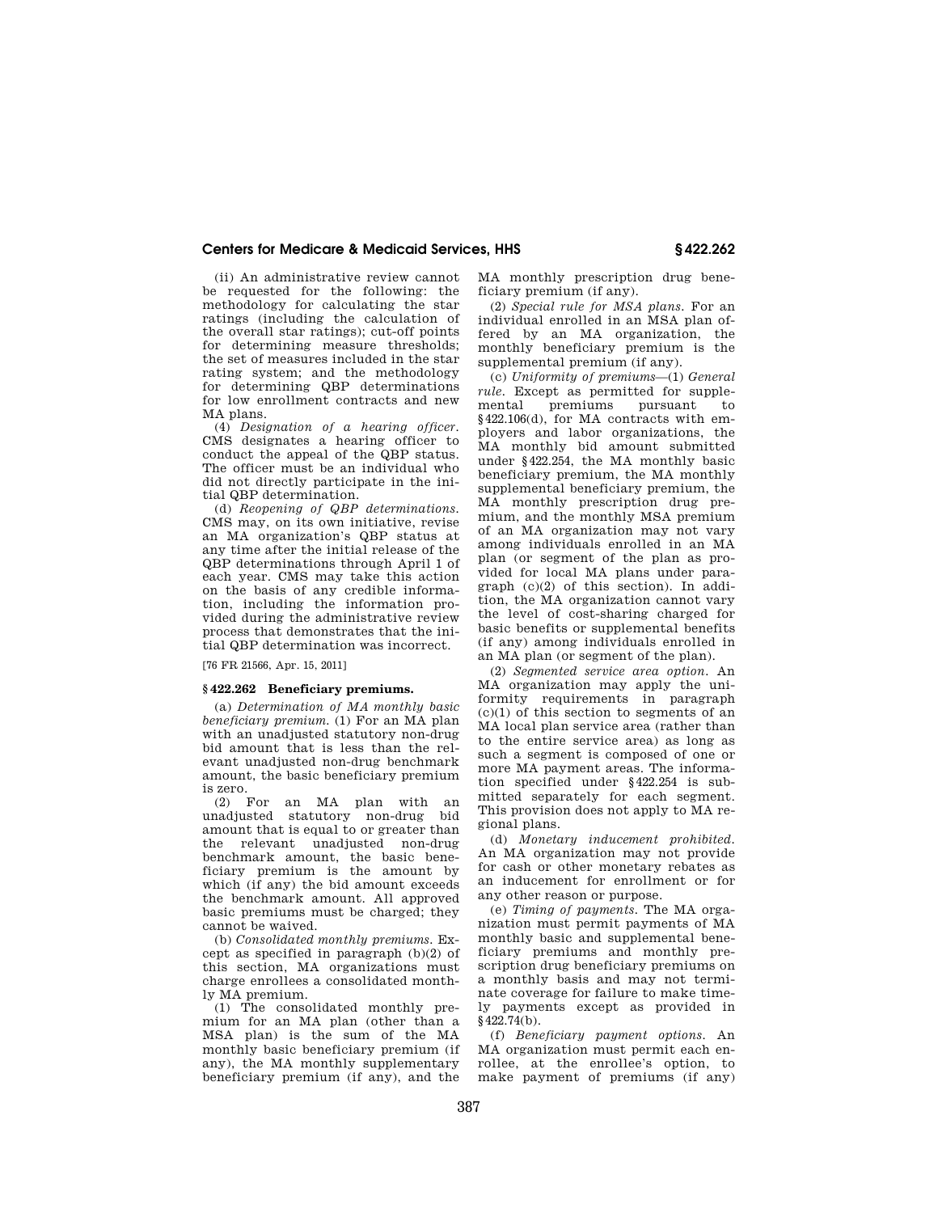(ii) An administrative review cannot be requested for the following: the methodology for calculating the star ratings (including the calculation of the overall star ratings); cut-off points for determining measure thresholds; the set of measures included in the star rating system; and the methodology for determining QBP determinations for low enrollment contracts and new MA plans.

(4) *Designation of a hearing officer.* CMS designates a hearing officer to conduct the appeal of the QBP status. The officer must be an individual who did not directly participate in the initial QBP determination.

(d) *Reopening of QBP determinations.* CMS may, on its own initiative, revise an MA organization's QBP status at any time after the initial release of the QBP determinations through April 1 of each year. CMS may take this action on the basis of any credible information, including the information provided during the administrative review process that demonstrates that the initial QBP determination was incorrect.

[76 FR 21566, Apr. 15, 2011]

## § 422.262 Beneficiary premiums.

(a) *Determination of MA monthly basic beneficiary premium.* (1) For an MA plan with an unadjusted statutory non-drug bid amount that is less than the relevant unadjusted non-drug benchmark amount, the basic beneficiary premium is zero.

(2) For an MA plan with an unadjusted statutory non-drug bid amount that is equal to or greater than the relevant unadjusted non-drug benchmark amount, the basic beneficiary premium is the amount by which (if any) the bid amount exceeds the benchmark amount. All approved basic premiums must be charged; they cannot be waived.

(b) *Consolidated monthly premiums.* Except as specified in paragraph (b)(2) of this section, MA organizations must charge enrollees a consolidated monthly MA premium.

(1) The consolidated monthly premium for an MA plan (other than a MSA plan) is the sum of the MA monthly basic beneficiary premium (if any), the MA monthly supplementary beneficiary premium (if any), and the MA monthly prescription drug beneficiary premium (if any).

(2) *Special rule for MSA plans.* For an individual enrolled in an MSA plan offered by an MA organization, the monthly beneficiary premium is the supplemental premium (if any).

(c) *Uniformity of premiums*—(1) *General rule.* Except as permitted for supplemental premiums pursuant to §422.106(d), for MA contracts with employers and labor organizations, the MA monthly bid amount submitted under §422.254, the MA monthly basic beneficiary premium, the MA monthly supplemental beneficiary premium, the MA monthly prescription drug premium, and the monthly MSA premium of an MA organization may not vary among individuals enrolled in an MA plan (or segment of the plan as provided for local MA plans under paragraph (c)(2) of this section). In addition, the MA organization cannot vary the level of cost-sharing charged for basic benefits or supplemental benefits (if any) among individuals enrolled in an MA plan (or segment of the plan).

(2) *Segmented service area option.* An MA organization may apply the uniformity requirements in paragraph (c)(1) of this section to segments of an MA local plan service area (rather than to the entire service area) as long as such a segment is composed of one or more MA payment areas. The information specified under §422.254 is submitted separately for each segment. This provision does not apply to MA regional plans.

(d) *Monetary inducement prohibited.* An MA organization may not provide for cash or other monetary rebates as an inducement for enrollment or for any other reason or purpose.

(e) *Timing of payments.* The MA organization must permit payments of MA monthly basic and supplemental beneficiary premiums and monthly prescription drug beneficiary premiums on a monthly basis and may not terminate coverage for failure to make timely payments except as provided in §422.74(b).

(f) *Beneficiary payment options.* An MA organization must permit each enrollee, at the enrollee's option, to make payment of premiums (if any)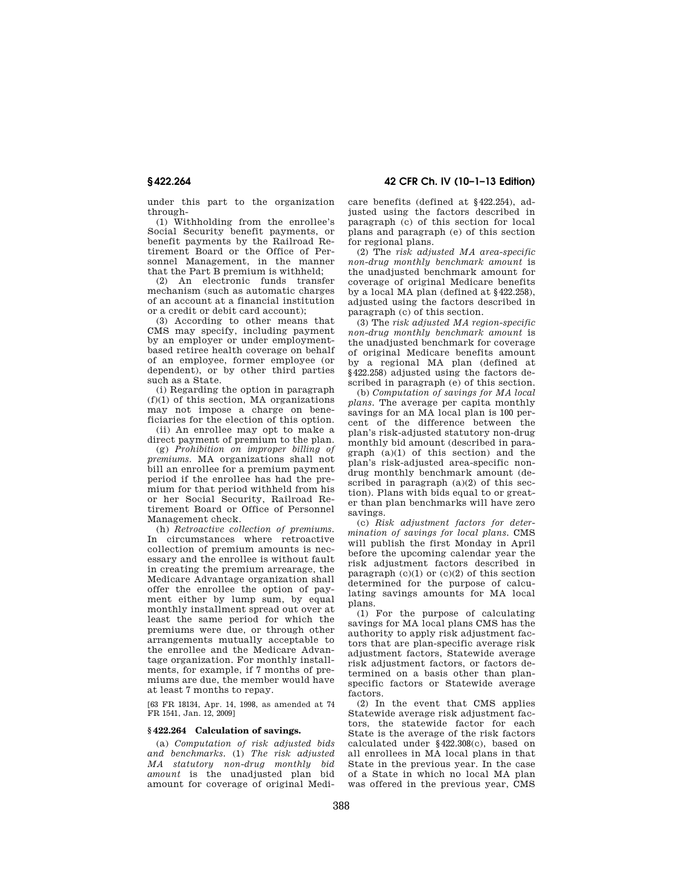under this part to the organization through-

(1) Withholding from the enrollee's Social Security benefit payments, or benefit payments by the Railroad Retirement Board or the Office of Personnel Management, in the manner that the Part B premium is withheld;

(2) An electronic funds transfer mechanism (such as automatic charges of an account at a financial institution or a credit or debit card account);

(3) According to other means that CMS may specify, including payment by an employer or under employment-based retiree health coverage on behalf of an employee, former employee (or dependent), or by other third parties such as a State.

(i) Regarding the option in paragraph (f)(1) of this section, MA organizations may not impose a charge on beneficiaries for the election of this option.

(ii) An enrollee may opt to make a direct payment of premium to the plan.

(g) *Prohibition on improper billing of premiums.* MA organizations shall not bill an enrollee for a premium payment period if the enrollee has had the premium for that period withheld from his or her Social Security, Railroad Retirement Board or Office of Personnel Management check.

(h) *Retroactive collection of premiums.* In circumstances where retroactive collection of premium amounts is necessary and the enrollee is without fault in creating the premium arrearage, the Medicare Advantage organization shall offer the enrollee the option of payment either by lump sum, by equal monthly installment spread out over at least the same period for which the premiums were due, or through other arrangements mutually acceptable to the enrollee and the Medicare Advantage organization. For monthly installments, for example, if 7 months of premiums are due, the member would have at least 7 months to repay.

[63 FR 18134, Apr. 14, 1998, as amended at 74 FR 1541, Jan. 12, 2009]

### § 422.264 Calculation of savings.

(a) *Computation of risk adjusted bids and benchmarks.* (1) *The risk adjusted MA statutory non-drug monthly bid amount* is the unadjusted plan bid amount for coverage of original Medicare benefits (defined at § 422.254), adjusted using the factors described in paragraph (c) of this section for local plans and paragraph (e) of this section for regional plans.

(2) The *risk adjusted MA area-specific non-drug monthly benchmark amount* is the unadjusted benchmark amount for coverage of original Medicare benefits by a local MA plan (defined at § 422.258), adjusted using the factors described in paragraph (c) of this section.

(3) The *risk adjusted MA region-specific non-drug monthly benchmark amount* is the unadjusted benchmark for coverage of original Medicare benefits amount by a regional MA plan (defined at § 422.258) adjusted using the factors described in paragraph (e) of this section.

(b) *Computation of savings for MA local plans.* The average per capita monthly savings for an MA local plan is 100 percent of the difference between the plan's risk-adjusted statutory non-drug monthly bid amount (described in paragraph (a)(1) of this section) and the plan's risk-adjusted area-specific non-drug monthly benchmark amount (described in paragraph (a)(2) of this section). Plans with bids equal to or greater than plan benchmarks will have zero savings.

(c) *Risk adjustment factors for determination of savings for local plans.* CMS will publish the first Monday in April before the upcoming calendar year the risk adjustment factors described in paragraph (c)(1) or (c)(2) of this section determined for the purpose of calculating savings amounts for MA local plans.

(1) For the purpose of calculating savings for MA local plans CMS has the authority to apply risk adjustment factors that are plan-specific average risk adjustment factors, Statewide average risk adjustment factors, or factors determined on a basis other than plan-specific factors or Statewide average factors.

(2) In the event that CMS applies Statewide average risk adjustment factors, the statewide factor for each State is the average of the risk factors calculated under § 422.308(c), based on all enrollees in MA local plans in that State in the previous year. In the case of a State in which no local MA plan was offered in the previous year, CMS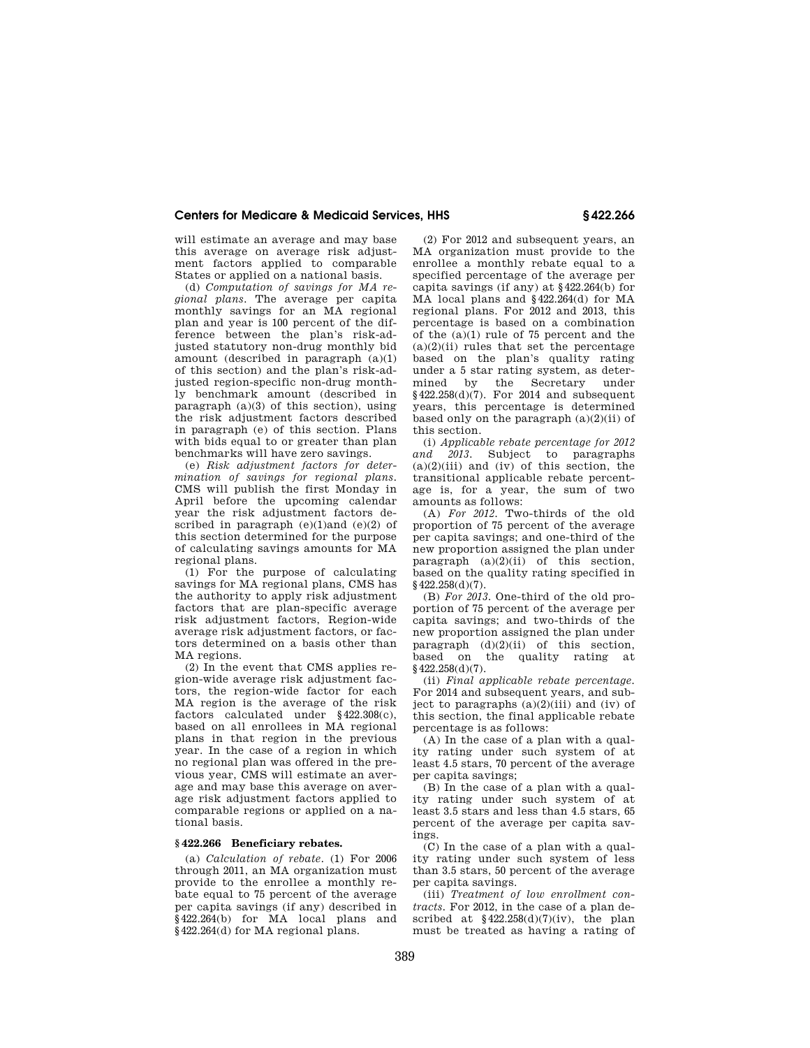will estimate an average and may base this average on average risk adjustment factors applied to comparable States or applied on a national basis.

(d) *Computation of savings for MA regional plans.* The average per capita monthly savings for an MA regional plan and year is 100 percent of the difference between the plan's risk-adjusted statutory non-drug monthly bid amount (described in paragraph (a)(1) of this section) and the plan's risk-adjusted region-specific non-drug monthly benchmark amount (described in paragraph (a)(3) of this section), using the risk adjustment factors described in paragraph (e) of this section. Plans with bids equal to or greater than plan benchmarks will have zero savings.

(e) *Risk adjustment factors for determination of savings for regional plans.* CMS will publish the first Monday in April before the upcoming calendar year the risk adjustment factors described in paragraph (e)(1)and (e)(2) of this section determined for the purpose of calculating savings amounts for MA regional plans.

(1) For the purpose of calculating savings for MA regional plans, CMS has the authority to apply risk adjustment factors that are plan-specific average risk adjustment factors, Region-wide average risk adjustment factors, or factors determined on a basis other than MA regions.

(2) In the event that CMS applies region-wide average risk adjustment factors, the region-wide factor for each MA region is the average of the risk factors calculated under §422.308(c), based on all enrollees in MA regional plans in that region in the previous year. In the case of a region in which no regional plan was offered in the previous year, CMS will estimate an average and may base this average on average risk adjustment factors applied to comparable regions or applied on a national basis.

### §422.266 Beneficiary rebates.

(a) *Calculation of rebate.* (1) For 2006 through 2011, an MA organization must provide to the enrollee a monthly rebate equal to 75 percent of the average per capita savings (if any) described in §422.264(b) for MA local plans and §422.264(d) for MA regional plans.

(2) For 2012 and subsequent years, an MA organization must provide to the enrollee a monthly rebate equal to a specified percentage of the average per capita savings (if any) at §422.264(b) for MA local plans and §422.264(d) for MA regional plans. For 2012 and 2013, this percentage is based on a combination of the (a)(1) rule of 75 percent and the (a)(2)(ii) rules that set the percentage based on the plan's quality rating under a 5 star rating system, as determined by the Secretary under §422.258(d)(7). For 2014 and subsequent years, this percentage is determined based only on the paragraph (a)(2)(ii) of this section.

(i) *Applicable rebate percentage for 2012 and 2013.* Subject to paragraphs (a)(2)(iii) and (iv) of this section, the transitional applicable rebate percentage is, for a year, the sum of two amounts as follows:

(A) *For 2012.* Two-thirds of the old proportion of 75 percent of the average per capita savings; and one-third of the new proportion assigned the plan under paragraph (a)(2)(ii) of this section, based on the quality rating specified in §422.258(d)(7).

(B) *For 2013.* One-third of the old proportion of 75 percent of the average per capita savings; and two-thirds of the new proportion assigned the plan under paragraph (d)(2)(ii) of this section, based on the quality rating at §422.258(d)(7).

(ii) *Final applicable rebate percentage.* For 2014 and subsequent years, and subject to paragraphs (a)(2)(iii) and (iv) of this section, the final applicable rebate percentage is as follows:

(A) In the case of a plan with a quality rating under such system of at least 4.5 stars, 70 percent of the average per capita savings;

(B) In the case of a plan with a quality rating under such system of at least 3.5 stars and less than 4.5 stars, 65 percent of the average per capita savings.

(C) In the case of a plan with a quality rating under such system of less than 3.5 stars, 50 percent of the average per capita savings.

(iii) *Treatment of low enrollment contracts.* For 2012, in the case of a plan described at §422.258(d)(7)(iv), the plan must be treated as having a rating of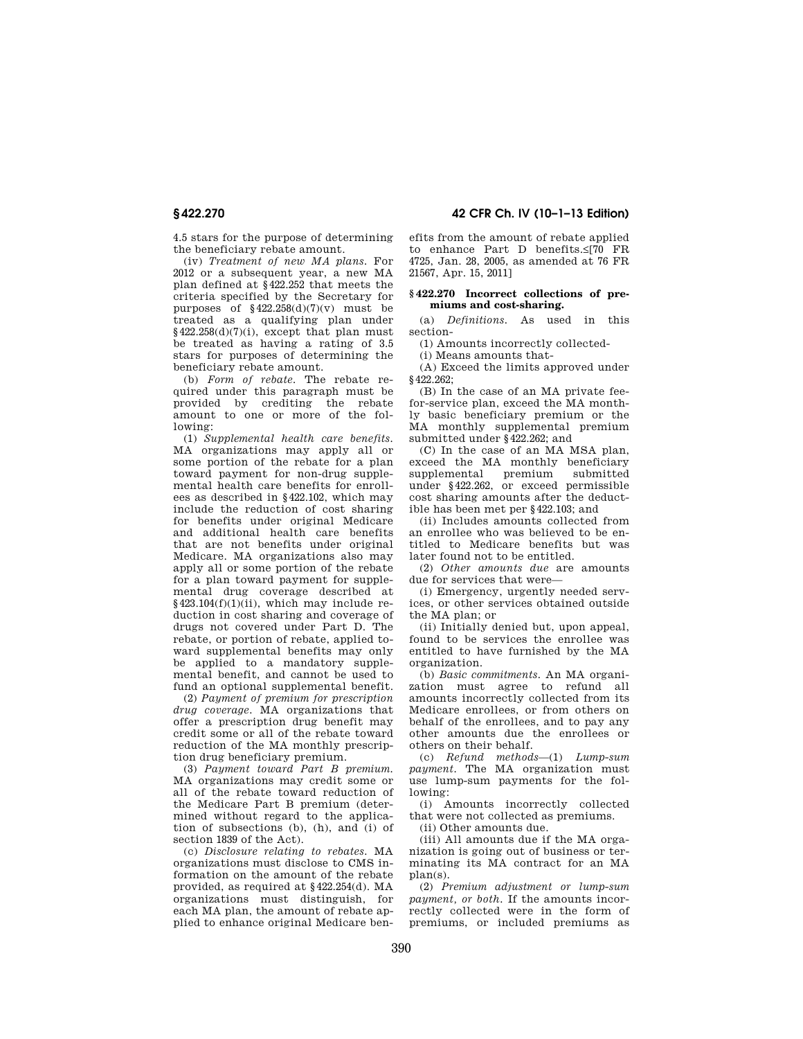4.5 stars for the purpose of determining the beneficiary rebate amount.

(iv) *Treatment of new MA plans.* For 2012 or a subsequent year, a new MA plan defined at §422.252 that meets the criteria specified by the Secretary for purposes of §422.258(d)(7)(v) must be treated as a qualifying plan under §422.258(d)(7)(i), except that plan must be treated as having a rating of 3.5 stars for purposes of determining the beneficiary rebate amount.

(b) *Form of rebate.* The rebate required under this paragraph must be provided by crediting the rebate amount to one or more of the following:

(1) *Supplemental health care benefits.* MA organizations may apply all or some portion of the rebate for a plan toward payment for non-drug supplemental health care benefits for enrollees as described in §422.102, which may include the reduction of cost sharing for benefits under original Medicare and additional health care benefits that are not benefits under original Medicare. MA organizations also may apply all or some portion of the rebate for a plan toward payment for supplemental drug coverage described at §423.104(f)(1)(ii), which may include reduction in cost sharing and coverage of drugs not covered under Part D. The rebate, or portion of rebate, applied toward supplemental benefits may only be applied to a mandatory supplemental benefit, and cannot be used to fund an optional supplemental benefit.

(2) *Payment of premium for prescription drug coverage.* MA organizations that offer a prescription drug benefit may credit some or all of the rebate toward reduction of the MA monthly prescription drug beneficiary premium.

(3) *Payment toward Part B premium.* MA organizations may credit some or all of the rebate toward reduction of the Medicare Part B premium (determined without regard to the application of subsections (b), (h), and (i) of section 1839 of the Act).

(c) *Disclosure relating to rebates.* MA organizations must disclose to CMS information on the amount of the rebate provided, as required at §422.254(d). MA organizations must distinguish, for each MA plan, the amount of rebate applied to enhance original Medicare benefits from the amount of rebate applied to enhance Part D benefits.≤[70 FR 4725, Jan. 28, 2005, as amended at 76 FR 21567, Apr. 15, 2011]

## §422.270 Incorrect collections of premiums and cost-sharing.

(a) *Definitions.* As used in this section-

(1) Amounts incorrectly collected-

(i) Means amounts that-

(A) Exceed the limits approved under §422.262;

(B) In the case of an MA private fee-for-service plan, exceed the MA monthly basic beneficiary premium or the MA monthly supplemental premium submitted under §422.262; and

(C) In the case of an MA MSA plan, exceed the MA monthly beneficiary supplemental premium submitted under §422.262, or exceed permissible cost sharing amounts after the deductible has been met per §422.103; and

(ii) Includes amounts collected from an enrollee who was believed to be entitled to Medicare benefits but was later found not to be entitled.

(2) *Other amounts due* are amounts due for services that were—

(i) Emergency, urgently needed services, or other services obtained outside the MA plan; or

(ii) Initially denied but, upon appeal, found to be services the enrollee was entitled to have furnished by the MA organization.

(b) *Basic commitments.* An MA organization must agree to refund all amounts incorrectly collected from its Medicare enrollees, or from others on behalf of the enrollees, and to pay any other amounts due the enrollees or others on their behalf.

(c) *Refund methods*—(1) *Lump-sum payment.* The MA organization must use lump-sum payments for the following:

(i) Amounts incorrectly collected that were not collected as premiums.

(ii) Other amounts due.

(iii) All amounts due if the MA organization is going out of business or terminating its MA contract for an MA plan(s).

(2) *Premium adjustment or lump-sum payment, or both.* If the amounts incorrectly collected were in the form of premiums, or included premiums as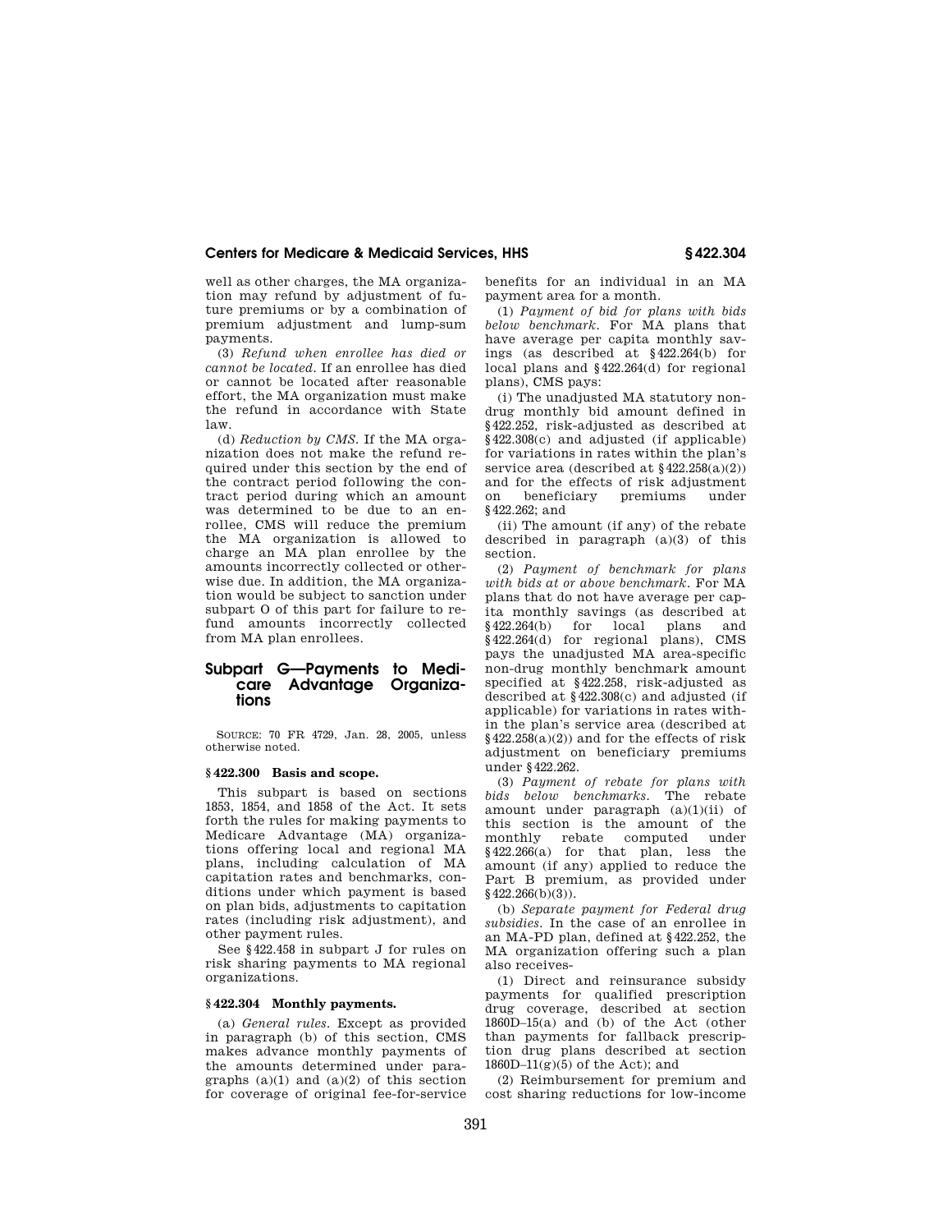well as other charges, the MA organization may refund by adjustment of future premiums or by a combination of premium adjustment and lump-sum payments.

(3) *Refund when enrollee has died or cannot be located.* If an enrollee has died or cannot be located after reasonable effort, the MA organization must make the refund in accordance with State law.

(d) *Reduction by CMS.* If the MA organization does not make the refund required under this section by the end of the contract period following the contract period during which an amount was determined to be due to an enrollee, CMS will reduce the premium the MA organization is allowed to charge an MA plan enrollee by the amounts incorrectly collected or otherwise due. In addition, the MA organization would be subject to sanction under subpart O of this part for failure to refund amounts incorrectly collected from MA plan enrollees.

## Subpart G—Payments to Medicare Advantage Organizations

SOURCE: 70 FR 4729, Jan. 28, 2005, unless otherwise noted.

### § 422.300 Basis and scope.

This subpart is based on sections 1853, 1854, and 1858 of the Act. It sets forth the rules for making payments to Medicare Advantage (MA) organizations offering local and regional MA plans, including calculation of MA capitation rates and benchmarks, conditions under which payment is based on plan bids, adjustments to capitation rates (including risk adjustment), and other payment rules.

See § 422.458 in subpart J for rules on risk sharing payments to MA regional organizations.

### § 422.304 Monthly payments.

(a) *General rules.* Except as provided in paragraph (b) of this section, CMS makes advance monthly payments of the amounts determined under paragraphs (a)(1) and (a)(2) of this section for coverage of original fee-for-service benefits for an individual in an MA payment area for a month.

(1) *Payment of bid for plans with bids below benchmark.* For MA plans that have average per capita monthly savings (as described at § 422.264(b) for local plans and § 422.264(d) for regional plans), CMS pays:

(i) The unadjusted MA statutory non-drug monthly bid amount defined in § 422.252, risk-adjusted as described at § 422.308(c) and adjusted (if applicable) for variations in rates within the plan's service area (described at § 422.258(a)(2)) and for the effects of risk adjustment on beneficiary premiums under § 422.262; and

(ii) The amount (if any) of the rebate described in paragraph (a)(3) of this section.

(2) *Payment of benchmark for plans with bids at or above benchmark.* For MA plans that do not have average per capita monthly savings (as described at § 422.264(b) for local plans and § 422.264(d) for regional plans), CMS pays the unadjusted MA area-specific non-drug monthly benchmark amount specified at § 422.258, risk-adjusted as described at § 422.308(c) and adjusted (if applicable) for variations in rates within the plan's service area (described at § 422.258(a)(2)) and for the effects of risk adjustment on beneficiary premiums under § 422.262.

(3) *Payment of rebate for plans with bids below benchmarks.* The rebate amount under paragraph (a)(1)(ii) of this section is the amount of the monthly rebate computed under § 422.266(a) for that plan, less the amount (if any) applied to reduce the Part B premium, as provided under § 422.266(b)(3)).

(b) *Separate payment for Federal drug subsidies.* In the case of an enrollee in an MA-PD plan, defined at § 422.252, the MA organization offering such a plan also receives-

(1) Direct and reinsurance subsidy payments for qualified prescription drug coverage, described at section 1860D–15(a) and (b) of the Act (other than payments for fallback prescription drug plans described at section 1860D–11(g)(5) of the Act); and

(2) Reimbursement for premium and cost sharing reductions for low-income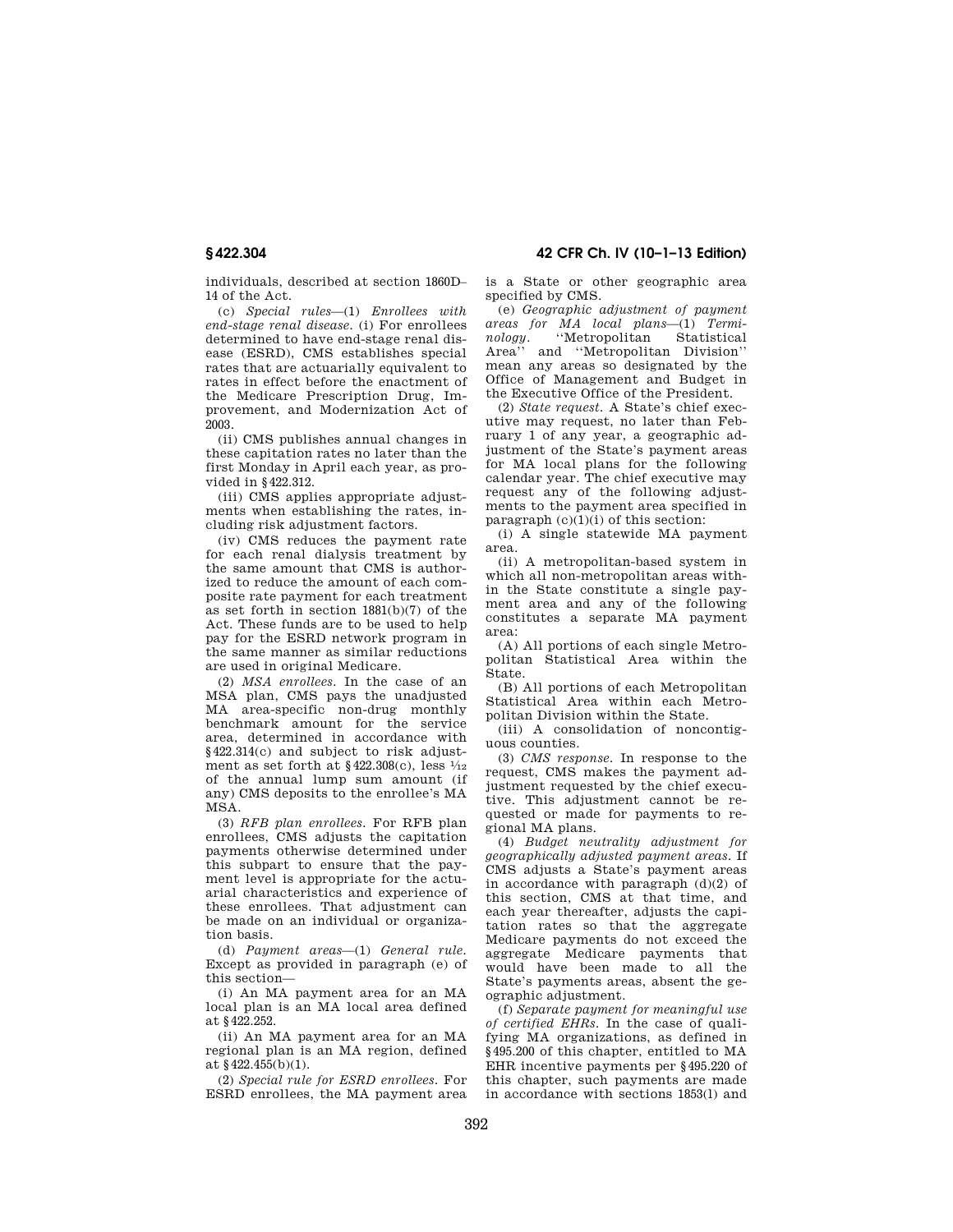individuals, described at section 1860D–14 of the Act.

(c) *Special rules*—(1) *Enrollees with end-stage renal disease.* (i) For enrollees determined to have end-stage renal disease (ESRD), CMS establishes special rates that are actuarially equivalent to rates in effect before the enactment of the Medicare Prescription Drug, Improvement, and Modernization Act of 2003.

(ii) CMS publishes annual changes in these capitation rates no later than the first Monday in April each year, as provided in §422.312.

(iii) CMS applies appropriate adjustments when establishing the rates, including risk adjustment factors.

(iv) CMS reduces the payment rate for each renal dialysis treatment by the same amount that CMS is authorized to reduce the amount of each composite rate payment for each treatment as set forth in section 1881(b)(7) of the Act. These funds are to be used to help pay for the ESRD network program in the same manner as similar reductions are used in original Medicare.

(2) *MSA enrollees.* In the case of an MSA plan, CMS pays the unadjusted MA area-specific non-drug monthly benchmark amount for the service area, determined in accordance with §422.314(c) and subject to risk adjustment as set forth at §422.308(c), less 1⁄12 of the annual lump sum amount (if any) CMS deposits to the enrollee's MA MSA.

(3) *RFB plan enrollees.* For RFB plan enrollees, CMS adjusts the capitation payments otherwise determined under this subpart to ensure that the payment level is appropriate for the actuarial characteristics and experience of these enrollees. That adjustment can be made on an individual or organization basis.

(d) *Payment areas*—(1) *General rule.* Except as provided in paragraph (e) of this section—

(i) An MA payment area for an MA local plan is an MA local area defined at §422.252.

(ii) An MA payment area for an MA regional plan is an MA region, defined at §422.455(b)(1).

(2) *Special rule for ESRD enrollees.* For ESRD enrollees, the MA payment area is a State or other geographic area specified by CMS.

(e) *Geographic adjustment of payment areas for MA local plans*—(1) *Terminology.* ''Metropolitan Statistical Area'' and ''Metropolitan Division'' mean any areas so designated by the Office of Management and Budget in the Executive Office of the President.

(2) *State request.* A State's chief executive may request, no later than February 1 of any year, a geographic adjustment of the State's payment areas for MA local plans for the following calendar year. The chief executive may request any of the following adjustments to the payment area specified in paragraph (c)(1)(i) of this section:

(i) A single statewide MA payment area.

(ii) A metropolitan-based system in which all non-metropolitan areas within the State constitute a single payment area and any of the following constitutes a separate MA payment area:

(A) All portions of each single Metropolitan Statistical Area within the State.

(B) All portions of each Metropolitan Statistical Area within each Metropolitan Division within the State.

(iii) A consolidation of noncontiguous counties.

(3) *CMS response.* In response to the request, CMS makes the payment adjustment requested by the chief executive. This adjustment cannot be requested or made for payments to regional MA plans.

(4) *Budget neutrality adjustment for geographically adjusted payment areas.* If CMS adjusts a State's payment areas in accordance with paragraph (d)(2) of this section, CMS at that time, and each year thereafter, adjusts the capitation rates so that the aggregate Medicare payments do not exceed the aggregate Medicare payments that would have been made to all the State's payments areas, absent the geographic adjustment.

(f) *Separate payment for meaningful use of certified EHRs.* In the case of qualifying MA organizations, as defined in §495.200 of this chapter, entitled to MA EHR incentive payments per §495.220 of this chapter, such payments are made in accordance with sections 1853(l) and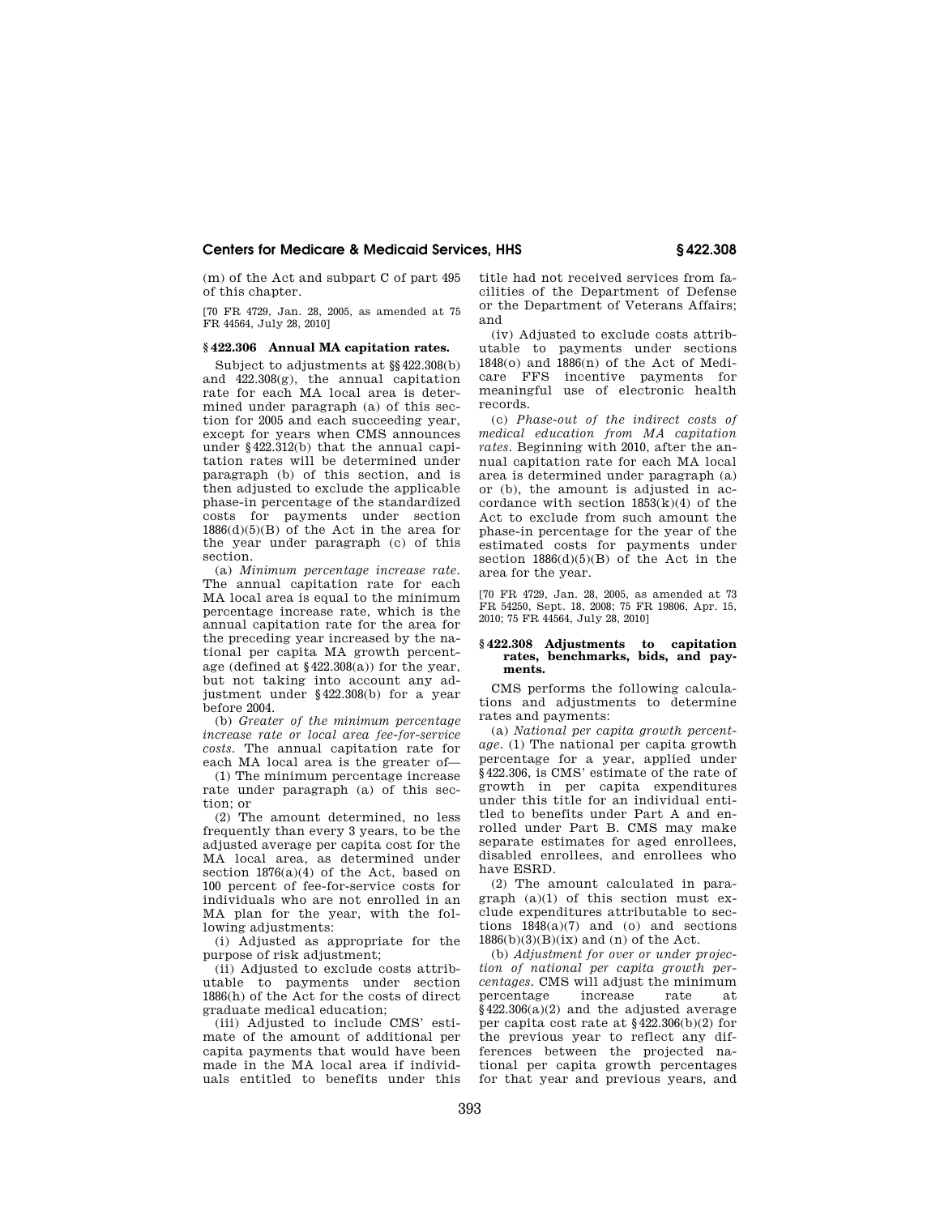(m) of the Act and subpart C of part 495 of this chapter.

[70 FR 4729, Jan. 28, 2005, as amended at 75 FR 44564, July 28, 2010]

### § 422.306 Annual MA capitation rates.

Subject to adjustments at §§ 422.308(b) and 422.308(g), the annual capitation rate for each MA local area is determined under paragraph (a) of this section for 2005 and each succeeding year, except for years when CMS announces under § 422.312(b) that the annual capitation rates will be determined under paragraph (b) of this section, and is then adjusted to exclude the applicable phase-in percentage of the standardized costs for payments under section 1886(d)(5)(B) of the Act in the area for the year under paragraph (c) of this section.

(a) *Minimum percentage increase rate.* The annual capitation rate for each MA local area is equal to the minimum percentage increase rate, which is the annual capitation rate for the area for the preceding year increased by the national per capita MA growth percentage (defined at § 422.308(a)) for the year, but not taking into account any adjustment under § 422.308(b) for a year before 2004.

(b) *Greater of the minimum percentage increase rate or local area fee-for-service costs.* The annual capitation rate for each MA local area is the greater of—

(1) The minimum percentage increase rate under paragraph (a) of this section; or

(2) The amount determined, no less frequently than every 3 years, to be the adjusted average per capita cost for the MA local area, as determined under section 1876(a)(4) of the Act, based on 100 percent of fee-for-service costs for individuals who are not enrolled in an MA plan for the year, with the following adjustments:

(i) Adjusted as appropriate for the purpose of risk adjustment;

(ii) Adjusted to exclude costs attributable to payments under section 1886(h) of the Act for the costs of direct graduate medical education;

(iii) Adjusted to include CMS' estimate of the amount of additional per capita payments that would have been made in the MA local area if individuals entitled to benefits under this title had not received services from facilities of the Department of Defense or the Department of Veterans Affairs; and

(iv) Adjusted to exclude costs attributable to payments under sections 1848(o) and 1886(n) of the Act of Medicare FFS incentive payments for meaningful use of electronic health records.

(c) *Phase-out of the indirect costs of medical education from MA capitation rates.* Beginning with 2010, after the annual capitation rate for each MA local area is determined under paragraph (a) or (b), the amount is adjusted in accordance with section 1853(k)(4) of the Act to exclude from such amount the phase-in percentage for the year of the estimated costs for payments under section 1886(d)(5)(B) of the Act in the area for the year.

[70 FR 4729, Jan. 28, 2005, as amended at 73 FR 54250, Sept. 18, 2008; 75 FR 19806, Apr. 15, 2010; 75 FR 44564, July 28, 2010]

### § 422.308 Adjustments to capitation rates, benchmarks, bids, and payments.

CMS performs the following calculations and adjustments to determine rates and payments:

(a) *National per capita growth percentage.* (1) The national per capita growth percentage for a year, applied under § 422.306, is CMS' estimate of the rate of growth in per capita expenditures under this title for an individual entitled to benefits under Part A and enrolled under Part B. CMS may make separate estimates for aged enrollees, disabled enrollees, and enrollees who have ESRD.

(2) The amount calculated in paragraph (a)(1) of this section must exclude expenditures attributable to sections 1848(a)(7) and (o) and sections 1886(b)(3)(B)(ix) and (n) of the Act.

(b) *Adjustment for over or under projection of national per capita growth percentages.* CMS will adjust the minimum percentage increase rate at § 422.306(a)(2) and the adjusted average per capita cost rate at § 422.306(b)(2) for the previous year to reflect any differences between the projected national per capita growth percentages for that year and previous years, and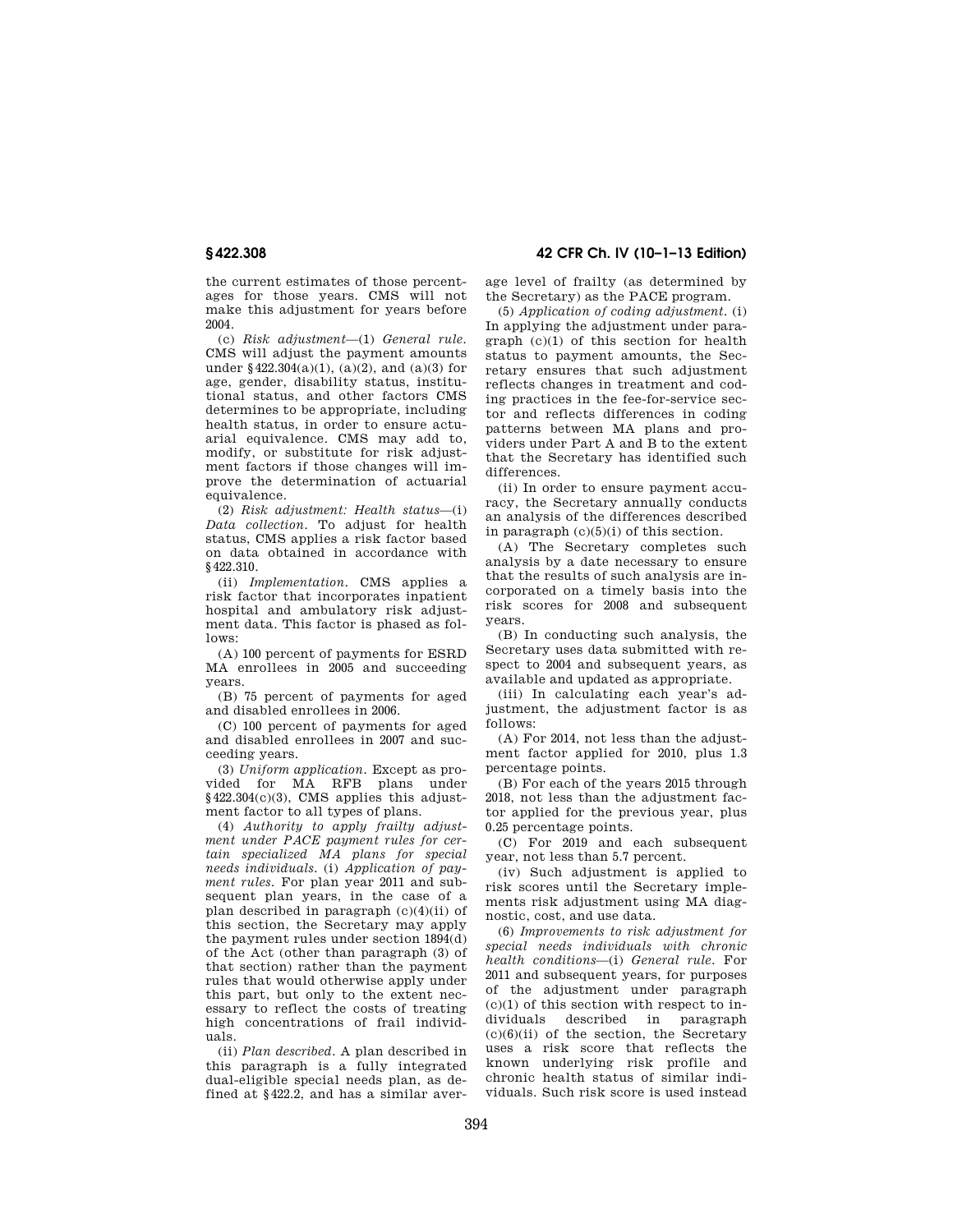the current estimates of those percentages for those years. CMS will not make this adjustment for years before 2004.

(c) *Risk adjustment*—(1) *General rule.* CMS will adjust the payment amounts under §422.304(a)(1), (a)(2), and (a)(3) for age, gender, disability status, institutional status, and other factors CMS determines to be appropriate, including health status, in order to ensure actuarial equivalence. CMS may add to, modify, or substitute for risk adjustment factors if those changes will improve the determination of actuarial equivalence.

(2) *Risk adjustment: Health status*—(i) *Data collection.* To adjust for health status, CMS applies a risk factor based on data obtained in accordance with §422.310.

(ii) *Implementation.* CMS applies a risk factor that incorporates inpatient hospital and ambulatory risk adjustment data. This factor is phased as follows:

(A) 100 percent of payments for ESRD MA enrollees in 2005 and succeeding years.

(B) 75 percent of payments for aged and disabled enrollees in 2006.

(C) 100 percent of payments for aged and disabled enrollees in 2007 and succeeding years.

(3) *Uniform application.* Except as provided for MA RFB plans under §422.304(c)(3), CMS applies this adjustment factor to all types of plans.

(4) *Authority to apply frailty adjustment under PACE payment rules for certain specialized MA plans for special needs individuals.* (i) *Application of payment rules.* For plan year 2011 and subsequent plan years, in the case of a plan described in paragraph (c)(4)(ii) of this section, the Secretary may apply the payment rules under section 1894(d) of the Act (other than paragraph (3) of that section) rather than the payment rules that would otherwise apply under this part, but only to the extent necessary to reflect the costs of treating high concentrations of frail individuals.

(ii) *Plan described.* A plan described in this paragraph is a fully integrated dual-eligible special needs plan, as defined at §422.2, and has a similar average level of frailty (as determined by the Secretary) as the PACE program.

(5) *Application of coding adjustment.* (i) In applying the adjustment under paragraph (c)(1) of this section for health status to payment amounts, the Secretary ensures that such adjustment reflects changes in treatment and coding practices in the fee-for-service sector and reflects differences in coding patterns between MA plans and providers under Part A and B to the extent that the Secretary has identified such differences.

(ii) In order to ensure payment accuracy, the Secretary annually conducts an analysis of the differences described in paragraph (c)(5)(i) of this section.

(A) The Secretary completes such analysis by a date necessary to ensure that the results of such analysis are incorporated on a timely basis into the risk scores for 2008 and subsequent years.

(B) In conducting such analysis, the Secretary uses data submitted with respect to 2004 and subsequent years, as available and updated as appropriate.

(iii) In calculating each year's adjustment, the adjustment factor is as follows:

(A) For 2014, not less than the adjustment factor applied for 2010, plus 1.3 percentage points.

(B) For each of the years 2015 through 2018, not less than the adjustment factor applied for the previous year, plus 0.25 percentage points.

(C) For 2019 and each subsequent year, not less than 5.7 percent.

(iv) Such adjustment is applied to risk scores until the Secretary implements risk adjustment using MA diagnostic, cost, and use data.

(6) *Improvements to risk adjustment for special needs individuals with chronic health conditions*—(i) *General rule.* For 2011 and subsequent years, for purposes of the adjustment under paragraph (c)(1) of this section with respect to individuals described in paragraph (c)(6)(ii) of the section, the Secretary uses a risk score that reflects the known underlying risk profile and chronic health status of similar individuals. Such risk score is used instead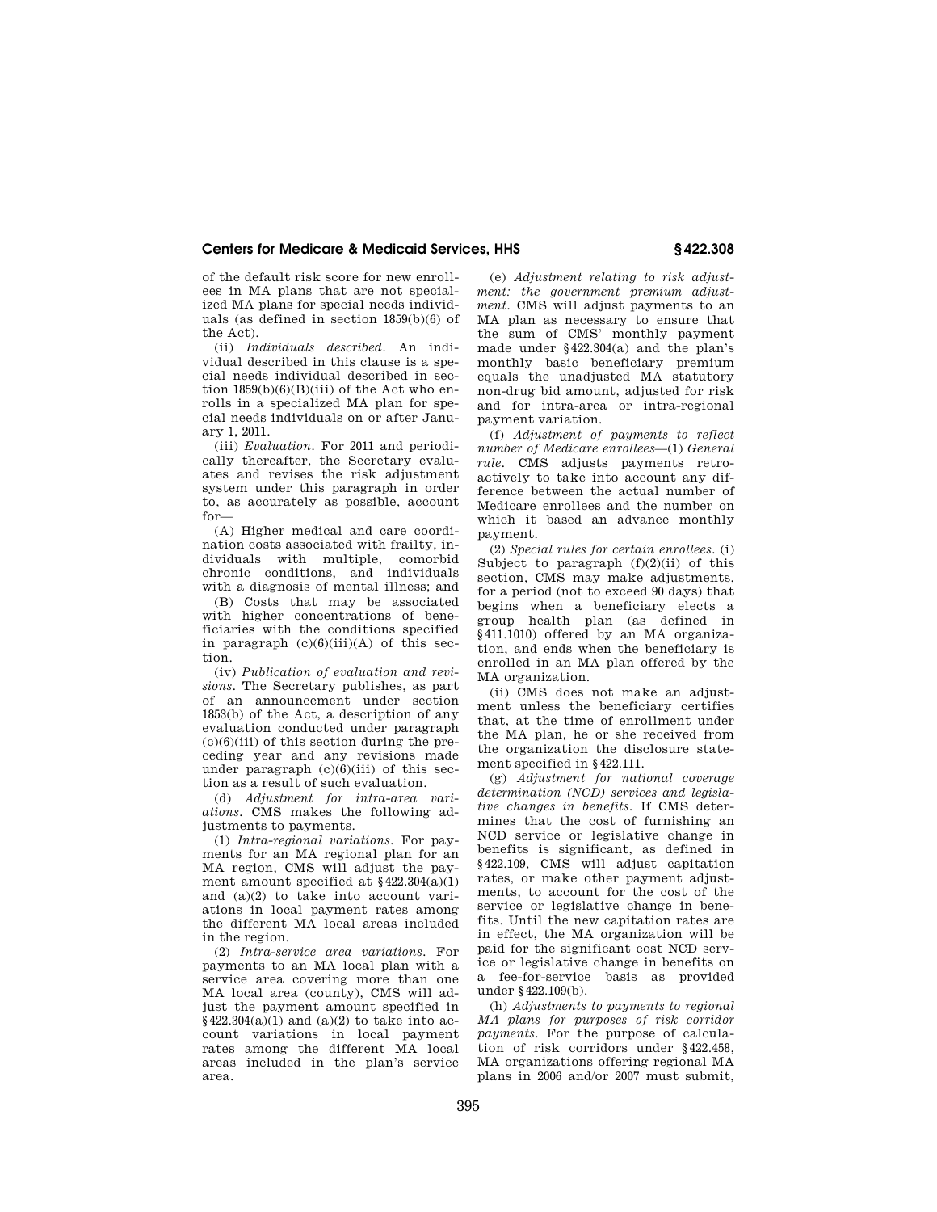of the default risk score for new enrollees in MA plans that are not specialized MA plans for special needs individuals (as defined in section 1859(b)(6) of the Act).

(ii) *Individuals described.* An individual described in this clause is a special needs individual described in section 1859(b)(6)(B)(iii) of the Act who enrolls in a specialized MA plan for special needs individuals on or after January 1, 2011.

(iii) *Evaluation.* For 2011 and periodically thereafter, the Secretary evaluates and revises the risk adjustment system under this paragraph in order to, as accurately as possible, account for—

(A) Higher medical and care coordination costs associated with frailty, individuals with multiple, comorbid chronic conditions, and individuals with a diagnosis of mental illness; and

(B) Costs that may be associated with higher concentrations of beneficiaries with the conditions specified in paragraph (c)(6)(iii)(A) of this section.

(iv) *Publication of evaluation and revisions.* The Secretary publishes, as part of an announcement under section 1853(b) of the Act, a description of any evaluation conducted under paragraph (c)(6)(iii) of this section during the preceding year and any revisions made under paragraph (c)(6)(iii) of this section as a result of such evaluation.

(d) *Adjustment for intra-area variations.* CMS makes the following adjustments to payments.

(1) *Intra-regional variations.* For payments for an MA regional plan for an MA region, CMS will adjust the payment amount specified at §422.304(a)(1) and (a)(2) to take into account variations in local payment rates among the different MA local areas included in the region.

(2) *Intra-service area variations.* For payments to an MA local plan with a service area covering more than one MA local area (county), CMS will adjust the payment amount specified in §422.304(a)(1) and (a)(2) to take into account variations in local payment rates among the different MA local areas included in the plan's service area.

(e) *Adjustment relating to risk adjustment: the government premium adjustment.* CMS will adjust payments to an MA plan as necessary to ensure that the sum of CMS' monthly payment made under §422.304(a) and the plan's monthly basic beneficiary premium equals the unadjusted MA statutory non-drug bid amount, adjusted for risk and for intra-area or intra-regional payment variation.

(f) *Adjustment of payments to reflect number of Medicare enrollees*—(1) *General rule.* CMS adjusts payments retroactively to take into account any difference between the actual number of Medicare enrollees and the number on which it based an advance monthly payment.

(2) *Special rules for certain enrollees.* (i) Subject to paragraph (f)(2)(ii) of this section, CMS may make adjustments, for a period (not to exceed 90 days) that begins when a beneficiary elects a group health plan (as defined in §411.1010) offered by an MA organization, and ends when the beneficiary is enrolled in an MA plan offered by the MA organization.

(ii) CMS does not make an adjustment unless the beneficiary certifies that, at the time of enrollment under the MA plan, he or she received from the organization the disclosure statement specified in §422.111.

(g) *Adjustment for national coverage determination (NCD) services and legislative changes in benefits.* If CMS determines that the cost of furnishing an NCD service or legislative change in benefits is significant, as defined in §422.109, CMS will adjust capitation rates, or make other payment adjustments, to account for the cost of the service or legislative change in benefits. Until the new capitation rates are in effect, the MA organization will be paid for the significant cost NCD service or legislative change in benefits on a fee-for-service basis as provided under §422.109(b).

(h) *Adjustments to payments to regional MA plans for purposes of risk corridor payments.* For the purpose of calculation of risk corridors under §422.458, MA organizations offering regional MA plans in 2006 and/or 2007 must submit,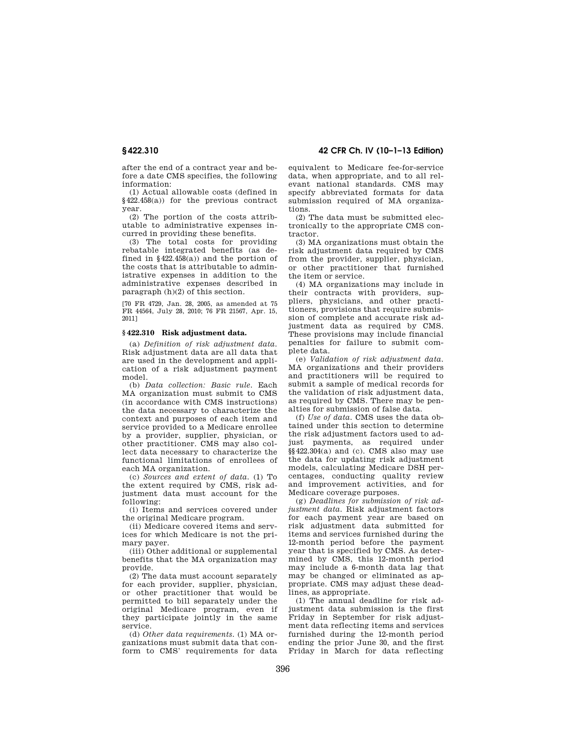after the end of a contract year and before a date CMS specifies, the following information:

(1) Actual allowable costs (defined in §422.458(a)) for the previous contract year.

(2) The portion of the costs attributable to administrative expenses incurred in providing these benefits.

(3) The total costs for providing rebatable integrated benefits (as defined in §422.458(a)) and the portion of the costs that is attributable to administrative expenses in addition to the administrative expenses described in paragraph (h)(2) of this section.

[70 FR 4729, Jan. 28, 2005, as amended at 75 FR 44564, July 28, 2010; 76 FR 21567, Apr. 15, 2011]

### § 422.310 Risk adjustment data.

(a) *Definition of risk adjustment data.* Risk adjustment data are all data that are used in the development and application of a risk adjustment payment model.

(b) *Data collection: Basic rule.* Each MA organization must submit to CMS (in accordance with CMS instructions) the data necessary to characterize the context and purposes of each item and service provided to a Medicare enrollee by a provider, supplier, physician, or other practitioner. CMS may also collect data necessary to characterize the functional limitations of enrollees of each MA organization.

(c) *Sources and extent of data.* (1) To the extent required by CMS, risk adjustment data must account for the following:

(i) Items and services covered under the original Medicare program.

(ii) Medicare covered items and services for which Medicare is not the primary payer.

(iii) Other additional or supplemental benefits that the MA organization may provide.

(2) The data must account separately for each provider, supplier, physician, or other practitioner that would be permitted to bill separately under the original Medicare program, even if they participate jointly in the same service.

(d) *Other data requirements.* (1) MA organizations must submit data that conform to CMS' requirements for data equivalent to Medicare fee-for-service data, when appropriate, and to all relevant national standards. CMS may specify abbreviated formats for data submission required of MA organizations.

(2) The data must be submitted electronically to the appropriate CMS contractor.

(3) MA organizations must obtain the risk adjustment data required by CMS from the provider, supplier, physician, or other practitioner that furnished the item or service.

(4) MA organizations may include in their contracts with providers, suppliers, physicians, and other practitioners, provisions that require submission of complete and accurate risk adjustment data as required by CMS. These provisions may include financial penalties for failure to submit complete data.

(e) *Validation of risk adjustment data.* MA organizations and their providers and practitioners will be required to submit a sample of medical records for the validation of risk adjustment data, as required by CMS. There may be penalties for submission of false data.

(f) *Use of data.* CMS uses the data obtained under this section to determine the risk adjustment factors used to adjust payments, as required under §§422.304(a) and (c). CMS also may use the data for updating risk adjustment models, calculating Medicare DSH percentages, conducting quality review and improvement activities, and for Medicare coverage purposes.

(g) *Deadlines for submission of risk adjustment data.* Risk adjustment factors for each payment year are based on risk adjustment data submitted for items and services furnished during the 12-month period before the payment year that is specified by CMS. As determined by CMS, this 12-month period may include a 6-month data lag that may be changed or eliminated as appropriate. CMS may adjust these deadlines, as appropriate.

(1) The annual deadline for risk adjustment data submission is the first Friday in September for risk adjustment data reflecting items and services furnished during the 12-month period ending the prior June 30, and the first Friday in March for data reflecting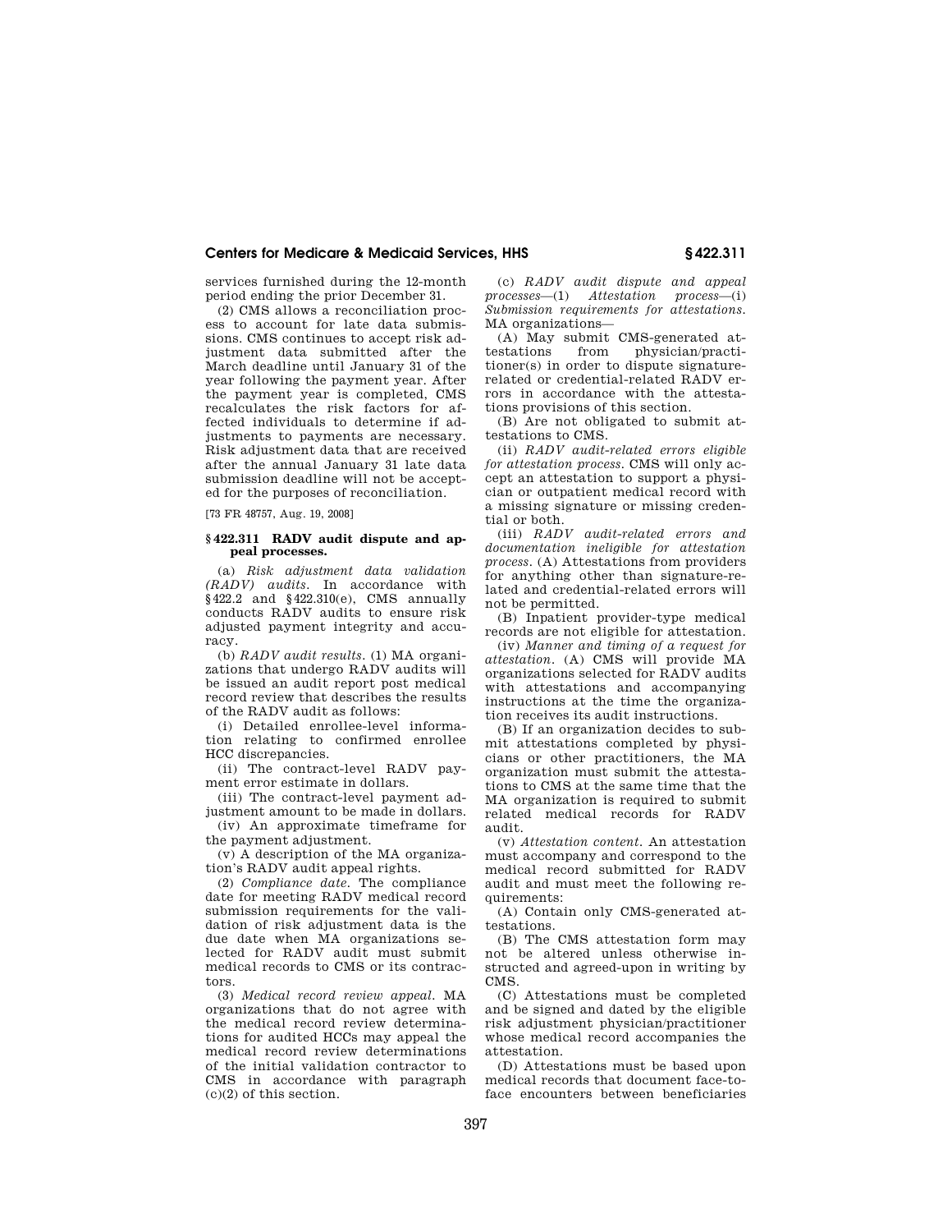services furnished during the 12-month period ending the prior December 31.

(2) CMS allows a reconciliation process to account for late data submissions. CMS continues to accept risk adjustment data submitted after the March deadline until January 31 of the year following the payment year. After the payment year is completed, CMS recalculates the risk factors for affected individuals to determine if adjustments to payments are necessary. Risk adjustment data that are received after the annual January 31 late data submission deadline will not be accepted for the purposes of reconciliation.

[73 FR 48757, Aug. 19, 2008]

### § 422.311 RADV audit dispute and appeal processes.

(a) *Risk adjustment data validation (RADV) audits.* In accordance with §422.2 and §422.310(e), CMS annually conducts RADV audits to ensure risk adjusted payment integrity and accuracy.

(b) *RADV audit results.* (1) MA organizations that undergo RADV audits will be issued an audit report post medical record review that describes the results of the RADV audit as follows:

(i) Detailed enrollee-level information relating to confirmed enrollee HCC discrepancies.

(ii) The contract-level RADV payment error estimate in dollars.

(iii) The contract-level payment adjustment amount to be made in dollars.

(iv) An approximate timeframe for the payment adjustment.

(v) A description of the MA organization's RADV audit appeal rights.

(2) *Compliance date.* The compliance date for meeting RADV medical record submission requirements for the validation of risk adjustment data is the due date when MA organizations selected for RADV audit must submit medical records to CMS or its contractors.

(3) *Medical record review appeal.* MA organizations that do not agree with the medical record review determinations for audited HCCs may appeal the medical record review determinations of the initial validation contractor to CMS in accordance with paragraph (c)(2) of this section.

(c) *RADV audit dispute and appeal processes*—(1) *Attestation process*—(i) *Submission requirements for attestations.* MA organizations—

(A) May submit CMS-generated attestations from physician/practitioner(s) in order to dispute signature-related or credential-related RADV errors in accordance with the attestations provisions of this section.

(B) Are not obligated to submit attestations to CMS.

(ii) *RADV audit-related errors eligible for attestation process.* CMS will only accept an attestation to support a physician or outpatient medical record with a missing signature or missing credential or both.

(iii) *RADV audit-related errors and documentation ineligible for attestation process.* (A) Attestations from providers for anything other than signature-related and credential-related errors will not be permitted.

(B) Inpatient provider-type medical records are not eligible for attestation.

(iv) *Manner and timing of a request for attestation.* (A) CMS will provide MA organizations selected for RADV audits with attestations and accompanying instructions at the time the organization receives its audit instructions.

(B) If an organization decides to submit attestations completed by physicians or other practitioners, the MA organization must submit the attestations to CMS at the same time that the MA organization is required to submit related medical records for RADV audit.

(v) *Attestation content.* An attestation must accompany and correspond to the medical record submitted for RADV audit and must meet the following requirements:

(A) Contain only CMS-generated attestations.

(B) The CMS attestation form may not be altered unless otherwise instructed and agreed-upon in writing by CMS.

(C) Attestations must be completed and be signed and dated by the eligible risk adjustment physician/practitioner whose medical record accompanies the attestation.

(D) Attestations must be based upon medical records that document face-to-face encounters between beneficiaries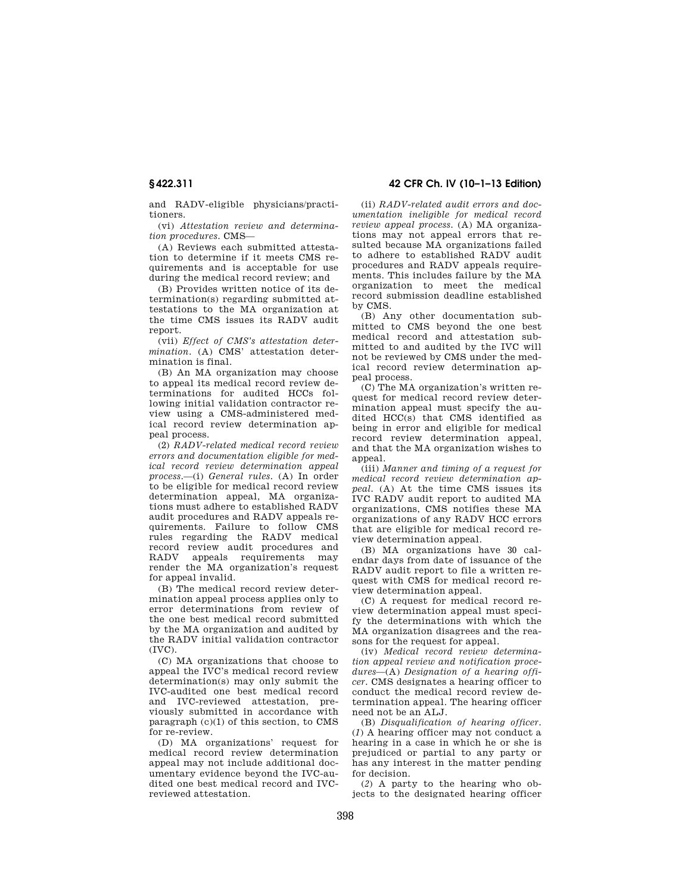and RADV-eligible physicians/practitioners.

(vi) *Attestation review and determination procedures.* CMS—

(A) Reviews each submitted attestation to determine if it meets CMS requirements and is acceptable for use during the medical record review; and

(B) Provides written notice of its determination(s) regarding submitted attestations to the MA organization at the time CMS issues its RADV audit report.

(vii) *Effect of CMS's attestation determination.* (A) CMS' attestation determination is final.

(B) An MA organization may choose to appeal its medical record review determinations for audited HCCs following initial validation contractor review using a CMS-administered medical record review determination appeal process.

(2) *RADV-related medical record review errors and documentation eligible for medical record review determination appeal process.*—(i) *General rules.* (A) In order to be eligible for medical record review determination appeal, MA organizations must adhere to established RADV audit procedures and RADV appeals requirements. Failure to follow CMS rules regarding the RADV medical record review audit procedures and RADV appeals requirements may render the MA organization's request for appeal invalid.

(B) The medical record review determination appeal process applies only to error determinations from review of the one best medical record submitted by the MA organization and audited by the RADV initial validation contractor (IVC).

(C) MA organizations that choose to appeal the IVC's medical record review determination(s) may only submit the IVC-audited one best medical record and IVC-reviewed attestation, previously submitted in accordance with paragraph (c)(1) of this section, to CMS for re-review.

(D) MA organizations' request for medical record review determination appeal may not include additional documentary evidence beyond the IVC-audited one best medical record and IVC-reviewed attestation.

(ii) *RADV-related audit errors and documentation ineligible for medical record review appeal process.* (A) MA organizations may not appeal errors that resulted because MA organizations failed to adhere to established RADV audit procedures and RADV appeals requirements. This includes failure by the MA organization to meet the medical record submission deadline established by CMS.

(B) Any other documentation submitted to CMS beyond the one best medical record and attestation submitted to and audited by the IVC will not be reviewed by CMS under the medical record review determination appeal process.

(C) The MA organization's written request for medical record review determination appeal must specify the audited HCC(s) that CMS identified as being in error and eligible for medical record review determination appeal, and that the MA organization wishes to appeal.

(iii) *Manner and timing of a request for medical record review determination appeal.* (A) At the time CMS issues its IVC RADV audit report to audited MA organizations, CMS notifies these MA organizations of any RADV HCC errors that are eligible for medical record review determination appeal.

(B) MA organizations have 30 calendar days from date of issuance of the RADV audit report to file a written request with CMS for medical record review determination appeal.

(C) A request for medical record review determination appeal must specify the determinations with which the MA organization disagrees and the reasons for the request for appeal.

(iv) *Medical record review determination appeal review and notification procedures*—(A) *Designation of a hearing officer.* CMS designates a hearing officer to conduct the medical record review determination appeal. The hearing officer need not be an ALJ.

(B) *Disqualification of hearing officer.* (*1*) A hearing officer may not conduct a hearing in a case in which he or she is prejudiced or partial to any party or has any interest in the matter pending for decision.

(*2*) A party to the hearing who objects to the designated hearing officer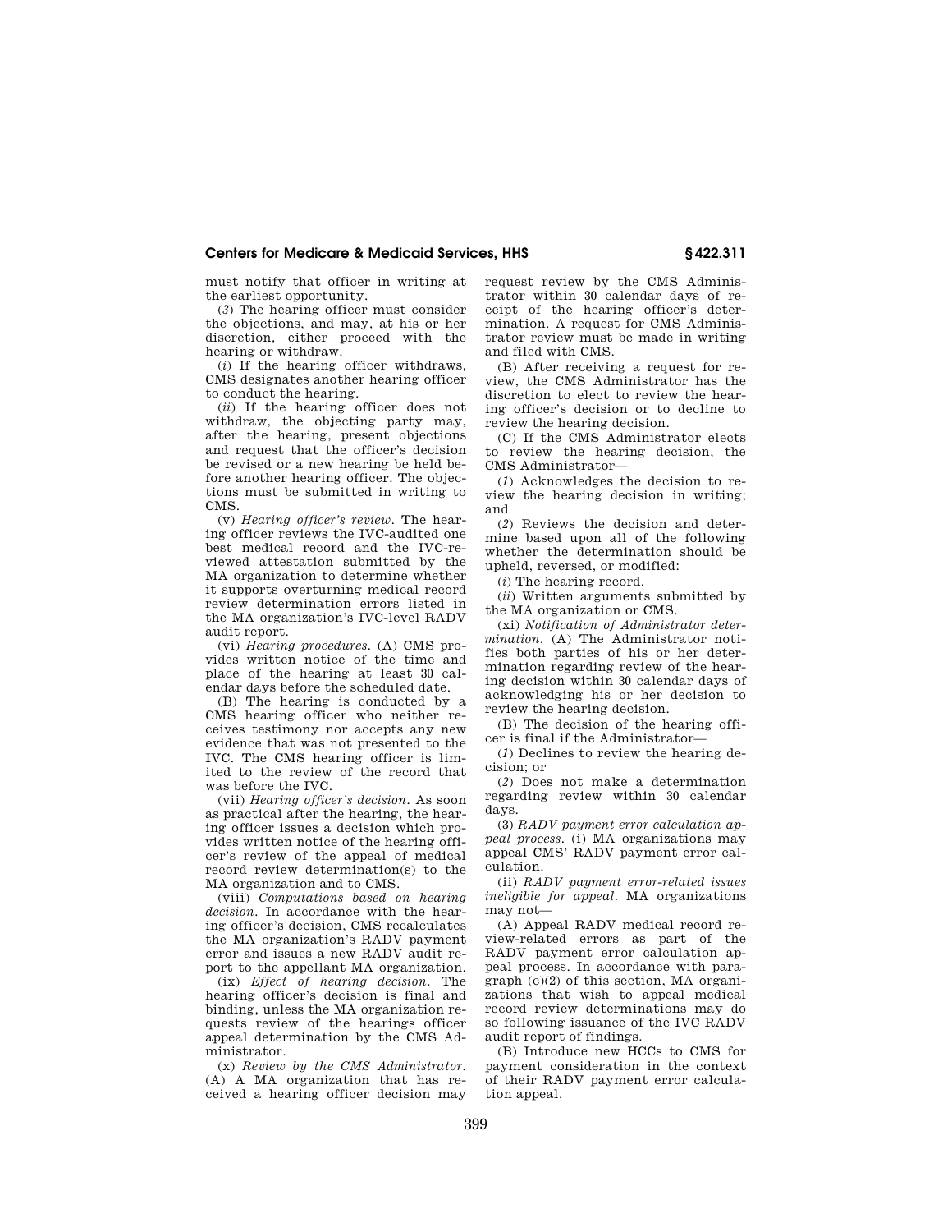must notify that officer in writing at the earliest opportunity.

(*3*) The hearing officer must consider the objections, and may, at his or her discretion, either proceed with the hearing or withdraw.

(*i*) If the hearing officer withdraws, CMS designates another hearing officer to conduct the hearing.

(*ii*) If the hearing officer does not withdraw, the objecting party may, after the hearing, present objections and request that the officer's decision be revised or a new hearing be held before another hearing officer. The objections must be submitted in writing to CMS.

(v) *Hearing officer's review.* The hearing officer reviews the IVC-audited one best medical record and the IVC-reviewed attestation submitted by the MA organization to determine whether it supports overturning medical record review determination errors listed in the MA organization's IVC-level RADV audit report.

(vi) *Hearing procedures.* (A) CMS provides written notice of the time and place of the hearing at least 30 calendar days before the scheduled date.

(B) The hearing is conducted by a CMS hearing officer who neither receives testimony nor accepts any new evidence that was not presented to the IVC. The CMS hearing officer is limited to the review of the record that was before the IVC.

(vii) *Hearing officer's decision.* As soon as practical after the hearing, the hearing officer issues a decision which provides written notice of the hearing officer's review of the appeal of medical record review determination(s) to the MA organization and to CMS.

(viii) *Computations based on hearing decision.* In accordance with the hearing officer's decision, CMS recalculates the MA organization's RADV payment error and issues a new RADV audit report to the appellant MA organization.

(ix) *Effect of hearing decision.* The hearing officer's decision is final and binding, unless the MA organization requests review of the hearings officer appeal determination by the CMS Administrator.

(x) *Review by the CMS Administrator.* (A) A MA organization that has received a hearing officer decision may request review by the CMS Administrator within 30 calendar days of receipt of the hearing officer's determination. A request for CMS Administrator review must be made in writing and filed with CMS.

(B) After receiving a request for review, the CMS Administrator has the discretion to elect to review the hearing officer's decision or to decline to review the hearing decision.

(C) If the CMS Administrator elects to review the hearing decision, the CMS Administrator—

(*1*) Acknowledges the decision to review the hearing decision in writing; and

(*2*) Reviews the decision and determine based upon all of the following whether the determination should be upheld, reversed, or modified:

(*i*) The hearing record.

(*ii*) Written arguments submitted by the MA organization or CMS.

(xi) *Notification of Administrator determination.* (A) The Administrator notifies both parties of his or her determination regarding review of the hearing decision within 30 calendar days of acknowledging his or her decision to review the hearing decision.

(B) The decision of the hearing officer is final if the Administrator—

(*1*) Declines to review the hearing decision; or

(*2*) Does not make a determination regarding review within 30 calendar days.

(3) *RADV payment error calculation appeal process.* (i) MA organizations may appeal CMS' RADV payment error calculation.

(ii) *RADV payment error-related issues ineligible for appeal.* MA organizations may not—

(A) Appeal RADV medical record review-related errors as part of the RADV payment error calculation appeal process. In accordance with paragraph (c)(2) of this section, MA organizations that wish to appeal medical record review determinations may do so following issuance of the IVC RADV audit report of findings.

(B) Introduce new HCCs to CMS for payment consideration in the context of their RADV payment error calculation appeal.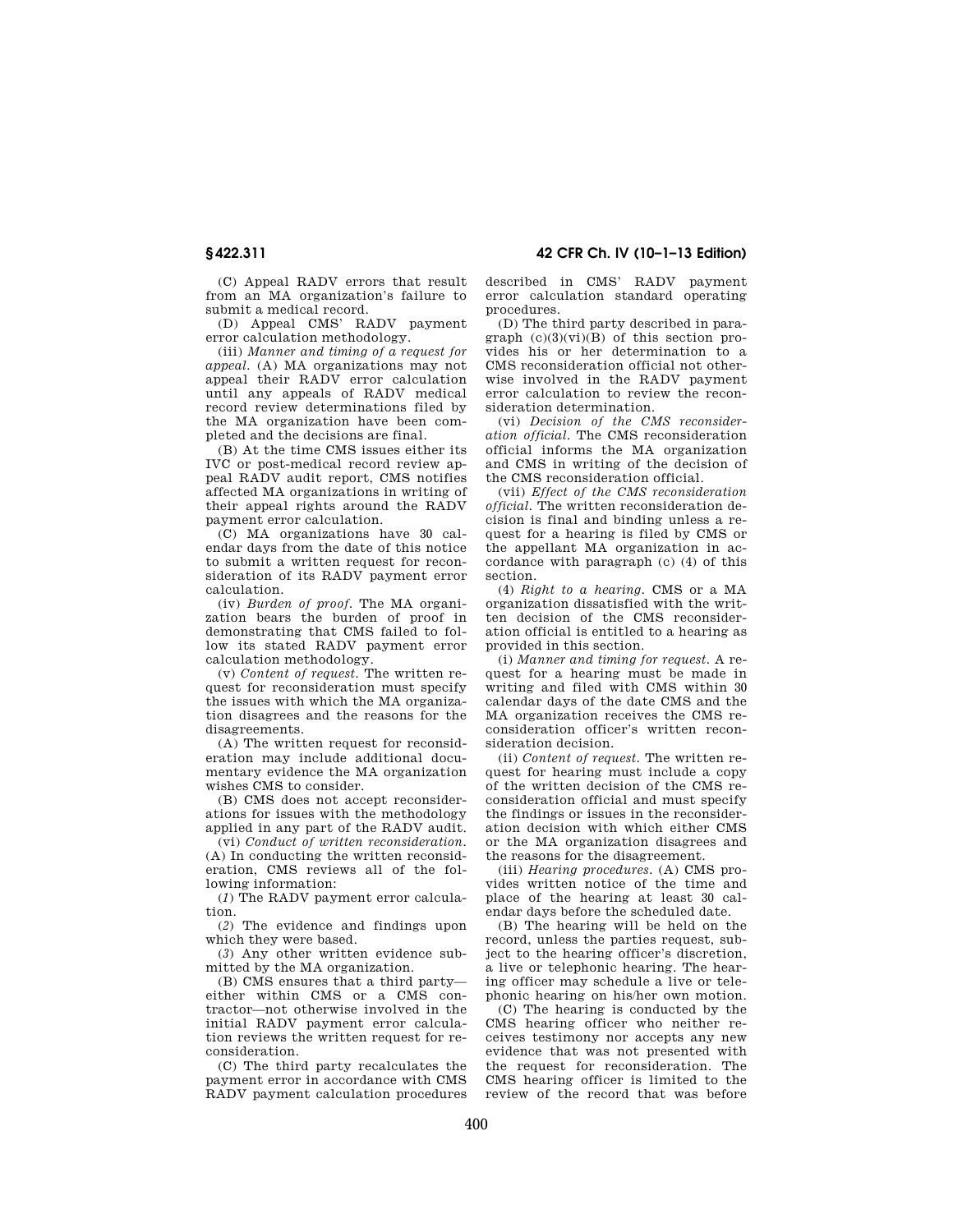(C) Appeal RADV errors that result from an MA organization's failure to submit a medical record.

(D) Appeal CMS' RADV payment error calculation methodology.

(iii) *Manner and timing of a request for appeal.* (A) MA organizations may not appeal their RADV error calculation until any appeals of RADV medical record review determinations filed by the MA organization have been completed and the decisions are final.

(B) At the time CMS issues either its IVC or post-medical record review appeal RADV audit report, CMS notifies affected MA organizations in writing of their appeal rights around the RADV payment error calculation.

(C) MA organizations have 30 calendar days from the date of this notice to submit a written request for reconsideration of its RADV payment error calculation.

(iv) *Burden of proof.* The MA organization bears the burden of proof in demonstrating that CMS failed to follow its stated RADV payment error calculation methodology.

(v) *Content of request.* The written request for reconsideration must specify the issues with which the MA organization disagrees and the reasons for the disagreements.

(A) The written request for reconsideration may include additional documentary evidence the MA organization wishes CMS to consider.

(B) CMS does not accept reconsiderations for issues with the methodology applied in any part of the RADV audit.

(vi) *Conduct of written reconsideration.* (A) In conducting the written reconsideration, CMS reviews all of the following information:

(*1*) The RADV payment error calculation.

(*2*) The evidence and findings upon which they were based.

(*3*) Any other written evidence submitted by the MA organization.

(B) CMS ensures that a third party—either within CMS or a CMS contractor—not otherwise involved in the initial RADV payment error calculation reviews the written request for reconsideration.

(C) The third party recalculates the payment error in accordance with CMS RADV payment calculation procedures described in CMS' RADV payment error calculation standard operating procedures.

(D) The third party described in paragraph (c)(3)(vi)(B) of this section provides his or her determination to a CMS reconsideration official not otherwise involved in the RADV payment error calculation to review the reconsideration determination.

(vi) *Decision of the CMS reconsideration official.* The CMS reconsideration official informs the MA organization and CMS in writing of the decision of the CMS reconsideration official.

(vii) *Effect of the CMS reconsideration official.* The written reconsideration decision is final and binding unless a request for a hearing is filed by CMS or the appellant MA organization in accordance with paragraph (c) (4) of this section.

(4) *Right to a hearing.* CMS or a MA organization dissatisfied with the written decision of the CMS reconsideration official is entitled to a hearing as provided in this section.

(i) *Manner and timing for request.* A request for a hearing must be made in writing and filed with CMS within 30 calendar days of the date CMS and the MA organization receives the CMS reconsideration officer's written reconsideration decision.

(ii) *Content of request.* The written request for hearing must include a copy of the written decision of the CMS reconsideration official and must specify the findings or issues in the reconsideration decision with which either CMS or the MA organization disagrees and the reasons for the disagreement.

(iii) *Hearing procedures.* (A) CMS provides written notice of the time and place of the hearing at least 30 calendar days before the scheduled date.

(B) The hearing will be held on the record, unless the parties request, subject to the hearing officer's discretion, a live or telephonic hearing. The hearing officer may schedule a live or telephonic hearing on his/her own motion.

(C) The hearing is conducted by the CMS hearing officer who neither receives testimony nor accepts any new evidence that was not presented with the request for reconsideration. The CMS hearing officer is limited to the review of the record that was before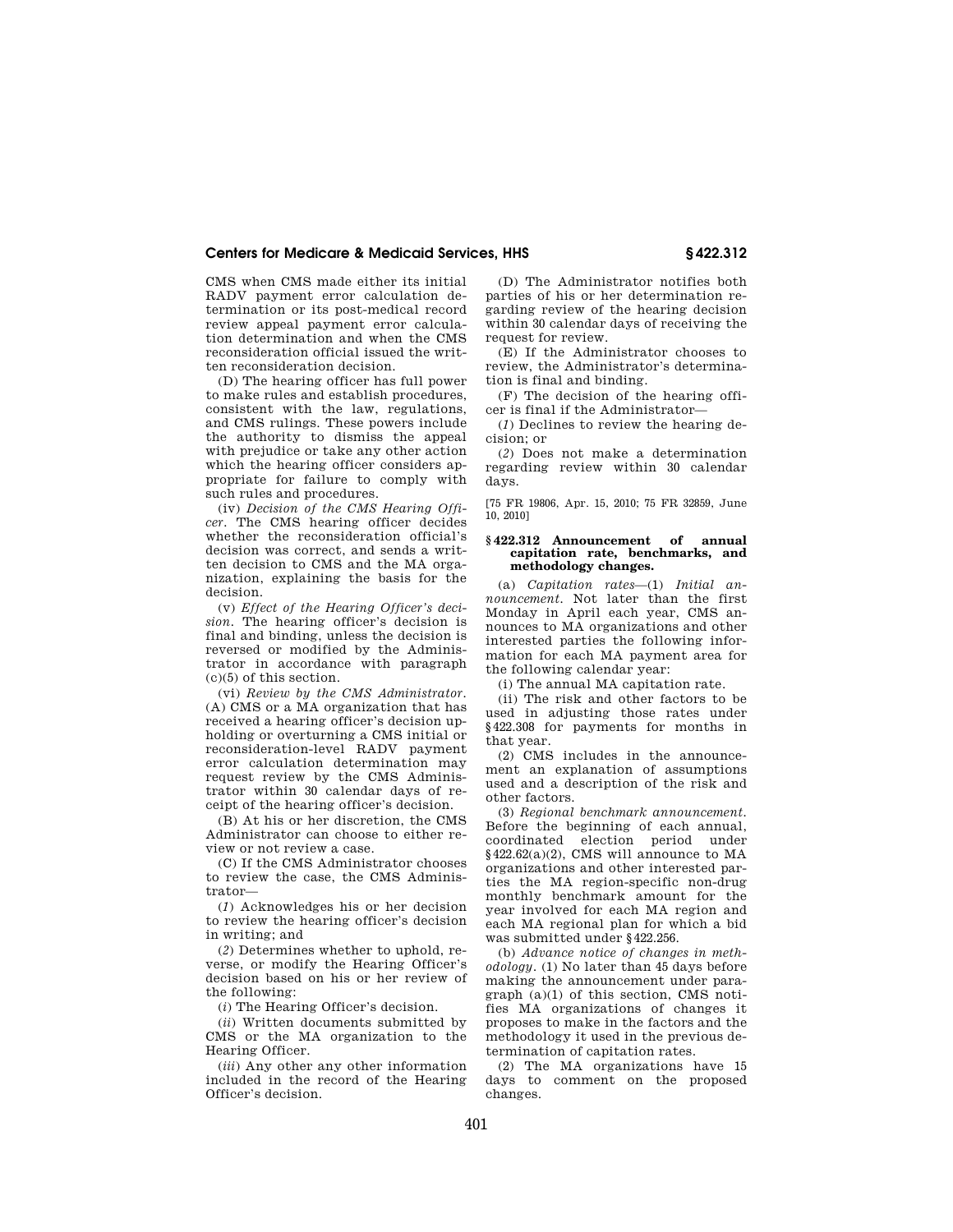CMS when CMS made either its initial RADV payment error calculation determination or its post-medical record review appeal payment error calculation determination and when the CMS reconsideration official issued the written reconsideration decision.

(D) The hearing officer has full power to make rules and establish procedures, consistent with the law, regulations, and CMS rulings. These powers include the authority to dismiss the appeal with prejudice or take any other action which the hearing officer considers appropriate for failure to comply with such rules and procedures.

(iv) *Decision of the CMS Hearing Officer.* The CMS hearing officer decides whether the reconsideration official's decision was correct, and sends a written decision to CMS and the MA organization, explaining the basis for the decision.

(v) *Effect of the Hearing Officer's decision.* The hearing officer's decision is final and binding, unless the decision is reversed or modified by the Administrator in accordance with paragraph (c)(5) of this section.

(vi) *Review by the CMS Administrator.* (A) CMS or a MA organization that has received a hearing officer's decision upholding or overturning a CMS initial or reconsideration-level RADV payment error calculation determination may request review by the CMS Administrator within 30 calendar days of receipt of the hearing officer's decision.

(B) At his or her discretion, the CMS Administrator can choose to either review or not review a case.

(C) If the CMS Administrator chooses to review the case, the CMS Administrator—

(*1*) Acknowledges his or her decision to review the hearing officer's decision in writing; and

(*2*) Determines whether to uphold, reverse, or modify the Hearing Officer's decision based on his or her review of the following:

(*i*) The Hearing Officer's decision.

(*ii*) Written documents submitted by CMS or the MA organization to the Hearing Officer.

(*iii*) Any other any other information included in the record of the Hearing Officer's decision.

(D) The Administrator notifies both parties of his or her determination regarding review of the hearing decision within 30 calendar days of receiving the request for review.

(E) If the Administrator chooses to review, the Administrator's determination is final and binding.

(F) The decision of the hearing officer is final if the Administrator—

(*1*) Declines to review the hearing decision; or

(*2*) Does not make a determination regarding review within 30 calendar days.

[75 FR 19806, Apr. 15, 2010; 75 FR 32859, June 10, 2010]

### § 422.312 Announcement of annual capitation rate, benchmarks, and methodology changes.

(a) *Capitation rates*—(1) *Initial announcement.* Not later than the first Monday in April each year, CMS announces to MA organizations and other interested parties the following information for each MA payment area for the following calendar year:

(i) The annual MA capitation rate.

(ii) The risk and other factors to be used in adjusting those rates under §422.308 for payments for months in that year.

(2) CMS includes in the announcement an explanation of assumptions used and a description of the risk and other factors.

(3) *Regional benchmark announcement.* Before the beginning of each annual, coordinated election period under §422.62(a)(2), CMS will announce to MA organizations and other interested parties the MA region-specific non-drug monthly benchmark amount for the year involved for each MA region and each MA regional plan for which a bid was submitted under §422.256.

(b) *Advance notice of changes in methodology.* (1) No later than 45 days before making the announcement under paragraph (a)(1) of this section, CMS notifies MA organizations of changes it proposes to make in the factors and the methodology it used in the previous determination of capitation rates.

(2) The MA organizations have 15 days to comment on the proposed changes.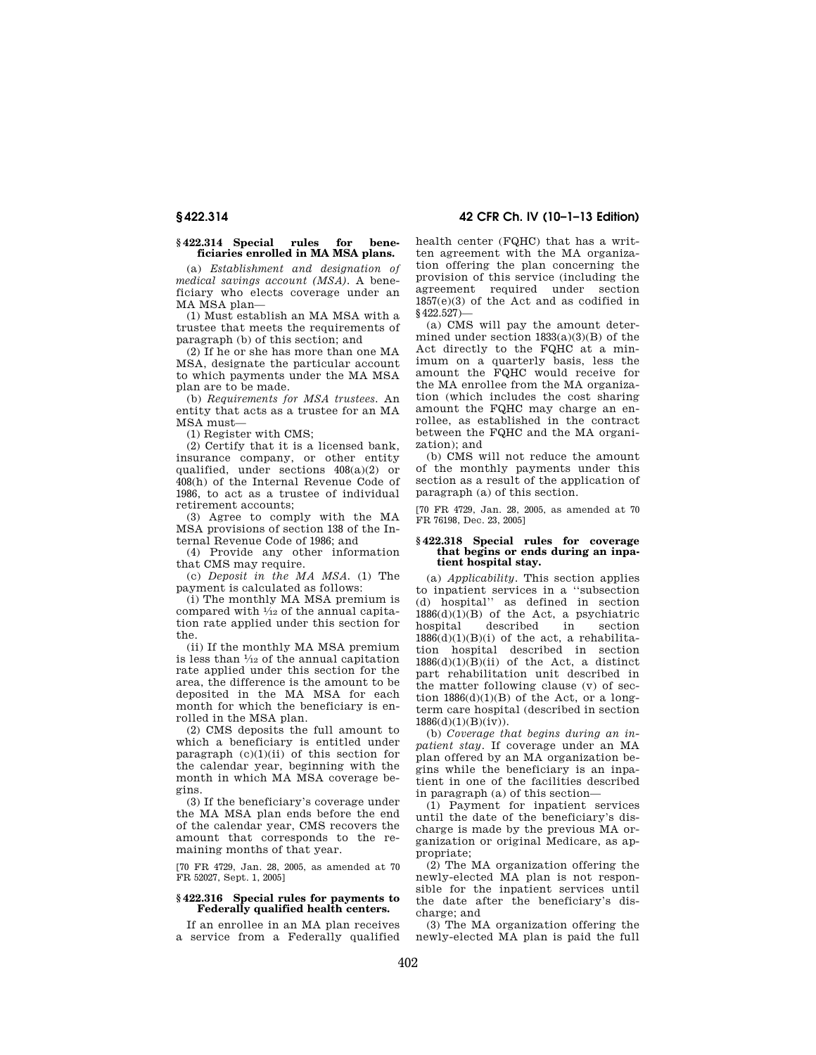### § 422.314 Special rules for beneficiaries enrolled in MA MSA plans.

(a) *Establishment and designation of medical savings account (MSA).* A beneficiary who elects coverage under an MA MSA plan—

(1) Must establish an MA MSA with a trustee that meets the requirements of paragraph (b) of this section; and

(2) If he or she has more than one MA MSA, designate the particular account to which payments under the MA MSA plan are to be made.

(b) *Requirements for MSA trustees.* An entity that acts as a trustee for an MA MSA must—

(1) Register with CMS;

(2) Certify that it is a licensed bank, insurance company, or other entity qualified, under sections 408(a)(2) or 408(h) of the Internal Revenue Code of 1986, to act as a trustee of individual retirement accounts;

(3) Agree to comply with the MA MSA provisions of section 138 of the Internal Revenue Code of 1986; and

(4) Provide any other information that CMS may require.

(c) *Deposit in the MA MSA.* (1) The payment is calculated as follows:

(i) The monthly MA MSA premium is compared with $1/12$ of the annual capitation rate applied under this section for the.

(ii) If the monthly MA MSA premium is less than $1/12$ of the annual capitation rate applied under this section for the area, the difference is the amount to be deposited in the MA MSA for each month for which the beneficiary is enrolled in the MSA plan.

(2) CMS deposits the full amount to which a beneficiary is entitled under paragraph (c)(1)(ii) of this section for the calendar year, beginning with the month in which MA MSA coverage begins.

(3) If the beneficiary's coverage under the MA MSA plan ends before the end of the calendar year, CMS recovers the amount that corresponds to the remaining months of that year.

[70 FR 4729, Jan. 28, 2005, as amended at 70 FR 52027, Sept. 1, 2005]

### § 422.316 Special rules for payments to Federally qualified health centers.

If an enrollee in an MA plan receives a service from a Federally qualified health center (FQHC) that has a written agreement with the MA organization offering the plan concerning the provision of this service (including the agreement required under section 1857(e)(3) of the Act and as codified in § 422.527)—

(a) CMS will pay the amount determined under section 1833(a)(3)(B) of the Act directly to the FQHC at a minimum on a quarterly basis, less the amount the FQHC would receive for the MA enrollee from the MA organization (which includes the cost sharing amount the FQHC may charge an enrollee, as established in the contract between the FQHC and the MA organization); and

(b) CMS will not reduce the amount of the monthly payments under this section as a result of the application of paragraph (a) of this section.

[70 FR 4729, Jan. 28, 2005, as amended at 70 FR 76198, Dec. 23, 2005]

### § 422.318 Special rules for coverage that begins or ends during an inpatient hospital stay.

(a) *Applicability.* This section applies to inpatient services in a ''subsection (d) hospital'' as defined in section 1886(d)(1)(B) of the Act, a psychiatric hospital described in section 1886(d)(1)(B)(i) of the act, a rehabilitation hospital described in section 1886(d)(1)(B)(ii) of the Act, a distinct part rehabilitation unit described in the matter following clause (v) of section 1886(d)(1)(B) of the Act, or a long-term care hospital (described in section 1886(d)(1)(B)(iv)).

(b) *Coverage that begins during an inpatient stay.* If coverage under an MA plan offered by an MA organization begins while the beneficiary is an inpatient in one of the facilities described in paragraph (a) of this section—

(1) Payment for inpatient services until the date of the beneficiary's discharge is made by the previous MA organization or original Medicare, as appropriate;

(2) The MA organization offering the newly-elected MA plan is not responsible for the inpatient services until the date after the beneficiary's discharge; and

(3) The MA organization offering the newly-elected MA plan is paid the full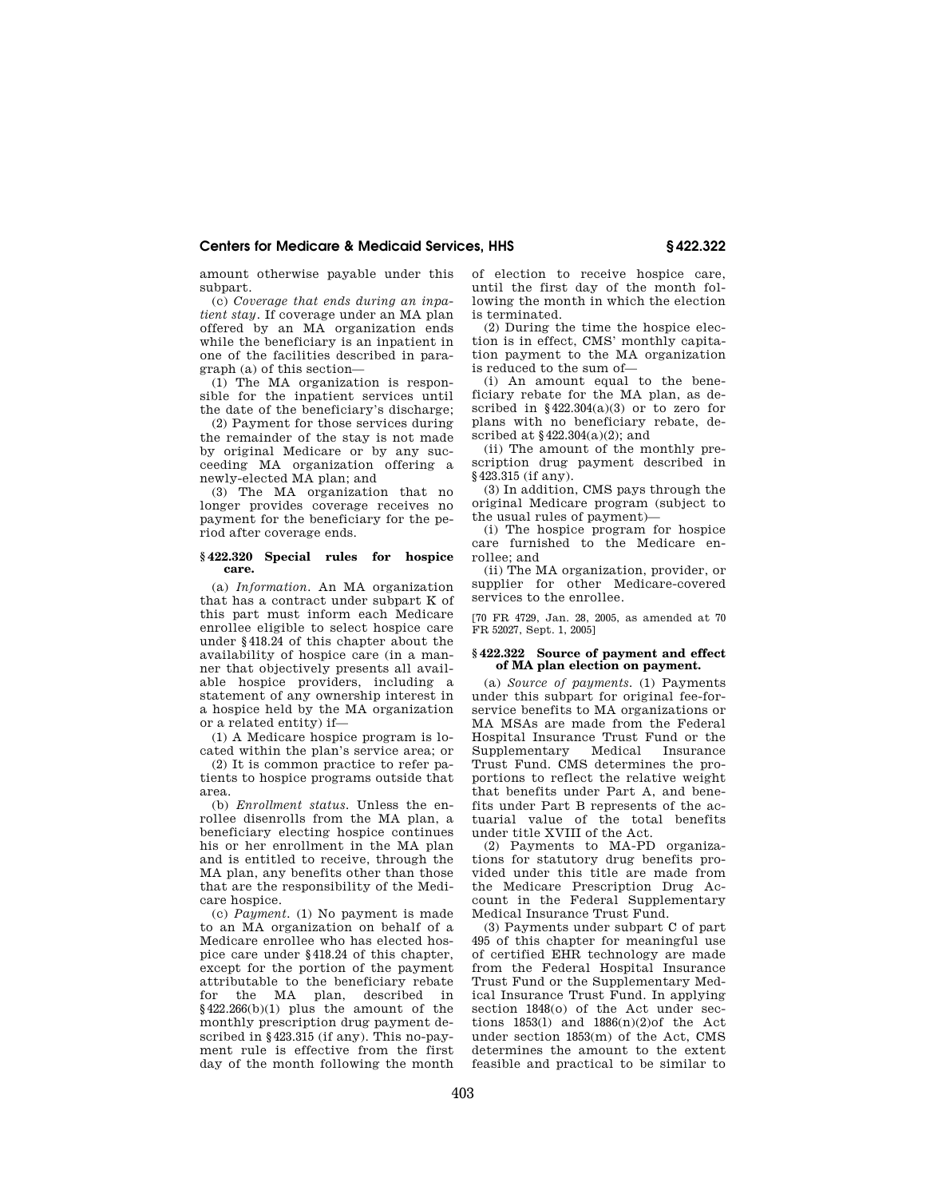amount otherwise payable under this subpart.

(c) *Coverage that ends during an inpatient stay*. If coverage under an MA plan offered by an MA organization ends while the beneficiary is an inpatient in one of the facilities described in paragraph (a) of this section—

(1) The MA organization is responsible for the inpatient services until the date of the beneficiary's discharge;

(2) Payment for those services during the remainder of the stay is not made by original Medicare or by any succeeding MA organization offering a newly-elected MA plan; and

(3) The MA organization that no longer provides coverage receives no payment for the beneficiary for the period after coverage ends.

### § 422.320 Special rules for hospice care.

(a) *Information*. An MA organization that has a contract under subpart K of this part must inform each Medicare enrollee eligible to select hospice care under § 418.24 of this chapter about the availability of hospice care (in a manner that objectively presents all available hospice providers, including a statement of any ownership interest in a hospice held by the MA organization or a related entity) if—

(1) A Medicare hospice program is located within the plan's service area; or

(2) It is common practice to refer patients to hospice programs outside that area.

(b) *Enrollment status*. Unless the enrollee disenrolls from the MA plan, a beneficiary electing hospice continues his or her enrollment in the MA plan and is entitled to receive, through the MA plan, any benefits other than those that are the responsibility of the Medicare hospice.

(c) *Payment*. (1) No payment is made to an MA organization on behalf of a Medicare enrollee who has elected hospice care under § 418.24 of this chapter, except for the portion of the payment attributable to the beneficiary rebate for the MA plan, described in § 422.266(b)(1) plus the amount of the monthly prescription drug payment described in § 423.315 (if any). This no-payment rule is effective from the first day of the month following the month of election to receive hospice care, until the first day of the month following the month in which the election is terminated.

(2) During the time the hospice election is in effect, CMS' monthly capitation payment to the MA organization is reduced to the sum of—

(i) An amount equal to the beneficiary rebate for the MA plan, as described in § 422.304(a)(3) or to zero for plans with no beneficiary rebate, described at § 422.304(a)(2); and

(ii) The amount of the monthly prescription drug payment described in § 423.315 (if any).

(3) In addition, CMS pays through the original Medicare program (subject to the usual rules of payment)—

(i) The hospice program for hospice care furnished to the Medicare enrollee; and

(ii) The MA organization, provider, or supplier for other Medicare-covered services to the enrollee.

[70 FR 4729, Jan. 28, 2005, as amended at 70 FR 52027, Sept. 1, 2005]

### § 422.322 Source of payment and effect of MA plan election on payment.

(a) *Source of payments*. (1) Payments under this subpart for original fee-for-service benefits to MA organizations or MA MSAs are made from the Federal Hospital Insurance Trust Fund or the Supplementary Medical Insurance Trust Fund. CMS determines the proportions to reflect the relative weight that benefits under Part A, and benefits under Part B represents of the actuarial value of the total benefits under title XVIII of the Act.

(2) Payments to MA-PD organizations for statutory drug benefits provided under this title are made from the Medicare Prescription Drug Account in the Federal Supplementary Medical Insurance Trust Fund.

(3) Payments under subpart C of part 495 of this chapter for meaningful use of certified EHR technology are made from the Federal Hospital Insurance Trust Fund or the Supplementary Medical Insurance Trust Fund. In applying section 1848(o) of the Act under sections 1853(l) and 1886(n)(2)of the Act under section 1853(m) of the Act, CMS determines the amount to the extent feasible and practical to be similar to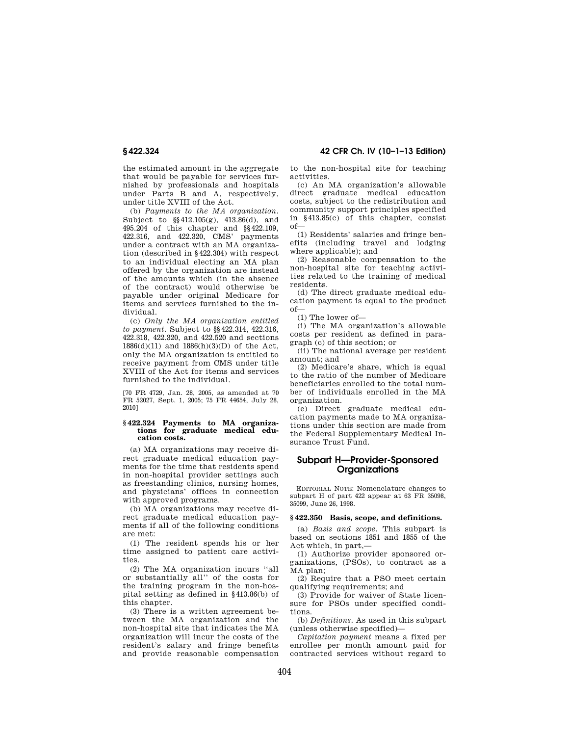the estimated amount in the aggregate that would be payable for services furnished by professionals and hospitals under Parts B and A, respectively, under title XVIII of the Act.

(b) *Payments to the MA organization.* Subject to §§412.105(g), 413.86(d), and 495.204 of this chapter and §§422.109, 422.316, and 422.320, CMS' payments under a contract with an MA organization (described in §422.304) with respect to an individual electing an MA plan offered by the organization are instead of the amounts which (in the absence of the contract) would otherwise be payable under original Medicare for items and services furnished to the individual.

(c) *Only the MA organization entitled to payment.* Subject to §§422.314, 422.316, 422.318, 422.320, and 422.520 and sections 1886(d)(11) and 1886(h)(3)(D) of the Act, only the MA organization is entitled to receive payment from CMS under title XVIII of the Act for items and services furnished to the individual.

[70 FR 4729, Jan. 28, 2005, as amended at 70 FR 52027, Sept. 1, 2005; 75 FR 44654, July 28, 2010]

### §422.324 Payments to MA organizations for graduate medical education costs.

(a) MA organizations may receive direct graduate medical education payments for the time that residents spend in non-hospital provider settings such as freestanding clinics, nursing homes, and physicians' offices in connection with approved programs.

(b) MA organizations may receive direct graduate medical education payments if all of the following conditions are met:

(1) The resident spends his or her time assigned to patient care activities.

(2) The MA organization incurs ''all or substantially all'' of the costs for the training program in the non-hospital setting as defined in §413.86(b) of this chapter.

(3) There is a written agreement between the MA organization and the non-hospital site that indicates the MA organization will incur the costs of the resident's salary and fringe benefits and provide reasonable compensation to the non-hospital site for teaching activities.

(c) An MA organization's allowable direct graduate medical education costs, subject to the redistribution and community support principles specified in §413.85(c) of this chapter, consist of—

(1) Residents' salaries and fringe benefits (including travel and lodging where applicable); and

(2) Reasonable compensation to the non-hospital site for teaching activities related to the training of medical residents.

(d) The direct graduate medical education payment is equal to the product of—

(1) The lower of—

(i) The MA organization's allowable costs per resident as defined in paragraph (c) of this section; or

(ii) The national average per resident amount; and

(2) Medicare's share, which is equal to the ratio of the number of Medicare beneficiaries enrolled to the total number of individuals enrolled in the MA organization.

(e) Direct graduate medical education payments made to MA organizations under this section are made from the Federal Supplementary Medical Insurance Trust Fund.

## Subpart H—Provider-Sponsored Organizations

EDITORIAL NOTE: Nomenclature changes to subpart H of part 422 appear at 63 FR 35098, 35099, June 26, 1998.

### §422.350 Basis, scope, and definitions.

(a) *Basis and scope.* This subpart is based on sections 1851 and 1855 of the Act which, in part,—

(1) Authorize provider sponsored organizations, (PSOs), to contract as a MA plan;

(2) Require that a PSO meet certain qualifying requirements; and

(3) Provide for waiver of State licensure for PSOs under specified conditions.

(b) *Definitions.* As used in this subpart (unless otherwise specified)—

*Capitation payment* means a fixed per enrollee per month amount paid for contracted services without regard to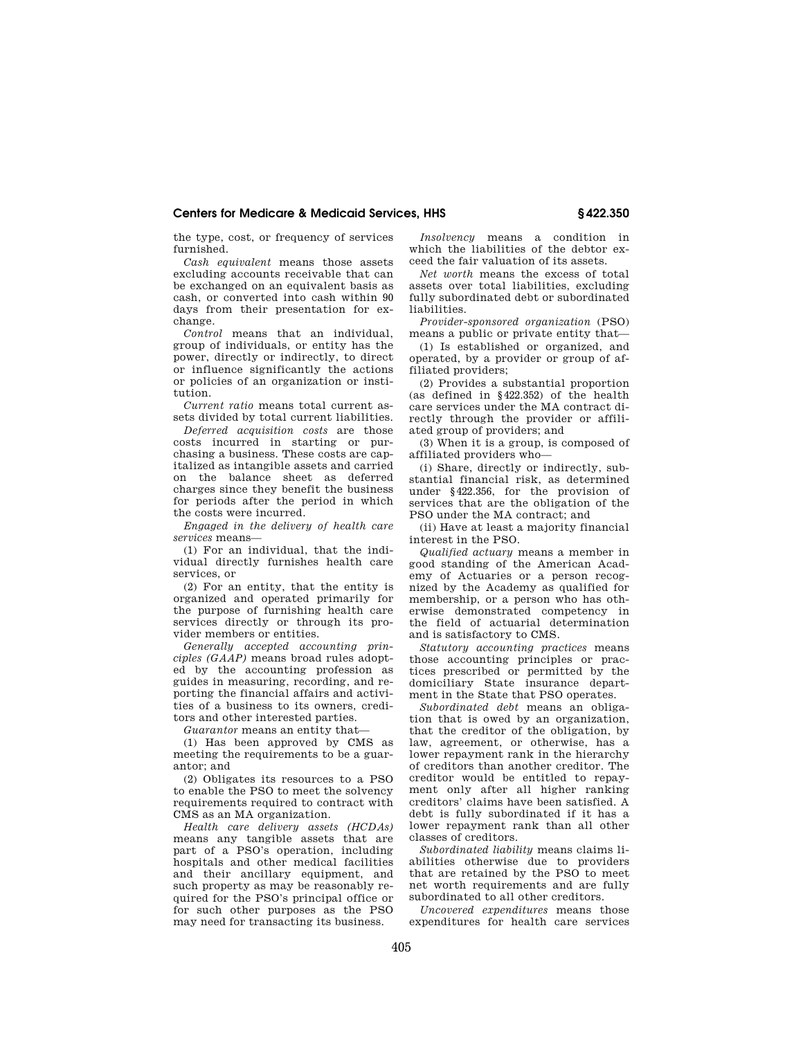the type, cost, or frequency of services furnished.

*Cash equivalent* means those assets excluding accounts receivable that can be exchanged on an equivalent basis as cash, or converted into cash within 90 days from their presentation for exchange.

*Control* means that an individual, group of individuals, or entity has the power, directly or indirectly, to direct or influence significantly the actions or policies of an organization or institution.

*Current ratio* means total current assets divided by total current liabilities.

*Deferred acquisition costs* are those costs incurred in starting or purchasing a business. These costs are capitalized as intangible assets and carried on the balance sheet as deferred charges since they benefit the business for periods after the period in which the costs were incurred.

*Engaged in the delivery of health care services* means—

(1) For an individual, that the individual directly furnishes health care services, or

(2) For an entity, that the entity is organized and operated primarily for the purpose of furnishing health care services directly or through its provider members or entities.

*Generally accepted accounting principles (GAAP)* means broad rules adopted by the accounting profession as guides in measuring, recording, and reporting the financial affairs and activities of a business to its owners, creditors and other interested parties.

*Guarantor* means an entity that—

(1) Has been approved by CMS as meeting the requirements to be a guarantor; and

(2) Obligates its resources to a PSO to enable the PSO to meet the solvency requirements required to contract with CMS as an MA organization.

*Health care delivery assets (HCDAs)* means any tangible assets that are part of a PSO's operation, including hospitals and other medical facilities and their ancillary equipment, and such property as may be reasonably required for the PSO's principal office or for such other purposes as the PSO may need for transacting its business.

*Insolvency* means a condition in which the liabilities of the debtor exceed the fair valuation of its assets.

*Net worth* means the excess of total assets over total liabilities, excluding fully subordinated debt or subordinated liabilities.

*Provider-sponsored organization* (PSO) means a public or private entity that—

(1) Is established or organized, and operated, by a provider or group of affiliated providers;

(2) Provides a substantial proportion (as defined in §422.352) of the health care services under the MA contract directly through the provider or affiliated group of providers; and

(3) When it is a group, is composed of affiliated providers who—

(i) Share, directly or indirectly, substantial financial risk, as determined under §422.356, for the provision of services that are the obligation of the PSO under the MA contract; and

(ii) Have at least a majority financial interest in the PSO.

*Qualified actuary* means a member in good standing of the American Academy of Actuaries or a person recognized by the Academy as qualified for membership, or a person who has otherwise demonstrated competency in the field of actuarial determination and is satisfactory to CMS.

*Statutory accounting practices* means those accounting principles or practices prescribed or permitted by the domiciliary State insurance department in the State that PSO operates.

*Subordinated debt* means an obligation that is owed by an organization, that the creditor of the obligation, by law, agreement, or otherwise, has a lower repayment rank in the hierarchy of creditors than another creditor. The creditor would be entitled to repayment only after all higher ranking creditors' claims have been satisfied. A debt is fully subordinated if it has a lower repayment rank than all other classes of creditors.

*Subordinated liability* means claims liabilities otherwise due to providers that are retained by the PSO to meet net worth requirements and are fully subordinated to all other creditors.

*Uncovered expenditures* means those expenditures for health care services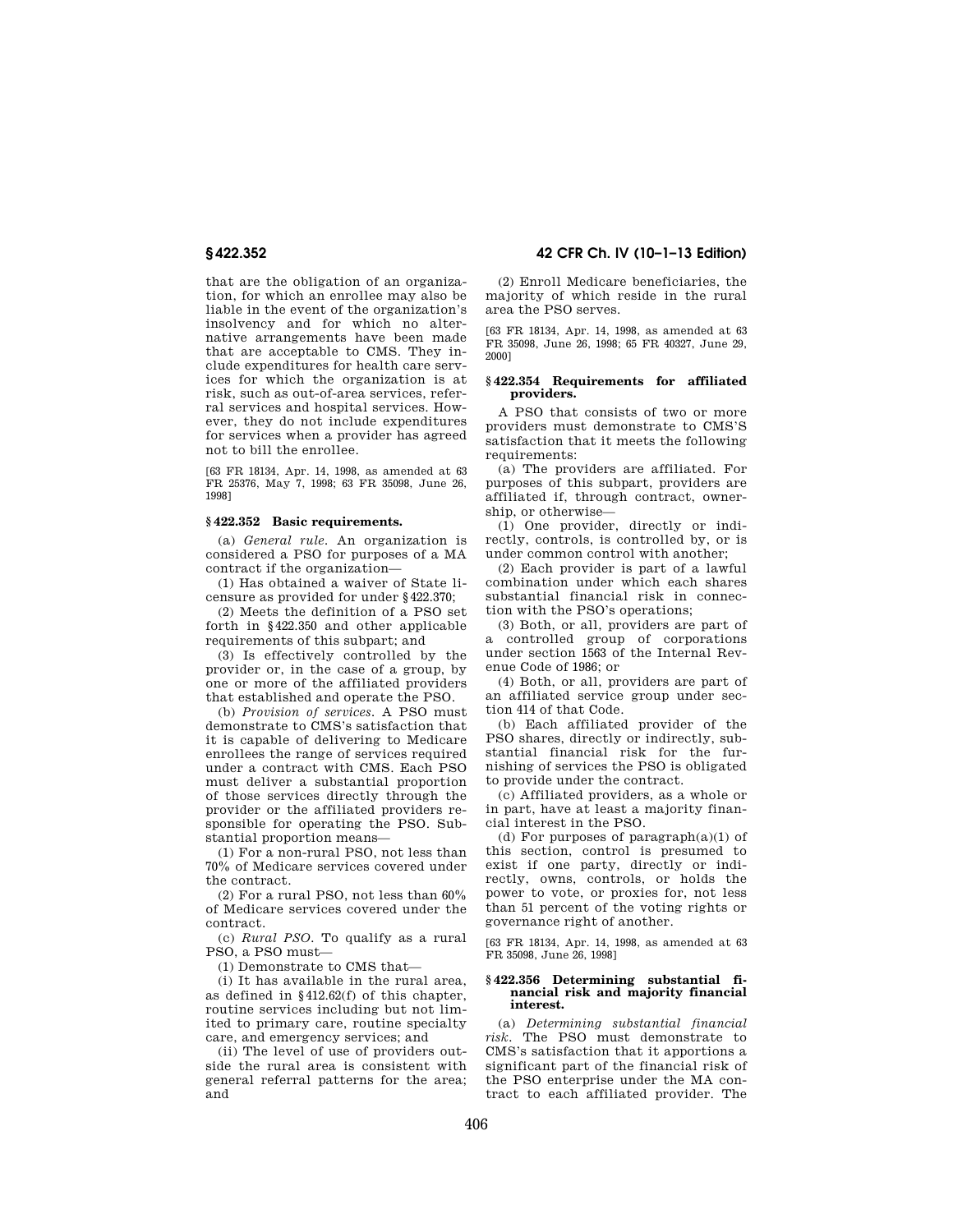that are the obligation of an organization, for which an enrollee may also be liable in the event of the organization's insolvency and for which no alternative arrangements have been made that are acceptable to CMS. They include expenditures for health care services for which the organization is at risk, such as out-of-area services, referral services and hospital services. However, they do not include expenditures for services when a provider has agreed not to bill the enrollee.

[63 FR 18134, Apr. 14, 1998, as amended at 63 FR 25376, May 7, 1998; 63 FR 35098, June 26, 1998]

### § 422.352 Basic requirements.

(a) *General rule.* An organization is considered a PSO for purposes of a MA contract if the organization—

(1) Has obtained a waiver of State licensure as provided for under § 422.370;

(2) Meets the definition of a PSO set forth in § 422.350 and other applicable requirements of this subpart; and

(3) Is effectively controlled by the provider or, in the case of a group, by one or more of the affiliated providers that established and operate the PSO.

(b) *Provision of services.* A PSO must demonstrate to CMS's satisfaction that it is capable of delivering to Medicare enrollees the range of services required under a contract with CMS. Each PSO must deliver a substantial proportion of those services directly through the provider or the affiliated providers responsible for operating the PSO. Substantial proportion means—

(1) For a non-rural PSO, not less than 70% of Medicare services covered under the contract.

(2) For a rural PSO, not less than 60% of Medicare services covered under the contract.

(c) *Rural PSO.* To qualify as a rural PSO, a PSO must—

(1) Demonstrate to CMS that—

(i) It has available in the rural area, as defined in § 412.62(f) of this chapter, routine services including but not limited to primary care, routine specialty care, and emergency services; and

(ii) The level of use of providers outside the rural area is consistent with general referral patterns for the area; and

(2) Enroll Medicare beneficiaries, the majority of which reside in the rural area the PSO serves.

[63 FR 18134, Apr. 14, 1998, as amended at 63 FR 35098, June 26, 1998; 65 FR 40327, June 29, 2000]

### § 422.354 Requirements for affiliated providers.

A PSO that consists of two or more providers must demonstrate to CMS'S satisfaction that it meets the following requirements:

(a) The providers are affiliated. For purposes of this subpart, providers are affiliated if, through contract, ownership, or otherwise—

(1) One provider, directly or indirectly, controls, is controlled by, or is under common control with another;

(2) Each provider is part of a lawful combination under which each shares substantial financial risk in connection with the PSO's operations;

(3) Both, or all, providers are part of a controlled group of corporations under section 1563 of the Internal Revenue Code of 1986; or

(4) Both, or all, providers are part of an affiliated service group under section 414 of that Code.

(b) Each affiliated provider of the PSO shares, directly or indirectly, substantial financial risk for the furnishing of services the PSO is obligated to provide under the contract.

(c) Affiliated providers, as a whole or in part, have at least a majority financial interest in the PSO.

(d) For purposes of paragraph(a)(1) of this section, control is presumed to exist if one party, directly or indirectly, owns, controls, or holds the power to vote, or proxies for, not less than 51 percent of the voting rights or governance right of another.

[63 FR 18134, Apr. 14, 1998, as amended at 63 FR 35098, June 26, 1998]

### § 422.356 Determining substantial financial risk and majority financial interest.

(a) *Determining substantial financial risk.* The PSO must demonstrate to CMS's satisfaction that it apportions a significant part of the financial risk of the PSO enterprise under the MA contract to each affiliated provider. The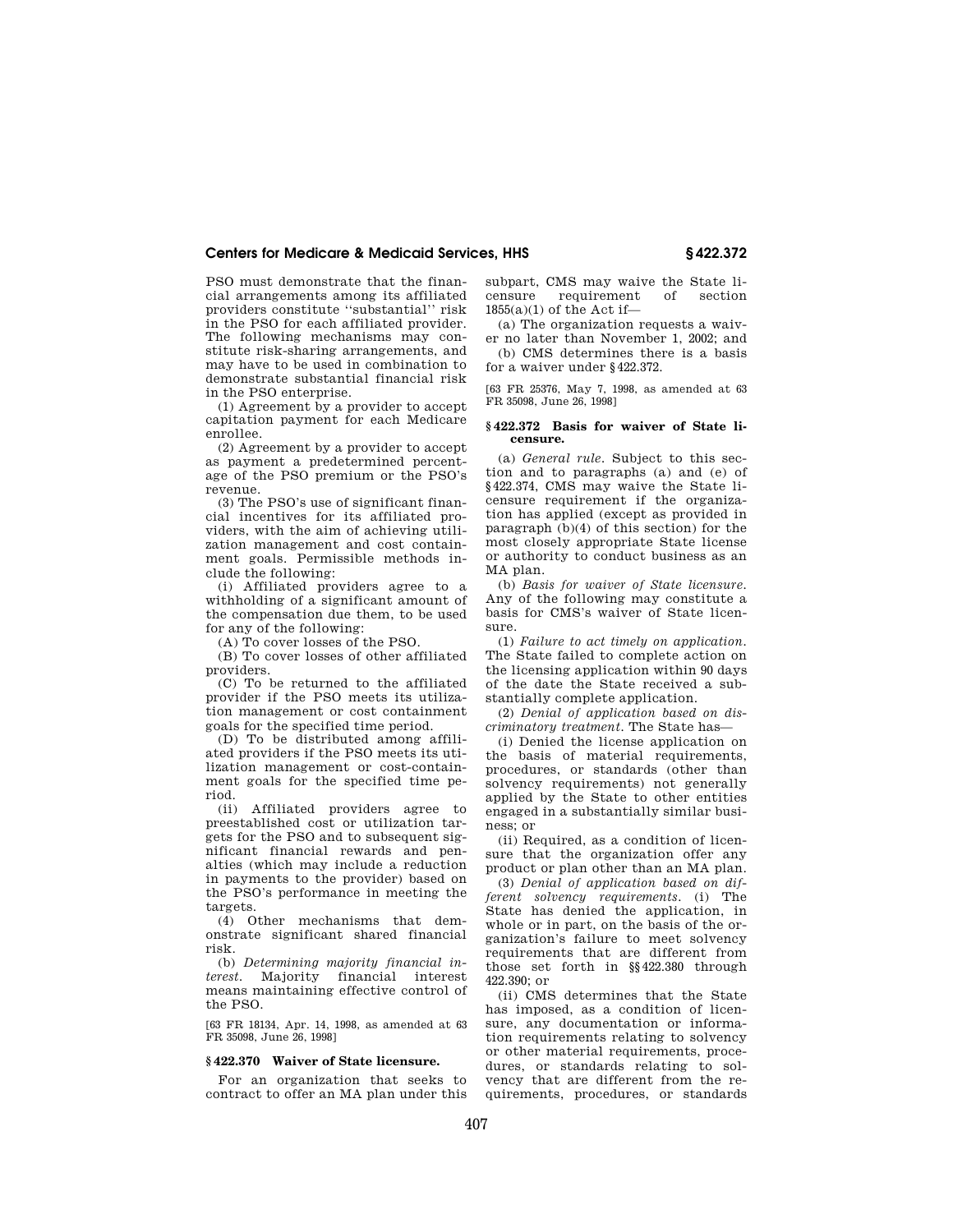PSO must demonstrate that the financial arrangements among its affiliated providers constitute ''substantial'' risk in the PSO for each affiliated provider. The following mechanisms may constitute risk-sharing arrangements, and may have to be used in combination to demonstrate substantial financial risk in the PSO enterprise.

(1) Agreement by a provider to accept capitation payment for each Medicare enrollee.

(2) Agreement by a provider to accept as payment a predetermined percentage of the PSO premium or the PSO's revenue.

(3) The PSO's use of significant financial incentives for its affiliated providers, with the aim of achieving utilization management and cost containment goals. Permissible methods include the following:

(i) Affiliated providers agree to a withholding of a significant amount of the compensation due them, to be used for any of the following:

(A) To cover losses of the PSO.

(B) To cover losses of other affiliated providers.

(C) To be returned to the affiliated provider if the PSO meets its utilization management or cost containment goals for the specified time period.

(D) To be distributed among affiliated providers if the PSO meets its utilization management or cost-containment goals for the specified time period.

(ii) Affiliated providers agree to preestablished cost or utilization targets for the PSO and to subsequent significant financial rewards and penalties (which may include a reduction in payments to the provider) based on the PSO's performance in meeting the targets.

(4) Other mechanisms that demonstrate significant shared financial risk.

(b) *Determining majority financial interest.* Majority financial interest means maintaining effective control of the PSO.

[63 FR 18134, Apr. 14, 1998, as amended at 63 FR 35098, June 26, 1998]

### § 422.370 Waiver of State licensure.

For an organization that seeks to contract to offer an MA plan under this subpart, CMS may waive the State licensure requirement of section 1855(a)(1) of the Act if—

(a) The organization requests a waiver no later than November 1, 2002; and

(b) CMS determines there is a basis for a waiver under § 422.372.

[63 FR 25376, May 7, 1998, as amended at 63 FR 35098, June 26, 1998]

### § 422.372 Basis for waiver of State licensure.

(a) *General rule.* Subject to this section and to paragraphs (a) and (e) of § 422.374, CMS may waive the State licensure requirement if the organization has applied (except as provided in paragraph (b)(4) of this section) for the most closely appropriate State license or authority to conduct business as an MA plan.

(b) *Basis for waiver of State licensure.* Any of the following may constitute a basis for CMS's waiver of State licensure.

(1) *Failure to act timely on application.* The State failed to complete action on the licensing application within 90 days of the date the State received a substantially complete application.

(2) *Denial of application based on discriminatory treatment.* The State has—

(i) Denied the license application on the basis of material requirements, procedures, or standards (other than solvency requirements) not generally applied by the State to other entities engaged in a substantially similar business; or

(ii) Required, as a condition of licensure that the organization offer any product or plan other than an MA plan.

(3) *Denial of application based on different solvency requirements.* (i) The State has denied the application, in whole or in part, on the basis of the organization's failure to meet solvency requirements that are different from those set forth in §§ 422.380 through 422.390; or

(ii) CMS determines that the State has imposed, as a condition of licensure, any documentation or information requirements relating to solvency or other material requirements, procedures, or standards relating to solvency that are different from the requirements, procedures, or standards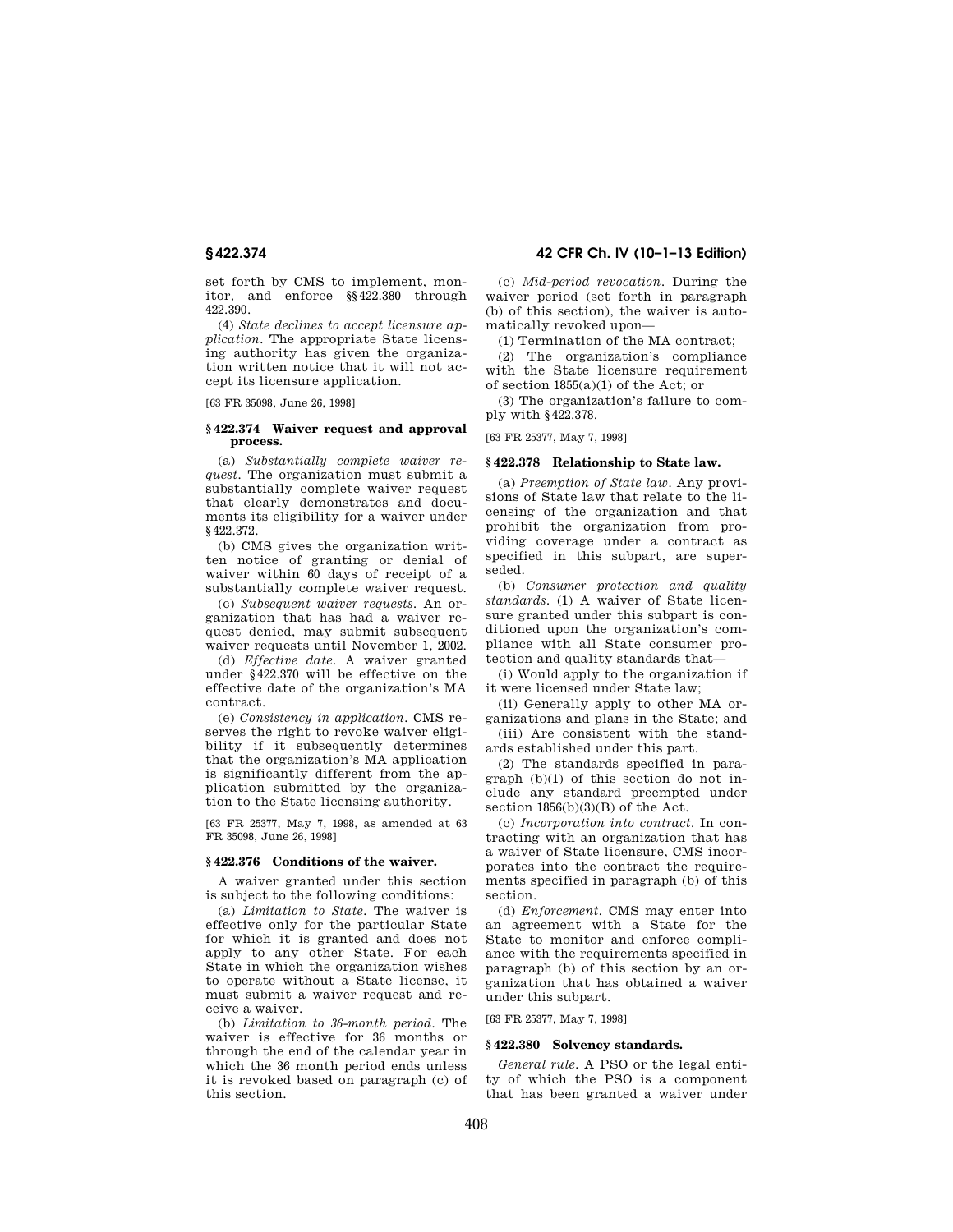set forth by CMS to implement, monitor, and enforce §§422.380 through 422.390.

(4) *State declines to accept licensure application.* The appropriate State licensing authority has given the organization written notice that it will not accept its licensure application.

[63 FR 35098, June 26, 1998]

### §422.374 Waiver request and approval process.

(a) *Substantially complete waiver request.* The organization must submit a substantially complete waiver request that clearly demonstrates and documents its eligibility for a waiver under §422.372.

(b) CMS gives the organization written notice of granting or denial of waiver within 60 days of receipt of a substantially complete waiver request.

(c) *Subsequent waiver requests.* An organization that has had a waiver request denied, may submit subsequent waiver requests until November 1, 2002.

(d) *Effective date.* A waiver granted under §422.370 will be effective on the effective date of the organization's MA contract.

(e) *Consistency in application.* CMS reserves the right to revoke waiver eligibility if it subsequently determines that the organization's MA application is significantly different from the application submitted by the organization to the State licensing authority.

[63 FR 25377, May 7, 1998, as amended at 63 FR 35098, June 26, 1998]

### §422.376 Conditions of the waiver.

A waiver granted under this section is subject to the following conditions:

(a) *Limitation to State.* The waiver is effective only for the particular State for which it is granted and does not apply to any other State. For each State in which the organization wishes to operate without a State license, it must submit a waiver request and receive a waiver.

(b) *Limitation to 36-month period.* The waiver is effective for 36 months or through the end of the calendar year in which the 36 month period ends unless it is revoked based on paragraph (c) of this section.

(c) *Mid-period revocation.* During the waiver period (set forth in paragraph (b) of this section), the waiver is automatically revoked upon—

(1) Termination of the MA contract;

(2) The organization's compliance with the State licensure requirement of section 1855(a)(1) of the Act; or

(3) The organization's failure to comply with §422.378.

[63 FR 25377, May 7, 1998]

### §422.378 Relationship to State law.

(a) *Preemption of State law.* Any provisions of State law that relate to the licensing of the organization and that prohibit the organization from providing coverage under a contract as specified in this subpart, are superseded.

(b) *Consumer protection and quality standards.* (1) A waiver of State licensure granted under this subpart is conditioned upon the organization's compliance with all State consumer protection and quality standards that—

(i) Would apply to the organization if it were licensed under State law;

(ii) Generally apply to other MA organizations and plans in the State; and

(iii) Are consistent with the standards established under this part.

(2) The standards specified in paragraph (b)(1) of this section do not include any standard preempted under section 1856(b)(3)(B) of the Act.

(c) *Incorporation into contract.* In contracting with an organization that has a waiver of State licensure, CMS incorporates into the contract the requirements specified in paragraph (b) of this section.

(d) *Enforcement.* CMS may enter into an agreement with a State for the State to monitor and enforce compliance with the requirements specified in paragraph (b) of this section by an organization that has obtained a waiver under this subpart.

[63 FR 25377, May 7, 1998]

### §422.380 Solvency standards.

*General rule.* A PSO or the legal entity of which the PSO is a component that has been granted a waiver under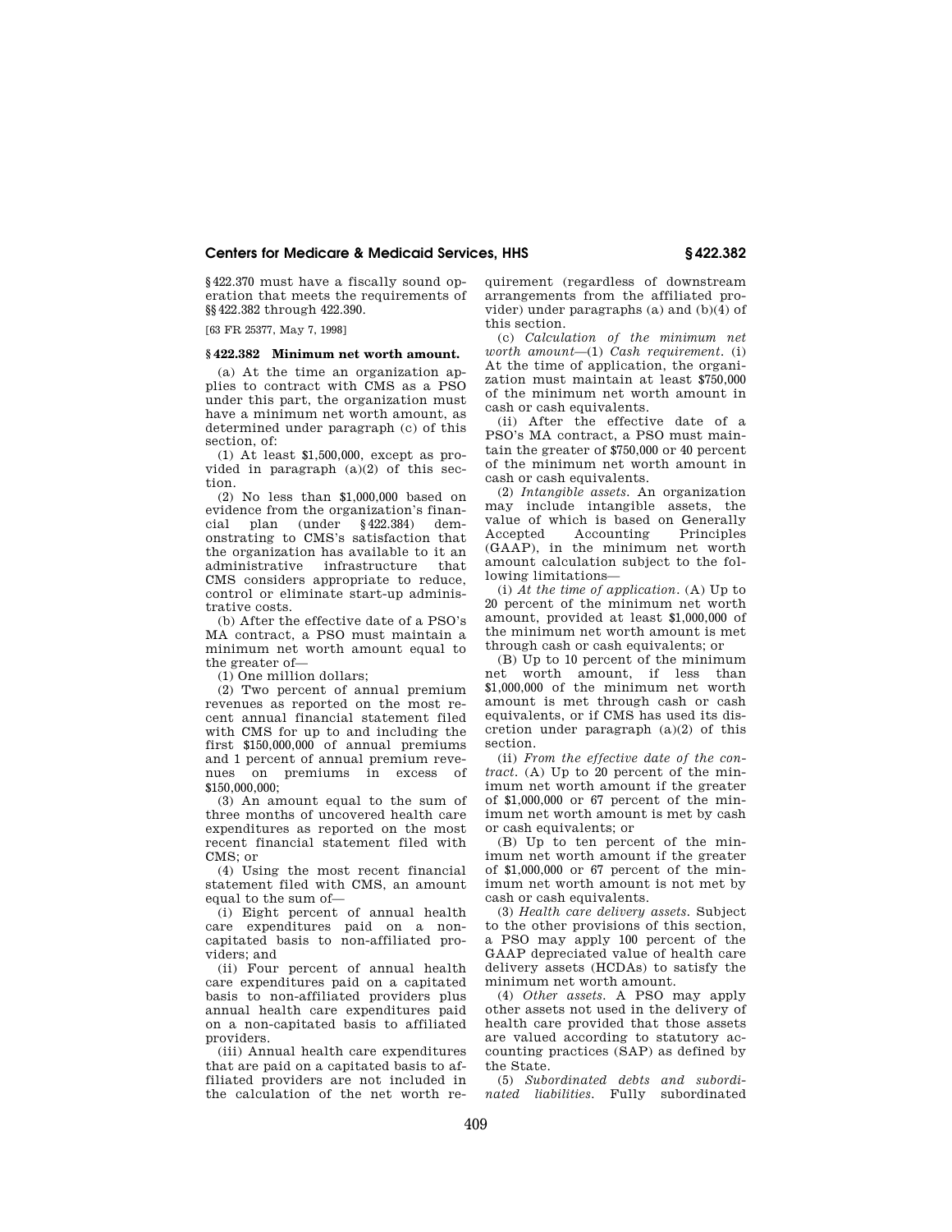§ 422.370 must have a fiscally sound operation that meets the requirements of §§ 422.382 through 422.390.

[63 FR 25377, May 7, 1998]

### § 422.382 Minimum net worth amount.

(a) At the time an organization applies to contract with CMS as a PSO under this part, the organization must have a minimum net worth amount, as determined under paragraph (c) of this section, of:

(1) At least $1,500,000, except as provided in paragraph (a)(2) of this section.

(2) No less than $1,000,000 based on evidence from the organization's financial plan (under § 422.384) demonstrating to CMS's satisfaction that the organization has available to it an administrative infrastructure that CMS considers appropriate to reduce, control or eliminate start-up administrative costs.

(b) After the effective date of a PSO's MA contract, a PSO must maintain a minimum net worth amount equal to the greater of—

(1) One million dollars;

(2) Two percent of annual premium revenues as reported on the most recent annual financial statement filed with CMS for up to and including the first $150,000,000 of annual premiums and 1 percent of annual premium revenues on premiums in excess of $150,000,000;

(3) An amount equal to the sum of three months of uncovered health care expenditures as reported on the most recent financial statement filed with CMS; or

(4) Using the most recent financial statement filed with CMS, an amount equal to the sum of—

(i) Eight percent of annual health care expenditures paid on a non-capitated basis to non-affiliated providers; and

(ii) Four percent of annual health care expenditures paid on a capitated basis to non-affiliated providers plus annual health care expenditures paid on a non-capitated basis to affiliated providers.

(iii) Annual health care expenditures that are paid on a capitated basis to affiliated providers are not included in the calculation of the net worth requirement (regardless of downstream arrangements from the affiliated provider) under paragraphs (a) and (b)(4) of this section.

(c) *Calculation of the minimum net worth amount*—(1) *Cash requirement.* (i) At the time of application, the organization must maintain at least $750,000 of the minimum net worth amount in cash or cash equivalents.

(ii) After the effective date of a PSO's MA contract, a PSO must maintain the greater of $750,000 or 40 percent of the minimum net worth amount in cash or cash equivalents.

(2) *Intangible assets.* An organization may include intangible assets, the value of which is based on Generally Accepted Accounting Principles (GAAP), in the minimum net worth amount calculation subject to the following limitations—

(i) *At the time of application.* (A) Up to 20 percent of the minimum net worth amount, provided at least $1,000,000 of the minimum net worth amount is met through cash or cash equivalents; or

(B) Up to 10 percent of the minimum net worth amount, if less than $1,000,000 of the minimum net worth amount is met through cash or cash equivalents, or if CMS has used its discretion under paragraph (a)(2) of this section.

(ii) *From the effective date of the contract.* (A) Up to 20 percent of the minimum net worth amount if the greater of $1,000,000 or 67 percent of the minimum net worth amount is met by cash or cash equivalents; or

(B) Up to ten percent of the minimum net worth amount if the greater of $1,000,000 or 67 percent of the minimum net worth amount is not met by cash or cash equivalents.

(3) *Health care delivery assets.* Subject to the other provisions of this section, a PSO may apply 100 percent of the GAAP depreciated value of health care delivery assets (HCDAs) to satisfy the minimum net worth amount.

(4) *Other assets.* A PSO may apply other assets not used in the delivery of health care provided that those assets are valued according to statutory accounting practices (SAP) as defined by the State.

(5) *Subordinated debts and subordinated liabilities.* Fully subordinated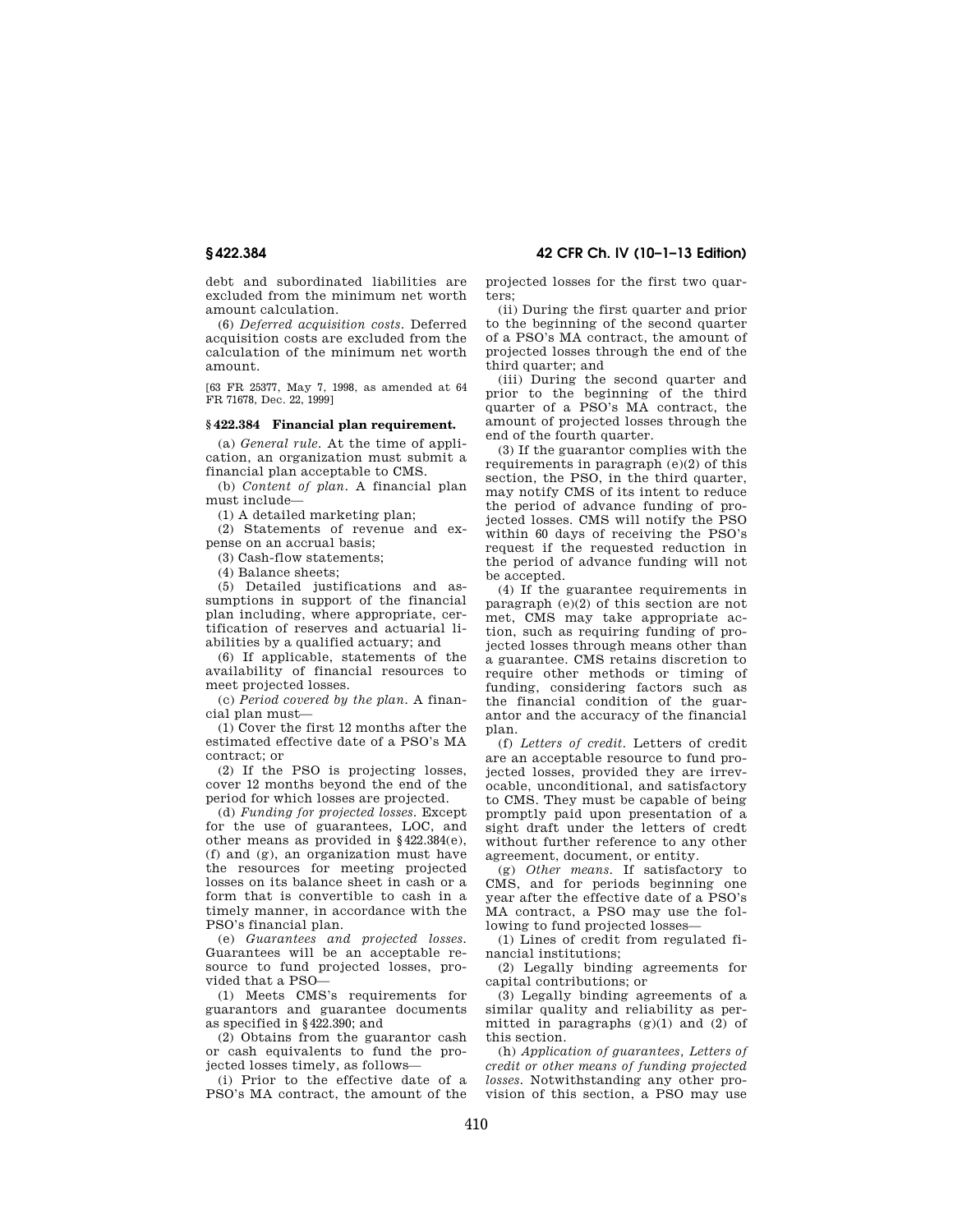debt and subordinated liabilities are excluded from the minimum net worth amount calculation.

(6) *Deferred acquisition costs.* Deferred acquisition costs are excluded from the calculation of the minimum net worth amount.

[63 FR 25377, May 7, 1998, as amended at 64 FR 71678, Dec. 22, 1999]

### § 422.384 Financial plan requirement.

(a) *General rule.* At the time of application, an organization must submit a financial plan acceptable to CMS.

(b) *Content of plan.* A financial plan must include—

(1) A detailed marketing plan;

(2) Statements of revenue and expense on an accrual basis;

(3) Cash-flow statements;

(4) Balance sheets;

(5) Detailed justifications and assumptions in support of the financial plan including, where appropriate, certification of reserves and actuarial liabilities by a qualified actuary; and

(6) If applicable, statements of the availability of financial resources to meet projected losses.

(c) *Period covered by the plan.* A financial plan must—

(1) Cover the first 12 months after the estimated effective date of a PSO's MA contract; or

(2) If the PSO is projecting losses, cover 12 months beyond the end of the period for which losses are projected.

(d) *Funding for projected losses.* Except for the use of guarantees, LOC, and other means as provided in §422.384(e), (f) and (g), an organization must have the resources for meeting projected losses on its balance sheet in cash or a form that is convertible to cash in a timely manner, in accordance with the PSO's financial plan.

(e) *Guarantees and projected losses.* Guarantees will be an acceptable resource to fund projected losses, provided that a PSO—

(1) Meets CMS's requirements for guarantors and guarantee documents as specified in §422.390; and

(2) Obtains from the guarantor cash or cash equivalents to fund the projected losses timely, as follows—

(i) Prior to the effective date of a PSO's MA contract, the amount of the projected losses for the first two quarters;

(ii) During the first quarter and prior to the beginning of the second quarter of a PSO's MA contract, the amount of projected losses through the end of the third quarter; and

(iii) During the second quarter and prior to the beginning of the third quarter of a PSO's MA contract, the amount of projected losses through the end of the fourth quarter.

(3) If the guarantor complies with the requirements in paragraph (e)(2) of this section, the PSO, in the third quarter, may notify CMS of its intent to reduce the period of advance funding of projected losses. CMS will notify the PSO within 60 days of receiving the PSO's request if the requested reduction in the period of advance funding will not be accepted.

(4) If the guarantee requirements in paragraph (e)(2) of this section are not met, CMS may take appropriate action, such as requiring funding of projected losses through means other than a guarantee. CMS retains discretion to require other methods or timing of funding, considering factors such as the financial condition of the guarantor and the accuracy of the financial plan.

(f) *Letters of credit.* Letters of credit are an acceptable resource to fund projected losses, provided they are irrevocable, unconditional, and satisfactory to CMS. They must be capable of being promptly paid upon presentation of a sight draft under the letters of credt without further reference to any other agreement, document, or entity.

(g) *Other means.* If satisfactory to CMS, and for periods beginning one year after the effective date of a PSO's MA contract, a PSO may use the following to fund projected losses—

(1) Lines of credit from regulated financial institutions;

(2) Legally binding agreements for capital contributions; or

(3) Legally binding agreements of a similar quality and reliability as permitted in paragraphs (g)(1) and (2) of this section.

(h) *Application of guarantees, Letters of credit or other means of funding projected losses.* Notwithstanding any other provision of this section, a PSO may use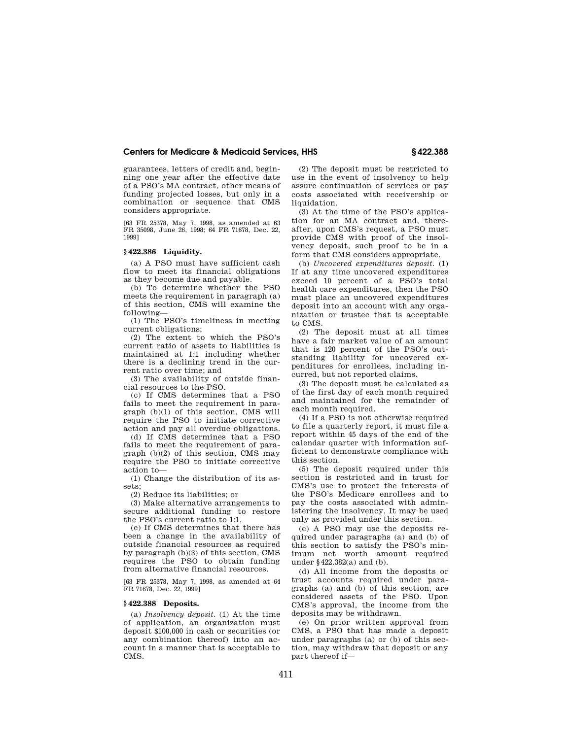guarantees, letters of credit and, beginning one year after the effective date of a PSO's MA contract, other means of funding projected losses, but only in a combination or sequence that CMS considers appropriate.

[63 FR 25378, May 7, 1998, as amended at 63 FR 35098, June 26, 1998; 64 FR 71678, Dec. 22, 1999]

## § 422.386 Liquidity.

(a) A PSO must have sufficient cash flow to meet its financial obligations as they become due and payable.

(b) To determine whether the PSO meets the requirement in paragraph (a) of this section, CMS will examine the following—

(1) The PSO's timeliness in meeting current obligations;

(2) The extent to which the PSO's current ratio of assets to liabilities is maintained at 1:1 including whether there is a declining trend in the current ratio over time; and

(3) The availability of outside financial resources to the PSO.

(c) If CMS determines that a PSO fails to meet the requirement in paragraph (b)(1) of this section, CMS will require the PSO to initiate corrective action and pay all overdue obligations.

(d) If CMS determines that a PSO fails to meet the requirement of paragraph (b)(2) of this section, CMS may require the PSO to initiate corrective action to—

(1) Change the distribution of its assets;

(2) Reduce its liabilities; or

(3) Make alternative arrangements to secure additional funding to restore the PSO's current ratio to 1:1.

(e) If CMS determines that there has been a change in the availability of outside financial resources as required by paragraph (b)(3) of this section, CMS requires the PSO to obtain funding from alternative financial resources.

[63 FR 25378, May 7, 1998, as amended at 64 FR 71678, Dec. 22, 1999]

## § 422.388 Deposits.

(a) *Insolvency deposit.* (1) At the time of application, an organization must deposit $100,000 in cash or securities (or any combination thereof) into an account in a manner that is acceptable to CMS.

(2) The deposit must be restricted to use in the event of insolvency to help assure continuation of services or pay costs associated with receivership or liquidation.

(3) At the time of the PSO's application for an MA contract and, thereafter, upon CMS's request, a PSO must provide CMS with proof of the insolvency deposit, such proof to be in a form that CMS considers appropriate.

(b) *Uncovered expenditures deposit.* (1) If at any time uncovered expenditures exceed 10 percent of a PSO's total health care expenditures, then the PSO must place an uncovered expenditures deposit into an account with any organization or trustee that is acceptable to CMS.

(2) The deposit must at all times have a fair market value of an amount that is 120 percent of the PSO's outstanding liability for uncovered expenditures for enrollees, including incurred, but not reported claims.

(3) The deposit must be calculated as of the first day of each month required and maintained for the remainder of each month required.

(4) If a PSO is not otherwise required to file a quarterly report, it must file a report within 45 days of the end of the calendar quarter with information sufficient to demonstrate compliance with this section.

(5) The deposit required under this section is restricted and in trust for CMS's use to protect the interests of the PSO's Medicare enrollees and to pay the costs associated with administering the insolvency. It may be used only as provided under this section.

(c) A PSO may use the deposits required under paragraphs (a) and (b) of this section to satisfy the PSO's minimum net worth amount required under §422.382(a) and (b).

(d) All income from the deposits or trust accounts required under paragraphs (a) and (b) of this section, are considered assets of the PSO. Upon CMS's approval, the income from the deposits may be withdrawn.

(e) On prior written approval from CMS, a PSO that has made a deposit under paragraphs (a) or (b) of this section, may withdraw that deposit or any part thereof if—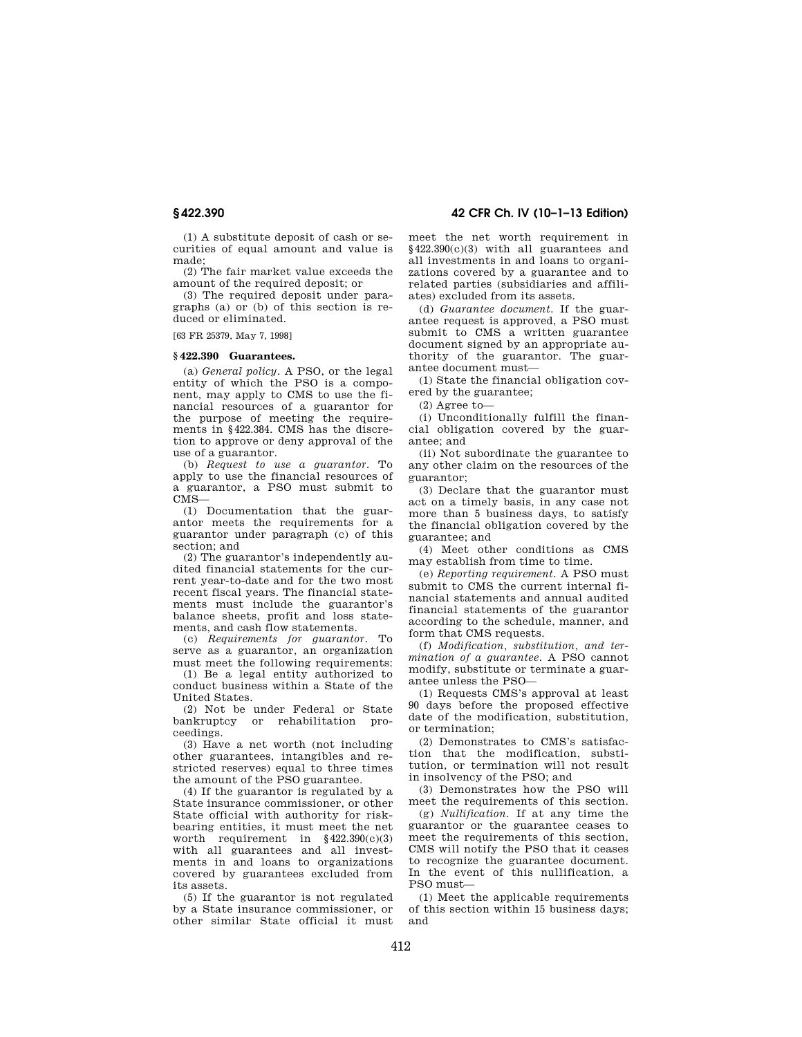(1) A substitute deposit of cash or securities of equal amount and value is made;

(2) The fair market value exceeds the amount of the required deposit; or

(3) The required deposit under paragraphs (a) or (b) of this section is reduced or eliminated.

[63 FR 25379, May 7, 1998]

## § 422.390 Guarantees.

(a) *General policy.* A PSO, or the legal entity of which the PSO is a component, may apply to CMS to use the financial resources of a guarantor for the purpose of meeting the requirements in §422.384. CMS has the discretion to approve or deny approval of the use of a guarantor.

(b) *Request to use a guarantor.* To apply to use the financial resources of a guarantor, a PSO must submit to CMS—

(1) Documentation that the guarantor meets the requirements for a guarantor under paragraph (c) of this section; and

(2) The guarantor's independently audited financial statements for the current year-to-date and for the two most recent fiscal years. The financial statements must include the guarantor's balance sheets, profit and loss statements, and cash flow statements.

(c) *Requirements for guarantor.* To serve as a guarantor, an organization must meet the following requirements:

(1) Be a legal entity authorized to conduct business within a State of the United States.

(2) Not be under Federal or State bankruptcy or rehabilitation proceedings.

(3) Have a net worth (not including other guarantees, intangibles and restricted reserves) equal to three times the amount of the PSO guarantee.

(4) If the guarantor is regulated by a State insurance commissioner, or other State official with authority for risk-bearing entities, it must meet the net worth requirement in §422.390(c)(3) with all guarantees and all investments in and loans to organizations covered by guarantees excluded from its assets.

(5) If the guarantor is not regulated by a State insurance commissioner, or other similar State official it must meet the net worth requirement in §422.390(c)(3) with all guarantees and all investments in and loans to organizations covered by a guarantee and to related parties (subsidiaries and affiliates) excluded from its assets.

(d) *Guarantee document.* If the guarantee request is approved, a PSO must submit to CMS a written guarantee document signed by an appropriate authority of the guarantor. The guarantee document must—

(1) State the financial obligation covered by the guarantee;

(2) Agree to—

(i) Unconditionally fulfill the financial obligation covered by the guarantee; and

(ii) Not subordinate the guarantee to any other claim on the resources of the guarantor;

(3) Declare that the guarantor must act on a timely basis, in any case not more than 5 business days, to satisfy the financial obligation covered by the guarantee; and

(4) Meet other conditions as CMS may establish from time to time.

(e) *Reporting requirement.* A PSO must submit to CMS the current internal financial statements and annual audited financial statements of the guarantor according to the schedule, manner, and form that CMS requests.

(f) *Modification, substitution, and termination of a guarantee.* A PSO cannot modify, substitute or terminate a guarantee unless the PSO—

(1) Requests CMS's approval at least 90 days before the proposed effective date of the modification, substitution, or termination;

(2) Demonstrates to CMS's satisfaction that the modification, substitution, or termination will not result in insolvency of the PSO; and

(3) Demonstrates how the PSO will meet the requirements of this section.

(g) *Nullification.* If at any time the guarantor or the guarantee ceases to meet the requirements of this section, CMS will notify the PSO that it ceases to recognize the guarantee document. In the event of this nullification, a PSO must—

(1) Meet the applicable requirements of this section within 15 business days; and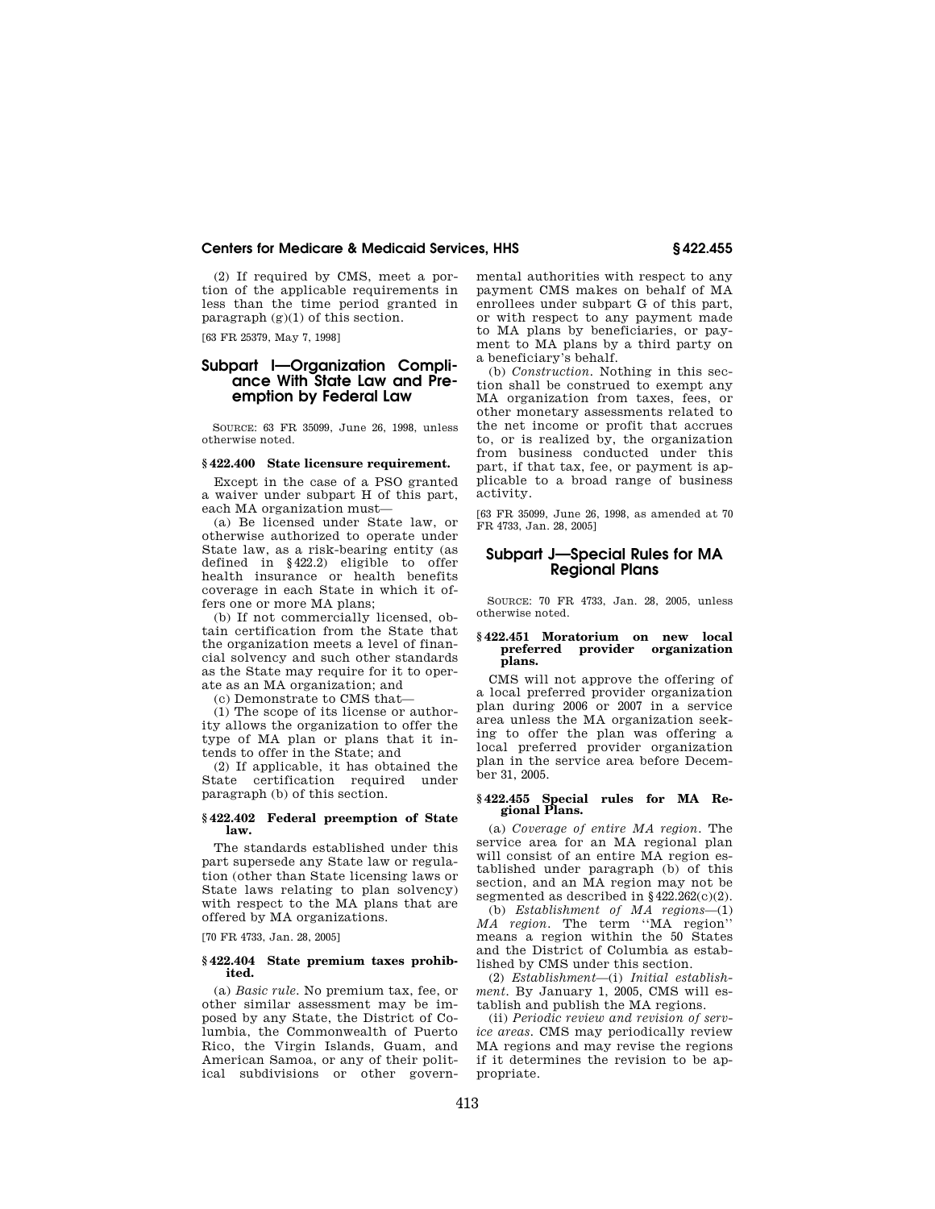(2) If required by CMS, meet a portion of the applicable requirements in less than the time period granted in paragraph (g)(1) of this section.

[63 FR 25379, May 7, 1998]

## Subpart I—Organization Compliance With State Law and Preemption by Federal Law

SOURCE: 63 FR 35099, June 26, 1998, unless otherwise noted.

### § 422.400 State licensure requirement.

Except in the case of a PSO granted a waiver under subpart H of this part, each MA organization must—

(a) Be licensed under State law, or otherwise authorized to operate under State law, as a risk-bearing entity (as defined in § 422.2) eligible to offer health insurance or health benefits coverage in each State in which it offers one or more MA plans;

(b) If not commercially licensed, obtain certification from the State that the organization meets a level of financial solvency and such other standards as the State may require for it to operate as an MA organization; and

(c) Demonstrate to CMS that—

(1) The scope of its license or authority allows the organization to offer the type of MA plan or plans that it intends to offer in the State; and

(2) If applicable, it has obtained the State certification required under paragraph (b) of this section.

### § 422.402 Federal preemption of State law.

The standards established under this part supersede any State law or regulation (other than State licensing laws or State laws relating to plan solvency) with respect to the MA plans that are offered by MA organizations.

[70 FR 4733, Jan. 28, 2005]

### § 422.404 State premium taxes prohibited.

(a) *Basic rule.* No premium tax, fee, or other similar assessment may be imposed by any State, the District of Columbia, the Commonwealth of Puerto Rico, the Virgin Islands, Guam, and American Samoa, or any of their political subdivisions or other governmental authorities with respect to any payment CMS makes on behalf of MA enrollees under subpart G of this part, or with respect to any payment made to MA plans by beneficiaries, or payment to MA plans by a third party on a beneficiary's behalf.

(b) *Construction.* Nothing in this section shall be construed to exempt any MA organization from taxes, fees, or other monetary assessments related to the net income or profit that accrues to, or is realized by, the organization from business conducted under this part, if that tax, fee, or payment is applicable to a broad range of business activity.

[63 FR 35099, June 26, 1998, as amended at 70 FR 4733, Jan. 28, 2005]

## Subpart J—Special Rules for MA Regional Plans

SOURCE: 70 FR 4733, Jan. 28, 2005, unless otherwise noted.

### § 422.451 Moratorium on new local preferred provider organization plans.

CMS will not approve the offering of a local preferred provider organization plan during 2006 or 2007 in a service area unless the MA organization seeking to offer the plan was offering a local preferred provider organization plan in the service area before December 31, 2005.

### § 422.455 Special rules for MA Regional Plans.

(a) *Coverage of entire MA region.* The service area for an MA regional plan will consist of an entire MA region established under paragraph (b) of this section, and an MA region may not be segmented as described in § 422.262(c)(2).

(b) *Establishment of MA regions*—(1) *MA region.* The term ''MA region'' means a region within the 50 States and the District of Columbia as established by CMS under this section.

(2) *Establishment*—(i) *Initial establishment.* By January 1, 2005, CMS will establish and publish the MA regions.

(ii) *Periodic review and revision of service areas.* CMS may periodically review MA regions and may revise the regions if it determines the revision to be appropriate.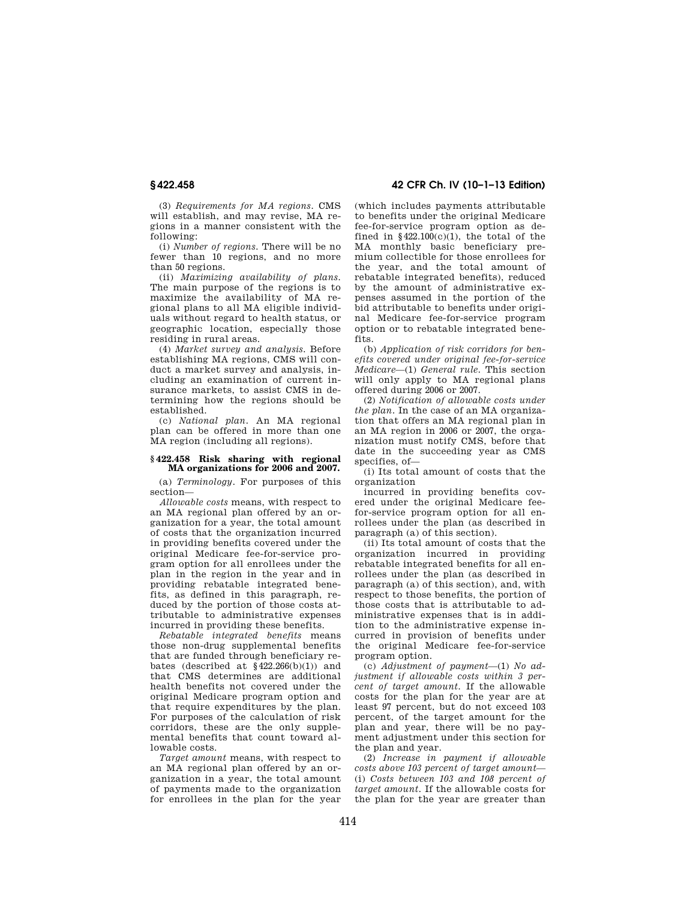(3) *Requirements for MA regions.* CMS will establish, and may revise, MA regions in a manner consistent with the following:

(i) *Number of regions.* There will be no fewer than 10 regions, and no more than 50 regions.

(ii) *Maximizing availability of plans.* The main purpose of the regions is to maximize the availability of MA regional plans to all MA eligible individuals without regard to health status, or geographic location, especially those residing in rural areas.

(4) *Market survey and analysis.* Before establishing MA regions, CMS will conduct a market survey and analysis, including an examination of current insurance markets, to assist CMS in determining how the regions should be established.

(c) *National plan.* An MA regional plan can be offered in more than one MA region (including all regions).

### § 422.458 Risk sharing with regional MA organizations for 2006 and 2007.

(a) *Terminology.* For purposes of this section—

*Allowable costs* means, with respect to an MA regional plan offered by an organization for a year, the total amount of costs that the organization incurred in providing benefits covered under the original Medicare fee-for-service program option for all enrollees under the plan in the region in the year and in providing rebatable integrated benefits, as defined in this paragraph, reduced by the portion of those costs attributable to administrative expenses incurred in providing these benefits.

*Rebatable integrated benefits* means those non-drug supplemental benefits that are funded through beneficiary rebates (described at §422.266(b)(1)) and that CMS determines are additional health benefits not covered under the original Medicare program option and that require expenditures by the plan. For purposes of the calculation of risk corridors, these are the only supplemental benefits that count toward allowable costs.

*Target amount* means, with respect to an MA regional plan offered by an organization in a year, the total amount of payments made to the organization for enrollees in the plan for the year (which includes payments attributable to benefits under the original Medicare fee-for-service program option as defined in §422.100(c)(1), the total of the MA monthly basic beneficiary premium collectible for those enrollees for the year, and the total amount of rebatable integrated benefits), reduced by the amount of administrative expenses assumed in the portion of the bid attributable to benefits under original Medicare fee-for-service program option or to rebatable integrated benefits.

(b) *Application of risk corridors for benefits covered under original fee-for-service Medicare*—(1) *General rule.* This section will only apply to MA regional plans offered during 2006 or 2007.

(2) *Notification of allowable costs under the plan.* In the case of an MA organization that offers an MA regional plan in an MA region in 2006 or 2007, the organization must notify CMS, before that date in the succeeding year as CMS specifies, of—

(i) Its total amount of costs that the organization incurred in providing benefits covered under the original Medicare fee-for-service program option for all enrollees under the plan (as described in paragraph (a) of this section).

(ii) Its total amount of costs that the organization incurred in providing rebatable integrated benefits for all enrollees under the plan (as described in paragraph (a) of this section), and, with respect to those benefits, the portion of those costs that is attributable to administrative expenses that is in addition to the administrative expense incurred in provision of benefits under the original Medicare fee-for-service program option.

(c) *Adjustment of payment*—(1) *No adjustment if allowable costs within 3 percent of target amount.* If the allowable costs for the plan for the year are at least 97 percent, but do not exceed 103 percent, of the target amount for the plan and year, there will be no payment adjustment under this section for the plan and year.

(2) *Increase in payment if allowable costs above 103 percent of target amount*—(i) *Costs between 103 and 108 percent of target amount.* If the allowable costs for the plan for the year are greater than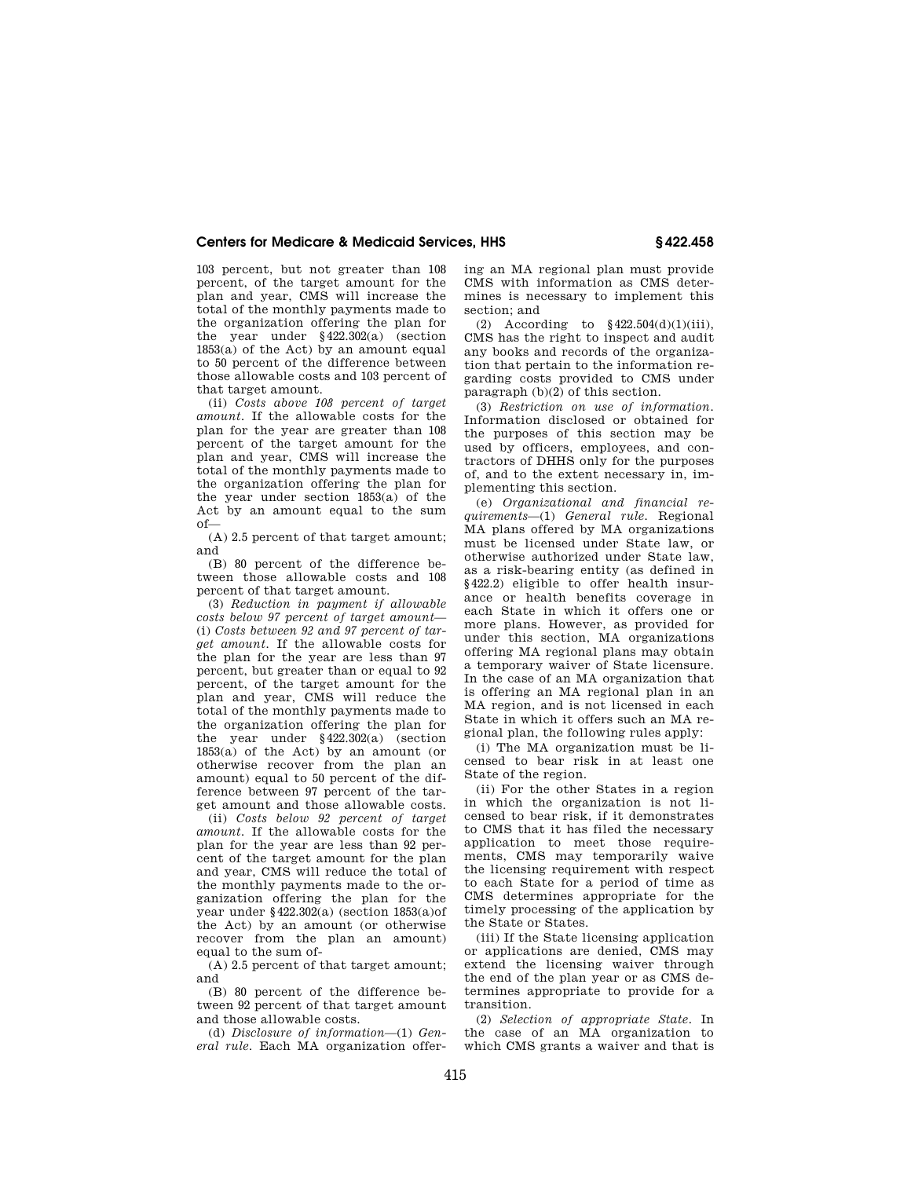103 percent, but not greater than 108 percent, of the target amount for the plan and year, CMS will increase the total of the monthly payments made to the organization offering the plan for the year under §422.302(a) (section 1853(a) of the Act) by an amount equal to 50 percent of the difference between those allowable costs and 103 percent of that target amount.

(ii) *Costs above 108 percent of target amount.* If the allowable costs for the plan for the year are greater than 108 percent of the target amount for the plan and year, CMS will increase the total of the monthly payments made to the organization offering the plan for the year under section 1853(a) of the Act by an amount equal to the sum of—

(A) 2.5 percent of that target amount; and

(B) 80 percent of the difference between those allowable costs and 108 percent of that target amount.

(3) *Reduction in payment if allowable costs below 97 percent of target amount*—(i) *Costs between 92 and 97 percent of target amount.* If the allowable costs for the plan for the year are less than 97 percent, but greater than or equal to 92 percent, of the target amount for the plan and year, CMS will reduce the total of the monthly payments made to the organization offering the plan for the year under §422.302(a) (section 1853(a) of the Act) by an amount (or otherwise recover from the plan an amount) equal to 50 percent of the difference between 97 percent of the target amount and those allowable costs.

(ii) *Costs below 92 percent of target amount.* If the allowable costs for the plan for the year are less than 92 percent of the target amount for the plan and year, CMS will reduce the total of the monthly payments made to the organization offering the plan for the year under §422.302(a) (section 1853(a)of the Act) by an amount (or otherwise recover from the plan an amount) equal to the sum of-

(A) 2.5 percent of that target amount; and

(B) 80 percent of the difference between 92 percent of that target amount and those allowable costs.

(d) *Disclosure of information*—(1) *General rule.* Each MA organization offering an MA regional plan must provide CMS with information as CMS determines is necessary to implement this section; and

(2) According to §422.504(d)(1)(iii), CMS has the right to inspect and audit any books and records of the organization that pertain to the information regarding costs provided to CMS under paragraph (b)(2) of this section.

(3) *Restriction on use of information.* Information disclosed or obtained for the purposes of this section may be used by officers, employees, and contractors of DHHS only for the purposes of, and to the extent necessary in, implementing this section.

(e) *Organizational and financial requirements*—(1) *General rule.* Regional MA plans offered by MA organizations must be licensed under State law, or otherwise authorized under State law, as a risk-bearing entity (as defined in §422.2) eligible to offer health insurance or health benefits coverage in each State in which it offers one or more plans. However, as provided for under this section, MA organizations offering MA regional plans may obtain a temporary waiver of State licensure. In the case of an MA organization that is offering an MA regional plan in an MA region, and is not licensed in each State in which it offers such an MA regional plan, the following rules apply:

(i) The MA organization must be licensed to bear risk in at least one State of the region.

(ii) For the other States in a region in which the organization is not licensed to bear risk, if it demonstrates to CMS that it has filed the necessary application to meet those requirements, CMS may temporarily waive the licensing requirement with respect to each State for a period of time as CMS determines appropriate for the timely processing of the application by the State or States.

(iii) If the State licensing application or applications are denied, CMS may extend the licensing waiver through the end of the plan year or as CMS determines appropriate to provide for a transition.

(2) *Selection of appropriate State.* In the case of an MA organization to which CMS grants a waiver and that is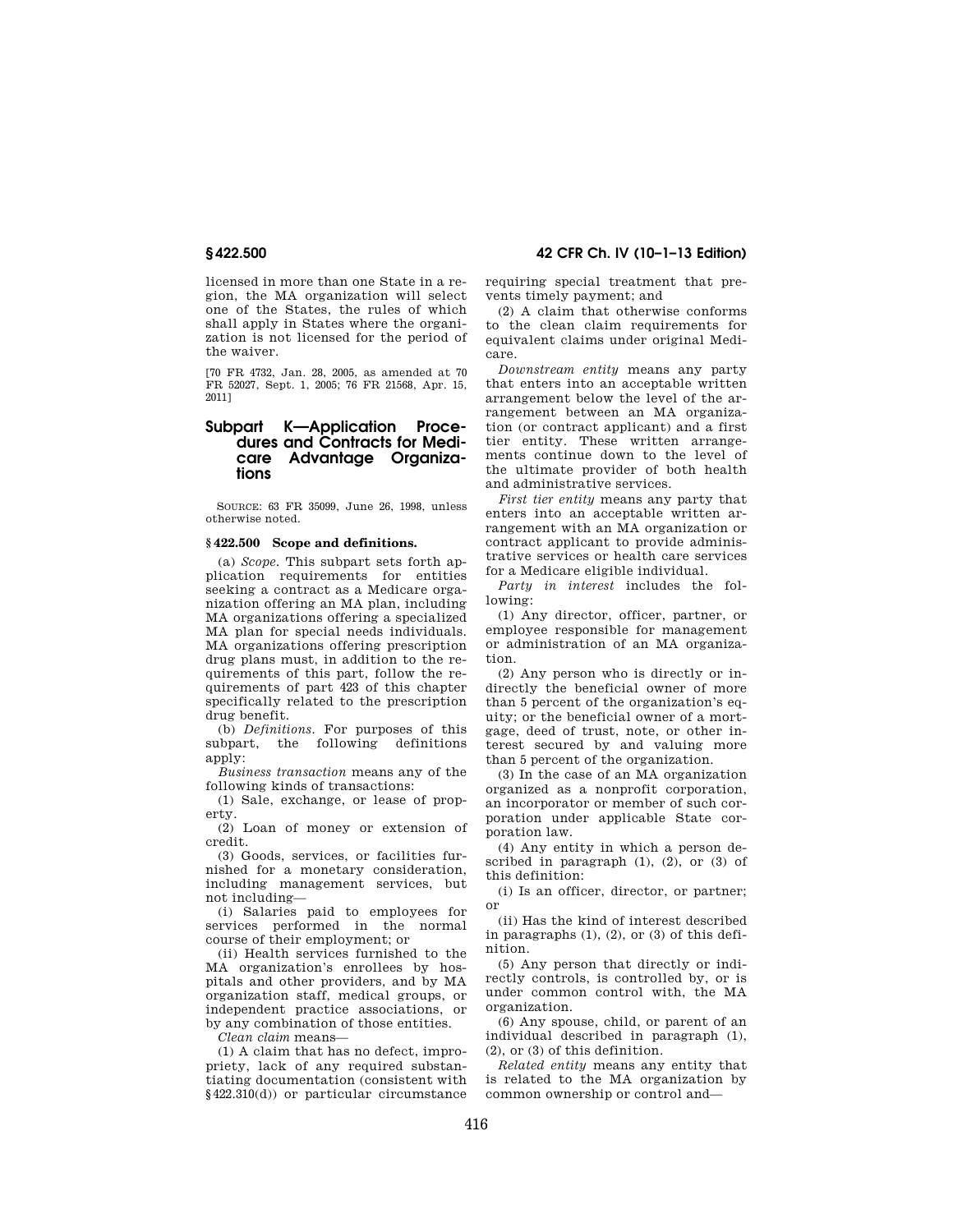licensed in more than one State in a region, the MA organization will select one of the States, the rules of which shall apply in States where the organization is not licensed for the period of the waiver.

[70 FR 4732, Jan. 28, 2005, as amended at 70 FR 52027, Sept. 1, 2005; 76 FR 21568, Apr. 15, 2011]

## Subpart K—Application Procedures and Contracts for Medicare Advantage Organizations

SOURCE: 63 FR 35099, June 26, 1998, unless otherwise noted.

### § 422.500 Scope and definitions.

(a) *Scope.* This subpart sets forth application requirements for entities seeking a contract as a Medicare organization offering an MA plan, including MA organizations offering a specialized MA plan for special needs individuals. MA organizations offering prescription drug plans must, in addition to the requirements of this part, follow the requirements of part 423 of this chapter specifically related to the prescription drug benefit.

(b) *Definitions.* For purposes of this subpart, the following definitions apply:

*Business transaction* means any of the following kinds of transactions:

(1) Sale, exchange, or lease of property.

(2) Loan of money or extension of credit.

(3) Goods, services, or facilities furnished for a monetary consideration, including management services, but not including—

(i) Salaries paid to employees for services performed in the normal course of their employment; or

(ii) Health services furnished to the MA organization's enrollees by hospitals and other providers, and by MA organization staff, medical groups, or independent practice associations, or by any combination of those entities.

*Clean claim* means—

(1) A claim that has no defect, impropriety, lack of any required substantiating documentation (consistent with §422.310(d)) or particular circumstance requiring special treatment that prevents timely payment; and

(2) A claim that otherwise conforms to the clean claim requirements for equivalent claims under original Medicare.

*Downstream entity* means any party that enters into an acceptable written arrangement below the level of the arrangement between an MA organization (or contract applicant) and a first tier entity. These written arrangements continue down to the level of the ultimate provider of both health and administrative services.

*First tier entity* means any party that enters into an acceptable written arrangement with an MA organization or contract applicant to provide administrative services or health care services for a Medicare eligible individual.

*Party in interest* includes the following:

(1) Any director, officer, partner, or employee responsible for management or administration of an MA organization.

(2) Any person who is directly or indirectly the beneficial owner of more than 5 percent of the organization's equity; or the beneficial owner of a mortgage, deed of trust, note, or other interest secured by and valuing more than 5 percent of the organization.

(3) In the case of an MA organization organized as a nonprofit corporation, an incorporator or member of such corporation under applicable State corporation law.

(4) Any entity in which a person described in paragraph (1), (2), or (3) of this definition:

(i) Is an officer, director, or partner; or

(ii) Has the kind of interest described in paragraphs (1), (2), or (3) of this definition.

(5) Any person that directly or indirectly controls, is controlled by, or is under common control with, the MA organization.

(6) Any spouse, child, or parent of an individual described in paragraph (1), (2), or (3) of this definition.

*Related entity* means any entity that is related to the MA organization by common ownership or control and—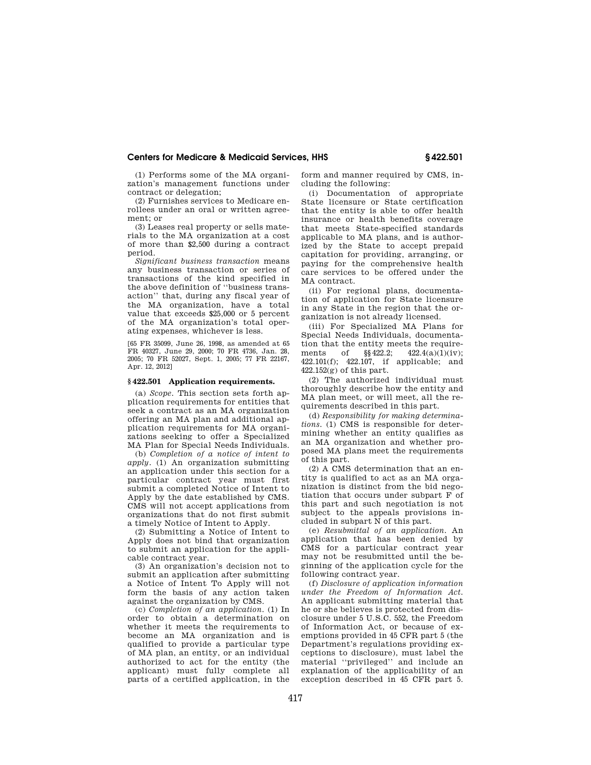(1) Performs some of the MA organization's management functions under contract or delegation;

(2) Furnishes services to Medicare enrollees under an oral or written agreement; or

(3) Leases real property or sells materials to the MA organization at a cost of more than $2,500 during a contract period.

*Significant business transaction* means any business transaction or series of transactions of the kind specified in the above definition of "business transaction" that, during any fiscal year of the MA organization, have a total value that exceeds $25,000 or 5 percent of the MA organization's total operating expenses, whichever is less.

[65 FR 35099, June 26, 1998, as amended at 65 FR 40327, June 29, 2000; 70 FR 4736, Jan. 28, 2005; 70 FR 52027, Sept. 1, 2005; 77 FR 22167, Apr. 12, 2012]

## § 422.501 Application requirements.

(a) *Scope.* This section sets forth application requirements for entities that seek a contract as an MA organization offering an MA plan and additional application requirements for MA organizations seeking to offer a Specialized MA Plan for Special Needs Individuals.

(b) *Completion of a notice of intent to apply.* (1) An organization submitting an application under this section for a particular contract year must first submit a completed Notice of Intent to Apply by the date established by CMS. CMS will not accept applications from organizations that do not first submit a timely Notice of Intent to Apply.

(2) Submitting a Notice of Intent to Apply does not bind that organization to submit an application for the applicable contract year.

(3) An organization's decision not to submit an application after submitting a Notice of Intent To Apply will not form the basis of any action taken against the organization by CMS.

(c) *Completion of an application.* (1) In order to obtain a determination on whether it meets the requirements to become an MA organization and is qualified to provide a particular type of MA plan, an entity, or an individual authorized to act for the entity (the applicant) must fully complete all parts of a certified application, in the form and manner required by CMS, including the following:

(i) Documentation of appropriate State licensure or State certification that the entity is able to offer health insurance or health benefits coverage that meets State-specified standards applicable to MA plans, and is authorized by the State to accept prepaid capitation for providing, arranging, or paying for the comprehensive health care services to be offered under the MA contract.

(ii) For regional plans, documentation of application for State licensure in any State in the region that the organization is not already licensed.

(iii) For Specialized MA Plans for Special Needs Individuals, documentation that the entity meets the requirements of §§ 422.2; 422.4(a)(1)(iv); 422.101(f); 422.107, if applicable; and 422.152(g) of this part.

(2) The authorized individual must thoroughly describe how the entity and MA plan meet, or will meet, all the requirements described in this part.

(d) *Responsibility for making determinations.* (1) CMS is responsible for determining whether an entity qualifies as an MA organization and whether proposed MA plans meet the requirements of this part.

(2) A CMS determination that an entity is qualified to act as an MA organization is distinct from the bid negotiation that occurs under subpart F of this part and such negotiation is not subject to the appeals provisions included in subpart N of this part.

(e) *Resubmittal of an application.* An application that has been denied by CMS for a particular contract year may not be resubmitted until the beginning of the application cycle for the following contract year.

(f) *Disclosure of application information under the Freedom of Information Act.* An applicant submitting material that he or she believes is protected from disclosure under 5 U.S.C. 552, the Freedom of Information Act, or because of exemptions provided in 45 CFR part 5 (the Department's regulations providing exceptions to disclosure), must label the material "privileged" and include an explanation of the applicability of an exception described in 45 CFR part 5.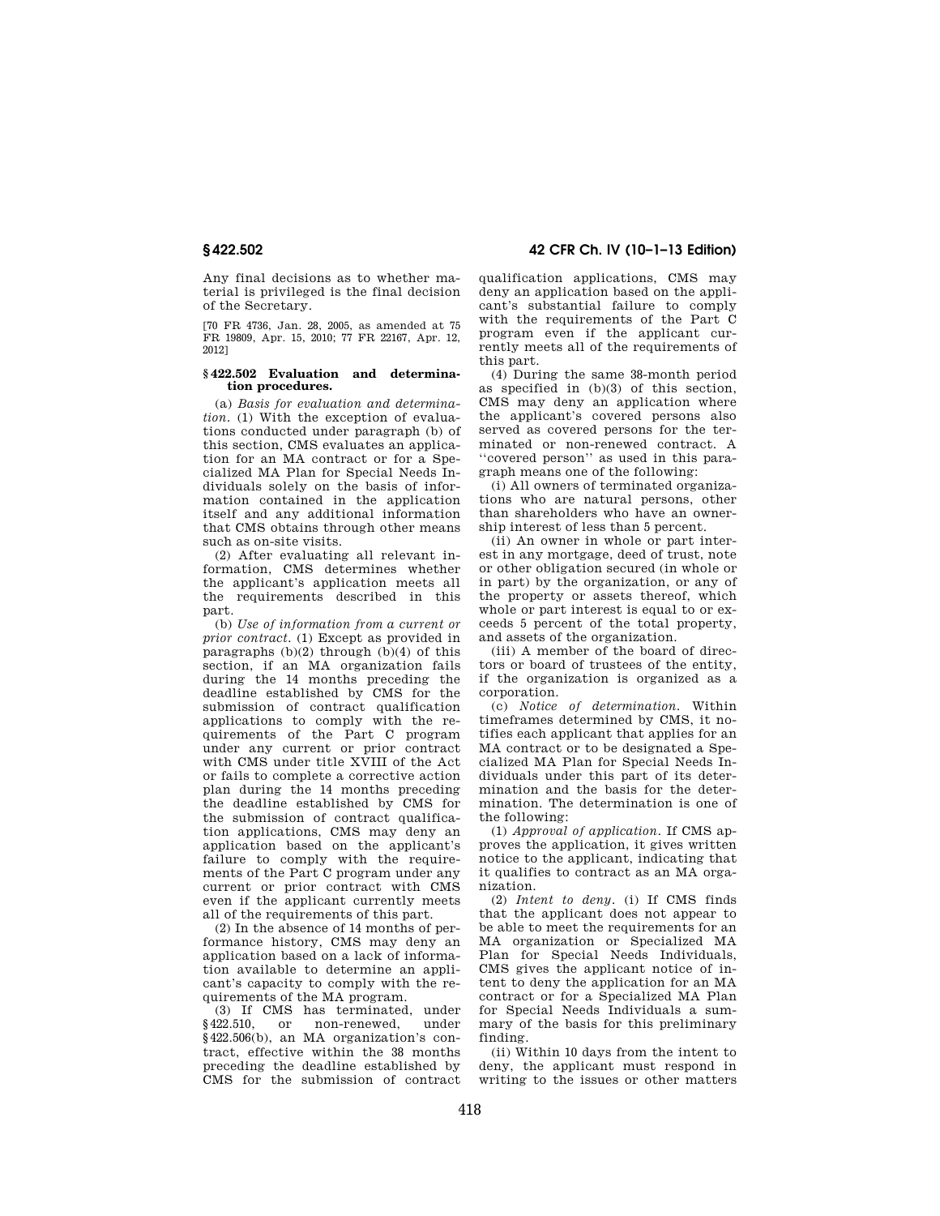Any final decisions as to whether material is privileged is the final decision of the Secretary.

[70 FR 4736, Jan. 28, 2005, as amended at 75 FR 19809, Apr. 15, 2010; 77 FR 22167, Apr. 12, 2012]

### § 422.502 Evaluation and determination procedures.

(a) *Basis for evaluation and determination.* (1) With the exception of evaluations conducted under paragraph (b) of this section, CMS evaluates an application for an MA contract or for a Specialized MA Plan for Special Needs Individuals solely on the basis of information contained in the application itself and any additional information that CMS obtains through other means such as on-site visits.

(2) After evaluating all relevant information, CMS determines whether the applicant's application meets all the requirements described in this part.

(b) *Use of information from a current or prior contract.* (1) Except as provided in paragraphs (b)(2) through (b)(4) of this section, if an MA organization fails during the 14 months preceding the deadline established by CMS for the submission of contract qualification applications to comply with the requirements of the Part C program under any current or prior contract with CMS under title XVIII of the Act or fails to complete a corrective action plan during the 14 months preceding the deadline established by CMS for the submission of contract qualification applications, CMS may deny an application based on the applicant's failure to comply with the requirements of the Part C program under any current or prior contract with CMS even if the applicant currently meets all of the requirements of this part.

(2) In the absence of 14 months of performance history, CMS may deny an application based on a lack of information available to determine an applicant's capacity to comply with the requirements of the MA program.

(3) If CMS has terminated, under § 422.510, or non-renewed, under § 422.506(b), an MA organization's contract, effective within the 38 months preceding the deadline established by CMS for the submission of contract qualification applications, CMS may deny an application based on the applicant's substantial failure to comply with the requirements of the Part C program even if the applicant currently meets all of the requirements of this part.

(4) During the same 38-month period as specified in (b)(3) of this section, CMS may deny an application where the applicant's covered persons also served as covered persons for the terminated or non-renewed contract. A ''covered person'' as used in this paragraph means one of the following:

(i) All owners of terminated organizations who are natural persons, other than shareholders who have an ownership interest of less than 5 percent.

(ii) An owner in whole or part interest in any mortgage, deed of trust, note or other obligation secured (in whole or in part) by the organization, or any of the property or assets thereof, which whole or part interest is equal to or exceeds 5 percent of the total property, and assets of the organization.

(iii) A member of the board of directors or board of trustees of the entity, if the organization is organized as a corporation.

(c) *Notice of determination.* Within timeframes determined by CMS, it notifies each applicant that applies for an MA contract or to be designated a Specialized MA Plan for Special Needs Individuals under this part of its determination and the basis for the determination. The determination is one of the following:

(1) *Approval of application.* If CMS approves the application, it gives written notice to the applicant, indicating that it qualifies to contract as an MA organization.

(2) *Intent to deny.* (i) If CMS finds that the applicant does not appear to be able to meet the requirements for an MA organization or Specialized MA Plan for Special Needs Individuals, CMS gives the applicant notice of intent to deny the application for an MA contract or for a Specialized MA Plan for Special Needs Individuals a summary of the basis for this preliminary finding.

(ii) Within 10 days from the intent to deny, the applicant must respond in writing to the issues or other matters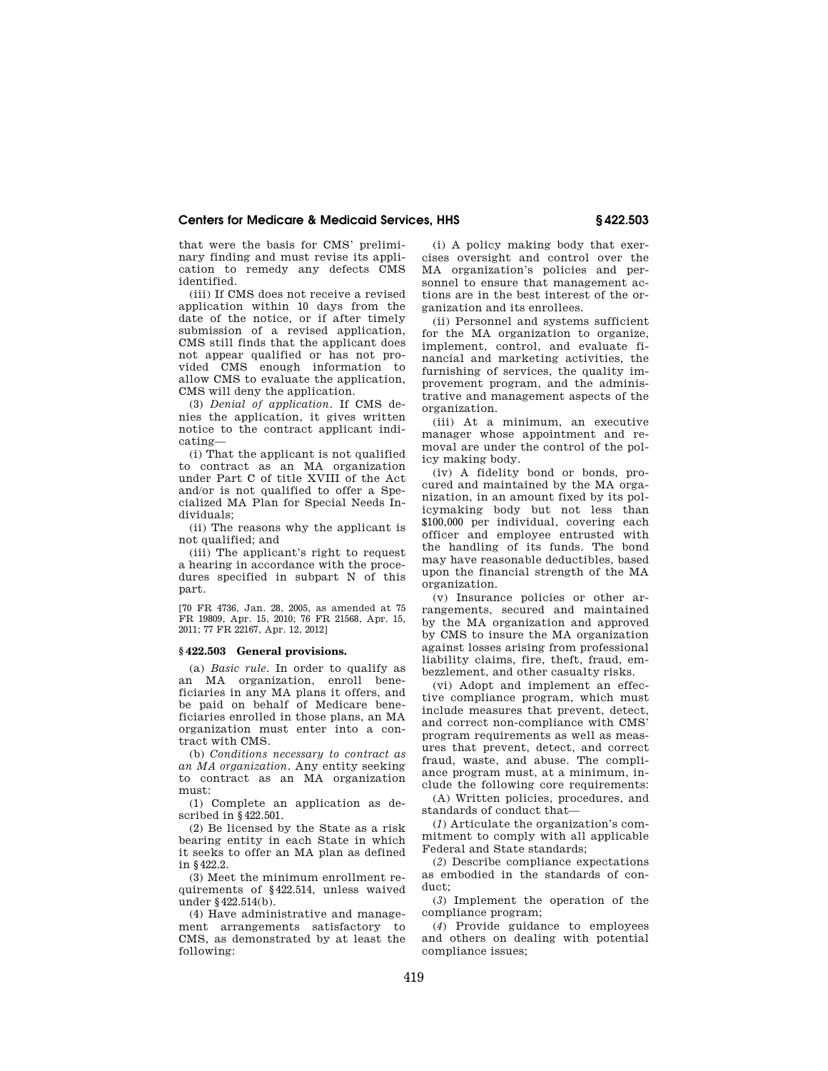that were the basis for CMS' preliminary finding and must revise its application to remedy any defects CMS identified.

(iii) If CMS does not receive a revised application within 10 days from the date of the notice, or if after timely submission of a revised application, CMS still finds that the applicant does not appear qualified or has not provided CMS enough information to allow CMS to evaluate the application, CMS will deny the application.

(3) *Denial of application.* If CMS denies the application, it gives written notice to the contract applicant indicating—

(i) That the applicant is not qualified to contract as an MA organization under Part C of title XVIII of the Act and/or is not qualified to offer a Specialized MA Plan for Special Needs Individuals;

(ii) The reasons why the applicant is not qualified; and

(iii) The applicant's right to request a hearing in accordance with the procedures specified in subpart N of this part.

[70 FR 4736, Jan. 28, 2005, as amended at 75 FR 19809, Apr. 15, 2010; 76 FR 21568, Apr. 15, 2011; 77 FR 22167, Apr. 12, 2012]

### § 422.503 General provisions.

(a) *Basic rule.* In order to qualify as an MA organization, enroll beneficiaries in any MA plans it offers, and be paid on behalf of Medicare beneficiaries enrolled in those plans, an MA organization must enter into a contract with CMS.

(b) *Conditions necessary to contract as an MA organization.* Any entity seeking to contract as an MA organization must:

(1) Complete an application as described in §422.501.

(2) Be licensed by the State as a risk bearing entity in each State in which it seeks to offer an MA plan as defined in §422.2.

(3) Meet the minimum enrollment requirements of §422.514, unless waived under §422.514(b).

(4) Have administrative and management arrangements satisfactory to CMS, as demonstrated by at least the following:

(i) A policy making body that exercises oversight and control over the MA organization's policies and personnel to ensure that management actions are in the best interest of the organization and its enrollees.

(ii) Personnel and systems sufficient for the MA organization to organize, implement, control, and evaluate financial and marketing activities, the furnishing of services, the quality improvement program, and the administrative and management aspects of the organization.

(iii) At a minimum, an executive manager whose appointment and removal are under the control of the policy making body.

(iv) A fidelity bond or bonds, procured and maintained by the MA organization, in an amount fixed by its policymaking body but not less than $100,000 per individual, covering each officer and employee entrusted with the handling of its funds. The bond may have reasonable deductibles, based upon the financial strength of the MA organization.

(v) Insurance policies or other arrangements, secured and maintained by the MA organization and approved by CMS to insure the MA organization against losses arising from professional liability claims, fire, theft, fraud, embezzlement, and other casualty risks.

(vi) Adopt and implement an effective compliance program, which must include measures that prevent, detect, and correct non-compliance with CMS' program requirements as well as measures that prevent, detect, and correct fraud, waste, and abuse. The compliance program must, at a minimum, include the following core requirements:

(A) Written policies, procedures, and standards of conduct that—

(*1*) Articulate the organization's commitment to comply with all applicable Federal and State standards;

(*2*) Describe compliance expectations as embodied in the standards of conduct;

(*3*) Implement the operation of the compliance program;

(*4*) Provide guidance to employees and others on dealing with potential compliance issues;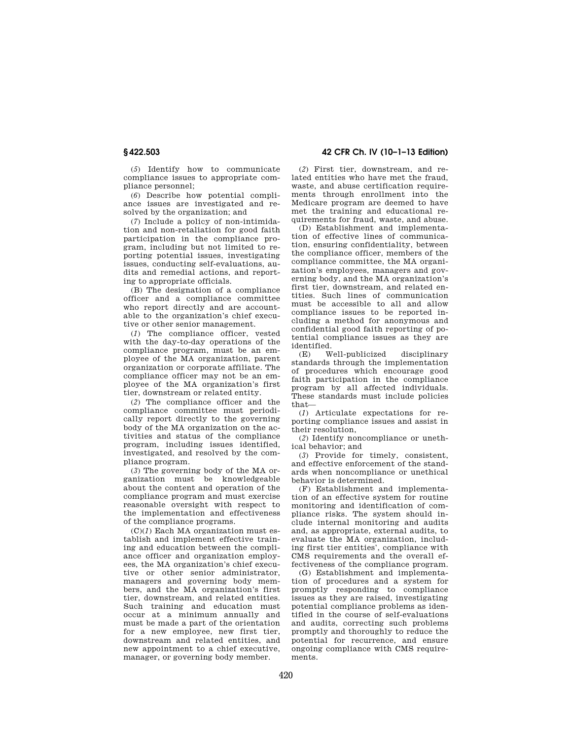(*5*) Identify how to communicate compliance issues to appropriate compliance personnel;

(*6*) Describe how potential compliance issues are investigated and resolved by the organization; and

(*7*) Include a policy of non-intimidation and non-retaliation for good faith participation in the compliance program, including but not limited to reporting potential issues, investigating issues, conducting self-evaluations, audits and remedial actions, and reporting to appropriate officials.

(B) The designation of a compliance officer and a compliance committee who report directly and are accountable to the organization's chief executive or other senior management.

(*1*) The compliance officer, vested with the day-to-day operations of the compliance program, must be an employee of the MA organization, parent organization or corporate affiliate. The compliance officer may not be an employee of the MA organization's first tier, downstream or related entity.

(*2*) The compliance officer and the compliance committee must periodically report directly to the governing body of the MA organization on the activities and status of the compliance program, including issues identified, investigated, and resolved by the compliance program.

(*3*) The governing body of the MA organization must be knowledgeable about the content and operation of the compliance program and must exercise reasonable oversight with respect to the implementation and effectiveness of the compliance programs.

(C)(*1*) Each MA organization must establish and implement effective training and education between the compliance officer and organization employees, the MA organization's chief executive or other senior administrator, managers and governing body members, and the MA organization's first tier, downstream, and related entities. Such training and education must occur at a minimum annually and must be made a part of the orientation for a new employee, new first tier, downstream and related entities, and new appointment to a chief executive, manager, or governing body member.

(*2*) First tier, downstream, and related entities who have met the fraud, waste, and abuse certification requirements through enrollment into the Medicare program are deemed to have met the training and educational requirements for fraud, waste, and abuse.

(D) Establishment and implementation of effective lines of communication, ensuring confidentiality, between the compliance officer, members of the compliance committee, the MA organization's employees, managers and governing body, and the MA organization's first tier, downstream, and related entities. Such lines of communication must be accessible to all and allow compliance issues to be reported including a method for anonymous and confidential good faith reporting of potential compliance issues as they are identified.

(E) Well-publicized disciplinary standards through the implementation of procedures which encourage good faith participation in the compliance program by all affected individuals. These standards must include policies that—

(*1*) Articulate expectations for reporting compliance issues and assist in their resolution,

(*2*) Identify noncompliance or unethical behavior; and

(*3*) Provide for timely, consistent, and effective enforcement of the standards when noncompliance or unethical behavior is determined.

(F) Establishment and implementation of an effective system for routine monitoring and identification of compliance risks. The system should include internal monitoring and audits and, as appropriate, external audits, to evaluate the MA organization, including first tier entities', compliance with CMS requirements and the overall effectiveness of the compliance program.

(G) Establishment and implementation of procedures and a system for promptly responding to compliance issues as they are raised, investigating potential compliance problems as identified in the course of self-evaluations and audits, correcting such problems promptly and thoroughly to reduce the potential for recurrence, and ensure ongoing compliance with CMS requirements.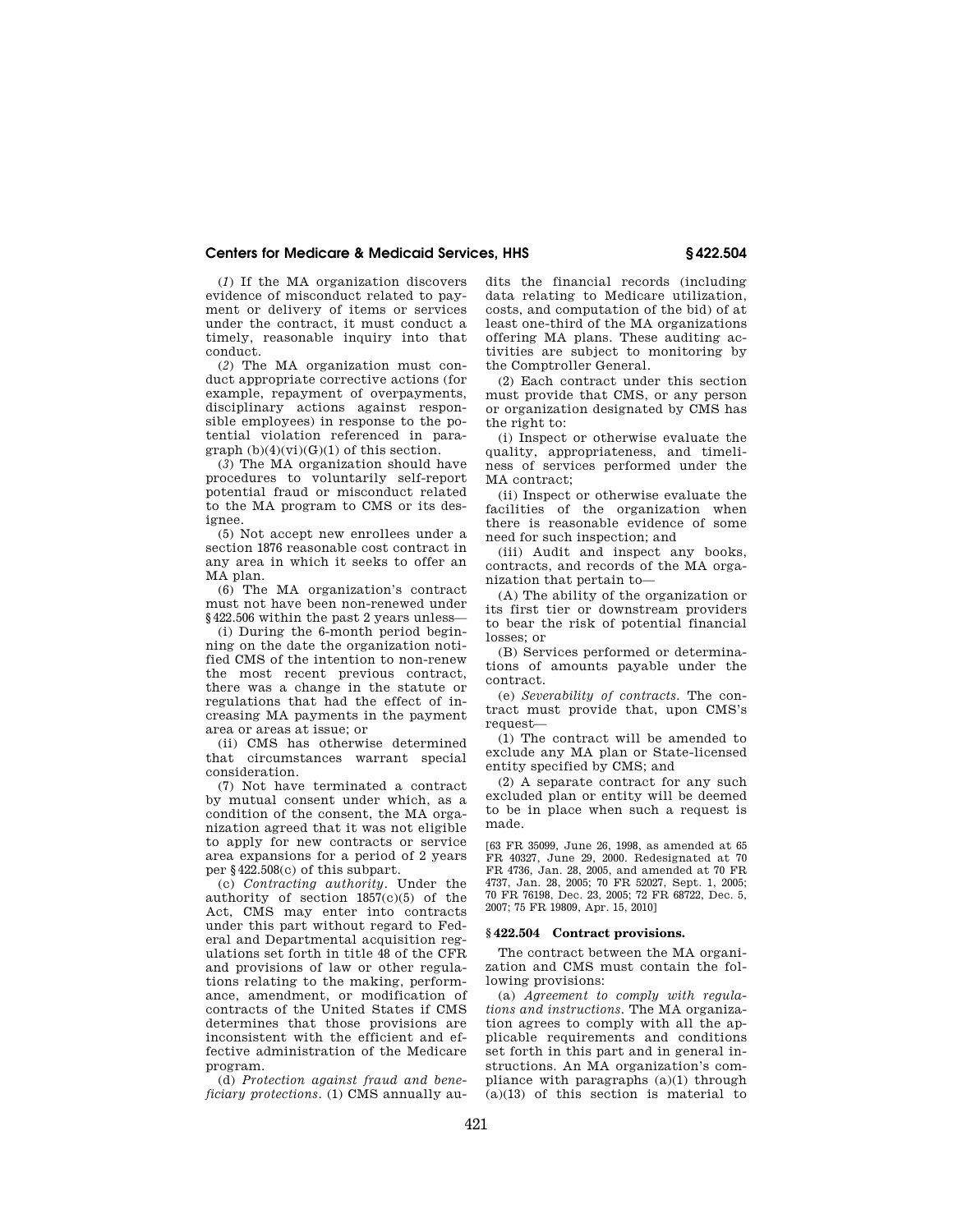(*1*) If the MA organization discovers evidence of misconduct related to payment or delivery of items or services under the contract, it must conduct a timely, reasonable inquiry into that conduct.

(*2*) The MA organization must conduct appropriate corrective actions (for example, repayment of overpayments, disciplinary actions against responsible employees) in response to the potential violation referenced in paragraph (b)(4)(vi)(G)(1) of this section.

(*3*) The MA organization should have procedures to voluntarily self-report potential fraud or misconduct related to the MA program to CMS or its designee.

(5) Not accept new enrollees under a section 1876 reasonable cost contract in any area in which it seeks to offer an MA plan.

(6) The MA organization's contract must not have been non-renewed under §422.506 within the past 2 years unless—

(i) During the 6-month period beginning on the date the organization notified CMS of the intention to non-renew the most recent previous contract, there was a change in the statute or regulations that had the effect of increasing MA payments in the payment area or areas at issue; or

(ii) CMS has otherwise determined that circumstances warrant special consideration.

(7) Not have terminated a contract by mutual consent under which, as a condition of the consent, the MA organization agreed that it was not eligible to apply for new contracts or service area expansions for a period of 2 years per §422.508(c) of this subpart.

(c) *Contracting authority.* Under the authority of section 1857(c)(5) of the Act, CMS may enter into contracts under this part without regard to Federal and Departmental acquisition regulations set forth in title 48 of the CFR and provisions of law or other regulations relating to the making, performance, amendment, or modification of contracts of the United States if CMS determines that those provisions are inconsistent with the efficient and effective administration of the Medicare program.

(d) *Protection against fraud and beneficiary protections.* (1) CMS annually audits the financial records (including data relating to Medicare utilization, costs, and computation of the bid) of at least one-third of the MA organizations offering MA plans. These auditing activities are subject to monitoring by the Comptroller General.

(2) Each contract under this section must provide that CMS, or any person or organization designated by CMS has the right to:

(i) Inspect or otherwise evaluate the quality, appropriateness, and timeliness of services performed under the MA contract;

(ii) Inspect or otherwise evaluate the facilities of the organization when there is reasonable evidence of some need for such inspection; and

(iii) Audit and inspect any books, contracts, and records of the MA organization that pertain to—

(A) The ability of the organization or its first tier or downstream providers to bear the risk of potential financial losses; or

(B) Services performed or determinations of amounts payable under the contract.

(e) *Severability of contracts.* The contract must provide that, upon CMS's request—

(1) The contract will be amended to exclude any MA plan or State-licensed entity specified by CMS; and

(2) A separate contract for any such excluded plan or entity will be deemed to be in place when such a request is made.

[63 FR 35099, June 26, 1998, as amended at 65 FR 40327, June 29, 2000. Redesignated at 70 FR 4736, Jan. 28, 2005, and amended at 70 FR 4737, Jan. 28, 2005; 70 FR 52027, Sept. 1, 2005; 70 FR 76198, Dec. 23, 2005; 72 FR 68722, Dec. 5, 2007; 75 FR 19809, Apr. 15, 2010]

## §422.504 Contract provisions.

The contract between the MA organization and CMS must contain the following provisions:

(a) *Agreement to comply with regulations and instructions.* The MA organization agrees to comply with all the applicable requirements and conditions set forth in this part and in general instructions. An MA organization's compliance with paragraphs (a)(1) through (a)(13) of this section is material to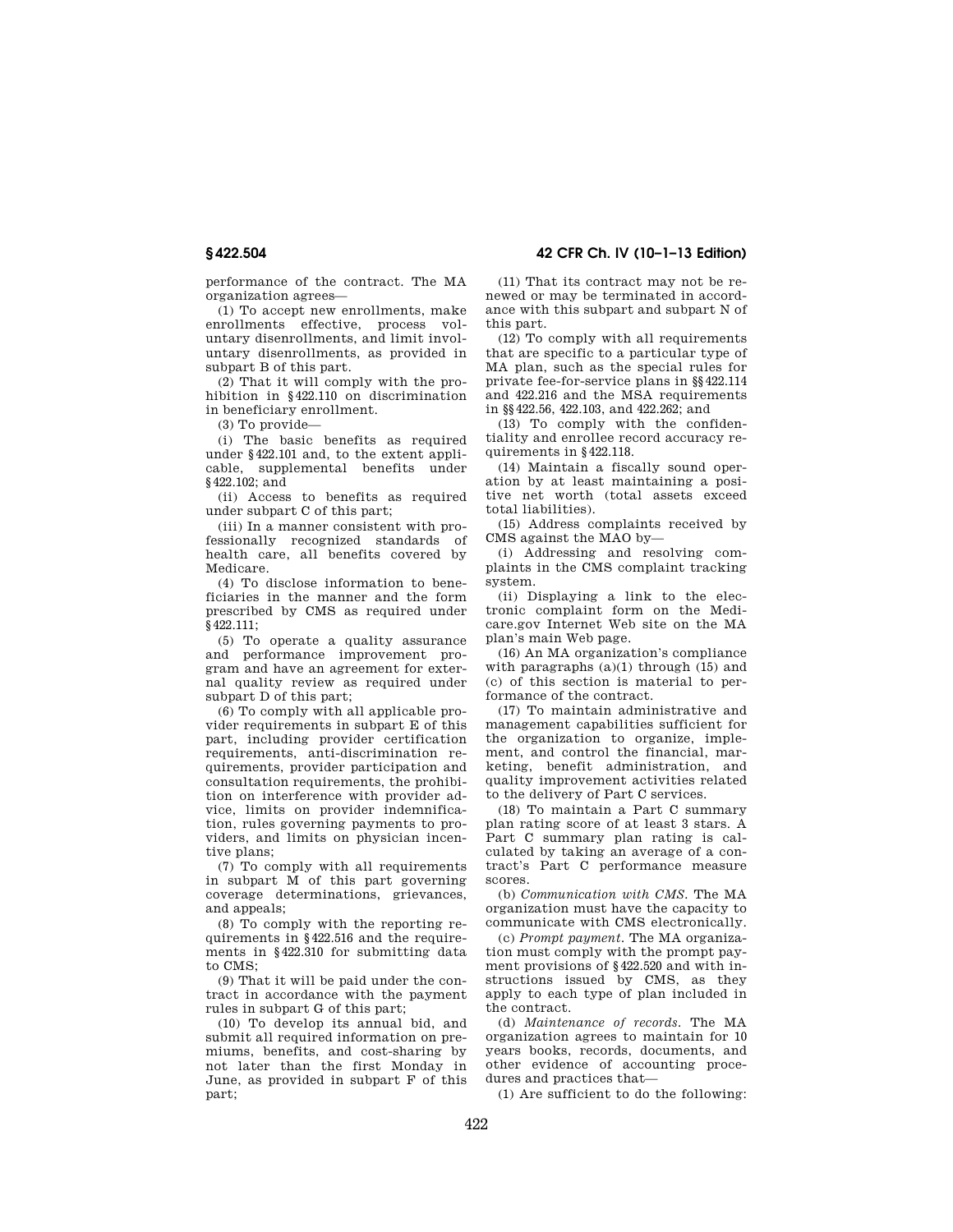performance of the contract. The MA organization agrees—

(1) To accept new enrollments, make enrollments effective, process voluntary disenrollments, and limit involuntary disenrollments, as provided in subpart B of this part.

(2) That it will comply with the prohibition in §422.110 on discrimination in beneficiary enrollment.

(3) To provide—

(i) The basic benefits as required under §422.101 and, to the extent applicable, supplemental benefits under §422.102; and

(ii) Access to benefits as required under subpart C of this part;

(iii) In a manner consistent with professionally recognized standards of health care, all benefits covered by Medicare.

(4) To disclose information to beneficiaries in the manner and the form prescribed by CMS as required under §422.111;

(5) To operate a quality assurance and performance improvement program and have an agreement for external quality review as required under subpart D of this part;

(6) To comply with all applicable provider requirements in subpart E of this part, including provider certification requirements, anti-discrimination requirements, provider participation and consultation requirements, the prohibition on interference with provider advice, limits on provider indemnification, rules governing payments to providers, and limits on physician incentive plans;

(7) To comply with all requirements in subpart M of this part governing coverage determinations, grievances, and appeals;

(8) To comply with the reporting requirements in §422.516 and the requirements in §422.310 for submitting data to CMS;

(9) That it will be paid under the contract in accordance with the payment rules in subpart G of this part;

(10) To develop its annual bid, and submit all required information on premiums, benefits, and cost-sharing by not later than the first Monday in June, as provided in subpart F of this part;

(11) That its contract may not be renewed or may be terminated in accordance with this subpart and subpart N of this part.

(12) To comply with all requirements that are specific to a particular type of MA plan, such as the special rules for private fee-for-service plans in §§422.114 and 422.216 and the MSA requirements in §§422.56, 422.103, and 422.262; and

(13) To comply with the confidentiality and enrollee record accuracy requirements in §422.118.

(14) Maintain a fiscally sound operation by at least maintaining a positive net worth (total assets exceed total liabilities).

(15) Address complaints received by CMS against the MAO by—

(i) Addressing and resolving complaints in the CMS complaint tracking system.

(ii) Displaying a link to the electronic complaint form on the Medicare.gov Internet Web site on the MA plan's main Web page.

(16) An MA organization's compliance with paragraphs (a)(1) through (15) and (c) of this section is material to performance of the contract.

(17) To maintain administrative and management capabilities sufficient for the organization to organize, implement, and control the financial, marketing, benefit administration, and quality improvement activities related to the delivery of Part C services.

(18) To maintain a Part C summary plan rating score of at least 3 stars. A Part C summary plan rating is calculated by taking an average of a contract's Part C performance measure scores.

(b) *Communication with CMS.* The MA organization must have the capacity to communicate with CMS electronically.

(c) *Prompt payment.* The MA organization must comply with the prompt payment provisions of §422.520 and with instructions issued by CMS, as they apply to each type of plan included in the contract.

(d) *Maintenance of records.* The MA organization agrees to maintain for 10 years books, records, documents, and other evidence of accounting procedures and practices that—

(1) Are sufficient to do the following: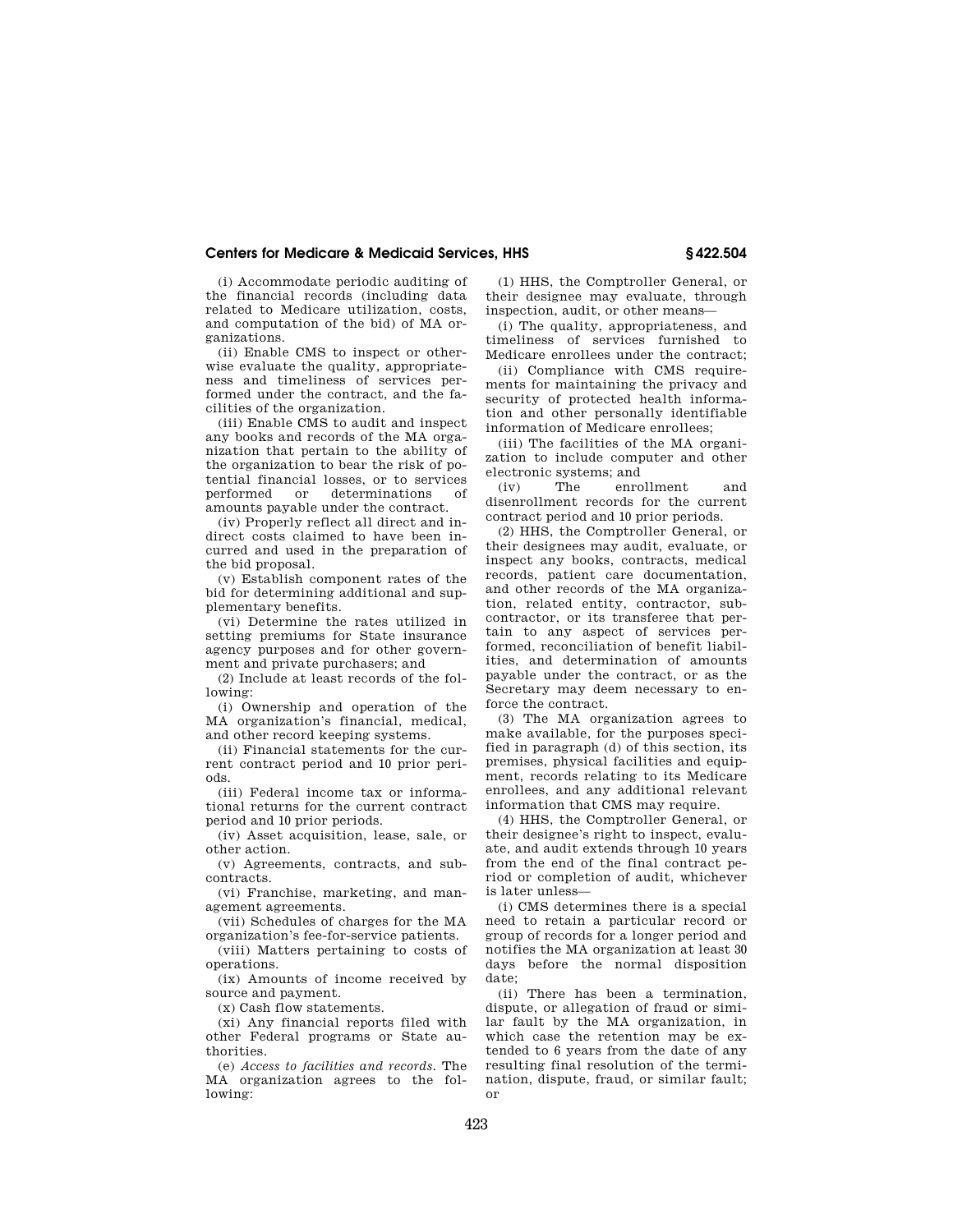(i) Accommodate periodic auditing of the financial records (including data related to Medicare utilization, costs, and computation of the bid) of MA organizations.

(ii) Enable CMS to inspect or otherwise evaluate the quality, appropriateness and timeliness of services performed under the contract, and the facilities of the organization.

(iii) Enable CMS to audit and inspect any books and records of the MA organization that pertain to the ability of the organization to bear the risk of potential financial losses, or to services performed or determinations of amounts payable under the contract.

(iv) Properly reflect all direct and indirect costs claimed to have been incurred and used in the preparation of the bid proposal.

(v) Establish component rates of the bid for determining additional and supplementary benefits.

(vi) Determine the rates utilized in setting premiums for State insurance agency purposes and for other government and private purchasers; and

(2) Include at least records of the following:

(i) Ownership and operation of the MA organization's financial, medical, and other record keeping systems.

(ii) Financial statements for the current contract period and 10 prior periods.

(iii) Federal income tax or informational returns for the current contract period and 10 prior periods.

(iv) Asset acquisition, lease, sale, or other action.

(v) Agreements, contracts, and subcontracts.

(vi) Franchise, marketing, and management agreements.

(vii) Schedules of charges for the MA organization's fee-for-service patients.

(viii) Matters pertaining to costs of operations.

(ix) Amounts of income received by source and payment.

(x) Cash flow statements.

(xi) Any financial reports filed with other Federal programs or State authorities.

(e) *Access to facilities and records.* The MA organization agrees to the following:

(1) HHS, the Comptroller General, or their designee may evaluate, through inspection, audit, or other means—

(i) The quality, appropriateness, and timeliness of services furnished to Medicare enrollees under the contract;

(ii) Compliance with CMS requirements for maintaining the privacy and security of protected health information and other personally identifiable information of Medicare enrollees;

(iii) The facilities of the MA organization to include computer and other electronic systems; and

(iv) The enrollment and disenrollment records for the current contract period and 10 prior periods.

(2) HHS, the Comptroller General, or their designees may audit, evaluate, or inspect any books, contracts, medical records, patient care documentation, and other records of the MA organization, related entity, contractor, subcontractor, or its transferee that pertain to any aspect of services performed, reconciliation of benefit liabilities, and determination of amounts payable under the contract, or as the Secretary may deem necessary to enforce the contract.

(3) The MA organization agrees to make available, for the purposes specified in paragraph (d) of this section, its premises, physical facilities and equipment, records relating to its Medicare enrollees, and any additional relevant information that CMS may require.

(4) HHS, the Comptroller General, or their designee's right to inspect, evaluate, and audit extends through 10 years from the end of the final contract period or completion of audit, whichever is later unless—

(i) CMS determines there is a special need to retain a particular record or group of records for a longer period and notifies the MA organization at least 30 days before the normal disposition date;

(ii) There has been a termination, dispute, or allegation of fraud or similar fault by the MA organization, in which case the retention may be extended to 6 years from the date of any resulting final resolution of the termination, dispute, fraud, or similar fault; or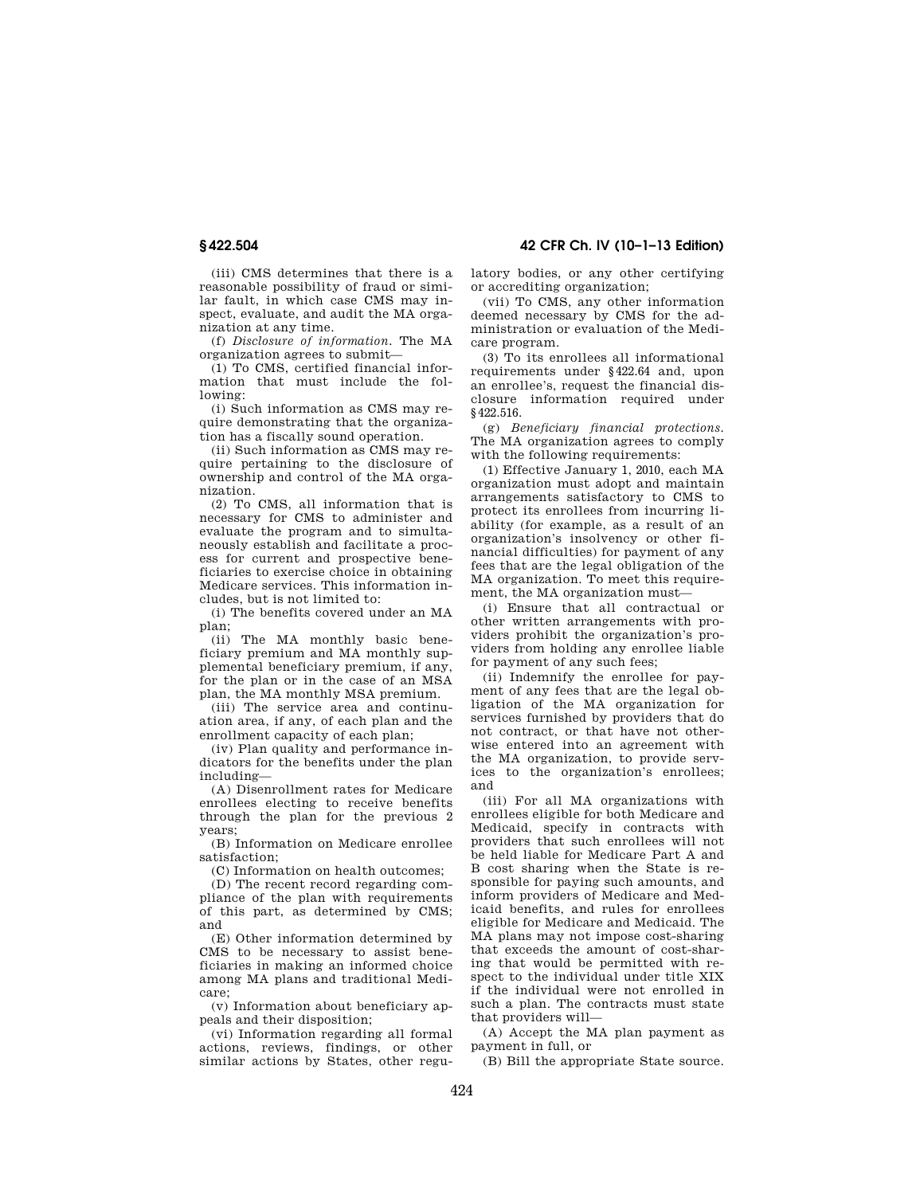(iii) CMS determines that there is a reasonable possibility of fraud or similar fault, in which case CMS may inspect, evaluate, and audit the MA organization at any time.

(f) *Disclosure of information.* The MA organization agrees to submit—

(1) To CMS, certified financial information that must include the following:

(i) Such information as CMS may require demonstrating that the organization has a fiscally sound operation.

(ii) Such information as CMS may require pertaining to the disclosure of ownership and control of the MA organization.

(2) To CMS, all information that is necessary for CMS to administer and evaluate the program and to simultaneously establish and facilitate a process for current and prospective beneficiaries to exercise choice in obtaining Medicare services. This information includes, but is not limited to:

(i) The benefits covered under an MA plan;

(ii) The MA monthly basic beneficiary premium and MA monthly supplemental beneficiary premium, if any, for the plan or in the case of an MSA plan, the MA monthly MSA premium.

(iii) The service area and continuation area, if any, of each plan and the enrollment capacity of each plan;

(iv) Plan quality and performance indicators for the benefits under the plan including—

(A) Disenrollment rates for Medicare enrollees electing to receive benefits through the plan for the previous 2 years;

(B) Information on Medicare enrollee satisfaction;

(C) Information on health outcomes;

(D) The recent record regarding compliance of the plan with requirements of this part, as determined by CMS; and

(E) Other information determined by CMS to be necessary to assist beneficiaries in making an informed choice among MA plans and traditional Medicare;

(v) Information about beneficiary appeals and their disposition;

(vi) Information regarding all formal actions, reviews, findings, or other similar actions by States, other regulatory bodies, or any other certifying or accrediting organization;

(vii) To CMS, any other information deemed necessary by CMS for the administration or evaluation of the Medicare program.

(3) To its enrollees all informational requirements under §422.64 and, upon an enrollee's, request the financial disclosure information required under §422.516.

(g) *Beneficiary financial protections.* The MA organization agrees to comply with the following requirements:

(1) Effective January 1, 2010, each MA organization must adopt and maintain arrangements satisfactory to CMS to protect its enrollees from incurring liability (for example, as a result of an organization's insolvency or other financial difficulties) for payment of any fees that are the legal obligation of the MA organization. To meet this requirement, the MA organization must—

(i) Ensure that all contractual or other written arrangements with providers prohibit the organization's providers from holding any enrollee liable for payment of any such fees;

(ii) Indemnify the enrollee for payment of any fees that are the legal obligation of the MA organization for services furnished by providers that do not contract, or that have not otherwise entered into an agreement with the MA organization, to provide services to the organization's enrollees; and

(iii) For all MA organizations with enrollees eligible for both Medicare and Medicaid, specify in contracts with providers that such enrollees will not be held liable for Medicare Part A and B cost sharing when the State is responsible for paying such amounts, and inform providers of Medicare and Medicaid benefits, and rules for enrollees eligible for Medicare and Medicaid. The MA plans may not impose cost-sharing that exceeds the amount of cost-sharing that would be permitted with respect to the individual under title XIX if the individual were not enrolled in such a plan. The contracts must state that providers will—

(A) Accept the MA plan payment as payment in full, or

(B) Bill the appropriate State source.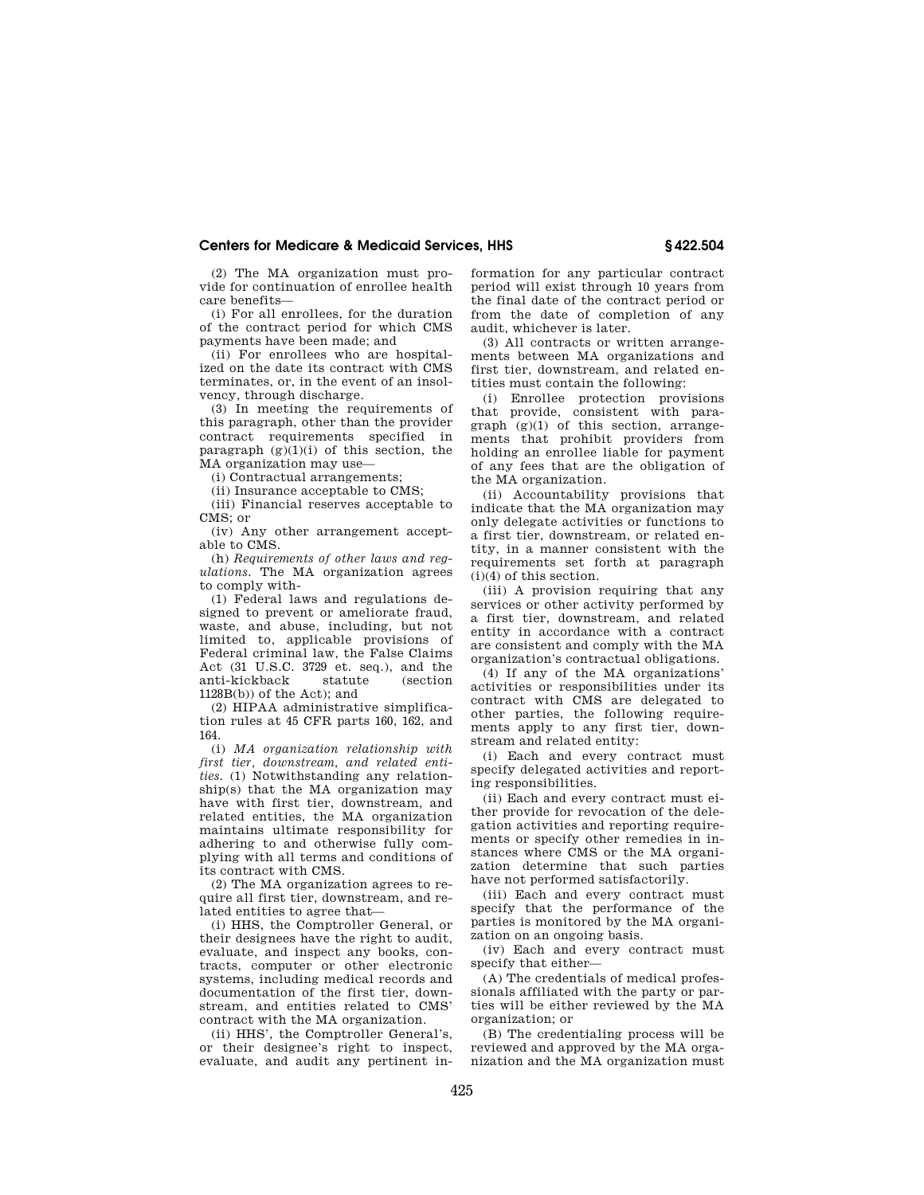(2) The MA organization must provide for continuation of enrollee health care benefits—

(i) For all enrollees, for the duration of the contract period for which CMS payments have been made; and

(ii) For enrollees who are hospitalized on the date its contract with CMS terminates, or, in the event of an insolvency, through discharge.

(3) In meeting the requirements of this paragraph, other than the provider contract requirements specified in paragraph (g)(1)(i) of this section, the MA organization may use—

(i) Contractual arrangements;

(ii) Insurance acceptable to CMS;

(iii) Financial reserves acceptable to CMS; or

(iv) Any other arrangement acceptable to CMS.

(h) *Requirements of other laws and regulations.* The MA organization agrees to comply with-

(1) Federal laws and regulations designed to prevent or ameliorate fraud, waste, and abuse, including, but not limited to, applicable provisions of Federal criminal law, the False Claims Act (31 U.S.C. 3729 et. seq.), and the anti-kickback statute (section 1128B(b)) of the Act); and

(2) HIPAA administrative simplification rules at 45 CFR parts 160, 162, and 164.

(i) *MA organization relationship with first tier, downstream, and related entities.* (1) Notwithstanding any relationship(s) that the MA organization may have with first tier, downstream, and related entities, the MA organization maintains ultimate responsibility for adhering to and otherwise fully complying with all terms and conditions of its contract with CMS.

(2) The MA organization agrees to require all first tier, downstream, and related entities to agree that—

(i) HHS, the Comptroller General, or their designees have the right to audit, evaluate, and inspect any books, contracts, computer or other electronic systems, including medical records and documentation of the first tier, downstream, and entities related to CMS' contract with the MA organization.

(ii) HHS', the Comptroller General's, or their designee's right to inspect, evaluate, and audit any pertinent information for any particular contract period will exist through 10 years from the final date of the contract period or from the date of completion of any audit, whichever is later.

(3) All contracts or written arrangements between MA organizations and first tier, downstream, and related entities must contain the following:

(i) Enrollee protection provisions that provide, consistent with paragraph (g)(1) of this section, arrangements that prohibit providers from holding an enrollee liable for payment of any fees that are the obligation of the MA organization.

(ii) Accountability provisions that indicate that the MA organization may only delegate activities or functions to a first tier, downstream, or related entity, in a manner consistent with the requirements set forth at paragraph (i)(4) of this section.

(iii) A provision requiring that any services or other activity performed by a first tier, downstream, and related entity in accordance with a contract are consistent and comply with the MA organization's contractual obligations.

(4) If any of the MA organizations' activities or responsibilities under its contract with CMS are delegated to other parties, the following requirements apply to any first tier, downstream and related entity:

(i) Each and every contract must specify delegated activities and reporting responsibilities.

(ii) Each and every contract must either provide for revocation of the delegation activities and reporting requirements or specify other remedies in instances where CMS or the MA organization determine that such parties have not performed satisfactorily.

(iii) Each and every contract must specify that the performance of the parties is monitored by the MA organization on an ongoing basis.

(iv) Each and every contract must specify that either—

(A) The credentials of medical professionals affiliated with the party or parties will be either reviewed by the MA organization; or

(B) The credentialing process will be reviewed and approved by the MA organization and the MA organization must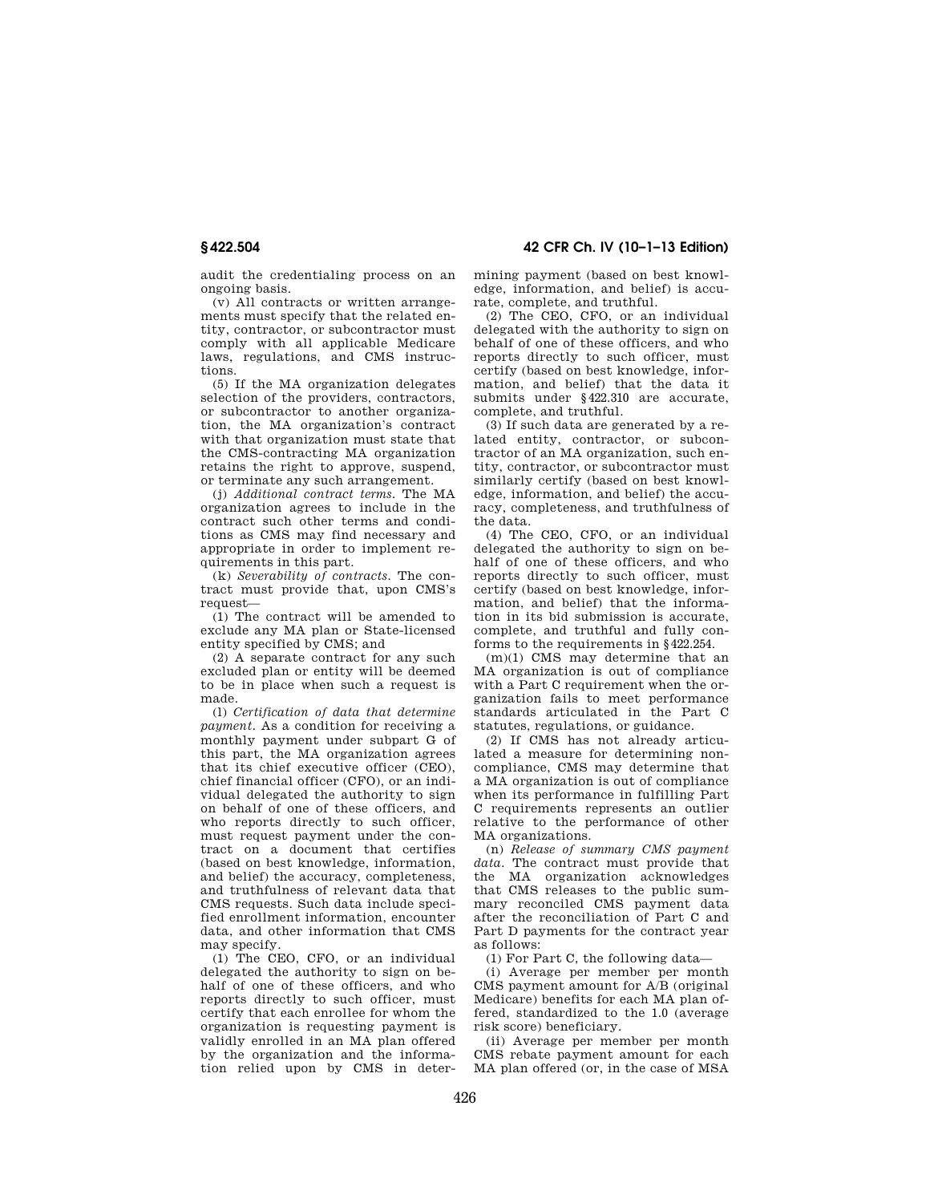audit the credentialing process on an ongoing basis.

(v) All contracts or written arrangements must specify that the related entity, contractor, or subcontractor must comply with all applicable Medicare laws, regulations, and CMS instructions.

(5) If the MA organization delegates selection of the providers, contractors, or subcontractor to another organization, the MA organization's contract with that organization must state that the CMS-contracting MA organization retains the right to approve, suspend, or terminate any such arrangement.

(j) *Additional contract terms.* The MA organization agrees to include in the contract such other terms and conditions as CMS may find necessary and appropriate in order to implement requirements in this part.

(k) *Severability of contracts.* The contract must provide that, upon CMS's request—

(1) The contract will be amended to exclude any MA plan or State-licensed entity specified by CMS; and

(2) A separate contract for any such excluded plan or entity will be deemed to be in place when such a request is made.

(l) *Certification of data that determine payment.* As a condition for receiving a monthly payment under subpart G of this part, the MA organization agrees that its chief executive officer (CEO), chief financial officer (CFO), or an individual delegated the authority to sign on behalf of one of these officers, and who reports directly to such officer, must request payment under the contract on a document that certifies (based on best knowledge, information, and belief) the accuracy, completeness, and truthfulness of relevant data that CMS requests. Such data include specified enrollment information, encounter data, and other information that CMS may specify.

(1) The CEO, CFO, or an individual delegated the authority to sign on behalf of one of these officers, and who reports directly to such officer, must certify that each enrollee for whom the organization is requesting payment is validly enrolled in an MA plan offered by the organization and the information relied upon by CMS in determining payment (based on best knowledge, information, and belief) is accurate, complete, and truthful.

(2) The CEO, CFO, or an individual delegated with the authority to sign on behalf of one of these officers, and who reports directly to such officer, must certify (based on best knowledge, information, and belief) that the data it submits under §422.310 are accurate, complete, and truthful.

(3) If such data are generated by a related entity, contractor, or subcontractor of an MA organization, such entity, contractor, or subcontractor must similarly certify (based on best knowledge, information, and belief) the accuracy, completeness, and truthfulness of the data.

(4) The CEO, CFO, or an individual delegated the authority to sign on behalf of one of these officers, and who reports directly to such officer, must certify (based on best knowledge, information, and belief) that the information in its bid submission is accurate, complete, and truthful and fully conforms to the requirements in §422.254.

(m)(1) CMS may determine that an MA organization is out of compliance with a Part C requirement when the organization fails to meet performance standards articulated in the Part C statutes, regulations, or guidance.

(2) If CMS has not already articulated a measure for determining noncompliance, CMS may determine that a MA organization is out of compliance when its performance in fulfilling Part C requirements represents an outlier relative to the performance of other MA organizations.

(n) *Release of summary CMS payment data.* The contract must provide that the MA organization acknowledges that CMS releases to the public summary reconciled CMS payment data after the reconciliation of Part C and Part D payments for the contract year as follows:

(1) For Part C, the following data—

(i) Average per member per month CMS payment amount for A/B (original Medicare) benefits for each MA plan offered, standardized to the 1.0 (average risk score) beneficiary.

(ii) Average per member per month CMS rebate payment amount for each MA plan offered (or, in the case of MSA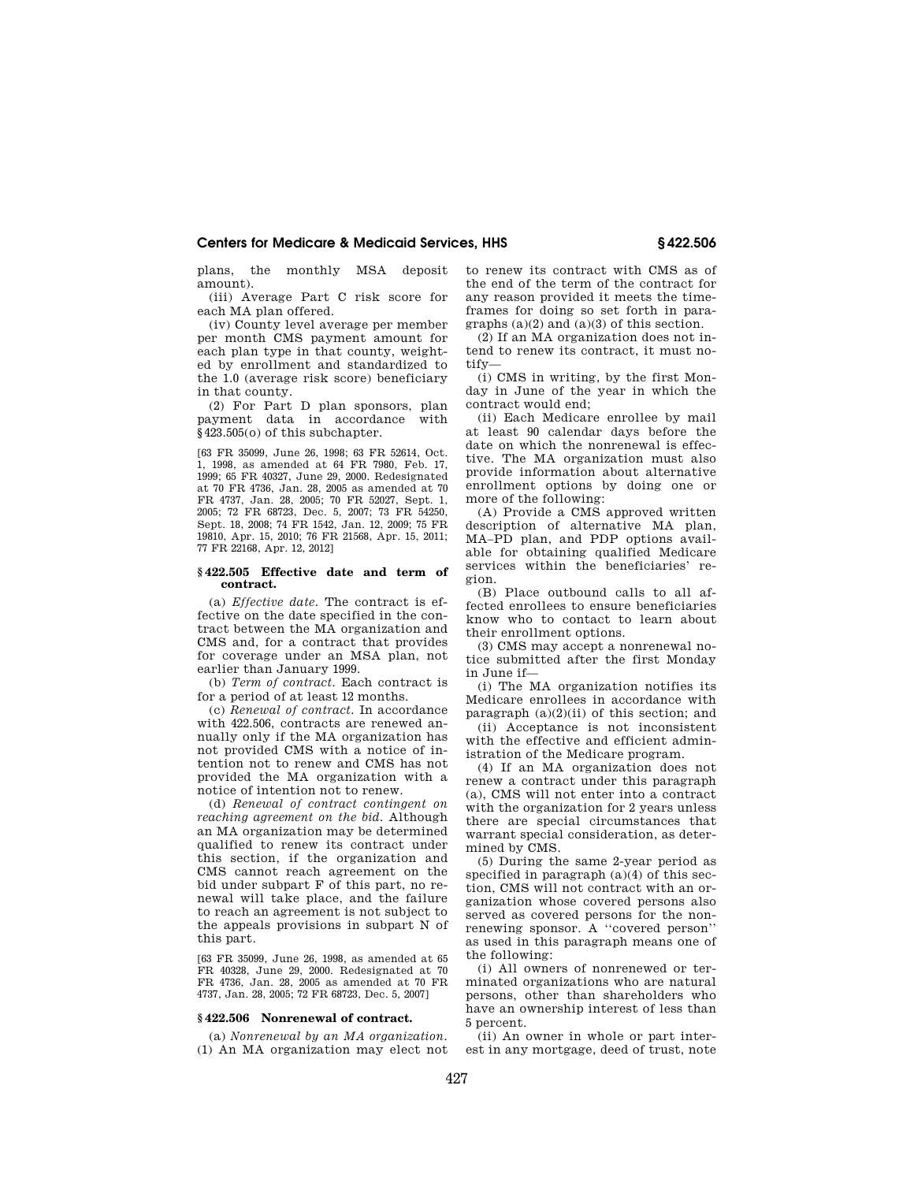plans, the monthly MSA deposit amount).

(iii) Average Part C risk score for each MA plan offered.

(iv) County level average per member per month CMS payment amount for each plan type in that county, weighted by enrollment and standardized to the 1.0 (average risk score) beneficiary in that county.

(2) For Part D plan sponsors, plan payment data in accordance with §423.505(o) of this subchapter.

[63 FR 35099, June 26, 1998; 63 FR 52614, Oct. 1, 1998, as amended at 64 FR 7980, Feb. 17, 1999; 65 FR 40327, June 29, 2000. Redesignated at 70 FR 4736, Jan. 28, 2005 as amended at 70 FR 4737, Jan. 28, 2005; 70 FR 52027, Sept. 1, 2005; 72 FR 68723, Dec. 5, 2007; 73 FR 54250, Sept. 18, 2008; 74 FR 1542, Jan. 12, 2009; 75 FR 19810, Apr. 15, 2010; 76 FR 21568, Apr. 15, 2011; 77 FR 22168, Apr. 12, 2012]

### §422.505 Effective date and term of contract.

(a) *Effective date.* The contract is effective on the date specified in the contract between the MA organization and CMS and, for a contract that provides for coverage under an MSA plan, not earlier than January 1999.

(b) *Term of contract.* Each contract is for a period of at least 12 months.

(c) *Renewal of contract.* In accordance with 422.506, contracts are renewed annually only if the MA organization has not provided CMS with a notice of intention not to renew and CMS has not provided the MA organization with a notice of intention not to renew.

(d) *Renewal of contract contingent on reaching agreement on the bid.* Although an MA organization may be determined qualified to renew its contract under this section, if the organization and CMS cannot reach agreement on the bid under subpart F of this part, no renewal will take place, and the failure to reach an agreement is not subject to the appeals provisions in subpart N of this part.

[63 FR 35099, June 26, 1998, as amended at 65 FR 40328, June 29, 2000. Redesignated at 70 FR 4736, Jan. 28, 2005 as amended at 70 FR 4737, Jan. 28, 2005; 72 FR 68723, Dec. 5, 2007]

### §422.506 Nonrenewal of contract.

(a) *Nonrenewal by an MA organization.* (1) An MA organization may elect not to renew its contract with CMS as of the end of the term of the contract for any reason provided it meets the timeframes for doing so set forth in paragraphs (a)(2) and (a)(3) of this section.

(2) If an MA organization does not intend to renew its contract, it must notify—

(i) CMS in writing, by the first Monday in June of the year in which the contract would end;

(ii) Each Medicare enrollee by mail at least 90 calendar days before the date on which the nonrenewal is effective. The MA organization must also provide information about alternative enrollment options by doing one or more of the following:

(A) Provide a CMS approved written description of alternative MA plan, MA–PD plan, and PDP options available for obtaining qualified Medicare services within the beneficiaries' region.

(B) Place outbound calls to all affected enrollees to ensure beneficiaries know who to contact to learn about their enrollment options.

(3) CMS may accept a nonrenewal notice submitted after the first Monday in June if—

(i) The MA organization notifies its Medicare enrollees in accordance with paragraph (a)(2)(ii) of this section; and

(ii) Acceptance is not inconsistent with the effective and efficient administration of the Medicare program.

(4) If an MA organization does not renew a contract under this paragraph (a), CMS will not enter into a contract with the organization for 2 years unless there are special circumstances that warrant special consideration, as determined by CMS.

(5) During the same 2-year period as specified in paragraph (a)(4) of this section, CMS will not contract with an organization whose covered persons also served as covered persons for the nonrenewing sponsor. A "covered person" as used in this paragraph means one of the following:

(i) All owners of nonrenewed or terminated organizations who are natural persons, other than shareholders who have an ownership interest of less than 5 percent.

(ii) An owner in whole or part interest in any mortgage, deed of trust, note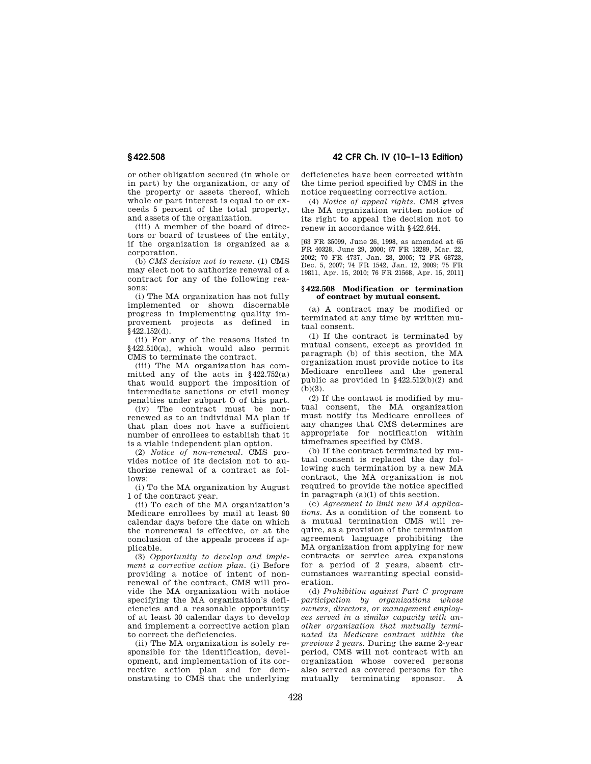or other obligation secured (in whole or in part) by the organization, or any of the property or assets thereof, which whole or part interest is equal to or exceeds 5 percent of the total property, and assets of the organization.

(iii) A member of the board of directors or board of trustees of the entity, if the organization is organized as a corporation.

(b) *CMS decision not to renew.* (1) CMS may elect not to authorize renewal of a contract for any of the following reasons:

(i) The MA organization has not fully implemented or shown discernable progress in implementing quality improvement projects as defined in §422.152(d).

(ii) For any of the reasons listed in §422.510(a), which would also permit CMS to terminate the contract.

(iii) The MA organization has committed any of the acts in §422.752(a) that would support the imposition of intermediate sanctions or civil money penalties under subpart O of this part.

(iv) The contract must be nonrenewed as to an individual MA plan if that plan does not have a sufficient number of enrollees to establish that it is a viable independent plan option.

(2) *Notice of non-renewal.* CMS provides notice of its decision not to authorize renewal of a contract as follows:

(i) To the MA organization by August 1 of the contract year.

(ii) To each of the MA organization's Medicare enrollees by mail at least 90 calendar days before the date on which the nonrenewal is effective, or at the conclusion of the appeals process if applicable.

(3) *Opportunity to develop and implement a corrective action plan.* (i) Before providing a notice of intent of nonrenewal of the contract, CMS will provide the MA organization with notice specifying the MA organization's deficiencies and a reasonable opportunity of at least 30 calendar days to develop and implement a corrective action plan to correct the deficiencies.

(ii) The MA organization is solely responsible for the identification, development, and implementation of its corrective action plan and for demonstrating to CMS that the underlying deficiencies have been corrected within the time period specified by CMS in the notice requesting corrective action.

(4) *Notice of appeal rights.* CMS gives the MA organization written notice of its right to appeal the decision not to renew in accordance with §422.644.

[63 FR 35099, June 26, 1998, as amended at 65 FR 40328, June 29, 2000; 67 FR 13289, Mar. 22, 2002; 70 FR 4737, Jan. 28, 2005; 72 FR 68723, Dec. 5, 2007; 74 FR 1542, Jan. 12, 2009; 75 FR 19811, Apr. 15, 2010; 76 FR 21568, Apr. 15, 2011]

### §422.508 Modification or termination of contract by mutual consent.

(a) A contract may be modified or terminated at any time by written mutual consent.

(1) If the contract is terminated by mutual consent, except as provided in paragraph (b) of this section, the MA organization must provide notice to its Medicare enrollees and the general public as provided in §422.512(b)(2) and (b)(3).

(2) If the contract is modified by mutual consent, the MA organization must notify its Medicare enrollees of any changes that CMS determines are appropriate for notification within timeframes specified by CMS.

(b) If the contract terminated by mutual consent is replaced the day following such termination by a new MA contract, the MA organization is not required to provide the notice specified in paragraph (a)(1) of this section.

(c) *Agreement to limit new MA applications.* As a condition of the consent to a mutual termination CMS will require, as a provision of the termination agreement language prohibiting the MA organization from applying for new contracts or service area expansions for a period of 2 years, absent circumstances warranting special consideration.

(d) *Prohibition against Part C program participation by organizations whose owners, directors, or management employees served in a similar capacity with another organization that mutually terminated its Medicare contract within the previous 2 years.* During the same 2-year period, CMS will not contract with an organization whose covered persons also served as covered persons for the mutually terminating sponsor. A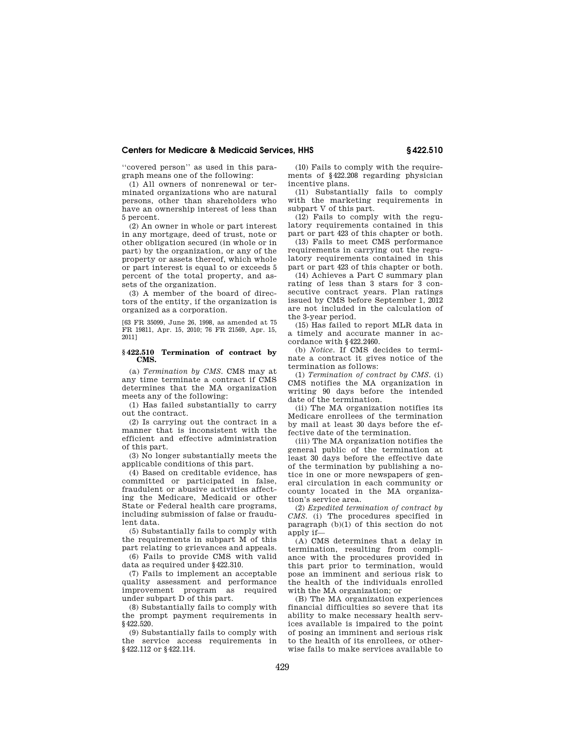''covered person'' as used in this paragraph means one of the following:

(1) All owners of nonrenewal or terminated organizations who are natural persons, other than shareholders who have an ownership interest of less than 5 percent.

(2) An owner in whole or part interest in any mortgage, deed of trust, note or other obligation secured (in whole or in part) by the organization, or any of the property or assets thereof, which whole or part interest is equal to or exceeds 5 percent of the total property, and assets of the organization.

(3) A member of the board of directors of the entity, if the organization is organized as a corporation.

[63 FR 35099, June 26, 1998, as amended at 75 FR 19811, Apr. 15, 2010; 76 FR 21569, Apr. 15, 2011]

### § 422.510 Termination of contract by CMS.

(a) *Termination by CMS.* CMS may at any time terminate a contract if CMS determines that the MA organization meets any of the following:

(1) Has failed substantially to carry out the contract.

(2) Is carrying out the contract in a manner that is inconsistent with the efficient and effective administration of this part.

(3) No longer substantially meets the applicable conditions of this part.

(4) Based on creditable evidence, has committed or participated in false, fraudulent or abusive activities affecting the Medicare, Medicaid or other State or Federal health care programs, including submission of false or fraudulent data.

(5) Substantially fails to comply with the requirements in subpart M of this part relating to grievances and appeals.

(6) Fails to provide CMS with valid data as required under §422.310.

(7) Fails to implement an acceptable quality assessment and performance improvement program as required under subpart D of this part.

(8) Substantially fails to comply with the prompt payment requirements in §422.520.

(9) Substantially fails to comply with the service access requirements in §422.112 or §422.114.

(10) Fails to comply with the requirements of §422.208 regarding physician incentive plans.

(11) Substantially fails to comply with the marketing requirements in subpart V of this part.

(12) Fails to comply with the regulatory requirements contained in this part or part 423 of this chapter or both.

(13) Fails to meet CMS performance requirements in carrying out the regulatory requirements contained in this part or part 423 of this chapter or both.

(14) Achieves a Part C summary plan rating of less than 3 stars for 3 consecutive contract years. Plan ratings issued by CMS before September 1, 2012 are not included in the calculation of the 3-year period.

(15) Has failed to report MLR data in a timely and accurate manner in accordance with §422.2460.

(b) *Notice.* If CMS decides to terminate a contract it gives notice of the termination as follows:

(1) *Termination of contract by CMS.* (i) CMS notifies the MA organization in writing 90 days before the intended date of the termination.

(ii) The MA organization notifies its Medicare enrollees of the termination by mail at least 30 days before the effective date of the termination.

(iii) The MA organization notifies the general public of the termination at least 30 days before the effective date of the termination by publishing a notice in one or more newspapers of general circulation in each community or county located in the MA organization's service area.

(2) *Expedited termination of contract by CMS.* (i) The procedures specified in paragraph (b)(1) of this section do not apply if—

(A) CMS determines that a delay in termination, resulting from compliance with the procedures provided in this part prior to termination, would pose an imminent and serious risk to the health of the individuals enrolled with the MA organization; or

(B) The MA organization experiences financial difficulties so severe that its ability to make necessary health services available is impaired to the point of posing an imminent and serious risk to the health of its enrollees, or otherwise fails to make services available to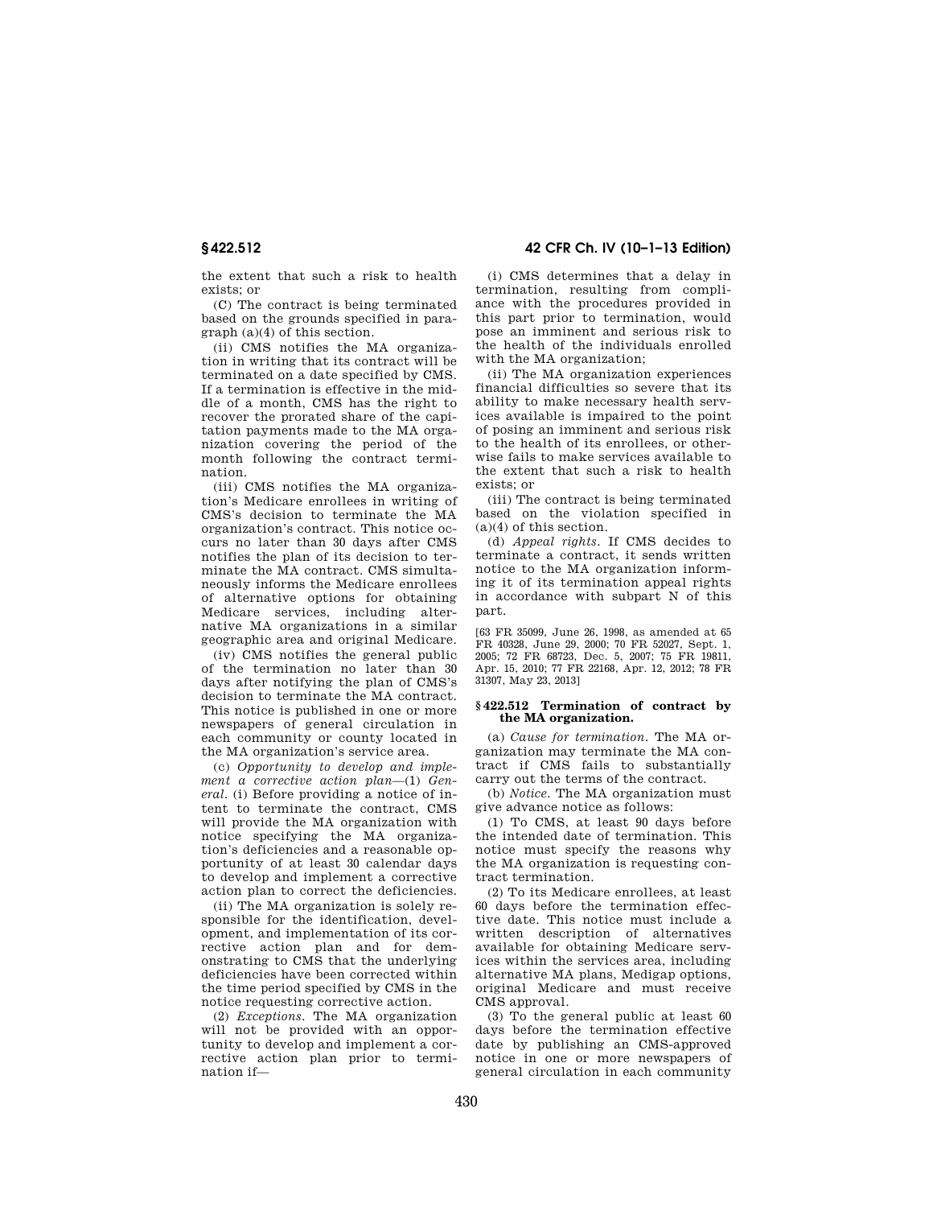the extent that such a risk to health exists; or

(C) The contract is being terminated based on the grounds specified in paragraph (a)(4) of this section.

(ii) CMS notifies the MA organization in writing that its contract will be terminated on a date specified by CMS. If a termination is effective in the middle of a month, CMS has the right to recover the prorated share of the capitation payments made to the MA organization covering the period of the month following the contract termination.

(iii) CMS notifies the MA organization's Medicare enrollees in writing of CMS's decision to terminate the MA organization's contract. This notice occurs no later than 30 days after CMS notifies the plan of its decision to terminate the MA contract. CMS simultaneously informs the Medicare enrollees of alternative options for obtaining Medicare services, including alternative MA organizations in a similar geographic area and original Medicare.

(iv) CMS notifies the general public of the termination no later than 30 days after notifying the plan of CMS's decision to terminate the MA contract. This notice is published in one or more newspapers of general circulation in each community or county located in the MA organization's service area.

(c) *Opportunity to develop and implement a corrective action plan*—(1) *General.* (i) Before providing a notice of intent to terminate the contract, CMS will provide the MA organization with notice specifying the MA organization's deficiencies and a reasonable opportunity of at least 30 calendar days to develop and implement a corrective action plan to correct the deficiencies.

(ii) The MA organization is solely responsible for the identification, development, and implementation of its corrective action plan and for demonstrating to CMS that the underlying deficiencies have been corrected within the time period specified by CMS in the notice requesting corrective action.

(2) *Exceptions.* The MA organization will not be provided with an opportunity to develop and implement a corrective action plan prior to termination if—

(i) CMS determines that a delay in termination, resulting from compliance with the procedures provided in this part prior to termination, would pose an imminent and serious risk to the health of the individuals enrolled with the MA organization;

(ii) The MA organization experiences financial difficulties so severe that its ability to make necessary health services available is impaired to the point of posing an imminent and serious risk to the health of its enrollees, or otherwise fails to make services available to the extent that such a risk to health exists; or

(iii) The contract is being terminated based on the violation specified in (a)(4) of this section.

(d) *Appeal rights.* If CMS decides to terminate a contract, it sends written notice to the MA organization informing it of its termination appeal rights in accordance with subpart N of this part.

[63 FR 35099, June 26, 1998, as amended at 65 FR 40328, June 29, 2000; 70 FR 52027, Sept. 1, 2005; 72 FR 68723, Dec. 5, 2007; 75 FR 19811, Apr. 15, 2010; 77 FR 22168, Apr. 12, 2012; 78 FR 31307, May 23, 2013]

## § 422.512 Termination of contract by the MA organization.

(a) *Cause for termination.* The MA organization may terminate the MA contract if CMS fails to substantially carry out the terms of the contract.

(b) *Notice.* The MA organization must give advance notice as follows:

(1) To CMS, at least 90 days before the intended date of termination. This notice must specify the reasons why the MA organization is requesting contract termination.

(2) To its Medicare enrollees, at least 60 days before the termination effective date. This notice must include a written description of alternatives available for obtaining Medicare services within the services area, including alternative MA plans, Medigap options, original Medicare and must receive CMS approval.

(3) To the general public at least 60 days before the termination effective date by publishing an CMS-approved notice in one or more newspapers of general circulation in each community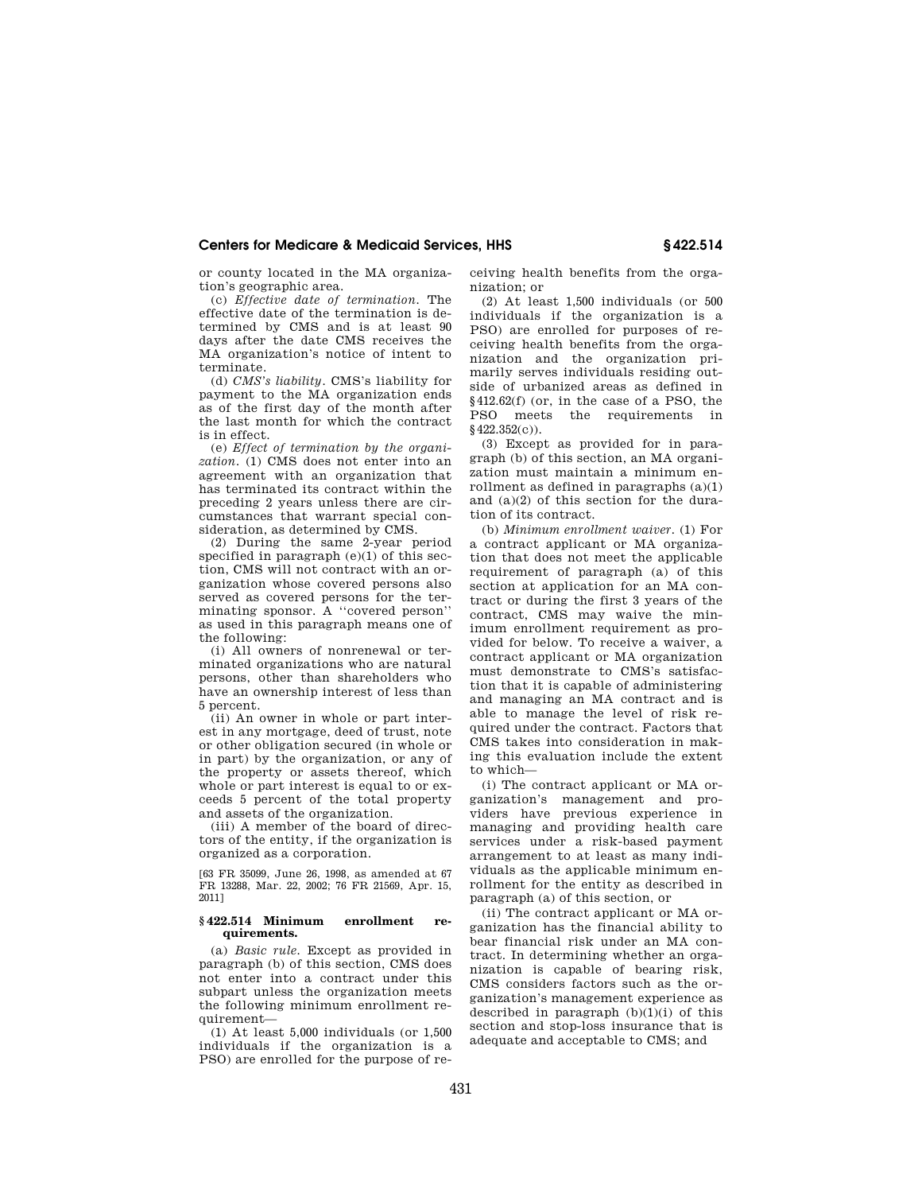or county located in the MA organization's geographic area.

(c) *Effective date of termination.* The effective date of the termination is determined by CMS and is at least 90 days after the date CMS receives the MA organization's notice of intent to terminate.

(d) *CMS's liability.* CMS's liability for payment to the MA organization ends as of the first day of the month after the last month for which the contract is in effect.

(e) *Effect of termination by the organization.* (1) CMS does not enter into an agreement with an organization that has terminated its contract within the preceding 2 years unless there are circumstances that warrant special consideration, as determined by CMS.

(2) During the same 2-year period specified in paragraph (e)(1) of this section, CMS will not contract with an organization whose covered persons also served as covered persons for the terminating sponsor. A "covered person" as used in this paragraph means one of the following:

(i) All owners of nonrenewal or terminated organizations who are natural persons, other than shareholders who have an ownership interest of less than 5 percent.

(ii) An owner in whole or part interest in any mortgage, deed of trust, note or other obligation secured (in whole or in part) by the organization, or any of the property or assets thereof, which whole or part interest is equal to or exceeds 5 percent of the total property and assets of the organization.

(iii) A member of the board of directors of the entity, if the organization is organized as a corporation.

[63 FR 35099, June 26, 1998, as amended at 67 FR 13288, Mar. 22, 2002; 76 FR 21569, Apr. 15, 2011]

### § 422.514 Minimum enrollment requirements.

(a) *Basic rule.* Except as provided in paragraph (b) of this section, CMS does not enter into a contract under this subpart unless the organization meets the following minimum enrollment requirement—

(1) At least 5,000 individuals (or 1,500 individuals if the organization is a PSO) are enrolled for the purpose of receiving health benefits from the organization; or

(2) At least 1,500 individuals (or 500 individuals if the organization is a PSO) are enrolled for purposes of receiving health benefits from the organization and the organization primarily serves individuals residing outside of urbanized areas as defined in §412.62(f) (or, in the case of a PSO, the PSO meets the requirements in §422.352(c)).

(3) Except as provided for in paragraph (b) of this section, an MA organization must maintain a minimum enrollment as defined in paragraphs (a)(1) and (a)(2) of this section for the duration of its contract.

(b) *Minimum enrollment waiver.* (1) For a contract applicant or MA organization that does not meet the applicable requirement of paragraph (a) of this section at application for an MA contract or during the first 3 years of the contract, CMS may waive the minimum enrollment requirement as provided for below. To receive a waiver, a contract applicant or MA organization must demonstrate to CMS's satisfaction that it is capable of administering and managing an MA contract and is able to manage the level of risk required under the contract. Factors that CMS takes into consideration in making this evaluation include the extent to which—

(i) The contract applicant or MA organization's management and providers have previous experience in managing and providing health care services under a risk-based payment arrangement to at least as many individuals as the applicable minimum enrollment for the entity as described in paragraph (a) of this section, or

(ii) The contract applicant or MA organization has the financial ability to bear financial risk under an MA contract. In determining whether an organization is capable of bearing risk, CMS considers factors such as the organization's management experience as described in paragraph (b)(1)(i) of this section and stop-loss insurance that is adequate and acceptable to CMS; and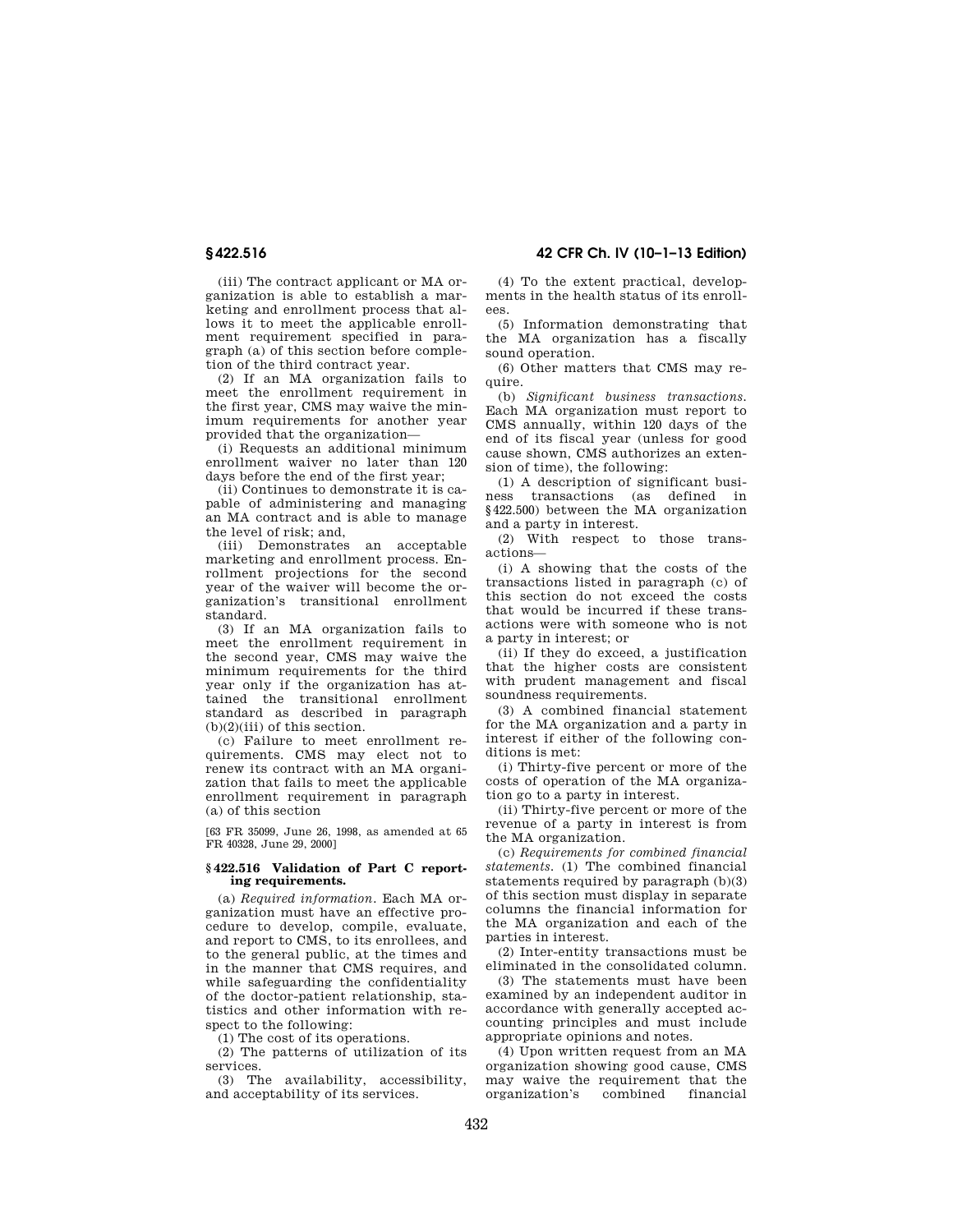(iii) The contract applicant or MA organization is able to establish a marketing and enrollment process that allows it to meet the applicable enrollment requirement specified in paragraph (a) of this section before completion of the third contract year.

(2) If an MA organization fails to meet the enrollment requirement in the first year, CMS may waive the minimum requirements for another year provided that the organization—

(i) Requests an additional minimum enrollment waiver no later than 120 days before the end of the first year;

(ii) Continues to demonstrate it is capable of administering and managing an MA contract and is able to manage the level of risk; and,

(iii) Demonstrates an acceptable marketing and enrollment process. Enrollment projections for the second year of the waiver will become the organization's transitional enrollment standard.

(3) If an MA organization fails to meet the enrollment requirement in the second year, CMS may waive the minimum requirements for the third year only if the organization has attained the transitional enrollment standard as described in paragraph (b)(2)(iii) of this section.

(c) Failure to meet enrollment requirements. CMS may elect not to renew its contract with an MA organization that fails to meet the applicable enrollment requirement in paragraph (a) of this section

[63 FR 35099, June 26, 1998, as amended at 65 FR 40328, June 29, 2000]

### § 422.516 Validation of Part C reporting requirements.

(a) *Required information*. Each MA organization must have an effective procedure to develop, compile, evaluate, and report to CMS, to its enrollees, and to the general public, at the times and in the manner that CMS requires, and while safeguarding the confidentiality of the doctor-patient relationship, statistics and other information with respect to the following:

(1) The cost of its operations.

(2) The patterns of utilization of its services.

(3) The availability, accessibility, and acceptability of its services.

(4) To the extent practical, developments in the health status of its enrollees.

(5) Information demonstrating that the MA organization has a fiscally sound operation.

(6) Other matters that CMS may require.

(b) *Significant business transactions*. Each MA organization must report to CMS annually, within 120 days of the end of its fiscal year (unless for good cause shown, CMS authorizes an extension of time), the following:

(1) A description of significant business transactions (as defined in §422.500) between the MA organization and a party in interest.

(2) With respect to those transactions—

(i) A showing that the costs of the transactions listed in paragraph (c) of this section do not exceed the costs that would be incurred if these transactions were with someone who is not a party in interest; or

(ii) If they do exceed, a justification that the higher costs are consistent with prudent management and fiscal soundness requirements.

(3) A combined financial statement for the MA organization and a party in interest if either of the following conditions is met:

(i) Thirty-five percent or more of the costs of operation of the MA organization go to a party in interest.

(ii) Thirty-five percent or more of the revenue of a party in interest is from the MA organization.

(c) *Requirements for combined financial statements*. (1) The combined financial statements required by paragraph (b)(3) of this section must display in separate columns the financial information for the MA organization and each of the parties in interest.

(2) Inter-entity transactions must be eliminated in the consolidated column.

(3) The statements must have been examined by an independent auditor in accordance with generally accepted accounting principles and must include appropriate opinions and notes.

(4) Upon written request from an MA organization showing good cause, CMS may waive the requirement that the organization's combined financial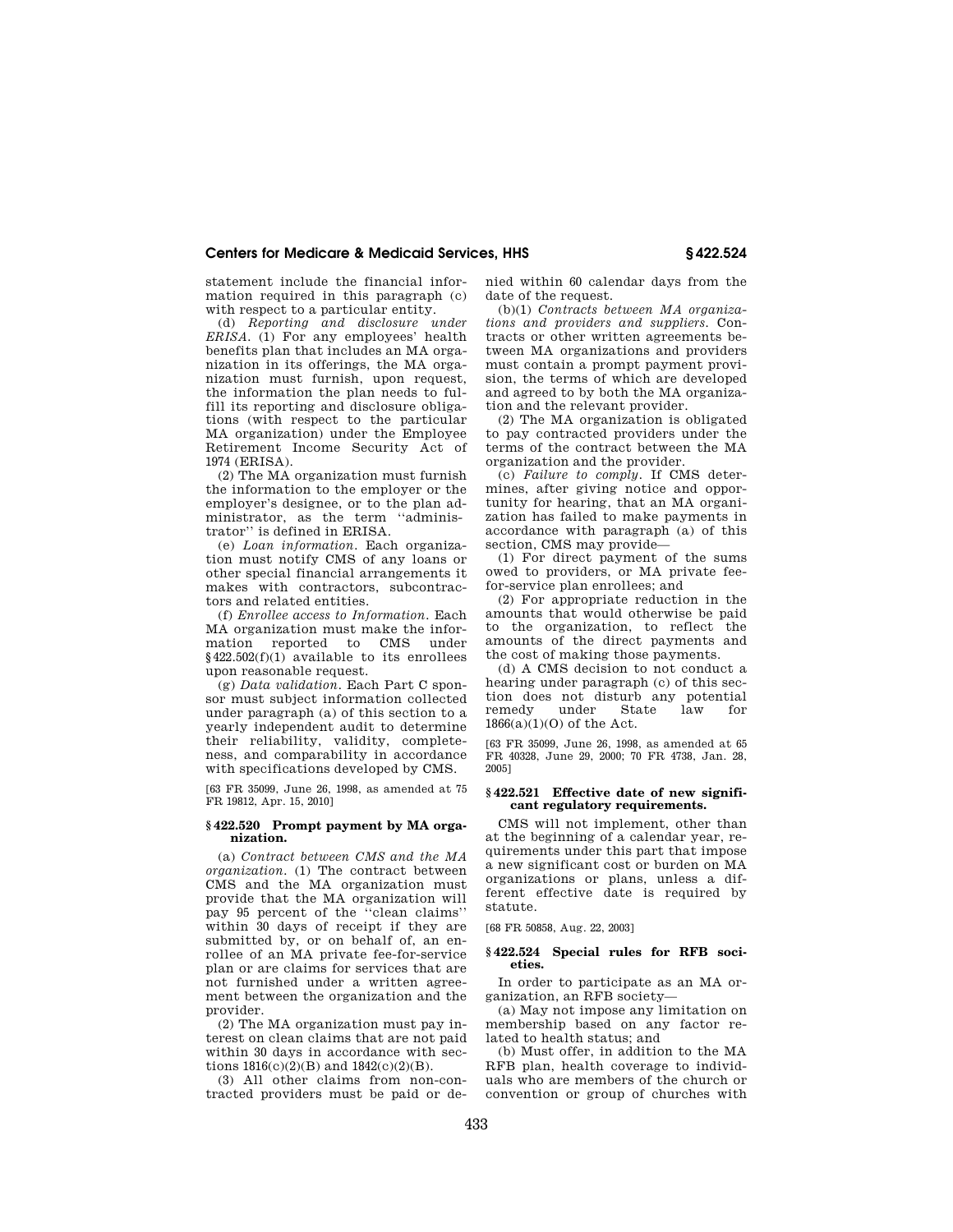statement include the financial information required in this paragraph (c) with respect to a particular entity.

(d) *Reporting and disclosure under ERISA.* (1) For any employees' health benefits plan that includes an MA organization in its offerings, the MA organization must furnish, upon request, the information the plan needs to fulfill its reporting and disclosure obligations (with respect to the particular MA organization) under the Employee Retirement Income Security Act of 1974 (ERISA).

(2) The MA organization must furnish the information to the employer or the employer's designee, or to the plan administrator, as the term "administrator" is defined in ERISA.

(e) *Loan information.* Each organization must notify CMS of any loans or other special financial arrangements it makes with contractors, subcontractors and related entities.

(f) *Enrollee access to Information.* Each MA organization must make the information reported to CMS under §422.502(f)(1) available to its enrollees upon reasonable request.

(g) *Data validation.* Each Part C sponsor must subject information collected under paragraph (a) of this section to a yearly independent audit to determine their reliability, validity, completeness, and comparability in accordance with specifications developed by CMS.

[63 FR 35099, June 26, 1998, as amended at 75 FR 19812, Apr. 15, 2010]

### §422.520 Prompt payment by MA organization.

(a) *Contract between CMS and the MA organization.* (1) The contract between CMS and the MA organization must provide that the MA organization will pay 95 percent of the "clean claims" within 30 days of receipt if they are submitted by, or on behalf of, an enrollee of an MA private fee-for-service plan or are claims for services that are not furnished under a written agreement between the organization and the provider.

(2) The MA organization must pay interest on clean claims that are not paid within 30 days in accordance with sections 1816(c)(2)(B) and 1842(c)(2)(B).

(3) All other claims from non-contracted providers must be paid or denied within 60 calendar days from the date of the request.

(b)(1) *Contracts between MA organizations and providers and suppliers.* Contracts or other written agreements between MA organizations and providers must contain a prompt payment provision, the terms of which are developed and agreed to by both the MA organization and the relevant provider.

(2) The MA organization is obligated to pay contracted providers under the terms of the contract between the MA organization and the provider.

(c) *Failure to comply.* If CMS determines, after giving notice and opportunity for hearing, that an MA organization has failed to make payments in accordance with paragraph (a) of this section, CMS may provide—

(1) For direct payment of the sums owed to providers, or MA private fee-for-service plan enrollees; and

(2) For appropriate reduction in the amounts that would otherwise be paid to the organization, to reflect the amounts of the direct payments and the cost of making those payments.

(d) A CMS decision to not conduct a hearing under paragraph (c) of this section does not disturb any potential remedy under State law for 1866(a)(1)(O) of the Act.

[63 FR 35099, June 26, 1998, as amended at 65 FR 40328, June 29, 2000; 70 FR 4738, Jan. 28, 2005]

### §422.521 Effective date of new significant regulatory requirements.

CMS will not implement, other than at the beginning of a calendar year, requirements under this part that impose a new significant cost or burden on MA organizations or plans, unless a different effective date is required by statute.

[68 FR 50858, Aug. 22, 2003]

### §422.524 Special rules for RFB societies.

In order to participate as an MA organization, an RFB society—

(a) May not impose any limitation on membership based on any factor related to health status; and

(b) Must offer, in addition to the MA RFB plan, health coverage to individuals who are members of the church or convention or group of churches with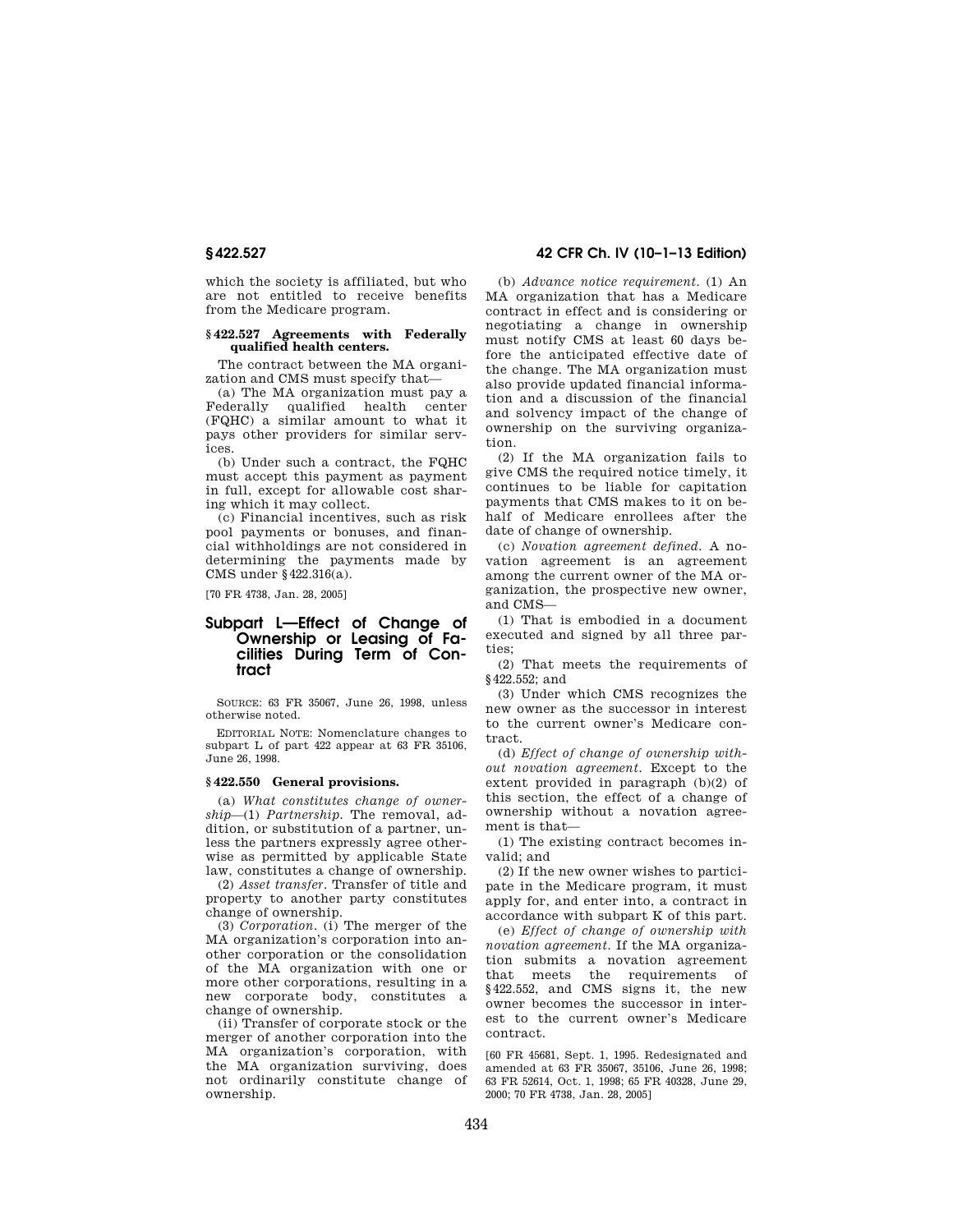which the society is affiliated, but who are not entitled to receive benefits from the Medicare program.

**§ 422.527 Agreements with Federally qualified health centers.**

The contract between the MA organization and CMS must specify that—

(a) The MA organization must pay a Federally qualified health center (FQHC) a similar amount to what it pays other providers for similar services.

(b) Under such a contract, the FQHC must accept this payment as payment in full, except for allowable cost sharing which it may collect.

(c) Financial incentives, such as risk pool payments or bonuses, and financial withholdings are not considered in determining the payments made by CMS under § 422.316(a).

[70 FR 4738, Jan. 28, 2005]

## Subpart L—Effect of Change of Ownership or Leasing of Facilities During Term of Contract

SOURCE: 63 FR 35067, June 26, 1998, unless otherwise noted.

EDITORIAL NOTE: Nomenclature changes to subpart L of part 422 appear at 63 FR 35106, June 26, 1998.

**§ 422.550 General provisions.**

(a) *What constitutes change of ownership*—(1) *Partnership.* The removal, addition, or substitution of a partner, unless the partners expressly agree otherwise as permitted by applicable State law, constitutes a change of ownership.

(2) *Asset transfer.* Transfer of title and property to another party constitutes change of ownership.

(3) *Corporation.* (i) The merger of the MA organization's corporation into another corporation or the consolidation of the MA organization with one or more other corporations, resulting in a new corporate body, constitutes a change of ownership.

(ii) Transfer of corporate stock or the merger of another corporation into the MA organization's corporation, with the MA organization surviving, does not ordinarily constitute change of ownership.

(b) *Advance notice requirement.* (1) An MA organization that has a Medicare contract in effect and is considering or negotiating a change in ownership must notify CMS at least 60 days before the anticipated effective date of the change. The MA organization must also provide updated financial information and a discussion of the financial and solvency impact of the change of ownership on the surviving organization.

(2) If the MA organization fails to give CMS the required notice timely, it continues to be liable for capitation payments that CMS makes to it on behalf of Medicare enrollees after the date of change of ownership.

(c) *Novation agreement defined.* A novation agreement is an agreement among the current owner of the MA organization, the prospective new owner, and CMS—

(1) That is embodied in a document executed and signed by all three parties;

(2) That meets the requirements of § 422.552; and

(3) Under which CMS recognizes the new owner as the successor in interest to the current owner's Medicare contract.

(d) *Effect of change of ownership without novation agreement.* Except to the extent provided in paragraph (b)(2) of this section, the effect of a change of ownership without a novation agreement is that—

(1) The existing contract becomes invalid; and

(2) If the new owner wishes to participate in the Medicare program, it must apply for, and enter into, a contract in accordance with subpart K of this part.

(e) *Effect of change of ownership with novation agreement.* If the MA organization submits a novation agreement that meets the requirements of § 422.552, and CMS signs it, the new owner becomes the successor in interest to the current owner's Medicare contract.

[60 FR 45681, Sept. 1, 1995. Redesignated and amended at 63 FR 35067, 35106, June 26, 1998; 63 FR 52614, Oct. 1, 1998; 65 FR 40328, June 29, 2000; 70 FR 4738, Jan. 28, 2005]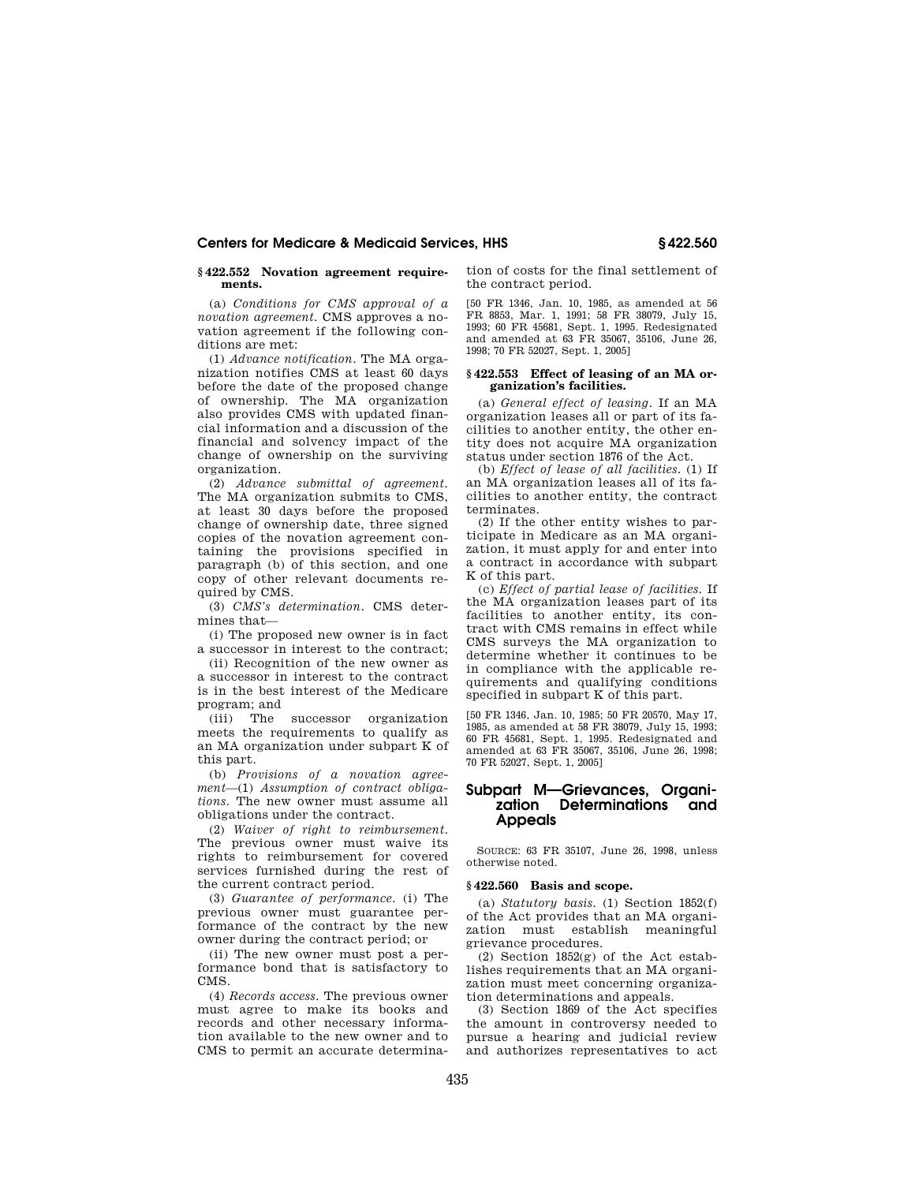### § 422.552 Novation agreement requirements.

(a) *Conditions for CMS approval of a novation agreement.* CMS approves a novation agreement if the following conditions are met:

(1) *Advance notification.* The MA organization notifies CMS at least 60 days before the date of the proposed change of ownership. The MA organization also provides CMS with updated financial information and a discussion of the financial and solvency impact of the change of ownership on the surviving organization.

(2) *Advance submittal of agreement.* The MA organization submits to CMS, at least 30 days before the proposed change of ownership date, three signed copies of the novation agreement containing the provisions specified in paragraph (b) of this section, and one copy of other relevant documents required by CMS.

(3) *CMS's determination.* CMS determines that—

(i) The proposed new owner is in fact a successor in interest to the contract;

(ii) Recognition of the new owner as a successor in interest to the contract is in the best interest of the Medicare program; and

(iii) The successor organization meets the requirements to qualify as an MA organization under subpart K of this part.

(b) *Provisions of a novation agreement*—(1) *Assumption of contract obligations.* The new owner must assume all obligations under the contract.

(2) *Waiver of right to reimbursement.* The previous owner must waive its rights to reimbursement for covered services furnished during the rest of the current contract period.

(3) *Guarantee of performance.* (i) The previous owner must guarantee performance of the contract by the new owner during the contract period; or

(ii) The new owner must post a performance bond that is satisfactory to CMS.

(4) *Records access.* The previous owner must agree to make its books and records and other necessary information available to the new owner and to CMS to permit an accurate determination of costs for the final settlement of the contract period.

[50 FR 1346, Jan. 10, 1985, as amended at 56 FR 8853, Mar. 1, 1991; 58 FR 38079, July 15, 1993; 60 FR 45681, Sept. 1, 1995. Redesignated and amended at 63 FR 35067, 35106, June 26, 1998; 70 FR 52027, Sept. 1, 2005]

### § 422.553 Effect of leasing of an MA organization's facilities.

(a) *General effect of leasing.* If an MA organization leases all or part of its facilities to another entity, the other entity does not acquire MA organization status under section 1876 of the Act.

(b) *Effect of lease of all facilities.* (1) If an MA organization leases all of its facilities to another entity, the contract terminates.

(2) If the other entity wishes to participate in Medicare as an MA organization, it must apply for and enter into a contract in accordance with subpart K of this part.

(c) *Effect of partial lease of facilities.* If the MA organization leases part of its facilities to another entity, its contract with CMS remains in effect while CMS surveys the MA organization to determine whether it continues to be in compliance with the applicable requirements and qualifying conditions specified in subpart K of this part.

[50 FR 1346, Jan. 10, 1985; 50 FR 20570, May 17, 1985, as amended at 58 FR 38079, July 15, 1993; 60 FR 45681, Sept. 1, 1995. Redesignated and amended at 63 FR 35067, 35106, June 26, 1998; 70 FR 52027, Sept. 1, 2005]

## Subpart M—Grievances, Organization Determinations and Appeals

SOURCE: 63 FR 35107, June 26, 1998, unless otherwise noted.

### § 422.560 Basis and scope.

(a) *Statutory basis.* (1) Section 1852(f) of the Act provides that an MA organization must establish meaningful grievance procedures.

(2) Section 1852(g) of the Act establishes requirements that an MA organization must meet concerning organization determinations and appeals.

(3) Section 1869 of the Act specifies the amount in controversy needed to pursue a hearing and judicial review and authorizes representatives to act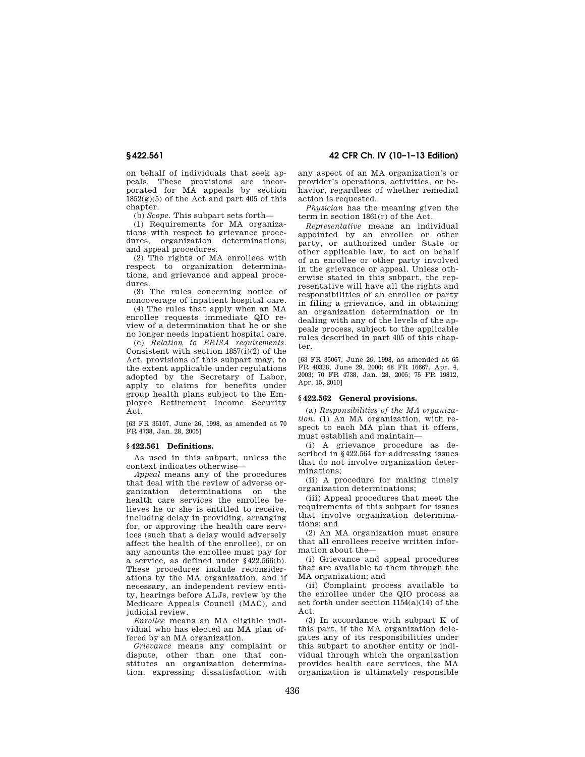on behalf of individuals that seek appeals. These provisions are incorporated for MA appeals by section 1852(g)(5) of the Act and part 405 of this chapter.

(b) *Scope.* This subpart sets forth—

(1) Requirements for MA organizations with respect to grievance procedures, organization determinations, and appeal procedures.

(2) The rights of MA enrollees with respect to organization determinations, and grievance and appeal procedures.

(3) The rules concerning notice of noncoverage of inpatient hospital care.

(4) The rules that apply when an MA enrollee requests immediate QIO review of a determination that he or she no longer needs inpatient hospital care.

(c) *Relation to ERISA requirements.* Consistent with section 1857(i)(2) of the Act, provisions of this subpart may, to the extent applicable under regulations adopted by the Secretary of Labor, apply to claims for benefits under group health plans subject to the Employee Retirement Income Security Act.

[63 FR 35107, June 26, 1998, as amended at 70 FR 4738, Jan. 28, 2005]

### § 422.561 Definitions.

As used in this subpart, unless the context indicates otherwise—

*Appeal* means any of the procedures that deal with the review of adverse organization determinations on the health care services the enrollee believes he or she is entitled to receive, including delay in providing, arranging for, or approving the health care services (such that a delay would adversely affect the health of the enrollee), or on any amounts the enrollee must pay for a service, as defined under § 422.566(b). These procedures include reconsiderations by the MA organization, and if necessary, an independent review entity, hearings before ALJs, review by the Medicare Appeals Council (MAC), and judicial review.

*Enrollee* means an MA eligible individual who has elected an MA plan offered by an MA organization.

*Grievance* means any complaint or dispute, other than one that constitutes an organization determination, expressing dissatisfaction with any aspect of an MA organization's or provider's operations, activities, or behavior, regardless of whether remedial action is requested.

*Physician* has the meaning given the term in section 1861(r) of the Act.

*Representative* means an individual appointed by an enrollee or other party, or authorized under State or other applicable law, to act on behalf of an enrollee or other party involved in the grievance or appeal. Unless otherwise stated in this subpart, the representative will have all the rights and responsibilities of an enrollee or party in filing a grievance, and in obtaining an organization determination or in dealing with any of the levels of the appeals process, subject to the applicable rules described in part 405 of this chapter.

[63 FR 35067, June 26, 1998, as amended at 65 FR 40328, June 29, 2000; 68 FR 16667, Apr. 4, 2003; 70 FR 4738, Jan. 28, 2005; 75 FR 19812, Apr. 15, 2010]

### § 422.562 General provisions.

(a) *Responsibilities of the MA organization.* (1) An MA organization, with respect to each MA plan that it offers, must establish and maintain—

(i) A grievance procedure as described in § 422.564 for addressing issues that do not involve organization determinations;

(ii) A procedure for making timely organization determinations;

(iii) Appeal procedures that meet the requirements of this subpart for issues that involve organization determinations; and

(2) An MA organization must ensure that all enrollees receive written information about the—

(i) Grievance and appeal procedures that are available to them through the MA organization; and

(ii) Complaint process available to the enrollee under the QIO process as set forth under section 1154(a)(14) of the Act.

(3) In accordance with subpart K of this part, if the MA organization delegates any of its responsibilities under this subpart to another entity or individual through which the organization provides health care services, the MA organization is ultimately responsible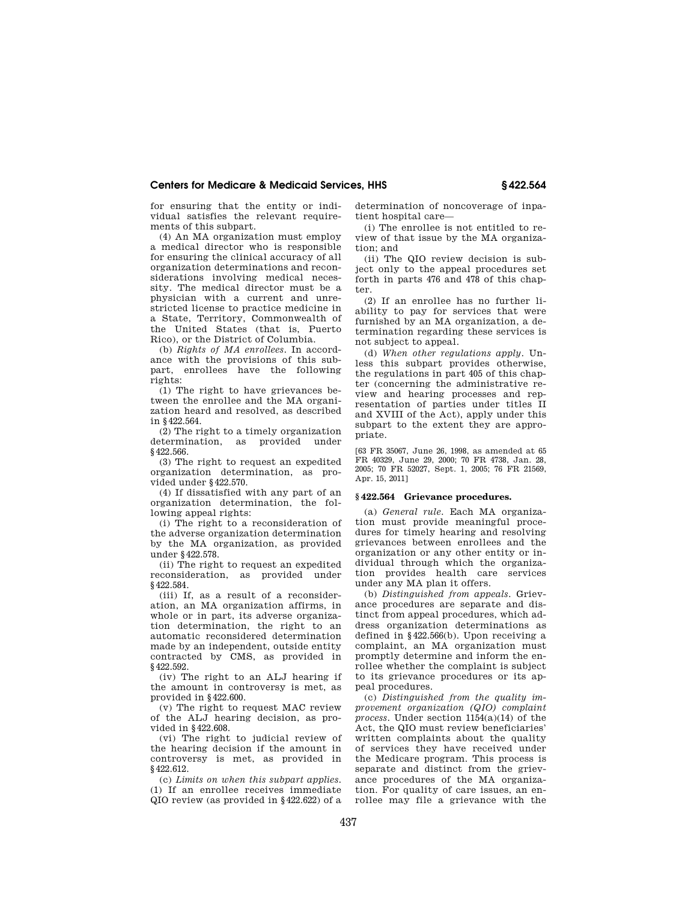for ensuring that the entity or individual satisfies the relevant requirements of this subpart.

(4) An MA organization must employ a medical director who is responsible for ensuring the clinical accuracy of all organization determinations and reconsiderations involving medical necessity. The medical director must be a physician with a current and unrestricted license to practice medicine in a State, Territory, Commonwealth of the United States (that is, Puerto Rico), or the District of Columbia.

(b) *Rights of MA enrollees.* In accordance with the provisions of this subpart, enrollees have the following rights:

(1) The right to have grievances between the enrollee and the MA organization heard and resolved, as described in §422.564.

(2) The right to a timely organization determination, as provided under §422.566.

(3) The right to request an expedited organization determination, as provided under §422.570.

(4) If dissatisfied with any part of an organization determination, the following appeal rights:

(i) The right to a reconsideration of the adverse organization determination by the MA organization, as provided under §422.578.

(ii) The right to request an expedited reconsideration, as provided under §422.584.

(iii) If, as a result of a reconsideration, an MA organization affirms, in whole or in part, its adverse organization determination, the right to an automatic reconsidered determination made by an independent, outside entity contracted by CMS, as provided in §422.592.

(iv) The right to an ALJ hearing if the amount in controversy is met, as provided in §422.600.

(v) The right to request MAC review of the ALJ hearing decision, as provided in §422.608.

(vi) The right to judicial review of the hearing decision if the amount in controversy is met, as provided in §422.612.

(c) *Limits on when this subpart applies.* (1) If an enrollee receives immediate QIO review (as provided in §422.622) of a determination of noncoverage of inpatient hospital care—

(i) The enrollee is not entitled to review of that issue by the MA organization; and

(ii) The QIO review decision is subject only to the appeal procedures set forth in parts 476 and 478 of this chapter.

(2) If an enrollee has no further liability to pay for services that were furnished by an MA organization, a determination regarding these services is not subject to appeal.

(d) *When other regulations apply.* Unless this subpart provides otherwise, the regulations in part 405 of this chapter (concerning the administrative review and hearing processes and representation of parties under titles II and XVIII of the Act), apply under this subpart to the extent they are appropriate.

[63 FR 35067, June 26, 1998, as amended at 65 FR 40329, June 29, 2000; 70 FR 4738, Jan. 28, 2005; 70 FR 52027, Sept. 1, 2005; 76 FR 21569, Apr. 15, 2011]

### §422.564 Grievance procedures.

(a) *General rule.* Each MA organization must provide meaningful procedures for timely hearing and resolving grievances between enrollees and the organization or any other entity or individual through which the organization provides health care services under any MA plan it offers.

(b) *Distinguished from appeals.* Grievance procedures are separate and distinct from appeal procedures, which address organization determinations as defined in §422.566(b). Upon receiving a complaint, an MA organization must promptly determine and inform the enrollee whether the complaint is subject to its grievance procedures or its appeal procedures.

(c) *Distinguished from the quality improvement organization (QIO) complaint process.* Under section 1154(a)(14) of the Act, the QIO must review beneficiaries' written complaints about the quality of services they have received under the Medicare program. This process is separate and distinct from the grievance procedures of the MA organization. For quality of care issues, an enrollee may file a grievance with the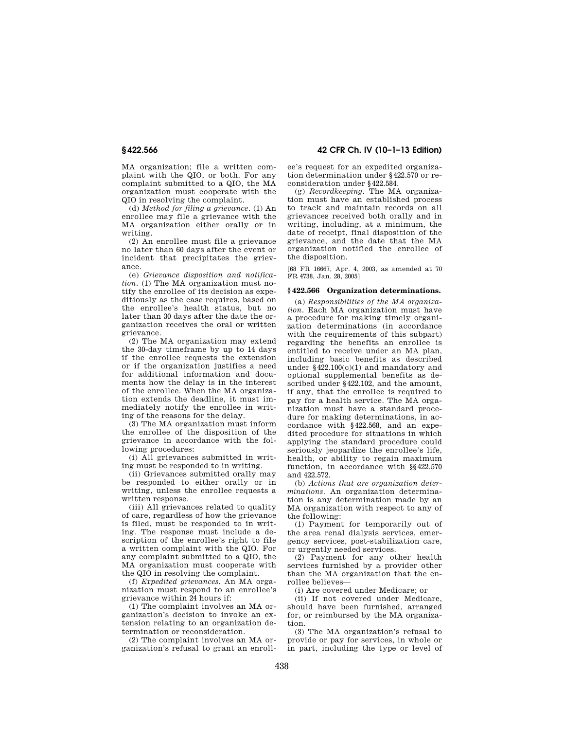MA organization; file a written complaint with the QIO, or both. For any complaint submitted to a QIO, the MA organization must cooperate with the QIO in resolving the complaint.

(d) *Method for filing a grievance.* (1) An enrollee may file a grievance with the MA organization either orally or in writing.

(2) An enrollee must file a grievance no later than 60 days after the event or incident that precipitates the grievance.

(e) *Grievance disposition and notification.* (1) The MA organization must notify the enrollee of its decision as expeditiously as the case requires, based on the enrollee's health status, but no later than 30 days after the date the organization receives the oral or written grievance.

(2) The MA organization may extend the 30-day timeframe by up to 14 days if the enrollee requests the extension or if the organization justifies a need for additional information and documents how the delay is in the interest of the enrollee. When the MA organization extends the deadline, it must immediately notify the enrollee in writing of the reasons for the delay.

(3) The MA organization must inform the enrollee of the disposition of the grievance in accordance with the following procedures:

(i) All grievances submitted in writing must be responded to in writing.

(ii) Grievances submitted orally may be responded to either orally or in writing, unless the enrollee requests a written response.

(iii) All grievances related to quality of care, regardless of how the grievance is filed, must be responded to in writing. The response must include a description of the enrollee's right to file a written complaint with the QIO. For any complaint submitted to a QIO, the MA organization must cooperate with the QIO in resolving the complaint.

(f) *Expedited grievances.* An MA organization must respond to an enrollee's grievance within 24 hours if:

(1) The complaint involves an MA organization's decision to invoke an extension relating to an organization determination or reconsideration.

(2) The complaint involves an MA organization's refusal to grant an enrollee's request for an expedited organization determination under §422.570 or reconsideration under §422.584.

(g) *Recordkeeping.* The MA organization must have an established process to track and maintain records on all grievances received both orally and in writing, including, at a minimum, the date of receipt, final disposition of the grievance, and the date that the MA organization notified the enrollee of the disposition.

[68 FR 16667, Apr. 4, 2003, as amended at 70 FR 4738, Jan. 28, 2005]

### §422.566 Organization determinations.

(a) *Responsibilities of the MA organization.* Each MA organization must have a procedure for making timely organization determinations (in accordance with the requirements of this subpart) regarding the benefits an enrollee is entitled to receive under an MA plan, including basic benefits as described under §422.100(c)(1) and mandatory and optional supplemental benefits as described under §422.102, and the amount, if any, that the enrollee is required to pay for a health service. The MA organization must have a standard procedure for making determinations, in accordance with §422.568, and an expedited procedure for situations in which applying the standard procedure could seriously jeopardize the enrollee's life, health, or ability to regain maximum function, in accordance with §§422.570 and 422.572.

(b) *Actions that are organization determinations.* An organization determination is any determination made by an MA organization with respect to any of the following:

(1) Payment for temporarily out of the area renal dialysis services, emergency services, post-stabilization care, or urgently needed services.

(2) Payment for any other health services furnished by a provider other than the MA organization that the enrollee believes—

(i) Are covered under Medicare; or

(ii) If not covered under Medicare, should have been furnished, arranged for, or reimbursed by the MA organization.

(3) The MA organization's refusal to provide or pay for services, in whole or in part, including the type or level of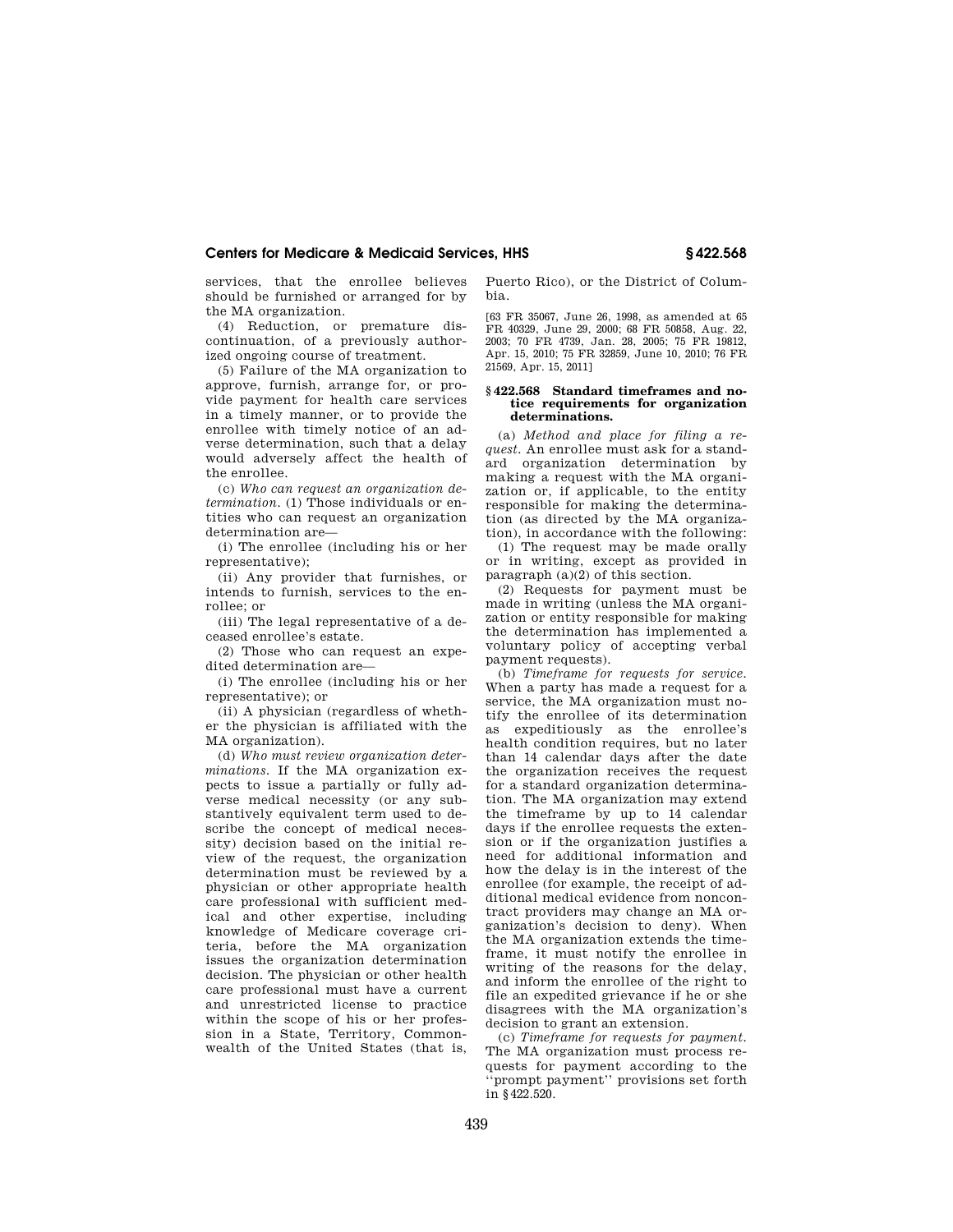services, that the enrollee believes should be furnished or arranged for by the MA organization.

(4) Reduction, or premature discontinuation, of a previously authorized ongoing course of treatment.

(5) Failure of the MA organization to approve, furnish, arrange for, or provide payment for health care services in a timely manner, or to provide the enrollee with timely notice of an adverse determination, such that a delay would adversely affect the health of the enrollee.

(c) *Who can request an organization determination.* (1) Those individuals or entities who can request an organization determination are—

(i) The enrollee (including his or her representative);

(ii) Any provider that furnishes, or intends to furnish, services to the enrollee; or

(iii) The legal representative of a deceased enrollee's estate.

(2) Those who can request an expedited determination are—

(i) The enrollee (including his or her representative); or

(ii) A physician (regardless of whether the physician is affiliated with the MA organization).

(d) *Who must review organization determinations.* If the MA organization expects to issue a partially or fully adverse medical necessity (or any substantively equivalent term used to describe the concept of medical necessity) decision based on the initial review of the request, the organization determination must be reviewed by a physician or other appropriate health care professional with sufficient medical and other expertise, including knowledge of Medicare coverage criteria, before the MA organization issues the organization determination decision. The physician or other health care professional must have a current and unrestricted license to practice within the scope of his or her profession in a State, Territory, Commonwealth of the United States (that is, Puerto Rico), or the District of Columbia.

[63 FR 35067, June 26, 1998, as amended at 65 FR 40329, June 29, 2000; 68 FR 50858, Aug. 22, 2003; 70 FR 4739, Jan. 28, 2005; 75 FR 19812, Apr. 15, 2010; 75 FR 32859, June 10, 2010; 76 FR 21569, Apr. 15, 2011]

### § 422.568 Standard timeframes and notice requirements for organization determinations.

(a) *Method and place for filing a request.* An enrollee must ask for a standard organization determination by making a request with the MA organization or, if applicable, to the entity responsible for making the determination (as directed by the MA organization), in accordance with the following:

(1) The request may be made orally or in writing, except as provided in paragraph (a)(2) of this section.

(2) Requests for payment must be made in writing (unless the MA organization or entity responsible for making the determination has implemented a voluntary policy of accepting verbal payment requests).

(b) *Timeframe for requests for service.* When a party has made a request for a service, the MA organization must notify the enrollee of its determination as expeditiously as the enrollee's health condition requires, but no later than 14 calendar days after the date the organization receives the request for a standard organization determination. The MA organization may extend the timeframe by up to 14 calendar days if the enrollee requests the extension or if the organization justifies a need for additional information and how the delay is in the interest of the enrollee (for example, the receipt of additional medical evidence from noncontract providers may change an MA organization's decision to deny). When the MA organization extends the timeframe, it must notify the enrollee in writing of the reasons for the delay, and inform the enrollee of the right to file an expedited grievance if he or she disagrees with the MA organization's decision to grant an extension.

(c) *Timeframe for requests for payment.* The MA organization must process requests for payment according to the ''prompt payment'' provisions set forth in § 422.520.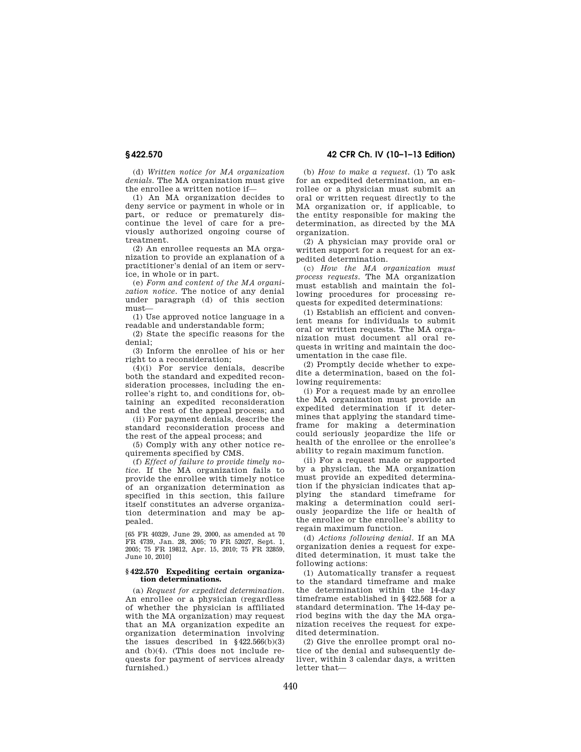(d) *Written notice for MA organization denials.* The MA organization must give the enrollee a written notice if—

(1) An MA organization decides to deny service or payment in whole or in part, or reduce or prematurely discontinue the level of care for a previously authorized ongoing course of treatment.

(2) An enrollee requests an MA organization to provide an explanation of a practitioner's denial of an item or service, in whole or in part.

(e) *Form and content of the MA organization notice.* The notice of any denial under paragraph (d) of this section must—

(1) Use approved notice language in a readable and understandable form;

(2) State the specific reasons for the denial;

(3) Inform the enrollee of his or her right to a reconsideration;

(4)(i) For service denials, describe both the standard and expedited reconsideration processes, including the enrollee's right to, and conditions for, obtaining an expedited reconsideration and the rest of the appeal process; and

(ii) For payment denials, describe the standard reconsideration process and the rest of the appeal process; and

(5) Comply with any other notice requirements specified by CMS.

(f) *Effect of failure to provide timely notice.* If the MA organization fails to provide the enrollee with timely notice of an organization determination as specified in this section, this failure itself constitutes an adverse organization determination and may be appealed.

[65 FR 40329, June 29, 2000, as amended at 70 FR 4739, Jan. 28, 2005; 70 FR 52027, Sept. 1, 2005; 75 FR 19812, Apr. 15, 2010; 75 FR 32859, June 10, 2010]

### § 422.570 Expediting certain organization determinations.

(a) *Request for expedited determination.* An enrollee or a physician (regardless of whether the physician is affiliated with the MA organization) may request that an MA organization expedite an organization determination involving the issues described in §422.566(b)(3) and (b)(4). (This does not include requests for payment of services already furnished.)

(b) *How to make a request.* (1) To ask for an expedited determination, an enrollee or a physician must submit an oral or written request directly to the MA organization or, if applicable, to the entity responsible for making the determination, as directed by the MA organization.

(2) A physician may provide oral or written support for a request for an expedited determination.

(c) *How the MA organization must process requests.* The MA organization must establish and maintain the following procedures for processing requests for expedited determinations:

(1) Establish an efficient and convenient means for individuals to submit oral or written requests. The MA organization must document all oral requests in writing and maintain the documentation in the case file.

(2) Promptly decide whether to expedite a determination, based on the following requirements:

(i) For a request made by an enrollee the MA organization must provide an expedited determination if it determines that applying the standard timeframe for making a determination could seriously jeopardize the life or health of the enrollee or the enrollee's ability to regain maximum function.

(ii) For a request made or supported by a physician, the MA organization must provide an expedited determination if the physician indicates that applying the standard timeframe for making a determination could seriously jeopardize the life or health of the enrollee or the enrollee's ability to regain maximum function.

(d) *Actions following denial.* If an MA organization denies a request for expedited determination, it must take the following actions:

(1) Automatically transfer a request to the standard timeframe and make the determination within the 14-day timeframe established in §422.568 for a standard determination. The 14-day period begins with the day the MA organization receives the request for expedited determination.

(2) Give the enrollee prompt oral notice of the denial and subsequently deliver, within 3 calendar days, a written letter that—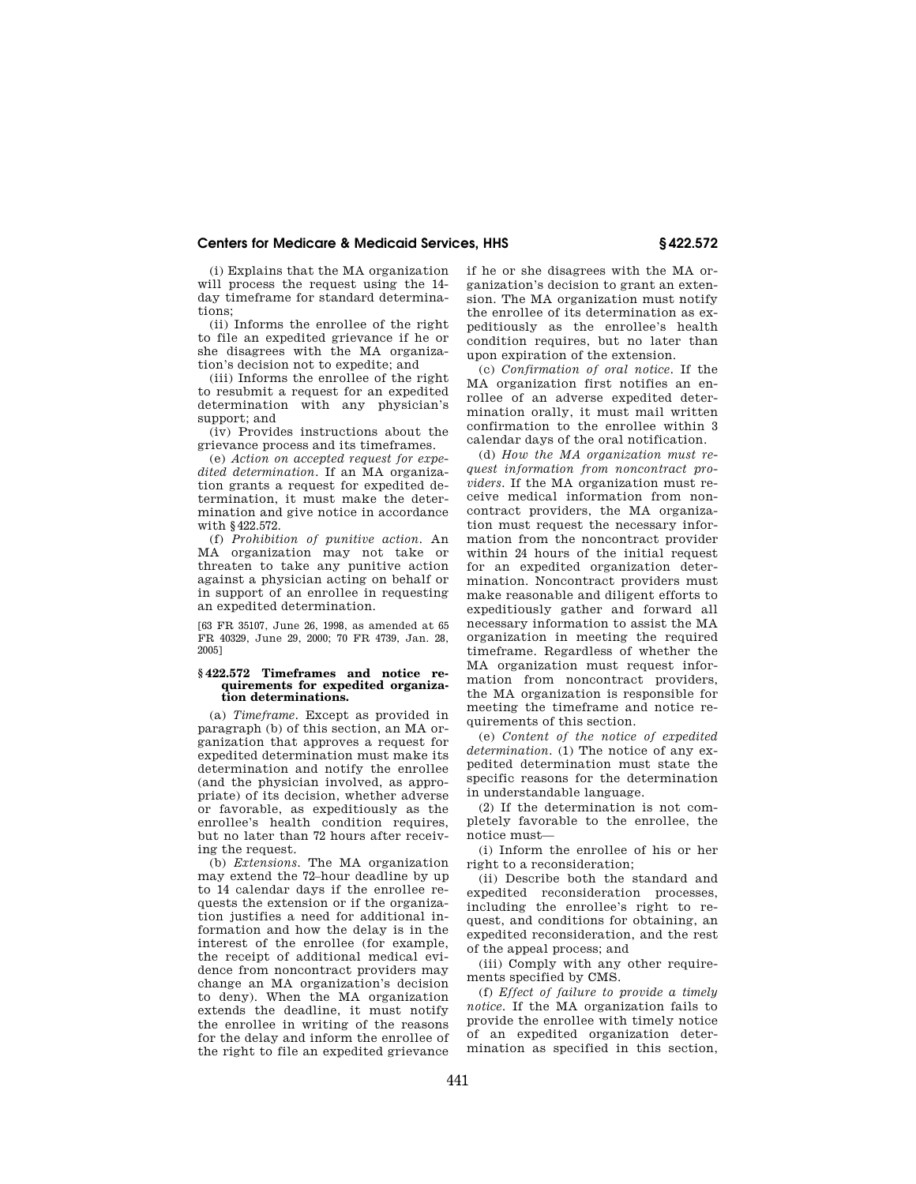(i) Explains that the MA organization will process the request using the 14-day timeframe for standard determinations;

(ii) Informs the enrollee of the right to file an expedited grievance if he or she disagrees with the MA organization's decision not to expedite; and

(iii) Informs the enrollee of the right to resubmit a request for an expedited determination with any physician's support; and

(iv) Provides instructions about the grievance process and its timeframes.

(e) *Action on accepted request for expedited determination.* If an MA organization grants a request for expedited determination, it must make the determination and give notice in accordance with §422.572.

(f) *Prohibition of punitive action.* An MA organization may not take or threaten to take any punitive action against a physician acting on behalf or in support of an enrollee in requesting an expedited determination.

[63 FR 35107, June 26, 1998, as amended at 65 FR 40329, June 29, 2000; 70 FR 4739, Jan. 28, 2005]

## §422.572 Timeframes and notice requirements for expedited organization determinations.

(a) *Timeframe.* Except as provided in paragraph (b) of this section, an MA organization that approves a request for expedited determination must make its determination and notify the enrollee (and the physician involved, as appropriate) of its decision, whether adverse or favorable, as expeditiously as the enrollee's health condition requires, but no later than 72 hours after receiving the request.

(b) *Extensions.* The MA organization may extend the 72–hour deadline by up to 14 calendar days if the enrollee requests the extension or if the organization justifies a need for additional information and how the delay is in the interest of the enrollee (for example, the receipt of additional medical evidence from noncontract providers may change an MA organization's decision to deny). When the MA organization extends the deadline, it must notify the enrollee in writing of the reasons for the delay and inform the enrollee of the right to file an expedited grievance if he or she disagrees with the MA organization's decision to grant an extension. The MA organization must notify the enrollee of its determination as expeditiously as the enrollee's health condition requires, but no later than upon expiration of the extension.

(c) *Confirmation of oral notice.* If the MA organization first notifies an enrollee of an adverse expedited determination orally, it must mail written confirmation to the enrollee within 3 calendar days of the oral notification.

(d) *How the MA organization must request information from noncontract providers.* If the MA organization must receive medical information from noncontract providers, the MA organization must request the necessary information from the noncontract provider within 24 hours of the initial request for an expedited organization determination. Noncontract providers must make reasonable and diligent efforts to expeditiously gather and forward all necessary information to assist the MA organization in meeting the required timeframe. Regardless of whether the MA organization must request information from noncontract providers, the MA organization is responsible for meeting the timeframe and notice requirements of this section.

(e) *Content of the notice of expedited determination.* (1) The notice of any expedited determination must state the specific reasons for the determination in understandable language.

(2) If the determination is not completely favorable to the enrollee, the notice must—

(i) Inform the enrollee of his or her right to a reconsideration;

(ii) Describe both the standard and expedited reconsideration processes, including the enrollee's right to request, and conditions for obtaining, an expedited reconsideration, and the rest of the appeal process; and

(iii) Comply with any other requirements specified by CMS.

(f) *Effect of failure to provide a timely notice.* If the MA organization fails to provide the enrollee with timely notice of an expedited organization determination as specified in this section,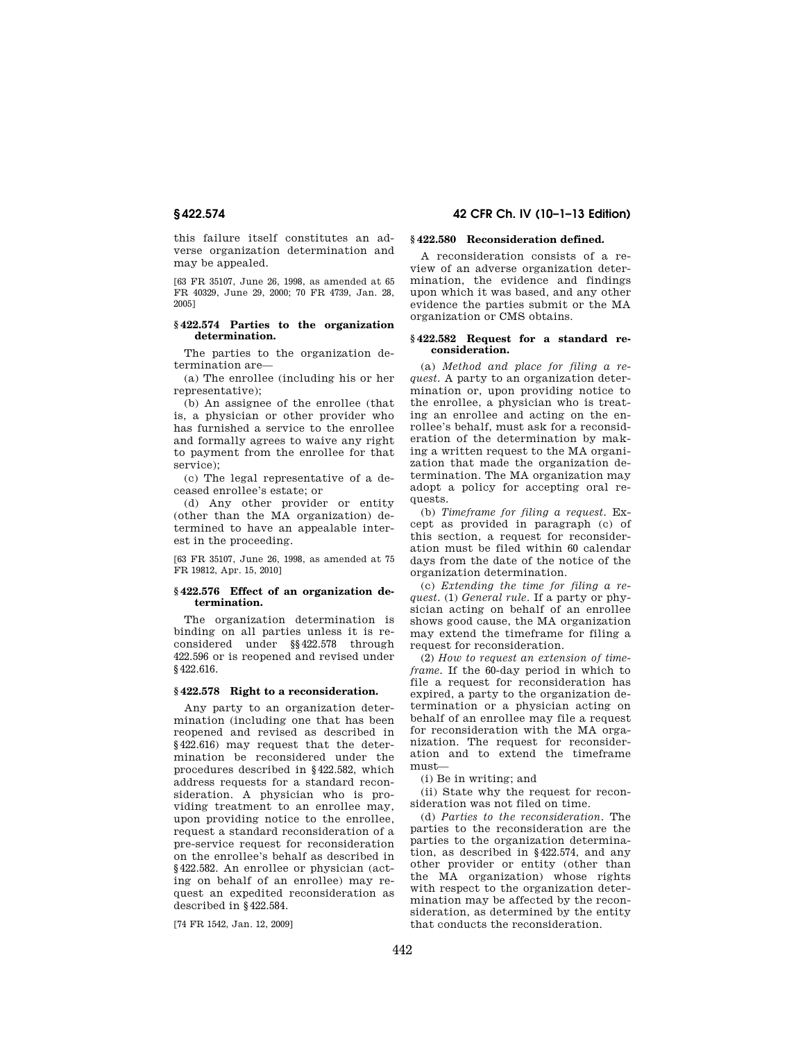this failure itself constitutes an adverse organization determination and may be appealed.

[63 FR 35107, June 26, 1998, as amended at 65 FR 40329, June 29, 2000; 70 FR 4739, Jan. 28, 2005]

### § 422.574 Parties to the organization determination.

The parties to the organization determination are—

(a) The enrollee (including his or her representative);

(b) An assignee of the enrollee (that is, a physician or other provider who has furnished a service to the enrollee and formally agrees to waive any right to payment from the enrollee for that service);

(c) The legal representative of a deceased enrollee's estate; or

(d) Any other provider or entity (other than the MA organization) determined to have an appealable interest in the proceeding.

[63 FR 35107, June 26, 1998, as amended at 75 FR 19812, Apr. 15, 2010]

### § 422.576 Effect of an organization determination.

The organization determination is binding on all parties unless it is reconsidered under §§ 422.578 through 422.596 or is reopened and revised under § 422.616.

### § 422.578 Right to a reconsideration.

Any party to an organization determination (including one that has been reopened and revised as described in § 422.616) may request that the determination be reconsidered under the procedures described in § 422.582, which address requests for a standard reconsideration. A physician who is providing treatment to an enrollee may, upon providing notice to the enrollee, request a standard reconsideration of a pre-service request for reconsideration on the enrollee's behalf as described in § 422.582. An enrollee or physician (acting on behalf of an enrollee) may request an expedited reconsideration as described in § 422.584.

[74 FR 1542, Jan. 12, 2009]

### § 422.580 Reconsideration defined.

A reconsideration consists of a review of an adverse organization determination, the evidence and findings upon which it was based, and any other evidence the parties submit or the MA organization or CMS obtains.

### § 422.582 Request for a standard reconsideration.

(a) *Method and place for filing a request.* A party to an organization determination or, upon providing notice to the enrollee, a physician who is treating an enrollee and acting on the enrollee's behalf, must ask for a reconsideration of the determination by making a written request to the MA organization that made the organization determination. The MA organization may adopt a policy for accepting oral requests.

(b) *Timeframe for filing a request.* Except as provided in paragraph (c) of this section, a request for reconsideration must be filed within 60 calendar days from the date of the notice of the organization determination.

(c) *Extending the time for filing a request.* (1) *General rule.* If a party or physician acting on behalf of an enrollee shows good cause, the MA organization may extend the timeframe for filing a request for reconsideration.

(2) *How to request an extension of timeframe.* If the 60-day period in which to file a request for reconsideration has expired, a party to the organization determination or a physician acting on behalf of an enrollee may file a request for reconsideration with the MA organization. The request for reconsideration and to extend the timeframe must—

(i) Be in writing; and

(ii) State why the request for reconsideration was not filed on time.

(d) *Parties to the reconsideration.* The parties to the reconsideration are the parties to the organization determination, as described in § 422.574, and any other provider or entity (other than the MA organization) whose rights with respect to the organization determination may be affected by the reconsideration, as determined by the entity that conducts the reconsideration.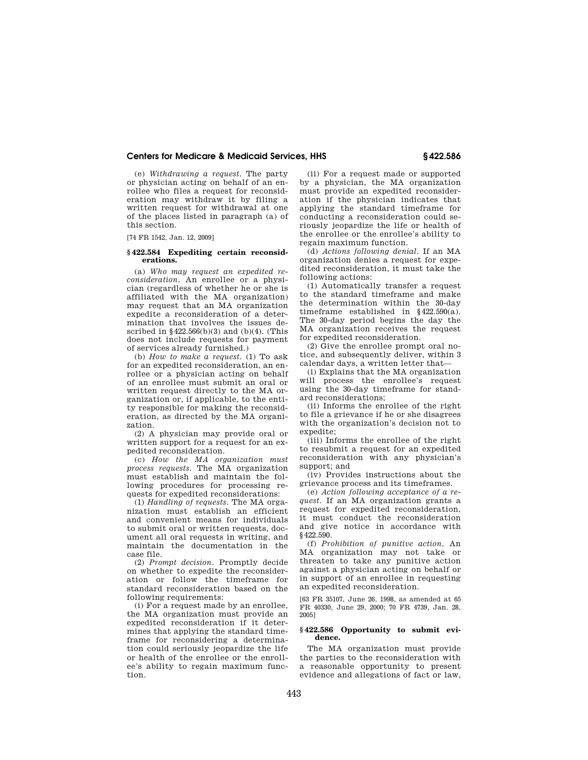(e) *Withdrawing a request.* The party or physician acting on behalf of an enrollee who files a request for reconsideration may withdraw it by filing a written request for withdrawal at one of the places listed in paragraph (a) of this section.

[74 FR 1542, Jan. 12, 2009]

### § 422.584 Expediting certain reconsiderations.

(a) *Who may request an expedited reconsideration.* An enrollee or a physician (regardless of whether he or she is affiliated with the MA organization) may request that an MA organization expedite a reconsideration of a determination that involves the issues described in § 422.566(b)(3) and (b)(4). (This does not include requests for payment of services already furnished.)

(b) *How to make a request.* (1) To ask for an expedited reconsideration, an enrollee or a physician acting on behalf of an enrollee must submit an oral or written request directly to the MA organization or, if applicable, to the entity responsible for making the reconsideration, as directed by the MA organization.

(2) A physician may provide oral or written support for a request for an expedited reconsideration.

(c) *How the MA organization must process requests.* The MA organization must establish and maintain the following procedures for processing requests for expedited reconsiderations:

(1) *Handling of requests.* The MA organization must establish an efficient and convenient means for individuals to submit oral or written requests, document all oral requests in writing, and maintain the documentation in the case file.

(2) *Prompt decision.* Promptly decide on whether to expedite the reconsideration or follow the timeframe for standard reconsideration based on the following requirements:

(i) For a request made by an enrollee, the MA organization must provide an expedited reconsideration if it determines that applying the standard timeframe for reconsidering a determination could seriously jeopardize the life or health of the enrollee or the enrollee's ability to regain maximum function.

(ii) For a request made or supported by a physician, the MA organization must provide an expedited reconsideration if the physician indicates that applying the standard timeframe for conducting a reconsideration could seriously jeopardize the life or health of the enrollee or the enrollee's ability to regain maximum function.

(d) *Actions following denial.* If an MA organization denies a request for expedited reconsideration, it must take the following actions:

(1) Automatically transfer a request to the standard timeframe and make the determination within the 30-day timeframe established in § 422.590(a). The 30-day period begins the day the MA organization receives the request for expedited reconsideration.

(2) Give the enrollee prompt oral notice, and subsequently deliver, within 3 calendar days, a written letter that—

(i) Explains that the MA organization will process the enrollee's request using the 30-day timeframe for standard reconsiderations;

(ii) Informs the enrollee of the right to file a grievance if he or she disagrees with the organization's decision not to expedite;

(iii) Informs the enrollee of the right to resubmit a request for an expedited reconsideration with any physician's support; and

(iv) Provides instructions about the grievance process and its timeframes.

(e) *Action following acceptance of a request.* If an MA organization grants a request for expedited reconsideration, it must conduct the reconsideration and give notice in accordance with § 422.590.

(f) *Prohibition of punitive action.* An MA organization may not take or threaten to take any punitive action against a physician acting on behalf or in support of an enrollee in requesting an expedited reconsideration.

[63 FR 35107, June 26, 1998, as amended at 65 FR 40330, June 29, 2000; 70 FR 4739, Jan. 28, 2005]

### § 422.586 Opportunity to submit evidence.

The MA organization must provide the parties to the reconsideration with a reasonable opportunity to present evidence and allegations of fact or law,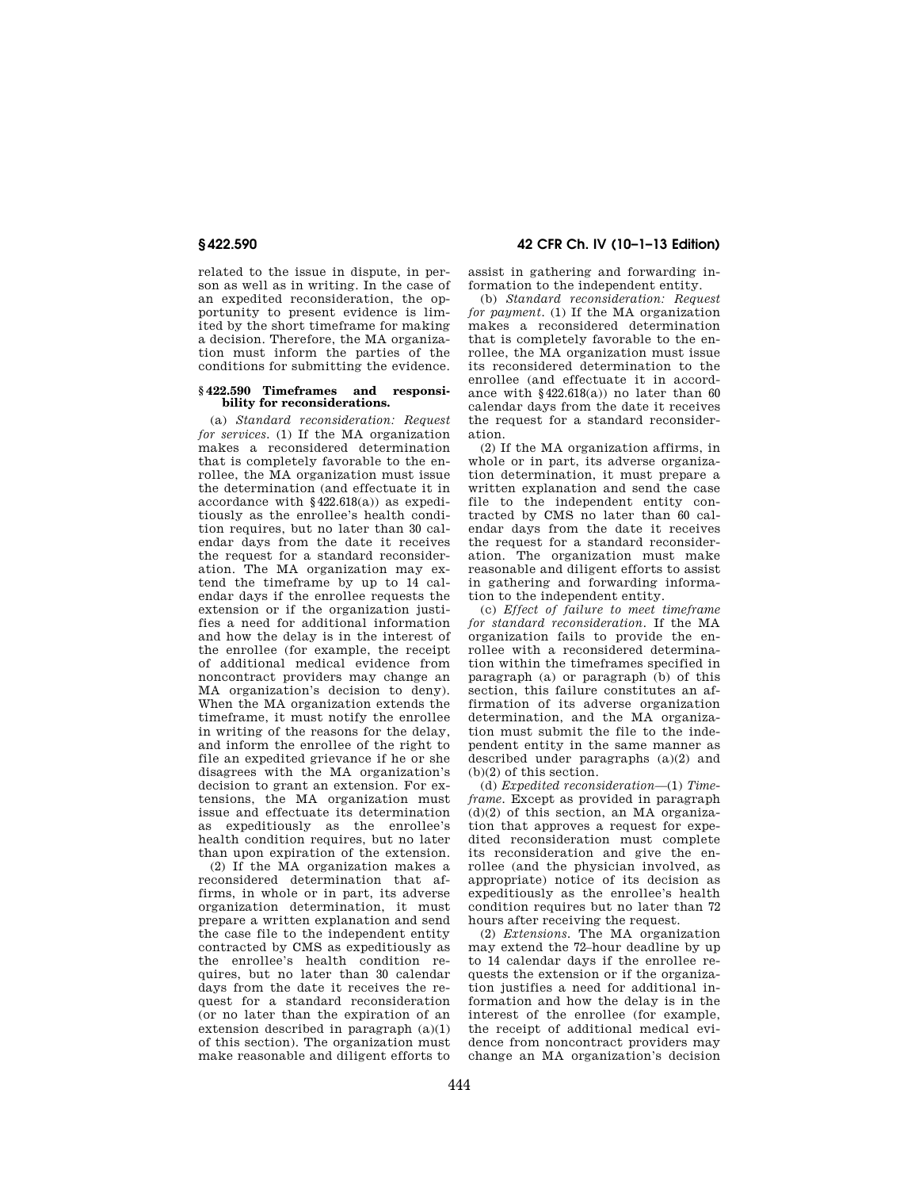related to the issue in dispute, in person as well as in writing. In the case of an expedited reconsideration, the opportunity to present evidence is limited by the short timeframe for making a decision. Therefore, the MA organization must inform the parties of the conditions for submitting the evidence.

### § 422.590 Timeframes and responsibility for reconsiderations.

(a) *Standard reconsideration: Request for services.* (1) If the MA organization makes a reconsidered determination that is completely favorable to the enrollee, the MA organization must issue the determination (and effectuate it in accordance with § 422.618(a)) as expeditiously as the enrollee's health condition requires, but no later than 30 calendar days from the date it receives the request for a standard reconsideration. The MA organization may extend the timeframe by up to 14 calendar days if the enrollee requests the extension or if the organization justifies a need for additional information and how the delay is in the interest of the enrollee (for example, the receipt of additional medical evidence from noncontract providers may change an MA organization's decision to deny). When the MA organization extends the timeframe, it must notify the enrollee in writing of the reasons for the delay, and inform the enrollee of the right to file an expedited grievance if he or she disagrees with the MA organization's decision to grant an extension. For extensions, the MA organization must issue and effectuate its determination as expeditiously as the enrollee's health condition requires, but no later than upon expiration of the extension.

(2) If the MA organization makes a reconsidered determination that affirms, in whole or in part, its adverse organization determination, it must prepare a written explanation and send the case file to the independent entity contracted by CMS as expeditiously as the enrollee's health condition requires, but no later than 30 calendar days from the date it receives the request for a standard reconsideration (or no later than the expiration of an extension described in paragraph (a)(1) of this section). The organization must make reasonable and diligent efforts to assist in gathering and forwarding information to the independent entity.

(b) *Standard reconsideration: Request for payment.* (1) If the MA organization makes a reconsidered determination that is completely favorable to the enrollee, the MA organization must issue its reconsidered determination to the enrollee (and effectuate it in accordance with § 422.618(a)) no later than 60 calendar days from the date it receives the request for a standard reconsideration.

(2) If the MA organization affirms, in whole or in part, its adverse organization determination, it must prepare a written explanation and send the case file to the independent entity contracted by CMS no later than 60 calendar days from the date it receives the request for a standard reconsideration. The organization must make reasonable and diligent efforts to assist in gathering and forwarding information to the independent entity.

(c) *Effect of failure to meet timeframe for standard reconsideration.* If the MA organization fails to provide the enrollee with a reconsidered determination within the timeframes specified in paragraph (a) or paragraph (b) of this section, this failure constitutes an affirmation of its adverse organization determination, and the MA organization must submit the file to the independent entity in the same manner as described under paragraphs (a)(2) and (b)(2) of this section.

(d) *Expedited reconsideration*—(1) *Timeframe.* Except as provided in paragraph (d)(2) of this section, an MA organization that approves a request for expedited reconsideration must complete its reconsideration and give the enrollee (and the physician involved, as appropriate) notice of its decision as expeditiously as the enrollee's health condition requires but no later than 72 hours after receiving the request.

(2) *Extensions.* The MA organization may extend the 72–hour deadline by up to 14 calendar days if the enrollee requests the extension or if the organization justifies a need for additional information and how the delay is in the interest of the enrollee (for example, the receipt of additional medical evidence from noncontract providers may change an MA organization's decision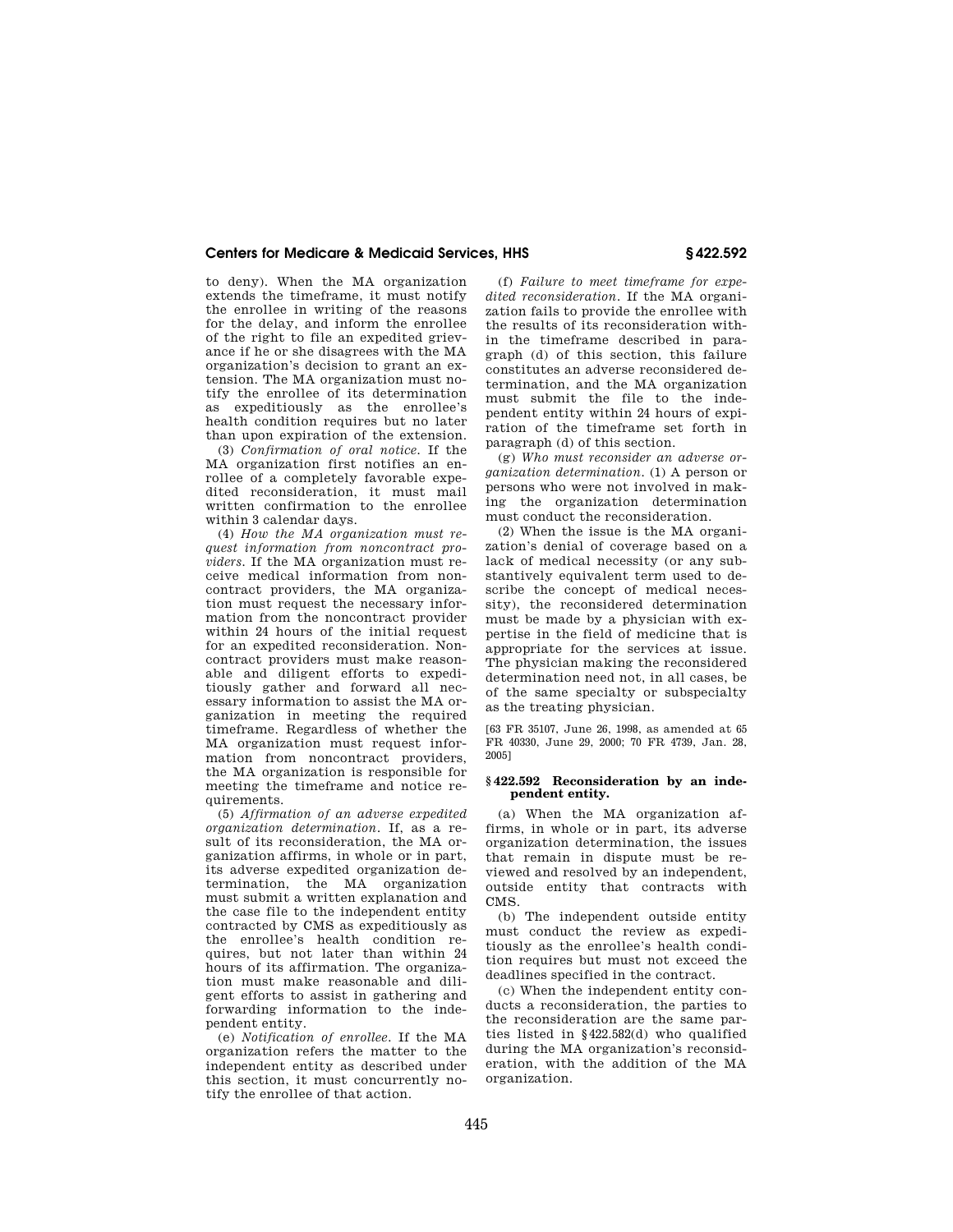to deny). When the MA organization extends the timeframe, it must notify the enrollee in writing of the reasons for the delay, and inform the enrollee of the right to file an expedited grievance if he or she disagrees with the MA organization's decision to grant an extension. The MA organization must notify the enrollee of its determination as expeditiously as the enrollee's health condition requires but no later than upon expiration of the extension.

(3) *Confirmation of oral notice.* If the MA organization first notifies an enrollee of a completely favorable expedited reconsideration, it must mail written confirmation to the enrollee within 3 calendar days.

(4) *How the MA organization must request information from noncontract providers.* If the MA organization must receive medical information from noncontract providers, the MA organization must request the necessary information from the noncontract provider within 24 hours of the initial request for an expedited reconsideration. Noncontract providers must make reasonable and diligent efforts to expeditiously gather and forward all necessary information to assist the MA organization in meeting the required timeframe. Regardless of whether the MA organization must request information from noncontract providers, the MA organization is responsible for meeting the timeframe and notice requirements.

(5) *Affirmation of an adverse expedited organization determination.* If, as a result of its reconsideration, the MA organization affirms, in whole or in part, its adverse expedited organization determination, the MA organization must submit a written explanation and the case file to the independent entity contracted by CMS as expeditiously as the enrollee's health condition requires, but not later than within 24 hours of its affirmation. The organization must make reasonable and diligent efforts to assist in gathering and forwarding information to the independent entity.

(e) *Notification of enrollee.* If the MA organization refers the matter to the independent entity as described under this section, it must concurrently notify the enrollee of that action.

(f) *Failure to meet timeframe for expedited reconsideration.* If the MA organization fails to provide the enrollee with the results of its reconsideration within the timeframe described in paragraph (d) of this section, this failure constitutes an adverse reconsidered determination, and the MA organization must submit the file to the independent entity within 24 hours of expiration of the timeframe set forth in paragraph (d) of this section.

(g) *Who must reconsider an adverse organization determination.* (1) A person or persons who were not involved in making the organization determination must conduct the reconsideration.

(2) When the issue is the MA organization's denial of coverage based on a lack of medical necessity (or any substantively equivalent term used to describe the concept of medical necessity), the reconsidered determination must be made by a physician with expertise in the field of medicine that is appropriate for the services at issue. The physician making the reconsidered determination need not, in all cases, be of the same specialty or subspecialty as the treating physician.

[63 FR 35107, June 26, 1998, as amended at 65 FR 40330, June 29, 2000; 70 FR 4739, Jan. 28, 2005]

### § 422.592 Reconsideration by an independent entity.

(a) When the MA organization affirms, in whole or in part, its adverse organization determination, the issues that remain in dispute must be reviewed and resolved by an independent, outside entity that contracts with CMS.

(b) The independent outside entity must conduct the review as expeditiously as the enrollee's health condition requires but must not exceed the deadlines specified in the contract.

(c) When the independent entity conducts a reconsideration, the parties to the reconsideration are the same parties listed in §422.582(d) who qualified during the MA organization's reconsideration, with the addition of the MA organization.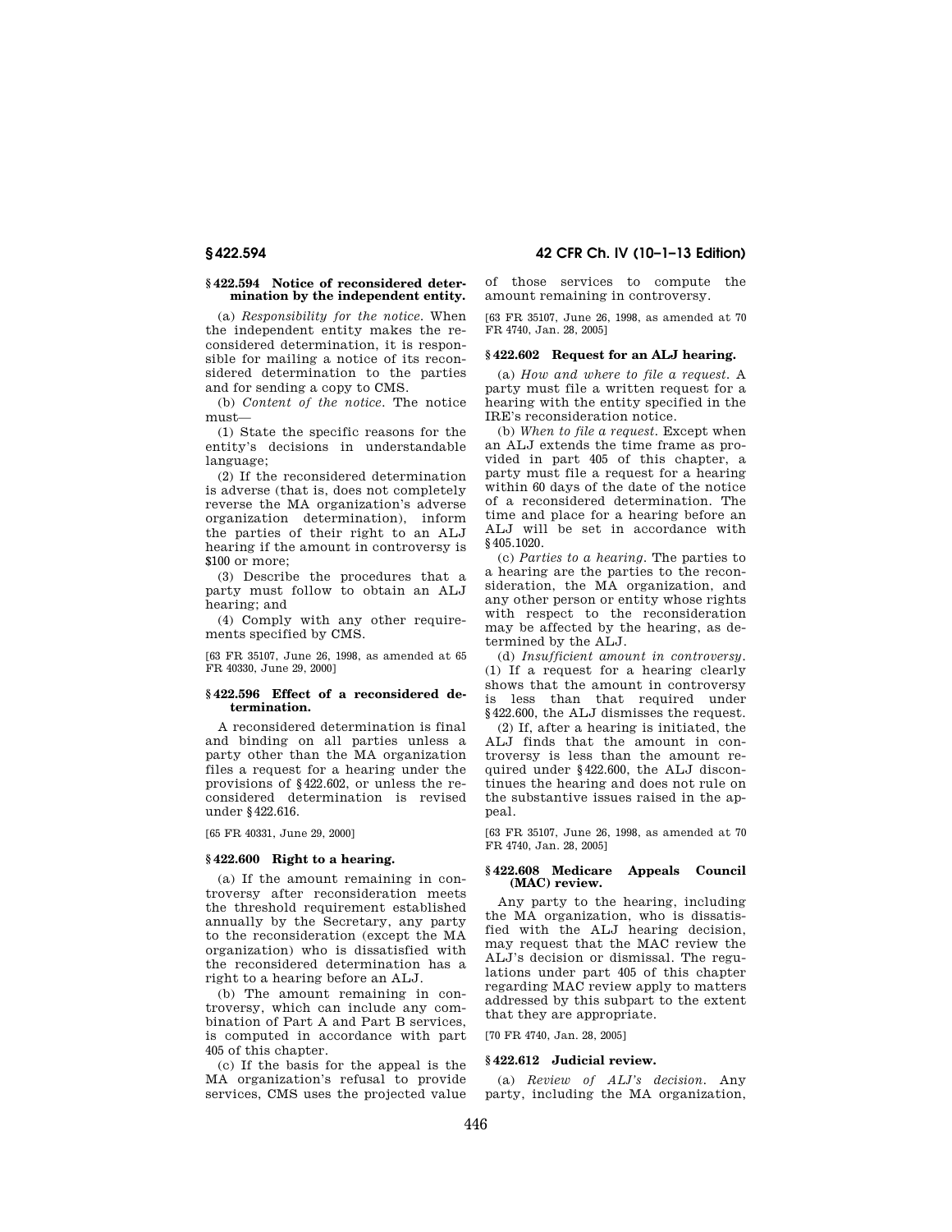### § 422.594 Notice of reconsidered determination by the independent entity.

(a) *Responsibility for the notice.* When the independent entity makes the reconsidered determination, it is responsible for mailing a notice of its reconsidered determination to the parties and for sending a copy to CMS.

(b) *Content of the notice.* The notice must—

(1) State the specific reasons for the entity's decisions in understandable language;

(2) If the reconsidered determination is adverse (that is, does not completely reverse the MA organization's adverse organization determination), inform the parties of their right to an ALJ hearing if the amount in controversy is $100 or more;

(3) Describe the procedures that a party must follow to obtain an ALJ hearing; and

(4) Comply with any other requirements specified by CMS.

[63 FR 35107, June 26, 1998, as amended at 65 FR 40330, June 29, 2000]

### § 422.596 Effect of a reconsidered determination.

A reconsidered determination is final and binding on all parties unless a party other than the MA organization files a request for a hearing under the provisions of § 422.602, or unless the reconsidered determination is revised under § 422.616.

[65 FR 40331, June 29, 2000]

### § 422.600 Right to a hearing.

(a) If the amount remaining in controversy after reconsideration meets the threshold requirement established annually by the Secretary, any party to the reconsideration (except the MA organization) who is dissatisfied with the reconsidered determination has a right to a hearing before an ALJ.

(b) The amount remaining in controversy, which can include any combination of Part A and Part B services, is computed in accordance with part 405 of this chapter.

(c) If the basis for the appeal is the MA organization's refusal to provide services, CMS uses the projected value of those services to compute the amount remaining in controversy.

[63 FR 35107, June 26, 1998, as amended at 70 FR 4740, Jan. 28, 2005]

### § 422.602 Request for an ALJ hearing.

(a) *How and where to file a request.* A party must file a written request for a hearing with the entity specified in the IRE's reconsideration notice.

(b) *When to file a request.* Except when an ALJ extends the time frame as provided in part 405 of this chapter, a party must file a request for a hearing within 60 days of the date of the notice of a reconsidered determination. The time and place for a hearing before an ALJ will be set in accordance with § 405.1020.

(c) *Parties to a hearing.* The parties to a hearing are the parties to the reconsideration, the MA organization, and any other person or entity whose rights with respect to the reconsideration may be affected by the hearing, as determined by the ALJ.

(d) *Insufficient amount in controversy.* (1) If a request for a hearing clearly shows that the amount in controversy is less than that required under § 422.600, the ALJ dismisses the request.

(2) If, after a hearing is initiated, the ALJ finds that the amount in controversy is less than the amount required under § 422.600, the ALJ discontinues the hearing and does not rule on the substantive issues raised in the appeal.

[63 FR 35107, June 26, 1998, as amended at 70 FR 4740, Jan. 28, 2005]

### § 422.608 Medicare Appeals Council (MAC) review.

Any party to the hearing, including the MA organization, who is dissatisfied with the ALJ hearing decision, may request that the MAC review the ALJ's decision or dismissal. The regulations under part 405 of this chapter regarding MAC review apply to matters addressed by this subpart to the extent that they are appropriate.

[70 FR 4740, Jan. 28, 2005]

### § 422.612 Judicial review.

(a) *Review of ALJ's decision.* Any party, including the MA organization,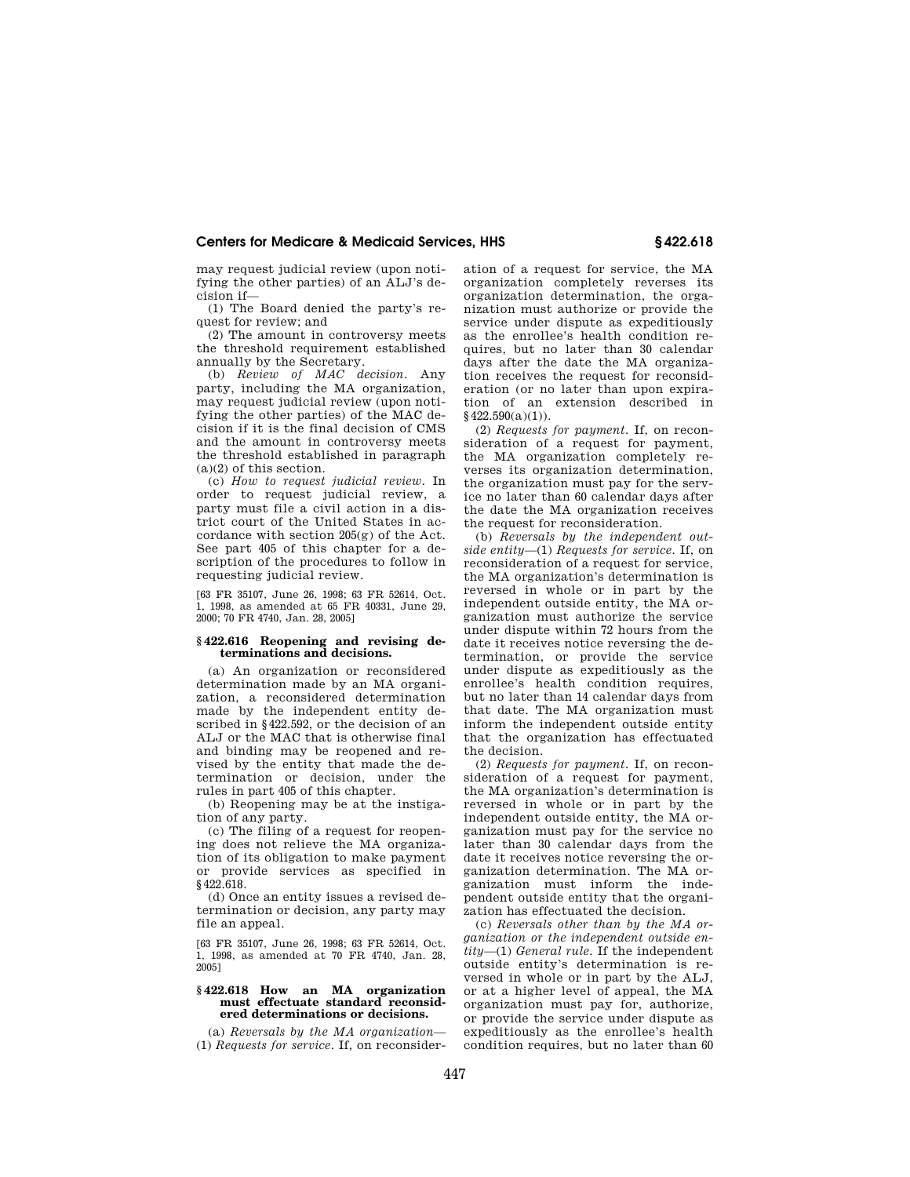may request judicial review (upon notifying the other parties) of an ALJ's decision if—

(1) The Board denied the party's request for review; and

(2) The amount in controversy meets the threshold requirement established annually by the Secretary.

(b) *Review of MAC decision.* Any party, including the MA organization, may request judicial review (upon notifying the other parties) of the MAC decision if it is the final decision of CMS and the amount in controversy meets the threshold established in paragraph (a)(2) of this section.

(c) *How to request judicial review.* In order to request judicial review, a party must file a civil action in a district court of the United States in accordance with section 205(g) of the Act. See part 405 of this chapter for a description of the procedures to follow in requesting judicial review.

[63 FR 35107, June 26, 1998; 63 FR 52614, Oct. 1, 1998, as amended at 65 FR 40331, June 29, 2000; 70 FR 4740, Jan. 28, 2005]

### § 422.616 Reopening and revising determinations and decisions.

(a) An organization or reconsidered determination made by an MA organization, a reconsidered determination made by the independent entity described in § 422.592, or the decision of an ALJ or the MAC that is otherwise final and binding may be reopened and revised by the entity that made the determination or decision, under the rules in part 405 of this chapter.

(b) Reopening may be at the instigation of any party.

(c) The filing of a request for reopening does not relieve the MA organization of its obligation to make payment or provide services as specified in § 422.618.

(d) Once an entity issues a revised determination or decision, any party may file an appeal.

[63 FR 35107, June 26, 1998; 63 FR 52614, Oct. 1, 1998, as amended at 70 FR 4740, Jan. 28, 2005]

### § 422.618 How an MA organization must effectuate standard reconsidered determinations or decisions.

(a) *Reversals by the MA organization*—(1) *Requests for service.* If, on reconsideration of a request for service, the MA organization completely reverses its organization determination, the organization must authorize or provide the service under dispute as expeditiously as the enrollee's health condition requires, but no later than 30 calendar days after the date the MA organization receives the request for reconsideration (or no later than upon expiration of an extension described in § 422.590(a)(1)).

(2) *Requests for payment.* If, on reconsideration of a request for payment, the MA organization completely reverses its organization determination, the organization must pay for the service no later than 60 calendar days after the date the MA organization receives the request for reconsideration.

(b) *Reversals by the independent outside entity*—(1) *Requests for service.* If, on reconsideration of a request for service, the MA organization's determination is reversed in whole or in part by the independent outside entity, the MA organization must authorize the service under dispute within 72 hours from the date it receives notice reversing the determination, or provide the service under dispute as expeditiously as the enrollee's health condition requires, but no later than 14 calendar days from that date. The MA organization must inform the independent outside entity that the organization has effectuated the decision.

(2) *Requests for payment.* If, on reconsideration of a request for payment, the MA organization's determination is reversed in whole or in part by the independent outside entity, the MA organization must pay for the service no later than 30 calendar days from the date it receives notice reversing the organization determination. The MA organization must inform the independent outside entity that the organization has effectuated the decision.

(c) *Reversals other than by the MA organization or the independent outside entity*—(1) *General rule.* If the independent outside entity's determination is reversed in whole or in part by the ALJ, or at a higher level of appeal, the MA organization must pay for, authorize, or provide the service under dispute as expeditiously as the enrollee's health condition requires, but no later than 60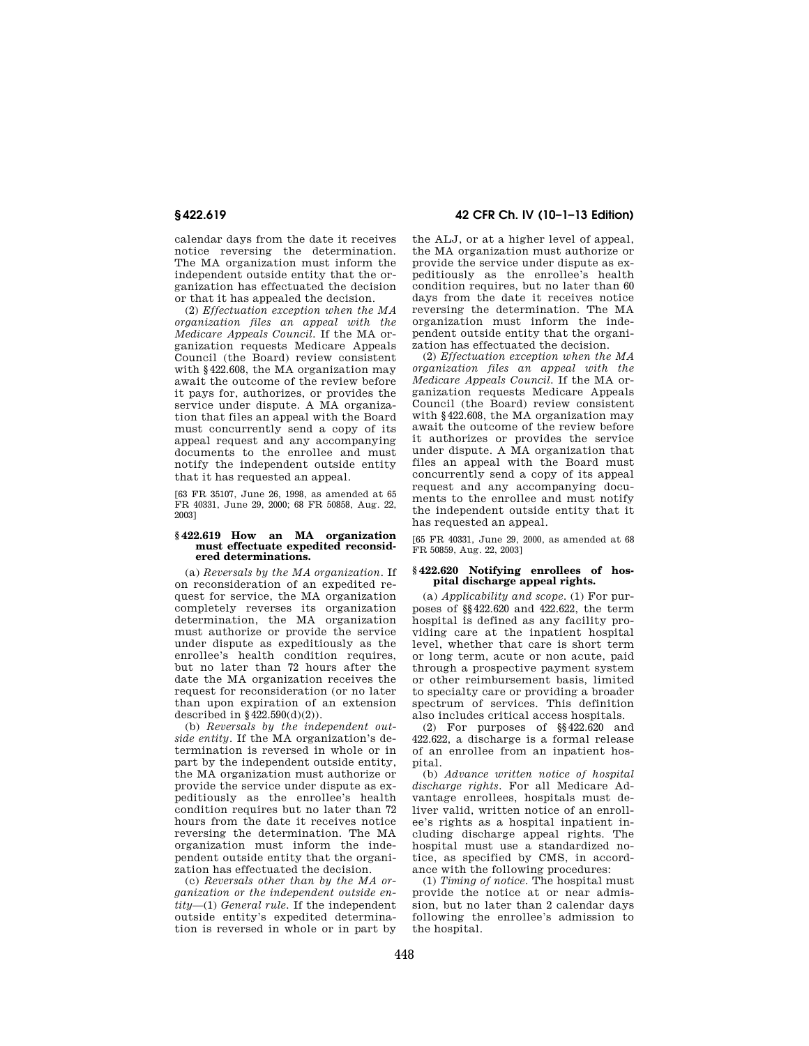calendar days from the date it receives notice reversing the determination. The MA organization must inform the independent outside entity that the organization has effectuated the decision or that it has appealed the decision.

(2) *Effectuation exception when the MA organization files an appeal with the Medicare Appeals Council.* If the MA organization requests Medicare Appeals Council (the Board) review consistent with §422.608, the MA organization may await the outcome of the review before it pays for, authorizes, or provides the service under dispute. A MA organization that files an appeal with the Board must concurrently send a copy of its appeal request and any accompanying documents to the enrollee and must notify the independent outside entity that it has requested an appeal.

[63 FR 35107, June 26, 1998, as amended at 65 FR 40331, June 29, 2000; 68 FR 50858, Aug. 22, 2003]

### §422.619 How an MA organization must effectuate expedited reconsidered determinations.

(a) *Reversals by the MA organization.* If on reconsideration of an expedited request for service, the MA organization completely reverses its organization determination, the MA organization must authorize or provide the service under dispute as expeditiously as the enrollee's health condition requires, but no later than 72 hours after the date the MA organization receives the request for reconsideration (or no later than upon expiration of an extension described in §422.590(d)(2)).

(b) *Reversals by the independent outside entity.* If the MA organization's determination is reversed in whole or in part by the independent outside entity, the MA organization must authorize or provide the service under dispute as expeditiously as the enrollee's health condition requires but no later than 72 hours from the date it receives notice reversing the determination. The MA organization must inform the independent outside entity that the organization has effectuated the decision.

(c) *Reversals other than by the MA organization or the independent outside entity*—(1) *General rule.* If the independent outside entity's expedited determination is reversed in whole or in part by the ALJ, or at a higher level of appeal, the MA organization must authorize or provide the service under dispute as expeditiously as the enrollee's health condition requires, but no later than 60 days from the date it receives notice reversing the determination. The MA organization must inform the independent outside entity that the organization has effectuated the decision.

(2) *Effectuation exception when the MA organization files an appeal with the Medicare Appeals Council.* If the MA organization requests Medicare Appeals Council (the Board) review consistent with §422.608, the MA organization may await the outcome of the review before it authorizes or provides the service under dispute. A MA organization that files an appeal with the Board must concurrently send a copy of its appeal request and any accompanying documents to the enrollee and must notify the independent outside entity that it has requested an appeal.

[65 FR 40331, June 29, 2000, as amended at 68 FR 50859, Aug. 22, 2003]

### §422.620 Notifying enrollees of hospital discharge appeal rights.

(a) *Applicability and scope.* (1) For purposes of §§422.620 and 422.622, the term hospital is defined as any facility providing care at the inpatient hospital level, whether that care is short term or long term, acute or non acute, paid through a prospective payment system or other reimbursement basis, limited to specialty care or providing a broader spectrum of services. This definition also includes critical access hospitals.

(2) For purposes of §§422.620 and 422.622, a discharge is a formal release of an enrollee from an inpatient hospital.

(b) *Advance written notice of hospital discharge rights.* For all Medicare Advantage enrollees, hospitals must deliver valid, written notice of an enrollee's rights as a hospital inpatient including discharge appeal rights. The hospital must use a standardized notice, as specified by CMS, in accordance with the following procedures:

(1) *Timing of notice.* The hospital must provide the notice at or near admission, but no later than 2 calendar days following the enrollee's admission to the hospital.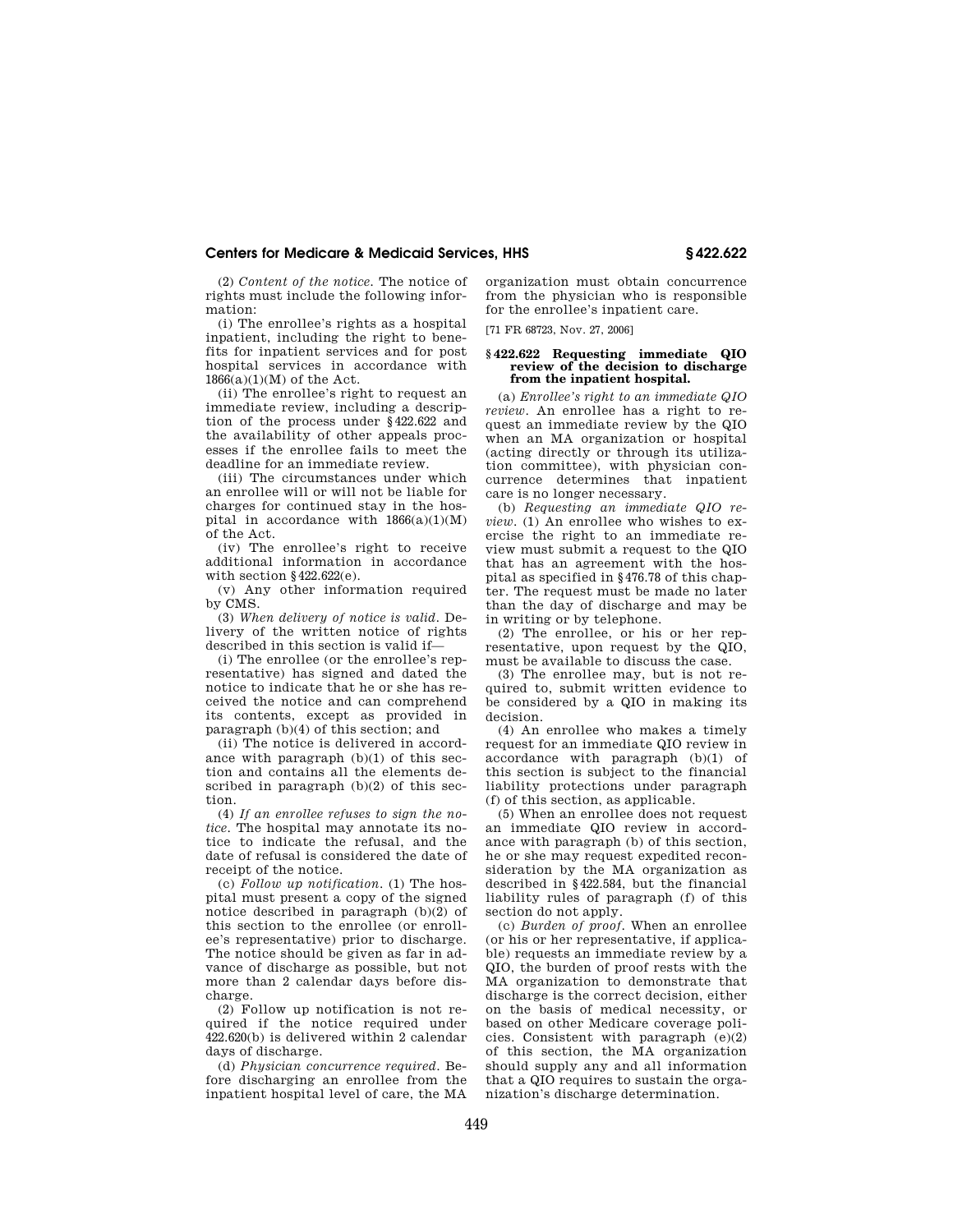(2) *Content of the notice.* The notice of rights must include the following information:

(i) The enrollee's rights as a hospital inpatient, including the right to benefits for inpatient services and for post hospital services in accordance with 1866(a)(1)(M) of the Act.

(ii) The enrollee's right to request an immediate review, including a description of the process under § 422.622 and the availability of other appeals processes if the enrollee fails to meet the deadline for an immediate review.

(iii) The circumstances under which an enrollee will or will not be liable for charges for continued stay in the hospital in accordance with 1866(a)(1)(M) of the Act.

(iv) The enrollee's right to receive additional information in accordance with section § 422.622(e).

(v) Any other information required by CMS.

(3) *When delivery of notice is valid.* Delivery of the written notice of rights described in this section is valid if—

(i) The enrollee (or the enrollee's representative) has signed and dated the notice to indicate that he or she has received the notice and can comprehend its contents, except as provided in paragraph (b)(4) of this section; and

(ii) The notice is delivered in accordance with paragraph (b)(1) of this section and contains all the elements described in paragraph (b)(2) of this section.

(4) *If an enrollee refuses to sign the notice.* The hospital may annotate its notice to indicate the refusal, and the date of refusal is considered the date of receipt of the notice.

(c) *Follow up notification.* (1) The hospital must present a copy of the signed notice described in paragraph (b)(2) of this section to the enrollee (or enrollee's representative) prior to discharge. The notice should be given as far in advance of discharge as possible, but not more than 2 calendar days before discharge.

(2) Follow up notification is not required if the notice required under 422.620(b) is delivered within 2 calendar days of discharge.

(d) *Physician concurrence required.* Before discharging an enrollee from the inpatient hospital level of care, the MA organization must obtain concurrence from the physician who is responsible for the enrollee's inpatient care.

[71 FR 68723, Nov. 27, 2006]

### § 422.622 Requesting immediate QIO review of the decision to discharge from the inpatient hospital.

(a) *Enrollee's right to an immediate QIO review.* An enrollee has a right to request an immediate review by the QIO when an MA organization or hospital (acting directly or through its utilization committee), with physician concurrence determines that inpatient care is no longer necessary.

(b) *Requesting an immediate QIO review.* (1) An enrollee who wishes to exercise the right to an immediate review must submit a request to the QIO that has an agreement with the hospital as specified in § 476.78 of this chapter. The request must be made no later than the day of discharge and may be in writing or by telephone.

(2) The enrollee, or his or her representative, upon request by the QIO, must be available to discuss the case.

(3) The enrollee may, but is not required to, submit written evidence to be considered by a QIO in making its decision.

(4) An enrollee who makes a timely request for an immediate QIO review in accordance with paragraph (b)(1) of this section is subject to the financial liability protections under paragraph (f) of this section, as applicable.

(5) When an enrollee does not request an immediate QIO review in accordance with paragraph (b) of this section, he or she may request expedited reconsideration by the MA organization as described in § 422.584, but the financial liability rules of paragraph (f) of this section do not apply.

(c) *Burden of proof.* When an enrollee (or his or her representative, if applicable) requests an immediate review by a QIO, the burden of proof rests with the MA organization to demonstrate that discharge is the correct decision, either on the basis of medical necessity, or based on other Medicare coverage policies. Consistent with paragraph (e)(2) of this section, the MA organization should supply any and all information that a QIO requires to sustain the organization's discharge determination.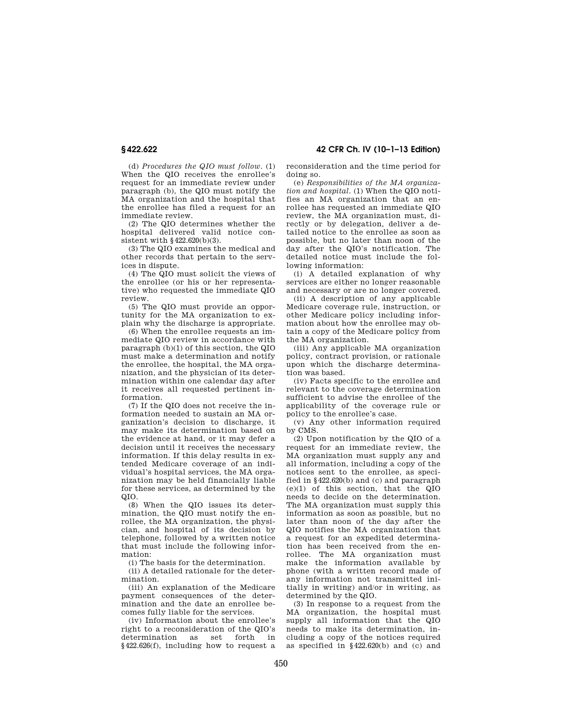(d) *Procedures the QIO must follow*. (1) When the QIO receives the enrollee's request for an immediate review under paragraph (b), the QIO must notify the MA organization and the hospital that the enrollee has filed a request for an immediate review.

(2) The QIO determines whether the hospital delivered valid notice consistent with §422.620(b)(3).

(3) The QIO examines the medical and other records that pertain to the services in dispute.

(4) The QIO must solicit the views of the enrollee (or his or her representative) who requested the immediate QIO review.

(5) The QIO must provide an opportunity for the MA organization to explain why the discharge is appropriate.

(6) When the enrollee requests an immediate QIO review in accordance with paragraph (b)(1) of this section, the QIO must make a determination and notify the enrollee, the hospital, the MA organization, and the physician of its determination within one calendar day after it receives all requested pertinent information.

(7) If the QIO does not receive the information needed to sustain an MA organization's decision to discharge, it may make its determination based on the evidence at hand, or it may defer a decision until it receives the necessary information. If this delay results in extended Medicare coverage of an individual's hospital services, the MA organization may be held financially liable for these services, as determined by the QIO.

(8) When the QIO issues its determination, the QIO must notify the enrollee, the MA organization, the physician, and hospital of its decision by telephone, followed by a written notice that must include the following information:

(i) The basis for the determination.

(ii) A detailed rationale for the determination.

(iii) An explanation of the Medicare payment consequences of the determination and the date an enrollee becomes fully liable for the services.

(iv) Information about the enrollee's right to a reconsideration of the QIO's determination as set forth in §422.626(f), including how to request a reconsideration and the time period for doing so.

(e) *Responsibilities of the MA organization and hospital*. (1) When the QIO notifies an MA organization that an enrollee has requested an immediate QIO review, the MA organization must, directly or by delegation, deliver a detailed notice to the enrollee as soon as possible, but no later than noon of the day after the QIO's notification. The detailed notice must include the following information:

(i) A detailed explanation of why services are either no longer reasonable and necessary or are no longer covered.

(ii) A description of any applicable Medicare coverage rule, instruction, or other Medicare policy including information about how the enrollee may obtain a copy of the Medicare policy from the MA organization.

(iii) Any applicable MA organization policy, contract provision, or rationale upon which the discharge determination was based.

(iv) Facts specific to the enrollee and relevant to the coverage determination sufficient to advise the enrollee of the applicability of the coverage rule or policy to the enrollee's case.

(v) Any other information required by CMS.

(2) Upon notification by the QIO of a request for an immediate review, the MA organization must supply any and all information, including a copy of the notices sent to the enrollee, as specified in §422.620(b) and (c) and paragraph (e)(1) of this section, that the QIO needs to decide on the determination. The MA organization must supply this information as soon as possible, but no later than noon of the day after the QIO notifies the MA organization that a request for an expedited determination has been received from the enrollee. The MA organization must make the information available by phone (with a written record made of any information not transmitted initially in writing) and/or in writing, as determined by the QIO.

(3) In response to a request from the MA organization, the hospital must supply all information that the QIO needs to make its determination, including a copy of the notices required as specified in §422.620(b) and (c) and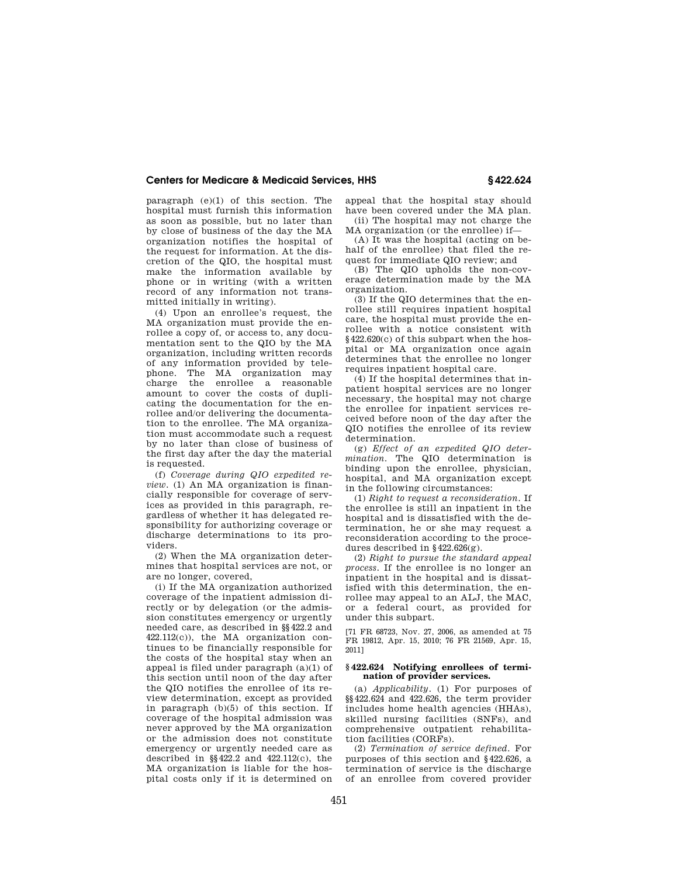paragraph (e)(1) of this section. The hospital must furnish this information as soon as possible, but no later than by close of business of the day the MA organization notifies the hospital of the request for information. At the discretion of the QIO, the hospital must make the information available by phone or in writing (with a written record of any information not transmitted initially in writing).

(4) Upon an enrollee's request, the MA organization must provide the enrollee a copy of, or access to, any documentation sent to the QIO by the MA organization, including written records of any information provided by telephone. The MA organization may charge the enrollee a reasonable amount to cover the costs of duplicating the documentation for the enrollee and/or delivering the documentation to the enrollee. The MA organization must accommodate such a request by no later than close of business of the first day after the day the material is requested.

(f) *Coverage during QIO expedited review.* (1) An MA organization is financially responsible for coverage of services as provided in this paragraph, regardless of whether it has delegated responsibility for authorizing coverage or discharge determinations to its providers.

(2) When the MA organization determines that hospital services are not, or are no longer, covered,

(i) If the MA organization authorized coverage of the inpatient admission directly or by delegation (or the admission constitutes emergency or urgently needed care, as described in §§422.2 and 422.112(c)), the MA organization continues to be financially responsible for the costs of the hospital stay when an appeal is filed under paragraph (a)(1) of this section until noon of the day after the QIO notifies the enrollee of its review determination, except as provided in paragraph (b)(5) of this section. If coverage of the hospital admission was never approved by the MA organization or the admission does not constitute emergency or urgently needed care as described in §§422.2 and 422.112(c), the MA organization is liable for the hospital costs only if it is determined on appeal that the hospital stay should have been covered under the MA plan.

(ii) The hospital may not charge the MA organization (or the enrollee) if—

(A) It was the hospital (acting on behalf of the enrollee) that filed the request for immediate QIO review; and

(B) The QIO upholds the non-coverage determination made by the MA organization.

(3) If the QIO determines that the enrollee still requires inpatient hospital care, the hospital must provide the enrollee with a notice consistent with §422.620(c) of this subpart when the hospital or MA organization once again determines that the enrollee no longer requires inpatient hospital care.

(4) If the hospital determines that inpatient hospital services are no longer necessary, the hospital may not charge the enrollee for inpatient services received before noon of the day after the QIO notifies the enrollee of its review determination.

(g) *Effect of an expedited QIO determination.* The QIO determination is binding upon the enrollee, physician, hospital, and MA organization except in the following circumstances:

(1) *Right to request a reconsideration.* If the enrollee is still an inpatient in the hospital and is dissatisfied with the determination, he or she may request a reconsideration according to the procedures described in §422.626(g).

(2) *Right to pursue the standard appeal process.* If the enrollee is no longer an inpatient in the hospital and is dissatisfied with this determination, the enrollee may appeal to an ALJ, the MAC, or a federal court, as provided for under this subpart.

[71 FR 68723, Nov. 27, 2006, as amended at 75 FR 19812, Apr. 15, 2010; 76 FR 21569, Apr. 15, 2011]

### §422.624 Notifying enrollees of termination of provider services.

(a) *Applicability.* (1) For purposes of §§422.624 and 422.626, the term provider includes home health agencies (HHAs), skilled nursing facilities (SNFs), and comprehensive outpatient rehabilitation facilities (CORFs).

(2) *Termination of service defined.* For purposes of this section and §422.626, a termination of service is the discharge of an enrollee from covered provider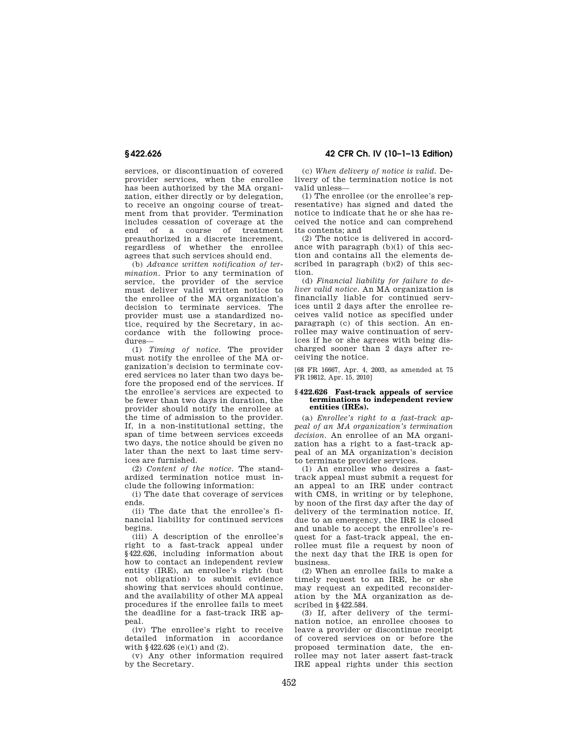services, or discontinuation of covered provider services, when the enrollee has been authorized by the MA organization, either directly or by delegation, to receive an ongoing course of treatment from that provider. Termination includes cessation of coverage at the end of a course of treatment preauthorized in a discrete increment, regardless of whether the enrollee agrees that such services should end.

(b) *Advance written notification of termination.* Prior to any termination of service, the provider of the service must deliver valid written notice to the enrollee of the MA organization's decision to terminate services. The provider must use a standardized notice, required by the Secretary, in accordance with the following procedures—

(1) *Timing of notice.* The provider must notify the enrollee of the MA organization's decision to terminate covered services no later than two days before the proposed end of the services. If the enrollee's services are expected to be fewer than two days in duration, the provider should notify the enrollee at the time of admission to the provider. If, in a non-institutional setting, the span of time between services exceeds two days, the notice should be given no later than the next to last time services are furnished.

(2) *Content of the notice.* The standardized termination notice must include the following information:

(i) The date that coverage of services ends.

(ii) The date that the enrollee's financial liability for continued services begins.

(iii) A description of the enrollee's right to a fast-track appeal under §422.626, including information about how to contact an independent review entity (IRE), an enrollee's right (but not obligation) to submit evidence showing that services should continue, and the availability of other MA appeal procedures if the enrollee fails to meet the deadline for a fast-track IRE appeal.

(iv) The enrollee's right to receive detailed information in accordance with §422.626 (e)(1) and (2).

(v) Any other information required by the Secretary.

(c) *When delivery of notice is valid.* Delivery of the termination notice is not valid unless—

(1) The enrollee (or the enrollee's representative) has signed and dated the notice to indicate that he or she has received the notice and can comprehend its contents; and

(2) The notice is delivered in accordance with paragraph (b)(1) of this section and contains all the elements described in paragraph (b)(2) of this section.

(d) *Financial liability for failure to deliver valid notice.* An MA organization is financially liable for continued services until 2 days after the enrollee receives valid notice as specified under paragraph (c) of this section. An enrollee may waive continuation of services if he or she agrees with being discharged sooner than 2 days after receiving the notice.

[68 FR 16667, Apr. 4, 2003, as amended at 75 FR 19812, Apr. 15, 2010]

### §422.626 Fast-track appeals of service terminations to independent review entities (IREs).

(a) *Enrollee's right to a fast-track appeal of an MA organization's termination decision.* An enrollee of an MA organization has a right to a fast-track appeal of an MA organization's decision to terminate provider services.

(1) An enrollee who desires a fast-track appeal must submit a request for an appeal to an IRE under contract with CMS, in writing or by telephone, by noon of the first day after the day of delivery of the termination notice. If, due to an emergency, the IRE is closed and unable to accept the enrollee's request for a fast-track appeal, the enrollee must file a request by noon of the next day that the IRE is open for business.

(2) When an enrollee fails to make a timely request to an IRE, he or she may request an expedited reconsideration by the MA organization as described in §422.584.

(3) If, after delivery of the termination notice, an enrollee chooses to leave a provider or discontinue receipt of covered services on or before the proposed termination date, the enrollee may not later assert fast-track IRE appeal rights under this section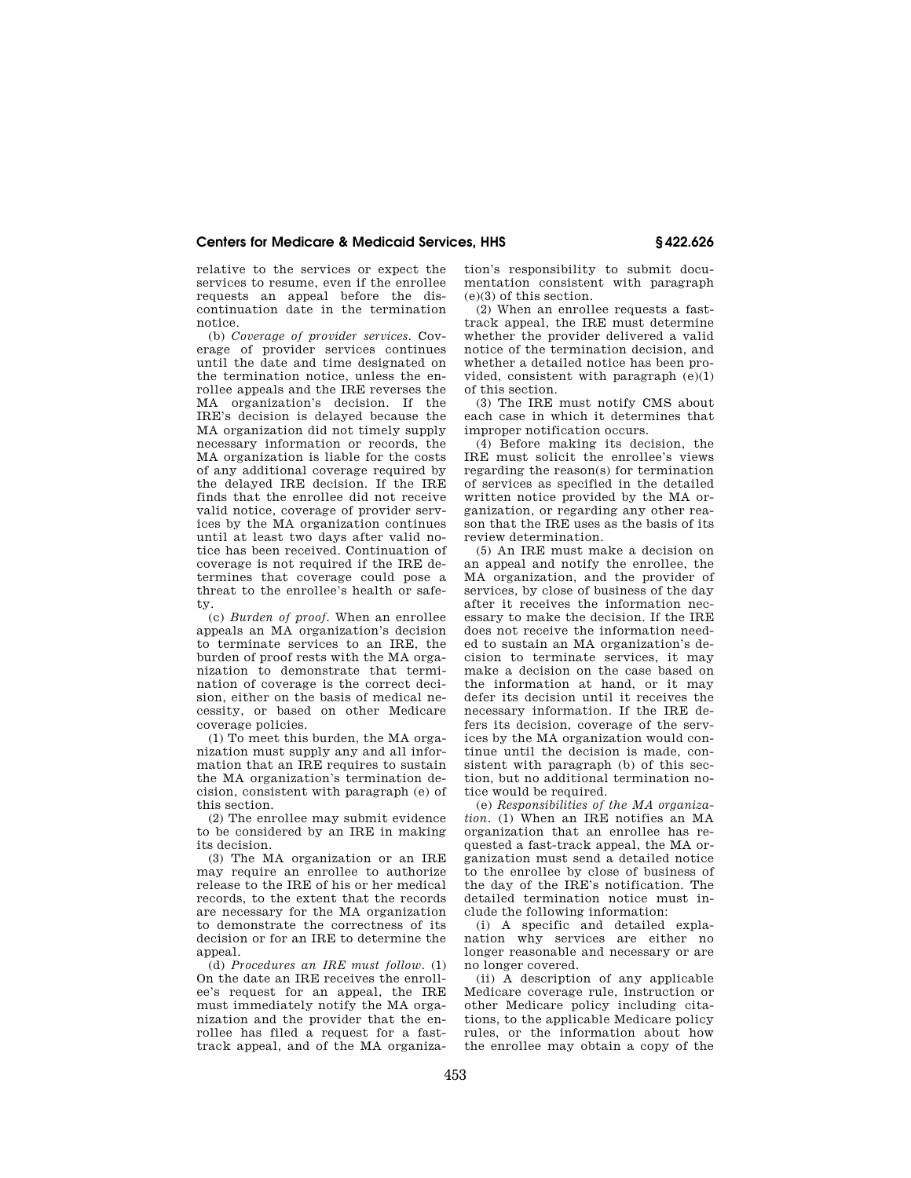relative to the services or expect the services to resume, even if the enrollee requests an appeal before the discontinuation date in the termination notice.

(b) *Coverage of provider services.* Coverage of provider services continues until the date and time designated on the termination notice, unless the enrollee appeals and the IRE reverses the MA organization's decision. If the IRE's decision is delayed because the MA organization did not timely supply necessary information or records, the MA organization is liable for the costs of any additional coverage required by the delayed IRE decision. If the IRE finds that the enrollee did not receive valid notice, coverage of provider services by the MA organization continues until at least two days after valid notice has been received. Continuation of coverage is not required if the IRE determines that coverage could pose a threat to the enrollee's health or safety.

(c) *Burden of proof.* When an enrollee appeals an MA organization's decision to terminate services to an IRE, the burden of proof rests with the MA organization to demonstrate that termination of coverage is the correct decision, either on the basis of medical necessity, or based on other Medicare coverage policies.

(1) To meet this burden, the MA organization must supply any and all information that an IRE requires to sustain the MA organization's termination decision, consistent with paragraph (e) of this section.

(2) The enrollee may submit evidence to be considered by an IRE in making its decision.

(3) The MA organization or an IRE may require an enrollee to authorize release to the IRE of his or her medical records, to the extent that the records are necessary for the MA organization to demonstrate the correctness of its decision or for an IRE to determine the appeal.

(d) *Procedures an IRE must follow.* (1) On the date an IRE receives the enrollee's request for an appeal, the IRE must immediately notify the MA organization and the provider that the enrollee has filed a request for a fast-track appeal, and of the MA organization's responsibility to submit documentation consistent with paragraph (e)(3) of this section.

(2) When an enrollee requests a fast-track appeal, the IRE must determine whether the provider delivered a valid notice of the termination decision, and whether a detailed notice has been provided, consistent with paragraph (e)(1) of this section.

(3) The IRE must notify CMS about each case in which it determines that improper notification occurs.

(4) Before making its decision, the IRE must solicit the enrollee's views regarding the reason(s) for termination of services as specified in the detailed written notice provided by the MA organization, or regarding any other reason that the IRE uses as the basis of its review determination.

(5) An IRE must make a decision on an appeal and notify the enrollee, the MA organization, and the provider of services, by close of business of the day after it receives the information necessary to make the decision. If the IRE does not receive the information needed to sustain an MA organization's decision to terminate services, it may make a decision on the case based on the information at hand, or it may defer its decision until it receives the necessary information. If the IRE defers its decision, coverage of the services by the MA organization would continue until the decision is made, consistent with paragraph (b) of this section, but no additional termination notice would be required.

(e) *Responsibilities of the MA organization.* (1) When an IRE notifies an MA organization that an enrollee has requested a fast-track appeal, the MA organization must send a detailed notice to the enrollee by close of business of the day of the IRE's notification. The detailed termination notice must include the following information:

(i) A specific and detailed explanation why services are either no longer reasonable and necessary or are no longer covered.

(ii) A description of any applicable Medicare coverage rule, instruction or other Medicare policy including citations, to the applicable Medicare policy rules, or the information about how the enrollee may obtain a copy of the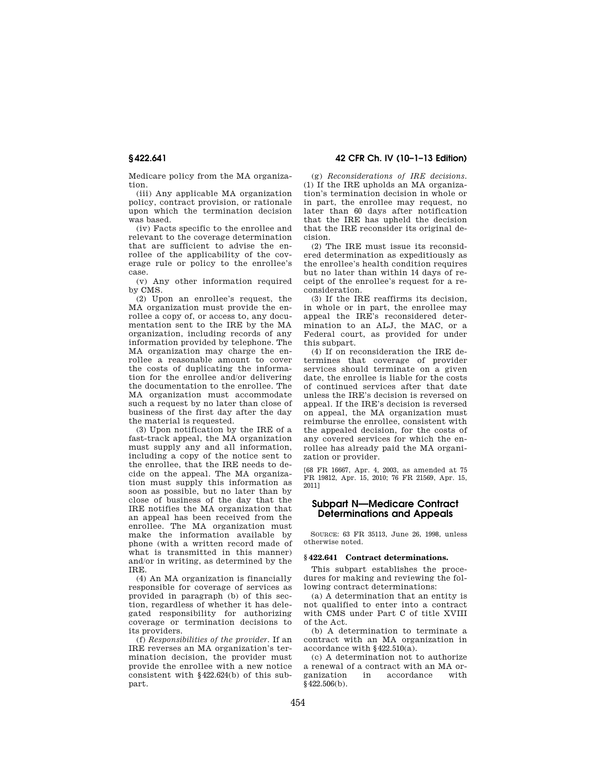Medicare policy from the MA organization.

(iii) Any applicable MA organization policy, contract provision, or rationale upon which the termination decision was based.

(iv) Facts specific to the enrollee and relevant to the coverage determination that are sufficient to advise the enrollee of the applicability of the coverage rule or policy to the enrollee's case.

(v) Any other information required by CMS.

(2) Upon an enrollee's request, the MA organization must provide the enrollee a copy of, or access to, any documentation sent to the IRE by the MA organization, including records of any information provided by telephone. The MA organization may charge the enrollee a reasonable amount to cover the costs of duplicating the information for the enrollee and/or delivering the documentation to the enrollee. The MA organization must accommodate such a request by no later than close of business of the first day after the day the material is requested.

(3) Upon notification by the IRE of a fast-track appeal, the MA organization must supply any and all information, including a copy of the notice sent to the enrollee, that the IRE needs to decide on the appeal. The MA organization must supply this information as soon as possible, but no later than by close of business of the day that the IRE notifies the MA organization that an appeal has been received from the enrollee. The MA organization must make the information available by phone (with a written record made of what is transmitted in this manner) and/or in writing, as determined by the IRE.

(4) An MA organization is financially responsible for coverage of services as provided in paragraph (b) of this section, regardless of whether it has delegated responsibility for authorizing coverage or termination decisions to its providers.

(f) *Responsibilities of the provider.* If an IRE reverses an MA organization's termination decision, the provider must provide the enrollee with a new notice consistent with §422.624(b) of this subpart.

(g) *Reconsiderations of IRE decisions.* (1) If the IRE upholds an MA organization's termination decision in whole or in part, the enrollee may request, no later than 60 days after notification that the IRE has upheld the decision that the IRE reconsider its original decision.

(2) The IRE must issue its reconsidered determination as expeditiously as the enrollee's health condition requires but no later than within 14 days of receipt of the enrollee's request for a reconsideration.

(3) If the IRE reaffirms its decision, in whole or in part, the enrollee may appeal the IRE's reconsidered determination to an ALJ, the MAC, or a Federal court, as provided for under this subpart.

(4) If on reconsideration the IRE determines that coverage of provider services should terminate on a given date, the enrollee is liable for the costs of continued services after that date unless the IRE's decision is reversed on appeal. If the IRE's decision is reversed on appeal, the MA organization must reimburse the enrollee, consistent with the appealed decision, for the costs of any covered services for which the enrollee has already paid the MA organization or provider.

[68 FR 16667, Apr. 4, 2003, as amended at 75 FR 19812, Apr. 15, 2010; 76 FR 21569, Apr. 15, 2011]

## Subpart N—Medicare Contract Determinations and Appeals

SOURCE: 63 FR 35113, June 26, 1998, unless otherwise noted.

### §422.641 Contract determinations.

This subpart establishes the procedures for making and reviewing the following contract determinations:

(a) A determination that an entity is not qualified to enter into a contract with CMS under Part C of title XVIII of the Act.

(b) A determination to terminate a contract with an MA organization in accordance with §422.510(a).

(c) A determination not to authorize a renewal of a contract with an MA organization in accordance with §422.506(b).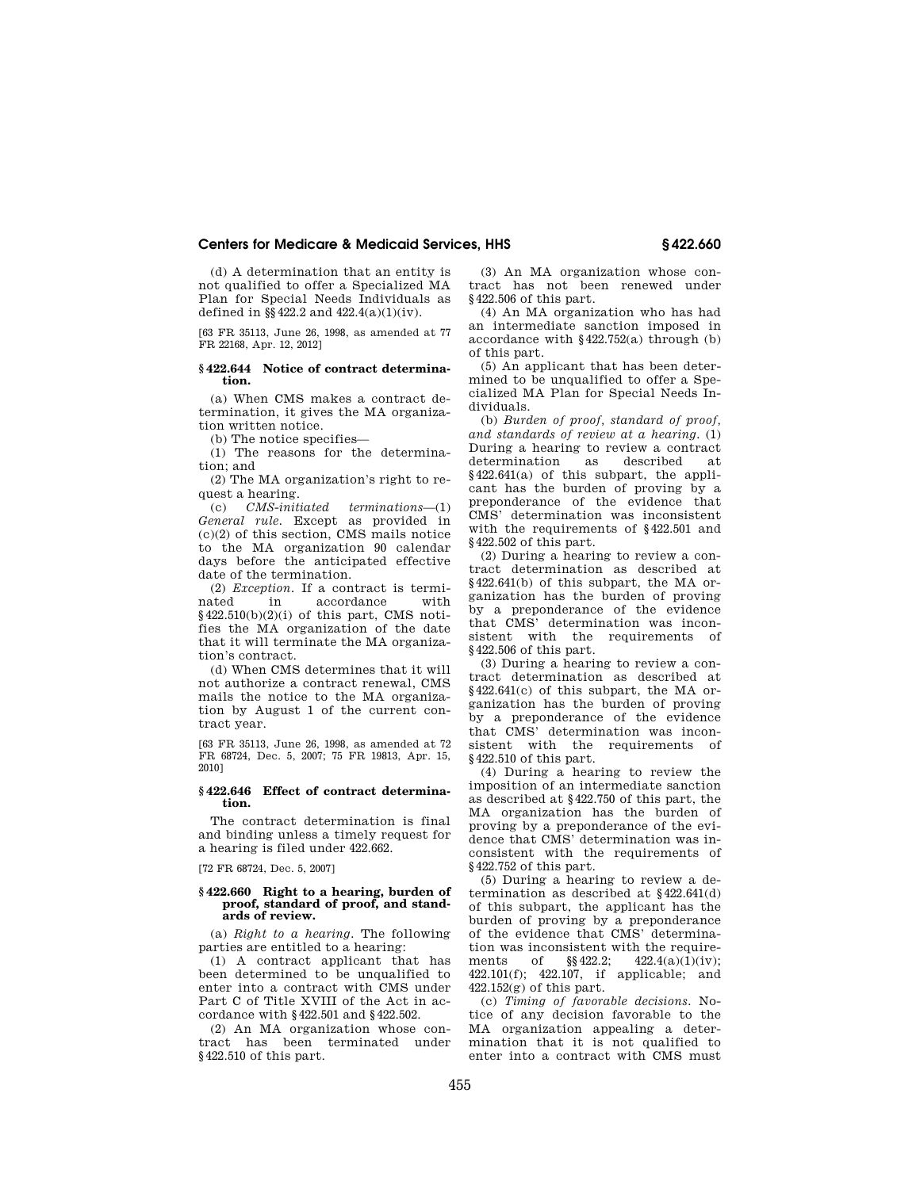(d) A determination that an entity is not qualified to offer a Specialized MA Plan for Special Needs Individuals as defined in §§422.2 and 422.4(a)(1)(iv).

[63 FR 35113, June 26, 1998, as amended at 77 FR 22168, Apr. 12, 2012]

### §422.644 Notice of contract determination.

(a) When CMS makes a contract determination, it gives the MA organization written notice.

(b) The notice specifies—

(1) The reasons for the determination; and

(2) The MA organization's right to request a hearing.

(c) *CMS-initiated terminations*—(1) *General rule*. Except as provided in (c)(2) of this section, CMS mails notice to the MA organization 90 calendar days before the anticipated effective date of the termination.

(2) *Exception*. If a contract is terminated in accordance with §422.510(b)(2)(i) of this part, CMS notifies the MA organization of the date that it will terminate the MA organization's contract.

(d) When CMS determines that it will not authorize a contract renewal, CMS mails the notice to the MA organization by August 1 of the current contract year.

[63 FR 35113, June 26, 1998, as amended at 72 FR 68724, Dec. 5, 2007; 75 FR 19813, Apr. 15, 2010]

### §422.646 Effect of contract determination.

The contract determination is final and binding unless a timely request for a hearing is filed under 422.662.

[72 FR 68724, Dec. 5, 2007]

### §422.660 Right to a hearing, burden of proof, standard of proof, and standards of review.

(a) *Right to a hearing*. The following parties are entitled to a hearing:

(1) A contract applicant that has been determined to be unqualified to enter into a contract with CMS under Part C of Title XVIII of the Act in accordance with §422.501 and §422.502.

(2) An MA organization whose contract has been terminated under §422.510 of this part.

(3) An MA organization whose contract has not been renewed under §422.506 of this part.

(4) An MA organization who has had an intermediate sanction imposed in accordance with §422.752(a) through (b) of this part.

(5) An applicant that has been determined to be unqualified to offer a Specialized MA Plan for Special Needs Individuals.

(b) *Burden of proof, standard of proof, and standards of review at a hearing*. (1) During a hearing to review a contract determination as described at §422.641(a) of this subpart, the applicant has the burden of proving by a preponderance of the evidence that CMS' determination was inconsistent with the requirements of §422.501 and §422.502 of this part.

(2) During a hearing to review a contract determination as described at §422.641(b) of this subpart, the MA organization has the burden of proving by a preponderance of the evidence that CMS' determination was inconsistent with the requirements of §422.506 of this part.

(3) During a hearing to review a contract determination as described at §422.641(c) of this subpart, the MA organization has the burden of proving by a preponderance of the evidence that CMS' determination was inconsistent with the requirements of §422.510 of this part.

(4) During a hearing to review the imposition of an intermediate sanction as described at §422.750 of this part, the MA organization has the burden of proving by a preponderance of the evidence that CMS' determination was inconsistent with the requirements of §422.752 of this part.

(5) During a hearing to review a determination as described at §422.641(d) of this subpart, the applicant has the burden of proving by a preponderance of the evidence that CMS' determination was inconsistent with the requirements of §§422.2; 422.4(a)(1)(iv); 422.101(f); 422.107, if applicable; and 422.152(g) of this part.

(c) *Timing of favorable decisions*. Notice of any decision favorable to the MA organization appealing a determination that it is not qualified to enter into a contract with CMS must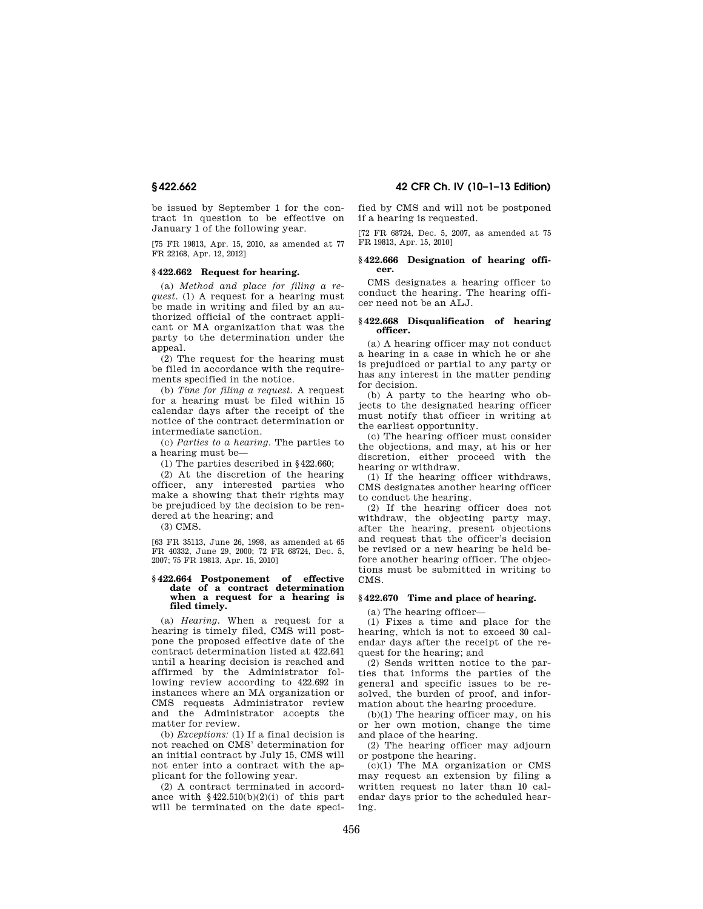be issued by September 1 for the contract in question to be effective on January 1 of the following year.

[75 FR 19813, Apr. 15, 2010, as amended at 77 FR 22168, Apr. 12, 2012]

### § 422.662 Request for hearing.

(a) *Method and place for filing a request.* (1) A request for a hearing must be made in writing and filed by an authorized official of the contract applicant or MA organization that was the party to the determination under the appeal.

(2) The request for the hearing must be filed in accordance with the requirements specified in the notice.

(b) *Time for filing a request.* A request for a hearing must be filed within 15 calendar days after the receipt of the notice of the contract determination or intermediate sanction.

(c) *Parties to a hearing.* The parties to a hearing must be—

(1) The parties described in § 422.660;

(2) At the discretion of the hearing officer, any interested parties who make a showing that their rights may be prejudiced by the decision to be rendered at the hearing; and

(3) CMS.

[63 FR 35113, June 26, 1998, as amended at 65 FR 40332, June 29, 2000; 72 FR 68724, Dec. 5, 2007; 75 FR 19813, Apr. 15, 2010]

### § 422.664 Postponement of effective date of a contract determination when a request for a hearing is filed timely.

(a) *Hearing.* When a request for a hearing is timely filed, CMS will postpone the proposed effective date of the contract determination listed at 422.641 until a hearing decision is reached and affirmed by the Administrator following review according to 422.692 in instances where an MA organization or CMS requests Administrator review and the Administrator accepts the matter for review.

(b) *Exceptions:* (1) If a final decision is not reached on CMS' determination for an initial contract by July 15, CMS will not enter into a contract with the applicant for the following year.

(2) A contract terminated in accordance with § 422.510(b)(2)(i) of this part will be terminated on the date specified by CMS and will not be postponed if a hearing is requested.

[72 FR 68724, Dec. 5, 2007, as amended at 75 FR 19813, Apr. 15, 2010]

### § 422.666 Designation of hearing officer.

CMS designates a hearing officer to conduct the hearing. The hearing officer need not be an ALJ.

### § 422.668 Disqualification of hearing officer.

(a) A hearing officer may not conduct a hearing in a case in which he or she is prejudiced or partial to any party or has any interest in the matter pending for decision.

(b) A party to the hearing who objects to the designated hearing officer must notify that officer in writing at the earliest opportunity.

(c) The hearing officer must consider the objections, and may, at his or her discretion, either proceed with the hearing or withdraw.

(1) If the hearing officer withdraws, CMS designates another hearing officer to conduct the hearing.

(2) If the hearing officer does not withdraw, the objecting party may, after the hearing, present objections and request that the officer's decision be revised or a new hearing be held before another hearing officer. The objections must be submitted in writing to CMS.

### § 422.670 Time and place of hearing.

(a) The hearing officer—

(1) Fixes a time and place for the hearing, which is not to exceed 30 calendar days after the receipt of the request for the hearing; and

(2) Sends written notice to the parties that informs the parties of the general and specific issues to be resolved, the burden of proof, and information about the hearing procedure.

(b)(1) The hearing officer may, on his or her own motion, change the time and place of the hearing.

(2) The hearing officer may adjourn or postpone the hearing.

(c)(1) The MA organization or CMS may request an extension by filing a written request no later than 10 calendar days prior to the scheduled hearing.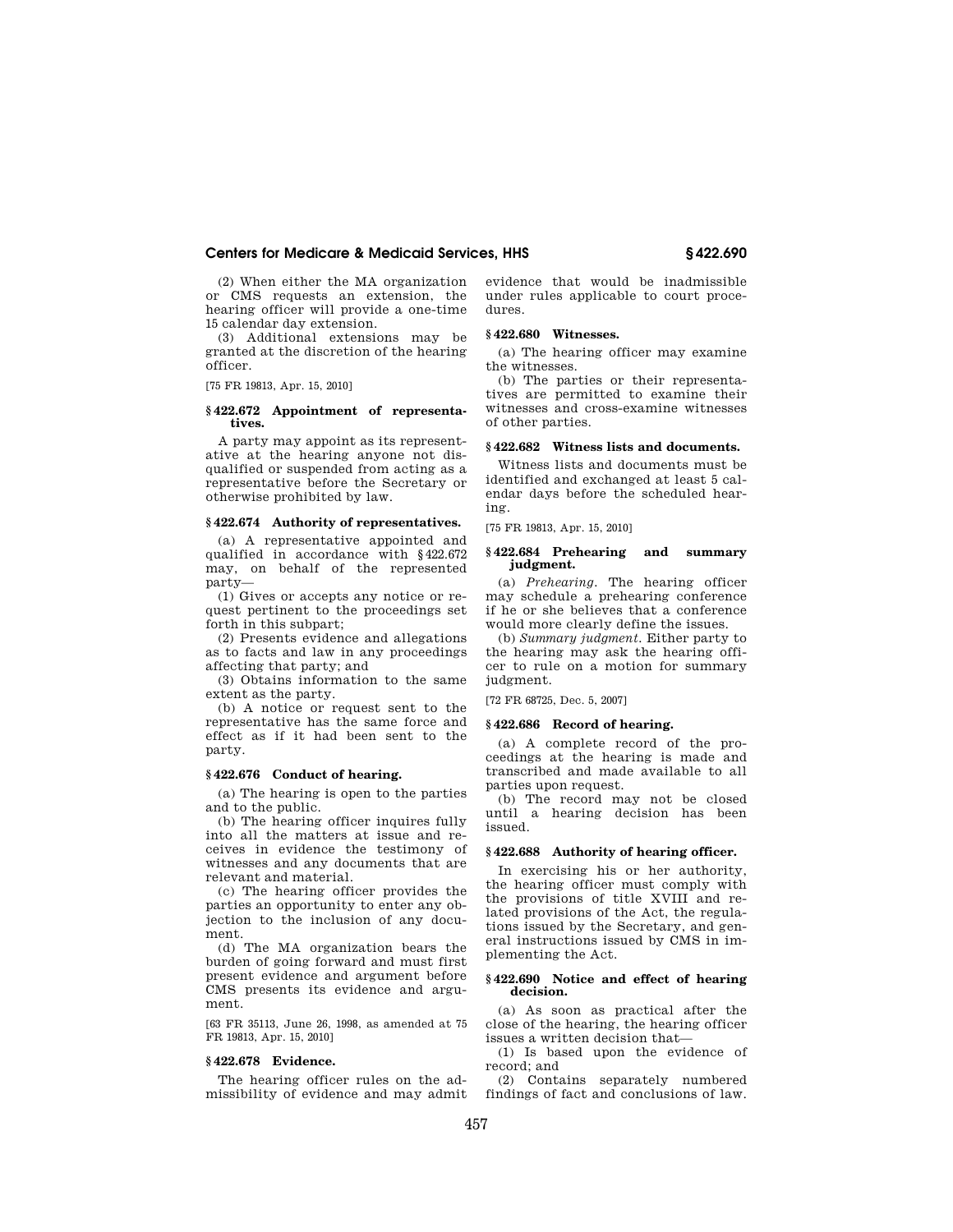(2) When either the MA organization or CMS requests an extension, the hearing officer will provide a one-time 15 calendar day extension.

(3) Additional extensions may be granted at the discretion of the hearing officer.

[75 FR 19813, Apr. 15, 2010]

### § 422.672 Appointment of representatives.

A party may appoint as its representative at the hearing anyone not disqualified or suspended from acting as a representative before the Secretary or otherwise prohibited by law.

### § 422.674 Authority of representatives.

(a) A representative appointed and qualified in accordance with § 422.672 may, on behalf of the represented party—

(1) Gives or accepts any notice or request pertinent to the proceedings set forth in this subpart;

(2) Presents evidence and allegations as to facts and law in any proceedings affecting that party; and

(3) Obtains information to the same extent as the party.

(b) A notice or request sent to the representative has the same force and effect as if it had been sent to the party.

### § 422.676 Conduct of hearing.

(a) The hearing is open to the parties and to the public.

(b) The hearing officer inquires fully into all the matters at issue and receives in evidence the testimony of witnesses and any documents that are relevant and material.

(c) The hearing officer provides the parties an opportunity to enter any objection to the inclusion of any document.

(d) The MA organization bears the burden of going forward and must first present evidence and argument before CMS presents its evidence and argument.

[63 FR 35113, June 26, 1998, as amended at 75 FR 19813, Apr. 15, 2010]

### § 422.678 Evidence.

The hearing officer rules on the admissibility of evidence and may admit evidence that would be inadmissible under rules applicable to court procedures.

### § 422.680 Witnesses.

(a) The hearing officer may examine the witnesses.

(b) The parties or their representatives are permitted to examine their witnesses and cross-examine witnesses of other parties.

### § 422.682 Witness lists and documents.

Witness lists and documents must be identified and exchanged at least 5 calendar days before the scheduled hearing.

[75 FR 19813, Apr. 15, 2010]

### § 422.684 Prehearing and summary judgment.

(a) *Prehearing*. The hearing officer may schedule a prehearing conference if he or she believes that a conference would more clearly define the issues.

(b) *Summary judgment*. Either party to the hearing may ask the hearing officer to rule on a motion for summary judgment.

[72 FR 68725, Dec. 5, 2007]

### § 422.686 Record of hearing.

(a) A complete record of the proceedings at the hearing is made and transcribed and made available to all parties upon request.

(b) The record may not be closed until a hearing decision has been issued.

### § 422.688 Authority of hearing officer.

In exercising his or her authority, the hearing officer must comply with the provisions of title XVIII and related provisions of the Act, the regulations issued by the Secretary, and general instructions issued by CMS in implementing the Act.

### § 422.690 Notice and effect of hearing decision.

(a) As soon as practical after the close of the hearing, the hearing officer issues a written decision that—

(1) Is based upon the evidence of record; and

(2) Contains separately numbered findings of fact and conclusions of law.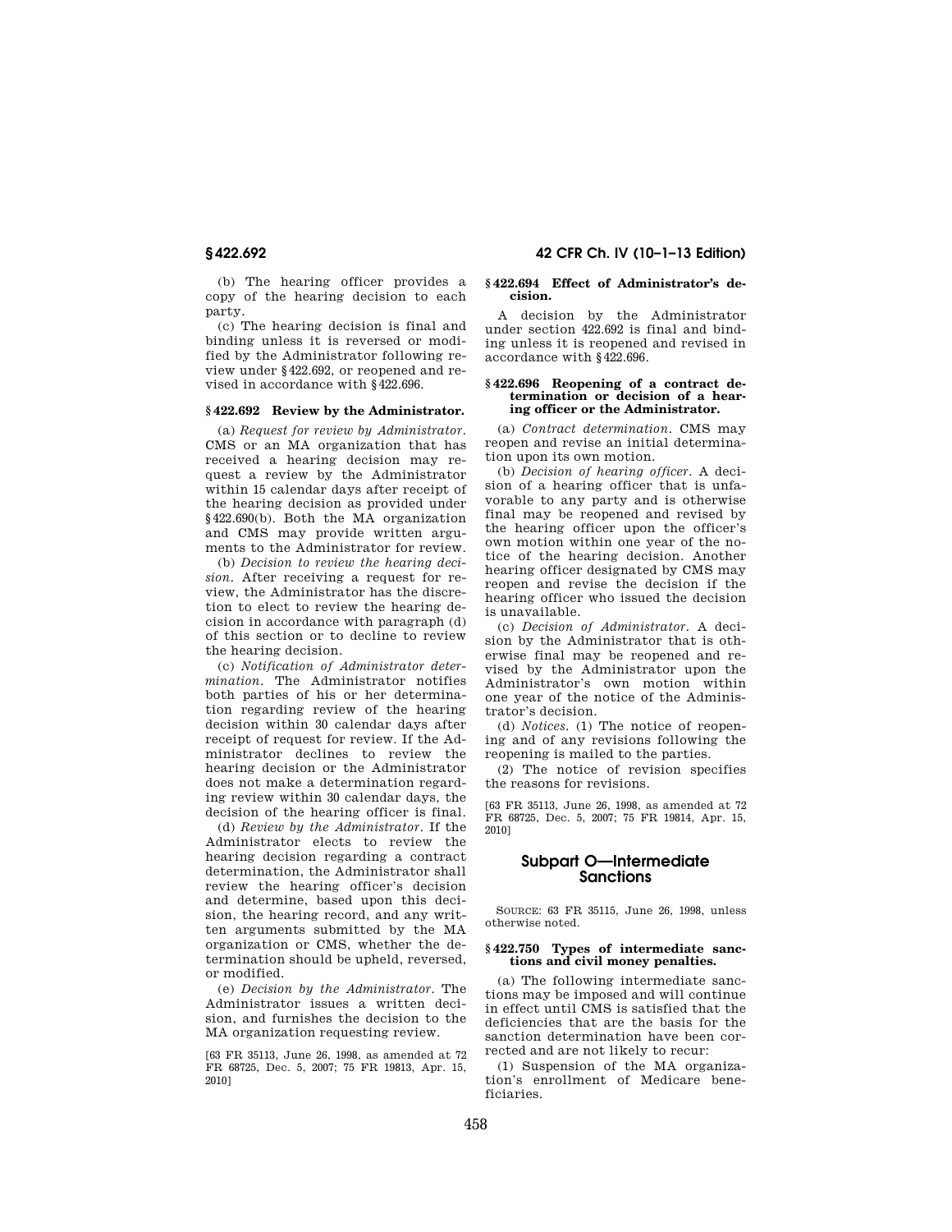(b) The hearing officer provides a copy of the hearing decision to each party.

(c) The hearing decision is final and binding unless it is reversed or modified by the Administrator following review under §422.692, or reopened and revised in accordance with §422.696.

### §422.692 Review by the Administrator.

(a) *Request for review by Administrator*. CMS or an MA organization that has received a hearing decision may request a review by the Administrator within 15 calendar days after receipt of the hearing decision as provided under §422.690(b). Both the MA organization and CMS may provide written arguments to the Administrator for review.

(b) *Decision to review the hearing decision*. After receiving a request for review, the Administrator has the discretion to elect to review the hearing decision in accordance with paragraph (d) of this section or to decline to review the hearing decision.

(c) *Notification of Administrator determination*. The Administrator notifies both parties of his or her determination regarding review of the hearing decision within 30 calendar days after receipt of request for review. If the Administrator declines to review the hearing decision or the Administrator does not make a determination regarding review within 30 calendar days, the decision of the hearing officer is final.

(d) *Review by the Administrator*. If the Administrator elects to review the hearing decision regarding a contract determination, the Administrator shall review the hearing officer's decision and determine, based upon this decision, the hearing record, and any written arguments submitted by the MA organization or CMS, whether the determination should be upheld, reversed, or modified.

(e) *Decision by the Administrator*. The Administrator issues a written decision, and furnishes the decision to the MA organization requesting review.

[63 FR 35113, June 26, 1998, as amended at 72 FR 68725, Dec. 5, 2007; 75 FR 19813, Apr. 15, 2010]

### §422.694 Effect of Administrator's decision.

A decision by the Administrator under section 422.692 is final and binding unless it is reopened and revised in accordance with §422.696.

### §422.696 Reopening of a contract determination or decision of a hearing officer or the Administrator.

(a) *Contract determination*. CMS may reopen and revise an initial determination upon its own motion.

(b) *Decision of hearing officer*. A decision of a hearing officer that is unfavorable to any party and is otherwise final may be reopened and revised by the hearing officer upon the officer's own motion within one year of the notice of the hearing decision. Another hearing officer designated by CMS may reopen and revise the decision if the hearing officer who issued the decision is unavailable.

(c) *Decision of Administrator*. A decision by the Administrator that is otherwise final may be reopened and revised by the Administrator upon the Administrator's own motion within one year of the notice of the Administrator's decision.

(d) *Notices*. (1) The notice of reopening and of any revisions following the reopening is mailed to the parties.

(2) The notice of revision specifies the reasons for revisions.

[63 FR 35113, June 26, 1998, as amended at 72 FR 68725, Dec. 5, 2007; 75 FR 19814, Apr. 15, 2010]

## Subpart O—Intermediate Sanctions

SOURCE: 63 FR 35115, June 26, 1998, unless otherwise noted.

### §422.750 Types of intermediate sanctions and civil money penalties.

(a) The following intermediate sanctions may be imposed and will continue in effect until CMS is satisfied that the deficiencies that are the basis for the sanction determination have been corrected and are not likely to recur:

(1) Suspension of the MA organization's enrollment of Medicare beneficiaries.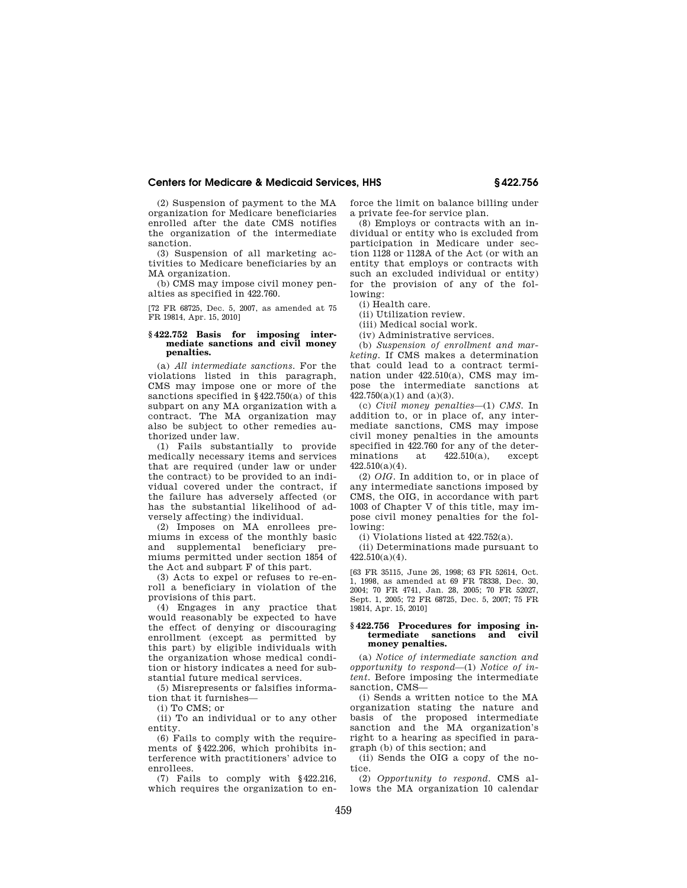(2) Suspension of payment to the MA organization for Medicare beneficiaries enrolled after the date CMS notifies the organization of the intermediate sanction.

(3) Suspension of all marketing activities to Medicare beneficiaries by an MA organization.

(b) CMS may impose civil money penalties as specified in 422.760.

[72 FR 68725, Dec. 5, 2007, as amended at 75 FR 19814, Apr. 15, 2010]

### § 422.752 Basis for imposing intermediate sanctions and civil money penalties.

(a) *All intermediate sanctions.* For the violations listed in this paragraph, CMS may impose one or more of the sanctions specified in § 422.750(a) of this subpart on any MA organization with a contract. The MA organization may also be subject to other remedies authorized under law.

(1) Fails substantially to provide medically necessary items and services that are required (under law or under the contract) to be provided to an individual covered under the contract, if the failure has adversely affected (or has the substantial likelihood of adversely affecting) the individual.

(2) Imposes on MA enrollees premiums in excess of the monthly basic and supplemental beneficiary premiums permitted under section 1854 of the Act and subpart F of this part.

(3) Acts to expel or refuses to re-enroll a beneficiary in violation of the provisions of this part.

(4) Engages in any practice that would reasonably be expected to have the effect of denying or discouraging enrollment (except as permitted by this part) by eligible individuals with the organization whose medical condition or history indicates a need for substantial future medical services.

(5) Misrepresents or falsifies information that it furnishes—

(i) To CMS; or

(ii) To an individual or to any other entity.

(6) Fails to comply with the requirements of § 422.206, which prohibits interference with practitioners' advice to enrollees.

(7) Fails to comply with § 422.216, which requires the organization to enforce the limit on balance billing under a private fee-for service plan.

(8) Employs or contracts with an individual or entity who is excluded from participation in Medicare under section 1128 or 1128A of the Act (or with an entity that employs or contracts with such an excluded individual or entity) for the provision of any of the following:

(i) Health care.

(ii) Utilization review.

(iii) Medical social work.

(iv) Administrative services.

(b) *Suspension of enrollment and marketing.* If CMS makes a determination that could lead to a contract termination under 422.510(a), CMS may impose the intermediate sanctions at 422.750(a)(1) and (a)(3).

(c) *Civil money penalties*—(1) *CMS.* In addition to, or in place of, any intermediate sanctions, CMS may impose civil money penalties in the amounts specified in 422.760 for any of the determinations at 422.510(a), except 422.510(a)(4).

(2) *OIG.* In addition to, or in place of any intermediate sanctions imposed by CMS, the OIG, in accordance with part 1003 of Chapter V of this title, may impose civil money penalties for the following:

(i) Violations listed at 422.752(a).

(ii) Determinations made pursuant to 422.510(a)(4).

[63 FR 35115, June 26, 1998; 63 FR 52614, Oct. 1, 1998, as amended at 69 FR 78338, Dec. 30, 2004; 70 FR 4741, Jan. 28, 2005; 70 FR 52027, Sept. 1, 2005; 72 FR 68725, Dec. 5, 2007; 75 FR 19814, Apr. 15, 2010]

### § 422.756 Procedures for imposing intermediate sanctions and civil money penalties.

(a) *Notice of intermediate sanction and opportunity to respond*—(1) *Notice of intent.* Before imposing the intermediate sanction, CMS—

(i) Sends a written notice to the MA organization stating the nature and basis of the proposed intermediate sanction and the MA organization's right to a hearing as specified in paragraph (b) of this section; and

(ii) Sends the OIG a copy of the notice.

(2) *Opportunity to respond.* CMS allows the MA organization 10 calendar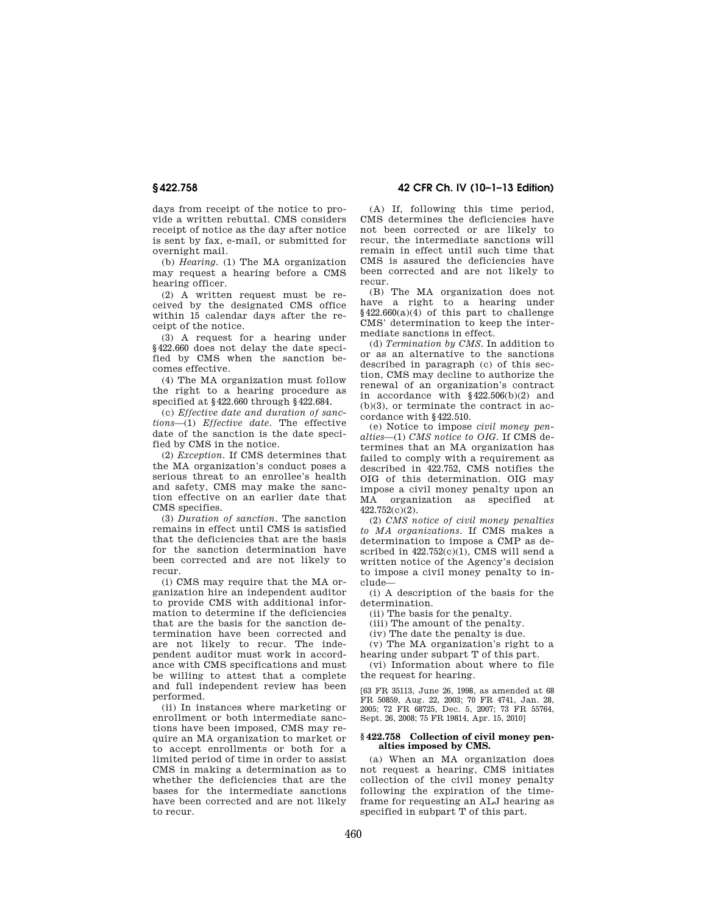days from receipt of the notice to provide a written rebuttal. CMS considers receipt of notice as the day after notice is sent by fax, e-mail, or submitted for overnight mail.

(b) *Hearing.* (1) The MA organization may request a hearing before a CMS hearing officer.

(2) A written request must be received by the designated CMS office within 15 calendar days after the receipt of the notice.

(3) A request for a hearing under §422.660 does not delay the date specified by CMS when the sanction becomes effective.

(4) The MA organization must follow the right to a hearing procedure as specified at §422.660 through §422.684.

(c) *Effective date and duration of sanctions*—(1) *Effective date.* The effective date of the sanction is the date specified by CMS in the notice.

(2) *Exception.* If CMS determines that the MA organization's conduct poses a serious threat to an enrollee's health and safety, CMS may make the sanction effective on an earlier date that CMS specifies.

(3) *Duration of sanction.* The sanction remains in effect until CMS is satisfied that the deficiencies that are the basis for the sanction determination have been corrected and are not likely to recur.

(i) CMS may require that the MA organization hire an independent auditor to provide CMS with additional information to determine if the deficiencies that are the basis for the sanction determination have been corrected and are not likely to recur. The independent auditor must work in accordance with CMS specifications and must be willing to attest that a complete and full independent review has been performed.

(ii) In instances where marketing or enrollment or both intermediate sanctions have been imposed, CMS may require an MA organization to market or to accept enrollments or both for a limited period of time in order to assist CMS in making a determination as to whether the deficiencies that are the bases for the intermediate sanctions have been corrected and are not likely to recur.

(A) If, following this time period, CMS determines the deficiencies have not been corrected or are likely to recur, the intermediate sanctions will remain in effect until such time that CMS is assured the deficiencies have been corrected and are not likely to recur.

(B) The MA organization does not have a right to a hearing under §422.660(a)(4) of this part to challenge CMS' determination to keep the intermediate sanctions in effect.

(d) *Termination by CMS.* In addition to or as an alternative to the sanctions described in paragraph (c) of this section, CMS may decline to authorize the renewal of an organization's contract in accordance with §422.506(b)(2) and (b)(3), or terminate the contract in accordance with §422.510.

(e) Notice to impose *civil money penalties*—(1) *CMS notice to OIG.* If CMS determines that an MA organization has failed to comply with a requirement as described in 422.752, CMS notifies the OIG of this determination. OIG may impose a civil money penalty upon an MA organization as specified at 422.752(c)(2).

(2) *CMS notice of civil money penalties to MA organizations.* If CMS makes a determination to impose a CMP as described in 422.752(c)(1), CMS will send a written notice of the Agency's decision to impose a civil money penalty to include—

(i) A description of the basis for the determination.

(ii) The basis for the penalty.

(iii) The amount of the penalty.

(iv) The date the penalty is due.

(v) The MA organization's right to a hearing under subpart T of this part.

(vi) Information about where to file the request for hearing.

[63 FR 35113, June 26, 1998, as amended at 68 FR 50859, Aug. 22, 2003; 70 FR 4741, Jan. 28, 2005; 72 FR 68725, Dec. 5, 2007; 73 FR 55764, Sept. 26, 2008; 75 FR 19814, Apr. 15, 2010]

### §422.758 Collection of civil money penalties imposed by CMS.

(a) When an MA organization does not request a hearing, CMS initiates collection of the civil money penalty following the expiration of the timeframe for requesting an ALJ hearing as specified in subpart T of this part.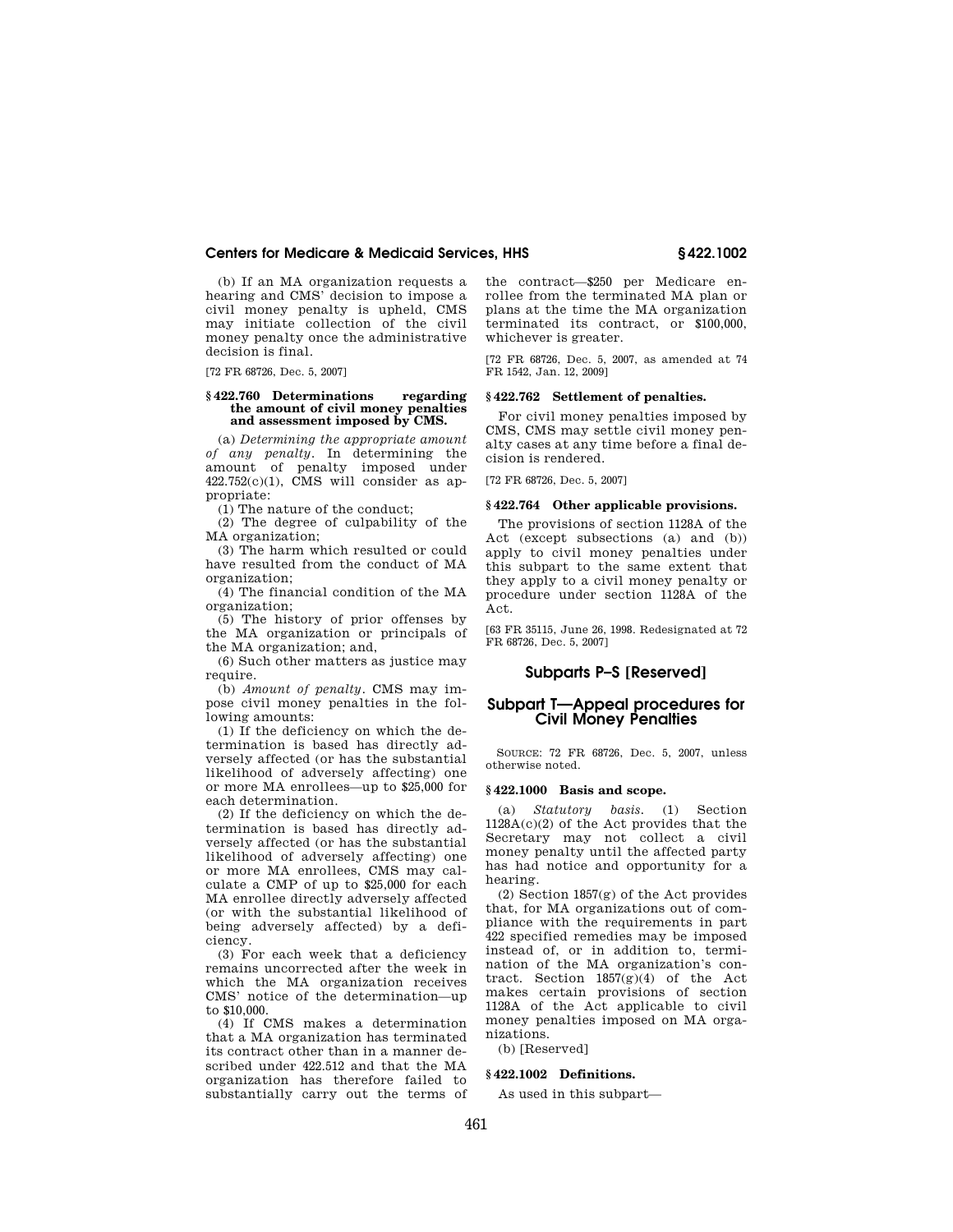(b) If an MA organization requests a hearing and CMS' decision to impose a civil money penalty is upheld, CMS may initiate collection of the civil money penalty once the administrative decision is final.

[72 FR 68726, Dec. 5, 2007]

### § 422.760 Determinations regarding the amount of civil money penalties and assessment imposed by CMS.

(a) *Determining the appropriate amount of any penalty.* In determining the amount of penalty imposed under 422.752(c)(1), CMS will consider as appropriate:

(1) The nature of the conduct;

(2) The degree of culpability of the MA organization;

(3) The harm which resulted or could have resulted from the conduct of MA organization;

(4) The financial condition of the MA organization;

(5) The history of prior offenses by the MA organization or principals of the MA organization; and,

(6) Such other matters as justice may require.

(b) *Amount of penalty.* CMS may impose civil money penalties in the following amounts:

(1) If the deficiency on which the determination is based has directly adversely affected (or has the substantial likelihood of adversely affecting) one or more MA enrollees—up to $25,000 for each determination.

(2) If the deficiency on which the determination is based has directly adversely affected (or has the substantial likelihood of adversely affecting) one or more MA enrollees, CMS may calculate a CMP of up to $25,000 for each MA enrollee directly adversely affected (or with the substantial likelihood of being adversely affected) by a deficiency.

(3) For each week that a deficiency remains uncorrected after the week in which the MA organization receives CMS' notice of the determination—up to $10,000.

(4) If CMS makes a determination that a MA organization has terminated its contract other than in a manner described under 422.512 and that the MA organization has therefore failed to substantially carry out the terms of the contract—$250 per Medicare enrollee from the terminated MA plan or plans at the time the MA organization terminated its contract, or $100,000, whichever is greater.

[72 FR 68726, Dec. 5, 2007, as amended at 74 FR 1542, Jan. 12, 2009]

### § 422.762 Settlement of penalties.

For civil money penalties imposed by CMS, CMS may settle civil money penalty cases at any time before a final decision is rendered.

[72 FR 68726, Dec. 5, 2007]

### § 422.764 Other applicable provisions.

The provisions of section 1128A of the Act (except subsections (a) and (b)) apply to civil money penalties under this subpart to the same extent that they apply to a civil money penalty or procedure under section 1128A of the Act.

[63 FR 35115, June 26, 1998. Redesignated at 72 FR 68726, Dec. 5, 2007]

## Subparts P–S [Reserved]

## Subpart T—Appeal procedures for Civil Money Penalties

SOURCE: 72 FR 68726, Dec. 5, 2007, unless otherwise noted.

### § 422.1000 Basis and scope.

(a) *Statutory basis.* (1) Section 1128A(c)(2) of the Act provides that the Secretary may not collect a civil money penalty until the affected party has had notice and opportunity for a hearing.

(2) Section 1857(g) of the Act provides that, for MA organizations out of compliance with the requirements in part 422 specified remedies may be imposed instead of, or in addition to, termination of the MA organization's contract. Section 1857(g)(4) of the Act makes certain provisions of section 1128A of the Act applicable to civil money penalties imposed on MA organizations.

(b) [Reserved]

### § 422.1002 Definitions.

As used in this subpart—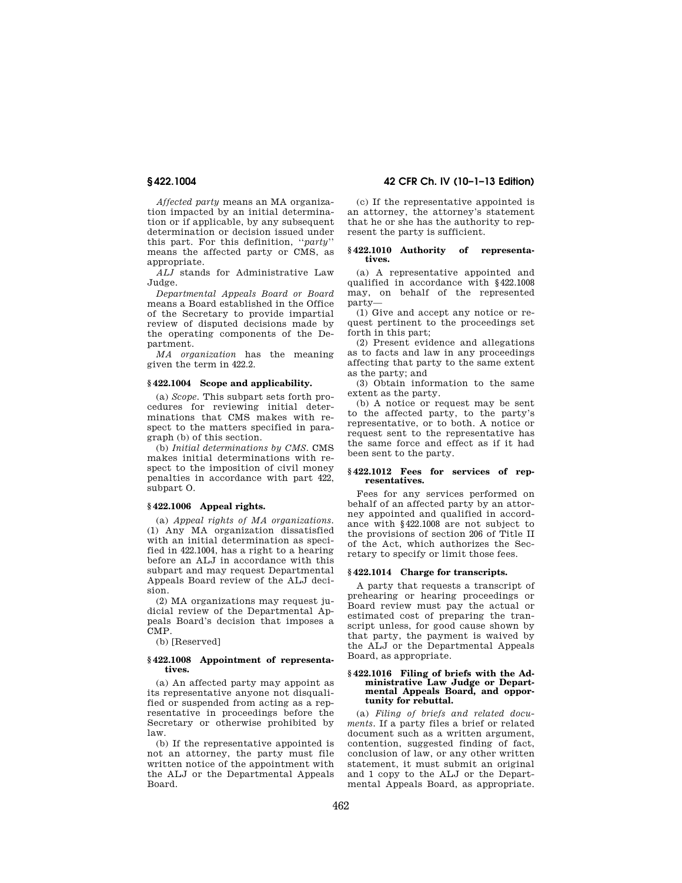*Affected party* means an MA organization impacted by an initial determination or if applicable, by any subsequent determination or decision issued under this part. For this definition, ''*party*'' means the affected party or CMS, as appropriate.

*ALJ* stands for Administrative Law Judge.

*Departmental Appeals Board or Board* means a Board established in the Office of the Secretary to provide impartial review of disputed decisions made by the operating components of the Department.

*MA organization* has the meaning given the term in 422.2.

### § 422.1004 Scope and applicability.

(a) *Scope.* This subpart sets forth procedures for reviewing initial determinations that CMS makes with respect to the matters specified in paragraph (b) of this section.

(b) *Initial determinations by CMS.* CMS makes initial determinations with respect to the imposition of civil money penalties in accordance with part 422, subpart O.

### § 422.1006 Appeal rights.

(a) *Appeal rights of MA organizations.* (1) Any MA organization dissatisfied with an initial determination as specified in 422.1004, has a right to a hearing before an ALJ in accordance with this subpart and may request Departmental Appeals Board review of the ALJ decision.

(2) MA organizations may request judicial review of the Departmental Appeals Board's decision that imposes a CMP.

(b) [Reserved]

### § 422.1008 Appointment of representatives.

(a) An affected party may appoint as its representative anyone not disqualified or suspended from acting as a representative in proceedings before the Secretary or otherwise prohibited by law.

(b) If the representative appointed is not an attorney, the party must file written notice of the appointment with the ALJ or the Departmental Appeals Board.

(c) If the representative appointed is an attorney, the attorney's statement that he or she has the authority to represent the party is sufficient.

### § 422.1010 Authority of representatives.

(a) A representative appointed and qualified in accordance with § 422.1008 may, on behalf of the represented party—

(1) Give and accept any notice or request pertinent to the proceedings set forth in this part;

(2) Present evidence and allegations as to facts and law in any proceedings affecting that party to the same extent as the party; and

(3) Obtain information to the same extent as the party.

(b) A notice or request may be sent to the affected party, to the party's representative, or to both. A notice or request sent to the representative has the same force and effect as if it had been sent to the party.

### § 422.1012 Fees for services of representatives.

Fees for any services performed on behalf of an affected party by an attorney appointed and qualified in accordance with § 422.1008 are not subject to the provisions of section 206 of Title II of the Act, which authorizes the Secretary to specify or limit those fees.

### § 422.1014 Charge for transcripts.

A party that requests a transcript of prehearing or hearing proceedings or Board review must pay the actual or estimated cost of preparing the transcript unless, for good cause shown by that party, the payment is waived by the ALJ or the Departmental Appeals Board, as appropriate.

### § 422.1016 Filing of briefs with the Administrative Law Judge or Departmental Appeals Board, and opportunity for rebuttal.

(a) *Filing of briefs and related documents.* If a party files a brief or related document such as a written argument, contention, suggested finding of fact, conclusion of law, or any other written statement, it must submit an original and 1 copy to the ALJ or the Departmental Appeals Board, as appropriate.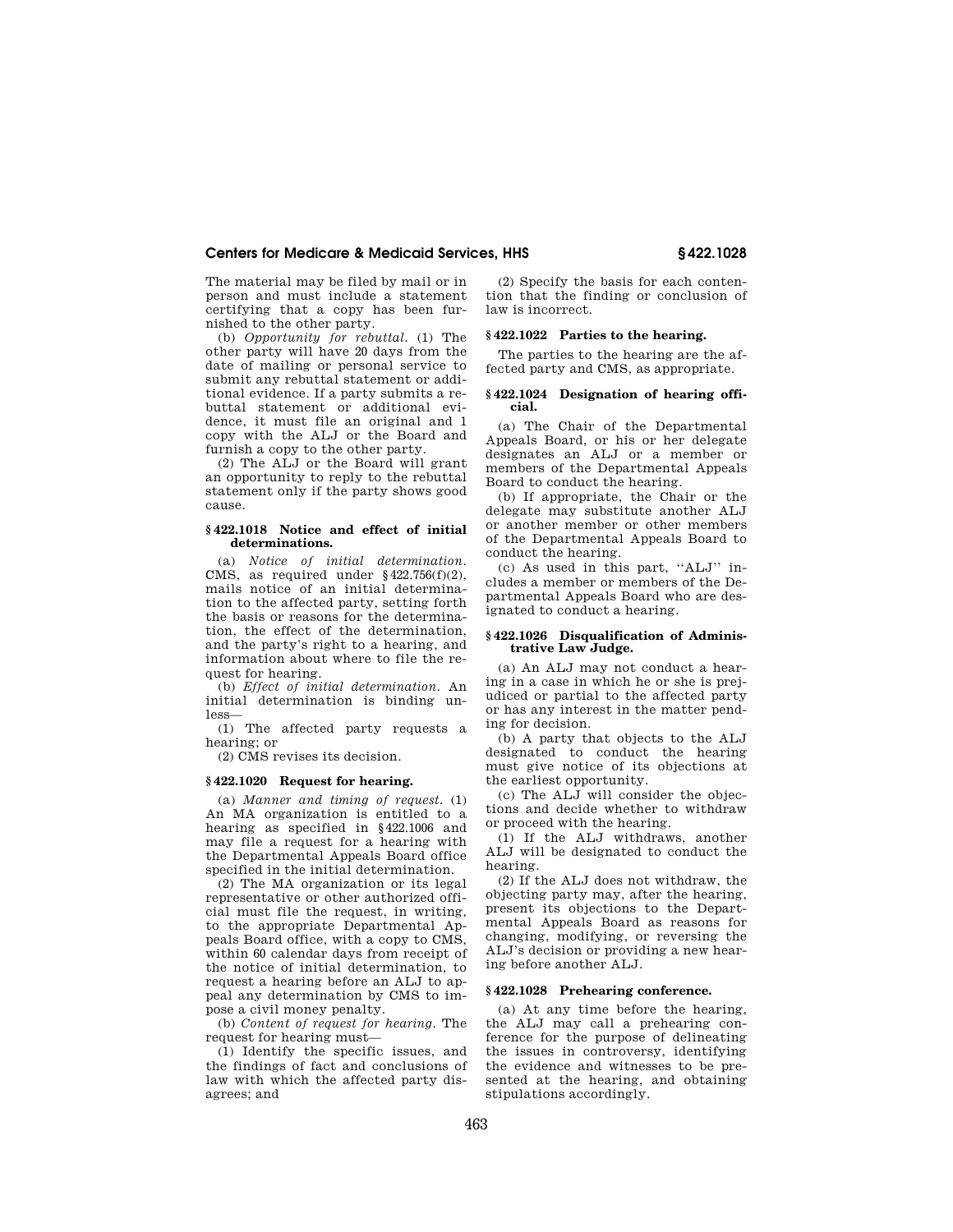The material may be filed by mail or in person and must include a statement certifying that a copy has been furnished to the other party.

(b) *Opportunity for rebuttal.* (1) The other party will have 20 days from the date of mailing or personal service to submit any rebuttal statement or additional evidence. If a party submits a rebuttal statement or additional evidence, it must file an original and 1 copy with the ALJ or the Board and furnish a copy to the other party.

(2) The ALJ or the Board will grant an opportunity to reply to the rebuttal statement only if the party shows good cause.

### § 422.1018 Notice and effect of initial determinations.

(a) *Notice of initial determination.* CMS, as required under § 422.756(f)(2), mails notice of an initial determination to the affected party, setting forth the basis or reasons for the determination, the effect of the determination, and the party's right to a hearing, and information about where to file the request for hearing.

(b) *Effect of initial determination.* An initial determination is binding unless—

(1) The affected party requests a hearing; or

(2) CMS revises its decision.

### § 422.1020 Request for hearing.

(a) *Manner and timing of request.* (1) An MA organization is entitled to a hearing as specified in § 422.1006 and may file a request for a hearing with the Departmental Appeals Board office specified in the initial determination.

(2) The MA organization or its legal representative or other authorized official must file the request, in writing, to the appropriate Departmental Appeals Board office, with a copy to CMS, within 60 calendar days from receipt of the notice of initial determination, to request a hearing before an ALJ to appeal any determination by CMS to impose a civil money penalty.

(b) *Content of request for hearing.* The request for hearing must—

(1) Identify the specific issues, and the findings of fact and conclusions of law with which the affected party disagrees; and

(2) Specify the basis for each contention that the finding or conclusion of law is incorrect.

### § 422.1022 Parties to the hearing.

The parties to the hearing are the affected party and CMS, as appropriate.

### § 422.1024 Designation of hearing official.

(a) The Chair of the Departmental Appeals Board, or his or her delegate designates an ALJ or a member or members of the Departmental Appeals Board to conduct the hearing.

(b) If appropriate, the Chair or the delegate may substitute another ALJ or another member or other members of the Departmental Appeals Board to conduct the hearing.

(c) As used in this part, "ALJ" includes a member or members of the Departmental Appeals Board who are designated to conduct a hearing.

### § 422.1026 Disqualification of Administrative Law Judge.

(a) An ALJ may not conduct a hearing in a case in which he or she is prejudiced or partial to the affected party or has any interest in the matter pending for decision.

(b) A party that objects to the ALJ designated to conduct the hearing must give notice of its objections at the earliest opportunity.

(c) The ALJ will consider the objections and decide whether to withdraw or proceed with the hearing.

(1) If the ALJ withdraws, another ALJ will be designated to conduct the hearing.

(2) If the ALJ does not withdraw, the objecting party may, after the hearing, present its objections to the Departmental Appeals Board as reasons for changing, modifying, or reversing the ALJ's decision or providing a new hearing before another ALJ.

### § 422.1028 Prehearing conference.

(a) At any time before the hearing, the ALJ may call a prehearing conference for the purpose of delineating the issues in controversy, identifying the evidence and witnesses to be presented at the hearing, and obtaining stipulations accordingly.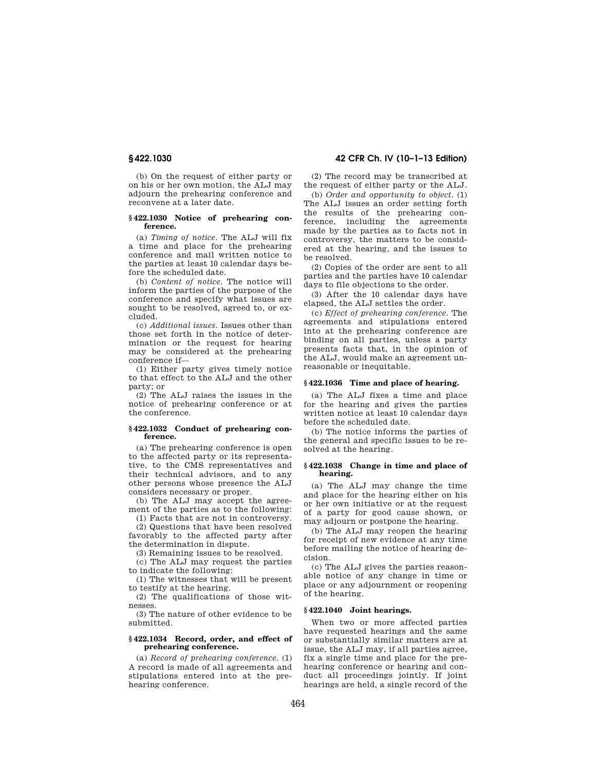(b) On the request of either party or on his or her own motion, the ALJ may adjourn the prehearing conference and reconvene at a later date.

### § 422.1030 Notice of prehearing conference.

(a) *Timing of notice.* The ALJ will fix a time and place for the prehearing conference and mail written notice to the parties at least 10 calendar days before the scheduled date.

(b) *Content of notice.* The notice will inform the parties of the purpose of the conference and specify what issues are sought to be resolved, agreed to, or excluded.

(c) *Additional issues.* Issues other than those set forth in the notice of determination or the request for hearing may be considered at the prehearing conference if—

(1) Either party gives timely notice to that effect to the ALJ and the other party; or

(2) The ALJ raises the issues in the notice of prehearing conference or at the conference.

### § 422.1032 Conduct of prehearing conference.

(a) The prehearing conference is open to the affected party or its representative, to the CMS representatives and their technical advisors, and to any other persons whose presence the ALJ considers necessary or proper.

(b) The ALJ may accept the agreement of the parties as to the following:

(1) Facts that are not in controversy.

(2) Questions that have been resolved favorably to the affected party after the determination in dispute.

(3) Remaining issues to be resolved.

(c) The ALJ may request the parties to indicate the following:

(1) The witnesses that will be present to testify at the hearing.

(2) The qualifications of those witnesses.

(3) The nature of other evidence to be submitted.

### § 422.1034 Record, order, and effect of prehearing conference.

(a) *Record of prehearing conference.* (1) A record is made of all agreements and stipulations entered into at the prehearing conference.

(2) The record may be transcribed at the request of either party or the ALJ.

(b) *Order and opportunity to object.* (1) The ALJ issues an order setting forth the results of the prehearing conference, including the agreements made by the parties as to facts not in controversy, the matters to be considered at the hearing, and the issues to be resolved.

(2) Copies of the order are sent to all parties and the parties have 10 calendar days to file objections to the order.

(3) After the 10 calendar days have elapsed, the ALJ settles the order.

(c) *Effect of prehearing conference.* The agreements and stipulations entered into at the prehearing conference are binding on all parties, unless a party presents facts that, in the opinion of the ALJ, would make an agreement unreasonable or inequitable.

### § 422.1036 Time and place of hearing.

(a) The ALJ fixes a time and place for the hearing and gives the parties written notice at least 10 calendar days before the scheduled date.

(b) The notice informs the parties of the general and specific issues to be resolved at the hearing.

### § 422.1038 Change in time and place of hearing.

(a) The ALJ may change the time and place for the hearing either on his or her own initiative or at the request of a party for good cause shown, or may adjourn or postpone the hearing.

(b) The ALJ may reopen the hearing for receipt of new evidence at any time before mailing the notice of hearing decision.

(c) The ALJ gives the parties reasonable notice of any change in time or place or any adjournment or reopening of the hearing.

### § 422.1040 Joint hearings.

When two or more affected parties have requested hearings and the same or substantially similar matters are at issue, the ALJ may, if all parties agree, fix a single time and place for the prehearing conference or hearing and conduct all proceedings jointly. If joint hearings are held, a single record of the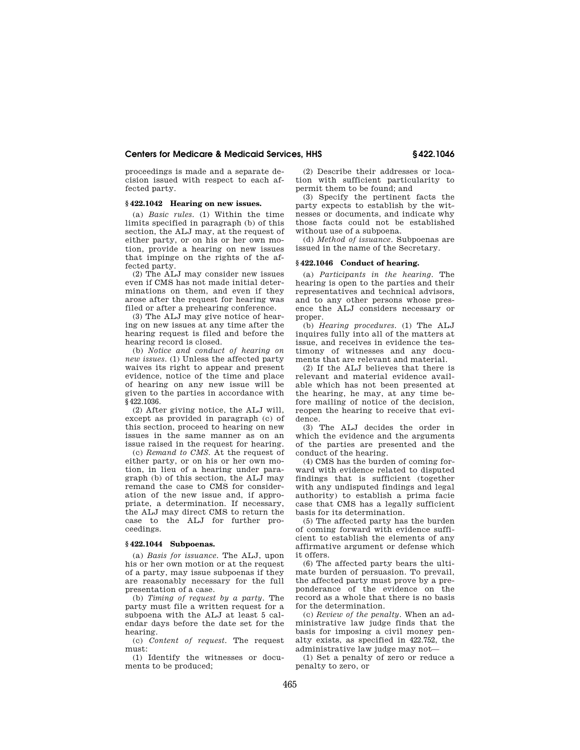proceedings is made and a separate decision issued with respect to each affected party.

### § 422.1042 Hearing on new issues.

(a) *Basic rules.* (1) Within the time limits specified in paragraph (b) of this section, the ALJ may, at the request of either party, or on his or her own motion, provide a hearing on new issues that impinge on the rights of the affected party.

(2) The ALJ may consider new issues even if CMS has not made initial determinations on them, and even if they arose after the request for hearing was filed or after a prehearing conference.

(3) The ALJ may give notice of hearing on new issues at any time after the hearing request is filed and before the hearing record is closed.

(b) *Notice and conduct of hearing on new issues.* (1) Unless the affected party waives its right to appear and present evidence, notice of the time and place of hearing on any new issue will be given to the parties in accordance with § 422.1036.

(2) After giving notice, the ALJ will, except as provided in paragraph (c) of this section, proceed to hearing on new issues in the same manner as on an issue raised in the request for hearing.

(c) *Remand to CMS.* At the request of either party, or on his or her own motion, in lieu of a hearing under paragraph (b) of this section, the ALJ may remand the case to CMS for consideration of the new issue and, if appropriate, a determination. If necessary, the ALJ may direct CMS to return the case to the ALJ for further proceedings.

### § 422.1044 Subpoenas.

(a) *Basis for issuance.* The ALJ, upon his or her own motion or at the request of a party, may issue subpoenas if they are reasonably necessary for the full presentation of a case.

(b) *Timing of request by a party.* The party must file a written request for a subpoena with the ALJ at least 5 calendar days before the date set for the hearing.

(c) *Content of request.* The request must:

(1) Identify the witnesses or documents to be produced;

(2) Describe their addresses or location with sufficient particularity to permit them to be found; and

(3) Specify the pertinent facts the party expects to establish by the witnesses or documents, and indicate why those facts could not be established without use of a subpoena.

(d) *Method of issuance.* Subpoenas are issued in the name of the Secretary.

### § 422.1046 Conduct of hearing.

(a) *Participants in the hearing.* The hearing is open to the parties and their representatives and technical advisors, and to any other persons whose presence the ALJ considers necessary or proper.

(b) *Hearing procedures.* (1) The ALJ inquires fully into all of the matters at issue, and receives in evidence the testimony of witnesses and any documents that are relevant and material.

(2) If the ALJ believes that there is relevant and material evidence available which has not been presented at the hearing, he may, at any time before mailing of notice of the decision, reopen the hearing to receive that evidence.

(3) The ALJ decides the order in which the evidence and the arguments of the parties are presented and the conduct of the hearing.

(4) CMS has the burden of coming forward with evidence related to disputed findings that is sufficient (together with any undisputed findings and legal authority) to establish a prima facie case that CMS has a legally sufficient basis for its determination.

(5) The affected party has the burden of coming forward with evidence sufficient to establish the elements of any affirmative argument or defense which it offers.

(6) The affected party bears the ultimate burden of persuasion. To prevail, the affected party must prove by a preponderance of the evidence on the record as a whole that there is no basis for the determination.

(c) *Review of the penalty.* When an administrative law judge finds that the basis for imposing a civil money penalty exists, as specified in 422.752, the administrative law judge may not—

(1) Set a penalty of zero or reduce a penalty to zero, or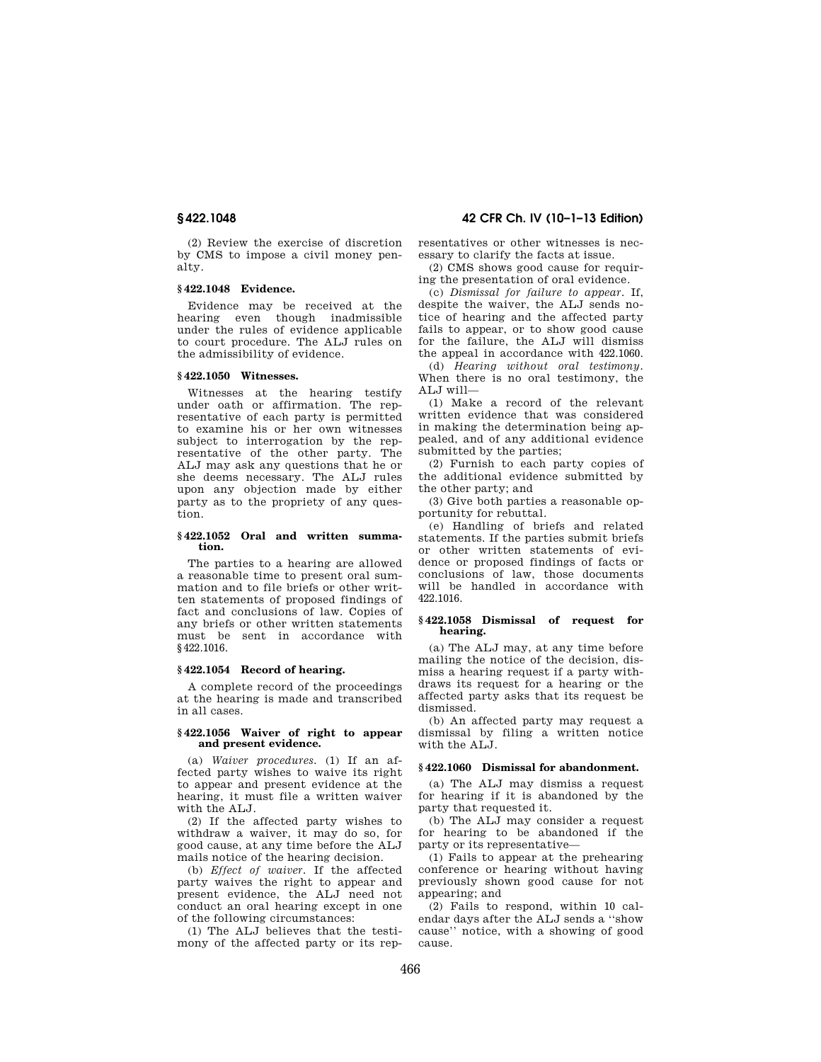(2) Review the exercise of discretion by CMS to impose a civil money penalty.

### § 422.1048 Evidence.

Evidence may be received at the hearing even though inadmissible under the rules of evidence applicable to court procedure. The ALJ rules on the admissibility of evidence.

### § 422.1050 Witnesses.

Witnesses at the hearing testify under oath or affirmation. The representative of each party is permitted to examine his or her own witnesses subject to interrogation by the representative of the other party. The ALJ may ask any questions that he or she deems necessary. The ALJ rules upon any objection made by either party as to the propriety of any question.

### § 422.1052 Oral and written summation.

The parties to a hearing are allowed a reasonable time to present oral summation and to file briefs or other written statements of proposed findings of fact and conclusions of law. Copies of any briefs or other written statements must be sent in accordance with § 422.1016.

### § 422.1054 Record of hearing.

A complete record of the proceedings at the hearing is made and transcribed in all cases.

### § 422.1056 Waiver of right to appear and present evidence.

(a) *Waiver procedures.* (1) If an affected party wishes to waive its right to appear and present evidence at the hearing, it must file a written waiver with the ALJ.

(2) If the affected party wishes to withdraw a waiver, it may do so, for good cause, at any time before the ALJ mails notice of the hearing decision.

(b) *Effect of waiver.* If the affected party waives the right to appear and present evidence, the ALJ need not conduct an oral hearing except in one of the following circumstances:

(1) The ALJ believes that the testimony of the affected party or its representatives or other witnesses is necessary to clarify the facts at issue.

(2) CMS shows good cause for requiring the presentation of oral evidence.

(c) *Dismissal for failure to appear.* If, despite the waiver, the ALJ sends notice of hearing and the affected party fails to appear, or to show good cause for the failure, the ALJ will dismiss the appeal in accordance with 422.1060.

(d) *Hearing without oral testimony.* When there is no oral testimony, the ALJ will—

(1) Make a record of the relevant written evidence that was considered in making the determination being appealed, and of any additional evidence submitted by the parties;

(2) Furnish to each party copies of the additional evidence submitted by the other party; and

(3) Give both parties a reasonable opportunity for rebuttal.

(e) Handling of briefs and related statements. If the parties submit briefs or other written statements of evidence or proposed findings of facts or conclusions of law, those documents will be handled in accordance with 422.1016.

### § 422.1058 Dismissal of request for hearing.

(a) The ALJ may, at any time before mailing the notice of the decision, dismiss a hearing request if a party withdraws its request for a hearing or the affected party asks that its request be dismissed.

(b) An affected party may request a dismissal by filing a written notice with the ALJ.

### § 422.1060 Dismissal for abandonment.

(a) The ALJ may dismiss a request for hearing if it is abandoned by the party that requested it.

(b) The ALJ may consider a request for hearing to be abandoned if the party or its representative—

(1) Fails to appear at the prehearing conference or hearing without having previously shown good cause for not appearing; and

(2) Fails to respond, within 10 calendar days after the ALJ sends a "show cause" notice, with a showing of good cause.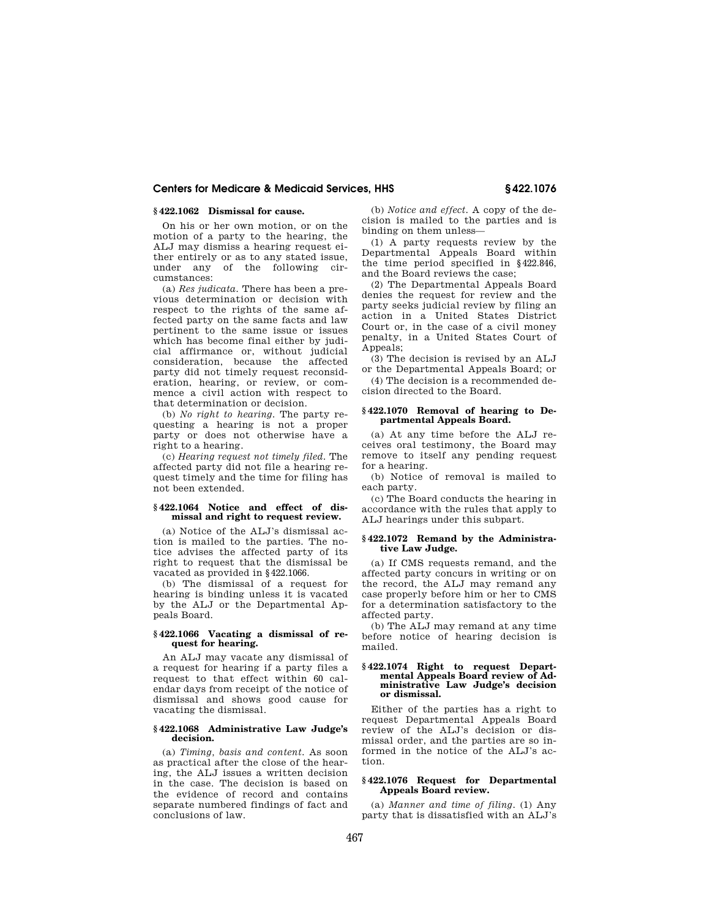### § 422.1062 Dismissal for cause.

On his or her own motion, or on the motion of a party to the hearing, the ALJ may dismiss a hearing request either entirely or as to any stated issue, under any of the following circumstances:

(a) *Res judicata.* There has been a previous determination or decision with respect to the rights of the same affected party on the same facts and law pertinent to the same issue or issues which has become final either by judicial affirmance or, without judicial consideration, because the affected party did not timely request reconsideration, hearing, or review, or commence a civil action with respect to that determination or decision.

(b) *No right to hearing.* The party requesting a hearing is not a proper party or does not otherwise have a right to a hearing.

(c) *Hearing request not timely filed.* The affected party did not file a hearing request timely and the time for filing has not been extended.

### § 422.1064 Notice and effect of dismissal and right to request review.

(a) Notice of the ALJ's dismissal action is mailed to the parties. The notice advises the affected party of its right to request that the dismissal be vacated as provided in § 422.1066.

(b) The dismissal of a request for hearing is binding unless it is vacated by the ALJ or the Departmental Appeals Board.

### § 422.1066 Vacating a dismissal of request for hearing.

An ALJ may vacate any dismissal of a request for hearing if a party files a request to that effect within 60 calendar days from receipt of the notice of dismissal and shows good cause for vacating the dismissal.

### § 422.1068 Administrative Law Judge's decision.

(a) *Timing, basis and content.* As soon as practical after the close of the hearing, the ALJ issues a written decision in the case. The decision is based on the evidence of record and contains separate numbered findings of fact and conclusions of law.

(b) *Notice and effect.* A copy of the decision is mailed to the parties and is binding on them unless—

(1) A party requests review by the Departmental Appeals Board within the time period specified in § 422.846, and the Board reviews the case;

(2) The Departmental Appeals Board denies the request for review and the party seeks judicial review by filing an action in a United States District Court or, in the case of a civil money penalty, in a United States Court of Appeals;

(3) The decision is revised by an ALJ or the Departmental Appeals Board; or

(4) The decision is a recommended decision directed to the Board.

### § 422.1070 Removal of hearing to Departmental Appeals Board.

(a) At any time before the ALJ receives oral testimony, the Board may remove to itself any pending request for a hearing.

(b) Notice of removal is mailed to each party.

(c) The Board conducts the hearing in accordance with the rules that apply to ALJ hearings under this subpart.

### § 422.1072 Remand by the Administrative Law Judge.

(a) If CMS requests remand, and the affected party concurs in writing or on the record, the ALJ may remand any case properly before him or her to CMS for a determination satisfactory to the affected party.

(b) The ALJ may remand at any time before notice of hearing decision is mailed.

### § 422.1074 Right to request Departmental Appeals Board review of Administrative Law Judge's decision or dismissal.

Either of the parties has a right to request Departmental Appeals Board review of the ALJ's decision or dismissal order, and the parties are so informed in the notice of the ALJ's action.

### § 422.1076 Request for Departmental Appeals Board review.

(a) *Manner and time of filing.* (1) Any party that is dissatisfied with an ALJ's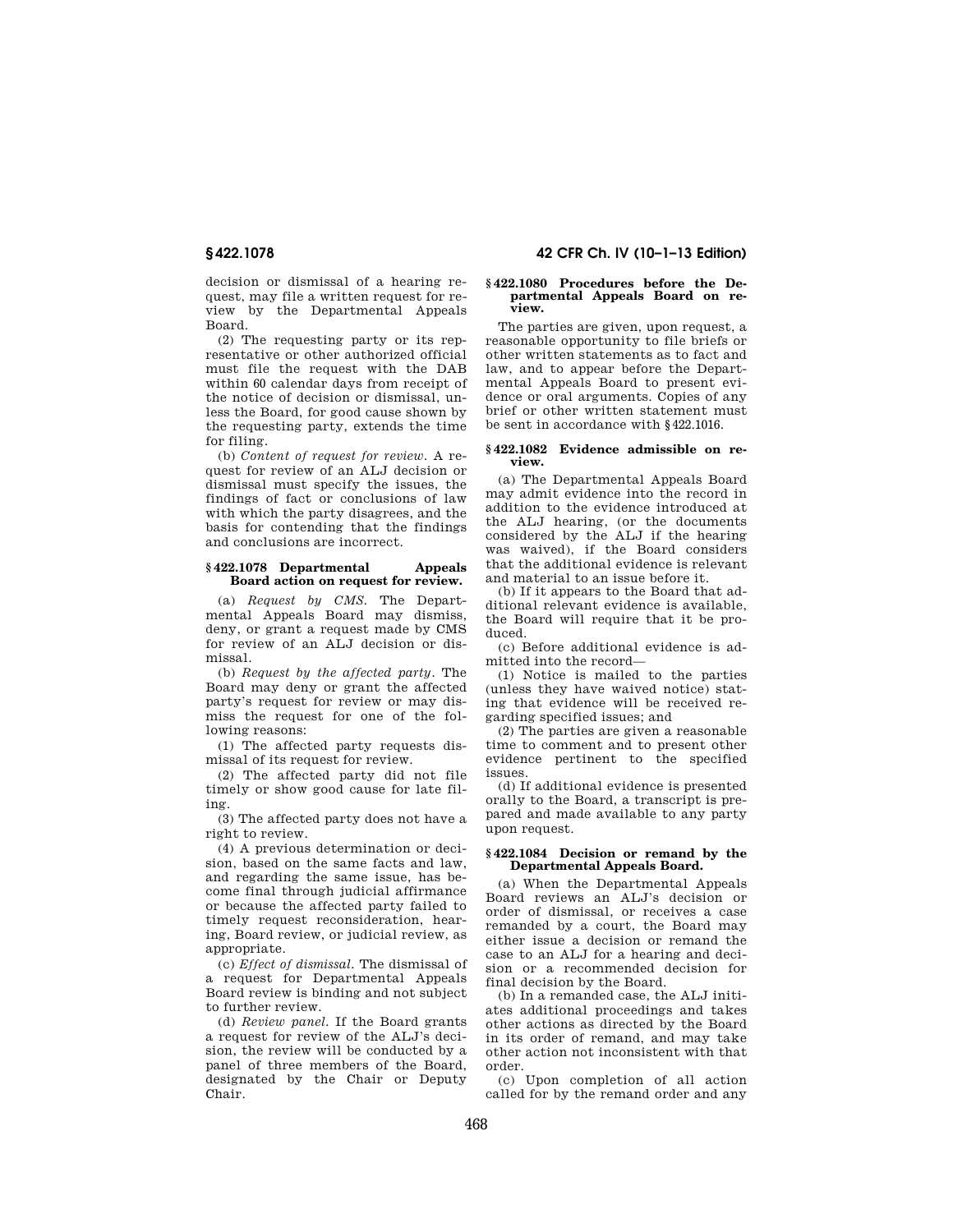decision or dismissal of a hearing request, may file a written request for review by the Departmental Appeals Board.

(2) The requesting party or its representative or other authorized official must file the request with the DAB within 60 calendar days from receipt of the notice of decision or dismissal, unless the Board, for good cause shown by the requesting party, extends the time for filing.

(b) *Content of request for review.* A request for review of an ALJ decision or dismissal must specify the issues, the findings of fact or conclusions of law with which the party disagrees, and the basis for contending that the findings and conclusions are incorrect.

### § 422.1078 Departmental Appeals Board action on request for review.

(a) *Request by CMS.* The Departmental Appeals Board may dismiss, deny, or grant a request made by CMS for review of an ALJ decision or dismissal.

(b) *Request by the affected party.* The Board may deny or grant the affected party's request for review or may dismiss the request for one of the following reasons:

(1) The affected party requests dismissal of its request for review.

(2) The affected party did not file timely or show good cause for late filing.

(3) The affected party does not have a right to review.

(4) A previous determination or decision, based on the same facts and law, and regarding the same issue, has become final through judicial affirmance or because the affected party failed to timely request reconsideration, hearing, Board review, or judicial review, as appropriate.

(c) *Effect of dismissal.* The dismissal of a request for Departmental Appeals Board review is binding and not subject to further review.

(d) *Review panel.* If the Board grants a request for review of the ALJ's decision, the review will be conducted by a panel of three members of the Board, designated by the Chair or Deputy Chair.

### § 422.1080 Procedures before the Departmental Appeals Board on review.

The parties are given, upon request, a reasonable opportunity to file briefs or other written statements as to fact and law, and to appear before the Departmental Appeals Board to present evidence or oral arguments. Copies of any brief or other written statement must be sent in accordance with §422.1016.

### § 422.1082 Evidence admissible on review.

(a) The Departmental Appeals Board may admit evidence into the record in addition to the evidence introduced at the ALJ hearing, (or the documents considered by the ALJ if the hearing was waived), if the Board considers that the additional evidence is relevant and material to an issue before it.

(b) If it appears to the Board that additional relevant evidence is available, the Board will require that it be produced.

(c) Before additional evidence is admitted into the record—

(1) Notice is mailed to the parties (unless they have waived notice) stating that evidence will be received regarding specified issues; and

(2) The parties are given a reasonable time to comment and to present other evidence pertinent to the specified issues.

(d) If additional evidence is presented orally to the Board, a transcript is prepared and made available to any party upon request.

### § 422.1084 Decision or remand by the Departmental Appeals Board.

(a) When the Departmental Appeals Board reviews an ALJ's decision or order of dismissal, or receives a case remanded by a court, the Board may either issue a decision or remand the case to an ALJ for a hearing and decision or a recommended decision for final decision by the Board.

(b) In a remanded case, the ALJ initiates additional proceedings and takes other actions as directed by the Board in its order of remand, and may take other action not inconsistent with that order.

(c) Upon completion of all action called for by the remand order and any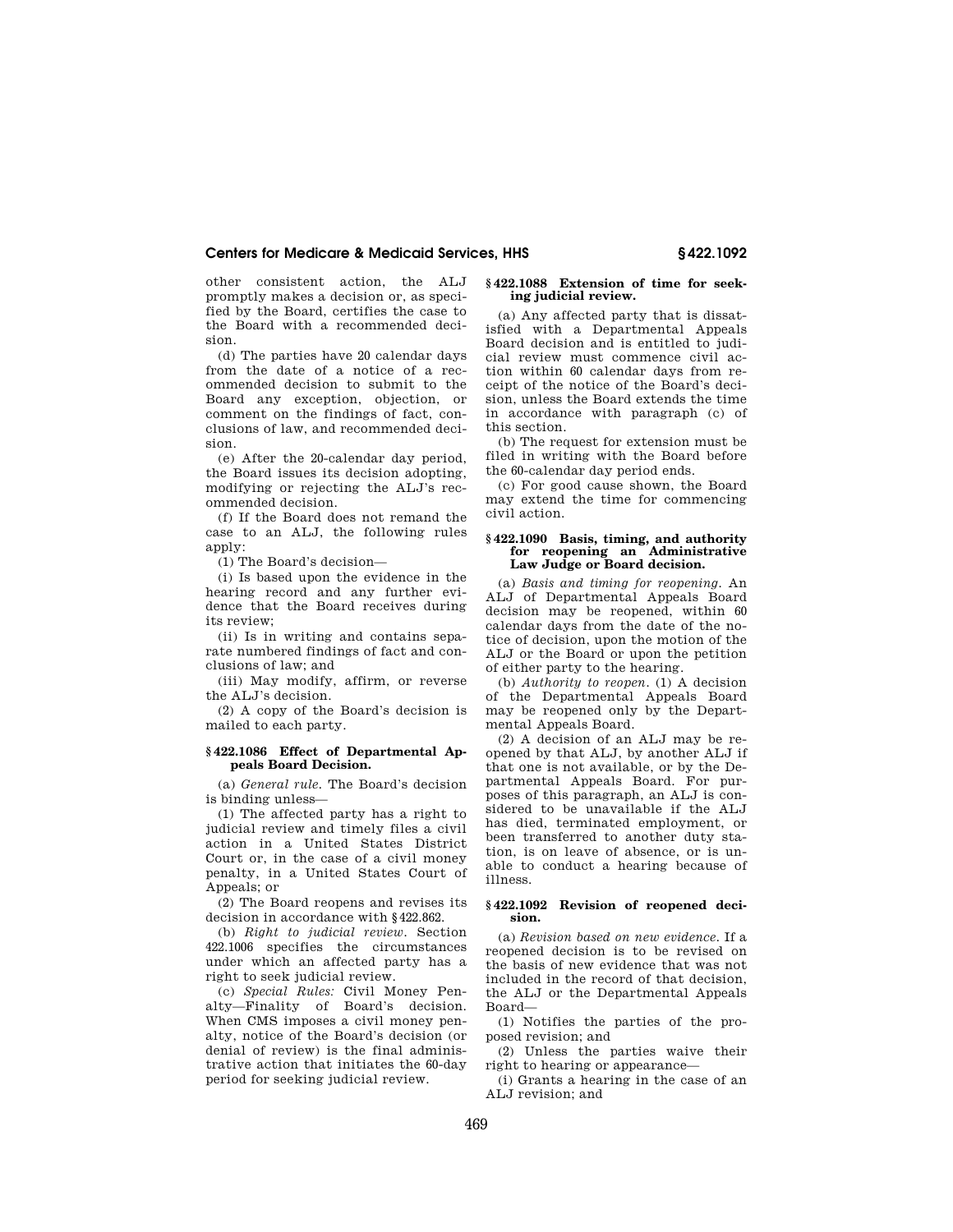other consistent action, the ALJ promptly makes a decision or, as specified by the Board, certifies the case to the Board with a recommended decision.

(d) The parties have 20 calendar days from the date of a notice of a recommended decision to submit to the Board any exception, objection, or comment on the findings of fact, conclusions of law, and recommended decision.

(e) After the 20-calendar day period, the Board issues its decision adopting, modifying or rejecting the ALJ's recommended decision.

(f) If the Board does not remand the case to an ALJ, the following rules apply:

(1) The Board's decision—

(i) Is based upon the evidence in the hearing record and any further evidence that the Board receives during its review;

(ii) Is in writing and contains separate numbered findings of fact and conclusions of law; and

(iii) May modify, affirm, or reverse the ALJ's decision.

(2) A copy of the Board's decision is mailed to each party.

### § 422.1086 Effect of Departmental Appeals Board Decision.

(a) *General rule.* The Board's decision is binding unless—

(1) The affected party has a right to judicial review and timely files a civil action in a United States District Court or, in the case of a civil money penalty, in a United States Court of Appeals; or

(2) The Board reopens and revises its decision in accordance with § 422.862.

(b) *Right to judicial review.* Section 422.1006 specifies the circumstances under which an affected party has a right to seek judicial review.

(c) *Special Rules:* Civil Money Penalty—Finality of Board's decision. When CMS imposes a civil money penalty, notice of the Board's decision (or denial of review) is the final administrative action that initiates the 60-day period for seeking judicial review.

### § 422.1088 Extension of time for seeking judicial review.

(a) Any affected party that is dissatisfied with a Departmental Appeals Board decision and is entitled to judicial review must commence civil action within 60 calendar days from receipt of the notice of the Board's decision, unless the Board extends the time in accordance with paragraph (c) of this section.

(b) The request for extension must be filed in writing with the Board before the 60-calendar day period ends.

(c) For good cause shown, the Board may extend the time for commencing civil action.

### § 422.1090 Basis, timing, and authority for reopening an Administrative Law Judge or Board decision.

(a) *Basis and timing for reopening.* An ALJ of Departmental Appeals Board decision may be reopened, within 60 calendar days from the date of the notice of decision, upon the motion of the ALJ or the Board or upon the petition of either party to the hearing.

(b) *Authority to reopen.* (1) A decision of the Departmental Appeals Board may be reopened only by the Departmental Appeals Board.

(2) A decision of an ALJ may be reopened by that ALJ, by another ALJ if that one is not available, or by the Departmental Appeals Board. For purposes of this paragraph, an ALJ is considered to be unavailable if the ALJ has died, terminated employment, or been transferred to another duty station, is on leave of absence, or is unable to conduct a hearing because of illness.

### § 422.1092 Revision of reopened decision.

(a) *Revision based on new evidence.* If a reopened decision is to be revised on the basis of new evidence that was not included in the record of that decision, the ALJ or the Departmental Appeals Board—

(1) Notifies the parties of the proposed revision; and

(2) Unless the parties waive their right to hearing or appearance—

(i) Grants a hearing in the case of an ALJ revision; and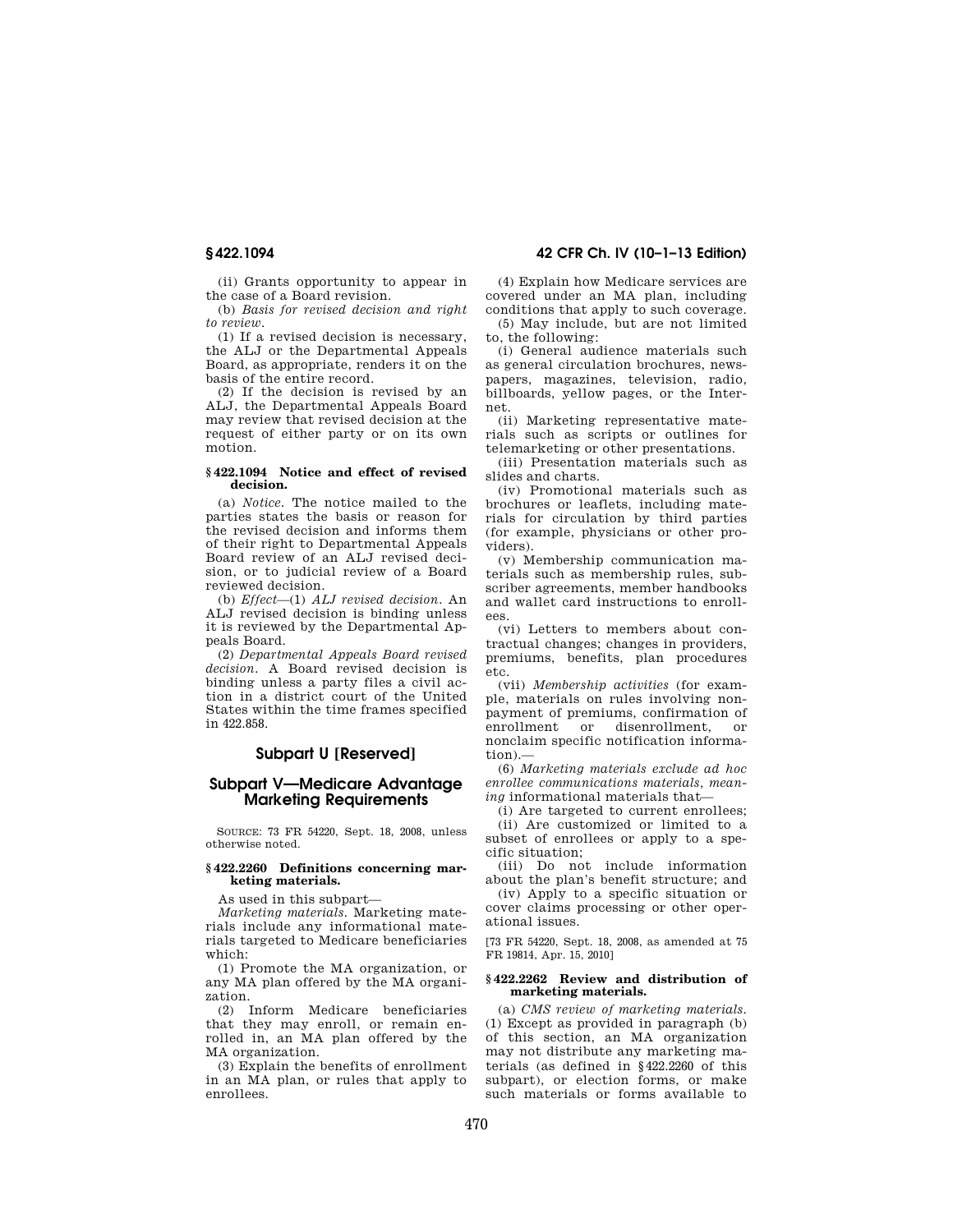(ii) Grants opportunity to appear in the case of a Board revision.

(b) *Basis for revised decision and right to review.*

(1) If a revised decision is necessary, the ALJ or the Departmental Appeals Board, as appropriate, renders it on the basis of the entire record.

(2) If the decision is revised by an ALJ, the Departmental Appeals Board may review that revised decision at the request of either party or on its own motion.

#### § 422.1094 Notice and effect of revised decision.

(a) *Notice.* The notice mailed to the parties states the basis or reason for the revised decision and informs them of their right to Departmental Appeals Board review of an ALJ revised decision, or to judicial review of a Board reviewed decision.

(b) *Effect*—(1) *ALJ revised decision.* An ALJ revised decision is binding unless it is reviewed by the Departmental Appeals Board.

(2) *Departmental Appeals Board revised decision.* A Board revised decision is binding unless a party files a civil action in a district court of the United States within the time frames specified in 422.858.

## Subpart U [Reserved]

## Subpart V—Medicare Advantage Marketing Requirements

SOURCE: 73 FR 54220, Sept. 18, 2008, unless otherwise noted.

#### § 422.2260 Definitions concerning marketing materials.

As used in this subpart—

*Marketing materials.* Marketing materials include any informational materials targeted to Medicare beneficiaries which:

(1) Promote the MA organization, or any MA plan offered by the MA organization.

(2) Inform Medicare beneficiaries that they may enroll, or remain enrolled in, an MA plan offered by the MA organization.

(3) Explain the benefits of enrollment in an MA plan, or rules that apply to enrollees.

(4) Explain how Medicare services are covered under an MA plan, including conditions that apply to such coverage.

(5) May include, but are not limited to, the following:

(i) General audience materials such as general circulation brochures, newspapers, magazines, television, radio, billboards, yellow pages, or the Internet.

(ii) Marketing representative materials such as scripts or outlines for telemarketing or other presentations.

(iii) Presentation materials such as slides and charts.

(iv) Promotional materials such as brochures or leaflets, including materials for circulation by third parties (for example, physicians or other providers).

(v) Membership communication materials such as membership rules, subscriber agreements, member handbooks and wallet card instructions to enrollees.

(vi) Letters to members about contractual changes; changes in providers, premiums, benefits, plan procedures etc.

(vii) *Membership activities* (for example, materials on rules involving nonpayment of premiums, confirmation of enrollment or disenrollment, or nonclaim specific notification information).—

(6) *Marketing materials exclude ad hoc enrollee communications materials, meaning* informational materials that—

(i) Are targeted to current enrollees;

(ii) Are customized or limited to a subset of enrollees or apply to a specific situation;

(iii) Do not include information about the plan's benefit structure; and

(iv) Apply to a specific situation or cover claims processing or other operational issues.

[73 FR 54220, Sept. 18, 2008, as amended at 75 FR 19814, Apr. 15, 2010]

#### § 422.2262 Review and distribution of marketing materials.

(a) *CMS review of marketing materials.* (1) Except as provided in paragraph (b) of this section, an MA organization may not distribute any marketing materials (as defined in § 422.2260 of this subpart), or election forms, or make such materials or forms available to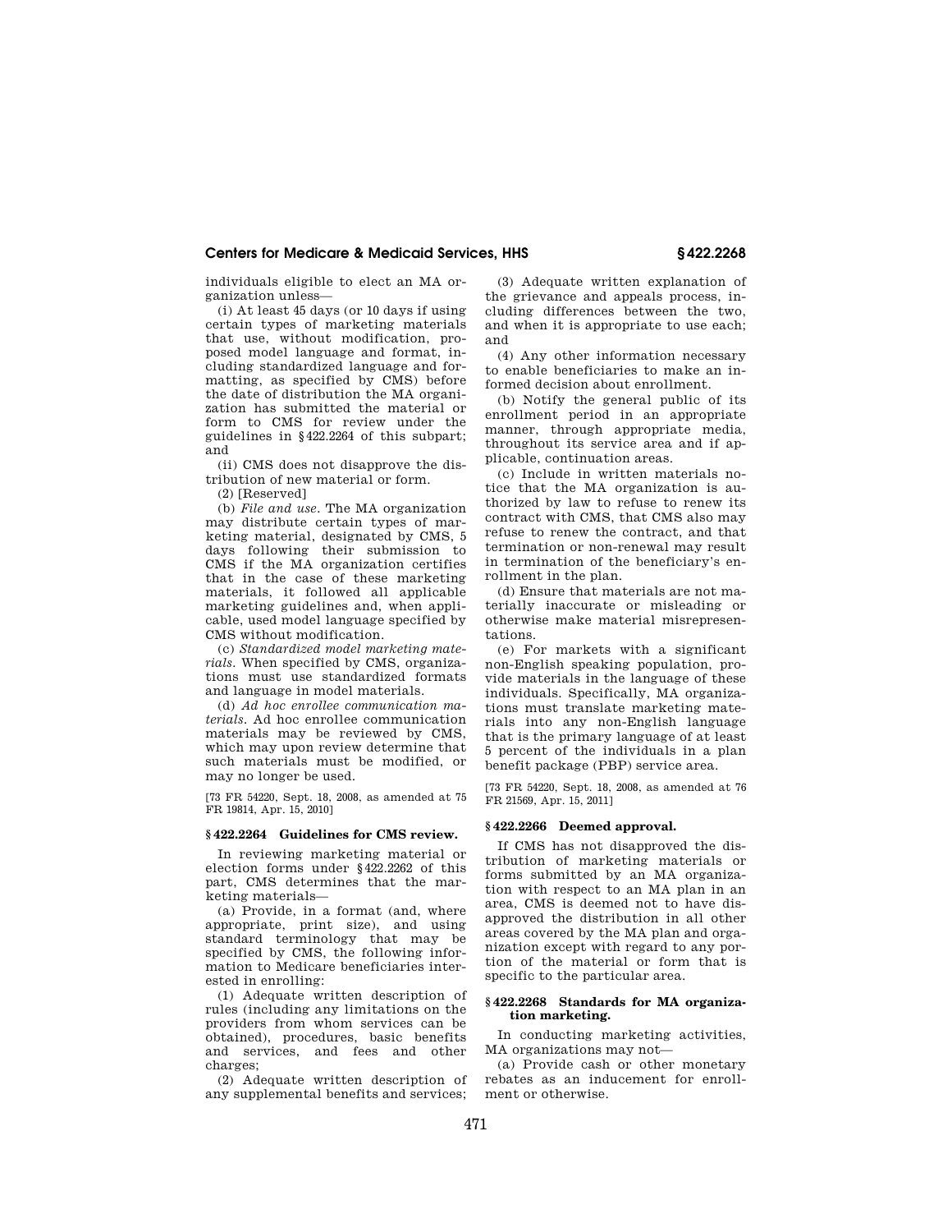individuals eligible to elect an MA organization unless—

(i) At least 45 days (or 10 days if using certain types of marketing materials that use, without modification, proposed model language and format, including standardized language and formatting, as specified by CMS) before the date of distribution the MA organization has submitted the material or form to CMS for review under the guidelines in §422.2264 of this subpart; and

(ii) CMS does not disapprove the distribution of new material or form.

(2) [Reserved]

(b) *File and use.* The MA organization may distribute certain types of marketing material, designated by CMS, 5 days following their submission to CMS if the MA organization certifies that in the case of these marketing materials, it followed all applicable marketing guidelines and, when applicable, used model language specified by CMS without modification.

(c) *Standardized model marketing materials.* When specified by CMS, organizations must use standardized formats and language in model materials.

(d) *Ad hoc enrollee communication materials.* Ad hoc enrollee communication materials may be reviewed by CMS, which may upon review determine that such materials must be modified, or may no longer be used.

[73 FR 54220, Sept. 18, 2008, as amended at 75 FR 19814, Apr. 15, 2010]

### §422.2264 Guidelines for CMS review.

In reviewing marketing material or election forms under §422.2262 of this part, CMS determines that the marketing materials—

(a) Provide, in a format (and, where appropriate, print size), and using standard terminology that may be specified by CMS, the following information to Medicare beneficiaries interested in enrolling:

(1) Adequate written description of rules (including any limitations on the providers from whom services can be obtained), procedures, basic benefits and services, and fees and other charges;

(2) Adequate written description of any supplemental benefits and services;

(3) Adequate written explanation of the grievance and appeals process, including differences between the two, and when it is appropriate to use each; and

(4) Any other information necessary to enable beneficiaries to make an informed decision about enrollment.

(b) Notify the general public of its enrollment period in an appropriate manner, through appropriate media, throughout its service area and if applicable, continuation areas.

(c) Include in written materials notice that the MA organization is authorized by law to refuse to renew its contract with CMS, that CMS also may refuse to renew the contract, and that termination or non-renewal may result in termination of the beneficiary's enrollment in the plan.

(d) Ensure that materials are not materially inaccurate or misleading or otherwise make material misrepresentations.

(e) For markets with a significant non-English speaking population, provide materials in the language of these individuals. Specifically, MA organizations must translate marketing materials into any non-English language that is the primary language of at least 5 percent of the individuals in a plan benefit package (PBP) service area.

[73 FR 54220, Sept. 18, 2008, as amended at 76 FR 21569, Apr. 15, 2011]

### §422.2266 Deemed approval.

If CMS has not disapproved the distribution of marketing materials or forms submitted by an MA organization with respect to an MA plan in an area, CMS is deemed not to have disapproved the distribution in all other areas covered by the MA plan and organization except with regard to any portion of the material or form that is specific to the particular area.

### §422.2268 Standards for MA organization marketing.

In conducting marketing activities, MA organizations may not—

(a) Provide cash or other monetary rebates as an inducement for enrollment or otherwise.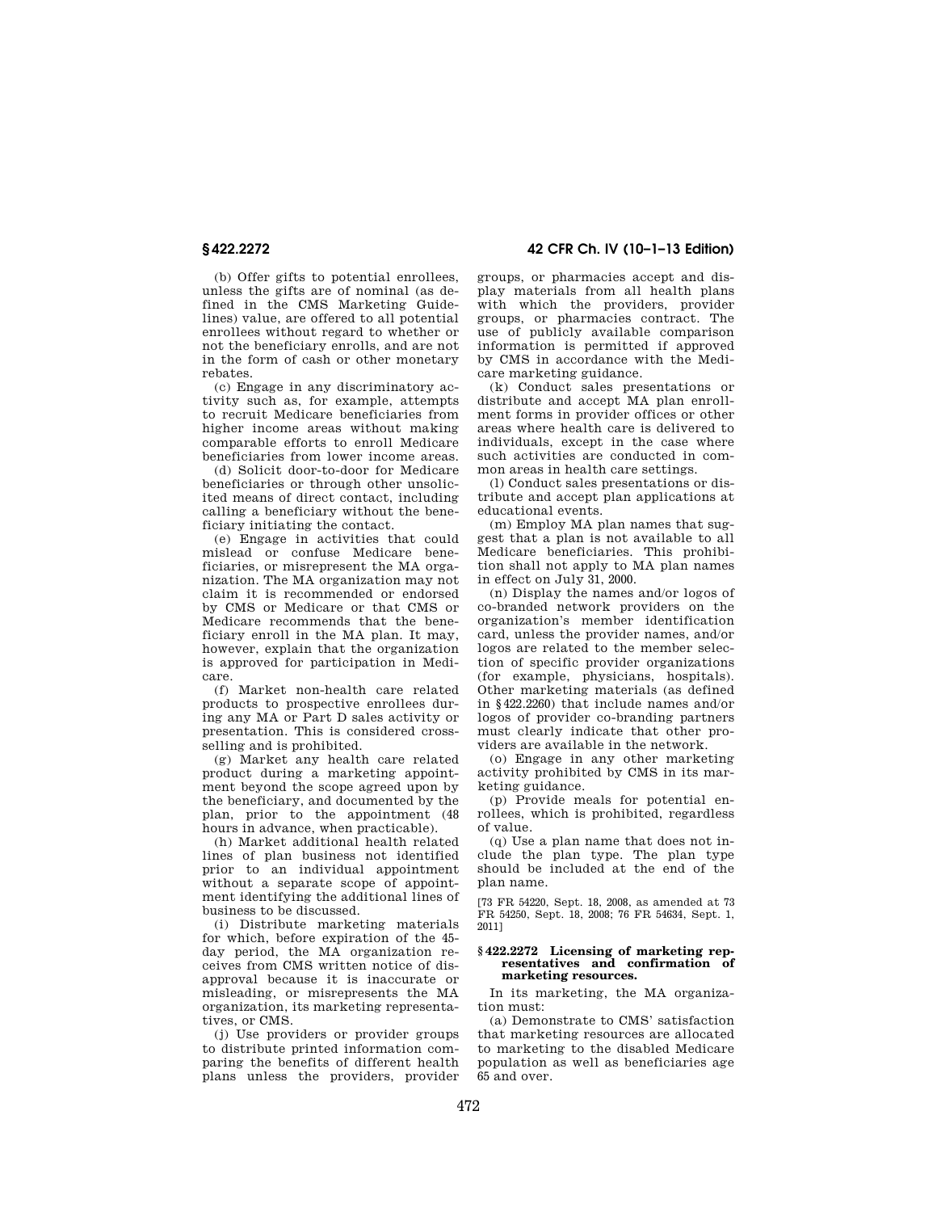(b) Offer gifts to potential enrollees, unless the gifts are of nominal (as defined in the CMS Marketing Guidelines) value, are offered to all potential enrollees without regard to whether or not the beneficiary enrolls, and are not in the form of cash or other monetary rebates.

(c) Engage in any discriminatory activity such as, for example, attempts to recruit Medicare beneficiaries from higher income areas without making comparable efforts to enroll Medicare beneficiaries from lower income areas.

(d) Solicit door-to-door for Medicare beneficiaries or through other unsolicited means of direct contact, including calling a beneficiary without the beneficiary initiating the contact.

(e) Engage in activities that could mislead or confuse Medicare beneficiaries, or misrepresent the MA organization. The MA organization may not claim it is recommended or endorsed by CMS or Medicare or that CMS or Medicare recommends that the beneficiary enroll in the MA plan. It may, however, explain that the organization is approved for participation in Medicare.

(f) Market non-health care related products to prospective enrollees during any MA or Part D sales activity or presentation. This is considered cross-selling and is prohibited.

(g) Market any health care related product during a marketing appointment beyond the scope agreed upon by the beneficiary, and documented by the plan, prior to the appointment (48 hours in advance, when practicable).

(h) Market additional health related lines of plan business not identified prior to an individual appointment without a separate scope of appointment identifying the additional lines of business to be discussed.

(i) Distribute marketing materials for which, before expiration of the 45-day period, the MA organization receives from CMS written notice of disapproval because it is inaccurate or misleading, or misrepresents the MA organization, its marketing representatives, or CMS.

(j) Use providers or provider groups to distribute printed information comparing the benefits of different health plans unless the providers, provider groups, or pharmacies accept and display materials from all health plans with which the providers, provider groups, or pharmacies contract. The use of publicly available comparison information is permitted if approved by CMS in accordance with the Medicare marketing guidance.

(k) Conduct sales presentations or distribute and accept MA plan enrollment forms in provider offices or other areas where health care is delivered to individuals, except in the case where such activities are conducted in common areas in health care settings.

(l) Conduct sales presentations or distribute and accept plan applications at educational events.

(m) Employ MA plan names that suggest that a plan is not available to all Medicare beneficiaries. This prohibition shall not apply to MA plan names in effect on July 31, 2000.

(n) Display the names and/or logos of co-branded network providers on the organization's member identification card, unless the provider names, and/or logos are related to the member selection of specific provider organizations (for example, physicians, hospitals). Other marketing materials (as defined in §422.2260) that include names and/or logos of provider co-branding partners must clearly indicate that other providers are available in the network.

(o) Engage in any other marketing activity prohibited by CMS in its marketing guidance.

(p) Provide meals for potential enrollees, which is prohibited, regardless of value.

(q) Use a plan name that does not include the plan type. The plan type should be included at the end of the plan name.

[73 FR 54220, Sept. 18, 2008, as amended at 73 FR 54250, Sept. 18, 2008; 76 FR 54634, Sept. 1, 2011]

### §422.2272 Licensing of marketing representatives and confirmation of marketing resources.

In its marketing, the MA organization must:

(a) Demonstrate to CMS' satisfaction that marketing resources are allocated to marketing to the disabled Medicare population as well as beneficiaries age 65 and over.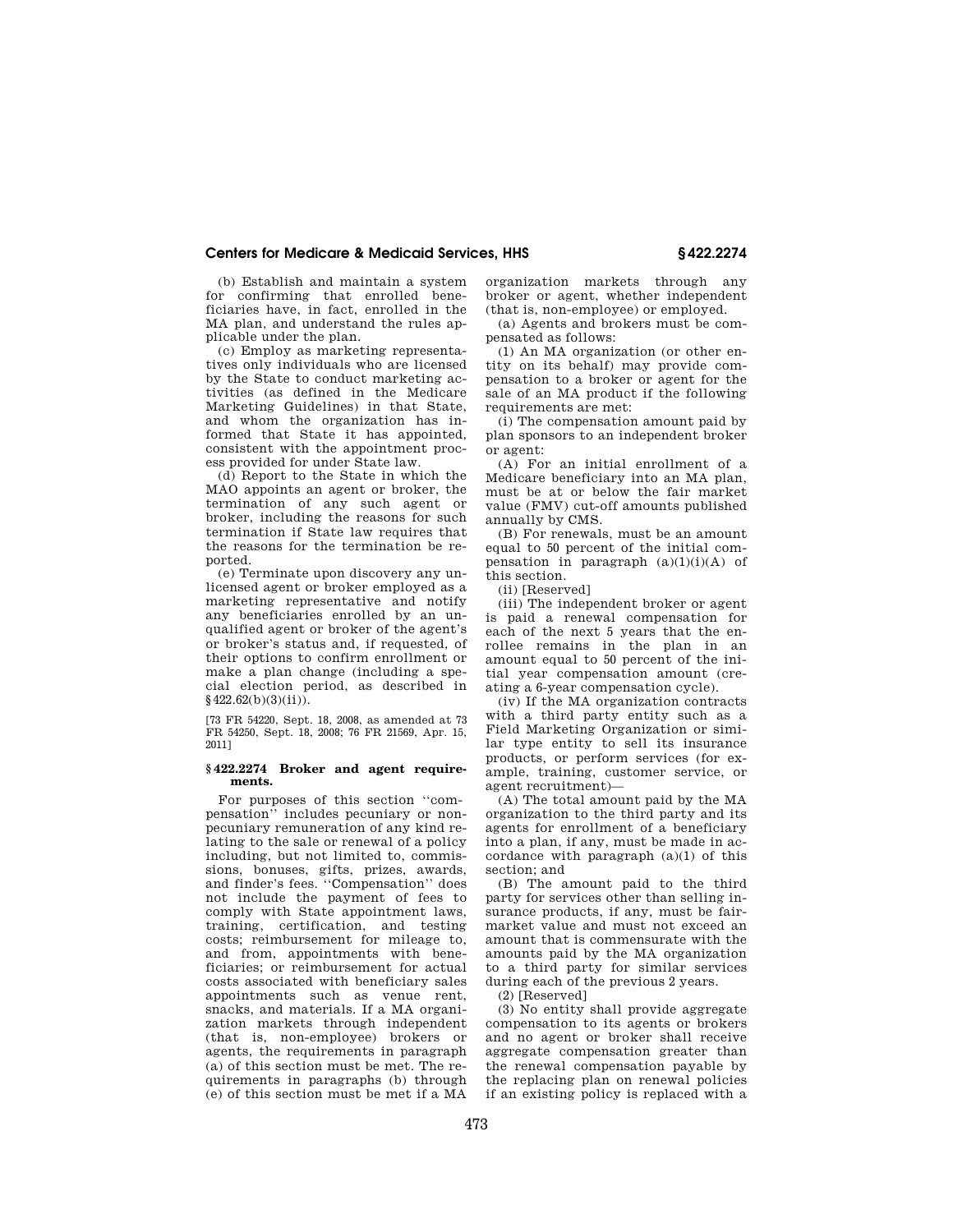(b) Establish and maintain a system for confirming that enrolled beneficiaries have, in fact, enrolled in the MA plan, and understand the rules applicable under the plan.

(c) Employ as marketing representatives only individuals who are licensed by the State to conduct marketing activities (as defined in the Medicare Marketing Guidelines) in that State, and whom the organization has informed that State it has appointed, consistent with the appointment process provided for under State law.

(d) Report to the State in which the MAO appoints an agent or broker, the termination of any such agent or broker, including the reasons for such termination if State law requires that the reasons for the termination be reported.

(e) Terminate upon discovery any unlicensed agent or broker employed as a marketing representative and notify any beneficiaries enrolled by an unqualified agent or broker of the agent's or broker's status and, if requested, of their options to confirm enrollment or make a plan change (including a special election period, as described in §422.62(b)(3)(ii)).

[73 FR 54220, Sept. 18, 2008, as amended at 73 FR 54250, Sept. 18, 2008; 76 FR 21569, Apr. 15, 2011]

### §422.2274 Broker and agent requirements.

For purposes of this section ''compensation'' includes pecuniary or nonpecuniary remuneration of any kind relating to the sale or renewal of a policy including, but not limited to, commissions, bonuses, gifts, prizes, awards, and finder's fees. ''Compensation'' does not include the payment of fees to comply with State appointment laws, training, certification, and testing costs; reimbursement for mileage to, and from, appointments with beneficiaries; or reimbursement for actual costs associated with beneficiary sales appointments such as venue rent, snacks, and materials. If a MA organization markets through independent (that is, non-employee) brokers or agents, the requirements in paragraph (a) of this section must be met. The requirements in paragraphs (b) through (e) of this section must be met if a MA organization markets through any broker or agent, whether independent (that is, non-employee) or employed.

(a) Agents and brokers must be compensated as follows:

(1) An MA organization (or other entity on its behalf) may provide compensation to a broker or agent for the sale of an MA product if the following requirements are met:

(i) The compensation amount paid by plan sponsors to an independent broker or agent:

(A) For an initial enrollment of a Medicare beneficiary into an MA plan, must be at or below the fair market value (FMV) cut-off amounts published annually by CMS.

(B) For renewals, must be an amount equal to 50 percent of the initial compensation in paragraph (a)(1)(i)(A) of this section.

(ii) [Reserved]

(iii) The independent broker or agent is paid a renewal compensation for each of the next 5 years that the enrollee remains in the plan in an amount equal to 50 percent of the initial year compensation amount (creating a 6-year compensation cycle).

(iv) If the MA organization contracts with a third party entity such as a Field Marketing Organization or similar type entity to sell its insurance products, or perform services (for example, training, customer service, or agent recruitment)—

(A) The total amount paid by the MA organization to the third party and its agents for enrollment of a beneficiary into a plan, if any, must be made in accordance with paragraph (a)(1) of this section; and

(B) The amount paid to the third party for services other than selling insurance products, if any, must be fair-market value and must not exceed an amount that is commensurate with the amounts paid by the MA organization to a third party for similar services during each of the previous 2 years.

(2) [Reserved]

(3) No entity shall provide aggregate compensation to its agents or brokers and no agent or broker shall receive aggregate compensation greater than the renewal compensation payable by the replacing plan on renewal policies if an existing policy is replaced with a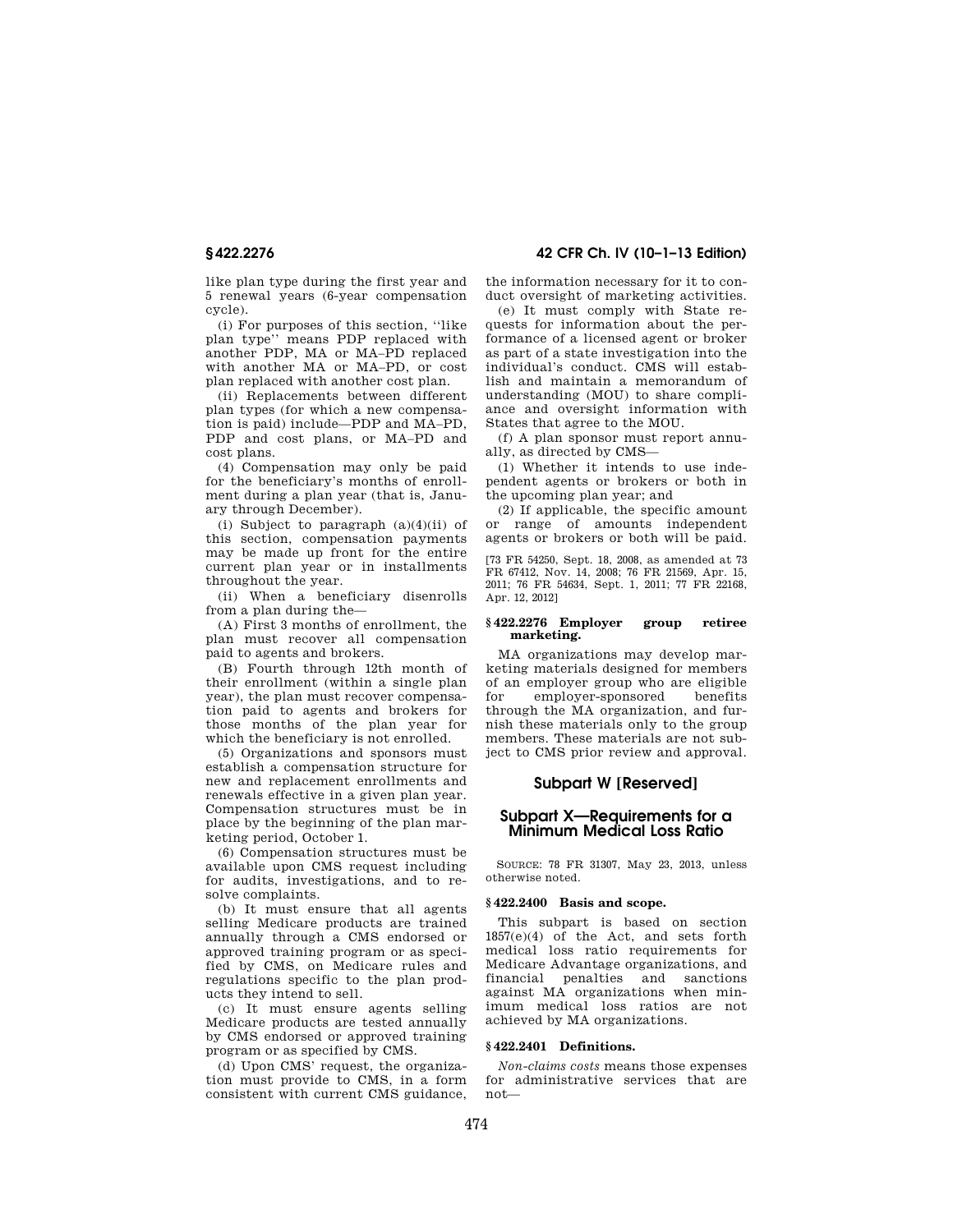like plan type during the first year and 5 renewal years (6-year compensation cycle).

(i) For purposes of this section, ''like plan type'' means PDP replaced with another PDP, MA or MA–PD replaced with another MA or MA–PD, or cost plan replaced with another cost plan.

(ii) Replacements between different plan types (for which a new compensation is paid) include—PDP and MA–PD, PDP and cost plans, or MA–PD and cost plans.

(4) Compensation may only be paid for the beneficiary's months of enrollment during a plan year (that is, January through December).

(i) Subject to paragraph (a)(4)(ii) of this section, compensation payments may be made up front for the entire current plan year or in installments throughout the year.

(ii) When a beneficiary disenrolls from a plan during the—

(A) First 3 months of enrollment, the plan must recover all compensation paid to agents and brokers.

(B) Fourth through 12th month of their enrollment (within a single plan year), the plan must recover compensation paid to agents and brokers for those months of the plan year for which the beneficiary is not enrolled.

(5) Organizations and sponsors must establish a compensation structure for new and replacement enrollments and renewals effective in a given plan year. Compensation structures must be in place by the beginning of the plan marketing period, October 1.

(6) Compensation structures must be available upon CMS request including for audits, investigations, and to resolve complaints.

(b) It must ensure that all agents selling Medicare products are trained annually through a CMS endorsed or approved training program or as specified by CMS, on Medicare rules and regulations specific to the plan products they intend to sell.

(c) It must ensure agents selling Medicare products are tested annually by CMS endorsed or approved training program or as specified by CMS.

(d) Upon CMS' request, the organization must provide to CMS, in a form consistent with current CMS guidance, the information necessary for it to conduct oversight of marketing activities.

(e) It must comply with State requests for information about the performance of a licensed agent or broker as part of a state investigation into the individual's conduct. CMS will establish and maintain a memorandum of understanding (MOU) to share compliance and oversight information with States that agree to the MOU.

(f) A plan sponsor must report annually, as directed by CMS—

(1) Whether it intends to use independent agents or brokers or both in the upcoming plan year; and

(2) If applicable, the specific amount or range of amounts independent agents or brokers or both will be paid.

[73 FR 54250, Sept. 18, 2008, as amended at 73 FR 67412, Nov. 14, 2008; 76 FR 21569, Apr. 15, 2011; 76 FR 54634, Sept. 1, 2011; 77 FR 22168, Apr. 12, 2012]

### § 422.2276 Employer group retiree marketing.

MA organizations may develop marketing materials designed for members of an employer group who are eligible for employer-sponsored benefits through the MA organization, and furnish these materials only to the group members. These materials are not subject to CMS prior review and approval.

## Subpart W [Reserved]

## Subpart X—Requirements for a Minimum Medical Loss Ratio

SOURCE: 78 FR 31307, May 23, 2013, unless otherwise noted.

### § 422.2400 Basis and scope.

This subpart is based on section 1857(e)(4) of the Act, and sets forth medical loss ratio requirements for Medicare Advantage organizations, and financial penalties and sanctions against MA organizations when minimum medical loss ratios are not achieved by MA organizations.

### § 422.2401 Definitions.

*Non-claims costs* means those expenses for administrative services that are not—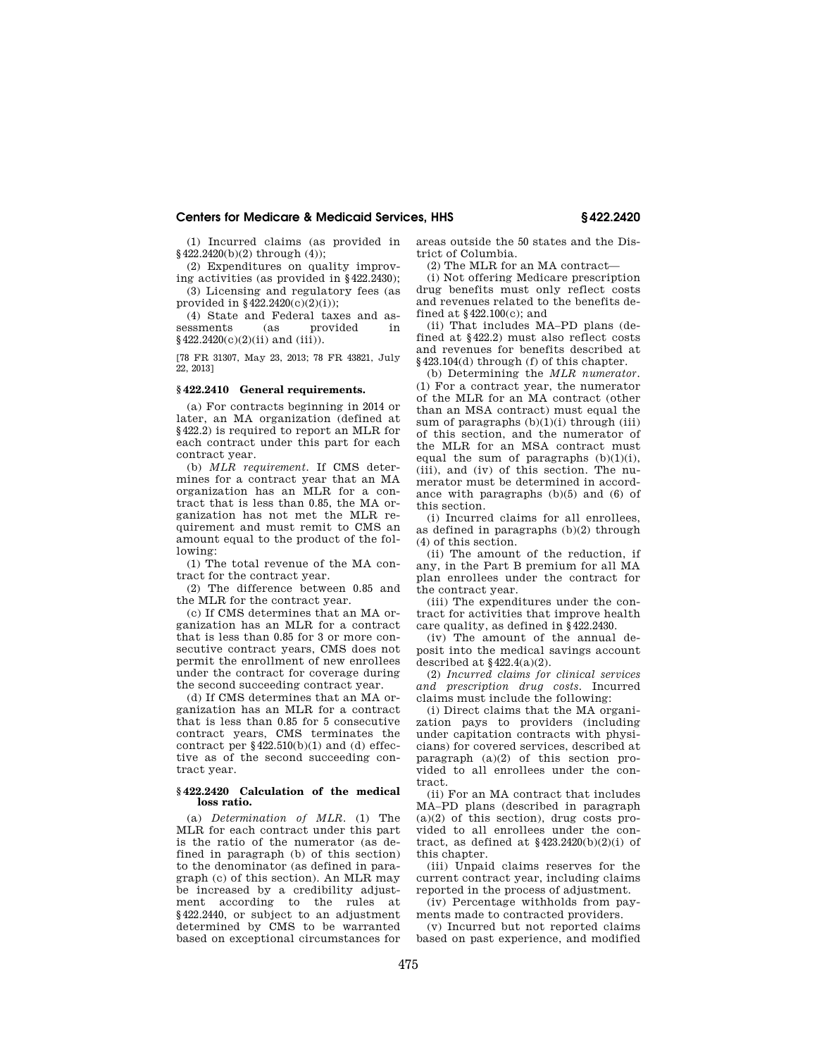(1) Incurred claims (as provided in §422.2420(b)(2) through (4));

(2) Expenditures on quality improving activities (as provided in §422.2430);

(3) Licensing and regulatory fees (as provided in §422.2420(c)(2)(i));

(4) State and Federal taxes and assessments (as provided in §422.2420(c)(2)(ii) and (iii)).

[78 FR 31307, May 23, 2013; 78 FR 43821, July 22, 2013]

### §422.2410 General requirements.

(a) For contracts beginning in 2014 or later, an MA organization (defined at §422.2) is required to report an MLR for each contract under this part for each contract year.

(b) *MLR requirement.* If CMS determines for a contract year that an MA organization has an MLR for a contract that is less than 0.85, the MA organization has not met the MLR requirement and must remit to CMS an amount equal to the product of the following:

(1) The total revenue of the MA contract for the contract year.

(2) The difference between 0.85 and the MLR for the contract year.

(c) If CMS determines that an MA organization has an MLR for a contract that is less than 0.85 for 3 or more consecutive contract years, CMS does not permit the enrollment of new enrollees under the contract for coverage during the second succeeding contract year.

(d) If CMS determines that an MA organization has an MLR for a contract that is less than 0.85 for 5 consecutive contract years, CMS terminates the contract per §422.510(b)(1) and (d) effective as of the second succeeding contract year.

### §422.2420 Calculation of the medical loss ratio.

(a) *Determination of MLR.* (1) The MLR for each contract under this part is the ratio of the numerator (as defined in paragraph (b) of this section) to the denominator (as defined in paragraph (c) of this section). An MLR may be increased by a credibility adjustment according to the rules at §422.2440, or subject to an adjustment determined by CMS to be warranted based on exceptional circumstances for areas outside the 50 states and the District of Columbia.

(2) The MLR for an MA contract—

(i) Not offering Medicare prescription drug benefits must only reflect costs and revenues related to the benefits defined at §422.100(c); and

(ii) That includes MA–PD plans (defined at §422.2) must also reflect costs and revenues for benefits described at §423.104(d) through (f) of this chapter.

(b) *Determining the MLR numerator.* (1) For a contract year, the numerator of the MLR for an MA contract (other than an MSA contract) must equal the sum of paragraphs (b)(1)(i) through (iii) of this section, and the numerator of the MLR for an MSA contract must equal the sum of paragraphs (b)(1)(i), (iii), and (iv) of this section. The numerator must be determined in accordance with paragraphs (b)(5) and (6) of this section.

(i) Incurred claims for all enrollees, as defined in paragraphs (b)(2) through (4) of this section.

(ii) The amount of the reduction, if any, in the Part B premium for all MA plan enrollees under the contract for the contract year.

(iii) The expenditures under the contract for activities that improve health care quality, as defined in §422.2430.

(iv) The amount of the annual deposit into the medical savings account described at §422.4(a)(2).

(2) *Incurred claims for clinical services and prescription drug costs.* Incurred claims must include the following:

(i) Direct claims that the MA organization pays to providers (including under capitation contracts with physicians) for covered services, described at paragraph (a)(2) of this section provided to all enrollees under the contract.

(ii) For an MA contract that includes MA–PD plans (described in paragraph (a)(2) of this section), drug costs provided to all enrollees under the contract, as defined at §423.2420(b)(2)(i) of this chapter.

(iii) Unpaid claims reserves for the current contract year, including claims reported in the process of adjustment.

(iv) Percentage withholds from payments made to contracted providers.

(v) Incurred but not reported claims based on past experience, and modified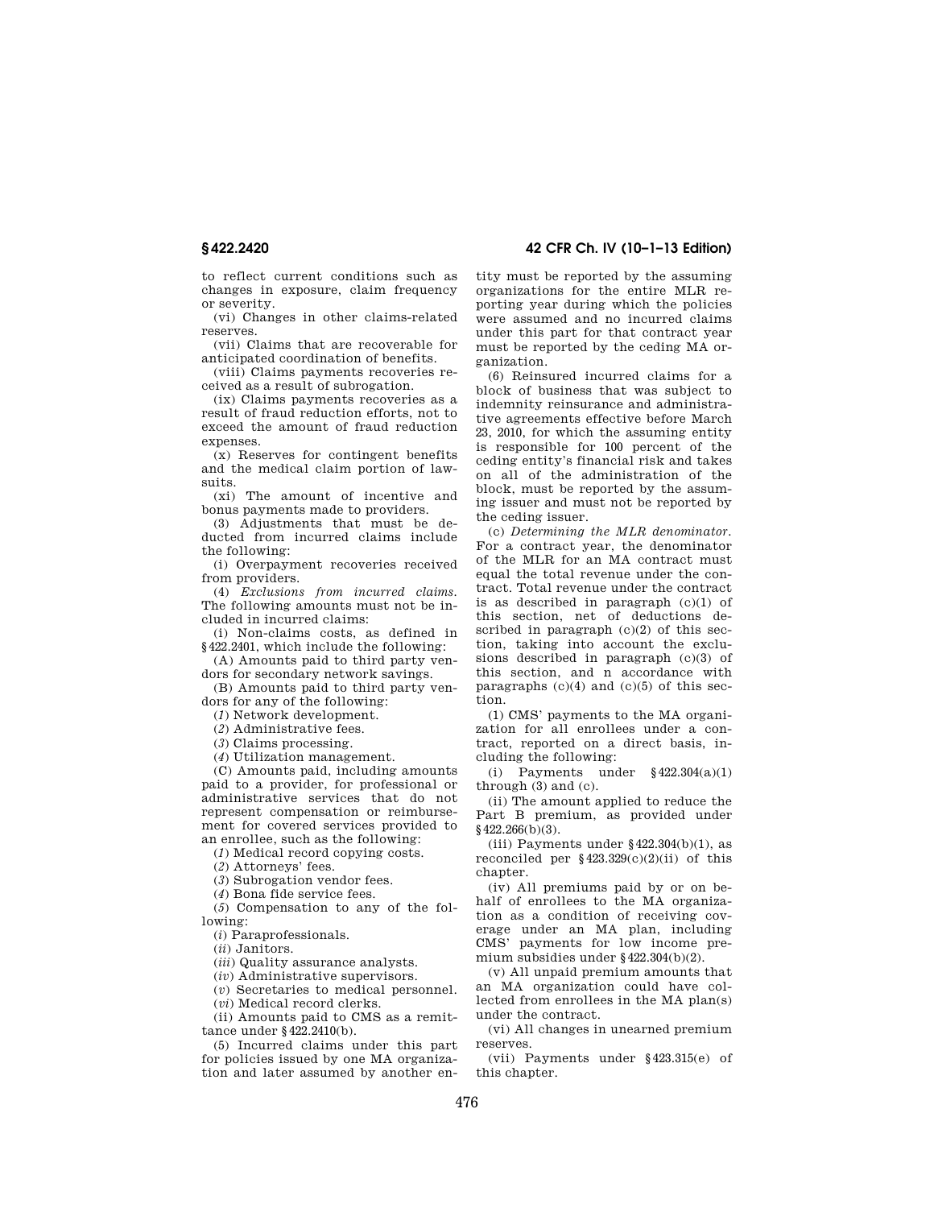to reflect current conditions such as changes in exposure, claim frequency or severity.

(vi) Changes in other claims-related reserves.

(vii) Claims that are recoverable for anticipated coordination of benefits.

(viii) Claims payments recoveries received as a result of subrogation.

(ix) Claims payments recoveries as a result of fraud reduction efforts, not to exceed the amount of fraud reduction expenses.

(x) Reserves for contingent benefits and the medical claim portion of lawsuits.

(xi) The amount of incentive and bonus payments made to providers.

(3) Adjustments that must be deducted from incurred claims include the following:

(i) Overpayment recoveries received from providers.

(4) *Exclusions from incurred claims.* The following amounts must not be included in incurred claims:

(i) Non-claims costs, as defined in §422.2401, which include the following:

(A) Amounts paid to third party vendors for secondary network savings.

(B) Amounts paid to third party vendors for any of the following:

(*1*) Network development.

(*2*) Administrative fees.

(*3*) Claims processing.

(*4*) Utilization management.

(C) Amounts paid, including amounts paid to a provider, for professional or administrative services that do not represent compensation or reimbursement for covered services provided to an enrollee, such as the following:

(*1*) Medical record copying costs.

(*2*) Attorneys' fees.

(*3*) Subrogation vendor fees.

(*4*) Bona fide service fees.

(*5*) Compensation to any of the following:

(*i*) Paraprofessionals.

(*ii*) Janitors.

(*iii*) Quality assurance analysts.

(*iv*) Administrative supervisors.

(*v*) Secretaries to medical personnel.

(*vi*) Medical record clerks.

(ii) Amounts paid to CMS as a remittance under §422.2410(b).

(5) Incurred claims under this part for policies issued by one MA organization and later assumed by another entity must be reported by the assuming organizations for the entire MLR reporting year during which the policies were assumed and no incurred claims under this part for that contract year must be reported by the ceding MA organization.

(6) Reinsured incurred claims for a block of business that was subject to indemnity reinsurance and administrative agreements effective before March 23, 2010, for which the assuming entity is responsible for 100 percent of the ceding entity's financial risk and takes on all of the administration of the block, must be reported by the assuming issuer and must not be reported by the ceding issuer.

(c) *Determining the MLR denominator.* For a contract year, the denominator of the MLR for an MA contract must equal the total revenue under the contract. Total revenue under the contract is as described in paragraph (c)(1) of this section, net of deductions described in paragraph (c)(2) of this section, taking into account the exclusions described in paragraph (c)(3) of this section, and n accordance with paragraphs (c)(4) and (c)(5) of this section.

(1) CMS' payments to the MA organization for all enrollees under a contract, reported on a direct basis, including the following:

(i) Payments under §422.304(a)(1) through (3) and (c).

(ii) The amount applied to reduce the Part B premium, as provided under §422.266(b)(3).

(iii) Payments under §422.304(b)(1), as reconciled per §423.329(c)(2)(ii) of this chapter.

(iv) All premiums paid by or on behalf of enrollees to the MA organization as a condition of receiving coverage under an MA plan, including CMS' payments for low income premium subsidies under §422.304(b)(2).

(v) All unpaid premium amounts that an MA organization could have collected from enrollees in the MA plan(s) under the contract.

(vi) All changes in unearned premium reserves.

(vii) Payments under §423.315(e) of this chapter.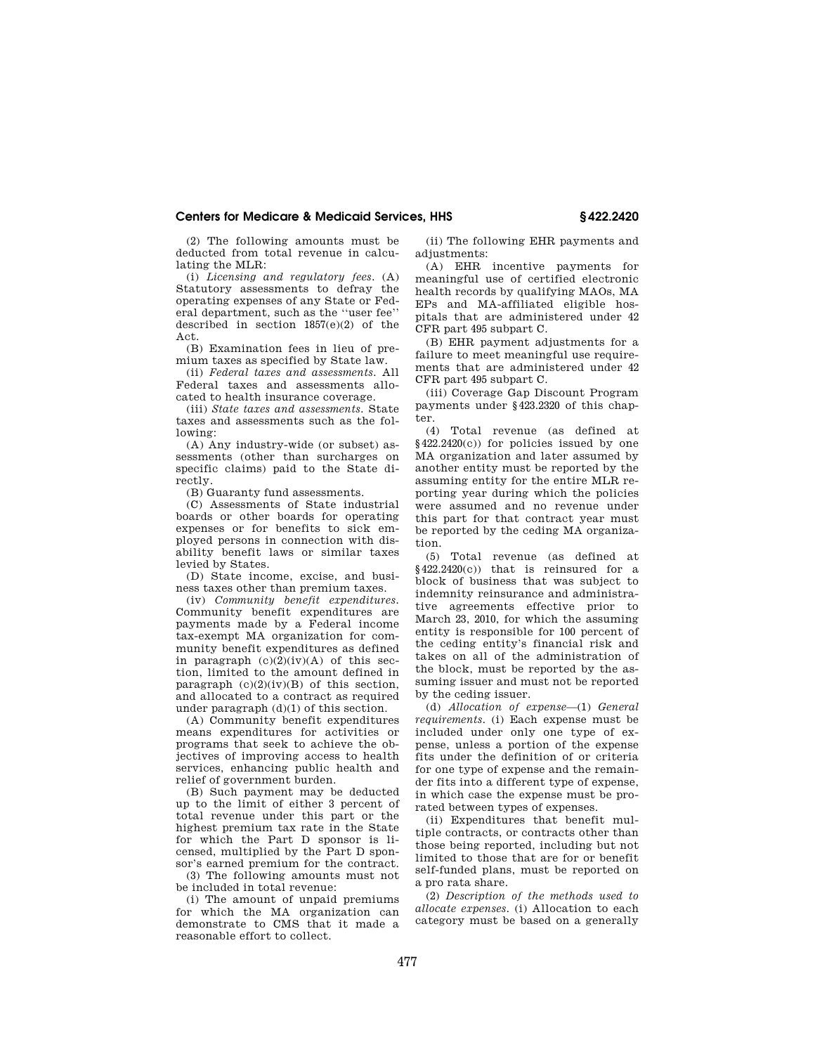(2) The following amounts must be deducted from total revenue in calculating the MLR:

(i) *Licensing and regulatory fees.* (A) Statutory assessments to defray the operating expenses of any State or Federal department, such as the ''user fee'' described in section 1857(e)(2) of the Act.

(B) Examination fees in lieu of premium taxes as specified by State law.

(ii) *Federal taxes and assessments.* All Federal taxes and assessments allocated to health insurance coverage.

(iii) *State taxes and assessments.* State taxes and assessments such as the following:

(A) Any industry-wide (or subset) assessments (other than surcharges on specific claims) paid to the State directly.

(B) Guaranty fund assessments.

(C) Assessments of State industrial boards or other boards for operating expenses or for benefits to sick employed persons in connection with disability benefit laws or similar taxes levied by States.

(D) State income, excise, and business taxes other than premium taxes.

(iv) *Community benefit expenditures.* Community benefit expenditures are payments made by a Federal income tax-exempt MA organization for community benefit expenditures as defined in paragraph (c)(2)(iv)(A) of this section, limited to the amount defined in paragraph (c)(2)(iv)(B) of this section, and allocated to a contract as required under paragraph (d)(1) of this section.

(A) Community benefit expenditures means expenditures for activities or programs that seek to achieve the objectives of improving access to health services, enhancing public health and relief of government burden.

(B) Such payment may be deducted up to the limit of either 3 percent of total revenue under this part or the highest premium tax rate in the State for which the Part D sponsor is licensed, multiplied by the Part D sponsor's earned premium for the contract.

(3) The following amounts must not be included in total revenue:

(i) The amount of unpaid premiums for which the MA organization can demonstrate to CMS that it made a reasonable effort to collect.

(ii) The following EHR payments and adjustments:

(A) EHR incentive payments for meaningful use of certified electronic health records by qualifying MAOs, MA EPs and MA-affiliated eligible hospitals that are administered under 42 CFR part 495 subpart C.

(B) EHR payment adjustments for a failure to meet meaningful use requirements that are administered under 42 CFR part 495 subpart C.

(iii) Coverage Gap Discount Program payments under §423.2320 of this chapter.

(4) Total revenue (as defined at §422.2420(c)) for policies issued by one MA organization and later assumed by another entity must be reported by the assuming entity for the entire MLR reporting year during which the policies were assumed and no revenue under this part for that contract year must be reported by the ceding MA organization.

(5) Total revenue (as defined at §422.2420(c)) that is reinsured for a block of business that was subject to indemnity reinsurance and administrative agreements effective prior to March 23, 2010, for which the assuming entity is responsible for 100 percent of the ceding entity's financial risk and takes on all of the administration of the block, must be reported by the assuming issuer and must not be reported by the ceding issuer.

(d) *Allocation of expense*—(1) *General requirements.* (i) Each expense must be included under only one type of expense, unless a portion of the expense fits under the definition of or criteria for one type of expense and the remainder fits into a different type of expense, in which case the expense must be prorated between types of expenses.

(ii) Expenditures that benefit multiple contracts, or contracts other than those being reported, including but not limited to those that are for or benefit self-funded plans, must be reported on a pro rata share.

(2) *Description of the methods used to allocate expenses.* (i) Allocation to each category must be based on a generally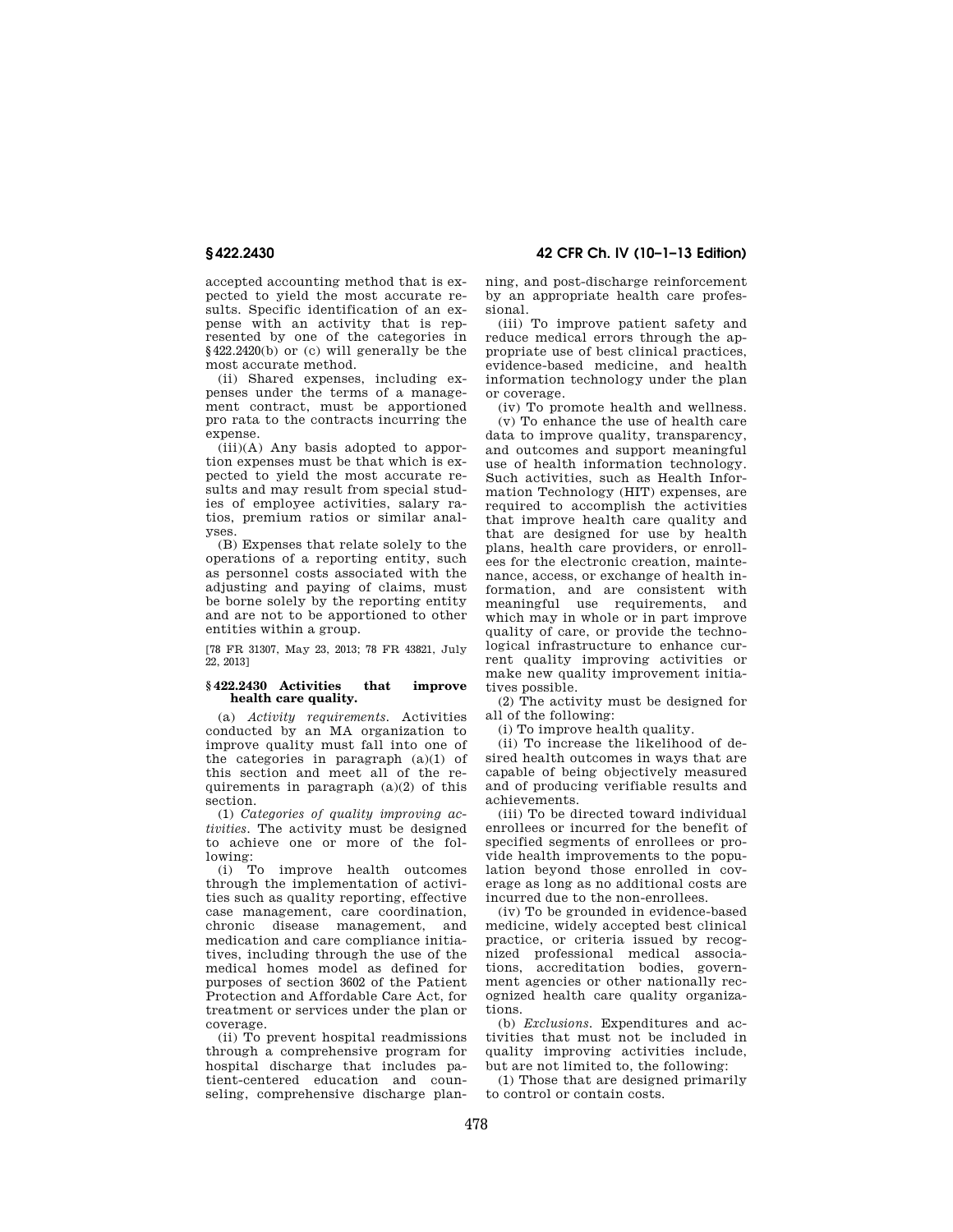accepted accounting method that is expected to yield the most accurate results. Specific identification of an expense with an activity that is represented by one of the categories in §422.2420(b) or (c) will generally be the most accurate method.

(ii) Shared expenses, including expenses under the terms of a management contract, must be apportioned pro rata to the contracts incurring the expense.

(iii)(A) Any basis adopted to apportion expenses must be that which is expected to yield the most accurate results and may result from special studies of employee activities, salary ratios, premium ratios or similar analyses.

(B) Expenses that relate solely to the operations of a reporting entity, such as personnel costs associated with the adjusting and paying of claims, must be borne solely by the reporting entity and are not to be apportioned to other entities within a group.

[78 FR 31307, May 23, 2013; 78 FR 43821, July 22, 2013]

### §422.2430 Activities that improve health care quality.

(a) *Activity requirements.* Activities conducted by an MA organization to improve quality must fall into one of the categories in paragraph (a)(1) of this section and meet all of the requirements in paragraph (a)(2) of this section.

(1) *Categories of quality improving activities.* The activity must be designed to achieve one or more of the following:

(i) To improve health outcomes through the implementation of activities such as quality reporting, effective case management, care coordination, chronic disease management, and medication and care compliance initiatives, including through the use of the medical homes model as defined for purposes of section 3602 of the Patient Protection and Affordable Care Act, for treatment or services under the plan or coverage.

(ii) To prevent hospital readmissions through a comprehensive program for hospital discharge that includes patient-centered education and counseling, comprehensive discharge planning, and post-discharge reinforcement by an appropriate health care professional.

(iii) To improve patient safety and reduce medical errors through the appropriate use of best clinical practices, evidence-based medicine, and health information technology under the plan or coverage.

(iv) To promote health and wellness.

(v) To enhance the use of health care data to improve quality, transparency, and outcomes and support meaningful use of health information technology. Such activities, such as Health Information Technology (HIT) expenses, are required to accomplish the activities that improve health care quality and that are designed for use by health plans, health care providers, or enrollees for the electronic creation, maintenance, access, or exchange of health information, and are consistent with meaningful use requirements, and which may in whole or in part improve quality of care, or provide the technological infrastructure to enhance current quality improving activities or make new quality improvement initiatives possible.

(2) The activity must be designed for all of the following:

(i) To improve health quality.

(ii) To increase the likelihood of desired health outcomes in ways that are capable of being objectively measured and of producing verifiable results and achievements.

(iii) To be directed toward individual enrollees or incurred for the benefit of specified segments of enrollees or provide health improvements to the population beyond those enrolled in coverage as long as no additional costs are incurred due to the non-enrollees.

(iv) To be grounded in evidence-based medicine, widely accepted best clinical practice, or criteria issued by recognized professional medical associations, accreditation bodies, government agencies or other nationally recognized health care quality organizations.

(b) *Exclusions.* Expenditures and activities that must not be included in quality improving activities include, but are not limited to, the following:

(1) Those that are designed primarily to control or contain costs.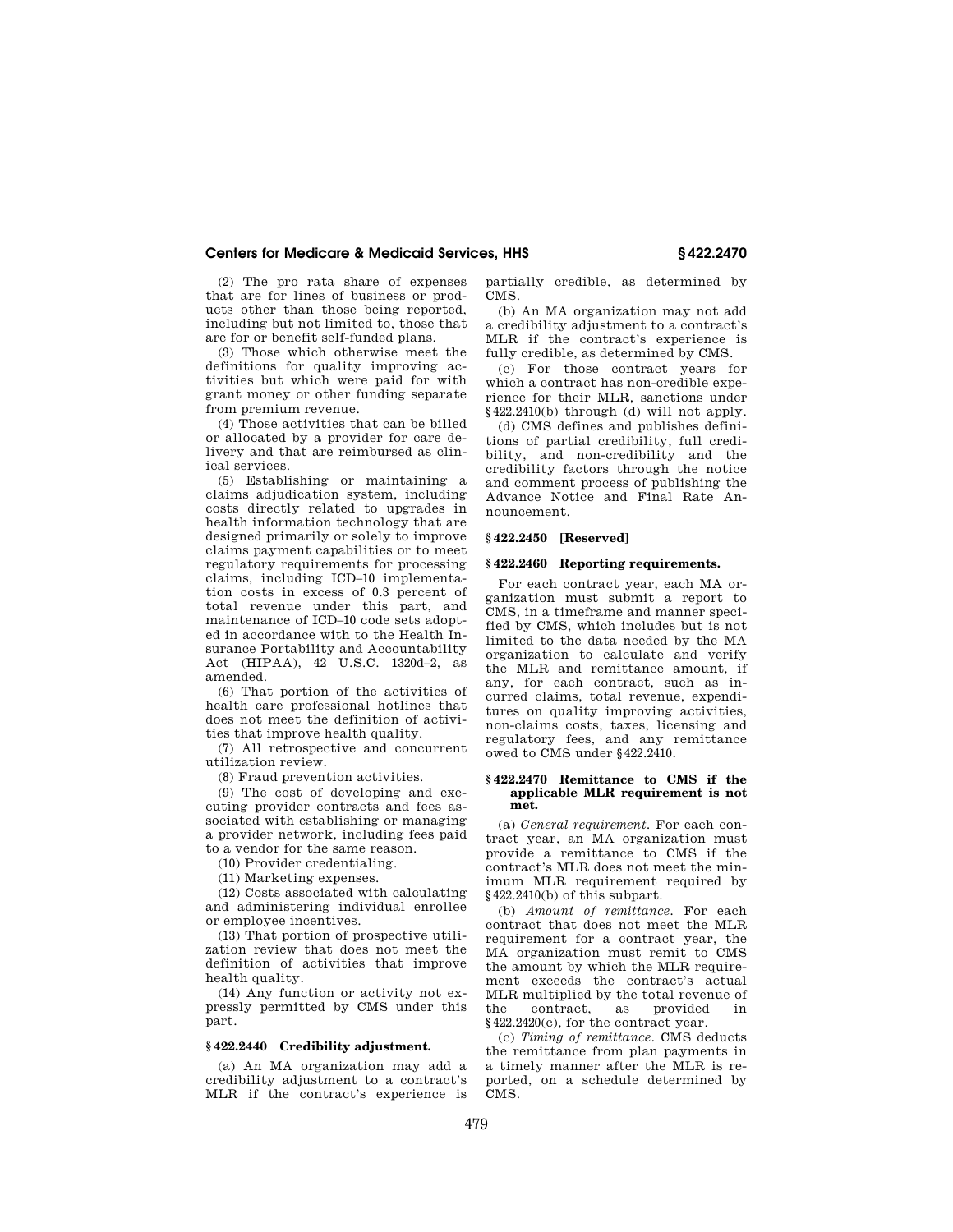(2) The pro rata share of expenses that are for lines of business or products other than those being reported, including but not limited to, those that are for or benefit self-funded plans.

(3) Those which otherwise meet the definitions for quality improving activities but which were paid for with grant money or other funding separate from premium revenue.

(4) Those activities that can be billed or allocated by a provider for care delivery and that are reimbursed as clinical services.

(5) Establishing or maintaining a claims adjudication system, including costs directly related to upgrades in health information technology that are designed primarily or solely to improve claims payment capabilities or to meet regulatory requirements for processing claims, including ICD–10 implementation costs in excess of 0.3 percent of total revenue under this part, and maintenance of ICD–10 code sets adopted in accordance with to the Health Insurance Portability and Accountability Act (HIPAA), 42 U.S.C. 1320d–2, as amended.

(6) That portion of the activities of health care professional hotlines that does not meet the definition of activities that improve health quality.

(7) All retrospective and concurrent utilization review.

(8) Fraud prevention activities.

(9) The cost of developing and executing provider contracts and fees associated with establishing or managing a provider network, including fees paid to a vendor for the same reason.

(10) Provider credentialing.

(11) Marketing expenses.

(12) Costs associated with calculating and administering individual enrollee or employee incentives.

(13) That portion of prospective utilization review that does not meet the definition of activities that improve health quality.

(14) Any function or activity not expressly permitted by CMS under this part.

### § 422.2440 Credibility adjustment.

(a) An MA organization may add a credibility adjustment to a contract's MLR if the contract's experience is partially credible, as determined by CMS.

(b) An MA organization may not add a credibility adjustment to a contract's MLR if the contract's experience is fully credible, as determined by CMS.

(c) For those contract years for which a contract has non-credible experience for their MLR, sanctions under § 422.2410(b) through (d) will not apply.

(d) CMS defines and publishes definitions of partial credibility, full credibility, and non-credibility and the credibility factors through the notice and comment process of publishing the Advance Notice and Final Rate Announcement.

### § 422.2450 [Reserved]

### § 422.2460 Reporting requirements.

For each contract year, each MA organization must submit a report to CMS, in a timeframe and manner specified by CMS, which includes but is not limited to the data needed by the MA organization to calculate and verify the MLR and remittance amount, if any, for each contract, such as incurred claims, total revenue, expenditures on quality improving activities, non-claims costs, taxes, licensing and regulatory fees, and any remittance owed to CMS under § 422.2410.

### § 422.2470 Remittance to CMS if the applicable MLR requirement is not met.

(a) *General requirement.* For each contract year, an MA organization must provide a remittance to CMS if the contract's MLR does not meet the minimum MLR requirement required by § 422.2410(b) of this subpart.

(b) *Amount of remittance.* For each contract that does not meet the MLR requirement for a contract year, the MA organization must remit to CMS the amount by which the MLR requirement exceeds the contract's actual MLR multiplied by the total revenue of the contract, as provided in § 422.2420(c), for the contract year.

(c) *Timing of remittance.* CMS deducts the remittance from plan payments in a timely manner after the MLR is reported, on a schedule determined by CMS.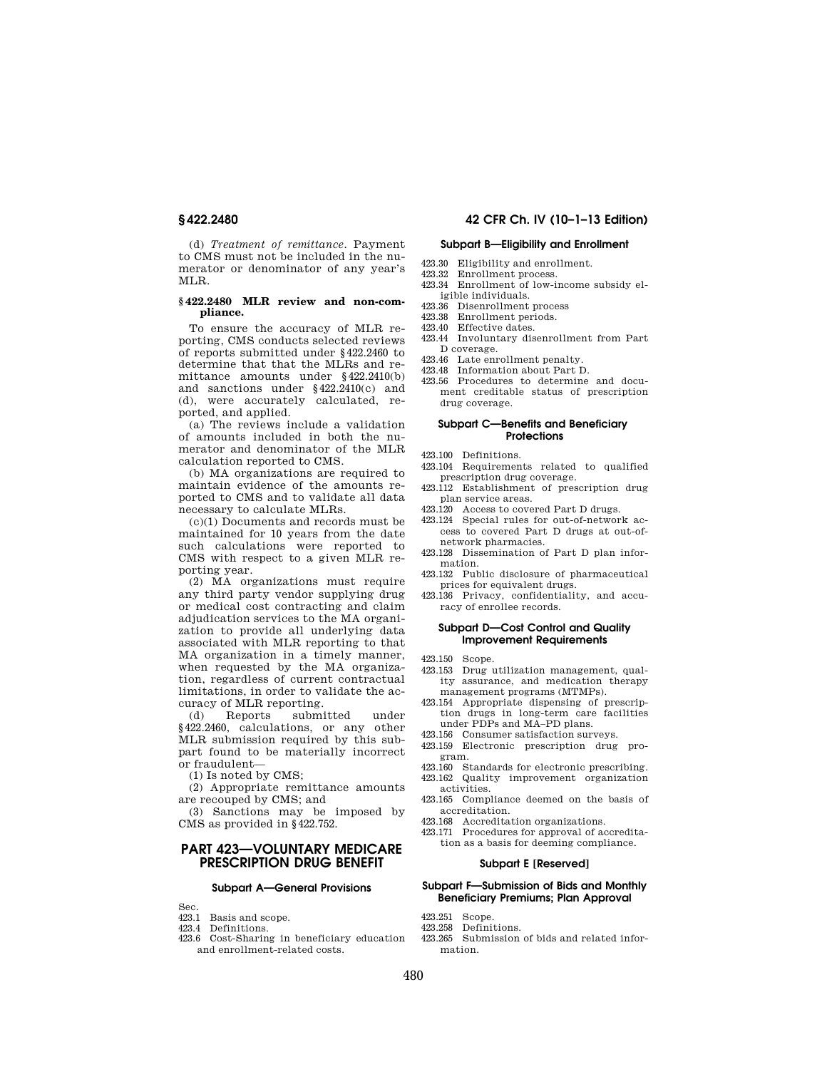(d) *Treatment of remittance*. Payment to CMS must not be included in the numerator or denominator of any year's MLR.

### § 422.2480 MLR review and non-compliance.

To ensure the accuracy of MLR reporting, CMS conducts selected reviews of reports submitted under § 422.2460 to determine that that the MLRs and remittance amounts under § 422.2410(b) and sanctions under § 422.2410(c) and (d), were accurately calculated, reported, and applied.

(a) The reviews include a validation of amounts included in both the numerator and denominator of the MLR calculation reported to CMS.

(b) MA organizations are required to maintain evidence of the amounts reported to CMS and to validate all data necessary to calculate MLRs.

(c)(1) Documents and records must be maintained for 10 years from the date such calculations were reported to CMS with respect to a given MLR reporting year.

(2) MA organizations must require any third party vendor supplying drug or medical cost contracting and claim adjudication services to the MA organization to provide all underlying data associated with MLR reporting to that MA organization in a timely manner, when requested by the MA organization, regardless of current contractual limitations, in order to validate the accuracy of MLR reporting.

(d) Reports submitted under § 422.2460, calculations, or any other MLR submission required by this subpart found to be materially incorrect or fraudulent—

(1) Is noted by CMS;

(2) Appropriate remittance amounts are recouped by CMS; and

(3) Sanctions may be imposed by CMS as provided in § 422.752.

## PART 423—VOLUNTARY MEDICARE PRESCRIPTION DRUG BENEFIT

### Subpart A—General Provisions

Sec.
423.1 Basis and scope.
423.4 Definitions.
423.6 Cost-Sharing in beneficiary education and enrollment-related costs.

### Subpart B—Eligibility and Enrollment

423.30 Eligibility and enrollment.
423.32 Enrollment process.
423.34 Enrollment of low-income subsidy eligible individuals.
423.36 Disenrollment process
423.38 Enrollment periods.
423.40 Effective dates.
423.44 Involuntary disenrollment from Part D coverage.
423.46 Late enrollment penalty.
423.48 Information about Part D.
423.56 Procedures to determine and document creditable status of prescription drug coverage.

### Subpart C—Benefits and Beneficiary Protections

423.100 Definitions.
423.104 Requirements related to qualified prescription drug coverage.
423.112 Establishment of prescription drug plan service areas.
423.120 Access to covered Part D drugs.
423.124 Special rules for out-of-network access to covered Part D drugs at out-of-network pharmacies.
423.128 Dissemination of Part D plan information.
423.132 Public disclosure of pharmaceutical prices for equivalent drugs.
423.136 Privacy, confidentiality, and accuracy of enrollee records.

### Subpart D—Cost Control and Quality Improvement Requirements

423.150 Scope.
423.153 Drug utilization management, quality assurance, and medication therapy management programs (MTMPs).
423.154 Appropriate dispensing of prescription drugs in long-term care facilities under PDPs and MA–PD plans.
423.156 Consumer satisfaction surveys.
423.159 Electronic prescription drug program.
423.160 Standards for electronic prescribing.
423.162 Quality improvement organization activities.
423.165 Compliance deemed on the basis of accreditation.
423.168 Accreditation organizations.
423.171 Procedures for approval of accreditation as a basis for deeming compliance.

### Subpart E [Reserved]

### Subpart F—Submission of Bids and Monthly Beneficiary Premiums; Plan Approval

423.251 Scope.
423.258 Definitions.
423.265 Submission of bids and related information.